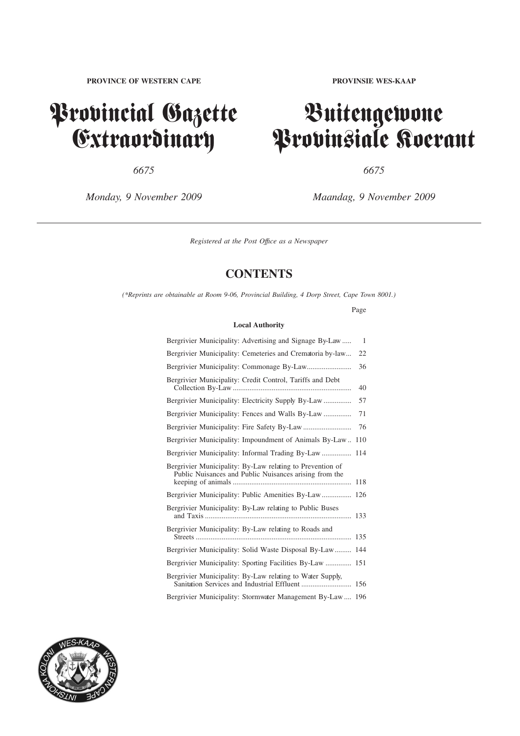**PROVINCE OF WESTERN CAPE**

# Provincial Gazette Extraordinary

*6675*

*Monday, 9 November 2009*

**PROVINSIE WES-KAAP**

# Buitengewone Provinsiale Koerant

*6675*

*Maandag, 9 November 2009*

---

*Registered at the Post Office as a Newspaper*

## CONTENTS

*(\*Reprints are obtainable at Room 9-06, Provincial Building, 4 Dorp Street, Cape Town 8001.)*

| | Page |
|---|---|
| **Local Authority** | |
| Bergrivier Municipality: Advertising and Signage By-Law | 1 |
| Bergrivier Municipality: Cemeteries and Crematoria by-law | 22 |
| Bergrivier Municipality: Commonage By-Law | 36 |
| Bergrivier Municipality: Credit Control, Tariffs and Debt Collection By-Law | 40 |
| Bergrivier Municipality: Electricity Supply By-Law | 57 |
| Bergrivier Municipality: Fences and Walls By-Law | 71 |
| Bergrivier Municipality: Fire Safety By-Law | 76 |
| Bergrivier Municipality: Impoundment of Animals By-Law | 110 |
| Bergrivier Municipality: Informal Trading By-Law | 114 |
| Bergrivier Municipality: By-Law relating to Prevention of Public Nuisances and Public Nuisances arising from the keeping of animals | 118 |
| Bergrivier Municipality: Public Amenities By-Law | 126 |
| Bergrivier Municipality: By-Law relating to Public Buses and Taxis | 133 |
| Bergrivier Municipality: By-Law relating to Roads and Streets | 135 |
| Bergrivier Municipality: Solid Waste Disposal By-Law | 144 |
| Bergrivier Municipality: Sporting Facilities By-Law | 151 |
| Bergrivier Municipality: By-Law relating to Water Supply, Sanitation Services and Industrial Effluent | 156 |
| Bergrivier Municipality: Stormwater Management By-Law | 196 |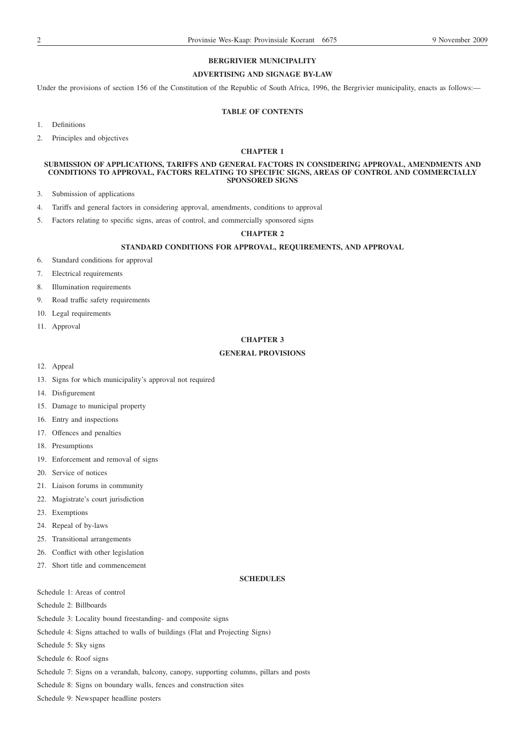# BERGRIVIER MUNICIPALITY

## ADVERTISING AND SIGNAGE BY-LAW

Under the provisions of section 156 of the Constitution of the Republic of South Africa, 1996, the Bergrivier municipality, enacts as follows:—

### TABLE OF CONTENTS

1. Definitions
2. Principles and objectives

### CHAPTER 1

### SUBMISSION OF APPLICATIONS, TARIFFS AND GENERAL FACTORS IN CONSIDERING APPROVAL, AMENDMENTS AND CONDITIONS TO APPROVAL, FACTORS RELATING TO SPECIFIC SIGNS, AREAS OF CONTROL AND COMMERCIALLY SPONSORED SIGNS

3. Submission of applications
4. Tariffs and general factors in considering approval, amendments, conditions to approval
5. Factors relating to specific signs, areas of control, and commercially sponsored signs

### CHAPTER 2

### STANDARD CONDITIONS FOR APPROVAL, REQUIREMENTS, AND APPROVAL

6. Standard conditions for approval
7. Electrical requirements
8. Illumination requirements
9. Road traffic safety requirements
10. Legal requirements
11. Approval

### CHAPTER 3

### GENERAL PROVISIONS

12. Appeal
13. Signs for which municipality's approval not required
14. Disfigurement
15. Damage to municipal property
16. Entry and inspections
17. Offences and penalties
18. Presumptions
19. Enforcement and removal of signs
20. Service of notices
21. Liaison forums in community
22. Magistrate's court jurisdiction
23. Exemptions
24. Repeal of by-laws
25. Transitional arrangements
26. Conflict with other legislation
27. Short title and commencement

### SCHEDULES

Schedule 1: Areas of control

Schedule 2: Billboards

Schedule 3: Locality bound freestanding- and composite signs

Schedule 4: Signs attached to walls of buildings (Flat and Projecting Signs)

Schedule 5: Sky signs

Schedule 6: Roof signs

Schedule 7: Signs on a verandah, balcony, canopy, supporting columns, pillars and posts

Schedule 8: Signs on boundary walls, fences and construction sites

Schedule 9: Newspaper headline posters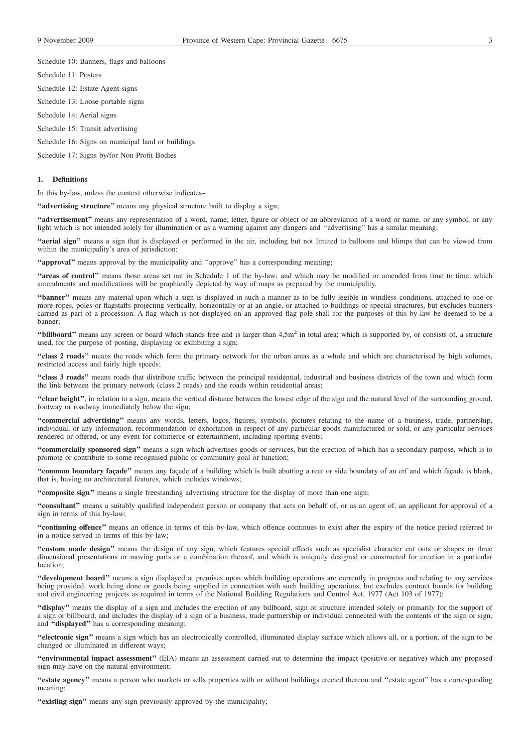Schedule 10: Banners, flags and balloons

Schedule 11: Posters

Schedule 12: Estate Agent signs

Schedule 13: Loose portable signs

Schedule 14: Aerial signs

Schedule 15: Transit advertising

Schedule 16: Signs on municipal land or buildings

Schedule 17: Signs by/for Non-Profit Bodies

### 1. Definitions

In this by-law, unless the context otherwise indicates–

**''advertising structure''** means any physical structure built to display a sign;

**''advertisement''** means any representation of a word, name, letter, figure or object or an abbreviation of a word or name, or any symbol, or any light which is not intended solely for illumination or as a warning against any dangers and ''advertising'' has a similar meaning;

**''aerial sign''** means a sign that is displayed or performed in the air, including but not limited to balloons and blimps that can be viewed from within the municipality's area of jurisdiction;

**''approval''** means approval by the municipality and ''approve'' has a corresponding meaning;

**''areas of control''** means those areas set out in Schedule 1 of the by-law; and which may be modified or amended from time to time, which amendments and modifications will be graphically depicted by way of maps as prepared by the municipality.

**''banner''** means any material upon which a sign is displayed in such a manner as to be fully legible in windless conditions, attached to one or more ropes, poles or flagstaffs projecting vertically, horizontally or at an angle, or attached to buildings or special structures, but excludes banners carried as part of a procession. A flag which is not displayed on an approved flag pole shall for the purposes of this by-law be deemed to be a banner;

**''billboard''** means any screen or board which stands free and is larger than 4,5m$^2$ in total area; which is supported by, or consists of, a structure used, for the purpose of posting, displaying or exhibiting a sign;

**''class 2 roads''** means the roads which form the primary network for the urban areas as a whole and which are characterised by high volumes, restricted access and fairly high speeds;

**''class 3 roads''** means roads that distribute traffic between the principal residential, industrial and business districts of the town and which form the link between the primary network (class 2 roads) and the roads within residential areas;

**''clear height''**, in relation to a sign, means the vertical distance between the lowest edge of the sign and the natural level of the surrounding ground, footway or roadway immediately below the sign;

**''commercial advertising''** means any words, letters, logos, figures, symbols, pictures relating to the name of a business, trade, partnership, individual, or any information, recommendation or exhortation in respect of any particular goods manufactured or sold, or any particular services rendered or offered, or any event for commerce or entertainment, including sporting events;

**''commercially sponsored sign''** means a sign which advertises goods or services, but the erection of which has a secondary purpose, which is to promote or contribute to some recognised public or community goal or function;

**''common boundary façade''** means any façade of a building which is built abutting a rear or side boundary of an erf and which façade is blank, that is, having no architectural features, which includes windows;

**''composite sign''** means a single freestanding advertising structure for the display of more than one sign;

**''consultant''** means a suitably qualified independent person or company that acts on behalf of, or as an agent of, an applicant for approval of a sign in terms of this by-law;

**''continuing offence''** means an offence in terms of this by-law, which offence continues to exist after the expiry of the notice period referred to in a notice served in terms of this by-law;

**''custom made design''** means the design of any sign, which features special effects such as specialist character cut outs or shapes or three dimensional presentations or moving parts or a combination thereof, and which is uniquely designed or constructed for erection in a particular location;

**''development board''** means a sign displayed at premises upon which building operations are currently in progress and relating to any services being provided, work being done or goods being supplied in connection with such building operations, but excludes contract boards for building and civil engineering projects as required in terms of the National Building Regulations and Control Act, 1977 (Act 103 of 1977);

**''display''** means the display of a sign and includes the erection of any billboard, sign or structure intended solely or primarily for the support of a sign or billboard, and includes the display of a sign of a business, trade partnership or individual connected with the contents of the sign or sign, and **''displayed''** has a corresponding meaning;

**''electronic sign''** means a sign which has an electronically controlled, illuminated display surface which allows all, or a portion, of the sign to be changed or illuminated in different ways;

**''environmental impact assessment''** (EIA) means an assessment carried out to determine the impact (positive or negative) which any proposed sign may have on the natural environment;

**''estate agency''** means a person who markets or sells properties with or without buildings erected thereon and ''estate agent'' has a corresponding meaning;

**''existing sign''** means any sign previously approved by the municipality;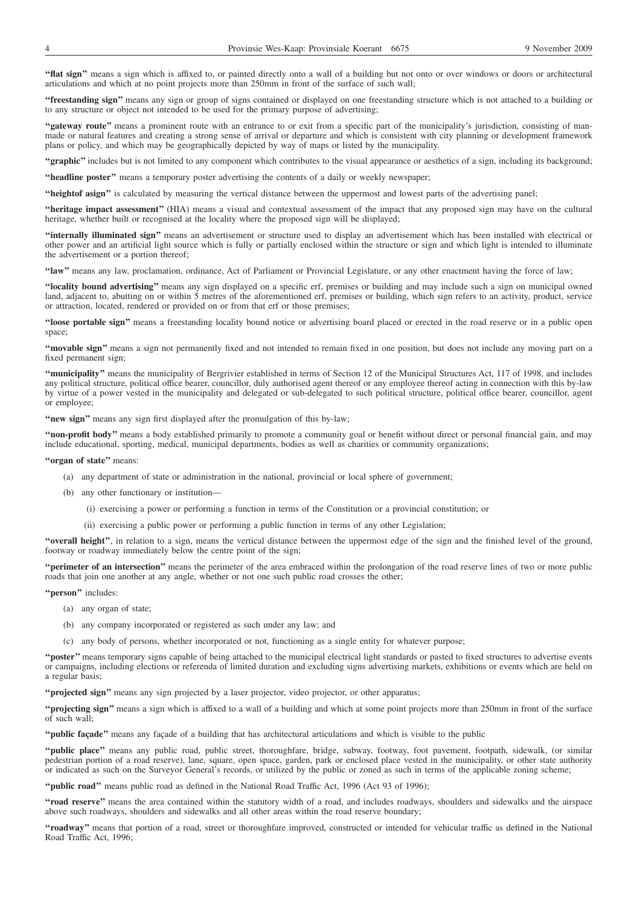**"flat sign"** means a sign which is affixed to, or painted directly onto a wall of a building but not onto or over windows or doors or architectural articulations and which at no point projects more than 250mm in front of the surface of such wall;

**"freestanding sign"** means any sign or group of signs contained or displayed on one freestanding structure which is not attached to a building or to any structure or object not intended to be used for the primary purpose of advertising;

**"gateway route"** means a prominent route with an entrance to or exit from a specific part of the municipality's jurisdiction, consisting of man-made or natural features and creating a strong sense of arrival or departure and which is consistent with city planning or development framework plans or policy, and which may be geographically depicted by way of maps or listed by the municipality.

**"graphic"** includes but is not limited to any component which contributes to the visual appearance or aesthetics of a sign, including its background;

**"headline poster"** means a temporary poster advertising the contents of a daily or weekly newspaper;

**"heightof asign"** is calculated by measuring the vertical distance between the uppermost and lowest parts of the advertising panel;

**"heritage impact assessment"** (HIA) means a visual and contextual assessment of the impact that any proposed sign may have on the cultural heritage, whether built or recognised at the locality where the proposed sign will be displayed;

**"internally illuminated sign"** means an advertisement or structure used to display an advertisement which has been installed with electrical or other power and an artificial light source which is fully or partially enclosed within the structure or sign and which light is intended to illuminate the advertisement or a portion thereof;

**"law"** means any law, proclamation, ordinance, Act of Parliament or Provincial Legislature, or any other enactment having the force of law;

**"locality bound advertising"** means any sign displayed on a specific erf, premises or building and may include such a sign on municipal owned land, adjacent to, abutting on or within 5 metres of the aforementioned erf, premises or building, which sign refers to an activity, product, service or attraction, located, rendered or provided on or from that erf or those premises;

**"loose portable sign"** means a freestanding locality bound notice or advertising board placed or erected in the road reserve or in a public open space;

**"movable sign"** means a sign not permanently fixed and not intended to remain fixed in one position, but does not include any moving part on a fixed permanent sign;

**"municipality"** means the municipality of Bergrivier established in terms of Section 12 of the Municipal Structures Act, 117 of 1998, and includes any political structure, political office bearer, councillor, duly authorised agent thereof or any employee thereof acting in connection with this by-law by virtue of a power vested in the municipality and delegated or sub-delegated to such political structure, political office bearer, councillor, agent or employee;

**"new sign"** means any sign first displayed after the promulgation of this by-law;

**"non-profit body"** means a body established primarily to promote a community goal or benefit without direct or personal financial gain, and may include educational, sporting, medical, municipal departments, bodies as well as charities or community organizations;

**"organ of state"** means:

(a) any department of state or administration in the national, provincial or local sphere of government;

(b) any other functionary or institution—

(i) exercising a power or performing a function in terms of the Constitution or a provincial constitution; or

(ii) exercising a public power or performing a public function in terms of any other Legislation;

**"overall height"**, in relation to a sign, means the vertical distance between the uppermost edge of the sign and the finished level of the ground, footway or roadway immediately below the centre point of the sign;

**"perimeter of an intersection"** means the perimeter of the area embraced within the prolongation of the road reserve lines of two or more public roads that join one another at any angle, whether or not one such public road crosses the other;

**"person"** includes:

(a) any organ of state;

(b) any company incorporated or registered as such under any law; and

(c) any body of persons, whether incorporated or not, functioning as a single entity for whatever purpose;

**"poster"** means temporary signs capable of being attached to the municipal electrical light standards or pasted to fixed structures to advertise events or campaigns, including elections or referenda of limited duration and excluding signs advertising markets, exhibitions or events which are held on a regular basis;

**"projected sign"** means any sign projected by a laser projector, video projector, or other apparatus;

**"projecting sign"** means a sign which is affixed to a wall of a building and which at some point projects more than 250mm in front of the surface of such wall;

**"public façade"** means any façade of a building that has architectural articulations and which is visible to the public

**"public place"** means any public road, public street, thoroughfare, bridge, subway, footway, foot pavement, footpath, sidewalk, (or similar pedestrian portion of a road reserve), lane, square, open space, garden, park or enclosed place vested in the municipality, or other state authority or indicated as such on the Surveyor General's records, or utilized by the public or zoned as such in terms of the applicable zoning scheme;

**"public road"** means public road as defined in the National Road Traffic Act, 1996 (Act 93 of 1996);

**"road reserve"** means the area contained within the statutory width of a road, and includes roadways, shoulders and sidewalks and the airspace above such roadways, shoulders and sidewalks and all other areas within the road reserve boundary;

**"roadway"** means that portion of a road, street or thoroughfare improved, constructed or intended for vehicular traffic as defined in the National Road Traffic Act, 1996;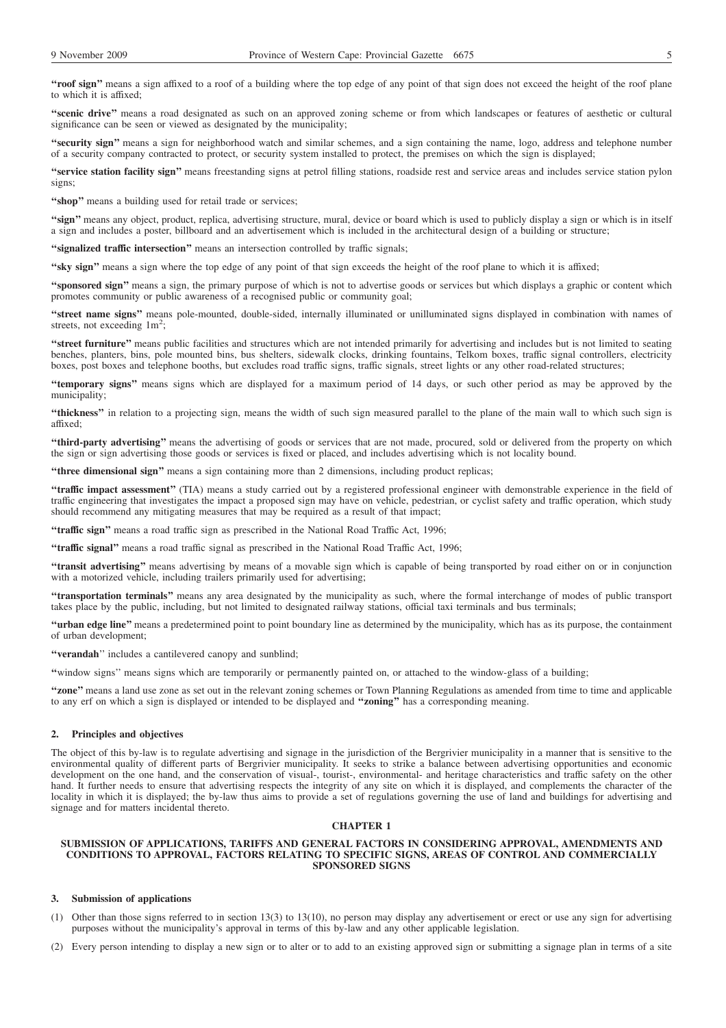**"roof sign"** means a sign affixed to a roof of a building where the top edge of any point of that sign does not exceed the height of the roof plane to which it is affixed;

**"scenic drive"** means a road designated as such on an approved zoning scheme or from which landscapes or features of aesthetic or cultural significance can be seen or viewed as designated by the municipality;

**"security sign"** means a sign for neighborhood watch and similar schemes, and a sign containing the name, logo, address and telephone number of a security company contracted to protect, or security system installed to protect, the premises on which the sign is displayed;

**"service station facility sign"** means freestanding signs at petrol filling stations, roadside rest and service areas and includes service station pylon signs;

**"shop"** means a building used for retail trade or services;

**"sign"** means any object, product, replica, advertising structure, mural, device or board which is used to publicly display a sign or which is in itself a sign and includes a poster, billboard and an advertisement which is included in the architectural design of a building or structure;

**"signalized traffic intersection"** means an intersection controlled by traffic signals;

**"sky sign"** means a sign where the top edge of any point of that sign exceeds the height of the roof plane to which it is affixed;

**"sponsored sign"** means a sign, the primary purpose of which is not to advertise goods or services but which displays a graphic or content which promotes community or public awareness of a recognised public or community goal;

**"street name signs"** means pole-mounted, double-sided, internally illuminated or unilluminated signs displayed in combination with names of streets, not exceeding $1m^2$;

**"street furniture"** means public facilities and structures which are not intended primarily for advertising and includes but is not limited to seating benches, planters, bins, pole mounted bins, bus shelters, sidewalk clocks, drinking fountains, Telkom boxes, traffic signal controllers, electricity boxes, post boxes and telephone booths, but excludes road traffic signs, traffic signals, street lights or any other road-related structures;

**"temporary signs"** means signs which are displayed for a maximum period of 14 days, or such other period as may be approved by the municipality;

**"thickness"** in relation to a projecting sign, means the width of such sign measured parallel to the plane of the main wall to which such sign is affixed;

**"third-party advertising"** means the advertising of goods or services that are not made, procured, sold or delivered from the property on which the sign or sign advertising those goods or services is fixed or placed, and includes advertising which is not locality bound.

**"three dimensional sign"** means a sign containing more than 2 dimensions, including product replicas;

**"traffic impact assessment"** (TIA) means a study carried out by a registered professional engineer with demonstrable experience in the field of traffic engineering that investigates the impact a proposed sign may have on vehicle, pedestrian, or cyclist safety and traffic operation, which study should recommend any mitigating measures that may be required as a result of that impact;

**"traffic sign"** means a road traffic sign as prescribed in the National Road Traffic Act, 1996;

**"traffic signal"** means a road traffic signal as prescribed in the National Road Traffic Act, 1996;

**"transit advertising"** means advertising by means of a movable sign which is capable of being transported by road either on or in conjunction with a motorized vehicle, including trailers primarily used for advertising;

**"transportation terminals"** means any area designated by the municipality as such, where the formal interchange of modes of public transport takes place by the public, including, but not limited to designated railway stations, official taxi terminals and bus terminals;

**"urban edge line"** means a predetermined point to point boundary line as determined by the municipality, which has as its purpose, the containment of urban development;

**"verandah**'' includes a cantilevered canopy and sunblind;

**"**window signs'' means signs which are temporarily or permanently painted on, or attached to the window-glass of a building;

**"zone"** means a land use zone as set out in the relevant zoning schemes or Town Planning Regulations as amended from time to time and applicable to any erf on which a sign is displayed or intended to be displayed and **"zoning"** has a corresponding meaning.

### 2. Principles and objectives

The object of this by-law is to regulate advertising and signage in the jurisdiction of the Bergrivier municipality in a manner that is sensitive to the environmental quality of different parts of Bergrivier municipality. It seeks to strike a balance between advertising opportunities and economic development on the one hand, and the conservation of visual-, tourist-, environmental- and heritage characteristics and traffic safety on the other hand. It further needs to ensure that advertising respects the integrity of any site on which it is displayed, and complements the character of the locality in which it is displayed; the by-law thus aims to provide a set of regulations governing the use of land and buildings for advertising and signage and for matters incidental thereto.

## CHAPTER 1

### SUBMISSION OF APPLICATIONS, TARIFFS AND GENERAL FACTORS IN CONSIDERING APPROVAL, AMENDMENTS AND CONDITIONS TO APPROVAL, FACTORS RELATING TO SPECIFIC SIGNS, AREAS OF CONTROL AND COMMERCIALLY SPONSORED SIGNS

### 3. Submission of applications

(1) Other than those signs referred to in section 13(3) to 13(10), no person may display any advertisement or erect or use any sign for advertising purposes without the municipality's approval in terms of this by-law and any other applicable legislation.

(2) Every person intending to display a new sign or to alter or to add to an existing approved sign or submitting a signage plan in terms of a site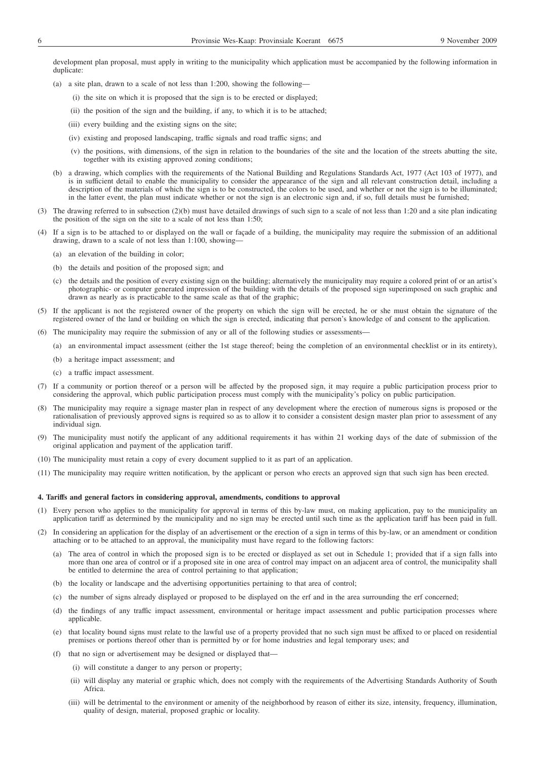development plan proposal, must apply in writing to the municipality which application must be accompanied by the following information in duplicate:

(a) a site plan, drawn to a scale of not less than 1:200, showing the following—

(i) the site on which it is proposed that the sign is to be erected or displayed;

(ii) the position of the sign and the building, if any, to which it is to be attached;

(iii) every building and the existing signs on the site;

(iv) existing and proposed landscaping, traffic signals and road traffic signs; and

(v) the positions, with dimensions, of the sign in relation to the boundaries of the site and the location of the streets abutting the site, together with its existing approved zoning conditions;

(b) a drawing, which complies with the requirements of the National Building and Regulations Standards Act, 1977 (Act 103 of 1977), and is in sufficient detail to enable the municipality to consider the appearance of the sign and all relevant construction detail, including a description of the materials of which the sign is to be constructed, the colors to be used, and whether or not the sign is to be illuminated; in the latter event, the plan must indicate whether or not the sign is an electronic sign and, if so, full details must be furnished;

(3) The drawing referred to in subsection (2)(b) must have detailed drawings of such sign to a scale of not less than 1:20 and a site plan indicating the position of the sign on the site to a scale of not less than 1:50;

(4) If a sign is to be attached to or displayed on the wall or façade of a building, the municipality may require the submission of an additional drawing, drawn to a scale of not less than 1:100, showing—

(a) an elevation of the building in color;

(b) the details and position of the proposed sign; and

(c) the details and the position of every existing sign on the building; alternatively the municipality may require a colored print of or an artist's photographic- or computer generated impression of the building with the details of the proposed sign superimposed on such graphic and drawn as nearly as is practicable to the same scale as that of the graphic;

(5) If the applicant is not the registered owner of the property on which the sign will be erected, he or she must obtain the signature of the registered owner of the land or building on which the sign is erected, indicating that person's knowledge of and consent to the application.

(6) The municipality may require the submission of any or all of the following studies or assessments—

(a) an environmental impact assessment (either the 1st stage thereof; being the completion of an environmental checklist or in its entirety),

(b) a heritage impact assessment; and

(c) a traffic impact assessment.

(7) If a community or portion thereof or a person will be affected by the proposed sign, it may require a public participation process prior to considering the approval, which public participation process must comply with the municipality's policy on public participation.

(8) The municipality may require a signage master plan in respect of any development where the erection of numerous signs is proposed or the rationalisation of previously approved signs is required so as to allow it to consider a consistent design master plan prior to assessment of any individual sign.

(9) The municipality must notify the applicant of any additional requirements it has within 21 working days of the date of submission of the original application and payment of the application tariff.

(10) The municipality must retain a copy of every document supplied to it as part of an application.

(11) The municipality may require written notification, by the applicant or person who erects an approved sign that such sign has been erected.

#### 4. Tariffs and general factors in considering approval, amendments, conditions to approval

(1) Every person who applies to the municipality for approval in terms of this by-law must, on making application, pay to the municipality an application tariff as determined by the municipality and no sign may be erected until such time as the application tariff has been paid in full.

(2) In considering an application for the display of an advertisement or the erection of a sign in terms of this by-law, or an amendment or condition attaching or to be attached to an approval, the municipality must have regard to the following factors:

(a) The area of control in which the proposed sign is to be erected or displayed as set out in Schedule 1; provided that if a sign falls into more than one area of control or if a proposed site in one area of control may impact on an adjacent area of control, the municipality shall be entitled to determine the area of control pertaining to that application;

(b) the locality or landscape and the advertising opportunities pertaining to that area of control;

(c) the number of signs already displayed or proposed to be displayed on the erf and in the area surrounding the erf concerned;

(d) the findings of any traffic impact assessment, environmental or heritage impact assessment and public participation processes where applicable.

(e) that locality bound signs must relate to the lawful use of a property provided that no such sign must be affixed to or placed on residential premises or portions thereof other than is permitted by or for home industries and legal temporary uses; and

(f) that no sign or advertisement may be designed or displayed that—

(i) will constitute a danger to any person or property;

(ii) will display any material or graphic which, does not comply with the requirements of the Advertising Standards Authority of South Africa.

(iii) will be detrimental to the environment or amenity of the neighborhood by reason of either its size, intensity, frequency, illumination, quality of design, material, proposed graphic or locality.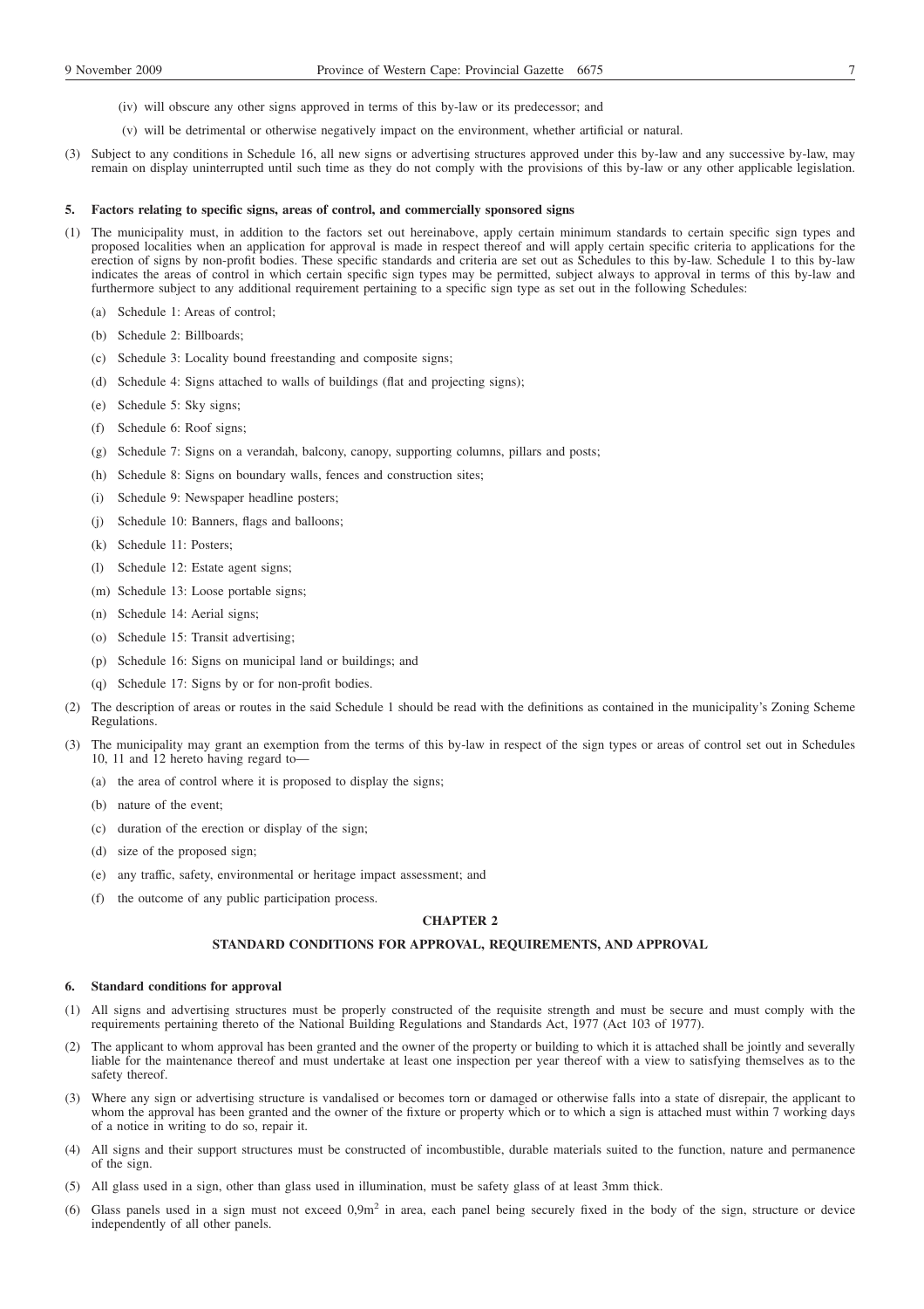(iv) will obscure any other signs approved in terms of this by-law or its predecessor; and

(v) will be detrimental or otherwise negatively impact on the environment, whether artificial or natural.

(3) Subject to any conditions in Schedule 16, all new signs or advertising structures approved under this by-law and any successive by-law, may remain on display uninterrupted until such time as they do not comply with the provisions of this by-law or any other applicable legislation.

**5. Factors relating to specific signs, areas of control, and commercially sponsored signs**

(1) The municipality must, in addition to the factors set out hereinabove, apply certain minimum standards to certain specific sign types and proposed localities when an application for approval is made in respect thereof and will apply certain specific criteria to applications for the erection of signs by non-profit bodies. These specific standards and criteria are set out as Schedules to this by-law. Schedule 1 to this by-law indicates the areas of control in which certain specific sign types may be permitted, subject always to approval in terms of this by-law and furthermore subject to any additional requirement pertaining to a specific sign type as set out in the following Schedules:

(a) Schedule 1: Areas of control;

(b) Schedule 2: Billboards;

(c) Schedule 3: Locality bound freestanding and composite signs;

(d) Schedule 4: Signs attached to walls of buildings (flat and projecting signs);

(e) Schedule 5: Sky signs;

(f) Schedule 6: Roof signs;

(g) Schedule 7: Signs on a verandah, balcony, canopy, supporting columns, pillars and posts;

(h) Schedule 8: Signs on boundary walls, fences and construction sites;

(i) Schedule 9: Newspaper headline posters;

(j) Schedule 10: Banners, flags and balloons;

(k) Schedule 11: Posters;

(l) Schedule 12: Estate agent signs;

(m) Schedule 13: Loose portable signs;

(n) Schedule 14: Aerial signs;

(o) Schedule 15: Transit advertising;

(p) Schedule 16: Signs on municipal land or buildings; and

(q) Schedule 17: Signs by or for non-profit bodies.

(2) The description of areas or routes in the said Schedule 1 should be read with the definitions as contained in the municipality's Zoning Scheme Regulations.

(3) The municipality may grant an exemption from the terms of this by-law in respect of the sign types or areas of control set out in Schedules 10, 11 and 12 hereto having regard to—

(a) the area of control where it is proposed to display the signs;

(b) nature of the event;

(c) duration of the erection or display of the sign;

(d) size of the proposed sign;

(e) any traffic, safety, environmental or heritage impact assessment; and

(f) the outcome of any public participation process.

## CHAPTER 2

## STANDARD CONDITIONS FOR APPROVAL, REQUIREMENTS, AND APPROVAL

**6. Standard conditions for approval**

(1) All signs and advertising structures must be properly constructed of the requisite strength and must be secure and must comply with the requirements pertaining thereto of the National Building Regulations and Standards Act, 1977 (Act 103 of 1977).

(2) The applicant to whom approval has been granted and the owner of the property or building to which it is attached shall be jointly and severally liable for the maintenance thereof and must undertake at least one inspection per year thereof with a view to satisfying themselves as to the safety thereof.

(3) Where any sign or advertising structure is vandalised or becomes torn or damaged or otherwise falls into a state of disrepair, the applicant to whom the approval has been granted and the owner of the fixture or property which or to which a sign is attached must within 7 working days of a notice in writing to do so, repair it.

(4) All signs and their support structures must be constructed of incombustible, durable materials suited to the function, nature and permanence of the sign.

(5) All glass used in a sign, other than glass used in illumination, must be safety glass of at least 3mm thick.

(6) Glass panels used in a sign must not exceed $0{,}9m^2$ in area, each panel being securely fixed in the body of the sign, structure or device independently of all other panels.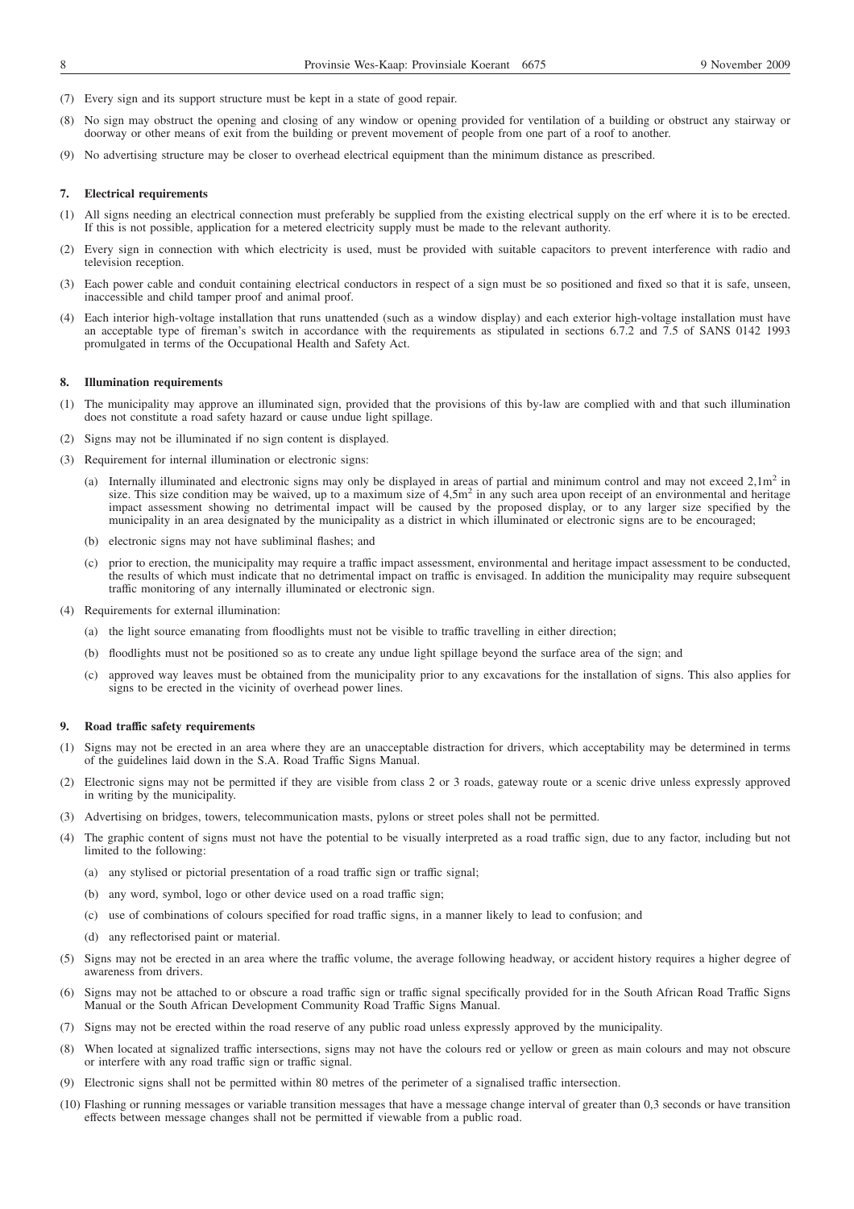(7) Every sign and its support structure must be kept in a state of good repair.

(8) No sign may obstruct the opening and closing of any window or opening provided for ventilation of a building or obstruct any stairway or doorway or other means of exit from the building or prevent movement of people from one part of a roof to another.

(9) No advertising structure may be closer to overhead electrical equipment than the minimum distance as prescribed.

### 7. Electrical requirements

(1) All signs needing an electrical connection must preferably be supplied from the existing electrical supply on the erf where it is to be erected. If this is not possible, application for a metered electricity supply must be made to the relevant authority.

(2) Every sign in connection with which electricity is used, must be provided with suitable capacitors to prevent interference with radio and television reception.

(3) Each power cable and conduit containing electrical conductors in respect of a sign must be so positioned and fixed so that it is safe, unseen, inaccessible and child tamper proof and animal proof.

(4) Each interior high-voltage installation that runs unattended (such as a window display) and each exterior high-voltage installation must have an acceptable type of fireman's switch in accordance with the requirements as stipulated in sections 6.7.2 and 7.5 of SANS 0142 1993 promulgated in terms of the Occupational Health and Safety Act.

### 8. Illumination requirements

(1) The municipality may approve an illuminated sign, provided that the provisions of this by-law are complied with and that such illumination does not constitute a road safety hazard or cause undue light spillage.

(2) Signs may not be illuminated if no sign content is displayed.

(3) Requirement for internal illumination or electronic signs:

(a) Internally illuminated and electronic signs may only be displayed in areas of partial and minimum control and may not exceed 2,1m$^2$ in size. This size condition may be waived, up to a maximum size of 4,5m$^2$ in any such area upon receipt of an environmental and heritage impact assessment showing no detrimental impact will be caused by the proposed display, or to any larger size specified by the municipality in an area designated by the municipality as a district in which illuminated or electronic signs are to be encouraged;

(b) electronic signs may not have subliminal flashes; and

(c) prior to erection, the municipality may require a traffic impact assessment, environmental and heritage impact assessment to be conducted, the results of which must indicate that no detrimental impact on traffic is envisaged. In addition the municipality may require subsequent traffic monitoring of any internally illuminated or electronic sign.

(4) Requirements for external illumination:

(a) the light source emanating from floodlights must not be visible to traffic travelling in either direction;

(b) floodlights must not be positioned so as to create any undue light spillage beyond the surface area of the sign; and

(c) approved way leaves must be obtained from the municipality prior to any excavations for the installation of signs. This also applies for signs to be erected in the vicinity of overhead power lines.

### 9. Road traffic safety requirements

(1) Signs may not be erected in an area where they are an unacceptable distraction for drivers, which acceptability may be determined in terms of the guidelines laid down in the S.A. Road Traffic Signs Manual.

(2) Electronic signs may not be permitted if they are visible from class 2 or 3 roads, gateway route or a scenic drive unless expressly approved in writing by the municipality.

(3) Advertising on bridges, towers, telecommunication masts, pylons or street poles shall not be permitted.

(4) The graphic content of signs must not have the potential to be visually interpreted as a road traffic sign, due to any factor, including but not limited to the following:

(a) any stylised or pictorial presentation of a road traffic sign or traffic signal;

(b) any word, symbol, logo or other device used on a road traffic sign;

(c) use of combinations of colours specified for road traffic signs, in a manner likely to lead to confusion; and

(d) any reflectorised paint or material.

(5) Signs may not be erected in an area where the traffic volume, the average following headway, or accident history requires a higher degree of awareness from drivers.

(6) Signs may not be attached to or obscure a road traffic sign or traffic signal specifically provided for in the South African Road Traffic Signs Manual or the South African Development Community Road Traffic Signs Manual.

(7) Signs may not be erected within the road reserve of any public road unless expressly approved by the municipality.

(8) When located at signalized traffic intersections, signs may not have the colours red or yellow or green as main colours and may not obscure or interfere with any road traffic sign or traffic signal.

(9) Electronic signs shall not be permitted within 80 metres of the perimeter of a signalised traffic intersection.

(10) Flashing or running messages or variable transition messages that have a message change interval of greater than 0,3 seconds or have transition effects between message changes shall not be permitted if viewable from a public road.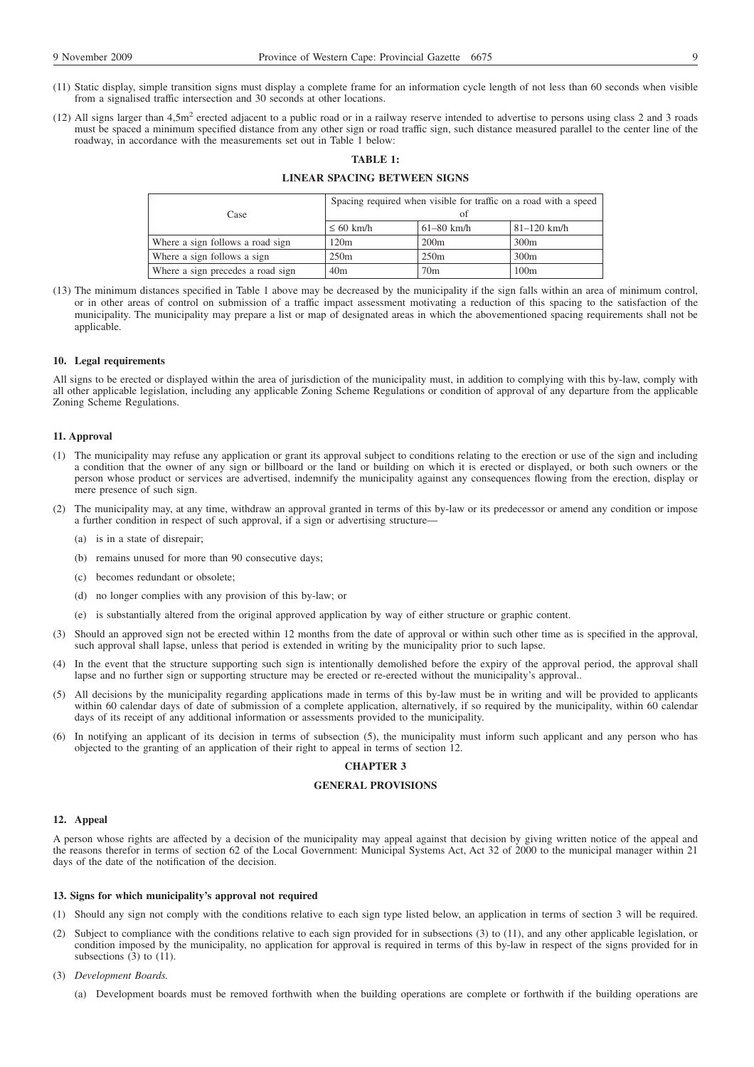(11) Static display, simple transition signs must display a complete frame for an information cycle length of not less than 60 seconds when visible from a signalised traffic intersection and 30 seconds at other locations.

(12) All signs larger than 4,5m$^2$ erected adjacent to a public road or in a railway reserve intended to advertise to persons using class 2 and 3 roads must be spaced a minimum specified distance from any other sign or road traffic sign, such distance measured parallel to the center line of the roadway, in accordance with the measurements set out in Table 1 below:

**TABLE 1:**

**LINEAR SPACING BETWEEN SIGNS**

| Case | Spacing required when visible for traffic on a road with a speed of | | |
|---|---|---|---|
| | ≤ 60 km/h | 61–80 km/h | 81–120 km/h |
| Where a sign follows a road sign | 120m | 200m | 300m |
| Where a sign follows a sign | 250m | 250m | 300m |
| Where a sign precedes a road sign | 40m | 70m | 100m |

(13) The minimum distances specified in Table 1 above may be decreased by the municipality if the sign falls within an area of minimum control, or in other areas of control on submission of a traffic impact assessment motivating a reduction of this spacing to the satisfaction of the municipality. The municipality may prepare a list or map of designated areas in which the abovementioned spacing requirements shall not be applicable.

### 10. Legal requirements

All signs to be erected or displayed within the area of jurisdiction of the municipality must, in addition to complying with this by-law, comply with all other applicable legislation, including any applicable Zoning Scheme Regulations or condition of approval of any departure from the applicable Zoning Scheme Regulations.

### 11. Approval

(1) The municipality may refuse any application or grant its approval subject to conditions relating to the erection or use of the sign and including a condition that the owner of any sign or billboard or the land or building on which it is erected or displayed, or both such owners or the person whose product or services are advertised, indemnify the municipality against any consequences flowing from the erection, display or mere presence of such sign.

(2) The municipality may, at any time, withdraw an approval granted in terms of this by-law or its predecessor or amend any condition or impose a further condition in respect of such approval, if a sign or advertising structure—

   (a) is in a state of disrepair;

   (b) remains unused for more than 90 consecutive days;

   (c) becomes redundant or obsolete;

   (d) no longer complies with any provision of this by-law; or

   (e) is substantially altered from the original approved application by way of either structure or graphic content.

(3) Should an approved sign not be erected within 12 months from the date of approval or within such other time as is specified in the approval, such approval shall lapse, unless that period is extended in writing by the municipality prior to such lapse.

(4) In the event that the structure supporting such sign is intentionally demolished before the expiry of the approval period, the approval shall lapse and no further sign or supporting structure may be erected or re-erected without the municipality's approval..

(5) All decisions by the municipality regarding applications made in terms of this by-law must be in writing and will be provided to applicants within 60 calendar days of date of submission of a complete application, alternatively, if so required by the municipality, within 60 calendar days of its receipt of any additional information or assessments provided to the municipality.

(6) In notifying an applicant of its decision in terms of subsection (5), the municipality must inform such applicant and any person who has objected to the granting of an application of their right to appeal in terms of section 12.

## CHAPTER 3

## GENERAL PROVISIONS

### 12. Appeal

A person whose rights are affected by a decision of the municipality may appeal against that decision by giving written notice of the appeal and the reasons therefor in terms of section 62 of the Local Government: Municipal Systems Act, Act 32 of 2000 to the municipal manager within 21 days of the date of the notification of the decision.

### 13. Signs for which municipality's approval not required

(1) Should any sign not comply with the conditions relative to each sign type listed below, an application in terms of section 3 will be required.

(2) Subject to compliance with the conditions relative to each sign provided for in subsections (3) to (11), and any other applicable legislation, or condition imposed by the municipality, no application for approval is required in terms of this by-law in respect of the signs provided for in subsections (3) to (11).

(3) *Development Boards.*

   (a) Development boards must be removed forthwith when the building operations are complete or forthwith if the building operations are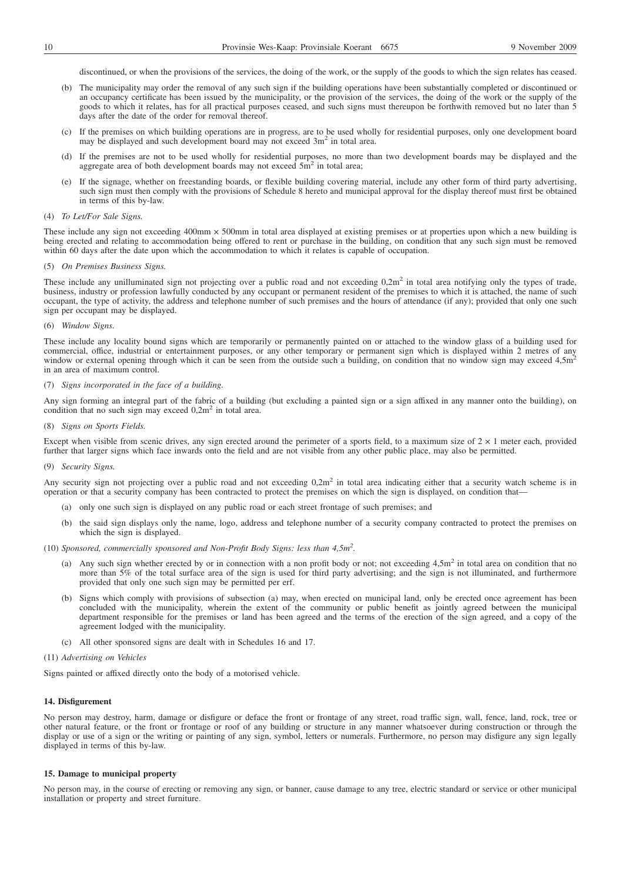discontinued, or when the provisions of the services, the doing of the work, or the supply of the goods to which the sign relates has ceased.

(b) The municipality may order the removal of any such sign if the building operations have been substantially completed or discontinued or an occupancy certificate has been issued by the municipality, or the provision of the services, the doing of the work or the supply of the goods to which it relates, has for all practical purposes ceased, and such signs must thereupon be forthwith removed but no later than 5 days after the date of the order for removal thereof.

(c) If the premises on which building operations are in progress, are to be used wholly for residential purposes, only one development board may be displayed and such development board may not exceed $3m^2$ in total area.

(d) If the premises are not to be used wholly for residential purposes, no more than two development boards may be displayed and the aggregate area of both development boards may not exceed $5m^2$ in total area;

(e) If the signage, whether on freestanding boards, or flexible building covering material, include any other form of third party advertising, such sign must then comply with the provisions of Schedule 8 hereto and municipal approval for the display thereof must first be obtained in terms of this by-law.

(4) *To Let/For Sale Signs.*

These include any sign not exceeding 400mm × 500mm in total area displayed at existing premises or at properties upon which a new building is being erected and relating to accommodation being offered to rent or purchase in the building, on condition that any such sign must be removed within 60 days after the date upon which the accommodation to which it relates is capable of occupation.

(5) *On Premises Business Signs.*

These include any unilluminated sign not projecting over a public road and not exceeding $0,2m^2$ in total area notifying only the types of trade, business, industry or profession lawfully conducted by any occupant or permanent resident of the premises to which it is attached, the name of such occupant, the type of activity, the address and telephone number of such premises and the hours of attendance (if any); provided that only one such sign per occupant may be displayed.

(6) *Window Signs.*

These include any locality bound signs which are temporarily or permanently painted on or attached to the window glass of a building used for commercial, office, industrial or entertainment purposes, or any other temporary or permanent sign which is displayed within 2 metres of any window or external opening through which it can be seen from the outside such a building, on condition that no window sign may exceed $4,5m^2$ in an area of maximum control.

(7) *Signs incorporated in the face of a building.*

Any sign forming an integral part of the fabric of a building (but excluding a painted sign or a sign affixed in any manner onto the building), on condition that no such sign may exceed $0,2m^2$ in total area.

(8) *Signs on Sports Fields.*

Except when visible from scenic drives, any sign erected around the perimeter of a sports field, to a maximum size of 2 × 1 meter each, provided further that larger signs which face inwards onto the field and are not visible from any other public place, may also be permitted.

(9) *Security Signs.*

Any security sign not projecting over a public road and not exceeding $0,2m^2$ in total area indicating either that a security watch scheme is in operation or that a security company has been contracted to protect the premises on which the sign is displayed, on condition that—

(a) only one such sign is displayed on any public road or each street frontage of such premises; and

(b) the said sign displays only the name, logo, address and telephone number of a security company contracted to protect the premises on which the sign is displayed.

(10) *Sponsored, commercially sponsored and Non-Profit Body Signs: less than $4,5m^2$.*

(a) Any such sign whether erected by or in connection with a non profit body or not; not exceeding $4,5m^2$ in total area on condition that no more than 5% of the total surface area of the sign is used for third party advertising; and the sign is not illuminated, and furthermore provided that only one such sign may be permitted per erf.

(b) Signs which comply with provisions of subsection (a) may, when erected on municipal land, only be erected once agreement has been concluded with the municipality, wherein the extent of the community or public benefit as jointly agreed between the municipal department responsible for the premises or land has been agreed and the terms of the erection of the sign agreed, and a copy of the agreement lodged with the municipality.

(c) All other sponsored signs are dealt with in Schedules 16 and 17.

(11) *Advertising on Vehicles*

Signs painted or affixed directly onto the body of a motorised vehicle.

**14. Disfigurement**

No person may destroy, harm, damage or disfigure or deface the front or frontage of any street, road traffic sign, wall, fence, land, rock, tree or other natural feature, or the front or frontage or roof of any building or structure in any manner whatsoever during construction or through the display or use of a sign or the writing or painting of any sign, symbol, letters or numerals. Furthermore, no person may disfigure any sign legally displayed in terms of this by-law.

**15. Damage to municipal property**

No person may, in the course of erecting or removing any sign, or banner, cause damage to any tree, electric standard or service or other municipal installation or property and street furniture.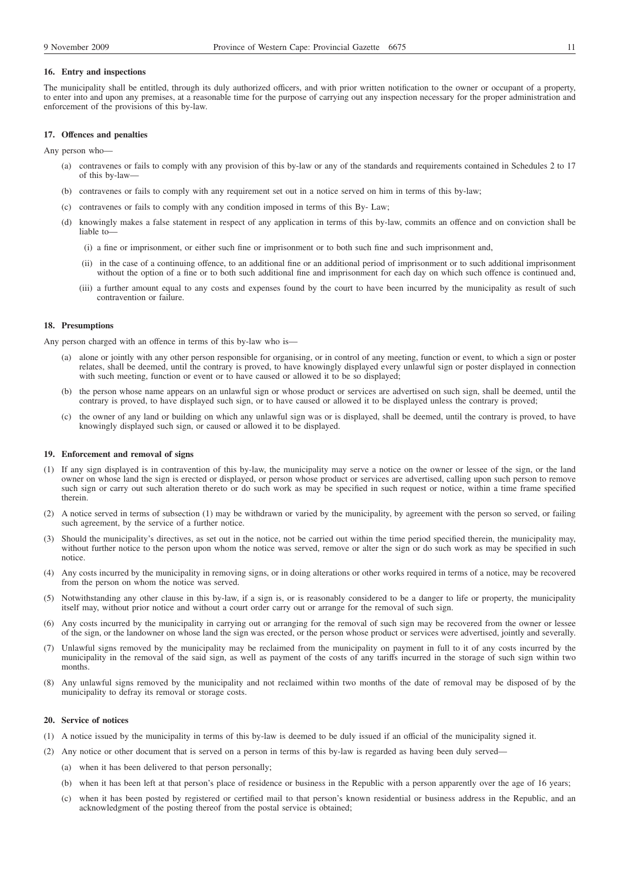### 16. Entry and inspections

The municipality shall be entitled, through its duly authorized officers, and with prior written notification to the owner or occupant of a property, to enter into and upon any premises, at a reasonable time for the purpose of carrying out any inspection necessary for the proper administration and enforcement of the provisions of this by-law.

### 17. Offences and penalties

Any person who—

(a) contravenes or fails to comply with any provision of this by-law or any of the standards and requirements contained in Schedules 2 to 17 of this by-law—

(b) contravenes or fails to comply with any requirement set out in a notice served on him in terms of this by-law;

(c) contravenes or fails to comply with any condition imposed in terms of this By- Law;

(d) knowingly makes a false statement in respect of any application in terms of this by-law, commits an offence and on conviction shall be liable to—

(i) a fine or imprisonment, or either such fine or imprisonment or to both such fine and such imprisonment and,

(ii) in the case of a continuing offence, to an additional fine or an additional period of imprisonment or to such additional imprisonment without the option of a fine or to both such additional fine and imprisonment for each day on which such offence is continued and,

(iii) a further amount equal to any costs and expenses found by the court to have been incurred by the municipality as result of such contravention or failure.

### 18. Presumptions

Any person charged with an offence in terms of this by-law who is—

(a) alone or jointly with any other person responsible for organising, or in control of any meeting, function or event, to which a sign or poster relates, shall be deemed, until the contrary is proved, to have knowingly displayed every unlawful sign or poster displayed in connection with such meeting, function or event or to have caused or allowed it to be so displayed;

(b) the person whose name appears on an unlawful sign or whose product or services are advertised on such sign, shall be deemed, until the contrary is proved, to have displayed such sign, or to have caused or allowed it to be displayed unless the contrary is proved;

(c) the owner of any land or building on which any unlawful sign was or is displayed, shall be deemed, until the contrary is proved, to have knowingly displayed such sign, or caused or allowed it to be displayed.

### 19. Enforcement and removal of signs

(1) If any sign displayed is in contravention of this by-law, the municipality may serve a notice on the owner or lessee of the sign, or the land owner on whose land the sign is erected or displayed, or person whose product or services are advertised, calling upon such person to remove such sign or carry out such alteration thereto or do such work as may be specified in such request or notice, within a time frame specified therein.

(2) A notice served in terms of subsection (1) may be withdrawn or varied by the municipality, by agreement with the person so served, or failing such agreement, by the service of a further notice.

(3) Should the municipality's directives, as set out in the notice, not be carried out within the time period specified therein, the municipality may, without further notice to the person upon whom the notice was served, remove or alter the sign or do such work as may be specified in such notice.

(4) Any costs incurred by the municipality in removing signs, or in doing alterations or other works required in terms of a notice, may be recovered from the person on whom the notice was served.

(5) Notwithstanding any other clause in this by-law, if a sign is, or is reasonably considered to be a danger to life or property, the municipality itself may, without prior notice and without a court order carry out or arrange for the removal of such sign.

(6) Any costs incurred by the municipality in carrying out or arranging for the removal of such sign may be recovered from the owner or lessee of the sign, or the landowner on whose land the sign was erected, or the person whose product or services were advertised, jointly and severally.

(7) Unlawful signs removed by the municipality may be reclaimed from the municipality on payment in full to it of any costs incurred by the municipality in the removal of the said sign, as well as payment of the costs of any tariffs incurred in the storage of such sign within two months.

(8) Any unlawful signs removed by the municipality and not reclaimed within two months of the date of removal may be disposed of by the municipality to defray its removal or storage costs.

### 20. Service of notices

(1) A notice issued by the municipality in terms of this by-law is deemed to be duly issued if an official of the municipality signed it.

(2) Any notice or other document that is served on a person in terms of this by-law is regarded as having been duly served—

(a) when it has been delivered to that person personally;

(b) when it has been left at that person's place of residence or business in the Republic with a person apparently over the age of 16 years;

(c) when it has been posted by registered or certified mail to that person's known residential or business address in the Republic, and an acknowledgment of the posting thereof from the postal service is obtained;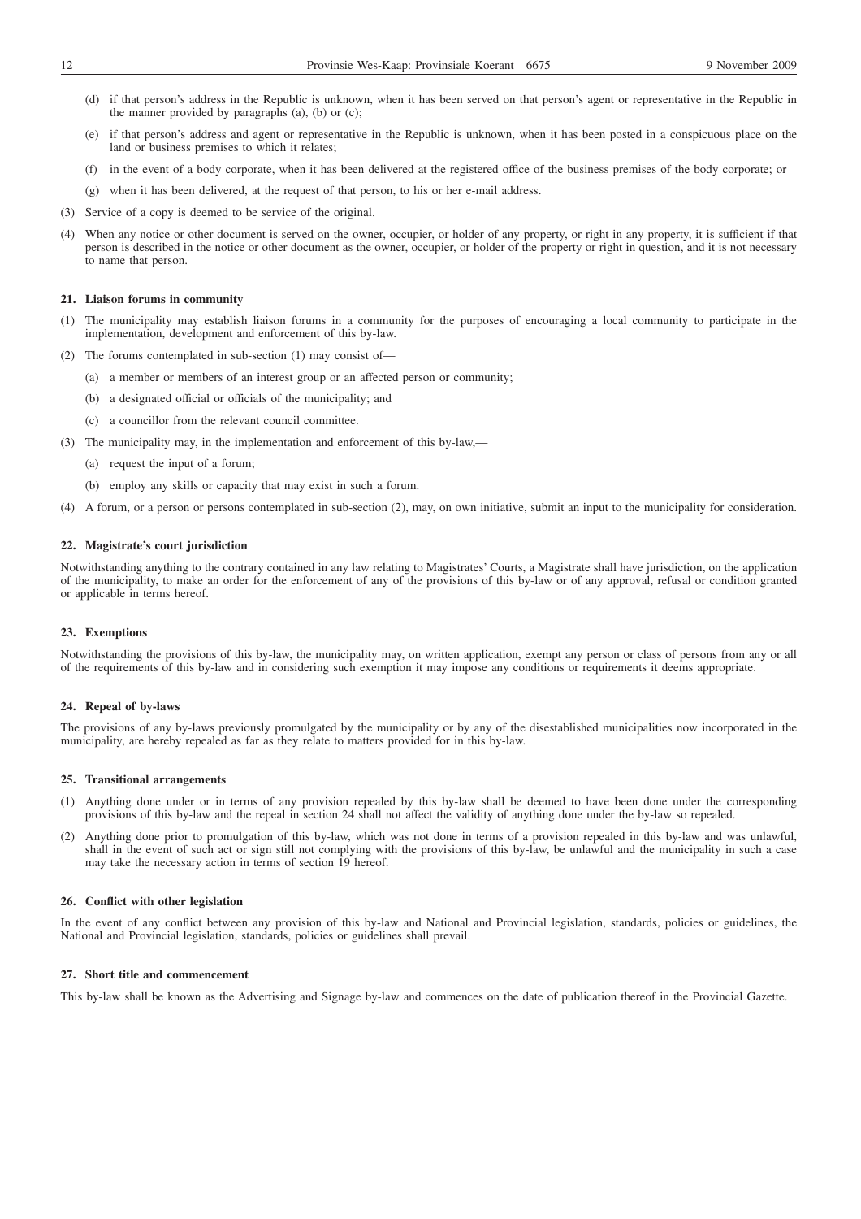(d) if that person's address in the Republic is unknown, when it has been served on that person's agent or representative in the Republic in the manner provided by paragraphs (a), (b) or (c);

(e) if that person's address and agent or representative in the Republic is unknown, when it has been posted in a conspicuous place on the land or business premises to which it relates;

(f) in the event of a body corporate, when it has been delivered at the registered office of the business premises of the body corporate; or

(g) when it has been delivered, at the request of that person, to his or her e-mail address.

(3) Service of a copy is deemed to be service of the original.

(4) When any notice or other document is served on the owner, occupier, or holder of any property, or right in any property, it is sufficient if that person is described in the notice or other document as the owner, occupier, or holder of the property or right in question, and it is not necessary to name that person.

**21. Liaison forums in community**

(1) The municipality may establish liaison forums in a community for the purposes of encouraging a local community to participate in the implementation, development and enforcement of this by-law.

(2) The forums contemplated in sub-section (1) may consist of—

(a) a member or members of an interest group or an affected person or community;

(b) a designated official or officials of the municipality; and

(c) a councillor from the relevant council committee.

(3) The municipality may, in the implementation and enforcement of this by-law,—

(a) request the input of a forum;

(b) employ any skills or capacity that may exist in such a forum.

(4) A forum, or a person or persons contemplated in sub-section (2), may, on own initiative, submit an input to the municipality for consideration.

**22. Magistrate's court jurisdiction**

Notwithstanding anything to the contrary contained in any law relating to Magistrates' Courts, a Magistrate shall have jurisdiction, on the application of the municipality, to make an order for the enforcement of any of the provisions of this by-law or of any approval, refusal or condition granted or applicable in terms hereof.

**23. Exemptions**

Notwithstanding the provisions of this by-law, the municipality may, on written application, exempt any person or class of persons from any or all of the requirements of this by-law and in considering such exemption it may impose any conditions or requirements it deems appropriate.

**24. Repeal of by-laws**

The provisions of any by-laws previously promulgated by the municipality or by any of the disestablished municipalities now incorporated in the municipality, are hereby repealed as far as they relate to matters provided for in this by-law.

**25. Transitional arrangements**

(1) Anything done under or in terms of any provision repealed by this by-law shall be deemed to have been done under the corresponding provisions of this by-law and the repeal in section 24 shall not affect the validity of anything done under the by-law so repealed.

(2) Anything done prior to promulgation of this by-law, which was not done in terms of a provision repealed in this by-law and was unlawful, shall in the event of such act or sign still not complying with the provisions of this by-law, be unlawful and the municipality in such a case may take the necessary action in terms of section 19 hereof.

**26. Conflict with other legislation**

In the event of any conflict between any provision of this by-law and National and Provincial legislation, standards, policies or guidelines, the National and Provincial legislation, standards, policies or guidelines shall prevail.

**27. Short title and commencement**

This by-law shall be known as the Advertising and Signage by-law and commences on the date of publication thereof in the Provincial Gazette.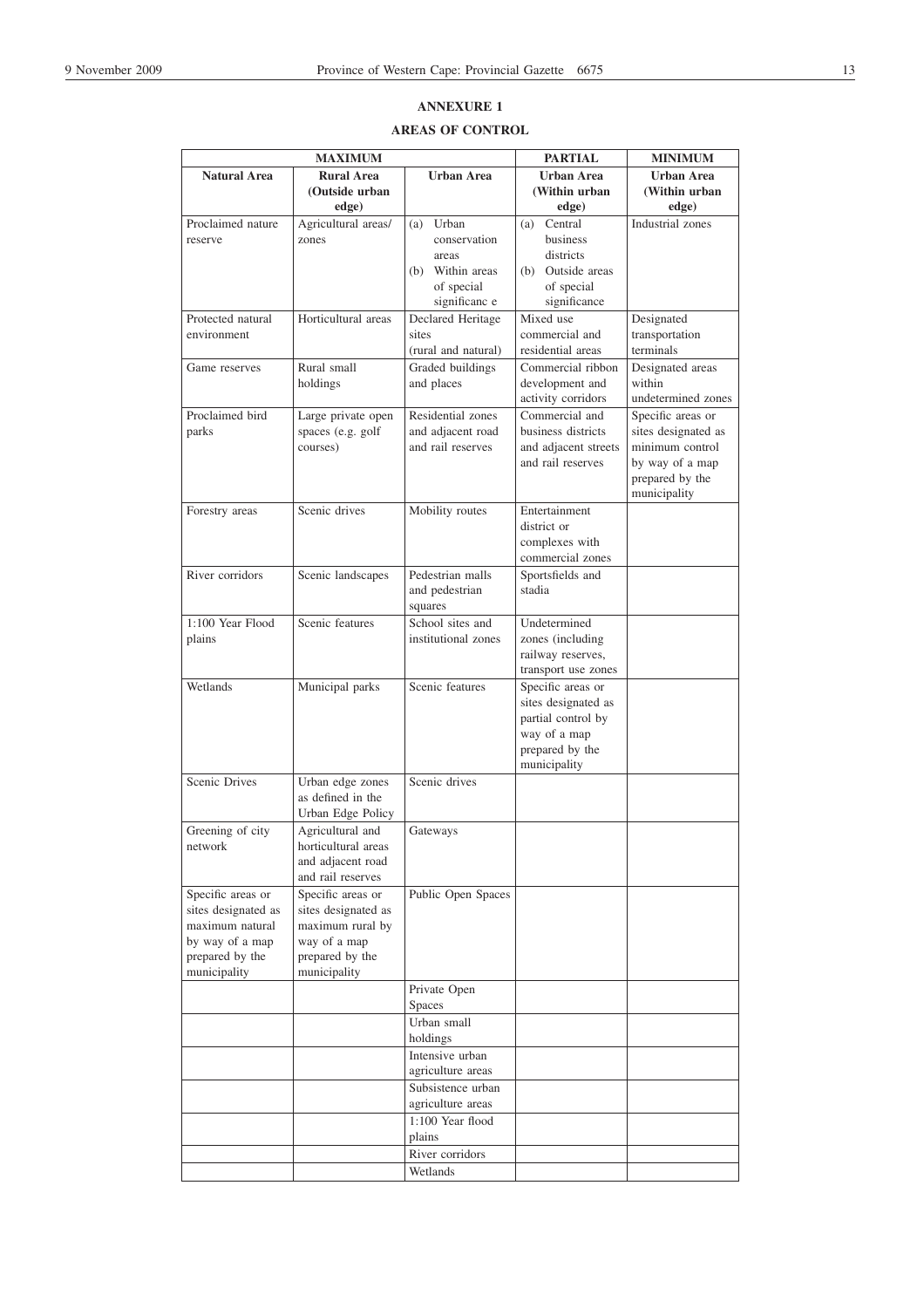## ANNEXURE 1

## AREAS OF CONTROL

| MAXIMUM | | | PARTIAL | MINIMUM |
|---|---|---|---|---|
| **Natural Area** | **Rural Area (Outside urban edge)** | **Urban Area** | **Urban Area (Within urban edge)** | **Urban Area (Within urban edge)** |
| Proclaimed nature reserve | Agricultural areas/ zones | (a) Urban conservation areas (b) Within areas of special significanc e | (a) Central business districts (b) Outside areas of special significance | Industrial zones |
| Protected natural environment | Horticultural areas | Declared Heritage sites (rural and natural) | Mixed use commercial and residential areas | Designated transportation terminals |
| Game reserves | Rural small holdings | Graded buildings and places | Commercial ribbon development and activity corridors | Designated areas within undetermined zones |
| Proclaimed bird parks | Large private open spaces (e.g. golf courses) | Residential zones and adjacent road and rail reserves | Commercial and business districts and adjacent streets and rail reserves | Specific areas or sites designated as minimum control by way of a map prepared by the municipality |
| Forestry areas | Scenic drives | Mobility routes | Entertainment district or complexes with commercial zones | |
| River corridors | Scenic landscapes | Pedestrian malls and pedestrian squares | Sportsfields and stadia | |
| 1:100 Year Flood plains | Scenic features | School sites and institutional zones | Undetermined zones (including railway reserves, transport use zones | |
| Wetlands | Municipal parks | Scenic features | Specific areas or sites designated as partial control by way of a map prepared by the municipality | |
| Scenic Drives | Urban edge zones as defined in the Urban Edge Policy | Scenic drives | | |
| Greening of city network | Agricultural and horticultural areas and adjacent road and rail reserves | Gateways | | |
| Specific areas or sites designated as maximum natural by way of a map prepared by the municipality | Specific areas or sites designated as maximum rural by way of a map prepared by the municipality | Public Open Spaces | | |
| | | Private Open Spaces | | |
| | | Urban small holdings | | |
| | | Intensive urban agriculture areas | | |
| | | Subsistence urban agriculture areas | | |
| | | 1:100 Year flood plains | | |
| | | River corridors | | |
| | | Wetlands | | |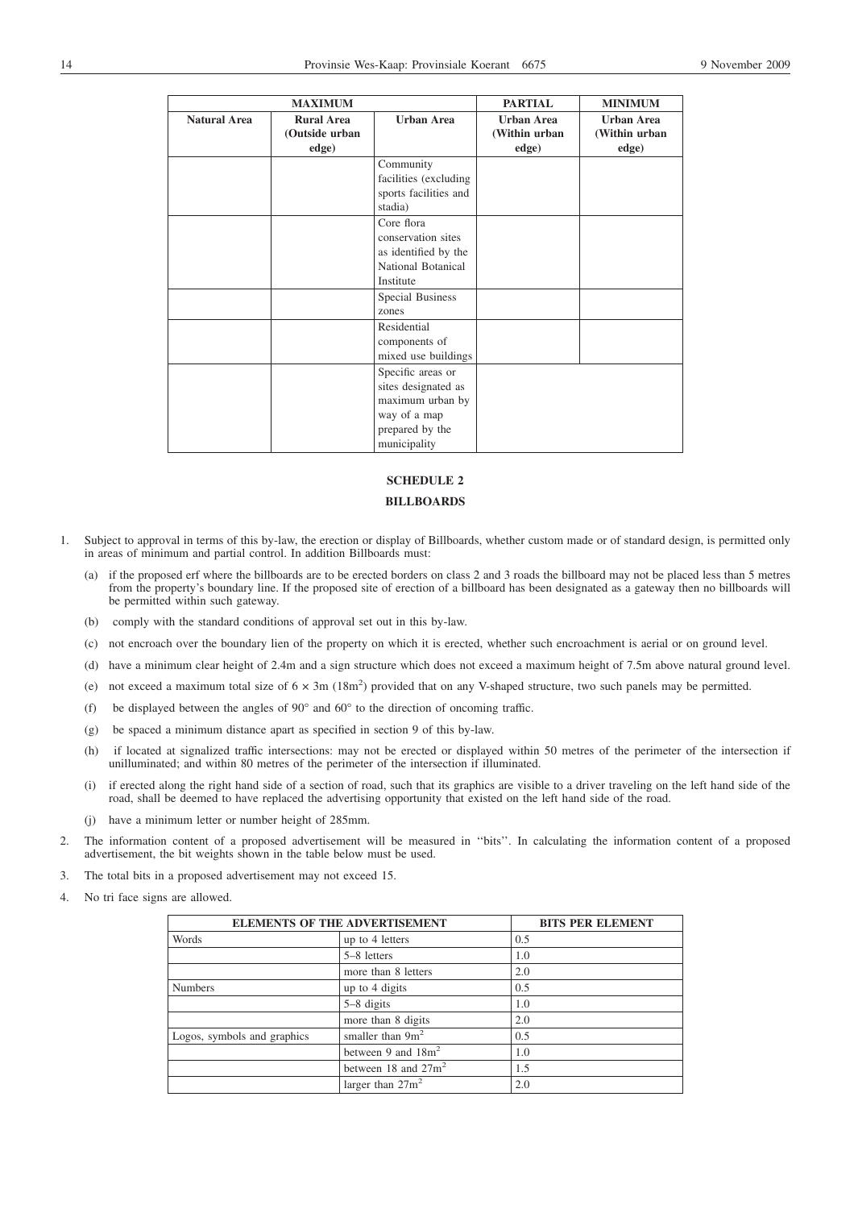| MAXIMUM | | | PARTIAL | MINIMUM |
|---|---|---|---|---|
| **Natural Area** | **Rural Area (Outside urban edge)** | **Urban Area** | **Urban Area (Within urban edge)** | **Urban Area (Within urban edge)** |
| | | Community facilities (excluding sports facilities and stadia) | | |
| | | Core flora conservation sites as identified by the National Botanical Institute | | |
| | | Special Business zones | | |
| | | Residential components of mixed use buildings | | |
| | | Specific areas or sites designated as maximum urban by way of a map prepared by the municipality | | |

**SCHEDULE 2**

**BILLBOARDS**

1. Subject to approval in terms of this by-law, the erection or display of Billboards, whether custom made or of standard design, is permitted only in areas of minimum and partial control. In addition Billboards must:

   (a) if the proposed erf where the billboards are to be erected borders on class 2 and 3 roads the billboard may not be placed less than 5 metres from the property's boundary line. If the proposed site of erection of a billboard has been designated as a gateway then no billboards will be permitted within such gateway.

   (b) comply with the standard conditions of approval set out in this by-law.

   (c) not encroach over the boundary lien of the property on which it is erected, whether such encroachment is aerial or on ground level.

   (d) have a minimum clear height of 2.4m and a sign structure which does not exceed a maximum height of 7.5m above natural ground level.

   (e) not exceed a maximum total size of 6 × 3m (18m$^2$) provided that on any V-shaped structure, two such panels may be permitted.

   (f) be displayed between the angles of 90° and 60° to the direction of oncoming traffic.

   (g) be spaced a minimum distance apart as specified in section 9 of this by-law.

   (h) if located at signalized traffic intersections: may not be erected or displayed within 50 metres of the perimeter of the intersection if unilluminated; and within 80 metres of the perimeter of the intersection if illuminated.

   (i) if erected along the right hand side of a section of road, such that its graphics are visible to a driver traveling on the left hand side of the road, shall be deemed to have replaced the advertising opportunity that existed on the left hand side of the road.

   (j) have a minimum letter or number height of 285mm.

2. The information content of a proposed advertisement will be measured in ''bits''. In calculating the information content of a proposed advertisement, the bit weights shown in the table below must be used.

3. The total bits in a proposed advertisement may not exceed 15.

4. No tri face signs are allowed.

| ELEMENTS OF THE ADVERTISEMENT | | BITS PER ELEMENT |
|---|---|---|
| Words | up to 4 letters | 0.5 |
| | 5–8 letters | 1.0 |
| | more than 8 letters | 2.0 |
| Numbers | up to 4 digits | 0.5 |
| | 5–8 digits | 1.0 |
| | more than 8 digits | 2.0 |
| Logos, symbols and graphics | smaller than 9m$^2$ | 0.5 |
| | between 9 and 18m$^2$ | 1.0 |
| | between 18 and 27m$^2$ | 1.5 |
| | larger than 27m$^2$ | 2.0 |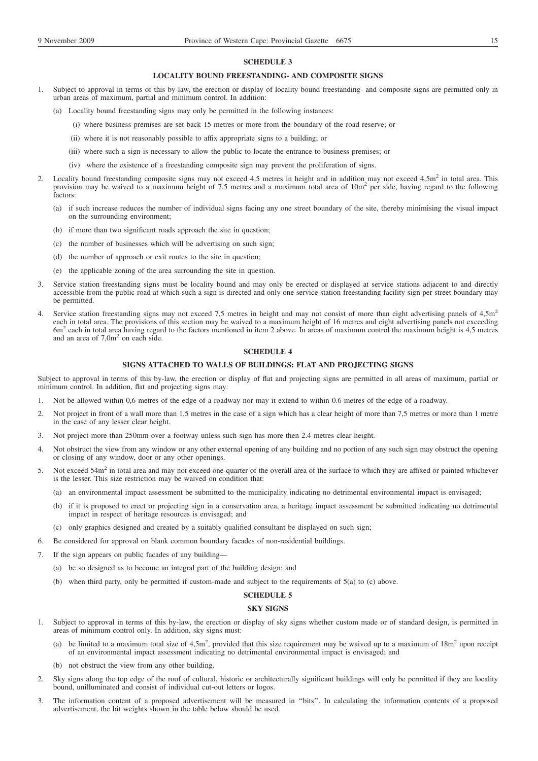## SCHEDULE 3

### LOCALITY BOUND FREESTANDING- AND COMPOSITE SIGNS

1. Subject to approval in terms of this by-law, the erection or display of locality bound freestanding- and composite signs are permitted only in urban areas of maximum, partial and minimum control. In addition:

   (a) Locality bound freestanding signs may only be permitted in the following instances:

      (i) where business premises are set back 15 metres or more from the boundary of the road reserve; or

      (ii) where it is not reasonably possible to affix appropriate signs to a building; or

      (iii) where such a sign is necessary to allow the public to locate the entrance to business premises; or

      (iv) where the existence of a freestanding composite sign may prevent the proliferation of signs.

2. Locality bound freestanding composite signs may not exceed 4,5 metres in height and in addition may not exceed 4,5m$^2$ in total area. This provision may be waived to a maximum height of 7,5 metres and a maximum total area of 10m$^2$ per side, having regard to the following factors:

   (a) if such increase reduces the number of individual signs facing any one street boundary of the site, thereby minimising the visual impact on the surrounding environment;

   (b) if more than two significant roads approach the site in question;

   (c) the number of businesses which will be advertising on such sign;

   (d) the number of approach or exit routes to the site in question;

   (e) the applicable zoning of the area surrounding the site in question.

3. Service station freestanding signs must be locality bound and may only be erected or displayed at service stations adjacent to and directly accessible from the public road at which such a sign is directed and only one service station freestanding facility sign per street boundary may be permitted.

4. Service station freestanding signs may not exceed 7,5 metres in height and may not consist of more than eight advertising panels of 4,5m$^2$ each in total area. The provisions of this section may be waived to a maximum height of 16 metres and eight advertising panels not exceeding 6m$^2$ each in total area having regard to the factors mentioned in item 2 above. In areas of maximum control the maximum height is 4,5 metres and an area of 7,0m$^2$ on each side.

## SCHEDULE 4

### SIGNS ATTACHED TO WALLS OF BUILDINGS: FLAT AND PROJECTING SIGNS

Subject to approval in terms of this by-law, the erection or display of flat and projecting signs are permitted in all areas of maximum, partial or minimum control. In addition, flat and projecting signs may:

1. Not be allowed within 0,6 metres of the edge of a roadway nor may it extend to within 0.6 metres of the edge of a roadway.

2. Not project in front of a wall more than 1,5 metres in the case of a sign which has a clear height of more than 7,5 metres or more than 1 metre in the case of any lesser clear height.

3. Not project more than 250mm over a footway unless such sign has more then 2.4 metres clear height.

4. Not obstruct the view from any window or any other external opening of any building and no portion of any such sign may obstruct the opening or closing of any window, door or any other openings.

5. Not exceed 54m$^2$ in total area and may not exceed one-quarter of the overall area of the surface to which they are affixed or painted whichever is the lesser. This size restriction may be waived on condition that:

   (a) an environmental impact assessment be submitted to the municipality indicating no detrimental environmental impact is envisaged;

   (b) if it is proposed to erect or projecting sign in a conservation area, a heritage impact assessment be submitted indicating no detrimental impact in respect of heritage resources is envisaged; and

   (c) only graphics designed and created by a suitably qualified consultant be displayed on such sign;

6. Be considered for approval on blank common boundary facades of non-residential buildings.

7. If the sign appears on public facades of any building—

   (a) be so designed as to become an integral part of the building design; and

   (b) when third party, only be permitted if custom-made and subject to the requirements of 5(a) to (c) above.

## SCHEDULE 5

### SKY SIGNS

1. Subject to approval in terms of this by-law, the erection or display of sky signs whether custom made or of standard design, is permitted in areas of minimum control only. In addition, sky signs must:

   (a) be limited to a maximum total size of 4,5m$^2$, provided that this size requirement may be waived up to a maximum of 18m$^2$ upon receipt of an environmental impact assessment indicating no detrimental environmental impact is envisaged; and

   (b) not obstruct the view from any other building.

2. Sky signs along the top edge of the roof of cultural, historic or architecturally significant buildings will only be permitted if they are locality bound, unilluminated and consist of individual cut-out letters or logos.

3. The information content of a proposed advertisement will be measured in ''bits''. In calculating the information contents of a proposed advertisement, the bit weights shown in the table below should be used.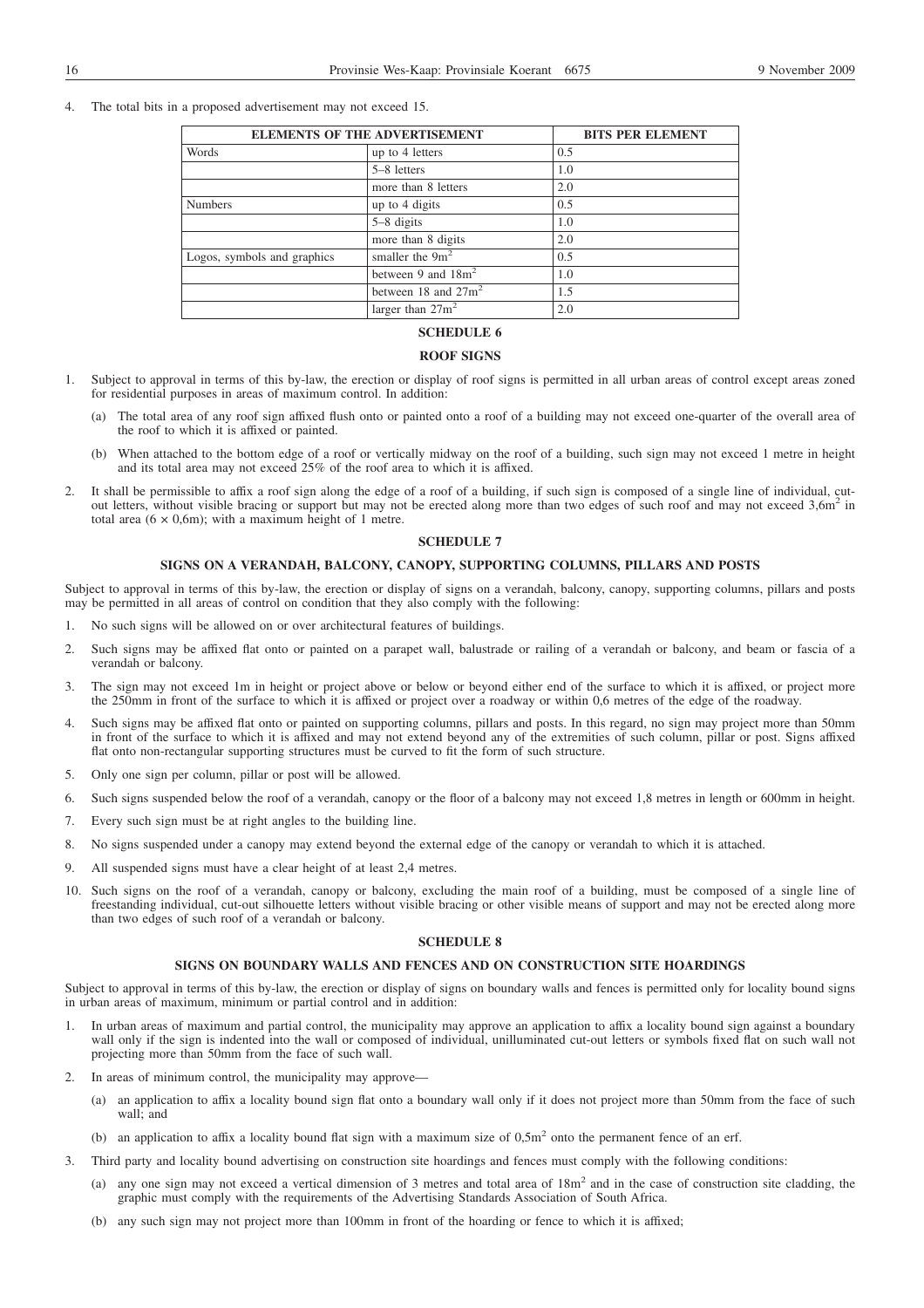4. The total bits in a proposed advertisement may not exceed 15.

| ELEMENTS OF THE ADVERTISEMENT | | BITS PER ELEMENT |
|---|---|---|
| Words | up to 4 letters | 0.5 |
| | 5–8 letters | 1.0 |
| | more than 8 letters | 2.0 |
| Numbers | up to 4 digits | 0.5 |
| | 5–8 digits | 1.0 |
| | more than 8 digits | 2.0 |
| Logos, symbols and graphics | smaller the $9m^2$ | 0.5 |
| | between 9 and $18m^2$ | 1.0 |
| | between 18 and $27m^2$ | 1.5 |
| | larger than $27m^2$ | 2.0 |

## SCHEDULE 6

### ROOF SIGNS

1. Subject to approval in terms of this by-law, the erection or display of roof signs is permitted in all urban areas of control except areas zoned for residential purposes in areas of maximum control. In addition:

   (a) The total area of any roof sign affixed flush onto or painted onto a roof of a building may not exceed one-quarter of the overall area of the roof to which it is affixed or painted.

   (b) When attached to the bottom edge of a roof or vertically midway on the roof of a building, such sign may not exceed 1 metre in height and its total area may not exceed 25% of the roof area to which it is affixed.

2. It shall be permissible to affix a roof sign along the edge of a roof of a building, if such sign is composed of a single line of individual, cut-out letters, without visible bracing or support but may not be erected along more than two edges of such roof and may not exceed $3{,}6m^2$ in total area ($6 \times 0{,}6m$); with a maximum height of 1 metre.

## SCHEDULE 7

### SIGNS ON A VERANDAH, BALCONY, CANOPY, SUPPORTING COLUMNS, PILLARS AND POSTS

Subject to approval in terms of this by-law, the erection or display of signs on a verandah, balcony, canopy, supporting columns, pillars and posts may be permitted in all areas of control on condition that they also comply with the following:

1. No such signs will be allowed on or over architectural features of buildings.

2. Such signs may be affixed flat onto or painted on a parapet wall, balustrade or railing of a verandah or balcony, and beam or fascia of a verandah or balcony.

3. The sign may not exceed 1m in height or project above or below or beyond either end of the surface to which it is affixed, or project more the 250mm in front of the surface to which it is affixed or project over a roadway or within 0,6 metres of the edge of the roadway.

4. Such signs may be affixed flat onto or painted on supporting columns, pillars and posts. In this regard, no sign may project more than 50mm in front of the surface to which it is affixed and may not extend beyond any of the extremities of such column, pillar or post. Signs affixed flat onto non-rectangular supporting structures must be curved to fit the form of such structure.

5. Only one sign per column, pillar or post will be allowed.

6. Such signs suspended below the roof of a verandah, canopy or the floor of a balcony may not exceed 1,8 metres in length or 600mm in height.

7. Every such sign must be at right angles to the building line.

8. No signs suspended under a canopy may extend beyond the external edge of the canopy or verandah to which it is attached.

9. All suspended signs must have a clear height of at least 2,4 metres.

10. Such signs on the roof of a verandah, canopy or balcony, excluding the main roof of a building, must be composed of a single line of freestanding individual, cut-out silhouette letters without visible bracing or other visible means of support and may not be erected along more than two edges of such roof of a verandah or balcony.

## SCHEDULE 8

### SIGNS ON BOUNDARY WALLS AND FENCES AND ON CONSTRUCTION SITE HOARDINGS

Subject to approval in terms of this by-law, the erection or display of signs on boundary walls and fences is permitted only for locality bound signs in urban areas of maximum, minimum or partial control and in addition:

1. In urban areas of maximum and partial control, the municipality may approve an application to affix a locality bound sign against a boundary wall only if the sign is indented into the wall or composed of individual, unilluminated cut-out letters or symbols fixed flat on such wall not projecting more than 50mm from the face of such wall.

2. In areas of minimum control, the municipality may approve—

   (a) an application to affix a locality bound sign flat onto a boundary wall only if it does not project more than 50mm from the face of such wall; and

   (b) an application to affix a locality bound flat sign with a maximum size of $0{,}5m^2$ onto the permanent fence of an erf.

3. Third party and locality bound advertising on construction site hoardings and fences must comply with the following conditions:

   (a) any one sign may not exceed a vertical dimension of 3 metres and total area of $18m^2$ and in the case of construction site cladding, the graphic must comply with the requirements of the Advertising Standards Association of South Africa.

   (b) any such sign may not project more than 100mm in front of the hoarding or fence to which it is affixed;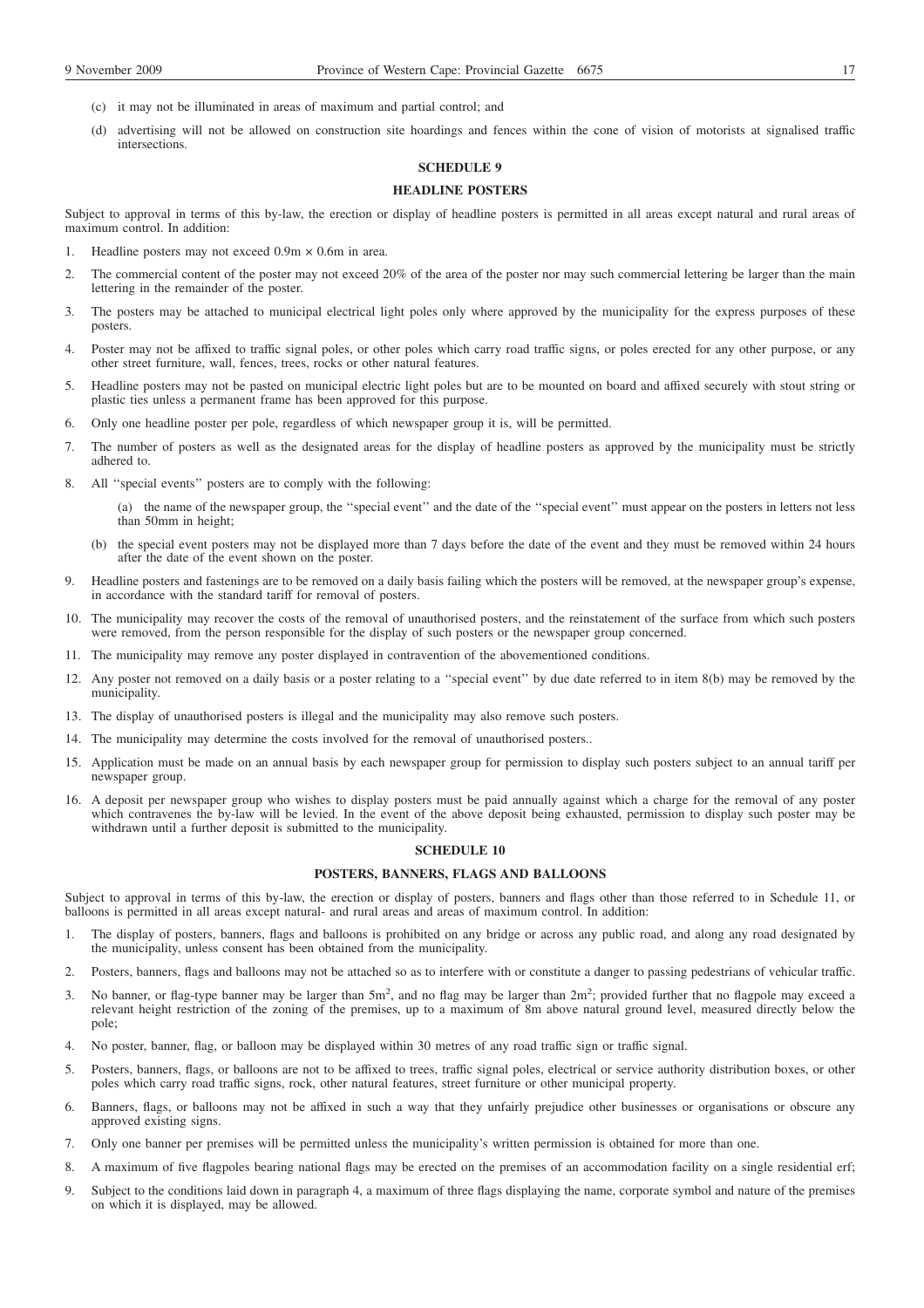(c) it may not be illuminated in areas of maximum and partial control; and

(d) advertising will not be allowed on construction site hoardings and fences within the cone of vision of motorists at signalised traffic intersections.

## SCHEDULE 9

## HEADLINE POSTERS

Subject to approval in terms of this by-law, the erection or display of headline posters is permitted in all areas except natural and rural areas of maximum control. In addition:

1. Headline posters may not exceed 0.9m × 0.6m in area.
2. The commercial content of the poster may not exceed 20% of the area of the poster nor may such commercial lettering be larger than the main lettering in the remainder of the poster.
3. The posters may be attached to municipal electrical light poles only where approved by the municipality for the express purposes of these posters.
4. Poster may not be affixed to traffic signal poles, or other poles which carry road traffic signs, or poles erected for any other purpose, or any other street furniture, wall, fences, trees, rocks or other natural features.
5. Headline posters may not be pasted on municipal electric light poles but are to be mounted on board and affixed securely with stout string or plastic ties unless a permanent frame has been approved for this purpose.
6. Only one headline poster per pole, regardless of which newspaper group it is, will be permitted.
7. The number of posters as well as the designated areas for the display of headline posters as approved by the municipality must be strictly adhered to.
8. All ''special events'' posters are to comply with the following:

   (a) the name of the newspaper group, the ''special event'' and the date of the ''special event'' must appear on the posters in letters not less than 50mm in height;

   (b) the special event posters may not be displayed more than 7 days before the date of the event and they must be removed within 24 hours after the date of the event shown on the poster.
9. Headline posters and fastenings are to be removed on a daily basis failing which the posters will be removed, at the newspaper group's expense, in accordance with the standard tariff for removal of posters.
10. The municipality may recover the costs of the removal of unauthorised posters, and the reinstatement of the surface from which such posters were removed, from the person responsible for the display of such posters or the newspaper group concerned.
11. The municipality may remove any poster displayed in contravention of the abovementioned conditions.
12. Any poster not removed on a daily basis or a poster relating to a ''special event'' by due date referred to in item 8(b) may be removed by the municipality.
13. The display of unauthorised posters is illegal and the municipality may also remove such posters.
14. The municipality may determine the costs involved for the removal of unauthorised posters..
15. Application must be made on an annual basis by each newspaper group for permission to display such posters subject to an annual tariff per newspaper group.
16. A deposit per newspaper group who wishes to display posters must be paid annually against which a charge for the removal of any poster which contravenes the by-law will be levied. In the event of the above deposit being exhausted, permission to display such poster may be withdrawn until a further deposit is submitted to the municipality.

## SCHEDULE 10

## POSTERS, BANNERS, FLAGS AND BALLOONS

Subject to approval in terms of this by-law, the erection or display of posters, banners and flags other than those referred to in Schedule 11, or balloons is permitted in all areas except natural- and rural areas and areas of maximum control. In addition:

1. The display of posters, banners, flags and balloons is prohibited on any bridge or across any public road, and along any road designated by the municipality, unless consent has been obtained from the municipality.
2. Posters, banners, flags and balloons may not be attached so as to interfere with or constitute a danger to passing pedestrians of vehicular traffic.
3. No banner, or flag-type banner may be larger than $5m^2$, and no flag may be larger than $2m^2$; provided further that no flagpole may exceed a relevant height restriction of the zoning of the premises, up to a maximum of 8m above natural ground level, measured directly below the pole;
4. No poster, banner, flag, or balloon may be displayed within 30 metres of any road traffic sign or traffic signal.
5. Posters, banners, flags, or balloons are not to be affixed to trees, traffic signal poles, electrical or service authority distribution boxes, or other poles which carry road traffic signs, rock, other natural features, street furniture or other municipal property.
6. Banners, flags, or balloons may not be affixed in such a way that they unfairly prejudice other businesses or organisations or obscure any approved existing signs.
7. Only one banner per premises will be permitted unless the municipality's written permission is obtained for more than one.
8. A maximum of five flagpoles bearing national flags may be erected on the premises of an accommodation facility on a single residential erf;
9. Subject to the conditions laid down in paragraph 4, a maximum of three flags displaying the name, corporate symbol and nature of the premises on which it is displayed, may be allowed.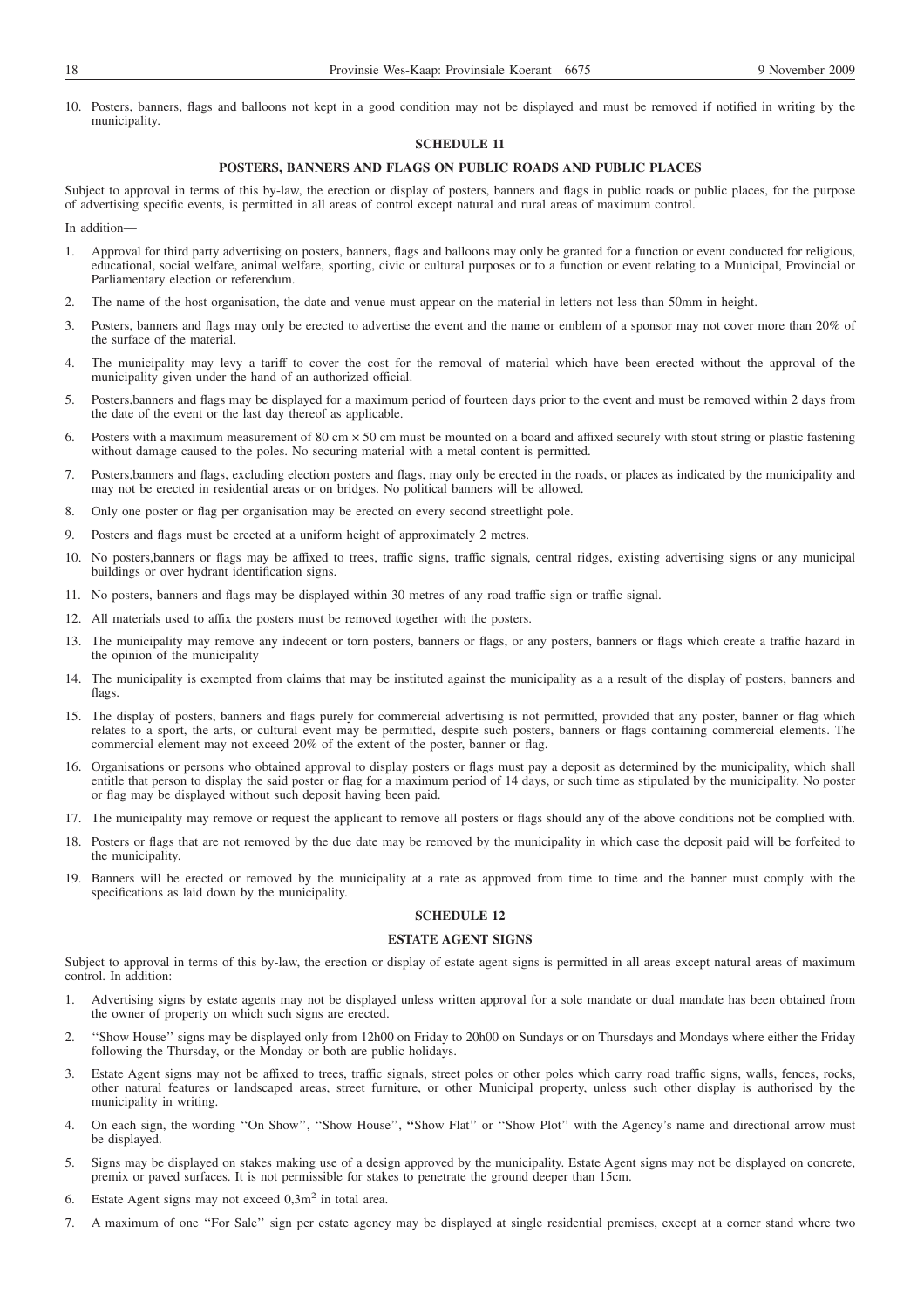10. Posters, banners, flags and balloons not kept in a good condition may not be displayed and must be removed if notified in writing by the municipality.

## SCHEDULE 11

## POSTERS, BANNERS AND FLAGS ON PUBLIC ROADS AND PUBLIC PLACES

Subject to approval in terms of this by-law, the erection or display of posters, banners and flags in public roads or public places, for the purpose of advertising specific events, is permitted in all areas of control except natural and rural areas of maximum control.

In addition—

1. Approval for third party advertising on posters, banners, flags and balloons may only be granted for a function or event conducted for religious, educational, social welfare, animal welfare, sporting, civic or cultural purposes or to a function or event relating to a Municipal, Provincial or Parliamentary election or referendum.
2. The name of the host organisation, the date and venue must appear on the material in letters not less than 50mm in height.
3. Posters, banners and flags may only be erected to advertise the event and the name or emblem of a sponsor may not cover more than 20% of the surface of the material.
4. The municipality may levy a tariff to cover the cost for the removal of material which have been erected without the approval of the municipality given under the hand of an authorized official.
5. Posters,banners and flags may be displayed for a maximum period of fourteen days prior to the event and must be removed within 2 days from the date of the event or the last day thereof as applicable.
6. Posters with a maximum measurement of 80 cm × 50 cm must be mounted on a board and affixed securely with stout string or plastic fastening without damage caused to the poles. No securing material with a metal content is permitted.
7. Posters,banners and flags, excluding election posters and flags, may only be erected in the roads, or places as indicated by the municipality and may not be erected in residential areas or on bridges. No political banners will be allowed.
8. Only one poster or flag per organisation may be erected on every second streetlight pole.
9. Posters and flags must be erected at a uniform height of approximately 2 metres.
10. No posters,banners or flags may be affixed to trees, traffic signs, traffic signals, central ridges, existing advertising signs or any municipal buildings or over hydrant identification signs.
11. No posters, banners and flags may be displayed within 30 metres of any road traffic sign or traffic signal.
12. All materials used to affix the posters must be removed together with the posters.
13. The municipality may remove any indecent or torn posters, banners or flags, or any posters, banners or flags which create a traffic hazard in the opinion of the municipality
14. The municipality is exempted from claims that may be instituted against the municipality as a a result of the display of posters, banners and flags.
15. The display of posters, banners and flags purely for commercial advertising is not permitted, provided that any poster, banner or flag which relates to a sport, the arts, or cultural event may be permitted, despite such posters, banners or flags containing commercial elements. The commercial element may not exceed 20% of the extent of the poster, banner or flag.
16. Organisations or persons who obtained approval to display posters or flags must pay a deposit as determined by the municipality, which shall entitle that person to display the said poster or flag for a maximum period of 14 days, or such time as stipulated by the municipality. No poster or flag may be displayed without such deposit having been paid.
17. The municipality may remove or request the applicant to remove all posters or flags should any of the above conditions not be complied with.
18. Posters or flags that are not removed by the due date may be removed by the municipality in which case the deposit paid will be forfeited to the municipality.
19. Banners will be erected or removed by the municipality at a rate as approved from time to time and the banner must comply with the specifications as laid down by the municipality.

## SCHEDULE 12

## ESTATE AGENT SIGNS

Subject to approval in terms of this by-law, the erection or display of estate agent signs is permitted in all areas except natural areas of maximum control. In addition:

1. Advertising signs by estate agents may not be displayed unless written approval for a sole mandate or dual mandate has been obtained from the owner of property on which such signs are erected.
2. ''Show House'' signs may be displayed only from 12h00 on Friday to 20h00 on Sundays or on Thursdays and Mondays where either the Friday following the Thursday, or the Monday or both are public holidays.
3. Estate Agent signs may not be affixed to trees, traffic signals, street poles or other poles which carry road traffic signs, walls, fences, rocks, other natural features or landscaped areas, street furniture, or other Municipal property, unless such other display is authorised by the municipality in writing.
4. On each sign, the wording ''On Show'', ''Show House'', **''**Show Flat'' or ''Show Plot'' with the Agency's name and directional arrow must be displayed.
5. Signs may be displayed on stakes making use of a design approved by the municipality. Estate Agent signs may not be displayed on concrete, premix or paved surfaces. It is not permissible for stakes to penetrate the ground deeper than 15cm.
6. Estate Agent signs may not exceed $0{,}3\text{m}^2$ in total area.
7. A maximum of one ''For Sale'' sign per estate agency may be displayed at single residential premises, except at a corner stand where two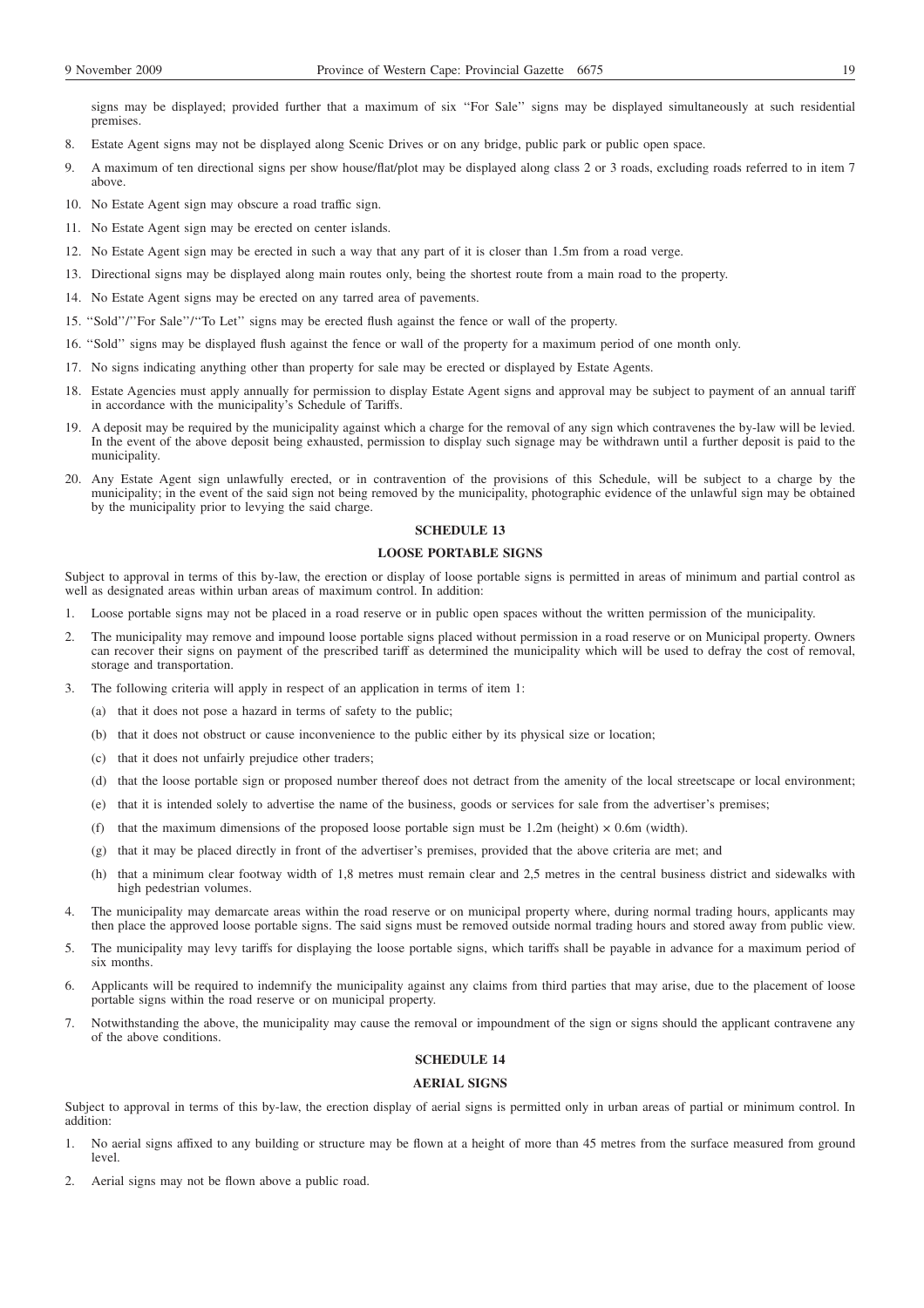signs may be displayed; provided further that a maximum of six "For Sale" signs may be displayed simultaneously at such residential premises.

8. Estate Agent signs may not be displayed along Scenic Drives or on any bridge, public park or public open space.
9. A maximum of ten directional signs per show house/flat/plot may be displayed along class 2 or 3 roads, excluding roads referred to in item 7 above.
10. No Estate Agent sign may obscure a road traffic sign.
11. No Estate Agent sign may be erected on center islands.
12. No Estate Agent sign may be erected in such a way that any part of it is closer than 1.5m from a road verge.
13. Directional signs may be displayed along main routes only, being the shortest route from a main road to the property.
14. No Estate Agent signs may be erected on any tarred area of pavements.
15. "Sold"/"For Sale"/"To Let" signs may be erected flush against the fence or wall of the property.
16. "Sold" signs may be displayed flush against the fence or wall of the property for a maximum period of one month only.
17. No signs indicating anything other than property for sale may be erected or displayed by Estate Agents.
18. Estate Agencies must apply annually for permission to display Estate Agent signs and approval may be subject to payment of an annual tariff in accordance with the municipality's Schedule of Tariffs.
19. A deposit may be required by the municipality against which a charge for the removal of any sign which contravenes the by-law will be levied. In the event of the above deposit being exhausted, permission to display such signage may be withdrawn until a further deposit is paid to the municipality.
20. Any Estate Agent sign unlawfully erected, or in contravention of the provisions of this Schedule, will be subject to a charge by the municipality; in the event of the said sign not being removed by the municipality, photographic evidence of the unlawful sign may be obtained by the municipality prior to levying the said charge.

## SCHEDULE 13

## LOOSE PORTABLE SIGNS

Subject to approval in terms of this by-law, the erection or display of loose portable signs is permitted in areas of minimum and partial control as well as designated areas within urban areas of maximum control. In addition:

1. Loose portable signs may not be placed in a road reserve or in public open spaces without the written permission of the municipality.
2. The municipality may remove and impound loose portable signs placed without permission in a road reserve or on Municipal property. Owners can recover their signs on payment of the prescribed tariff as determined the municipality which will be used to defray the cost of removal, storage and transportation.
3. The following criteria will apply in respect of an application in terms of item 1:
   (a) that it does not pose a hazard in terms of safety to the public;
   (b) that it does not obstruct or cause inconvenience to the public either by its physical size or location;
   (c) that it does not unfairly prejudice other traders;
   (d) that the loose portable sign or proposed number thereof does not detract from the amenity of the local streetscape or local environment;
   (e) that it is intended solely to advertise the name of the business, goods or services for sale from the advertiser's premises;
   (f) that the maximum dimensions of the proposed loose portable sign must be 1.2m (height) × 0.6m (width).
   (g) that it may be placed directly in front of the advertiser's premises, provided that the above criteria are met; and
   (h) that a minimum clear footway width of 1,8 metres must remain clear and 2,5 metres in the central business district and sidewalks with high pedestrian volumes.
4. The municipality may demarcate areas within the road reserve or on municipal property where, during normal trading hours, applicants may then place the approved loose portable signs. The said signs must be removed outside normal trading hours and stored away from public view.
5. The municipality may levy tariffs for displaying the loose portable signs, which tariffs shall be payable in advance for a maximum period of six months.
6. Applicants will be required to indemnify the municipality against any claims from third parties that may arise, due to the placement of loose portable signs within the road reserve or on municipal property.
7. Notwithstanding the above, the municipality may cause the removal or impoundment of the sign or signs should the applicant contravene any of the above conditions.

## SCHEDULE 14

## AERIAL SIGNS

Subject to approval in terms of this by-law, the erection display of aerial signs is permitted only in urban areas of partial or minimum control. In addition:

1. No aerial signs affixed to any building or structure may be flown at a height of more than 45 metres from the surface measured from ground level.
2. Aerial signs may not be flown above a public road.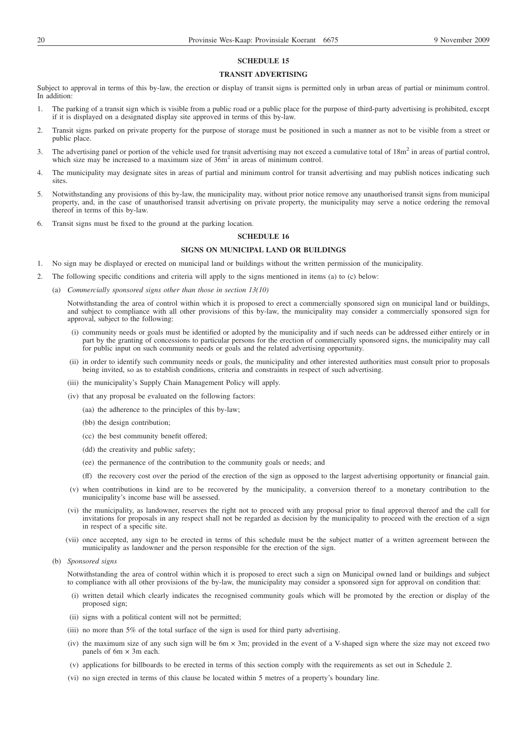## SCHEDULE 15

## TRANSIT ADVERTISING

Subject to approval in terms of this by-law, the erection or display of transit signs is permitted only in urban areas of partial or minimum control. In addition:

1. The parking of a transit sign which is visible from a public road or a public place for the purpose of third-party advertising is prohibited, except if it is displayed on a designated display site approved in terms of this by-law.
2. Transit signs parked on private property for the purpose of storage must be positioned in such a manner as not to be visible from a street or public place.
3. The advertising panel or portion of the vehicle used for transit advertising may not exceed a cumulative total of $18m^2$ in areas of partial control, which size may be increased to a maximum size of $36m^2$ in areas of minimum control.
4. The municipality may designate sites in areas of partial and minimum control for transit advertising and may publish notices indicating such sites.
5. Notwithstanding any provisions of this by-law, the municipality may, without prior notice remove any unauthorised transit signs from municipal property, and, in the case of unauthorised transit advertising on private property, the municipality may serve a notice ordering the removal thereof in terms of this by-law.
6. Transit signs must be fixed to the ground at the parking location.

## SCHEDULE 16

## SIGNS ON MUNICIPAL LAND OR BUILDINGS

1. No sign may be displayed or erected on municipal land or buildings without the written permission of the municipality.
2. The following specific conditions and criteria will apply to the signs mentioned in items (a) to (c) below:

   (a) *Commercially sponsored signs other than those in section 13(10)*

   Notwithstanding the area of control within which it is proposed to erect a commercially sponsored sign on municipal land or buildings, and subject to compliance with all other provisions of this by-law, the municipality may consider a commercially sponsored sign for approval, subject to the following:

   (i) community needs or goals must be identified or adopted by the municipality and if such needs can be addressed either entirely or in part by the granting of concessions to particular persons for the erection of commercially sponsored signs, the municipality may call for public input on such community needs or goals and the related advertising opportunity.

   (ii) in order to identify such community needs or goals, the municipality and other interested authorities must consult prior to proposals being invited, so as to establish conditions, criteria and constraints in respect of such advertising.

   (iii) the municipality's Supply Chain Management Policy will apply.

   (iv) that any proposal be evaluated on the following factors:

   (aa) the adherence to the principles of this by-law;

   (bb) the design contribution;

   (cc) the best community benefit offered;

   (dd) the creativity and public safety;

   (ee) the permanence of the contribution to the community goals or needs; and

   (ff) the recovery cost over the period of the erection of the sign as opposed to the largest advertising opportunity or financial gain.

   (v) when contributions in kind are to be recovered by the municipality, a conversion thereof to a monetary contribution to the municipality's income base will be assessed.

   (vi) the municipality, as landowner, reserves the right not to proceed with any proposal prior to final approval thereof and the call for invitations for proposals in any respect shall not be regarded as decision by the municipality to proceed with the erection of a sign in respect of a specific site.

   (vii) once accepted, any sign to be erected in terms of this schedule must be the subject matter of a written agreement between the municipality as landowner and the person responsible for the erection of the sign.

   (b) *Sponsored signs*

   Notwithstanding the area of control within which it is proposed to erect such a sign on Municipal owned land or buildings and subject to compliance with all other provisions of the by-law, the municipality may consider a sponsored sign for approval on condition that:

   (i) written detail which clearly indicates the recognised community goals which will be promoted by the erection or display of the proposed sign;

   (ii) signs with a political content will not be permitted;

   (iii) no more than 5% of the total surface of the sign is used for third party advertising.

   (iv) the maximum size of any such sign will be 6m × 3m; provided in the event of a V-shaped sign where the size may not exceed two panels of 6m × 3m each.

   (v) applications for billboards to be erected in terms of this section comply with the requirements as set out in Schedule 2.

   (vi) no sign erected in terms of this clause be located within 5 metres of a property's boundary line.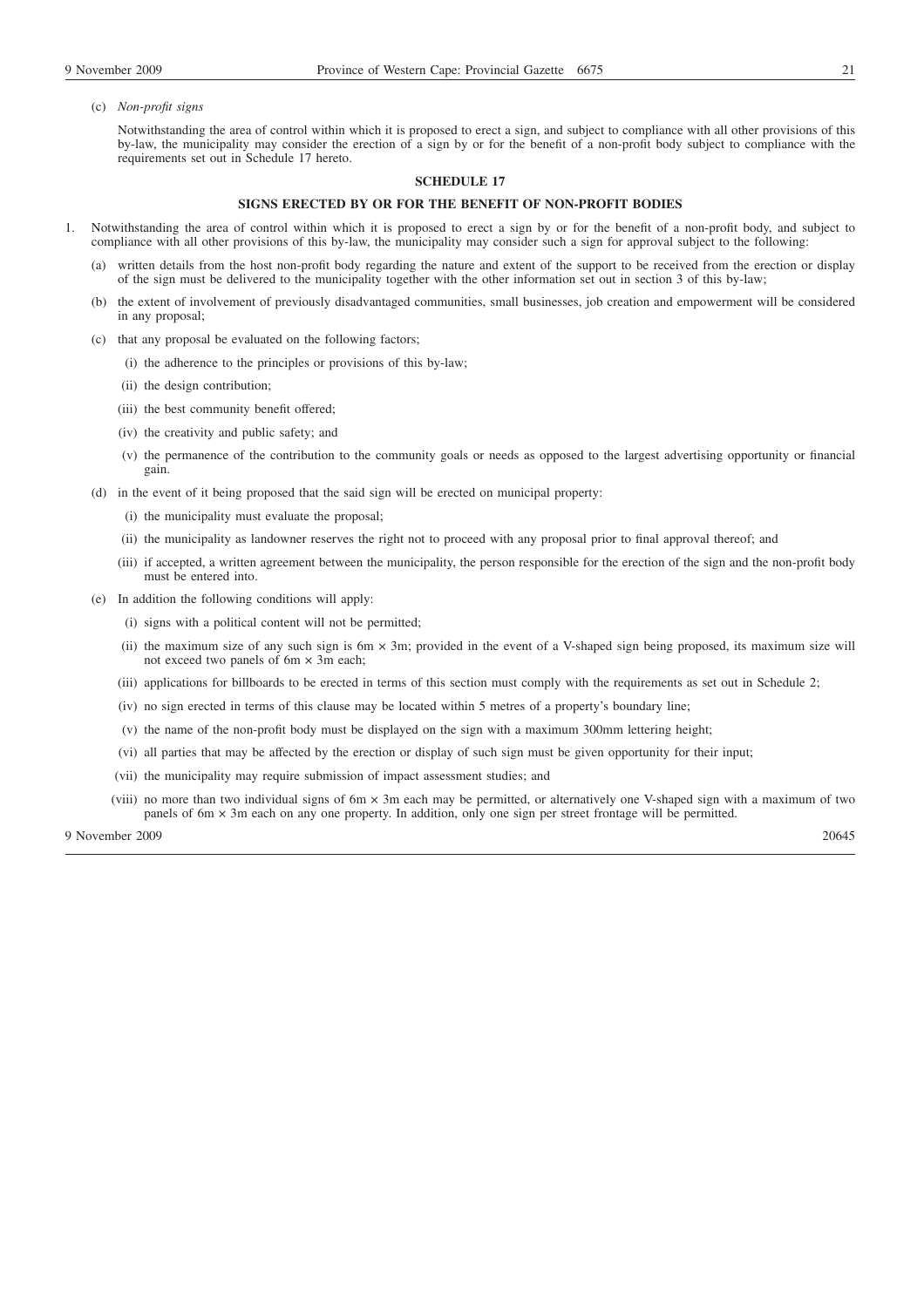(c) *Non-profit signs*

Notwithstanding the area of control within which it is proposed to erect a sign, and subject to compliance with all other provisions of this by-law, the municipality may consider the erection of a sign by or for the benefit of a non-profit body subject to compliance with the requirements set out in Schedule 17 hereto.

## SCHEDULE 17

### SIGNS ERECTED BY OR FOR THE BENEFIT OF NON-PROFIT BODIES

1. Notwithstanding the area of control within which it is proposed to erect a sign by or for the benefit of a non-profit body, and subject to compliance with all other provisions of this by-law, the municipality may consider such a sign for approval subject to the following:

   (a) written details from the host non-profit body regarding the nature and extent of the support to be received from the erection or display of the sign must be delivered to the municipality together with the other information set out in section 3 of this by-law;

   (b) the extent of involvement of previously disadvantaged communities, small businesses, job creation and empowerment will be considered in any proposal;

   (c) that any proposal be evaluated on the following factors;

      (i) the adherence to the principles or provisions of this by-law;

      (ii) the design contribution;

      (iii) the best community benefit offered;

      (iv) the creativity and public safety; and

      (v) the permanence of the contribution to the community goals or needs as opposed to the largest advertising opportunity or financial gain.

   (d) in the event of it being proposed that the said sign will be erected on municipal property:

      (i) the municipality must evaluate the proposal;

      (ii) the municipality as landowner reserves the right not to proceed with any proposal prior to final approval thereof; and

      (iii) if accepted, a written agreement between the municipality, the person responsible for the erection of the sign and the non-profit body must be entered into.

   (e) In addition the following conditions will apply:

      (i) signs with a political content will not be permitted;

      (ii) the maximum size of any such sign is 6m × 3m; provided in the event of a V-shaped sign being proposed, its maximum size will not exceed two panels of 6m × 3m each;

      (iii) applications for billboards to be erected in terms of this section must comply with the requirements as set out in Schedule 2;

      (iv) no sign erected in terms of this clause may be located within 5 metres of a property's boundary line;

      (v) the name of the non-profit body must be displayed on the sign with a maximum 300mm lettering height;

      (vi) all parties that may be affected by the erection or display of such sign must be given opportunity for their input;

      (vii) the municipality may require submission of impact assessment studies; and

      (viii) no more than two individual signs of 6m × 3m each may be permitted, or alternatively one V-shaped sign with a maximum of two panels of 6m × 3m each on any one property. In addition, only one sign per street frontage will be permitted.

9 November 2009 20645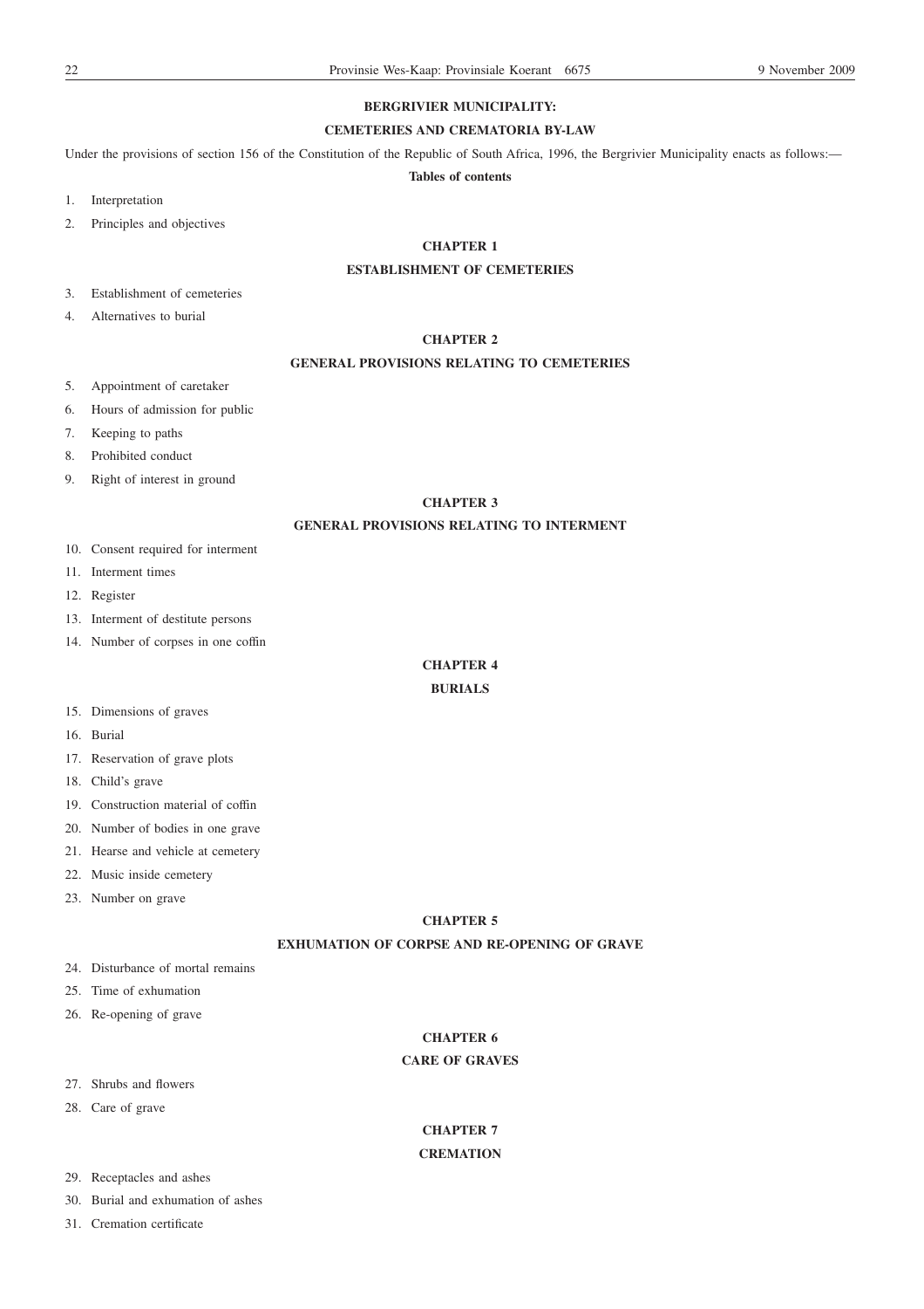## BERGRIVIER MUNICIPALITY:

## CEMETERIES AND CREMATORIA BY-LAW

Under the provisions of section 156 of the Constitution of the Republic of South Africa, 1996, the Bergrivier Municipality enacts as follows:—

**Tables of contents**

1. Interpretation
2. Principles and objectives

**CHAPTER 1**

**ESTABLISHMENT OF CEMETERIES**

3. Establishment of cemeteries
4. Alternatives to burial

**CHAPTER 2**

**GENERAL PROVISIONS RELATING TO CEMETERIES**

5. Appointment of caretaker
6. Hours of admission for public
7. Keeping to paths
8. Prohibited conduct
9. Right of interest in ground

**CHAPTER 3**

**GENERAL PROVISIONS RELATING TO INTERMENT**

10. Consent required for interment
11. Interment times
12. Register
13. Interment of destitute persons
14. Number of corpses in one coffin

**CHAPTER 4**

**BURIALS**

15. Dimensions of graves
16. Burial
17. Reservation of grave plots
18. Child's grave
19. Construction material of coffin
20. Number of bodies in one grave
21. Hearse and vehicle at cemetery
22. Music inside cemetery
23. Number on grave

**CHAPTER 5**

**EXHUMATION OF CORPSE AND RE-OPENING OF GRAVE**

24. Disturbance of mortal remains
25. Time of exhumation
26. Re-opening of grave

**CHAPTER 6**

**CARE OF GRAVES**

27. Shrubs and flowers
28. Care of grave

**CHAPTER 7**

**CREMATION**

29. Receptacles and ashes
30. Burial and exhumation of ashes
31. Cremation certificate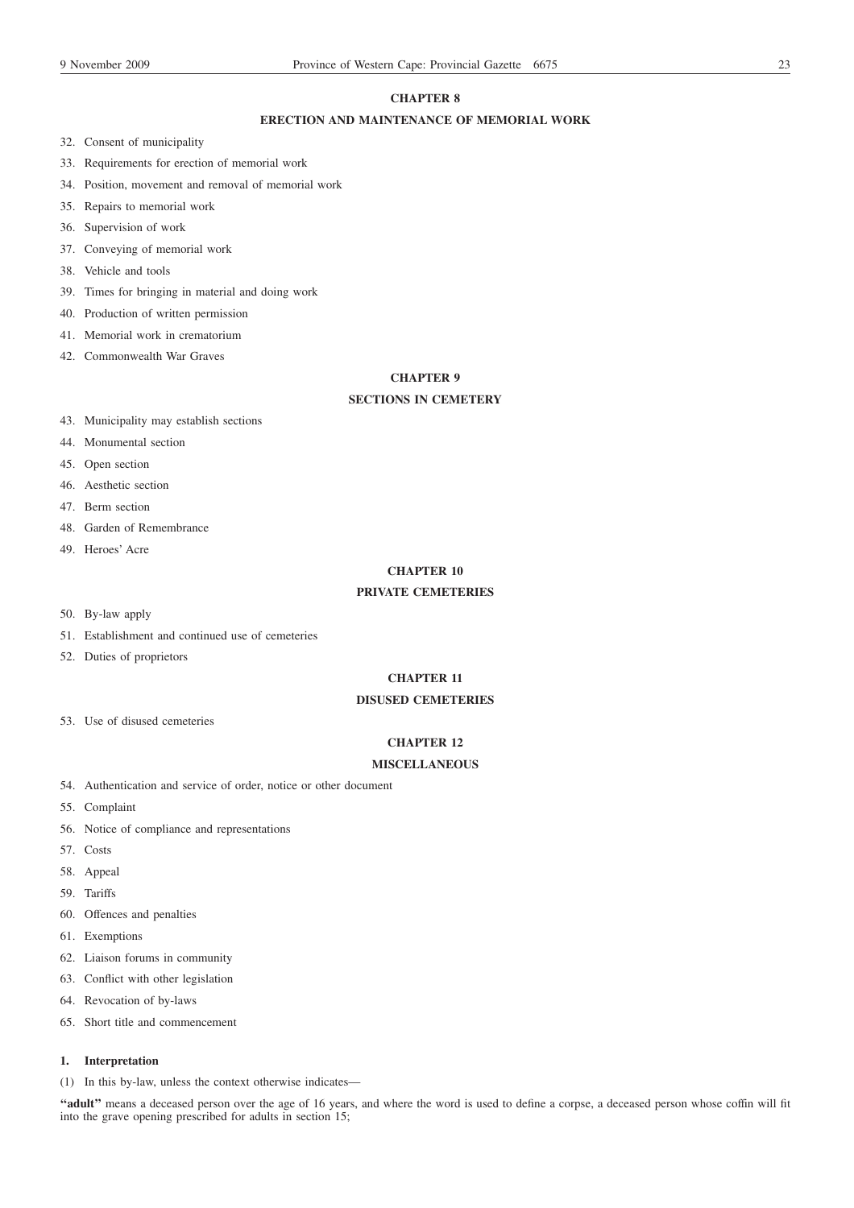## CHAPTER 8

## ERECTION AND MAINTENANCE OF MEMORIAL WORK

32. Consent of municipality
33. Requirements for erection of memorial work
34. Position, movement and removal of memorial work
35. Repairs to memorial work
36. Supervision of work
37. Conveying of memorial work
38. Vehicle and tools
39. Times for bringing in material and doing work
40. Production of written permission
41. Memorial work in crematorium
42. Commonwealth War Graves

## CHAPTER 9

## SECTIONS IN CEMETERY

43. Municipality may establish sections
44. Monumental section
45. Open section
46. Aesthetic section
47. Berm section
48. Garden of Remembrance
49. Heroes' Acre

## CHAPTER 10

## PRIVATE CEMETERIES

50. By-law apply
51. Establishment and continued use of cemeteries
52. Duties of proprietors

## CHAPTER 11

## DISUSED CEMETERIES

53. Use of disused cemeteries

## CHAPTER 12

## MISCELLANEOUS

54. Authentication and service of order, notice or other document
55. Complaint
56. Notice of compliance and representations
57. Costs
58. Appeal
59. Tariffs
60. Offences and penalties
61. Exemptions
62. Liaison forums in community
63. Conflict with other legislation
64. Revocation of by-laws
65. Short title and commencement

### 1. Interpretation

(1) In this by-law, unless the context otherwise indicates—

**"adult"** means a deceased person over the age of 16 years, and where the word is used to define a corpse, a deceased person whose coffin will fit into the grave opening prescribed for adults in section 15;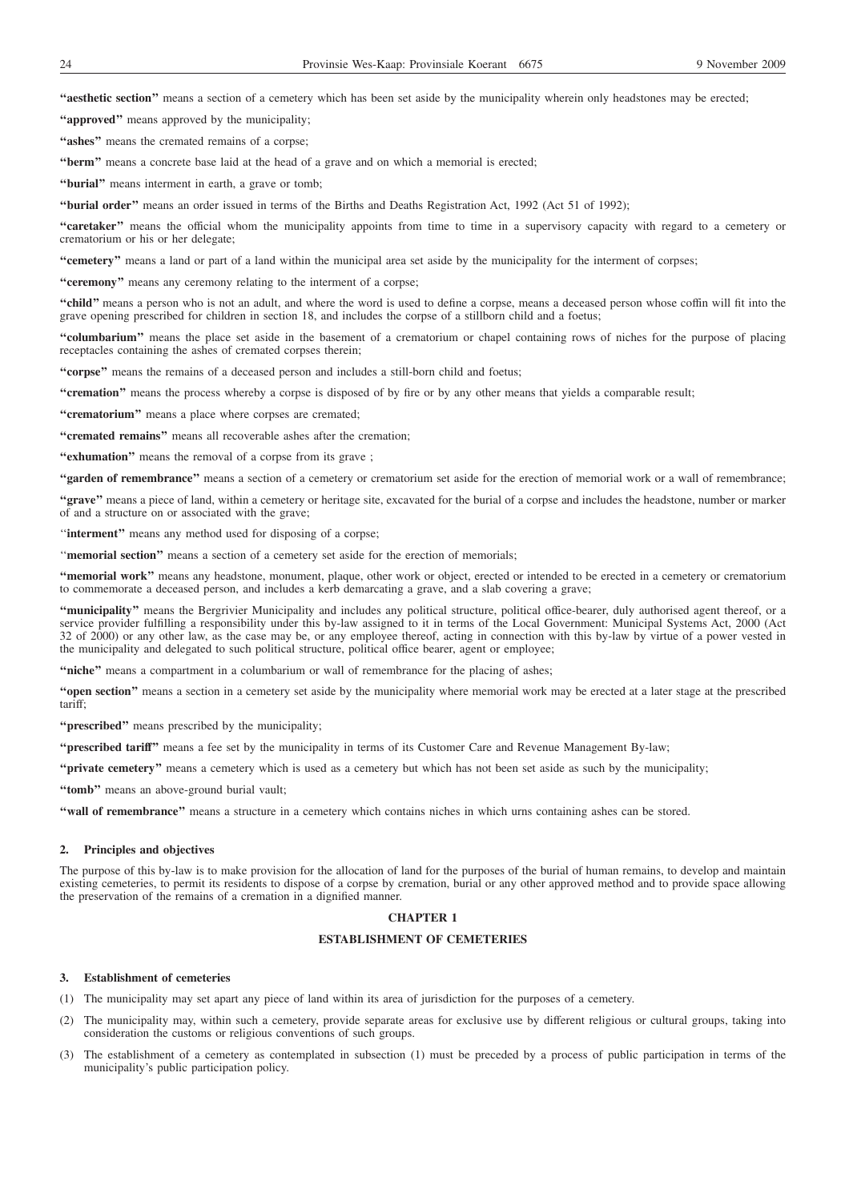**"aesthetic section"** means a section of a cemetery which has been set aside by the municipality wherein only headstones may be erected;

**"approved"** means approved by the municipality;

**"ashes"** means the cremated remains of a corpse;

**"berm"** means a concrete base laid at the head of a grave and on which a memorial is erected;

**"burial"** means interment in earth, a grave or tomb;

**"burial order"** means an order issued in terms of the Births and Deaths Registration Act, 1992 (Act 51 of 1992);

**"caretaker"** means the official whom the municipality appoints from time to time in a supervisory capacity with regard to a cemetery or crematorium or his or her delegate;

**"cemetery"** means a land or part of a land within the municipal area set aside by the municipality for the interment of corpses;

**"ceremony"** means any ceremony relating to the interment of a corpse;

**"child"** means a person who is not an adult, and where the word is used to define a corpse, means a deceased person whose coffin will fit into the grave opening prescribed for children in section 18, and includes the corpse of a stillborn child and a foetus;

**"columbarium"** means the place set aside in the basement of a crematorium or chapel containing rows of niches for the purpose of placing receptacles containing the ashes of cremated corpses therein;

**"corpse"** means the remains of a deceased person and includes a still-born child and foetus;

**"cremation"** means the process whereby a corpse is disposed of by fire or by any other means that yields a comparable result;

**"crematorium"** means a place where corpses are cremated;

**"cremated remains"** means all recoverable ashes after the cremation;

**"exhumation"** means the removal of a corpse from its grave ;

**"garden of remembrance"** means a section of a cemetery or crematorium set aside for the erection of memorial work or a wall of remembrance;

**"grave"** means a piece of land, within a cemetery or heritage site, excavated for the burial of a corpse and includes the headstone, number or marker of and a structure on or associated with the grave;

**"interment"** means any method used for disposing of a corpse;

**"memorial section"** means a section of a cemetery set aside for the erection of memorials;

**"memorial work"** means any headstone, monument, plaque, other work or object, erected or intended to be erected in a cemetery or crematorium to commemorate a deceased person, and includes a kerb demarcating a grave, and a slab covering a grave;

**"municipality"** means the Bergrivier Municipality and includes any political structure, political office-bearer, duly authorised agent thereof, or a service provider fulfilling a responsibility under this by-law assigned to it in terms of the Local Government: Municipal Systems Act, 2000 (Act 32 of 2000) or any other law, as the case may be, or any employee thereof, acting in connection with this by-law by virtue of a power vested in the municipality and delegated to such political structure, political office bearer, agent or employee;

**"niche"** means a compartment in a columbarium or wall of remembrance for the placing of ashes;

**"open section"** means a section in a cemetery set aside by the municipality where memorial work may be erected at a later stage at the prescribed tariff;

**"prescribed"** means prescribed by the municipality;

**"prescribed tariff"** means a fee set by the municipality in terms of its Customer Care and Revenue Management By-law;

**"private cemetery"** means a cemetery which is used as a cemetery but which has not been set aside as such by the municipality;

**"tomb"** means an above-ground burial vault;

**"wall of remembrance"** means a structure in a cemetery which contains niches in which urns containing ashes can be stored.

### 2. Principles and objectives

The purpose of this by-law is to make provision for the allocation of land for the purposes of the burial of human remains, to develop and maintain existing cemeteries, to permit its residents to dispose of a corpse by cremation, burial or any other approved method and to provide space allowing the preservation of the remains of a cremation in a dignified manner.

## CHAPTER 1

## ESTABLISHMENT OF CEMETERIES

### 3. Establishment of cemeteries

(1) The municipality may set apart any piece of land within its area of jurisdiction for the purposes of a cemetery.

(2) The municipality may, within such a cemetery, provide separate areas for exclusive use by different religious or cultural groups, taking into consideration the customs or religious conventions of such groups.

(3) The establishment of a cemetery as contemplated in subsection (1) must be preceded by a process of public participation in terms of the municipality's public participation policy.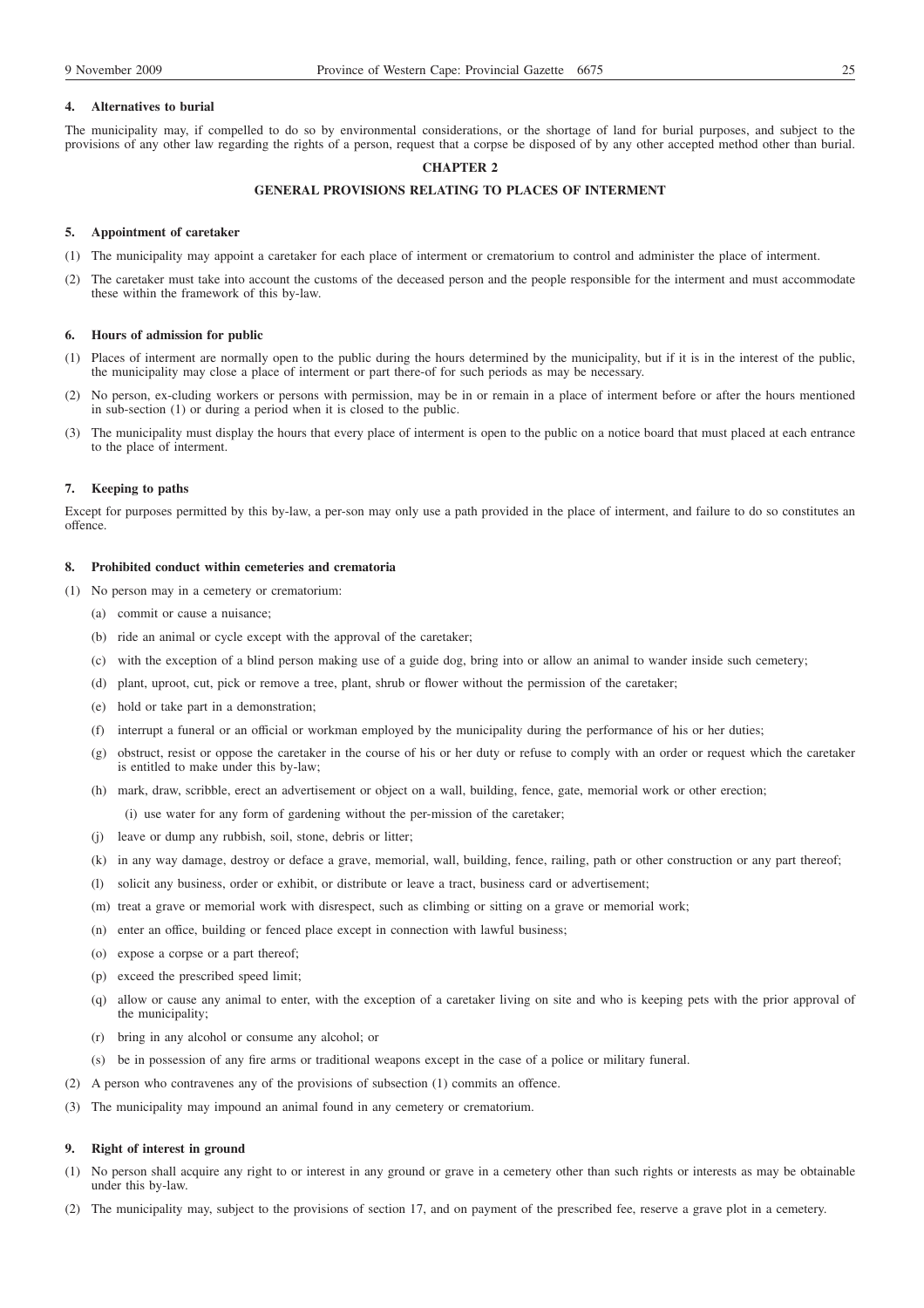#### 4. Alternatives to burial

The municipality may, if compelled to do so by environmental considerations, or the shortage of land for burial purposes, and subject to the provisions of any other law regarding the rights of a person, request that a corpse be disposed of by any other accepted method other than burial.

## CHAPTER 2

## GENERAL PROVISIONS RELATING TO PLACES OF INTERMENT

#### 5. Appointment of caretaker

(1) The municipality may appoint a caretaker for each place of interment or crematorium to control and administer the place of interment.

(2) The caretaker must take into account the customs of the deceased person and the people responsible for the interment and must accommodate these within the framework of this by-law.

#### 6. Hours of admission for public

(1) Places of interment are normally open to the public during the hours determined by the municipality, but if it is in the interest of the public, the municipality may close a place of interment or part there-of for such periods as may be necessary.

(2) No person, ex-cluding workers or persons with permission, may be in or remain in a place of interment before or after the hours mentioned in sub-section (1) or during a period when it is closed to the public.

(3) The municipality must display the hours that every place of interment is open to the public on a notice board that must placed at each entrance to the place of interment.

#### 7. Keeping to paths

Except for purposes permitted by this by-law, a per-son may only use a path provided in the place of interment, and failure to do so constitutes an offence.

#### 8. Prohibited conduct within cemeteries and crematoria

(1) No person may in a cemetery or crematorium:

- (a) commit or cause a nuisance;
- (b) ride an animal or cycle except with the approval of the caretaker;
- (c) with the exception of a blind person making use of a guide dog, bring into or allow an animal to wander inside such cemetery;
- (d) plant, uproot, cut, pick or remove a tree, plant, shrub or flower without the permission of the caretaker;
- (e) hold or take part in a demonstration;
- (f) interrupt a funeral or an official or workman employed by the municipality during the performance of his or her duties;
- (g) obstruct, resist or oppose the caretaker in the course of his or her duty or refuse to comply with an order or request which the caretaker is entitled to make under this by-law;
- (h) mark, draw, scribble, erect an advertisement or object on a wall, building, fence, gate, memorial work or other erection;
- (i) use water for any form of gardening without the per-mission of the caretaker;
- (j) leave or dump any rubbish, soil, stone, debris or litter;
- (k) in any way damage, destroy or deface a grave, memorial, wall, building, fence, railing, path or other construction or any part thereof;
- (l) solicit any business, order or exhibit, or distribute or leave a tract, business card or advertisement;
- (m) treat a grave or memorial work with disrespect, such as climbing or sitting on a grave or memorial work;
- (n) enter an office, building or fenced place except in connection with lawful business;
- (o) expose a corpse or a part thereof;
- (p) exceed the prescribed speed limit;
- (q) allow or cause any animal to enter, with the exception of a caretaker living on site and who is keeping pets with the prior approval of the municipality;
- (r) bring in any alcohol or consume any alcohol; or
- (s) be in possession of any fire arms or traditional weapons except in the case of a police or military funeral.

(2) A person who contravenes any of the provisions of subsection (1) commits an offence.

(3) The municipality may impound an animal found in any cemetery or crematorium.

#### 9. Right of interest in ground

(1) No person shall acquire any right to or interest in any ground or grave in a cemetery other than such rights or interests as may be obtainable under this by-law.

(2) The municipality may, subject to the provisions of section 17, and on payment of the prescribed fee, reserve a grave plot in a cemetery.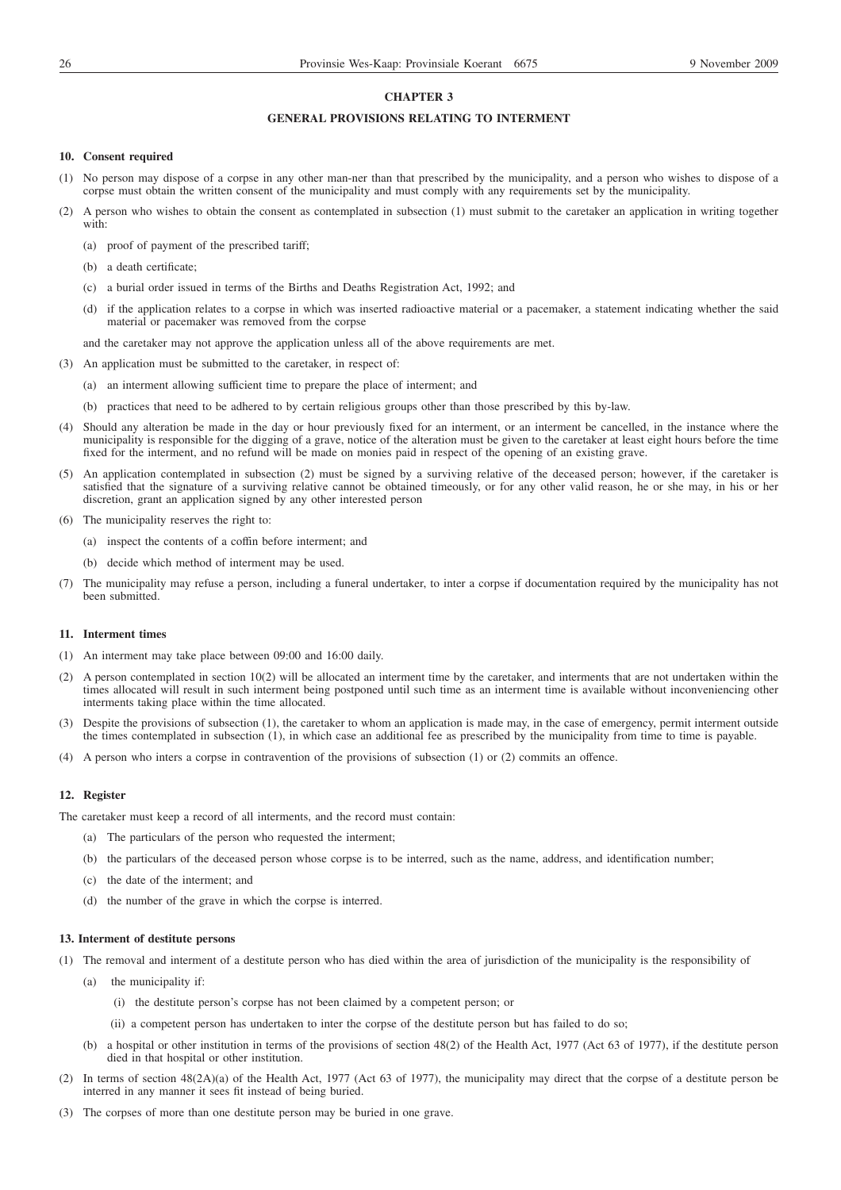## CHAPTER 3

## GENERAL PROVISIONS RELATING TO INTERMENT

### 10. Consent required

(1) No person may dispose of a corpse in any other man-ner than that prescribed by the municipality, and a person who wishes to dispose of a corpse must obtain the written consent of the municipality and must comply with any requirements set by the municipality.

(2) A person who wishes to obtain the consent as contemplated in subsection (1) must submit to the caretaker an application in writing together with:

(a) proof of payment of the prescribed tariff;

(b) a death certificate;

(c) a burial order issued in terms of the Births and Deaths Registration Act, 1992; and

(d) if the application relates to a corpse in which was inserted radioactive material or a pacemaker, a statement indicating whether the said material or pacemaker was removed from the corpse

and the caretaker may not approve the application unless all of the above requirements are met.

(3) An application must be submitted to the caretaker, in respect of:

(a) an interment allowing sufficient time to prepare the place of interment; and

(b) practices that need to be adhered to by certain religious groups other than those prescribed by this by-law.

(4) Should any alteration be made in the day or hour previously fixed for an interment, or an interment be cancelled, in the instance where the municipality is responsible for the digging of a grave, notice of the alteration must be given to the caretaker at least eight hours before the time fixed for the interment, and no refund will be made on monies paid in respect of the opening of an existing grave.

(5) An application contemplated in subsection (2) must be signed by a surviving relative of the deceased person; however, if the caretaker is satisfied that the signature of a surviving relative cannot be obtained timeously, or for any other valid reason, he or she may, in his or her discretion, grant an application signed by any other interested person

(6) The municipality reserves the right to:

(a) inspect the contents of a coffin before interment; and

(b) decide which method of interment may be used.

(7) The municipality may refuse a person, including a funeral undertaker, to inter a corpse if documentation required by the municipality has not been submitted.

### 11. Interment times

(1) An interment may take place between 09:00 and 16:00 daily.

(2) A person contemplated in section 10(2) will be allocated an interment time by the caretaker, and interments that are not undertaken within the times allocated will result in such interment being postponed until such time as an interment time is available without inconveniencing other interments taking place within the time allocated.

(3) Despite the provisions of subsection (1), the caretaker to whom an application is made may, in the case of emergency, permit interment outside the times contemplated in subsection (1), in which case an additional fee as prescribed by the municipality from time to time is payable.

(4) A person who inters a corpse in contravention of the provisions of subsection (1) or (2) commits an offence.

### 12. Register

The caretaker must keep a record of all interments, and the record must contain:

(a) The particulars of the person who requested the interment;

(b) the particulars of the deceased person whose corpse is to be interred, such as the name, address, and identification number;

(c) the date of the interment; and

(d) the number of the grave in which the corpse is interred.

### 13. Interment of destitute persons

(1) The removal and interment of a destitute person who has died within the area of jurisdiction of the municipality is the responsibility of

(a) the municipality if:

(i) the destitute person's corpse has not been claimed by a competent person; or

(ii) a competent person has undertaken to inter the corpse of the destitute person but has failed to do so;

(b) a hospital or other institution in terms of the provisions of section 48(2) of the Health Act, 1977 (Act 63 of 1977), if the destitute person died in that hospital or other institution.

(2) In terms of section 48(2A)(a) of the Health Act, 1977 (Act 63 of 1977), the municipality may direct that the corpse of a destitute person be interred in any manner it sees fit instead of being buried.

(3) The corpses of more than one destitute person may be buried in one grave.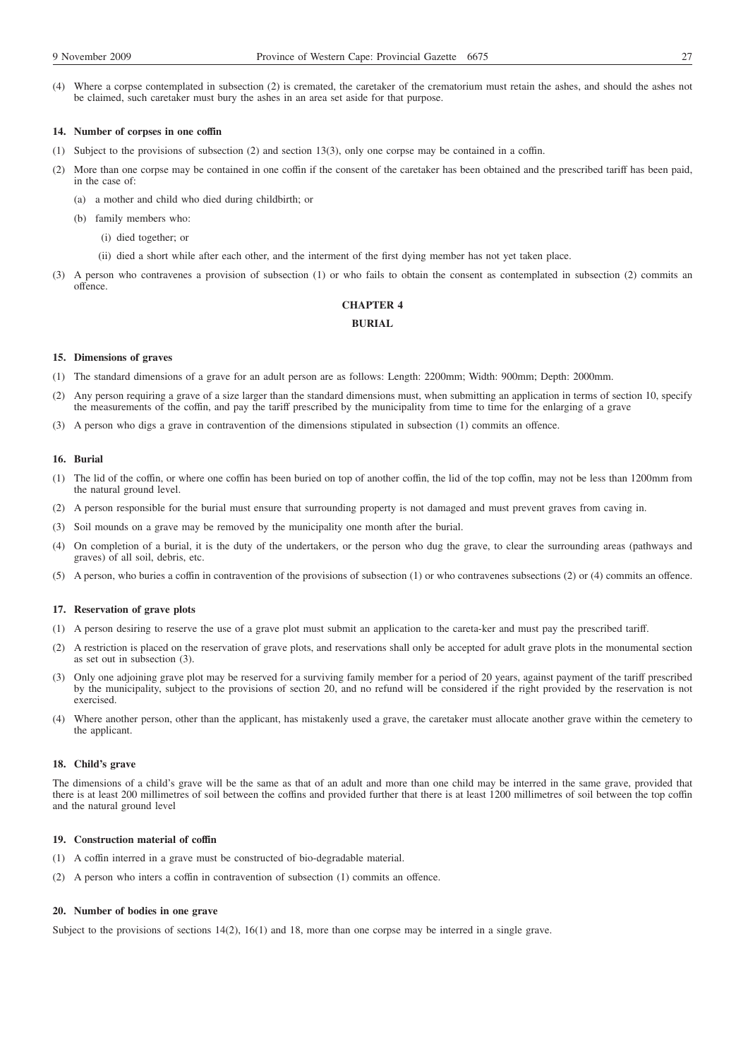(4) Where a corpse contemplated in subsection (2) is cremated, the caretaker of the crematorium must retain the ashes, and should the ashes not be claimed, such caretaker must bury the ashes in an area set aside for that purpose.

**14. Number of corpses in one coffin**

(1) Subject to the provisions of subsection (2) and section 13(3), only one corpse may be contained in a coffin.

(2) More than one corpse may be contained in one coffin if the consent of the caretaker has been obtained and the prescribed tariff has been paid, in the case of:

(a) a mother and child who died during childbirth; or

(b) family members who:

(i) died together; or

(ii) died a short while after each other, and the interment of the first dying member has not yet taken place.

(3) A person who contravenes a provision of subsection (1) or who fails to obtain the consent as contemplated in subsection (2) commits an offence.

## CHAPTER 4

## BURIAL

**15. Dimensions of graves**

(1) The standard dimensions of a grave for an adult person are as follows: Length: 2200mm; Width: 900mm; Depth: 2000mm.

(2) Any person requiring a grave of a size larger than the standard dimensions must, when submitting an application in terms of section 10, specify the measurements of the coffin, and pay the tariff prescribed by the municipality from time to time for the enlarging of a grave

(3) A person who digs a grave in contravention of the dimensions stipulated in subsection (1) commits an offence.

**16. Burial**

(1) The lid of the coffin, or where one coffin has been buried on top of another coffin, the lid of the top coffin, may not be less than 1200mm from the natural ground level.

(2) A person responsible for the burial must ensure that surrounding property is not damaged and must prevent graves from caving in.

(3) Soil mounds on a grave may be removed by the municipality one month after the burial.

(4) On completion of a burial, it is the duty of the undertakers, or the person who dug the grave, to clear the surrounding areas (pathways and graves) of all soil, debris, etc.

(5) A person, who buries a coffin in contravention of the provisions of subsection (1) or who contravenes subsections (2) or (4) commits an offence.

**17. Reservation of grave plots**

(1) A person desiring to reserve the use of a grave plot must submit an application to the careta-ker and must pay the prescribed tariff.

(2) A restriction is placed on the reservation of grave plots, and reservations shall only be accepted for adult grave plots in the monumental section as set out in subsection (3).

(3) Only one adjoining grave plot may be reserved for a surviving family member for a period of 20 years, against payment of the tariff prescribed by the municipality, subject to the provisions of section 20, and no refund will be considered if the right provided by the reservation is not exercised.

(4) Where another person, other than the applicant, has mistakenly used a grave, the caretaker must allocate another grave within the cemetery to the applicant.

**18. Child's grave**

The dimensions of a child's grave will be the same as that of an adult and more than one child may be interred in the same grave, provided that there is at least 200 millimetres of soil between the coffins and provided further that there is at least 1200 millimetres of soil between the top coffin and the natural ground level

**19. Construction material of coffin**

(1) A coffin interred in a grave must be constructed of bio-degradable material.

(2) A person who inters a coffin in contravention of subsection (1) commits an offence.

**20. Number of bodies in one grave**

Subject to the provisions of sections 14(2), 16(1) and 18, more than one corpse may be interred in a single grave.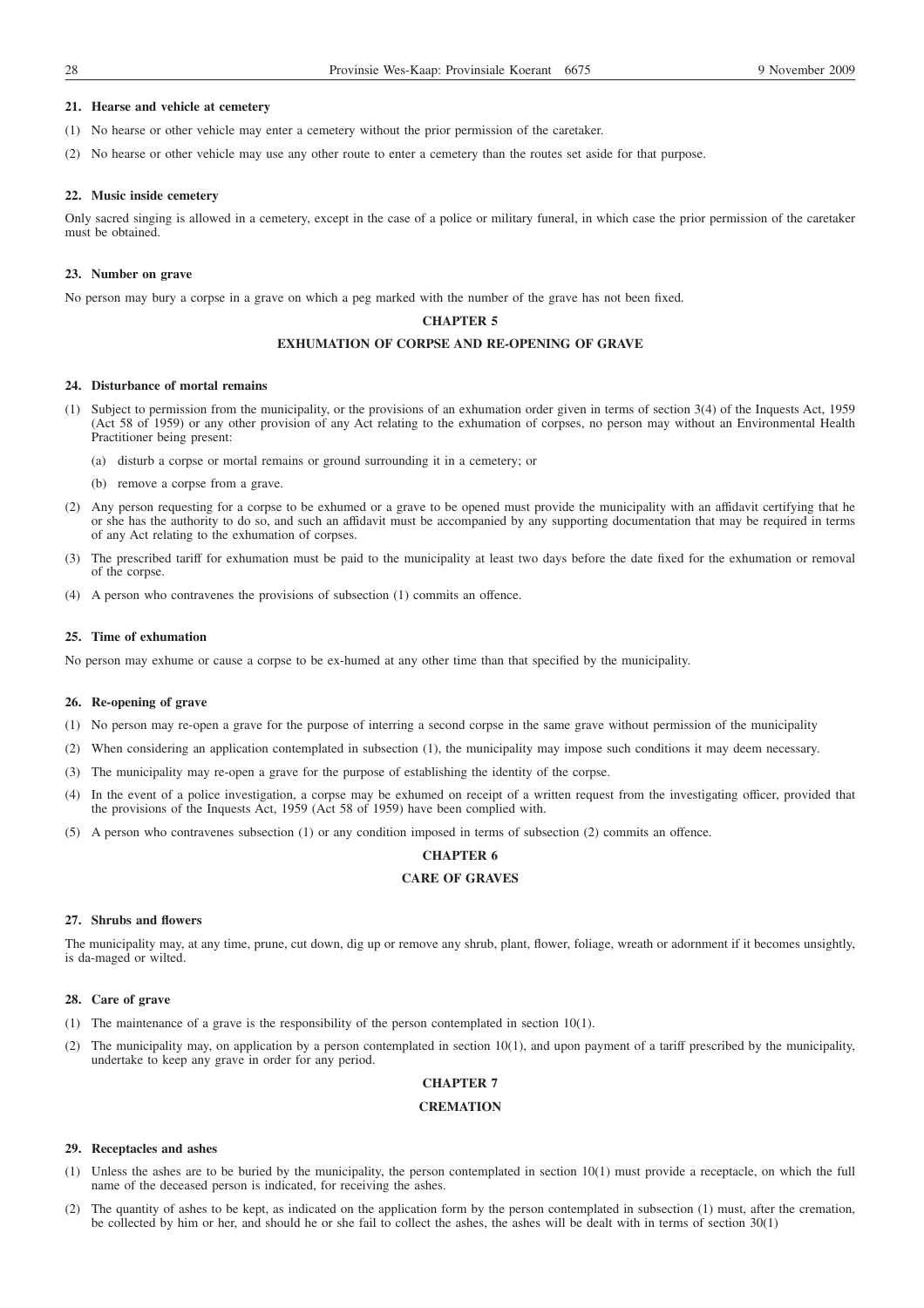**21. Hearse and vehicle at cemetery**

(1) No hearse or other vehicle may enter a cemetery without the prior permission of the caretaker.

(2) No hearse or other vehicle may use any other route to enter a cemetery than the routes set aside for that purpose.

**22. Music inside cemetery**

Only sacred singing is allowed in a cemetery, except in the case of a police or military funeral, in which case the prior permission of the caretaker must be obtained.

**23. Number on grave**

No person may bury a corpse in a grave on which a peg marked with the number of the grave has not been fixed.

## CHAPTER 5

## EXHUMATION OF CORPSE AND RE-OPENING OF GRAVE

**24. Disturbance of mortal remains**

(1) Subject to permission from the municipality, or the provisions of an exhumation order given in terms of section 3(4) of the Inquests Act, 1959 (Act 58 of 1959) or any other provision of any Act relating to the exhumation of corpses, no person may without an Environmental Health Practitioner being present:

(a) disturb a corpse or mortal remains or ground surrounding it in a cemetery; or

(b) remove a corpse from a grave.

(2) Any person requesting for a corpse to be exhumed or a grave to be opened must provide the municipality with an affidavit certifying that he or she has the authority to do so, and such an affidavit must be accompanied by any supporting documentation that may be required in terms of any Act relating to the exhumation of corpses.

(3) The prescribed tariff for exhumation must be paid to the municipality at least two days before the date fixed for the exhumation or removal of the corpse.

(4) A person who contravenes the provisions of subsection (1) commits an offence.

**25. Time of exhumation**

No person may exhume or cause a corpse to be ex-humed at any other time than that specified by the municipality.

**26. Re-opening of grave**

(1) No person may re-open a grave for the purpose of interring a second corpse in the same grave without permission of the municipality

(2) When considering an application contemplated in subsection (1), the municipality may impose such conditions it may deem necessary.

(3) The municipality may re-open a grave for the purpose of establishing the identity of the corpse.

(4) In the event of a police investigation, a corpse may be exhumed on receipt of a written request from the investigating officer, provided that the provisions of the Inquests Act, 1959 (Act 58 of 1959) have been complied with.

(5) A person who contravenes subsection (1) or any condition imposed in terms of subsection (2) commits an offence.

## CHAPTER 6

## CARE OF GRAVES

**27. Shrubs and flowers**

The municipality may, at any time, prune, cut down, dig up or remove any shrub, plant, flower, foliage, wreath or adornment if it becomes unsightly, is da-maged or wilted.

**28. Care of grave**

(1) The maintenance of a grave is the responsibility of the person contemplated in section 10(1).

(2) The municipality may, on application by a person contemplated in section 10(1), and upon payment of a tariff prescribed by the municipality, undertake to keep any grave in order for any period.

## CHAPTER 7

## CREMATION

**29. Receptacles and ashes**

(1) Unless the ashes are to be buried by the municipality, the person contemplated in section 10(1) must provide a receptacle, on which the full name of the deceased person is indicated, for receiving the ashes.

(2) The quantity of ashes to be kept, as indicated on the application form by the person contemplated in subsection (1) must, after the cremation, be collected by him or her, and should he or she fail to collect the ashes, the ashes will be dealt with in terms of section 30(1)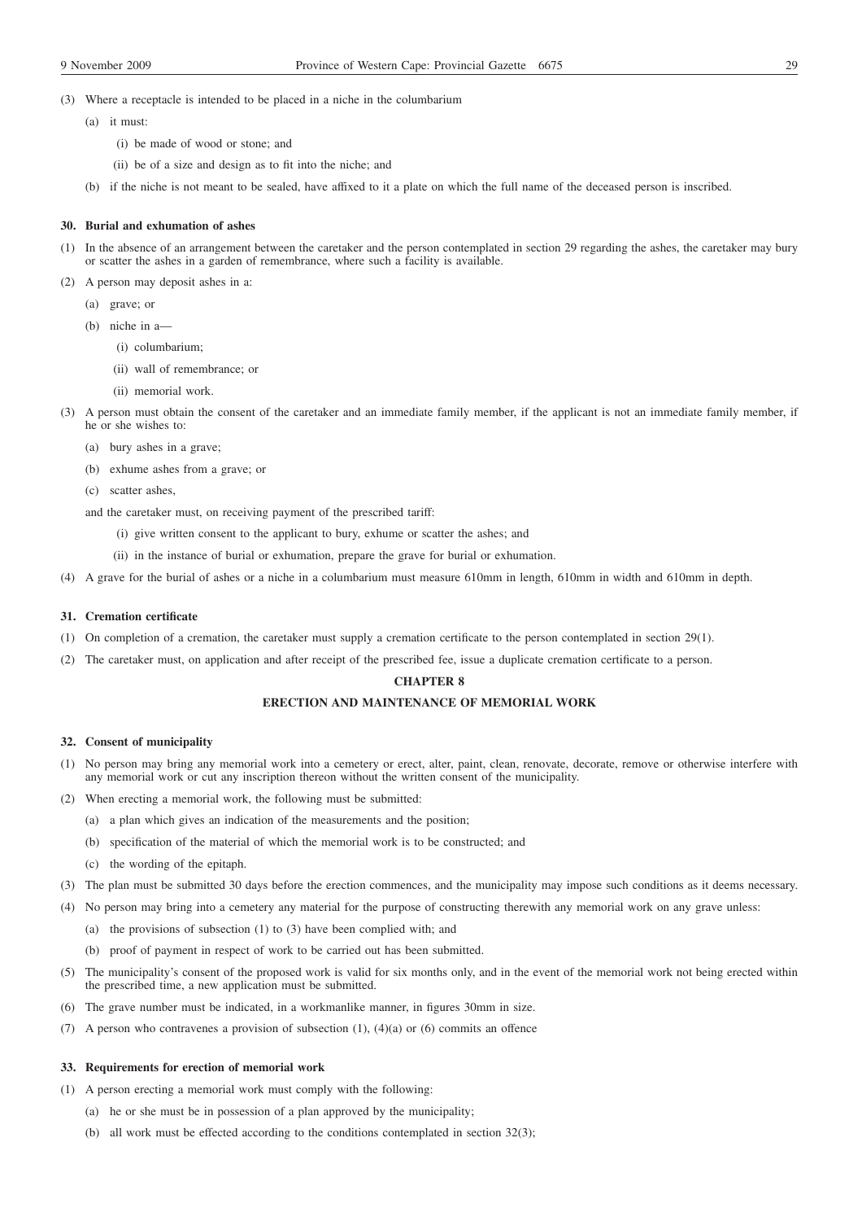(3) Where a receptacle is intended to be placed in a niche in the columbarium

(a) it must:

(i) be made of wood or stone; and

(ii) be of a size and design as to fit into the niche; and

(b) if the niche is not meant to be sealed, have affixed to it a plate on which the full name of the deceased person is inscribed.

**30. Burial and exhumation of ashes**

(1) In the absence of an arrangement between the caretaker and the person contemplated in section 29 regarding the ashes, the caretaker may bury or scatter the ashes in a garden of remembrance, where such a facility is available.

(2) A person may deposit ashes in a:

(a) grave; or

(b) niche in a—

(i) columbarium;

(ii) wall of remembrance; or

(ii) memorial work.

(3) A person must obtain the consent of the caretaker and an immediate family member, if the applicant is not an immediate family member, if he or she wishes to:

(a) bury ashes in a grave;

(b) exhume ashes from a grave; or

(c) scatter ashes,

and the caretaker must, on receiving payment of the prescribed tariff:

(i) give written consent to the applicant to bury, exhume or scatter the ashes; and

(ii) in the instance of burial or exhumation, prepare the grave for burial or exhumation.

(4) A grave for the burial of ashes or a niche in a columbarium must measure 610mm in length, 610mm in width and 610mm in depth.

**31. Cremation certificate**

(1) On completion of a cremation, the caretaker must supply a cremation certificate to the person contemplated in section 29(1).

(2) The caretaker must, on application and after receipt of the prescribed fee, issue a duplicate cremation certificate to a person.

## CHAPTER 8

## ERECTION AND MAINTENANCE OF MEMORIAL WORK

**32. Consent of municipality**

(1) No person may bring any memorial work into a cemetery or erect, alter, paint, clean, renovate, decorate, remove or otherwise interfere with any memorial work or cut any inscription thereon without the written consent of the municipality.

(2) When erecting a memorial work, the following must be submitted:

(a) a plan which gives an indication of the measurements and the position;

(b) specification of the material of which the memorial work is to be constructed; and

(c) the wording of the epitaph.

(3) The plan must be submitted 30 days before the erection commences, and the municipality may impose such conditions as it deems necessary.

(4) No person may bring into a cemetery any material for the purpose of constructing therewith any memorial work on any grave unless:

(a) the provisions of subsection (1) to (3) have been complied with; and

(b) proof of payment in respect of work to be carried out has been submitted.

(5) The municipality's consent of the proposed work is valid for six months only, and in the event of the memorial work not being erected within the prescribed time, a new application must be submitted.

(6) The grave number must be indicated, in a workmanlike manner, in figures 30mm in size.

(7) A person who contravenes a provision of subsection (1), (4)(a) or (6) commits an offence

**33. Requirements for erection of memorial work**

(1) A person erecting a memorial work must comply with the following:

(a) he or she must be in possession of a plan approved by the municipality;

(b) all work must be effected according to the conditions contemplated in section 32(3);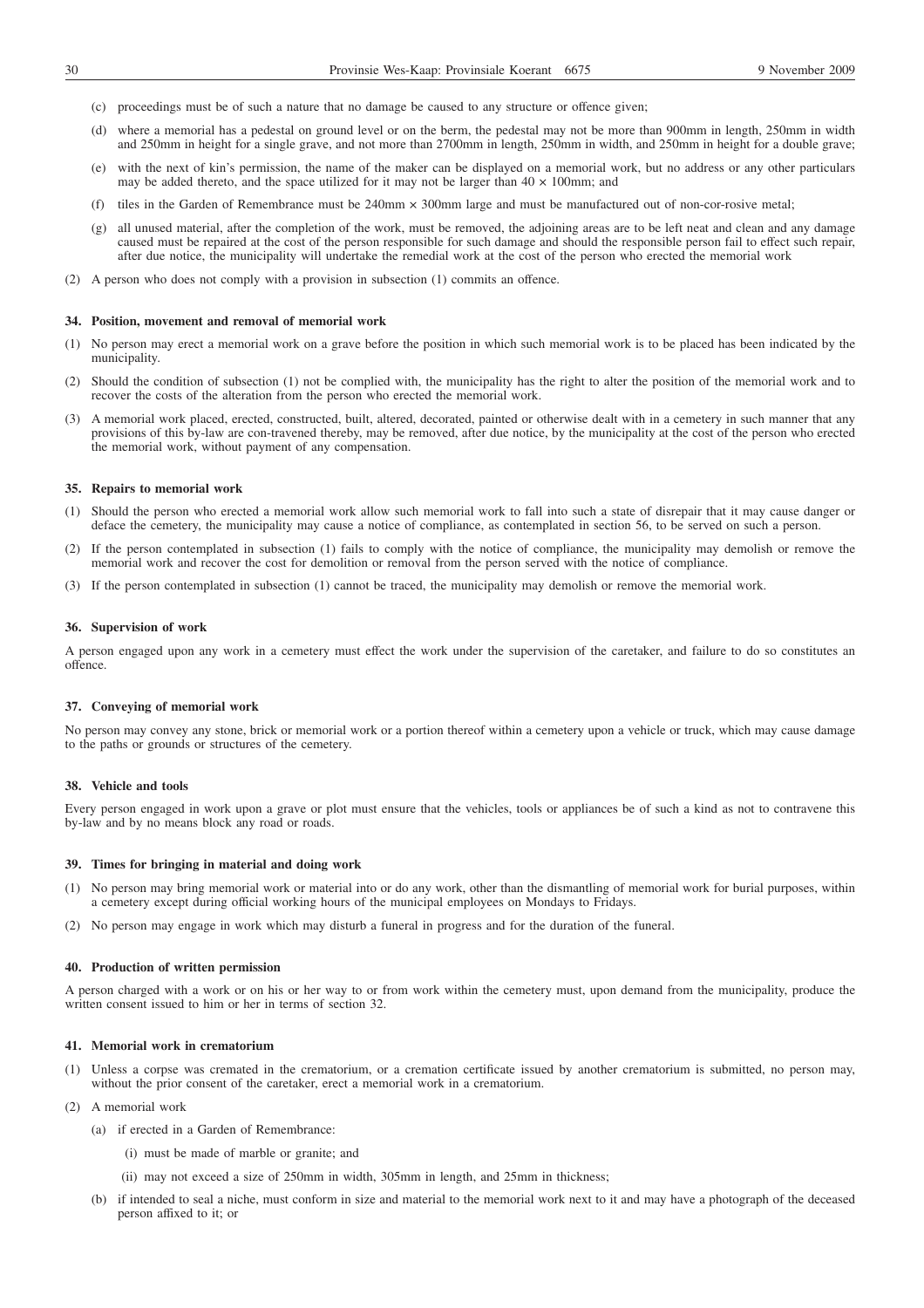(c) proceedings must be of such a nature that no damage be caused to any structure or offence given;

(d) where a memorial has a pedestal on ground level or on the berm, the pedestal may not be more than 900mm in length, 250mm in width and 250mm in height for a single grave, and not more than 2700mm in length, 250mm in width, and 250mm in height for a double grave;

(e) with the next of kin's permission, the name of the maker can be displayed on a memorial work, but no address or any other particulars may be added thereto, and the space utilized for it may not be larger than 40 × 100mm; and

(f) tiles in the Garden of Remembrance must be 240mm × 300mm large and must be manufactured out of non-cor-rosive metal;

(g) all unused material, after the completion of the work, must be removed, the adjoining areas are to be left neat and clean and any damage caused must be repaired at the cost of the person responsible for such damage and should the responsible person fail to effect such repair, after due notice, the municipality will undertake the remedial work at the cost of the person who erected the memorial work

(2) A person who does not comply with a provision in subsection (1) commits an offence.

**34. Position, movement and removal of memorial work**

(1) No person may erect a memorial work on a grave before the position in which such memorial work is to be placed has been indicated by the municipality.

(2) Should the condition of subsection (1) not be complied with, the municipality has the right to alter the position of the memorial work and to recover the costs of the alteration from the person who erected the memorial work.

(3) A memorial work placed, erected, constructed, built, altered, decorated, painted or otherwise dealt with in a cemetery in such manner that any provisions of this by-law are con-travened thereby, may be removed, after due notice, by the municipality at the cost of the person who erected the memorial work, without payment of any compensation.

**35. Repairs to memorial work**

(1) Should the person who erected a memorial work allow such memorial work to fall into such a state of disrepair that it may cause danger or deface the cemetery, the municipality may cause a notice of compliance, as contemplated in section 56, to be served on such a person.

(2) If the person contemplated in subsection (1) fails to comply with the notice of compliance, the municipality may demolish or remove the memorial work and recover the cost for demolition or removal from the person served with the notice of compliance.

(3) If the person contemplated in subsection (1) cannot be traced, the municipality may demolish or remove the memorial work.

**36. Supervision of work**

A person engaged upon any work in a cemetery must effect the work under the supervision of the caretaker, and failure to do so constitutes an offence.

**37. Conveying of memorial work**

No person may convey any stone, brick or memorial work or a portion thereof within a cemetery upon a vehicle or truck, which may cause damage to the paths or grounds or structures of the cemetery.

**38. Vehicle and tools**

Every person engaged in work upon a grave or plot must ensure that the vehicles, tools or appliances be of such a kind as not to contravene this by-law and by no means block any road or roads.

**39. Times for bringing in material and doing work**

(1) No person may bring memorial work or material into or do any work, other than the dismantling of memorial work for burial purposes, within a cemetery except during official working hours of the municipal employees on Mondays to Fridays.

(2) No person may engage in work which may disturb a funeral in progress and for the duration of the funeral.

**40. Production of written permission**

A person charged with a work or on his or her way to or from work within the cemetery must, upon demand from the municipality, produce the written consent issued to him or her in terms of section 32.

**41. Memorial work in crematorium**

(1) Unless a corpse was cremated in the crematorium, or a cremation certificate issued by another crematorium is submitted, no person may, without the prior consent of the caretaker, erect a memorial work in a crematorium.

(2) A memorial work

(a) if erected in a Garden of Remembrance:

(i) must be made of marble or granite; and

(ii) may not exceed a size of 250mm in width, 305mm in length, and 25mm in thickness;

(b) if intended to seal a niche, must conform in size and material to the memorial work next to it and may have a photograph of the deceased person affixed to it; or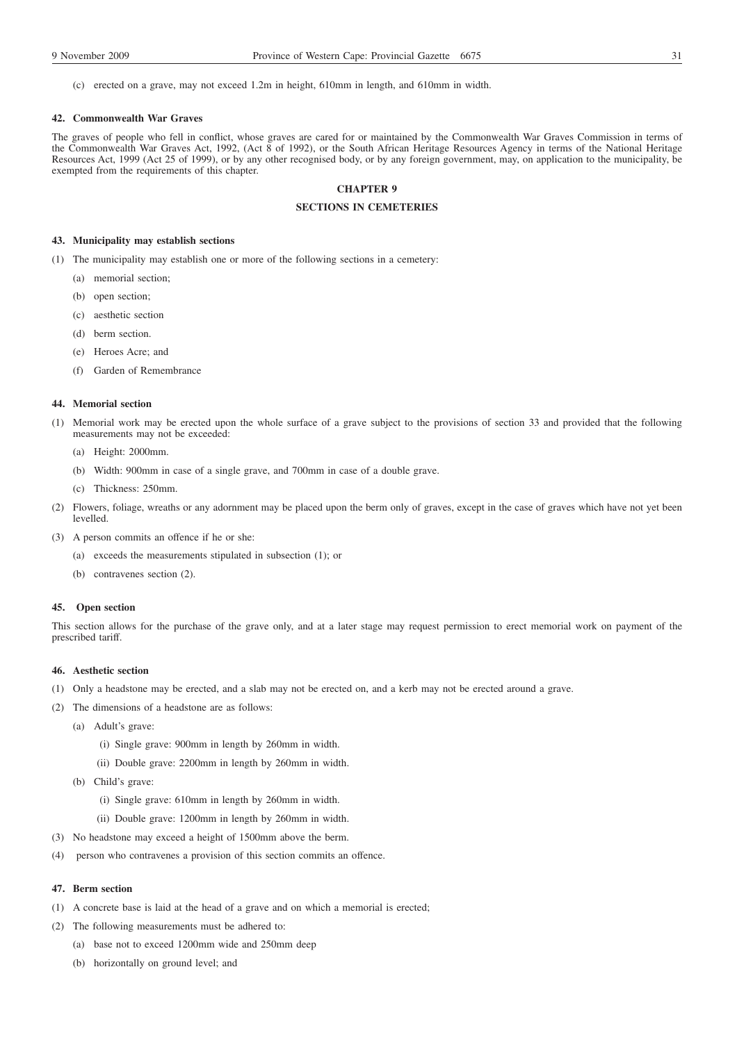(c) erected on a grave, may not exceed 1.2m in height, 610mm in length, and 610mm in width.

**42. Commonwealth War Graves**

The graves of people who fell in conflict, whose graves are cared for or maintained by the Commonwealth War Graves Commission in terms of the Commonwealth War Graves Act, 1992, (Act 8 of 1992), or the South African Heritage Resources Agency in terms of the National Heritage Resources Act, 1999 (Act 25 of 1999), or by any other recognised body, or by any foreign government, may, on application to the municipality, be exempted from the requirements of this chapter.

## CHAPTER 9

## SECTIONS IN CEMETERIES

**43. Municipality may establish sections**

(1) The municipality may establish one or more of the following sections in a cemetery:

(a) memorial section;

(b) open section;

(c) aesthetic section

(d) berm section.

(e) Heroes Acre; and

(f) Garden of Remembrance

**44. Memorial section**

(1) Memorial work may be erected upon the whole surface of a grave subject to the provisions of section 33 and provided that the following measurements may not be exceeded:

(a) Height: 2000mm.

(b) Width: 900mm in case of a single grave, and 700mm in case of a double grave.

(c) Thickness: 250mm.

(2) Flowers, foliage, wreaths or any adornment may be placed upon the berm only of graves, except in the case of graves which have not yet been levelled.

(3) A person commits an offence if he or she:

(a) exceeds the measurements stipulated in subsection (1); or

(b) contravenes section (2).

**45. Open section**

This section allows for the purchase of the grave only, and at a later stage may request permission to erect memorial work on payment of the prescribed tariff.

**46. Aesthetic section**

(1) Only a headstone may be erected, and a slab may not be erected on, and a kerb may not be erected around a grave.

(2) The dimensions of a headstone are as follows:

(a) Adult's grave:

(i) Single grave: 900mm in length by 260mm in width.

(ii) Double grave: 2200mm in length by 260mm in width.

(b) Child's grave:

(i) Single grave: 610mm in length by 260mm in width.

(ii) Double grave: 1200mm in length by 260mm in width.

(3) No headstone may exceed a height of 1500mm above the berm.

(4) person who contravenes a provision of this section commits an offence.

**47. Berm section**

(1) A concrete base is laid at the head of a grave and on which a memorial is erected;

(2) The following measurements must be adhered to:

(a) base not to exceed 1200mm wide and 250mm deep

(b) horizontally on ground level; and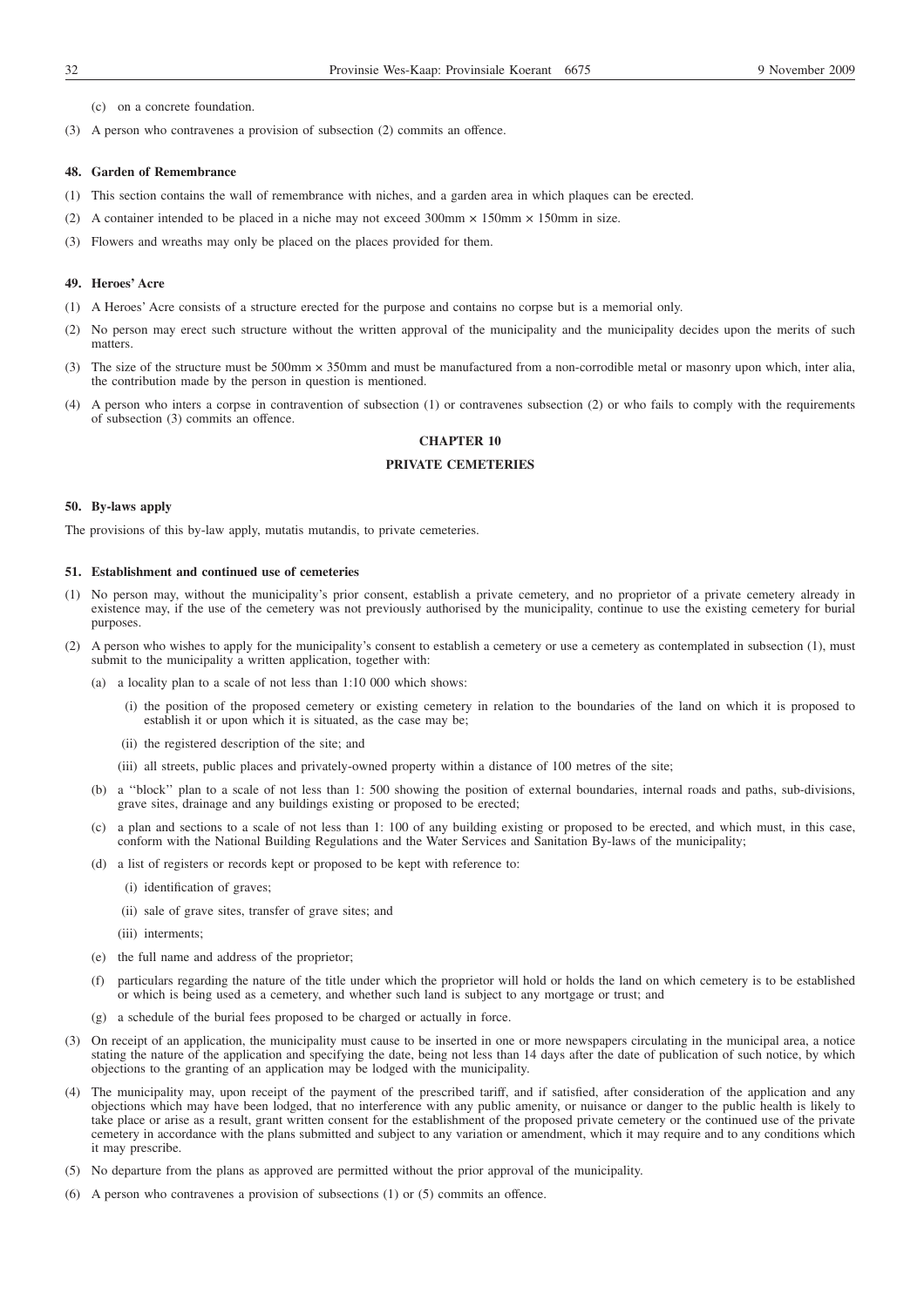(c) on a concrete foundation.

(3) A person who contravenes a provision of subsection (2) commits an offence.

**48. Garden of Remembrance**

(1) This section contains the wall of remembrance with niches, and a garden area in which plaques can be erected.

(2) A container intended to be placed in a niche may not exceed 300mm × 150mm × 150mm in size.

(3) Flowers and wreaths may only be placed on the places provided for them.

**49. Heroes' Acre**

(1) A Heroes' Acre consists of a structure erected for the purpose and contains no corpse but is a memorial only.

(2) No person may erect such structure without the written approval of the municipality and the municipality decides upon the merits of such matters.

(3) The size of the structure must be 500mm × 350mm and must be manufactured from a non-corrodible metal or masonry upon which, inter alia, the contribution made by the person in question is mentioned.

(4) A person who inters a corpse in contravention of subsection (1) or contravenes subsection (2) or who fails to comply with the requirements of subsection (3) commits an offence.

## CHAPTER 10

## PRIVATE CEMETERIES

**50. By-laws apply**

The provisions of this by-law apply, mutatis mutandis, to private cemeteries.

**51. Establishment and continued use of cemeteries**

(1) No person may, without the municipality's prior consent, establish a private cemetery, and no proprietor of a private cemetery already in existence may, if the use of the cemetery was not previously authorised by the municipality, continue to use the existing cemetery for burial purposes.

(2) A person who wishes to apply for the municipality's consent to establish a cemetery or use a cemetery as contemplated in subsection (1), must submit to the municipality a written application, together with:

(a) a locality plan to a scale of not less than 1:10 000 which shows:

(i) the position of the proposed cemetery or existing cemetery in relation to the boundaries of the land on which it is proposed to establish it or upon which it is situated, as the case may be;

(ii) the registered description of the site; and

(iii) all streets, public places and privately-owned property within a distance of 100 metres of the site;

(b) a ''block'' plan to a scale of not less than 1: 500 showing the position of external boundaries, internal roads and paths, sub-divisions, grave sites, drainage and any buildings existing or proposed to be erected;

(c) a plan and sections to a scale of not less than 1: 100 of any building existing or proposed to be erected, and which must, in this case, conform with the National Building Regulations and the Water Services and Sanitation By-laws of the municipality;

(d) a list of registers or records kept or proposed to be kept with reference to:

(i) identification of graves;

(ii) sale of grave sites, transfer of grave sites; and

(iii) interments;

(e) the full name and address of the proprietor;

(f) particulars regarding the nature of the title under which the proprietor will hold or holds the land on which cemetery is to be established or which is being used as a cemetery, and whether such land is subject to any mortgage or trust; and

(g) a schedule of the burial fees proposed to be charged or actually in force.

(3) On receipt of an application, the municipality must cause to be inserted in one or more newspapers circulating in the municipal area, a notice stating the nature of the application and specifying the date, being not less than 14 days after the date of publication of such notice, by which objections to the granting of an application may be lodged with the municipality.

(4) The municipality may, upon receipt of the payment of the prescribed tariff, and if satisfied, after consideration of the application and any objections which may have been lodged, that no interference with any public amenity, or nuisance or danger to the public health is likely to take place or arise as a result, grant written consent for the establishment of the proposed private cemetery or the continued use of the private cemetery in accordance with the plans submitted and subject to any variation or amendment, which it may require and to any conditions which it may prescribe.

(5) No departure from the plans as approved are permitted without the prior approval of the municipality.

(6) A person who contravenes a provision of subsections (1) or (5) commits an offence.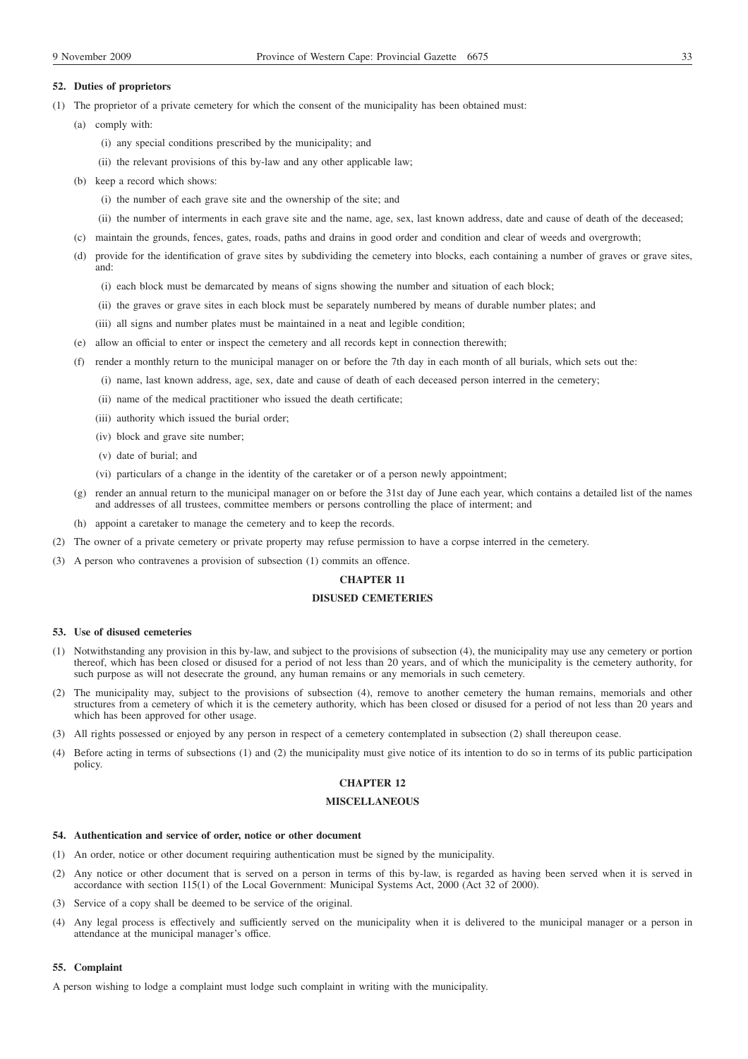#### 52. Duties of proprietors

(1) The proprietor of a private cemetery for which the consent of the municipality has been obtained must:

(a) comply with:

(i) any special conditions prescribed by the municipality; and

(ii) the relevant provisions of this by-law and any other applicable law;

(b) keep a record which shows:

(i) the number of each grave site and the ownership of the site; and

(ii) the number of interments in each grave site and the name, age, sex, last known address, date and cause of death of the deceased;

(c) maintain the grounds, fences, gates, roads, paths and drains in good order and condition and clear of weeds and overgrowth;

(d) provide for the identification of grave sites by subdividing the cemetery into blocks, each containing a number of graves or grave sites, and:

(i) each block must be demarcated by means of signs showing the number and situation of each block;

(ii) the graves or grave sites in each block must be separately numbered by means of durable number plates; and

(iii) all signs and number plates must be maintained in a neat and legible condition;

(e) allow an official to enter or inspect the cemetery and all records kept in connection therewith;

(f) render a monthly return to the municipal manager on or before the 7th day in each month of all burials, which sets out the:

(i) name, last known address, age, sex, date and cause of death of each deceased person interred in the cemetery;

(ii) name of the medical practitioner who issued the death certificate;

(iii) authority which issued the burial order;

(iv) block and grave site number;

(v) date of burial; and

(vi) particulars of a change in the identity of the caretaker or of a person newly appointment;

(g) render an annual return to the municipal manager on or before the 31st day of June each year, which contains a detailed list of the names and addresses of all trustees, committee members or persons controlling the place of interment; and

(h) appoint a caretaker to manage the cemetery and to keep the records.

(2) The owner of a private cemetery or private property may refuse permission to have a corpse interred in the cemetery.

(3) A person who contravenes a provision of subsection (1) commits an offence.

## CHAPTER 11

## DISUSED CEMETERIES

#### 53. Use of disused cemeteries

(1) Notwithstanding any provision in this by-law, and subject to the provisions of subsection (4), the municipality may use any cemetery or portion thereof, which has been closed or disused for a period of not less than 20 years, and of which the municipality is the cemetery authority, for such purpose as will not desecrate the ground, any human remains or any memorials in such cemetery.

(2) The municipality may, subject to the provisions of subsection (4), remove to another cemetery the human remains, memorials and other structures from a cemetery of which it is the cemetery authority, which has been closed or disused for a period of not less than 20 years and which has been approved for other usage.

(3) All rights possessed or enjoyed by any person in respect of a cemetery contemplated in subsection (2) shall thereupon cease.

(4) Before acting in terms of subsections (1) and (2) the municipality must give notice of its intention to do so in terms of its public participation policy.

## CHAPTER 12

## MISCELLANEOUS

#### 54. Authentication and service of order, notice or other document

(1) An order, notice or other document requiring authentication must be signed by the municipality.

(2) Any notice or other document that is served on a person in terms of this by-law, is regarded as having been served when it is served in accordance with section 115(1) of the Local Government: Municipal Systems Act, 2000 (Act 32 of 2000).

(3) Service of a copy shall be deemed to be service of the original.

(4) Any legal process is effectively and sufficiently served on the municipality when it is delivered to the municipal manager or a person in attendance at the municipal manager's office.

#### 55. Complaint

A person wishing to lodge a complaint must lodge such complaint in writing with the municipality.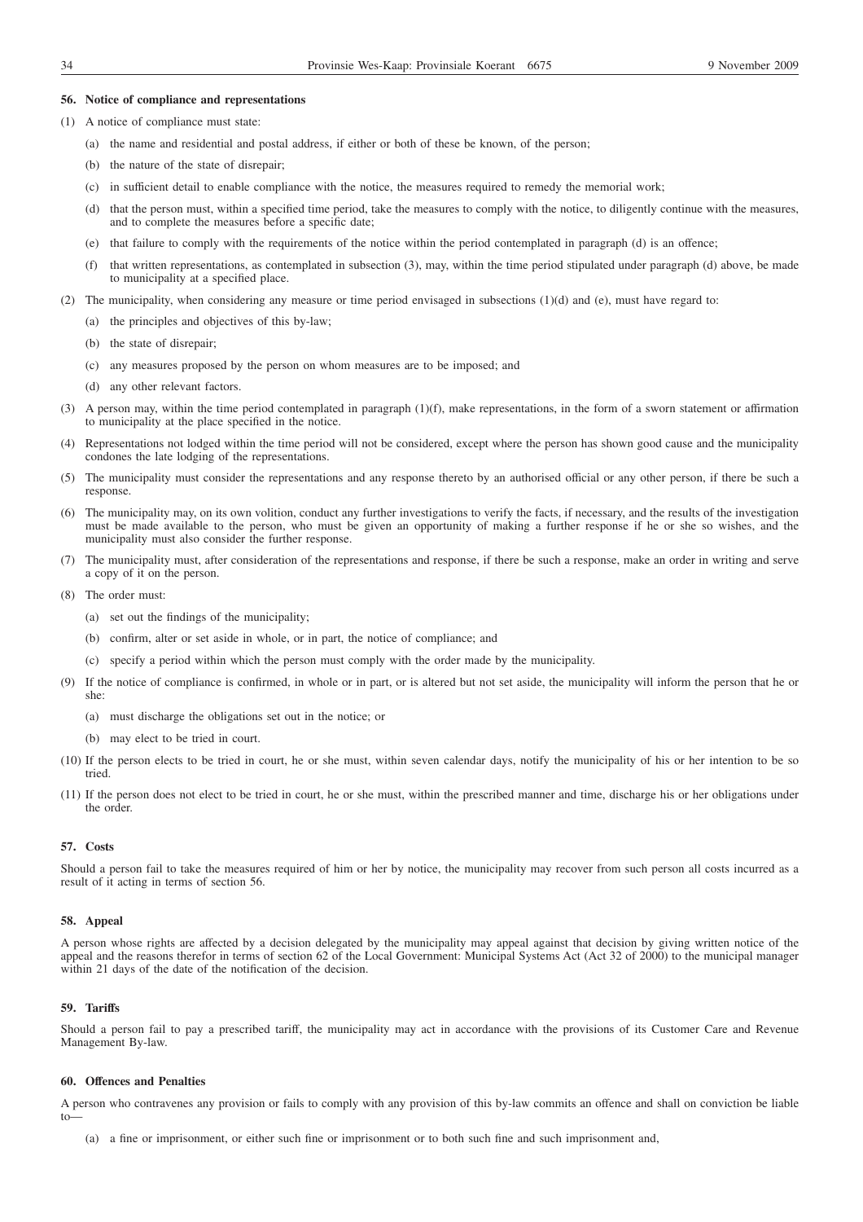#### 56. Notice of compliance and representations

(1) A notice of compliance must state:

(a) the name and residential and postal address, if either or both of these be known, of the person;

(b) the nature of the state of disrepair;

(c) in sufficient detail to enable compliance with the notice, the measures required to remedy the memorial work;

(d) that the person must, within a specified time period, take the measures to comply with the notice, to diligently continue with the measures, and to complete the measures before a specific date;

(e) that failure to comply with the requirements of the notice within the period contemplated in paragraph (d) is an offence;

(f) that written representations, as contemplated in subsection (3), may, within the time period stipulated under paragraph (d) above, be made to municipality at a specified place.

(2) The municipality, when considering any measure or time period envisaged in subsections (1)(d) and (e), must have regard to:

(a) the principles and objectives of this by-law;

(b) the state of disrepair;

(c) any measures proposed by the person on whom measures are to be imposed; and

(d) any other relevant factors.

(3) A person may, within the time period contemplated in paragraph (1)(f), make representations, in the form of a sworn statement or affirmation to municipality at the place specified in the notice.

(4) Representations not lodged within the time period will not be considered, except where the person has shown good cause and the municipality condones the late lodging of the representations.

(5) The municipality must consider the representations and any response thereto by an authorised official or any other person, if there be such a response.

(6) The municipality may, on its own volition, conduct any further investigations to verify the facts, if necessary, and the results of the investigation must be made available to the person, who must be given an opportunity of making a further response if he or she so wishes, and the municipality must also consider the further response.

(7) The municipality must, after consideration of the representations and response, if there be such a response, make an order in writing and serve a copy of it on the person.

(8) The order must:

(a) set out the findings of the municipality;

(b) confirm, alter or set aside in whole, or in part, the notice of compliance; and

(c) specify a period within which the person must comply with the order made by the municipality.

(9) If the notice of compliance is confirmed, in whole or in part, or is altered but not set aside, the municipality will inform the person that he or she:

(a) must discharge the obligations set out in the notice; or

(b) may elect to be tried in court.

(10) If the person elects to be tried in court, he or she must, within seven calendar days, notify the municipality of his or her intention to be so tried.

(11) If the person does not elect to be tried in court, he or she must, within the prescribed manner and time, discharge his or her obligations under the order.

#### 57. Costs

Should a person fail to take the measures required of him or her by notice, the municipality may recover from such person all costs incurred as a result of it acting in terms of section 56.

#### 58. Appeal

A person whose rights are affected by a decision delegated by the municipality may appeal against that decision by giving written notice of the appeal and the reasons therefor in terms of section 62 of the Local Government: Municipal Systems Act (Act 32 of 2000) to the municipal manager within 21 days of the date of the notification of the decision.

#### 59. Tariffs

Should a person fail to pay a prescribed tariff, the municipality may act in accordance with the provisions of its Customer Care and Revenue Management By-law.

#### 60. Offences and Penalties

A person who contravenes any provision or fails to comply with any provision of this by-law commits an offence and shall on conviction be liable to—

(a) a fine or imprisonment, or either such fine or imprisonment or to both such fine and such imprisonment and,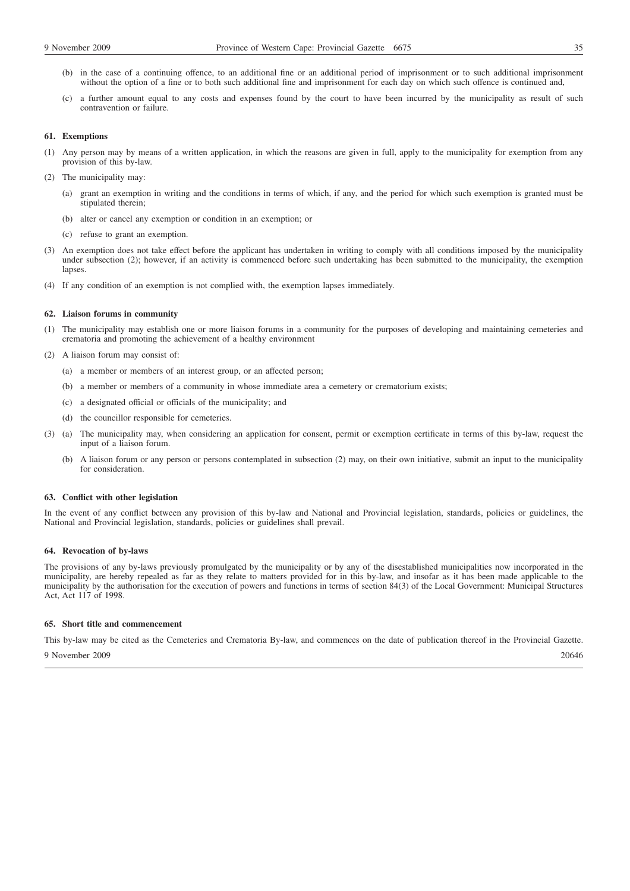(b) in the case of a continuing offence, to an additional fine or an additional period of imprisonment or to such additional imprisonment without the option of a fine or to both such additional fine and imprisonment for each day on which such offence is continued and,

(c) a further amount equal to any costs and expenses found by the court to have been incurred by the municipality as result of such contravention or failure.

**61. Exemptions**

(1) Any person may by means of a written application, in which the reasons are given in full, apply to the municipality for exemption from any provision of this by-law.

(2) The municipality may:

(a) grant an exemption in writing and the conditions in terms of which, if any, and the period for which such exemption is granted must be stipulated therein;

(b) alter or cancel any exemption or condition in an exemption; or

(c) refuse to grant an exemption.

(3) An exemption does not take effect before the applicant has undertaken in writing to comply with all conditions imposed by the municipality under subsection (2); however, if an activity is commenced before such undertaking has been submitted to the municipality, the exemption lapses.

(4) If any condition of an exemption is not complied with, the exemption lapses immediately.

**62. Liaison forums in community**

(1) The municipality may establish one or more liaison forums in a community for the purposes of developing and maintaining cemeteries and crematoria and promoting the achievement of a healthy environment

(2) A liaison forum may consist of:

(a) a member or members of an interest group, or an affected person;

(b) a member or members of a community in whose immediate area a cemetery or crematorium exists;

(c) a designated official or officials of the municipality; and

(d) the councillor responsible for cemeteries.

(3) (a) The municipality may, when considering an application for consent, permit or exemption certificate in terms of this by-law, request the input of a liaison forum.

(b) A liaison forum or any person or persons contemplated in subsection (2) may, on their own initiative, submit an input to the municipality for consideration.

**63. Conflict with other legislation**

In the event of any conflict between any provision of this by-law and National and Provincial legislation, standards, policies or guidelines, the National and Provincial legislation, standards, policies or guidelines shall prevail.

**64. Revocation of by-laws**

The provisions of any by-laws previously promulgated by the municipality or by any of the disestablished municipalities now incorporated in the municipality, are hereby repealed as far as they relate to matters provided for in this by-law, and insofar as it has been made applicable to the municipality by the authorisation for the execution of powers and functions in terms of section 84(3) of the Local Government: Municipal Structures Act, Act 117 of 1998.

**65. Short title and commencement**

This by-law may be cited as the Cemeteries and Crematoria By-law, and commences on the date of publication thereof in the Provincial Gazette.

9 November 2009 20646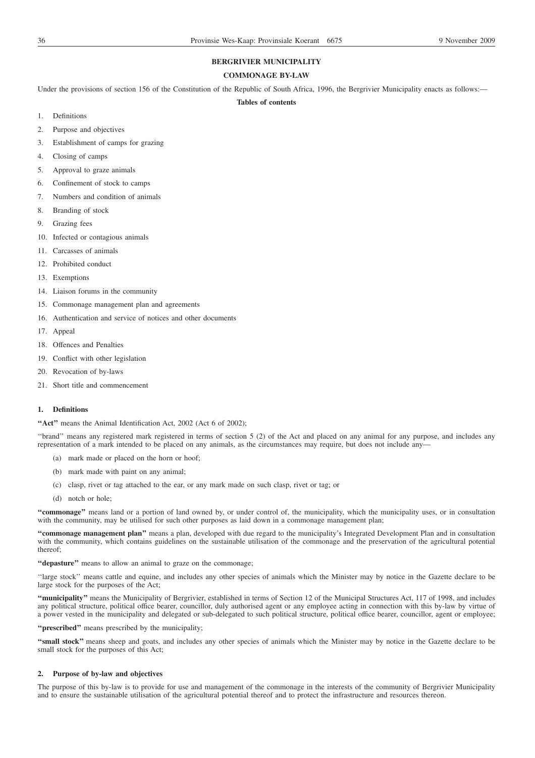## BERGRIVIER MUNICIPALITY

## COMMONAGE BY-LAW

Under the provisions of section 156 of the Constitution of the Republic of South Africa, 1996, the Bergrivier Municipality enacts as follows:—

**Tables of contents**

1. Definitions
2. Purpose and objectives
3. Establishment of camps for grazing
4. Closing of camps
5. Approval to graze animals
6. Confinement of stock to camps
7. Numbers and condition of animals
8. Branding of stock
9. Grazing fees
10. Infected or contagious animals
11. Carcasses of animals
12. Prohibited conduct
13. Exemptions
14. Liaison forums in the community
15. Commonage management plan and agreements
16. Authentication and service of notices and other documents
17. Appeal
18. Offences and Penalties
19. Conflict with other legislation
20. Revocation of by-laws
21. Short title and commencement

### 1. Definitions

**"Act"** means the Animal Identification Act, 2002 (Act 6 of 2002);

''brand'' means any registered mark registered in terms of section 5 (2) of the Act and placed on any animal for any purpose, and includes any representation of a mark intended to be placed on any animals, as the circumstances may require, but does not include any—

(a) mark made or placed on the horn or hoof;

(b) mark made with paint on any animal;

(c) clasp, rivet or tag attached to the ear, or any mark made on such clasp, rivet or tag; or

(d) notch or hole;

**"commonage"** means land or a portion of land owned by, or under control of, the municipality, which the municipality uses, or in consultation with the community, may be utilised for such other purposes as laid down in a commonage management plan;

**"commonage management plan"** means a plan, developed with due regard to the municipality's Integrated Development Plan and in consultation with the community, which contains guidelines on the sustainable utilisation of the commonage and the preservation of the agricultural potential thereof;

**"depasture"** means to allow an animal to graze on the commonage;

''large stock'' means cattle and equine, and includes any other species of animals which the Minister may by notice in the Gazette declare to be large stock for the purposes of the Act;

**"municipality"** means the Municipality of Bergrivier, established in terms of Section 12 of the Municipal Structures Act, 117 of 1998, and includes any political structure, political office bearer, councillor, duly authorised agent or any employee acting in connection with this by-law by virtue of a power vested in the municipality and delegated or sub-delegated to such political structure, political office bearer, councillor, agent or employee;

**"prescribed"** means prescribed by the municipality;

**"small stock"** means sheep and goats, and includes any other species of animals which the Minister may by notice in the Gazette declare to be small stock for the purposes of this Act;

### 2. Purpose of by-law and objectives

The purpose of this by-law is to provide for use and management of the commonage in the interests of the community of Bergrivier Municipality and to ensure the sustainable utilisation of the agricultural potential thereof and to protect the infrastructure and resources thereon.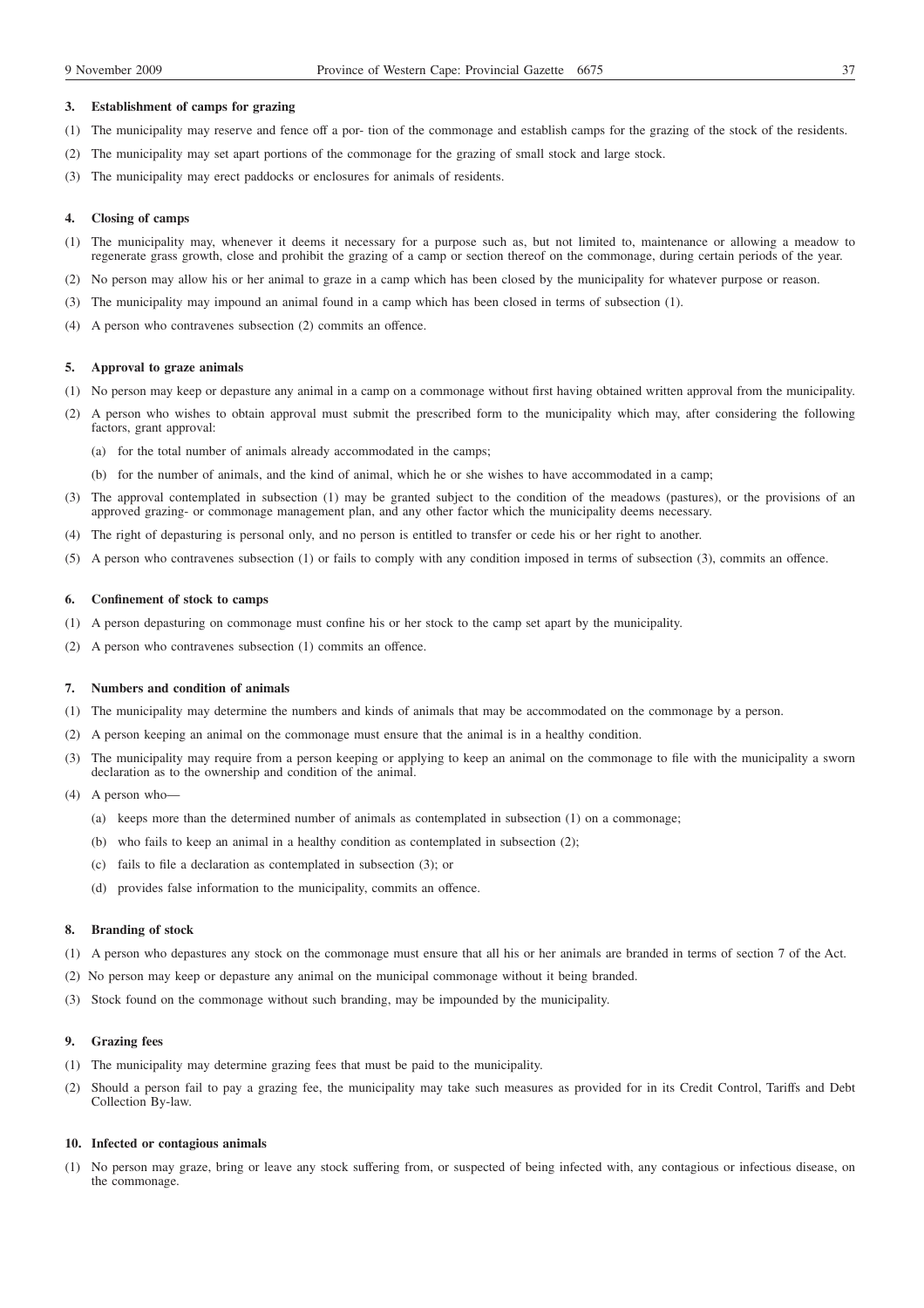### 3. Establishment of camps for grazing

(1) The municipality may reserve and fence off a por- tion of the commonage and establish camps for the grazing of the stock of the residents.

(2) The municipality may set apart portions of the commonage for the grazing of small stock and large stock.

(3) The municipality may erect paddocks or enclosures for animals of residents.

### 4. Closing of camps

(1) The municipality may, whenever it deems it necessary for a purpose such as, but not limited to, maintenance or allowing a meadow to regenerate grass growth, close and prohibit the grazing of a camp or section thereof on the commonage, during certain periods of the year.

(2) No person may allow his or her animal to graze in a camp which has been closed by the municipality for whatever purpose or reason.

(3) The municipality may impound an animal found in a camp which has been closed in terms of subsection (1).

(4) A person who contravenes subsection (2) commits an offence.

### 5. Approval to graze animals

(1) No person may keep or depasture any animal in a camp on a commonage without first having obtained written approval from the municipality.

(2) A person who wishes to obtain approval must submit the prescribed form to the municipality which may, after considering the following factors, grant approval:

(a) for the total number of animals already accommodated in the camps;

(b) for the number of animals, and the kind of animal, which he or she wishes to have accommodated in a camp;

(3) The approval contemplated in subsection (1) may be granted subject to the condition of the meadows (pastures), or the provisions of an approved grazing- or commonage management plan, and any other factor which the municipality deems necessary.

(4) The right of depasturing is personal only, and no person is entitled to transfer or cede his or her right to another.

(5) A person who contravenes subsection (1) or fails to comply with any condition imposed in terms of subsection (3), commits an offence.

### 6. Confinement of stock to camps

(1) A person depasturing on commonage must confine his or her stock to the camp set apart by the municipality.

(2) A person who contravenes subsection (1) commits an offence.

### 7. Numbers and condition of animals

(1) The municipality may determine the numbers and kinds of animals that may be accommodated on the commonage by a person.

(2) A person keeping an animal on the commonage must ensure that the animal is in a healthy condition.

(3) The municipality may require from a person keeping or applying to keep an animal on the commonage to file with the municipality a sworn declaration as to the ownership and condition of the animal.

(4) A person who—

(a) keeps more than the determined number of animals as contemplated in subsection (1) on a commonage;

(b) who fails to keep an animal in a healthy condition as contemplated in subsection (2);

(c) fails to file a declaration as contemplated in subsection (3); or

(d) provides false information to the municipality, commits an offence.

### 8. Branding of stock

(1) A person who depastures any stock on the commonage must ensure that all his or her animals are branded in terms of section 7 of the Act.

(2) No person may keep or depasture any animal on the municipal commonage without it being branded.

(3) Stock found on the commonage without such branding, may be impounded by the municipality.

### 9. Grazing fees

(1) The municipality may determine grazing fees that must be paid to the municipality.

(2) Should a person fail to pay a grazing fee, the municipality may take such measures as provided for in its Credit Control, Tariffs and Debt Collection By-law.

### 10. Infected or contagious animals

(1) No person may graze, bring or leave any stock suffering from, or suspected of being infected with, any contagious or infectious disease, on the commonage.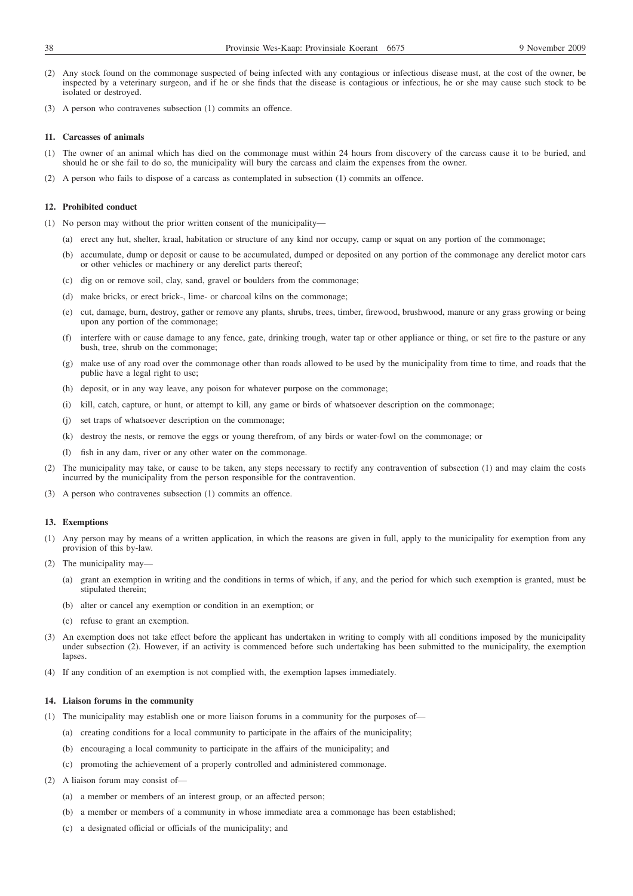(2) Any stock found on the commonage suspected of being infected with any contagious or infectious disease must, at the cost of the owner, be inspected by a veterinary surgeon, and if he or she finds that the disease is contagious or infectious, he or she may cause such stock to be isolated or destroyed.

(3) A person who contravenes subsection (1) commits an offence.

**11. Carcasses of animals**

(1) The owner of an animal which has died on the commonage must within 24 hours from discovery of the carcass cause it to be buried, and should he or she fail to do so, the municipality will bury the carcass and claim the expenses from the owner.

(2) A person who fails to dispose of a carcass as contemplated in subsection (1) commits an offence.

**12. Prohibited conduct**

(1) No person may without the prior written consent of the municipality—

(a) erect any hut, shelter, kraal, habitation or structure of any kind nor occupy, camp or squat on any portion of the commonage;

(b) accumulate, dump or deposit or cause to be accumulated, dumped or deposited on any portion of the commonage any derelict motor cars or other vehicles or machinery or any derelict parts thereof;

(c) dig on or remove soil, clay, sand, gravel or boulders from the commonage;

(d) make bricks, or erect brick-, lime- or charcoal kilns on the commonage;

(e) cut, damage, burn, destroy, gather or remove any plants, shrubs, trees, timber, firewood, brushwood, manure or any grass growing or being upon any portion of the commonage;

(f) interfere with or cause damage to any fence, gate, drinking trough, water tap or other appliance or thing, or set fire to the pasture or any bush, tree, shrub on the commonage;

(g) make use of any road over the commonage other than roads allowed to be used by the municipality from time to time, and roads that the public have a legal right to use;

(h) deposit, or in any way leave, any poison for whatever purpose on the commonage;

(i) kill, catch, capture, or hunt, or attempt to kill, any game or birds of whatsoever description on the commonage;

(j) set traps of whatsoever description on the commonage;

(k) destroy the nests, or remove the eggs or young therefrom, of any birds or water-fowl on the commonage; or

(l) fish in any dam, river or any other water on the commonage.

(2) The municipality may take, or cause to be taken, any steps necessary to rectify any contravention of subsection (1) and may claim the costs incurred by the municipality from the person responsible for the contravention.

(3) A person who contravenes subsection (1) commits an offence.

**13. Exemptions**

(1) Any person may by means of a written application, in which the reasons are given in full, apply to the municipality for exemption from any provision of this by-law.

(2) The municipality may—

(a) grant an exemption in writing and the conditions in terms of which, if any, and the period for which such exemption is granted, must be stipulated therein;

(b) alter or cancel any exemption or condition in an exemption; or

(c) refuse to grant an exemption.

(3) An exemption does not take effect before the applicant has undertaken in writing to comply with all conditions imposed by the municipality under subsection (2). However, if an activity is commenced before such undertaking has been submitted to the municipality, the exemption lapses.

(4) If any condition of an exemption is not complied with, the exemption lapses immediately.

**14. Liaison forums in the community**

(1) The municipality may establish one or more liaison forums in a community for the purposes of—

(a) creating conditions for a local community to participate in the affairs of the municipality;

(b) encouraging a local community to participate in the affairs of the municipality; and

(c) promoting the achievement of a properly controlled and administered commonage.

(2) A liaison forum may consist of—

(a) a member or members of an interest group, or an affected person;

(b) a member or members of a community in whose immediate area a commonage has been established;

(c) a designated official or officials of the municipality; and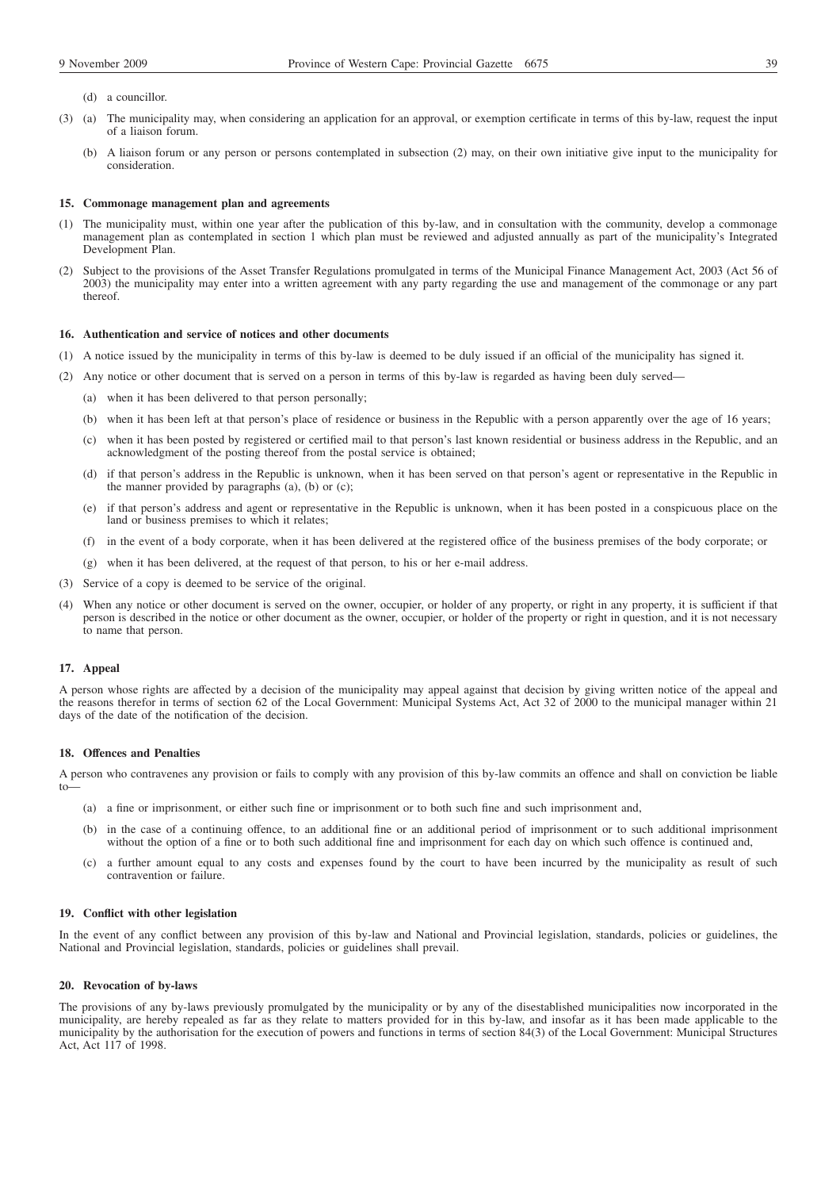(d) a councillor.

(3) (a) The municipality may, when considering an application for an approval, or exemption certificate in terms of this by-law, request the input of a liaison forum.

(b) A liaison forum or any person or persons contemplated in subsection (2) may, on their own initiative give input to the municipality for consideration.

**15. Commonage management plan and agreements**

(1) The municipality must, within one year after the publication of this by-law, and in consultation with the community, develop a commonage management plan as contemplated in section 1 which plan must be reviewed and adjusted annually as part of the municipality's Integrated Development Plan.

(2) Subject to the provisions of the Asset Transfer Regulations promulgated in terms of the Municipal Finance Management Act, 2003 (Act 56 of 2003) the municipality may enter into a written agreement with any party regarding the use and management of the commonage or any part thereof.

**16. Authentication and service of notices and other documents**

(1) A notice issued by the municipality in terms of this by-law is deemed to be duly issued if an official of the municipality has signed it.

(2) Any notice or other document that is served on a person in terms of this by-law is regarded as having been duly served—

(a) when it has been delivered to that person personally;

(b) when it has been left at that person's place of residence or business in the Republic with a person apparently over the age of 16 years;

(c) when it has been posted by registered or certified mail to that person's last known residential or business address in the Republic, and an acknowledgment of the posting thereof from the postal service is obtained;

(d) if that person's address in the Republic is unknown, when it has been served on that person's agent or representative in the Republic in the manner provided by paragraphs (a), (b) or (c);

(e) if that person's address and agent or representative in the Republic is unknown, when it has been posted in a conspicuous place on the land or business premises to which it relates;

(f) in the event of a body corporate, when it has been delivered at the registered office of the business premises of the body corporate; or

(g) when it has been delivered, at the request of that person, to his or her e-mail address.

(3) Service of a copy is deemed to be service of the original.

(4) When any notice or other document is served on the owner, occupier, or holder of any property, or right in any property, it is sufficient if that person is described in the notice or other document as the owner, occupier, or holder of the property or right in question, and it is not necessary to name that person.

**17. Appeal**

A person whose rights are affected by a decision of the municipality may appeal against that decision by giving written notice of the appeal and the reasons therefor in terms of section 62 of the Local Government: Municipal Systems Act, Act 32 of 2000 to the municipal manager within 21 days of the date of the notification of the decision.

**18. Offences and Penalties**

A person who contravenes any provision or fails to comply with any provision of this by-law commits an offence and shall on conviction be liable to—

(a) a fine or imprisonment, or either such fine or imprisonment or to both such fine and such imprisonment and,

(b) in the case of a continuing offence, to an additional fine or an additional period of imprisonment or to such additional imprisonment without the option of a fine or to both such additional fine and imprisonment for each day on which such offence is continued and,

(c) a further amount equal to any costs and expenses found by the court to have been incurred by the municipality as result of such contravention or failure.

**19. Conflict with other legislation**

In the event of any conflict between any provision of this by-law and National and Provincial legislation, standards, policies or guidelines, the National and Provincial legislation, standards, policies or guidelines shall prevail.

**20. Revocation of by-laws**

The provisions of any by-laws previously promulgated by the municipality or by any of the disestablished municipalities now incorporated in the municipality, are hereby repealed as far as they relate to matters provided for in this by-law, and insofar as it has been made applicable to the municipality by the authorisation for the execution of powers and functions in terms of section 84(3) of the Local Government: Municipal Structures Act, Act 117 of 1998.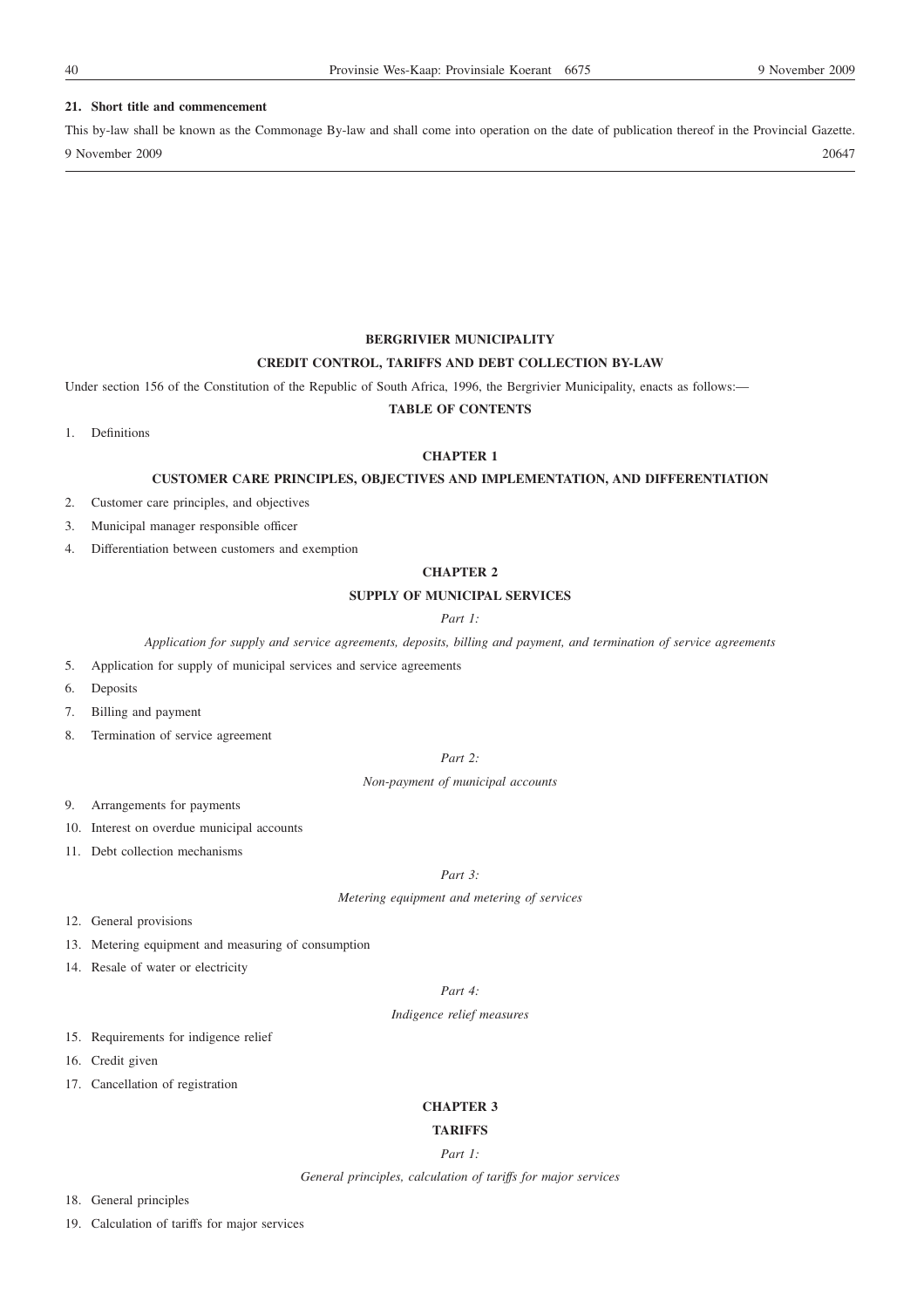**21. Short title and commencement**

This by-law shall be known as the Commonage By-law and shall come into operation on the date of publication thereof in the Provincial Gazette.

9 November 2009 20647

---

**BERGRIVIER MUNICIPALITY**

**CREDIT CONTROL, TARIFFS AND DEBT COLLECTION BY-LAW**

Under section 156 of the Constitution of the Republic of South Africa, 1996, the Bergrivier Municipality, enacts as follows:—

**TABLE OF CONTENTS**

1. Definitions

**CHAPTER 1**

**CUSTOMER CARE PRINCIPLES, OBJECTIVES AND IMPLEMENTATION, AND DIFFERENTIATION**

2. Customer care principles, and objectives
3. Municipal manager responsible officer
4. Differentiation between customers and exemption

**CHAPTER 2**

**SUPPLY OF MUNICIPAL SERVICES**

*Part 1:*

*Application for supply and service agreements, deposits, billing and payment, and termination of service agreements*

5. Application for supply of municipal services and service agreements
6. Deposits
7. Billing and payment
8. Termination of service agreement

*Part 2:*

*Non-payment of municipal accounts*

9. Arrangements for payments
10. Interest on overdue municipal accounts
11. Debt collection mechanisms

*Part 3:*

*Metering equipment and metering of services*

12. General provisions
13. Metering equipment and measuring of consumption
14. Resale of water or electricity

*Part 4:*

*Indigence relief measures*

15. Requirements for indigence relief
16. Credit given
17. Cancellation of registration

**CHAPTER 3**

**TARIFFS**

*Part 1:*

*General principles, calculation of tariffs for major services*

18. General principles
19. Calculation of tariffs for major services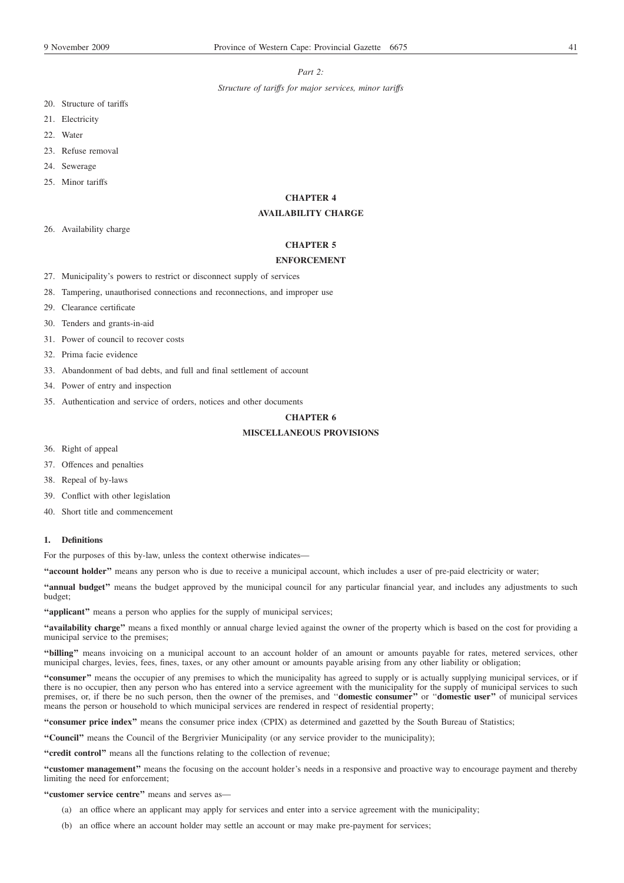*Part 2:*

*Structure of tariffs for major services, minor tariffs*

20. Structure of tariffs
21. Electricity
22. Water
23. Refuse removal
24. Sewerage
25. Minor tariffs

**CHAPTER 4**

**AVAILABILITY CHARGE**

26. Availability charge

**CHAPTER 5**

**ENFORCEMENT**

27. Municipality's powers to restrict or disconnect supply of services
28. Tampering, unauthorised connections and reconnections, and improper use
29. Clearance certificate
30. Tenders and grants-in-aid
31. Power of council to recover costs
32. Prima facie evidence
33. Abandonment of bad debts, and full and final settlement of account
34. Power of entry and inspection
35. Authentication and service of orders, notices and other documents

**CHAPTER 6**

**MISCELLANEOUS PROVISIONS**

36. Right of appeal
37. Offences and penalties
38. Repeal of by-laws
39. Conflict with other legislation
40. Short title and commencement

**1. Definitions**

For the purposes of this by-law, unless the context otherwise indicates—

**"account holder"** means any person who is due to receive a municipal account, which includes a user of pre-paid electricity or water;

**"annual budget"** means the budget approved by the municipal council for any particular financial year, and includes any adjustments to such budget;

**"applicant"** means a person who applies for the supply of municipal services;

**"availability charge"** means a fixed monthly or annual charge levied against the owner of the property which is based on the cost for providing a municipal service to the premises;

**"billing"** means invoicing on a municipal account to an account holder of an amount or amounts payable for rates, metered services, other municipal charges, levies, fees, fines, taxes, or any other amount or amounts payable arising from any other liability or obligation;

**"consumer"** means the occupier of any premises to which the municipality has agreed to supply or is actually supplying municipal services, or if there is no occupier, then any person who has entered into a service agreement with the municipality for the supply of municipal services to such premises, or, if there be no such person, then the owner of the premises, and "**domestic consumer**" or "**domestic user**" of municipal services means the person or household to which municipal services are rendered in respect of residential property;

**"consumer price index"** means the consumer price index (CPIX) as determined and gazetted by the South Bureau of Statistics;

**"Council"** means the Council of the Bergrivier Municipality (or any service provider to the municipality);

**"credit control"** means all the functions relating to the collection of revenue;

**"customer management"** means the focusing on the account holder's needs in a responsive and proactive way to encourage payment and thereby limiting the need for enforcement;

**"customer service centre"** means and serves as—

(a) an office where an applicant may apply for services and enter into a service agreement with the municipality;

(b) an office where an account holder may settle an account or may make pre-payment for services;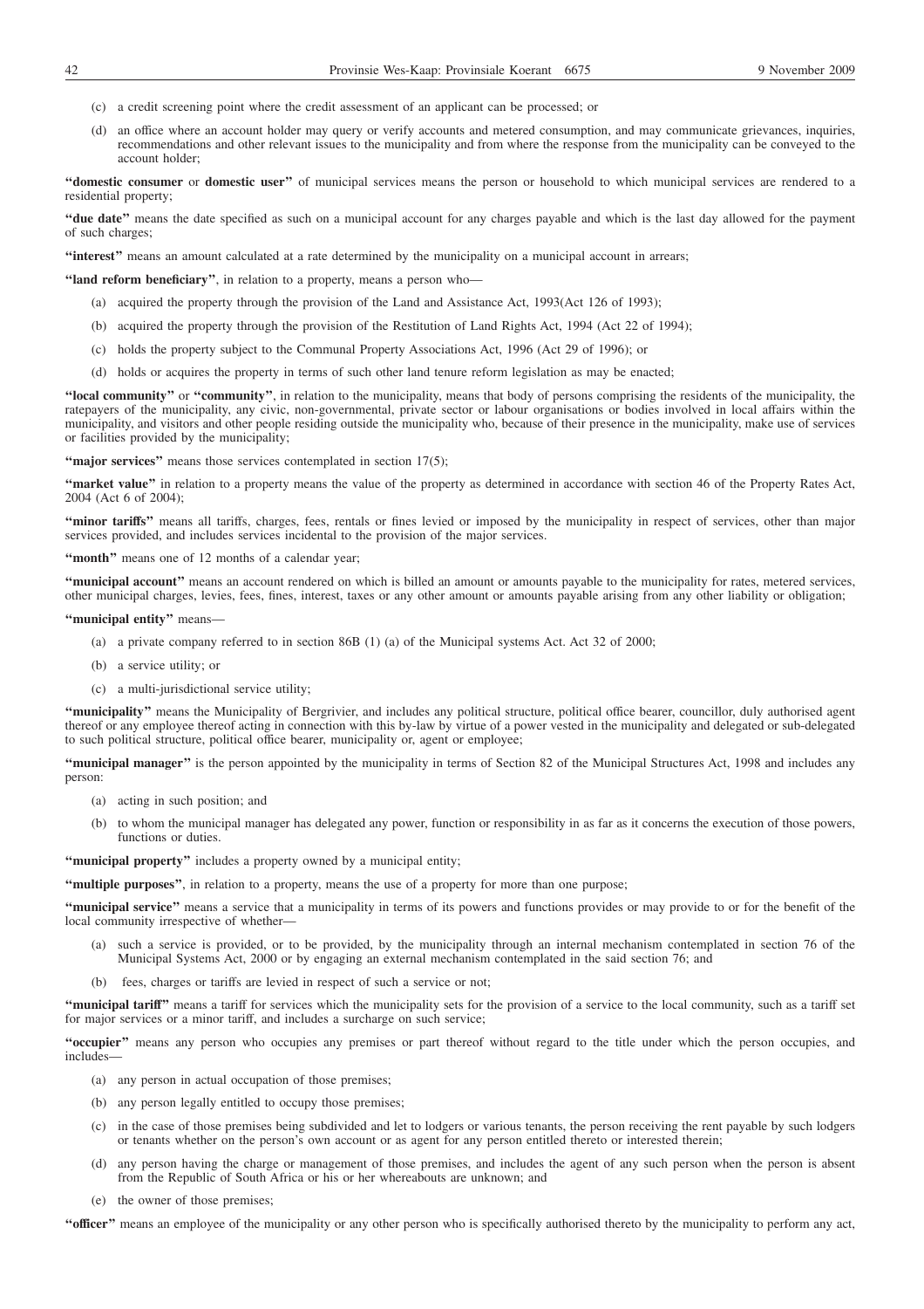(c) a credit screening point where the credit assessment of an applicant can be processed; or

(d) an office where an account holder may query or verify accounts and metered consumption, and may communicate grievances, inquiries, recommendations and other relevant issues to the municipality and from where the response from the municipality can be conveyed to the account holder;

**"domestic consumer** or **domestic user"** of municipal services means the person or household to which municipal services are rendered to a residential property;

**"due date"** means the date specified as such on a municipal account for any charges payable and which is the last day allowed for the payment of such charges;

**"interest"** means an amount calculated at a rate determined by the municipality on a municipal account in arrears;

**"land reform beneficiary"**, in relation to a property, means a person who—

(a) acquired the property through the provision of the Land and Assistance Act, 1993(Act 126 of 1993);

(b) acquired the property through the provision of the Restitution of Land Rights Act, 1994 (Act 22 of 1994);

(c) holds the property subject to the Communal Property Associations Act, 1996 (Act 29 of 1996); or

(d) holds or acquires the property in terms of such other land tenure reform legislation as may be enacted;

**"local community"** or **"community"**, in relation to the municipality, means that body of persons comprising the residents of the municipality, the ratepayers of the municipality, any civic, non-governmental, private sector or labour organisations or bodies involved in local affairs within the municipality, and visitors and other people residing outside the municipality who, because of their presence in the municipality, make use of services or facilities provided by the municipality;

**"major services"** means those services contemplated in section 17(5);

**"market value"** in relation to a property means the value of the property as determined in accordance with section 46 of the Property Rates Act, 2004 (Act 6 of 2004);

**"minor tariffs"** means all tariffs, charges, fees, rentals or fines levied or imposed by the municipality in respect of services, other than major services provided, and includes services incidental to the provision of the major services.

**"month"** means one of 12 months of a calendar year;

**"municipal account"** means an account rendered on which is billed an amount or amounts payable to the municipality for rates, metered services, other municipal charges, levies, fees, fines, interest, taxes or any other amount or amounts payable arising from any other liability or obligation;

**"municipal entity"** means—

(a) a private company referred to in section 86B (1) (a) of the Municipal systems Act. Act 32 of 2000;

(b) a service utility; or

(c) a multi-jurisdictional service utility;

**"municipality"** means the Municipality of Bergrivier, and includes any political structure, political office bearer, councillor, duly authorised agent thereof or any employee thereof acting in connection with this by-law by virtue of a power vested in the municipality and delegated or sub-delegated to such political structure, political office bearer, municipality or, agent or employee;

**"municipal manager"** is the person appointed by the municipality in terms of Section 82 of the Municipal Structures Act, 1998 and includes any person:

(a) acting in such position; and

(b) to whom the municipal manager has delegated any power, function or responsibility in as far as it concerns the execution of those powers, functions or duties.

**"municipal property"** includes a property owned by a municipal entity;

**"multiple purposes"**, in relation to a property, means the use of a property for more than one purpose;

**"municipal service"** means a service that a municipality in terms of its powers and functions provides or may provide to or for the benefit of the local community irrespective of whether—

(a) such a service is provided, or to be provided, by the municipality through an internal mechanism contemplated in section 76 of the Municipal Systems Act, 2000 or by engaging an external mechanism contemplated in the said section 76; and

(b) fees, charges or tariffs are levied in respect of such a service or not;

**"municipal tariff"** means a tariff for services which the municipality sets for the provision of a service to the local community, such as a tariff set for major services or a minor tariff, and includes a surcharge on such service;

**"occupier"** means any person who occupies any premises or part thereof without regard to the title under which the person occupies, and includes—

(a) any person in actual occupation of those premises;

(b) any person legally entitled to occupy those premises;

(c) in the case of those premises being subdivided and let to lodgers or various tenants, the person receiving the rent payable by such lodgers or tenants whether on the person's own account or as agent for any person entitled thereto or interested therein;

(d) any person having the charge or management of those premises, and includes the agent of any such person when the person is absent from the Republic of South Africa or his or her whereabouts are unknown; and

(e) the owner of those premises;

**"officer"** means an employee of the municipality or any other person who is specifically authorised thereto by the municipality to perform any act,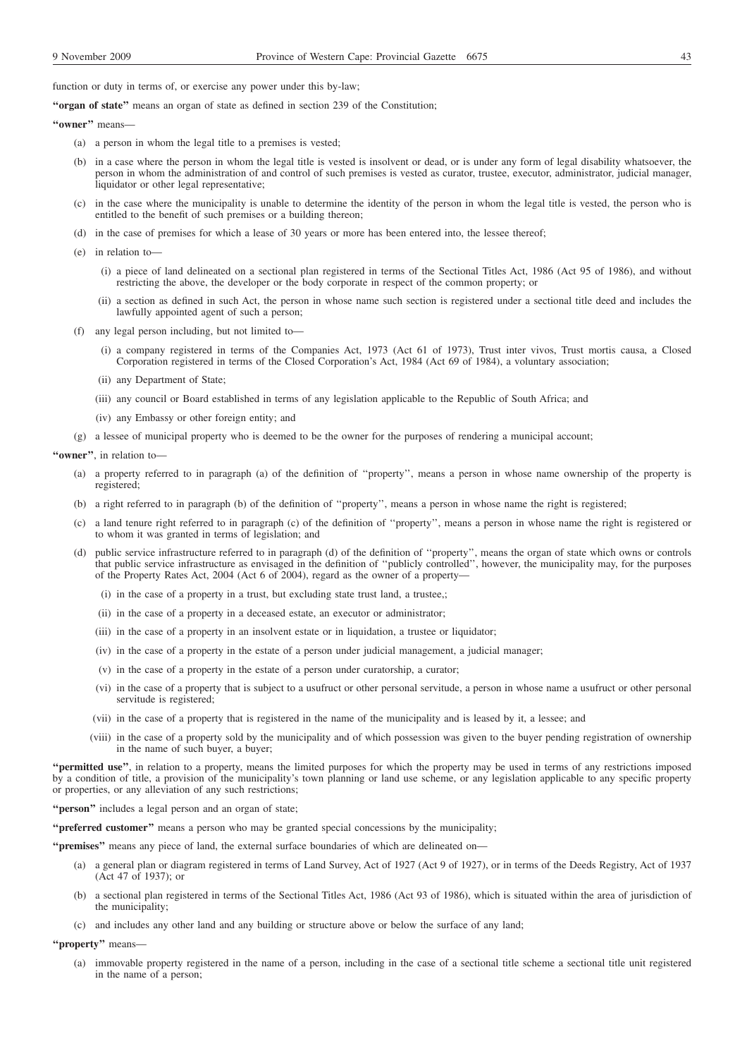function or duty in terms of, or exercise any power under this by-law;

**"organ of state"** means an organ of state as defined in section 239 of the Constitution;

**"owner"** means—

(a) a person in whom the legal title to a premises is vested;

(b) in a case where the person in whom the legal title is vested is insolvent or dead, or is under any form of legal disability whatsoever, the person in whom the administration of and control of such premises is vested as curator, trustee, executor, administrator, judicial manager, liquidator or other legal representative;

(c) in the case where the municipality is unable to determine the identity of the person in whom the legal title is vested, the person who is entitled to the benefit of such premises or a building thereon;

(d) in the case of premises for which a lease of 30 years or more has been entered into, the lessee thereof;

(e) in relation to—

(i) a piece of land delineated on a sectional plan registered in terms of the Sectional Titles Act, 1986 (Act 95 of 1986), and without restricting the above, the developer or the body corporate in respect of the common property; or

(ii) a section as defined in such Act, the person in whose name such section is registered under a sectional title deed and includes the lawfully appointed agent of such a person;

(f) any legal person including, but not limited to—

(i) a company registered in terms of the Companies Act, 1973 (Act 61 of 1973), Trust inter vivos, Trust mortis causa, a Closed Corporation registered in terms of the Closed Corporation's Act, 1984 (Act 69 of 1984), a voluntary association;

(ii) any Department of State;

(iii) any council or Board established in terms of any legislation applicable to the Republic of South Africa; and

(iv) any Embassy or other foreign entity; and

(g) a lessee of municipal property who is deemed to be the owner for the purposes of rendering a municipal account;

**"owner"**, in relation to—

(a) a property referred to in paragraph (a) of the definition of ''property'', means a person in whose name ownership of the property is registered;

(b) a right referred to in paragraph (b) of the definition of ''property'', means a person in whose name the right is registered;

(c) a land tenure right referred to in paragraph (c) of the definition of ''property'', means a person in whose name the right is registered or to whom it was granted in terms of legislation; and

(d) public service infrastructure referred to in paragraph (d) of the definition of ''property'', means the organ of state which owns or controls that public service infrastructure as envisaged in the definition of ''publicly controlled'', however, the municipality may, for the purposes of the Property Rates Act, 2004 (Act 6 of 2004), regard as the owner of a property—

(i) in the case of a property in a trust, but excluding state trust land, a trustee,;

(ii) in the case of a property in a deceased estate, an executor or administrator;

(iii) in the case of a property in an insolvent estate or in liquidation, a trustee or liquidator;

(iv) in the case of a property in the estate of a person under judicial management, a judicial manager;

(v) in the case of a property in the estate of a person under curatorship, a curator;

(vi) in the case of a property that is subject to a usufruct or other personal servitude, a person in whose name a usufruct or other personal servitude is registered;

(vii) in the case of a property that is registered in the name of the municipality and is leased by it, a lessee; and

(viii) in the case of a property sold by the municipality and of which possession was given to the buyer pending registration of ownership in the name of such buyer, a buyer;

**"permitted use"**, in relation to a property, means the limited purposes for which the property may be used in terms of any restrictions imposed by a condition of title, a provision of the municipality's town planning or land use scheme, or any legislation applicable to any specific property or properties, or any alleviation of any such restrictions;

**"person"** includes a legal person and an organ of state;

**"preferred customer"** means a person who may be granted special concessions by the municipality;

**"premises"** means any piece of land, the external surface boundaries of which are delineated on—

(a) a general plan or diagram registered in terms of Land Survey, Act of 1927 (Act 9 of 1927), or in terms of the Deeds Registry, Act of 1937 (Act 47 of 1937); or

(b) a sectional plan registered in terms of the Sectional Titles Act, 1986 (Act 93 of 1986), which is situated within the area of jurisdiction of the municipality;

(c) and includes any other land and any building or structure above or below the surface of any land;

**"property"** means—

(a) immovable property registered in the name of a person, including in the case of a sectional title scheme a sectional title unit registered in the name of a person;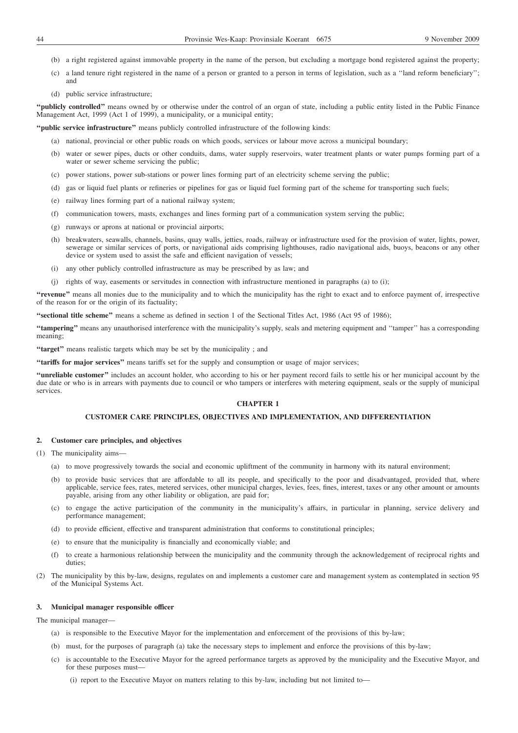(b) a right registered against immovable property in the name of the person, but excluding a mortgage bond registered against the property;

(c) a land tenure right registered in the name of a person or granted to a person in terms of legislation, such as a ''land reform beneficiary''; and

(d) public service infrastructure;

**''publicly controlled''** means owned by or otherwise under the control of an organ of state, including a public entity listed in the Public Finance Management Act, 1999 (Act 1 of 1999), a municipality, or a municipal entity;

**''public service infrastructure''** means publicly controlled infrastructure of the following kinds:

(a) national, provincial or other public roads on which goods, services or labour move across a municipal boundary;

(b) water or sewer pipes, ducts or other conduits, dams, water supply reservoirs, water treatment plants or water pumps forming part of a water or sewer scheme servicing the public;

(c) power stations, power sub-stations or power lines forming part of an electricity scheme serving the public;

(d) gas or liquid fuel plants or refineries or pipelines for gas or liquid fuel forming part of the scheme for transporting such fuels;

(e) railway lines forming part of a national railway system;

(f) communication towers, masts, exchanges and lines forming part of a communication system serving the public;

(g) runways or aprons at national or provincial airports;

(h) breakwaters, seawalls, channels, basins, quay walls, jetties, roads, railway or infrastructure used for the provision of water, lights, power, sewerage or similar services of ports, or navigational aids comprising lighthouses, radio navigational aids, buoys, beacons or any other device or system used to assist the safe and efficient navigation of vessels;

(i) any other publicly controlled infrastructure as may be prescribed by as law; and

(j) rights of way, easements or servitudes in connection with infrastructure mentioned in paragraphs (a) to (i);

**''revenue''** means all monies due to the municipality and to which the municipality has the right to exact and to enforce payment of, irrespective of the reason for or the origin of its factuality;

**''sectional title scheme''** means a scheme as defined in section 1 of the Sectional Titles Act, 1986 (Act 95 of 1986);

**''tampering''** means any unauthorised interference with the municipality's supply, seals and metering equipment and ''tamper'' has a corresponding meaning;

**''target''** means realistic targets which may be set by the municipality ; and

**''tariffs for major services''** means tariffs set for the supply and consumption or usage of major services;

**''unreliable customer''** includes an account holder, who according to his or her payment record fails to settle his or her municipal account by the due date or who is in arrears with payments due to council or who tampers or interferes with metering equipment, seals or the supply of municipal services.

## CHAPTER 1

## CUSTOMER CARE PRINCIPLES, OBJECTIVES AND IMPLEMENTATION, AND DIFFERENTIATION

### 2. Customer care principles, and objectives

(1) The municipality aims—

(a) to move progressively towards the social and economic upliftment of the community in harmony with its natural environment;

(b) to provide basic services that are affordable to all its people, and specifically to the poor and disadvantaged, provided that, where applicable, service fees, rates, metered services, other municipal charges, levies, fees, fines, interest, taxes or any other amount or amounts payable, arising from any other liability or obligation, are paid for;

(c) to engage the active participation of the community in the municipality's affairs, in particular in planning, service delivery and performance management;

(d) to provide efficient, effective and transparent administration that conforms to constitutional principles;

(e) to ensure that the municipality is financially and economically viable; and

(f) to create a harmonious relationship between the municipality and the community through the acknowledgement of reciprocal rights and duties;

(2) The municipality by this by-law, designs, regulates on and implements a customer care and management system as contemplated in section 95 of the Municipal Systems Act.

### 3. Municipal manager responsible officer

The municipal manager—

(a) is responsible to the Executive Mayor for the implementation and enforcement of the provisions of this by-law;

(b) must, for the purposes of paragraph (a) take the necessary steps to implement and enforce the provisions of this by-law;

(c) is accountable to the Executive Mayor for the agreed performance targets as approved by the municipality and the Executive Mayor, and for these purposes must—

(i) report to the Executive Mayor on matters relating to this by-law, including but not limited to—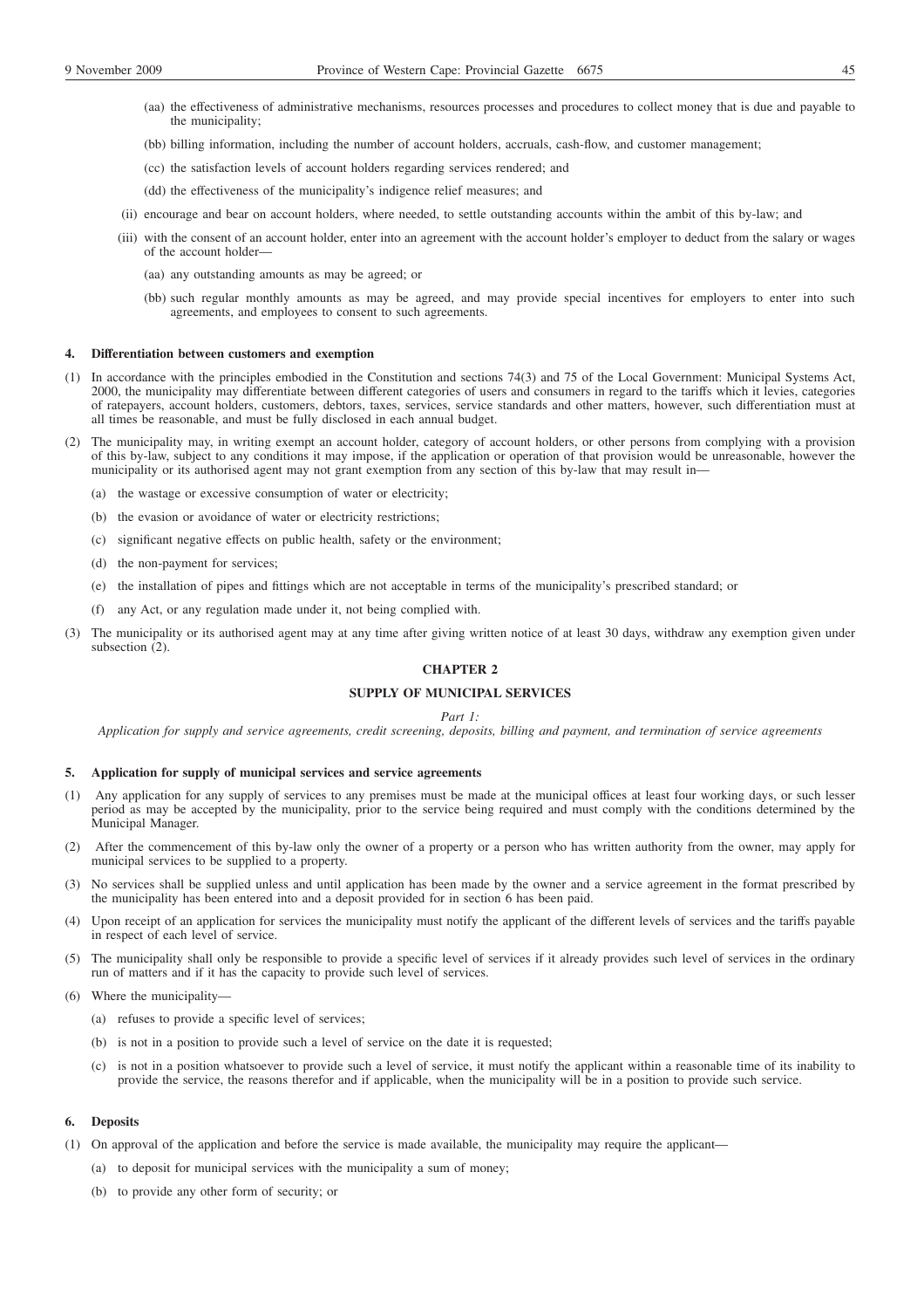(aa) the effectiveness of administrative mechanisms, resources processes and procedures to collect money that is due and payable to the municipality;

(bb) billing information, including the number of account holders, accruals, cash-flow, and customer management;

(cc) the satisfaction levels of account holders regarding services rendered; and

(dd) the effectiveness of the municipality's indigence relief measures; and

(ii) encourage and bear on account holders, where needed, to settle outstanding accounts within the ambit of this by-law; and

(iii) with the consent of an account holder, enter into an agreement with the account holder's employer to deduct from the salary or wages of the account holder—

(aa) any outstanding amounts as may be agreed; or

(bb) such regular monthly amounts as may be agreed, and may provide special incentives for employers to enter into such agreements, and employees to consent to such agreements.

**4. Differentiation between customers and exemption**

(1) In accordance with the principles embodied in the Constitution and sections 74(3) and 75 of the Local Government: Municipal Systems Act, 2000, the municipality may differentiate between different categories of users and consumers in regard to the tariffs which it levies, categories of ratepayers, account holders, customers, debtors, taxes, services, service standards and other matters, however, such differentiation must at all times be reasonable, and must be fully disclosed in each annual budget.

(2) The municipality may, in writing exempt an account holder, category of account holders, or other persons from complying with a provision of this by-law, subject to any conditions it may impose, if the application or operation of that provision would be unreasonable, however the municipality or its authorised agent may not grant exemption from any section of this by-law that may result in—

(a) the wastage or excessive consumption of water or electricity;

(b) the evasion or avoidance of water or electricity restrictions;

(c) significant negative effects on public health, safety or the environment;

(d) the non-payment for services;

(e) the installation of pipes and fittings which are not acceptable in terms of the municipality's prescribed standard; or

(f) any Act, or any regulation made under it, not being complied with.

(3) The municipality or its authorised agent may at any time after giving written notice of at least 30 days, withdraw any exemption given under subsection (2).

## CHAPTER 2

## SUPPLY OF MUNICIPAL SERVICES

*Part 1:*

*Application for supply and service agreements, credit screening, deposits, billing and payment, and termination of service agreements*

**5. Application for supply of municipal services and service agreements**

(1) Any application for any supply of services to any premises must be made at the municipal offices at least four working days, or such lesser period as may be accepted by the municipality, prior to the service being required and must comply with the conditions determined by the Municipal Manager.

(2) After the commencement of this by-law only the owner of a property or a person who has written authority from the owner, may apply for municipal services to be supplied to a property.

(3) No services shall be supplied unless and until application has been made by the owner and a service agreement in the format prescribed by the municipality has been entered into and a deposit provided for in section 6 has been paid.

(4) Upon receipt of an application for services the municipality must notify the applicant of the different levels of services and the tariffs payable in respect of each level of service.

(5) The municipality shall only be responsible to provide a specific level of services if it already provides such level of services in the ordinary run of matters and if it has the capacity to provide such level of services.

(6) Where the municipality—

(a) refuses to provide a specific level of services;

(b) is not in a position to provide such a level of service on the date it is requested;

(c) is not in a position whatsoever to provide such a level of service, it must notify the applicant within a reasonable time of its inability to provide the service, the reasons therefor and if applicable, when the municipality will be in a position to provide such service.

**6. Deposits**

(1) On approval of the application and before the service is made available, the municipality may require the applicant—

(a) to deposit for municipal services with the municipality a sum of money;

(b) to provide any other form of security; or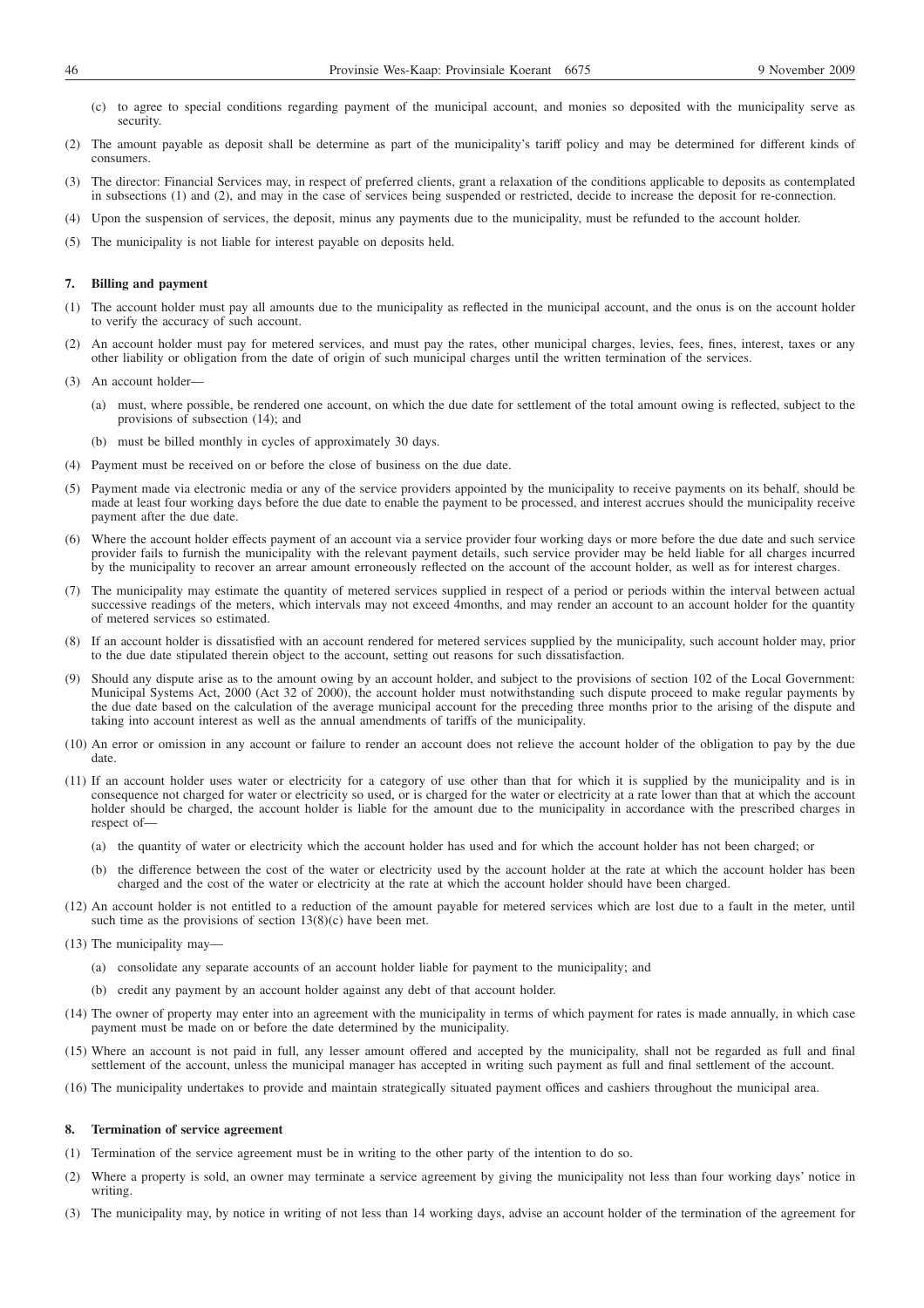(c) to agree to special conditions regarding payment of the municipal account, and monies so deposited with the municipality serve as security.

(2) The amount payable as deposit shall be determine as part of the municipality's tariff policy and may be determined for different kinds of consumers.

(3) The director: Financial Services may, in respect of preferred clients, grant a relaxation of the conditions applicable to deposits as contemplated in subsections (1) and (2), and may in the case of services being suspended or restricted, decide to increase the deposit for re-connection.

(4) Upon the suspension of services, the deposit, minus any payments due to the municipality, must be refunded to the account holder.

(5) The municipality is not liable for interest payable on deposits held.

**7. Billing and payment**

(1) The account holder must pay all amounts due to the municipality as reflected in the municipal account, and the onus is on the account holder to verify the accuracy of such account.

(2) An account holder must pay for metered services, and must pay the rates, other municipal charges, levies, fees, fines, interest, taxes or any other liability or obligation from the date of origin of such municipal charges until the written termination of the services.

(3) An account holder—

(a) must, where possible, be rendered one account, on which the due date for settlement of the total amount owing is reflected, subject to the provisions of subsection (14); and

(b) must be billed monthly in cycles of approximately 30 days.

(4) Payment must be received on or before the close of business on the due date.

(5) Payment made via electronic media or any of the service providers appointed by the municipality to receive payments on its behalf, should be made at least four working days before the due date to enable the payment to be processed, and interest accrues should the municipality receive payment after the due date.

(6) Where the account holder effects payment of an account via a service provider four working days or more before the due date and such service provider fails to furnish the municipality with the relevant payment details, such service provider may be held liable for all charges incurred by the municipality to recover an arrear amount erroneously reflected on the account of the account holder, as well as for interest charges.

(7) The municipality may estimate the quantity of metered services supplied in respect of a period or periods within the interval between actual successive readings of the meters, which intervals may not exceed 4months, and may render an account to an account holder for the quantity of metered services so estimated.

(8) If an account holder is dissatisfied with an account rendered for metered services supplied by the municipality, such account holder may, prior to the due date stipulated therein object to the account, setting out reasons for such dissatisfaction.

(9) Should any dispute arise as to the amount owing by an account holder, and subject to the provisions of section 102 of the Local Government: Municipal Systems Act, 2000 (Act 32 of 2000), the account holder must notwithstanding such dispute proceed to make regular payments by the due date based on the calculation of the average municipal account for the preceding three months prior to the arising of the dispute and taking into account interest as well as the annual amendments of tariffs of the municipality.

(10) An error or omission in any account or failure to render an account does not relieve the account holder of the obligation to pay by the due date.

(11) If an account holder uses water or electricity for a category of use other than that for which it is supplied by the municipality and is in consequence not charged for water or electricity so used, or is charged for the water or electricity at a rate lower than that at which the account holder should be charged, the account holder is liable for the amount due to the municipality in accordance with the prescribed charges in respect of—

(a) the quantity of water or electricity which the account holder has used and for which the account holder has not been charged; or

(b) the difference between the cost of the water or electricity used by the account holder at the rate at which the account holder has been charged and the cost of the water or electricity at the rate at which the account holder should have been charged.

(12) An account holder is not entitled to a reduction of the amount payable for metered services which are lost due to a fault in the meter, until such time as the provisions of section 13(8)(c) have been met.

(13) The municipality may—

(a) consolidate any separate accounts of an account holder liable for payment to the municipality; and

(b) credit any payment by an account holder against any debt of that account holder.

(14) The owner of property may enter into an agreement with the municipality in terms of which payment for rates is made annually, in which case payment must be made on or before the date determined by the municipality.

(15) Where an account is not paid in full, any lesser amount offered and accepted by the municipality, shall not be regarded as full and final settlement of the account, unless the municipal manager has accepted in writing such payment as full and final settlement of the account.

(16) The municipality undertakes to provide and maintain strategically situated payment offices and cashiers throughout the municipal area.

**8. Termination of service agreement**

(1) Termination of the service agreement must be in writing to the other party of the intention to do so.

(2) Where a property is sold, an owner may terminate a service agreement by giving the municipality not less than four working days' notice in writing.

(3) The municipality may, by notice in writing of not less than 14 working days, advise an account holder of the termination of the agreement for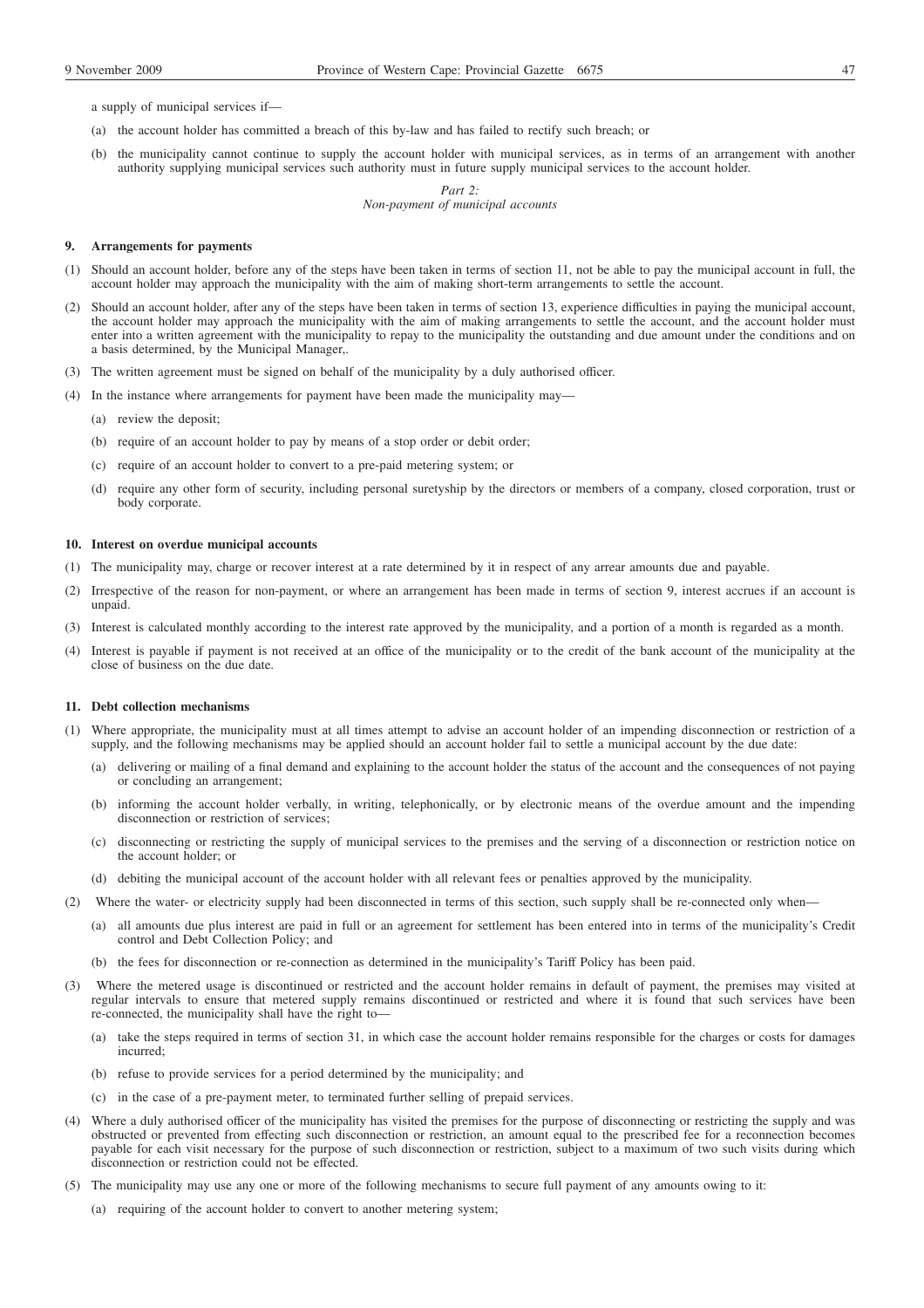a supply of municipal services if—

(a) the account holder has committed a breach of this by-law and has failed to rectify such breach; or

(b) the municipality cannot continue to supply the account holder with municipal services, as in terms of an arrangement with another authority supplying municipal services such authority must in future supply municipal services to the account holder.

*Part 2:*
*Non-payment of municipal accounts*

**9. Arrangements for payments**

(1) Should an account holder, before any of the steps have been taken in terms of section 11, not be able to pay the municipal account in full, the account holder may approach the municipality with the aim of making short-term arrangements to settle the account.

(2) Should an account holder, after any of the steps have been taken in terms of section 13, experience difficulties in paying the municipal account, the account holder may approach the municipality with the aim of making arrangements to settle the account, and the account holder must enter into a written agreement with the municipality to repay to the municipality the outstanding and due amount under the conditions and on a basis determined, by the Municipal Manager,.

(3) The written agreement must be signed on behalf of the municipality by a duly authorised officer.

(4) In the instance where arrangements for payment have been made the municipality may—

(a) review the deposit;

(b) require of an account holder to pay by means of a stop order or debit order;

(c) require of an account holder to convert to a pre-paid metering system; or

(d) require any other form of security, including personal suretyship by the directors or members of a company, closed corporation, trust or body corporate.

**10. Interest on overdue municipal accounts**

(1) The municipality may, charge or recover interest at a rate determined by it in respect of any arrear amounts due and payable.

(2) Irrespective of the reason for non-payment, or where an arrangement has been made in terms of section 9, interest accrues if an account is unpaid.

(3) Interest is calculated monthly according to the interest rate approved by the municipality, and a portion of a month is regarded as a month.

(4) Interest is payable if payment is not received at an office of the municipality or to the credit of the bank account of the municipality at the close of business on the due date.

**11. Debt collection mechanisms**

(1) Where appropriate, the municipality must at all times attempt to advise an account holder of an impending disconnection or restriction of a supply, and the following mechanisms may be applied should an account holder fail to settle a municipal account by the due date:

(a) delivering or mailing of a final demand and explaining to the account holder the status of the account and the consequences of not paying or concluding an arrangement;

(b) informing the account holder verbally, in writing, telephonically, or by electronic means of the overdue amount and the impending disconnection or restriction of services;

(c) disconnecting or restricting the supply of municipal services to the premises and the serving of a disconnection or restriction notice on the account holder; or

(d) debiting the municipal account of the account holder with all relevant fees or penalties approved by the municipality.

(2) Where the water- or electricity supply had been disconnected in terms of this section, such supply shall be re-connected only when—

(a) all amounts due plus interest are paid in full or an agreement for settlement has been entered into in terms of the municipality's Credit control and Debt Collection Policy; and

(b) the fees for disconnection or re-connection as determined in the municipality's Tariff Policy has been paid.

(3) Where the metered usage is discontinued or restricted and the account holder remains in default of payment, the premises may visited at regular intervals to ensure that metered supply remains discontinued or restricted and where it is found that such services have been re-connected, the municipality shall have the right to—

(a) take the steps required in terms of section 31, in which case the account holder remains responsible for the charges or costs for damages incurred;

(b) refuse to provide services for a period determined by the municipality; and

(c) in the case of a pre-payment meter, to terminated further selling of prepaid services.

(4) Where a duly authorised officer of the municipality has visited the premises for the purpose of disconnecting or restricting the supply and was obstructed or prevented from effecting such disconnection or restriction, an amount equal to the prescribed fee for a reconnection becomes payable for each visit necessary for the purpose of such disconnection or restriction, subject to a maximum of two such visits during which disconnection or restriction could not be effected.

(5) The municipality may use any one or more of the following mechanisms to secure full payment of any amounts owing to it:

(a) requiring of the account holder to convert to another metering system;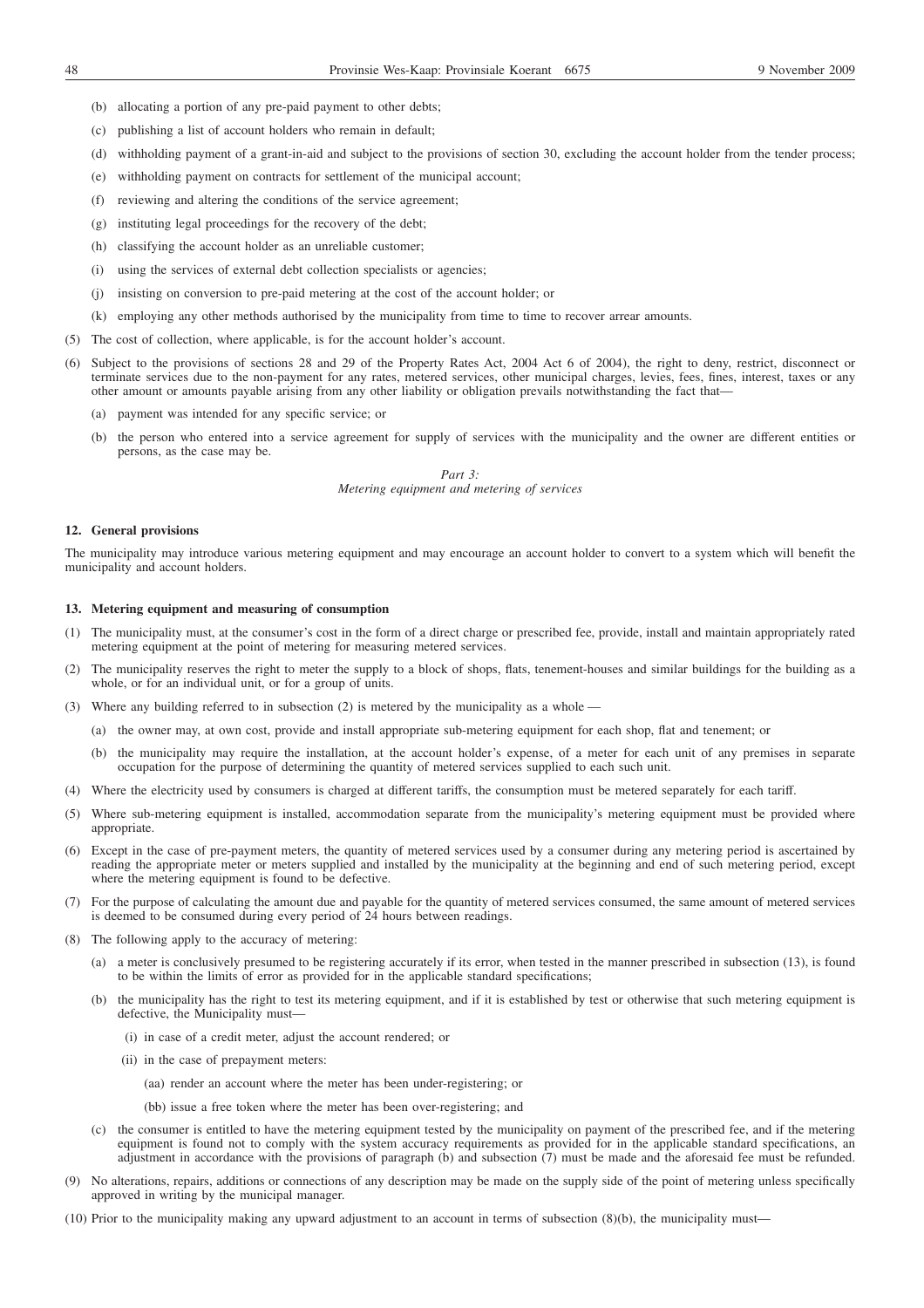(b) allocating a portion of any pre-paid payment to other debts;

(c) publishing a list of account holders who remain in default;

(d) withholding payment of a grant-in-aid and subject to the provisions of section 30, excluding the account holder from the tender process;

(e) withholding payment on contracts for settlement of the municipal account;

(f) reviewing and altering the conditions of the service agreement;

(g) instituting legal proceedings for the recovery of the debt;

(h) classifying the account holder as an unreliable customer;

(i) using the services of external debt collection specialists or agencies;

(j) insisting on conversion to pre-paid metering at the cost of the account holder; or

(k) employing any other methods authorised by the municipality from time to time to recover arrear amounts.

(5) The cost of collection, where applicable, is for the account holder's account.

(6) Subject to the provisions of sections 28 and 29 of the Property Rates Act, 2004 Act 6 of 2004), the right to deny, restrict, disconnect or terminate services due to the non-payment for any rates, metered services, other municipal charges, levies, fees, fines, interest, taxes or any other amount or amounts payable arising from any other liability or obligation prevails notwithstanding the fact that—

(a) payment was intended for any specific service; or

(b) the person who entered into a service agreement for supply of services with the municipality and the owner are different entities or persons, as the case may be.

*Part 3:*
*Metering equipment and metering of services*

**12. General provisions**

The municipality may introduce various metering equipment and may encourage an account holder to convert to a system which will benefit the municipality and account holders.

**13. Metering equipment and measuring of consumption**

(1) The municipality must, at the consumer's cost in the form of a direct charge or prescribed fee, provide, install and maintain appropriately rated metering equipment at the point of metering for measuring metered services.

(2) The municipality reserves the right to meter the supply to a block of shops, flats, tenement-houses and similar buildings for the building as a whole, or for an individual unit, or for a group of units.

(3) Where any building referred to in subsection (2) is metered by the municipality as a whole —

(a) the owner may, at own cost, provide and install appropriate sub-metering equipment for each shop, flat and tenement; or

(b) the municipality may require the installation, at the account holder's expense, of a meter for each unit of any premises in separate occupation for the purpose of determining the quantity of metered services supplied to each such unit.

(4) Where the electricity used by consumers is charged at different tariffs, the consumption must be metered separately for each tariff.

(5) Where sub-metering equipment is installed, accommodation separate from the municipality's metering equipment must be provided where appropriate.

(6) Except in the case of pre-payment meters, the quantity of metered services used by a consumer during any metering period is ascertained by reading the appropriate meter or meters supplied and installed by the municipality at the beginning and end of such metering period, except where the metering equipment is found to be defective.

(7) For the purpose of calculating the amount due and payable for the quantity of metered services consumed, the same amount of metered services is deemed to be consumed during every period of 24 hours between readings.

(8) The following apply to the accuracy of metering:

(a) a meter is conclusively presumed to be registering accurately if its error, when tested in the manner prescribed in subsection (13), is found to be within the limits of error as provided for in the applicable standard specifications;

(b) the municipality has the right to test its metering equipment, and if it is established by test or otherwise that such metering equipment is defective, the Municipality must—

(i) in case of a credit meter, adjust the account rendered; or

(ii) in the case of prepayment meters:

(aa) render an account where the meter has been under-registering; or

(bb) issue a free token where the meter has been over-registering; and

(c) the consumer is entitled to have the metering equipment tested by the municipality on payment of the prescribed fee, and if the metering equipment is found not to comply with the system accuracy requirements as provided for in the applicable standard specifications, an adjustment in accordance with the provisions of paragraph (b) and subsection (7) must be made and the aforesaid fee must be refunded.

(9) No alterations, repairs, additions or connections of any description may be made on the supply side of the point of metering unless specifically approved in writing by the municipal manager.

(10) Prior to the municipality making any upward adjustment to an account in terms of subsection (8)(b), the municipality must—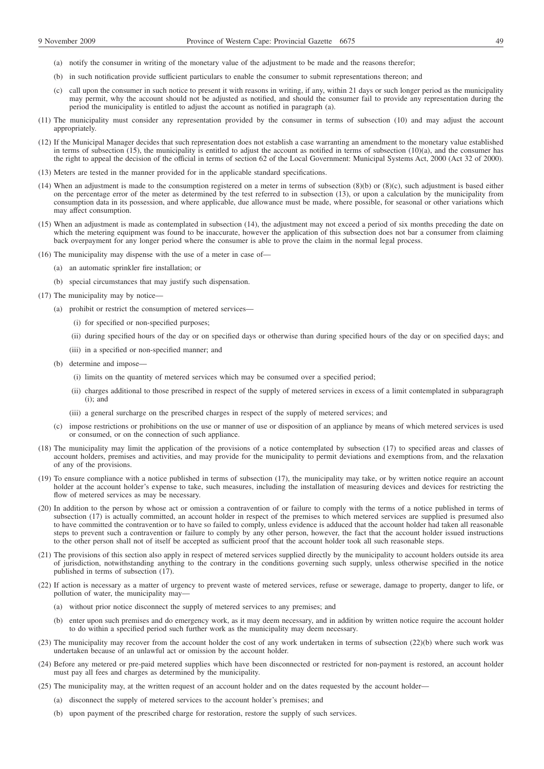(a) notify the consumer in writing of the monetary value of the adjustment to be made and the reasons therefor;

(b) in such notification provide sufficient particulars to enable the consumer to submit representations thereon; and

(c) call upon the consumer in such notice to present it with reasons in writing, if any, within 21 days or such longer period as the municipality may permit, why the account should not be adjusted as notified, and should the consumer fail to provide any representation during the period the municipality is entitled to adjust the account as notified in paragraph (a).

(11) The municipality must consider any representation provided by the consumer in terms of subsection (10) and may adjust the account appropriately.

(12) If the Municipal Manager decides that such representation does not establish a case warranting an amendment to the monetary value established in terms of subsection (15), the municipality is entitled to adjust the account as notified in terms of subsection (10)(a), and the consumer has the right to appeal the decision of the official in terms of section 62 of the Local Government: Municipal Systems Act, 2000 (Act 32 of 2000).

(13) Meters are tested in the manner provided for in the applicable standard specifications.

(14) When an adjustment is made to the consumption registered on a meter in terms of subsection (8)(b) or (8)(c), such adjustment is based either on the percentage error of the meter as determined by the test referred to in subsection (13), or upon a calculation by the municipality from consumption data in its possession, and where applicable, due allowance must be made, where possible, for seasonal or other variations which may affect consumption.

(15) When an adjustment is made as contemplated in subsection (14), the adjustment may not exceed a period of six months preceding the date on which the metering equipment was found to be inaccurate, however the application of this subsection does not bar a consumer from claiming back overpayment for any longer period where the consumer is able to prove the claim in the normal legal process.

(16) The municipality may dispense with the use of a meter in case of—

(a) an automatic sprinkler fire installation; or

(b) special circumstances that may justify such dispensation.

(17) The municipality may by notice—

(a) prohibit or restrict the consumption of metered services—

(i) for specified or non-specified purposes;

(ii) during specified hours of the day or on specified days or otherwise than during specified hours of the day or on specified days; and

(iii) in a specified or non-specified manner; and

(b) determine and impose—

(i) limits on the quantity of metered services which may be consumed over a specified period;

(ii) charges additional to those prescribed in respect of the supply of metered services in excess of a limit contemplated in subparagraph (i); and

(iii) a general surcharge on the prescribed charges in respect of the supply of metered services; and

(c) impose restrictions or prohibitions on the use or manner of use or disposition of an appliance by means of which metered services is used or consumed, or on the connection of such appliance.

(18) The municipality may limit the application of the provisions of a notice contemplated by subsection (17) to specified areas and classes of account holders, premises and activities, and may provide for the municipality to permit deviations and exemptions from, and the relaxation of any of the provisions.

(19) To ensure compliance with a notice published in terms of subsection (17), the municipality may take, or by written notice require an account holder at the account holder's expense to take, such measures, including the installation of measuring devices and devices for restricting the flow of metered services as may be necessary.

(20) In addition to the person by whose act or omission a contravention of or failure to comply with the terms of a notice published in terms of subsection (17) is actually committed, an account holder in respect of the premises to which metered services are supplied is presumed also to have committed the contravention or to have so failed to comply, unless evidence is adduced that the account holder had taken all reasonable steps to prevent such a contravention or failure to comply by any other person, however, the fact that the account holder issued instructions to the other person shall not of itself be accepted as sufficient proof that the account holder took all such reasonable steps.

(21) The provisions of this section also apply in respect of metered services supplied directly by the municipality to account holders outside its area of jurisdiction, notwithstanding anything to the contrary in the conditions governing such supply, unless otherwise specified in the notice published in terms of subsection (17).

(22) If action is necessary as a matter of urgency to prevent waste of metered services, refuse or sewerage, damage to property, danger to life, or pollution of water, the municipality may—

(a) without prior notice disconnect the supply of metered services to any premises; and

(b) enter upon such premises and do emergency work, as it may deem necessary, and in addition by written notice require the account holder to do within a specified period such further work as the municipality may deem necessary.

(23) The municipality may recover from the account holder the cost of any work undertaken in terms of subsection (22)(b) where such work was undertaken because of an unlawful act or omission by the account holder.

(24) Before any metered or pre-paid metered supplies which have been disconnected or restricted for non-payment is restored, an account holder must pay all fees and charges as determined by the municipality.

(25) The municipality may, at the written request of an account holder and on the dates requested by the account holder—

(a) disconnect the supply of metered services to the account holder's premises; and

(b) upon payment of the prescribed charge for restoration, restore the supply of such services.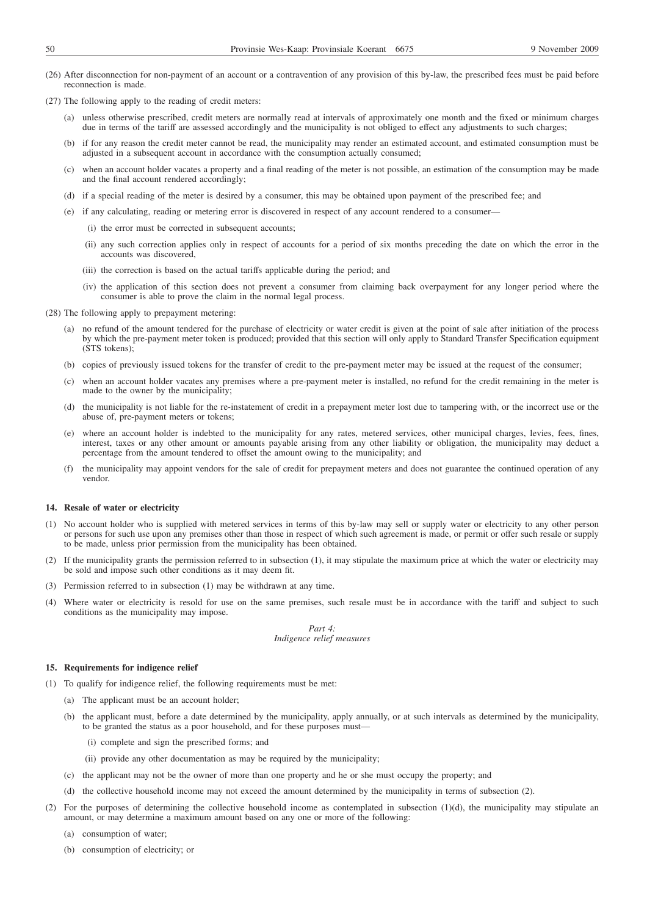(26) After disconnection for non-payment of an account or a contravention of any provision of this by-law, the prescribed fees must be paid before reconnection is made.

(27) The following apply to the reading of credit meters:

- (a) unless otherwise prescribed, credit meters are normally read at intervals of approximately one month and the fixed or minimum charges due in terms of the tariff are assessed accordingly and the municipality is not obliged to effect any adjustments to such charges;
- (b) if for any reason the credit meter cannot be read, the municipality may render an estimated account, and estimated consumption must be adjusted in a subsequent account in accordance with the consumption actually consumed;
- (c) when an account holder vacates a property and a final reading of the meter is not possible, an estimation of the consumption may be made and the final account rendered accordingly;
- (d) if a special reading of the meter is desired by a consumer, this may be obtained upon payment of the prescribed fee; and
- (e) if any calculating, reading or metering error is discovered in respect of any account rendered to a consumer—
  - (i) the error must be corrected in subsequent accounts;
  - (ii) any such correction applies only in respect of accounts for a period of six months preceding the date on which the error in the accounts was discovered,
  - (iii) the correction is based on the actual tariffs applicable during the period; and
  - (iv) the application of this section does not prevent a consumer from claiming back overpayment for any longer period where the consumer is able to prove the claim in the normal legal process.

(28) The following apply to prepayment metering:

- (a) no refund of the amount tendered for the purchase of electricity or water credit is given at the point of sale after initiation of the process by which the pre-payment meter token is produced; provided that this section will only apply to Standard Transfer Specification equipment (STS tokens);
- (b) copies of previously issued tokens for the transfer of credit to the pre-payment meter may be issued at the request of the consumer;
- (c) when an account holder vacates any premises where a pre-payment meter is installed, no refund for the credit remaining in the meter is made to the owner by the municipality;
- (d) the municipality is not liable for the re-instatement of credit in a prepayment meter lost due to tampering with, or the incorrect use or the abuse of, pre-payment meters or tokens;
- (e) where an account holder is indebted to the municipality for any rates, metered services, other municipal charges, levies, fees, fines, interest, taxes or any other amount or amounts payable arising from any other liability or obligation, the municipality may deduct a percentage from the amount tendered to offset the amount owing to the municipality; and
- (f) the municipality may appoint vendors for the sale of credit for prepayment meters and does not guarantee the continued operation of any vendor.

**14. Resale of water or electricity**

(1) No account holder who is supplied with metered services in terms of this by-law may sell or supply water or electricity to any other person or persons for such use upon any premises other than those in respect of which such agreement is made, or permit or offer such resale or supply to be made, unless prior permission from the municipality has been obtained.

(2) If the municipality grants the permission referred to in subsection (1), it may stipulate the maximum price at which the water or electricity may be sold and impose such other conditions as it may deem fit.

(3) Permission referred to in subsection (1) may be withdrawn at any time.

(4) Where water or electricity is resold for use on the same premises, such resale must be in accordance with the tariff and subject to such conditions as the municipality may impose.

*Part 4:*
*Indigence relief measures*

**15. Requirements for indigence relief**

(1) To qualify for indigence relief, the following requirements must be met:

- (a) The applicant must be an account holder;
- (b) the applicant must, before a date determined by the municipality, apply annually, or at such intervals as determined by the municipality, to be granted the status as a poor household, and for these purposes must—
  - (i) complete and sign the prescribed forms; and
  - (ii) provide any other documentation as may be required by the municipality;
- (c) the applicant may not be the owner of more than one property and he or she must occupy the property; and
- (d) the collective household income may not exceed the amount determined by the municipality in terms of subsection (2).

(2) For the purposes of determining the collective household income as contemplated in subsection (1)(d), the municipality may stipulate an amount, or may determine a maximum amount based on any one or more of the following:

- (a) consumption of water;
- (b) consumption of electricity; or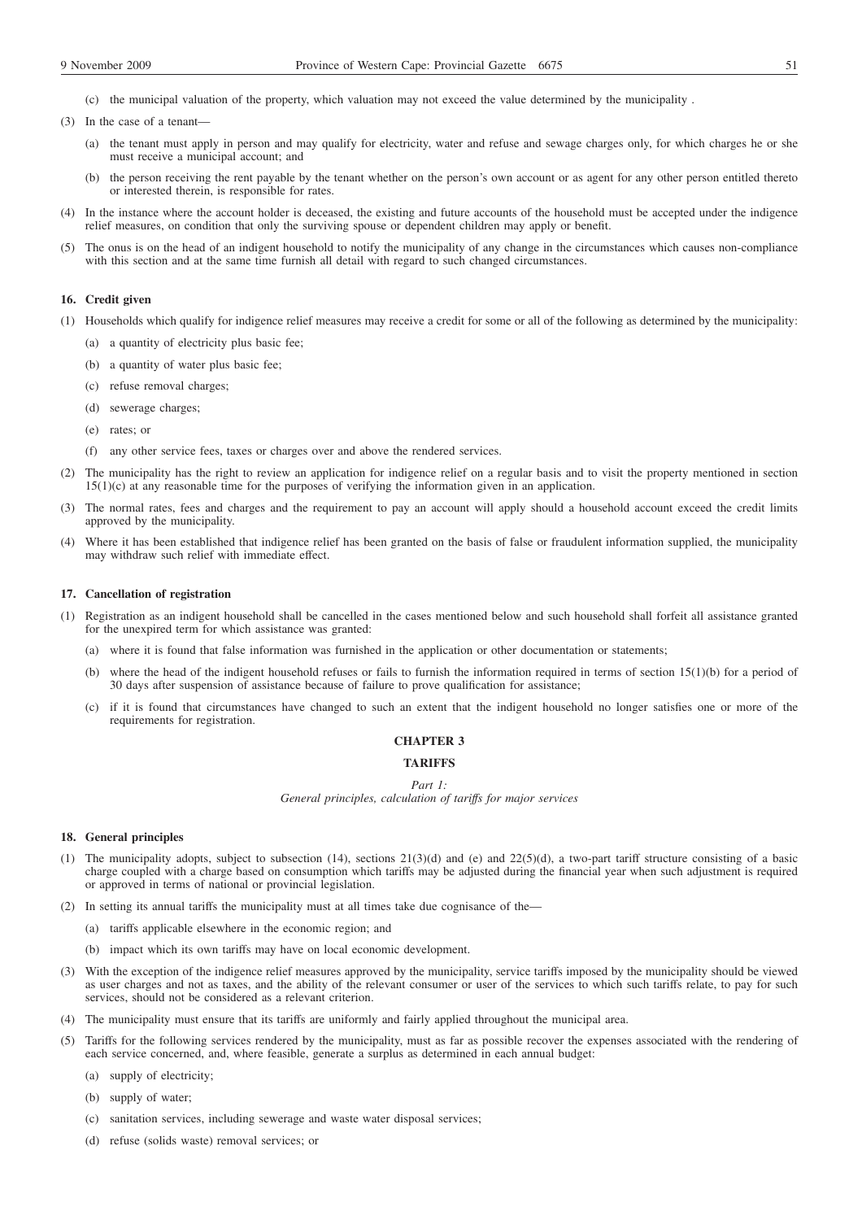(c) the municipal valuation of the property, which valuation may not exceed the value determined by the municipality .

(3) In the case of a tenant—

(a) the tenant must apply in person and may qualify for electricity, water and refuse and sewage charges only, for which charges he or she must receive a municipal account; and

(b) the person receiving the rent payable by the tenant whether on the person's own account or as agent for any other person entitled thereto or interested therein, is responsible for rates.

(4) In the instance where the account holder is deceased, the existing and future accounts of the household must be accepted under the indigence relief measures, on condition that only the surviving spouse or dependent children may apply or benefit.

(5) The onus is on the head of an indigent household to notify the municipality of any change in the circumstances which causes non-compliance with this section and at the same time furnish all detail with regard to such changed circumstances.

**16. Credit given**

(1) Households which qualify for indigence relief measures may receive a credit for some or all of the following as determined by the municipality:

(a) a quantity of electricity plus basic fee;

(b) a quantity of water plus basic fee;

(c) refuse removal charges;

(d) sewerage charges;

(e) rates; or

(f) any other service fees, taxes or charges over and above the rendered services.

(2) The municipality has the right to review an application for indigence relief on a regular basis and to visit the property mentioned in section 15(1)(c) at any reasonable time for the purposes of verifying the information given in an application.

(3) The normal rates, fees and charges and the requirement to pay an account will apply should a household account exceed the credit limits approved by the municipality.

(4) Where it has been established that indigence relief has been granted on the basis of false or fraudulent information supplied, the municipality may withdraw such relief with immediate effect.

**17. Cancellation of registration**

(1) Registration as an indigent household shall be cancelled in the cases mentioned below and such household shall forfeit all assistance granted for the unexpired term for which assistance was granted:

(a) where it is found that false information was furnished in the application or other documentation or statements;

(b) where the head of the indigent household refuses or fails to furnish the information required in terms of section 15(1)(b) for a period of 30 days after suspension of assistance because of failure to prove qualification for assistance;

(c) if it is found that circumstances have changed to such an extent that the indigent household no longer satisfies one or more of the requirements for registration.

## CHAPTER 3

## TARIFFS

*Part 1:*
*General principles, calculation of tariffs for major services*

**18. General principles**

(1) The municipality adopts, subject to subsection (14), sections 21(3)(d) and (e) and 22(5)(d), a two-part tariff structure consisting of a basic charge coupled with a charge based on consumption which tariffs may be adjusted during the financial year when such adjustment is required or approved in terms of national or provincial legislation.

(2) In setting its annual tariffs the municipality must at all times take due cognisance of the—

(a) tariffs applicable elsewhere in the economic region; and

(b) impact which its own tariffs may have on local economic development.

(3) With the exception of the indigence relief measures approved by the municipality, service tariffs imposed by the municipality should be viewed as user charges and not as taxes, and the ability of the relevant consumer or user of the services to which such tariffs relate, to pay for such services, should not be considered as a relevant criterion.

(4) The municipality must ensure that its tariffs are uniformly and fairly applied throughout the municipal area.

(5) Tariffs for the following services rendered by the municipality, must as far as possible recover the expenses associated with the rendering of each service concerned, and, where feasible, generate a surplus as determined in each annual budget:

(a) supply of electricity;

(b) supply of water;

(c) sanitation services, including sewerage and waste water disposal services;

(d) refuse (solids waste) removal services; or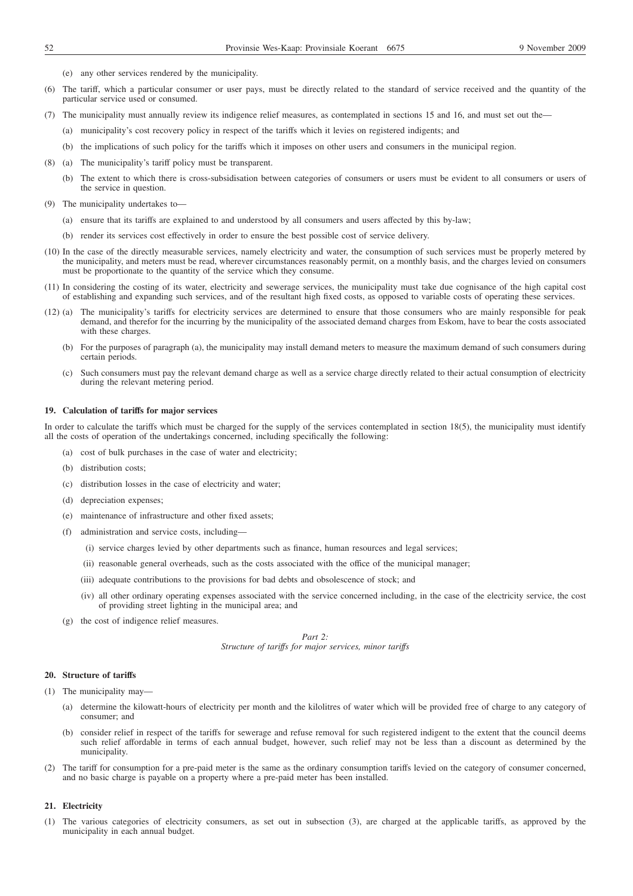(e) any other services rendered by the municipality.

(6) The tariff, which a particular consumer or user pays, must be directly related to the standard of service received and the quantity of the particular service used or consumed.

(7) The municipality must annually review its indigence relief measures, as contemplated in sections 15 and 16, and must set out the—

(a) municipality's cost recovery policy in respect of the tariffs which it levies on registered indigents; and

(b) the implications of such policy for the tariffs which it imposes on other users and consumers in the municipal region.

(8) (a) The municipality's tariff policy must be transparent.

(b) The extent to which there is cross-subsidisation between categories of consumers or users must be evident to all consumers or users of the service in question.

(9) The municipality undertakes to—

(a) ensure that its tariffs are explained to and understood by all consumers and users affected by this by-law;

(b) render its services cost effectively in order to ensure the best possible cost of service delivery.

(10) In the case of the directly measurable services, namely electricity and water, the consumption of such services must be properly metered by the municipality, and meters must be read, wherever circumstances reasonably permit, on a monthly basis, and the charges levied on consumers must be proportionate to the quantity of the service which they consume.

(11) In considering the costing of its water, electricity and sewerage services, the municipality must take due cognisance of the high capital cost of establishing and expanding such services, and of the resultant high fixed costs, as opposed to variable costs of operating these services.

(12) (a) The municipality's tariffs for electricity services are determined to ensure that those consumers who are mainly responsible for peak demand, and therefor for the incurring by the municipality of the associated demand charges from Eskom, have to bear the costs associated with these charges.

(b) For the purposes of paragraph (a), the municipality may install demand meters to measure the maximum demand of such consumers during certain periods.

(c) Such consumers must pay the relevant demand charge as well as a service charge directly related to their actual consumption of electricity during the relevant metering period.

**19. Calculation of tariffs for major services**

In order to calculate the tariffs which must be charged for the supply of the services contemplated in section 18(5), the municipality must identify all the costs of operation of the undertakings concerned, including specifically the following:

(a) cost of bulk purchases in the case of water and electricity;

(b) distribution costs;

(c) distribution losses in the case of electricity and water;

(d) depreciation expenses;

(e) maintenance of infrastructure and other fixed assets;

(f) administration and service costs, including—

(i) service charges levied by other departments such as finance, human resources and legal services;

(ii) reasonable general overheads, such as the costs associated with the office of the municipal manager;

(iii) adequate contributions to the provisions for bad debts and obsolescence of stock; and

(iv) all other ordinary operating expenses associated with the service concerned including, in the case of the electricity service, the cost of providing street lighting in the municipal area; and

(g) the cost of indigence relief measures.

*Part 2:*
*Structure of tariffs for major services, minor tariffs*

**20. Structure of tariffs**

(1) The municipality may—

(a) determine the kilowatt-hours of electricity per month and the kilolitres of water which will be provided free of charge to any category of consumer; and

(b) consider relief in respect of the tariffs for sewerage and refuse removal for such registered indigent to the extent that the council deems such relief affordable in terms of each annual budget, however, such relief may not be less than a discount as determined by the municipality.

(2) The tariff for consumption for a pre-paid meter is the same as the ordinary consumption tariffs levied on the category of consumer concerned, and no basic charge is payable on a property where a pre-paid meter has been installed.

**21. Electricity**

(1) The various categories of electricity consumers, as set out in subsection (3), are charged at the applicable tariffs, as approved by the municipality in each annual budget.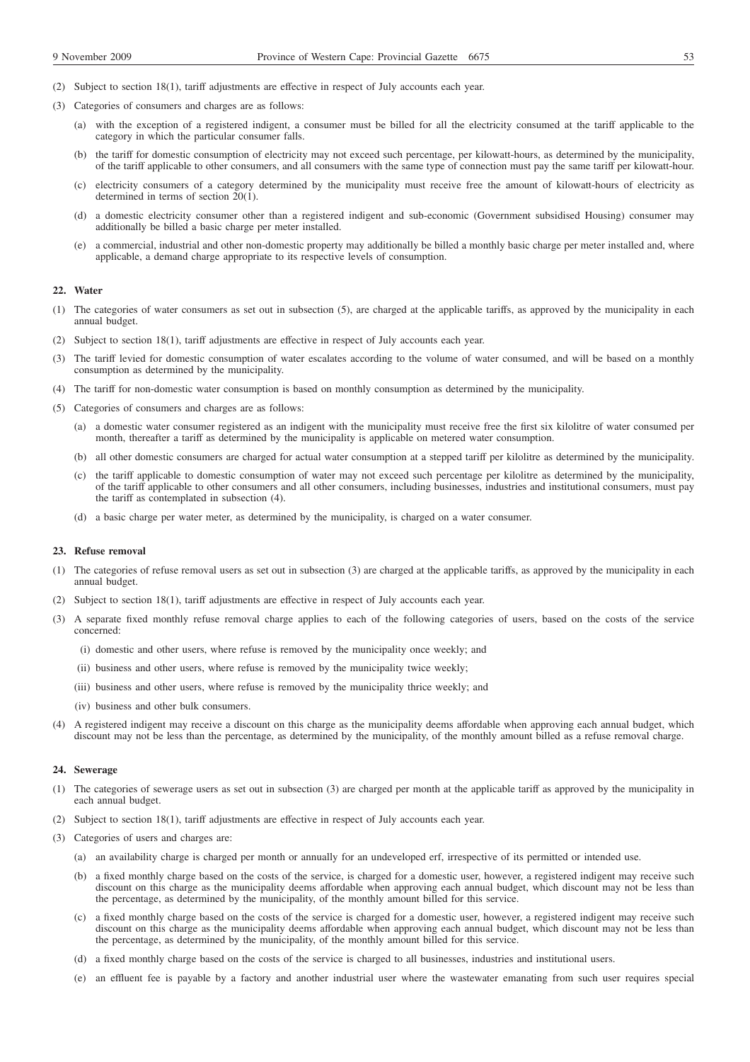(2) Subject to section 18(1), tariff adjustments are effective in respect of July accounts each year.

(3) Categories of consumers and charges are as follows:

(a) with the exception of a registered indigent, a consumer must be billed for all the electricity consumed at the tariff applicable to the category in which the particular consumer falls.

(b) the tariff for domestic consumption of electricity may not exceed such percentage, per kilowatt-hours, as determined by the municipality, of the tariff applicable to other consumers, and all consumers with the same type of connection must pay the same tariff per kilowatt-hour.

(c) electricity consumers of a category determined by the municipality must receive free the amount of kilowatt-hours of electricity as determined in terms of section 20(1).

(d) a domestic electricity consumer other than a registered indigent and sub-economic (Government subsidised Housing) consumer may additionally be billed a basic charge per meter installed.

(e) a commercial, industrial and other non-domestic property may additionally be billed a monthly basic charge per meter installed and, where applicable, a demand charge appropriate to its respective levels of consumption.

**22. Water**

(1) The categories of water consumers as set out in subsection (5), are charged at the applicable tariffs, as approved by the municipality in each annual budget.

(2) Subject to section 18(1), tariff adjustments are effective in respect of July accounts each year.

(3) The tariff levied for domestic consumption of water escalates according to the volume of water consumed, and will be based on a monthly consumption as determined by the municipality.

(4) The tariff for non-domestic water consumption is based on monthly consumption as determined by the municipality.

(5) Categories of consumers and charges are as follows:

(a) a domestic water consumer registered as an indigent with the municipality must receive free the first six kilolitre of water consumed per month, thereafter a tariff as determined by the municipality is applicable on metered water consumption.

(b) all other domestic consumers are charged for actual water consumption at a stepped tariff per kilolitre as determined by the municipality.

(c) the tariff applicable to domestic consumption of water may not exceed such percentage per kilolitre as determined by the municipality, of the tariff applicable to other consumers and all other consumers, including businesses, industries and institutional consumers, must pay the tariff as contemplated in subsection (4).

(d) a basic charge per water meter, as determined by the municipality, is charged on a water consumer.

**23. Refuse removal**

(1) The categories of refuse removal users as set out in subsection (3) are charged at the applicable tariffs, as approved by the municipality in each annual budget.

(2) Subject to section 18(1), tariff adjustments are effective in respect of July accounts each year.

(3) A separate fixed monthly refuse removal charge applies to each of the following categories of users, based on the costs of the service concerned:

(i) domestic and other users, where refuse is removed by the municipality once weekly; and

(ii) business and other users, where refuse is removed by the municipality twice weekly;

(iii) business and other users, where refuse is removed by the municipality thrice weekly; and

(iv) business and other bulk consumers.

(4) A registered indigent may receive a discount on this charge as the municipality deems affordable when approving each annual budget, which discount may not be less than the percentage, as determined by the municipality, of the monthly amount billed as a refuse removal charge.

**24. Sewerage**

(1) The categories of sewerage users as set out in subsection (3) are charged per month at the applicable tariff as approved by the municipality in each annual budget.

(2) Subject to section 18(1), tariff adjustments are effective in respect of July accounts each year.

(3) Categories of users and charges are:

(a) an availability charge is charged per month or annually for an undeveloped erf, irrespective of its permitted or intended use.

(b) a fixed monthly charge based on the costs of the service, is charged for a domestic user, however, a registered indigent may receive such discount on this charge as the municipality deems affordable when approving each annual budget, which discount may not be less than the percentage, as determined by the municipality, of the monthly amount billed for this service.

(c) a fixed monthly charge based on the costs of the service is charged for a domestic user, however, a registered indigent may receive such discount on this charge as the municipality deems affordable when approving each annual budget, which discount may not be less than the percentage, as determined by the municipality, of the monthly amount billed for this service.

(d) a fixed monthly charge based on the costs of the service is charged to all businesses, industries and institutional users.

(e) an effluent fee is payable by a factory and another industrial user where the wastewater emanating from such user requires special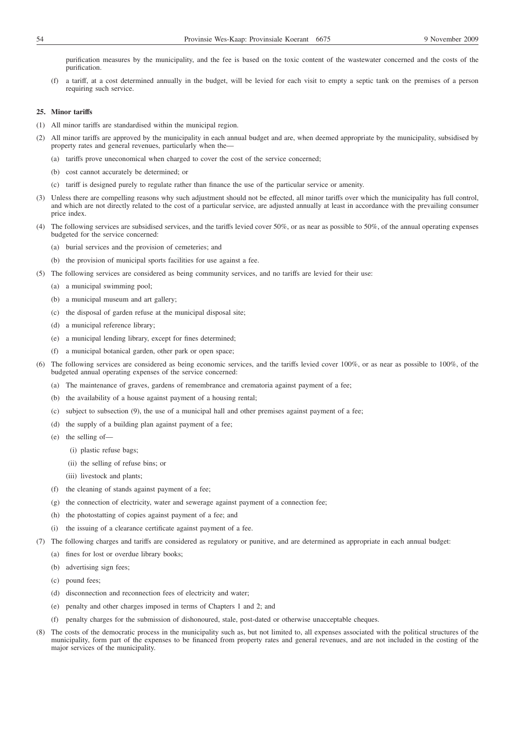purification measures by the municipality, and the fee is based on the toxic content of the wastewater concerned and the costs of the purification.

(f) a tariff, at a cost determined annually in the budget, will be levied for each visit to empty a septic tank on the premises of a person requiring such service.

**25. Minor tariffs**

(1) All minor tariffs are standardised within the municipal region.

(2) All minor tariffs are approved by the municipality in each annual budget and are, when deemed appropriate by the municipality, subsidised by property rates and general revenues, particularly when the—

(a) tariffs prove uneconomical when charged to cover the cost of the service concerned;

(b) cost cannot accurately be determined; or

(c) tariff is designed purely to regulate rather than finance the use of the particular service or amenity.

(3) Unless there are compelling reasons why such adjustment should not be effected, all minor tariffs over which the municipality has full control, and which are not directly related to the cost of a particular service, are adjusted annually at least in accordance with the prevailing consumer price index.

(4) The following services are subsidised services, and the tariffs levied cover 50%, or as near as possible to 50%, of the annual operating expenses budgeted for the service concerned:

(a) burial services and the provision of cemeteries; and

(b) the provision of municipal sports facilities for use against a fee.

(5) The following services are considered as being community services, and no tariffs are levied for their use:

(a) a municipal swimming pool;

(b) a municipal museum and art gallery;

(c) the disposal of garden refuse at the municipal disposal site;

(d) a municipal reference library;

(e) a municipal lending library, except for fines determined;

(f) a municipal botanical garden, other park or open space;

(6) The following services are considered as being economic services, and the tariffs levied cover 100%, or as near as possible to 100%, of the budgeted annual operating expenses of the service concerned:

(a) The maintenance of graves, gardens of remembrance and crematoria against payment of a fee;

(b) the availability of a house against payment of a housing rental;

(c) subject to subsection (9), the use of a municipal hall and other premises against payment of a fee;

(d) the supply of a building plan against payment of a fee;

(e) the selling of—

(i) plastic refuse bags;

(ii) the selling of refuse bins; or

(iii) livestock and plants;

(f) the cleaning of stands against payment of a fee;

(g) the connection of electricity, water and sewerage against payment of a connection fee;

(h) the photostatting of copies against payment of a fee; and

(i) the issuing of a clearance certificate against payment of a fee.

(7) The following charges and tariffs are considered as regulatory or punitive, and are determined as appropriate in each annual budget:

(a) fines for lost or overdue library books;

(b) advertising sign fees;

(c) pound fees;

(d) disconnection and reconnection fees of electricity and water;

(e) penalty and other charges imposed in terms of Chapters 1 and 2; and

(f) penalty charges for the submission of dishonoured, stale, post-dated or otherwise unacceptable cheques.

(8) The costs of the democratic process in the municipality such as, but not limited to, all expenses associated with the political structures of the municipality, form part of the expenses to be financed from property rates and general revenues, and are not included in the costing of the major services of the municipality.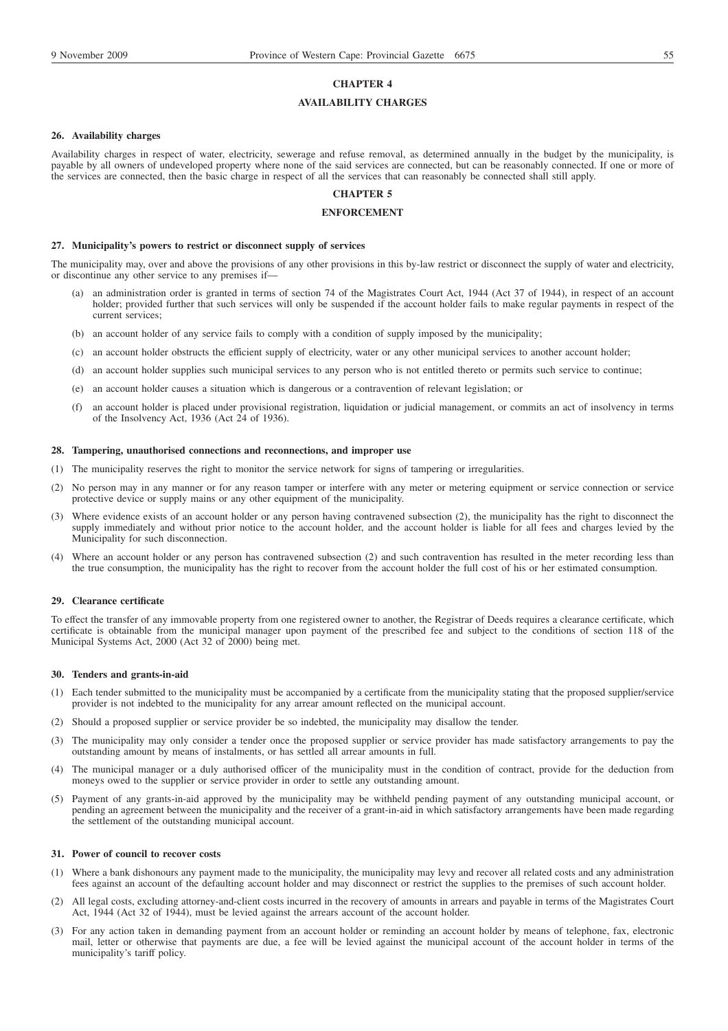## CHAPTER 4

## AVAILABILITY CHARGES

### 26. Availability charges

Availability charges in respect of water, electricity, sewerage and refuse removal, as determined annually in the budget by the municipality, is payable by all owners of undeveloped property where none of the said services are connected, but can be reasonably connected. If one or more of the services are connected, then the basic charge in respect of all the services that can reasonably be connected shall still apply.

## CHAPTER 5

## ENFORCEMENT

### 27. Municipality's powers to restrict or disconnect supply of services

The municipality may, over and above the provisions of any other provisions in this by-law restrict or disconnect the supply of water and electricity, or discontinue any other service to any premises if—

(a) an administration order is granted in terms of section 74 of the Magistrates Court Act, 1944 (Act 37 of 1944), in respect of an account holder; provided further that such services will only be suspended if the account holder fails to make regular payments in respect of the current services;

(b) an account holder of any service fails to comply with a condition of supply imposed by the municipality;

(c) an account holder obstructs the efficient supply of electricity, water or any other municipal services to another account holder;

(d) an account holder supplies such municipal services to any person who is not entitled thereto or permits such service to continue;

(e) an account holder causes a situation which is dangerous or a contravention of relevant legislation; or

(f) an account holder is placed under provisional registration, liquidation or judicial management, or commits an act of insolvency in terms of the Insolvency Act, 1936 (Act 24 of 1936).

### 28. Tampering, unauthorised connections and reconnections, and improper use

(1) The municipality reserves the right to monitor the service network for signs of tampering or irregularities.

(2) No person may in any manner or for any reason tamper or interfere with any meter or metering equipment or service connection or service protective device or supply mains or any other equipment of the municipality.

(3) Where evidence exists of an account holder or any person having contravened subsection (2), the municipality has the right to disconnect the supply immediately and without prior notice to the account holder, and the account holder is liable for all fees and charges levied by the Municipality for such disconnection.

(4) Where an account holder or any person has contravened subsection (2) and such contravention has resulted in the meter recording less than the true consumption, the municipality has the right to recover from the account holder the full cost of his or her estimated consumption.

### 29. Clearance certificate

To effect the transfer of any immovable property from one registered owner to another, the Registrar of Deeds requires a clearance certificate, which certificate is obtainable from the municipal manager upon payment of the prescribed fee and subject to the conditions of section 118 of the Municipal Systems Act, 2000 (Act 32 of 2000) being met.

### 30. Tenders and grants-in-aid

(1) Each tender submitted to the municipality must be accompanied by a certificate from the municipality stating that the proposed supplier/service provider is not indebted to the municipality for any arrear amount reflected on the municipal account.

(2) Should a proposed supplier or service provider be so indebted, the municipality may disallow the tender.

(3) The municipality may only consider a tender once the proposed supplier or service provider has made satisfactory arrangements to pay the outstanding amount by means of instalments, or has settled all arrear amounts in full.

(4) The municipal manager or a duly authorised officer of the municipality must in the condition of contract, provide for the deduction from moneys owed to the supplier or service provider in order to settle any outstanding amount.

(5) Payment of any grants-in-aid approved by the municipality may be withheld pending payment of any outstanding municipal account, or pending an agreement between the municipality and the receiver of a grant-in-aid in which satisfactory arrangements have been made regarding the settlement of the outstanding municipal account.

### 31. Power of council to recover costs

(1) Where a bank dishonours any payment made to the municipality, the municipality may levy and recover all related costs and any administration fees against an account of the defaulting account holder and may disconnect or restrict the supplies to the premises of such account holder.

(2) All legal costs, excluding attorney-and-client costs incurred in the recovery of amounts in arrears and payable in terms of the Magistrates Court Act, 1944 (Act 32 of 1944), must be levied against the arrears account of the account holder.

(3) For any action taken in demanding payment from an account holder or reminding an account holder by means of telephone, fax, electronic mail, letter or otherwise that payments are due, a fee will be levied against the municipal account of the account holder in terms of the municipality's tariff policy.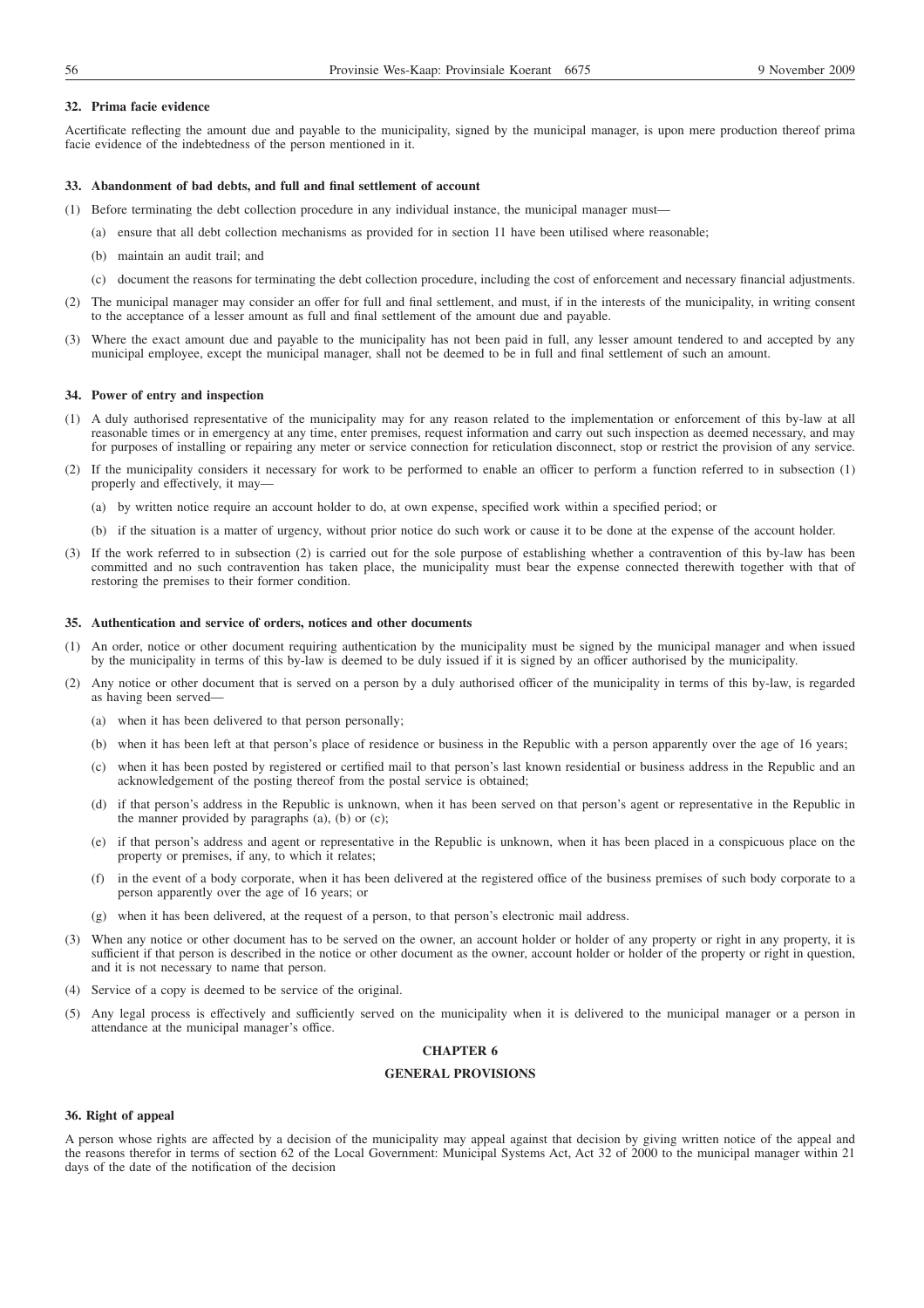### 32. Prima facie evidence

Acertificate reflecting the amount due and payable to the municipality, signed by the municipal manager, is upon mere production thereof prima facie evidence of the indebtedness of the person mentioned in it.

### 33. Abandonment of bad debts, and full and final settlement of account

(1) Before terminating the debt collection procedure in any individual instance, the municipal manager must—

(a) ensure that all debt collection mechanisms as provided for in section 11 have been utilised where reasonable;

(b) maintain an audit trail; and

(c) document the reasons for terminating the debt collection procedure, including the cost of enforcement and necessary financial adjustments.

(2) The municipal manager may consider an offer for full and final settlement, and must, if in the interests of the municipality, in writing consent to the acceptance of a lesser amount as full and final settlement of the amount due and payable.

(3) Where the exact amount due and payable to the municipality has not been paid in full, any lesser amount tendered to and accepted by any municipal employee, except the municipal manager, shall not be deemed to be in full and final settlement of such an amount.

### 34. Power of entry and inspection

(1) A duly authorised representative of the municipality may for any reason related to the implementation or enforcement of this by-law at all reasonable times or in emergency at any time, enter premises, request information and carry out such inspection as deemed necessary, and may for purposes of installing or repairing any meter or service connection for reticulation disconnect, stop or restrict the provision of any service.

(2) If the municipality considers it necessary for work to be performed to enable an officer to perform a function referred to in subsection (1) properly and effectively, it may—

(a) by written notice require an account holder to do, at own expense, specified work within a specified period; or

(b) if the situation is a matter of urgency, without prior notice do such work or cause it to be done at the expense of the account holder.

(3) If the work referred to in subsection (2) is carried out for the sole purpose of establishing whether a contravention of this by-law has been committed and no such contravention has taken place, the municipality must bear the expense connected therewith together with that of restoring the premises to their former condition.

### 35. Authentication and service of orders, notices and other documents

(1) An order, notice or other document requiring authentication by the municipality must be signed by the municipal manager and when issued by the municipality in terms of this by-law is deemed to be duly issued if it is signed by an officer authorised by the municipality.

(2) Any notice or other document that is served on a person by a duly authorised officer of the municipality in terms of this by-law, is regarded as having been served—

(a) when it has been delivered to that person personally;

(b) when it has been left at that person's place of residence or business in the Republic with a person apparently over the age of 16 years;

(c) when it has been posted by registered or certified mail to that person's last known residential or business address in the Republic and an acknowledgement of the posting thereof from the postal service is obtained;

(d) if that person's address in the Republic is unknown, when it has been served on that person's agent or representative in the Republic in the manner provided by paragraphs (a), (b) or (c);

(e) if that person's address and agent or representative in the Republic is unknown, when it has been placed in a conspicuous place on the property or premises, if any, to which it relates;

(f) in the event of a body corporate, when it has been delivered at the registered office of the business premises of such body corporate to a person apparently over the age of 16 years; or

(g) when it has been delivered, at the request of a person, to that person's electronic mail address.

(3) When any notice or other document has to be served on the owner, an account holder or holder of any property or right in any property, it is sufficient if that person is described in the notice or other document as the owner, account holder or holder of the property or right in question, and it is not necessary to name that person.

(4) Service of a copy is deemed to be service of the original.

(5) Any legal process is effectively and sufficiently served on the municipality when it is delivered to the municipal manager or a person in attendance at the municipal manager's office.

## CHAPTER 6

## GENERAL PROVISIONS

### 36. Right of appeal

A person whose rights are affected by a decision of the municipality may appeal against that decision by giving written notice of the appeal and the reasons therefor in terms of section 62 of the Local Government: Municipal Systems Act, Act 32 of 2000 to the municipal manager within 21 days of the date of the notification of the decision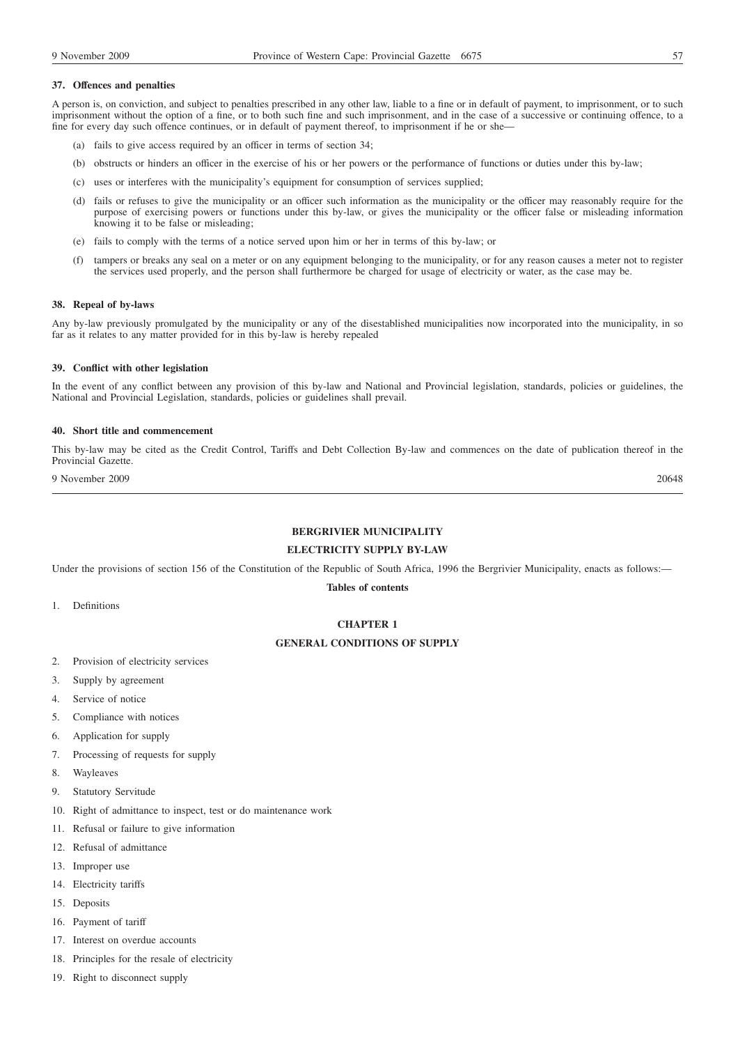### 37. Offences and penalties

A person is, on conviction, and subject to penalties prescribed in any other law, liable to a fine or in default of payment, to imprisonment, or to such imprisonment without the option of a fine, or to both such fine and such imprisonment, and in the case of a successive or continuing offence, to a fine for every day such offence continues, or in default of payment thereof, to imprisonment if he or she—

(a) fails to give access required by an officer in terms of section 34;

(b) obstructs or hinders an officer in the exercise of his or her powers or the performance of functions or duties under this by-law;

(c) uses or interferes with the municipality's equipment for consumption of services supplied;

(d) fails or refuses to give the municipality or an officer such information as the municipality or the officer may reasonably require for the purpose of exercising powers or functions under this by-law, or gives the municipality or the officer false or misleading information knowing it to be false or misleading;

(e) fails to comply with the terms of a notice served upon him or her in terms of this by-law; or

(f) tampers or breaks any seal on a meter or on any equipment belonging to the municipality, or for any reason causes a meter not to register the services used properly, and the person shall furthermore be charged for usage of electricity or water, as the case may be.

### 38. Repeal of by-laws

Any by-law previously promulgated by the municipality or any of the disestablished municipalities now incorporated into the municipality, in so far as it relates to any matter provided for in this by-law is hereby repealed

### 39. Conflict with other legislation

In the event of any conflict between any provision of this by-law and National and Provincial legislation, standards, policies or guidelines, the National and Provincial Legislation, standards, policies or guidelines shall prevail.

### 40. Short title and commencement

This by-law may be cited as the Credit Control, Tariffs and Debt Collection By-law and commences on the date of publication thereof in the Provincial Gazette.

9 November 2009 20648

---

## BERGRIVIER MUNICIPALITY

## ELECTRICITY SUPPLY BY-LAW

Under the provisions of section 156 of the Constitution of the Republic of South Africa, 1996 the Bergrivier Municipality, enacts as follows:—

**Tables of contents**

1. Definitions

**CHAPTER 1**

**GENERAL CONDITIONS OF SUPPLY**

2. Provision of electricity services
3. Supply by agreement
4. Service of notice
5. Compliance with notices
6. Application for supply
7. Processing of requests for supply
8. Wayleaves
9. Statutory Servitude
10. Right of admittance to inspect, test or do maintenance work
11. Refusal or failure to give information
12. Refusal of admittance
13. Improper use
14. Electricity tariffs
15. Deposits
16. Payment of tariff
17. Interest on overdue accounts
18. Principles for the resale of electricity
19. Right to disconnect supply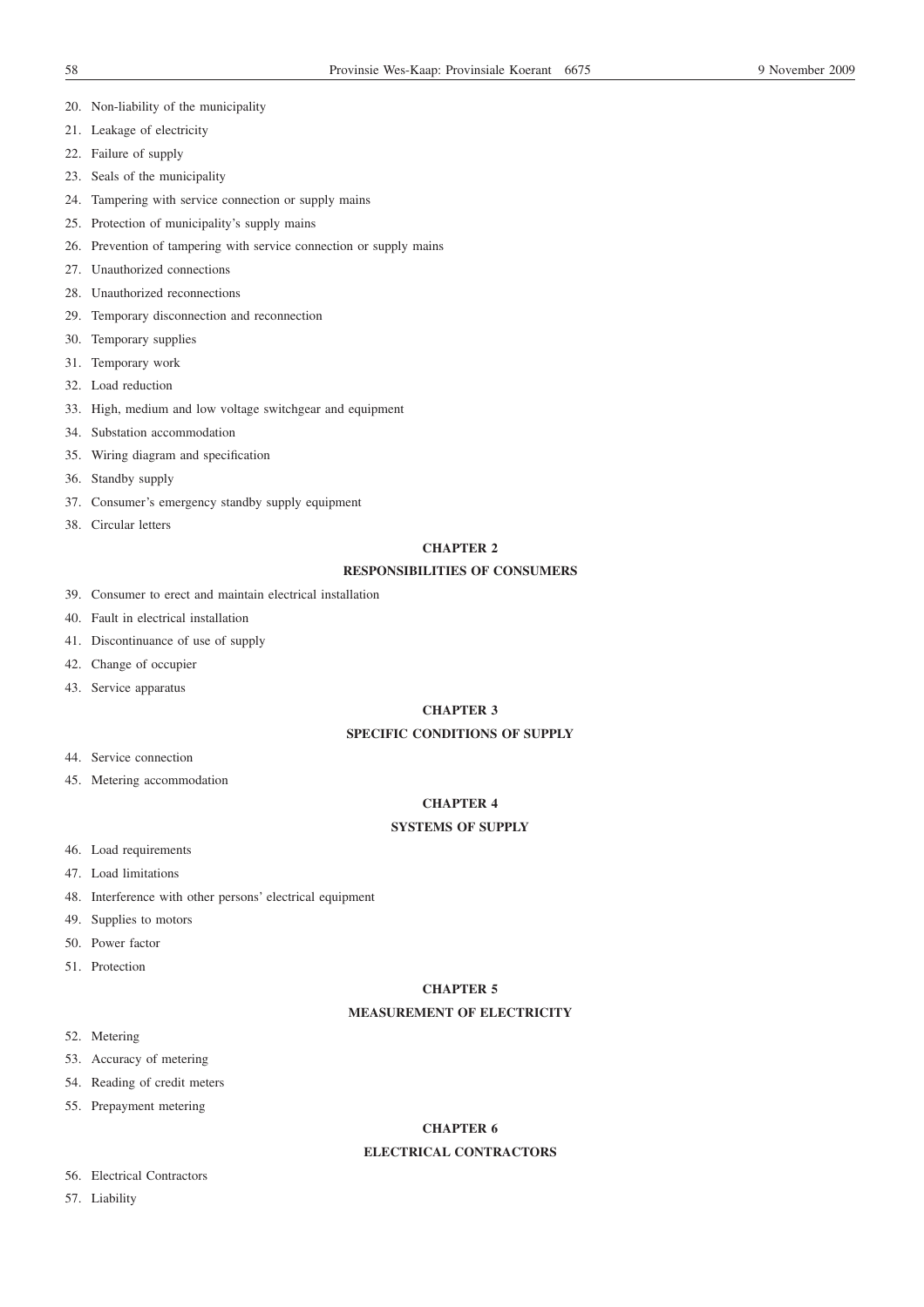20. Non-liability of the municipality
21. Leakage of electricity
22. Failure of supply
23. Seals of the municipality
24. Tampering with service connection or supply mains
25. Protection of municipality's supply mains
26. Prevention of tampering with service connection or supply mains
27. Unauthorized connections
28. Unauthorized reconnections
29. Temporary disconnection and reconnection
30. Temporary supplies
31. Temporary work
32. Load reduction
33. High, medium and low voltage switchgear and equipment
34. Substation accommodation
35. Wiring diagram and specification
36. Standby supply
37. Consumer's emergency standby supply equipment
38. Circular letters

**CHAPTER 2**

**RESPONSIBILITIES OF CONSUMERS**

39. Consumer to erect and maintain electrical installation
40. Fault in electrical installation
41. Discontinuance of use of supply
42. Change of occupier
43. Service apparatus

**CHAPTER 3**

**SPECIFIC CONDITIONS OF SUPPLY**

44. Service connection
45. Metering accommodation

**CHAPTER 4**

**SYSTEMS OF SUPPLY**

46. Load requirements
47. Load limitations
48. Interference with other persons' electrical equipment
49. Supplies to motors
50. Power factor
51. Protection

**CHAPTER 5**

**MEASUREMENT OF ELECTRICITY**

52. Metering
53. Accuracy of metering
54. Reading of credit meters
55. Prepayment metering

**CHAPTER 6**

**ELECTRICAL CONTRACTORS**

56. Electrical Contractors
57. Liability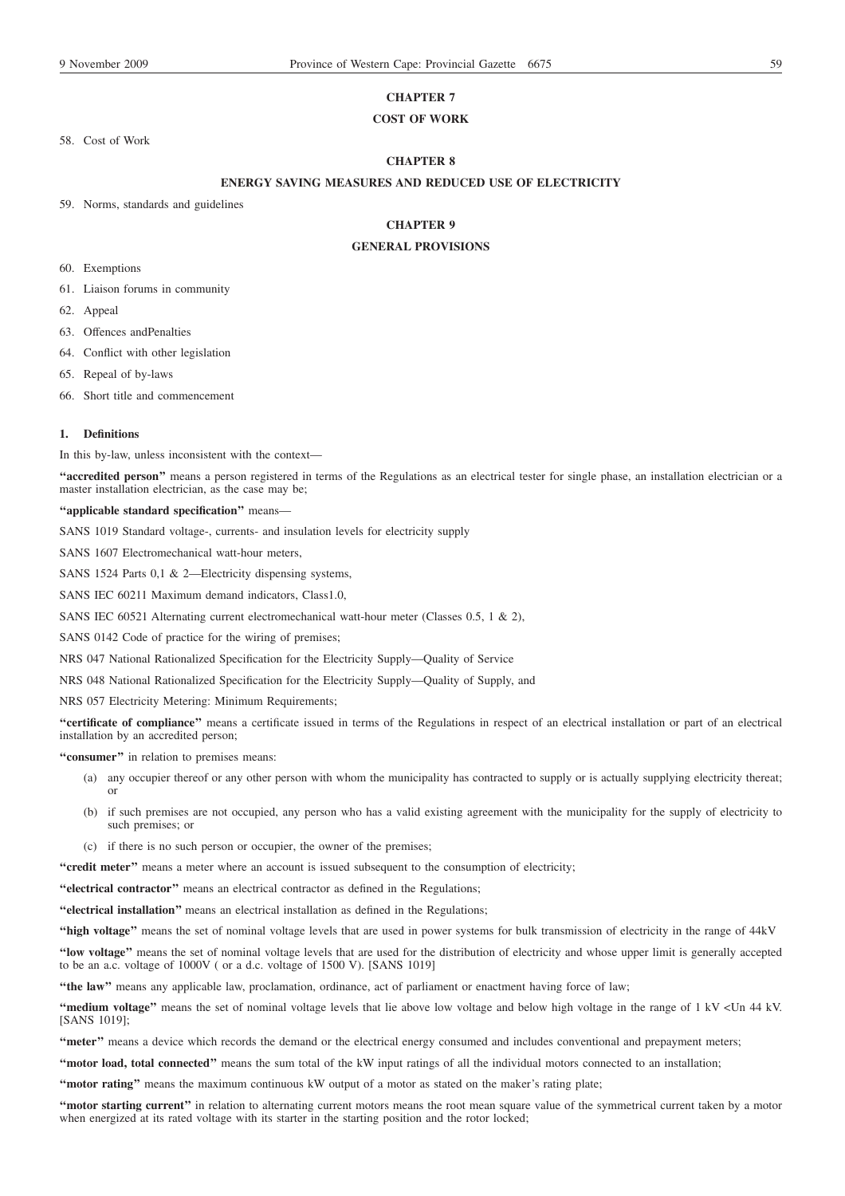## CHAPTER 7

## COST OF WORK

58. Cost of Work

## CHAPTER 8

## ENERGY SAVING MEASURES AND REDUCED USE OF ELECTRICITY

59. Norms, standards and guidelines

## CHAPTER 9

## GENERAL PROVISIONS

60. Exemptions

61. Liaison forums in community

62. Appeal

63. Offences andPenalties

64. Conflict with other legislation

65. Repeal of by-laws

66. Short title and commencement

**1. Definitions**

In this by-law, unless inconsistent with the context—

**"accredited person"** means a person registered in terms of the Regulations as an electrical tester for single phase, an installation electrician or a master installation electrician, as the case may be;

**"applicable standard specification"** means—

SANS 1019 Standard voltage-, currents- and insulation levels for electricity supply

SANS 1607 Electromechanical watt-hour meters,

SANS 1524 Parts 0,1 & 2—Electricity dispensing systems,

SANS IEC 60211 Maximum demand indicators, Class1.0,

SANS IEC 60521 Alternating current electromechanical watt-hour meter (Classes 0.5, 1 & 2),

SANS 0142 Code of practice for the wiring of premises;

NRS 047 National Rationalized Specification for the Electricity Supply—Quality of Service

NRS 048 National Rationalized Specification for the Electricity Supply—Quality of Supply, and

NRS 057 Electricity Metering: Minimum Requirements;

**"certificate of compliance"** means a certificate issued in terms of the Regulations in respect of an electrical installation or part of an electrical installation by an accredited person;

**"consumer"** in relation to premises means:

(a) any occupier thereof or any other person with whom the municipality has contracted to supply or is actually supplying electricity thereat; or

(b) if such premises are not occupied, any person who has a valid existing agreement with the municipality for the supply of electricity to such premises; or

(c) if there is no such person or occupier, the owner of the premises;

**"credit meter"** means a meter where an account is issued subsequent to the consumption of electricity;

**"electrical contractor"** means an electrical contractor as defined in the Regulations;

**"electrical installation"** means an electrical installation as defined in the Regulations;

**"high voltage"** means the set of nominal voltage levels that are used in power systems for bulk transmission of electricity in the range of 44kV

**"low voltage"** means the set of nominal voltage levels that are used for the distribution of electricity and whose upper limit is generally accepted to be an a.c. voltage of 1000V ( or a d.c. voltage of 1500 V). [SANS 1019]

**"the law"** means any applicable law, proclamation, ordinance, act of parliament or enactment having force of law;

**"medium voltage"** means the set of nominal voltage levels that lie above low voltage and below high voltage in the range of 1 kV <Un 44 kV. [SANS 1019];

**"meter"** means a device which records the demand or the electrical energy consumed and includes conventional and prepayment meters;

**"motor load, total connected"** means the sum total of the kW input ratings of all the individual motors connected to an installation;

**"motor rating"** means the maximum continuous kW output of a motor as stated on the maker's rating plate;

**"motor starting current"** in relation to alternating current motors means the root mean square value of the symmetrical current taken by a motor when energized at its rated voltage with its starter in the starting position and the rotor locked;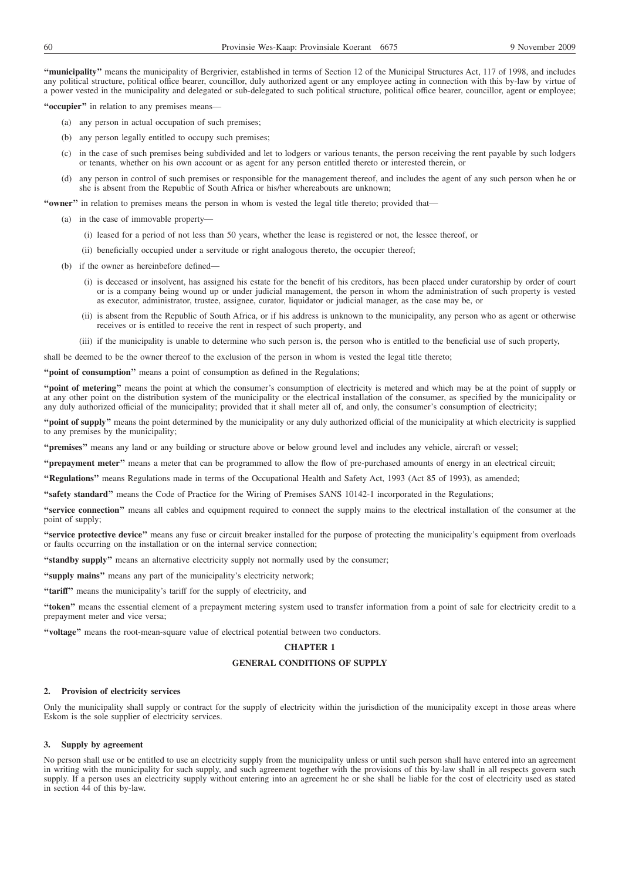**"municipality"** means the municipality of Bergrivier, established in terms of Section 12 of the Municipal Structures Act, 117 of 1998, and includes any political structure, political office bearer, councillor, duly authorized agent or any employee acting in connection with this by-law by virtue of a power vested in the municipality and delegated or sub-delegated to such political structure, political office bearer, councillor, agent or employee;

**"occupier"** in relation to any premises means—

(a) any person in actual occupation of such premises;

(b) any person legally entitled to occupy such premises;

(c) in the case of such premises being subdivided and let to lodgers or various tenants, the person receiving the rent payable by such lodgers or tenants, whether on his own account or as agent for any person entitled thereto or interested therein, or

(d) any person in control of such premises or responsible for the management thereof, and includes the agent of any such person when he or she is absent from the Republic of South Africa or his/her whereabouts are unknown;

**"owner"** in relation to premises means the person in whom is vested the legal title thereto; provided that—

(a) in the case of immovable property—

(i) leased for a period of not less than 50 years, whether the lease is registered or not, the lessee thereof, or

(ii) beneficially occupied under a servitude or right analogous thereto, the occupier thereof;

(b) if the owner as hereinbefore defined—

(i) is deceased or insolvent, has assigned his estate for the benefit of his creditors, has been placed under curatorship by order of court or is a company being wound up or under judicial management, the person in whom the administration of such property is vested as executor, administrator, trustee, assignee, curator, liquidator or judicial manager, as the case may be, or

(ii) is absent from the Republic of South Africa, or if his address is unknown to the municipality, any person who as agent or otherwise receives or is entitled to receive the rent in respect of such property, and

(iii) if the municipality is unable to determine who such person is, the person who is entitled to the beneficial use of such property,

shall be deemed to be the owner thereof to the exclusion of the person in whom is vested the legal title thereto;

**"point of consumption"** means a point of consumption as defined in the Regulations;

**"point of metering"** means the point at which the consumer's consumption of electricity is metered and which may be at the point of supply or at any other point on the distribution system of the municipality or the electrical installation of the consumer, as specified by the municipality or any duly authorized official of the municipality; provided that it shall meter all of, and only, the consumer's consumption of electricity;

**"point of supply"** means the point determined by the municipality or any duly authorized official of the municipality at which electricity is supplied to any premises by the municipality;

**"premises"** means any land or any building or structure above or below ground level and includes any vehicle, aircraft or vessel;

**"prepayment meter"** means a meter that can be programmed to allow the flow of pre-purchased amounts of energy in an electrical circuit;

**"Regulations"** means Regulations made in terms of the Occupational Health and Safety Act, 1993 (Act 85 of 1993), as amended;

**"safety standard"** means the Code of Practice for the Wiring of Premises SANS 10142-1 incorporated in the Regulations;

**"service connection"** means all cables and equipment required to connect the supply mains to the electrical installation of the consumer at the point of supply;

**"service protective device"** means any fuse or circuit breaker installed for the purpose of protecting the municipality's equipment from overloads or faults occurring on the installation or on the internal service connection;

**"standby supply"** means an alternative electricity supply not normally used by the consumer;

**"supply mains"** means any part of the municipality's electricity network;

**"tariff"** means the municipality's tariff for the supply of electricity, and

**"token"** means the essential element of a prepayment metering system used to transfer information from a point of sale for electricity credit to a prepayment meter and vice versa;

**"voltage"** means the root-mean-square value of electrical potential between two conductors.

## CHAPTER 1

## GENERAL CONDITIONS OF SUPPLY

### 2. Provision of electricity services

Only the municipality shall supply or contract for the supply of electricity within the jurisdiction of the municipality except in those areas where Eskom is the sole supplier of electricity services.

### 3. Supply by agreement

No person shall use or be entitled to use an electricity supply from the municipality unless or until such person shall have entered into an agreement in writing with the municipality for such supply, and such agreement together with the provisions of this by-law shall in all respects govern such supply. If a person uses an electricity supply without entering into an agreement he or she shall be liable for the cost of electricity used as stated in section 44 of this by-law.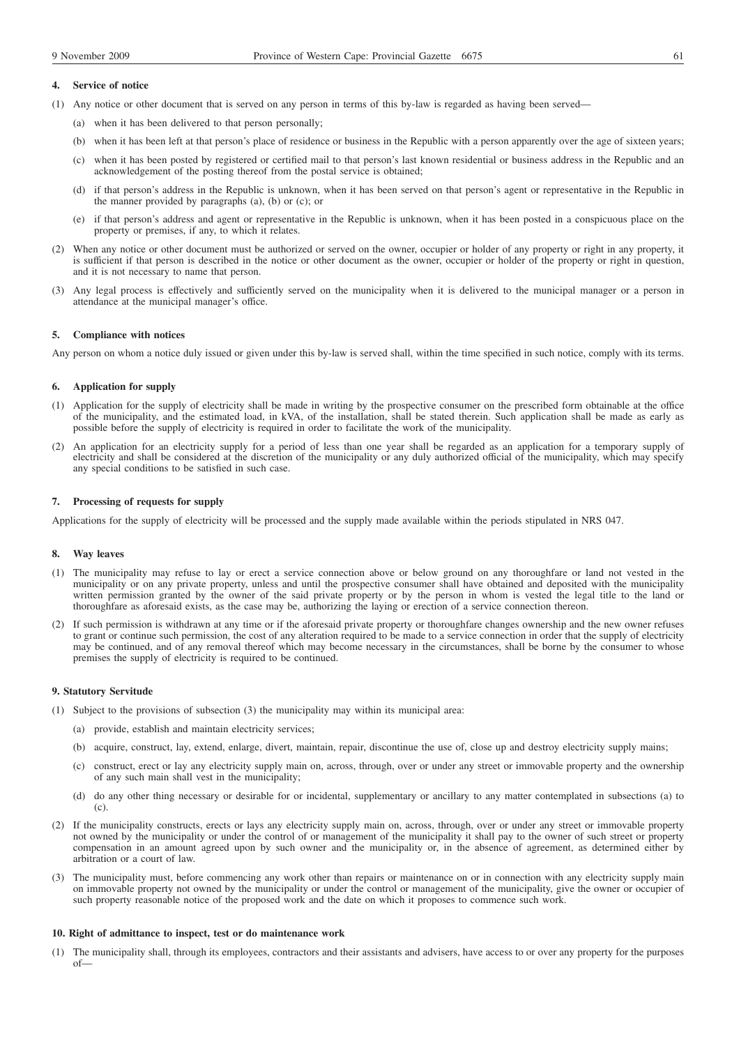#### 4. Service of notice

(1) Any notice or other document that is served on any person in terms of this by-law is regarded as having been served—

(a) when it has been delivered to that person personally;

(b) when it has been left at that person's place of residence or business in the Republic with a person apparently over the age of sixteen years;

(c) when it has been posted by registered or certified mail to that person's last known residential or business address in the Republic and an acknowledgement of the posting thereof from the postal service is obtained;

(d) if that person's address in the Republic is unknown, when it has been served on that person's agent or representative in the Republic in the manner provided by paragraphs (a), (b) or (c); or

(e) if that person's address and agent or representative in the Republic is unknown, when it has been posted in a conspicuous place on the property or premises, if any, to which it relates.

(2) When any notice or other document must be authorized or served on the owner, occupier or holder of any property or right in any property, it is sufficient if that person is described in the notice or other document as the owner, occupier or holder of the property or right in question, and it is not necessary to name that person.

(3) Any legal process is effectively and sufficiently served on the municipality when it is delivered to the municipal manager or a person in attendance at the municipal manager's office.

#### 5. Compliance with notices

Any person on whom a notice duly issued or given under this by-law is served shall, within the time specified in such notice, comply with its terms.

#### 6. Application for supply

(1) Application for the supply of electricity shall be made in writing by the prospective consumer on the prescribed form obtainable at the office of the municipality, and the estimated load, in kVA, of the installation, shall be stated therein. Such application shall be made as early as possible before the supply of electricity is required in order to facilitate the work of the municipality.

(2) An application for an electricity supply for a period of less than one year shall be regarded as an application for a temporary supply of electricity and shall be considered at the discretion of the municipality or any duly authorized official of the municipality, which may specify any special conditions to be satisfied in such case.

#### 7. Processing of requests for supply

Applications for the supply of electricity will be processed and the supply made available within the periods stipulated in NRS 047.

#### 8. Way leaves

(1) The municipality may refuse to lay or erect a service connection above or below ground on any thoroughfare or land not vested in the municipality or on any private property, unless and until the prospective consumer shall have obtained and deposited with the municipality written permission granted by the owner of the said private property or by the person in whom is vested the legal title to the land or thoroughfare as aforesaid exists, as the case may be, authorizing the laying or erection of a service connection thereon.

(2) If such permission is withdrawn at any time or if the aforesaid private property or thoroughfare changes ownership and the new owner refuses to grant or continue such permission, the cost of any alteration required to be made to a service connection in order that the supply of electricity may be continued, and of any removal thereof which may become necessary in the circumstances, shall be borne by the consumer to whose premises the supply of electricity is required to be continued.

#### 9. Statutory Servitude

(1) Subject to the provisions of subsection (3) the municipality may within its municipal area:

(a) provide, establish and maintain electricity services;

(b) acquire, construct, lay, extend, enlarge, divert, maintain, repair, discontinue the use of, close up and destroy electricity supply mains;

(c) construct, erect or lay any electricity supply main on, across, through, over or under any street or immovable property and the ownership of any such main shall vest in the municipality;

(d) do any other thing necessary or desirable for or incidental, supplementary or ancillary to any matter contemplated in subsections (a) to (c).

(2) If the municipality constructs, erects or lays any electricity supply main on, across, through, over or under any street or immovable property not owned by the municipality or under the control of or management of the municipality it shall pay to the owner of such street or property compensation in an amount agreed upon by such owner and the municipality or, in the absence of agreement, as determined either by arbitration or a court of law.

(3) The municipality must, before commencing any work other than repairs or maintenance on or in connection with any electricity supply main on immovable property not owned by the municipality or under the control or management of the municipality, give the owner or occupier of such property reasonable notice of the proposed work and the date on which it proposes to commence such work.

#### 10. Right of admittance to inspect, test or do maintenance work

(1) The municipality shall, through its employees, contractors and their assistants and advisers, have access to or over any property for the purposes of—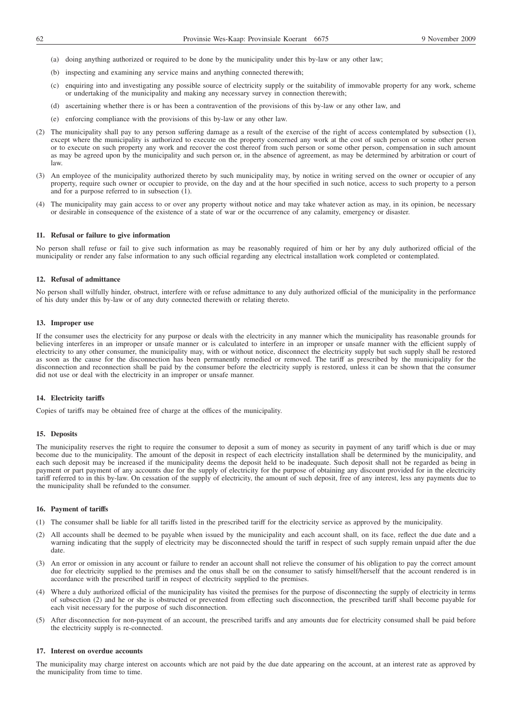(a) doing anything authorized or required to be done by the municipality under this by-law or any other law;

(b) inspecting and examining any service mains and anything connected therewith;

(c) enquiring into and investigating any possible source of electricity supply or the suitability of immovable property for any work, scheme or undertaking of the municipality and making any necessary survey in connection therewith;

(d) ascertaining whether there is or has been a contravention of the provisions of this by-law or any other law, and

(e) enforcing compliance with the provisions of this by-law or any other law.

(2) The municipality shall pay to any person suffering damage as a result of the exercise of the right of access contemplated by subsection (1), except where the municipality is authorized to execute on the property concerned any work at the cost of such person or some other person or to execute on such property any work and recover the cost thereof from such person or some other person, compensation in such amount as may be agreed upon by the municipality and such person or, in the absence of agreement, as may be determined by arbitration or court of law.

(3) An employee of the municipality authorized thereto by such municipality may, by notice in writing served on the owner or occupier of any property, require such owner or occupier to provide, on the day and at the hour specified in such notice, access to such property to a person and for a purpose referred to in subsection (1).

(4) The municipality may gain access to or over any property without notice and may take whatever action as may, in its opinion, be necessary or desirable in consequence of the existence of a state of war or the occurrence of any calamity, emergency or disaster.

**11. Refusal or failure to give information**

No person shall refuse or fail to give such information as may be reasonably required of him or her by any duly authorized official of the municipality or render any false information to any such official regarding any electrical installation work completed or contemplated.

**12. Refusal of admittance**

No person shall wilfully hinder, obstruct, interfere with or refuse admittance to any duly authorized official of the municipality in the performance of his duty under this by-law or of any duty connected therewith or relating thereto.

**13. Improper use**

If the consumer uses the electricity for any purpose or deals with the electricity in any manner which the municipality has reasonable grounds for believing interferes in an improper or unsafe manner or is calculated to interfere in an improper or unsafe manner with the efficient supply of electricity to any other consumer, the municipality may, with or without notice, disconnect the electricity supply but such supply shall be restored as soon as the cause for the disconnection has been permanently remedied or removed. The tariff as prescribed by the municipality for the disconnection and reconnection shall be paid by the consumer before the electricity supply is restored, unless it can be shown that the consumer did not use or deal with the electricity in an improper or unsafe manner.

**14. Electricity tariffs**

Copies of tariffs may be obtained free of charge at the offices of the municipality.

**15. Deposits**

The municipality reserves the right to require the consumer to deposit a sum of money as security in payment of any tariff which is due or may become due to the municipality. The amount of the deposit in respect of each electricity installation shall be determined by the municipality, and each such deposit may be increased if the municipality deems the deposit held to be inadequate. Such deposit shall not be regarded as being in payment or part payment of any accounts due for the supply of electricity for the purpose of obtaining any discount provided for in the electricity tariff referred to in this by-law. On cessation of the supply of electricity, the amount of such deposit, free of any interest, less any payments due to the municipality shall be refunded to the consumer.

**16. Payment of tariffs**

(1) The consumer shall be liable for all tariffs listed in the prescribed tariff for the electricity service as approved by the municipality.

(2) All accounts shall be deemed to be payable when issued by the municipality and each account shall, on its face, reflect the due date and a warning indicating that the supply of electricity may be disconnected should the tariff in respect of such supply remain unpaid after the due date.

(3) An error or omission in any account or failure to render an account shall not relieve the consumer of his obligation to pay the correct amount due for electricity supplied to the premises and the onus shall be on the consumer to satisfy himself/herself that the account rendered is in accordance with the prescribed tariff in respect of electricity supplied to the premises.

(4) Where a duly authorized official of the municipality has visited the premises for the purpose of disconnecting the supply of electricity in terms of subsection (2) and he or she is obstructed or prevented from effecting such disconnection, the prescribed tariff shall become payable for each visit necessary for the purpose of such disconnection.

(5) After disconnection for non-payment of an account, the prescribed tariffs and any amounts due for electricity consumed shall be paid before the electricity supply is re-connected.

**17. Interest on overdue accounts**

The municipality may charge interest on accounts which are not paid by the due date appearing on the account, at an interest rate as approved by the municipality from time to time.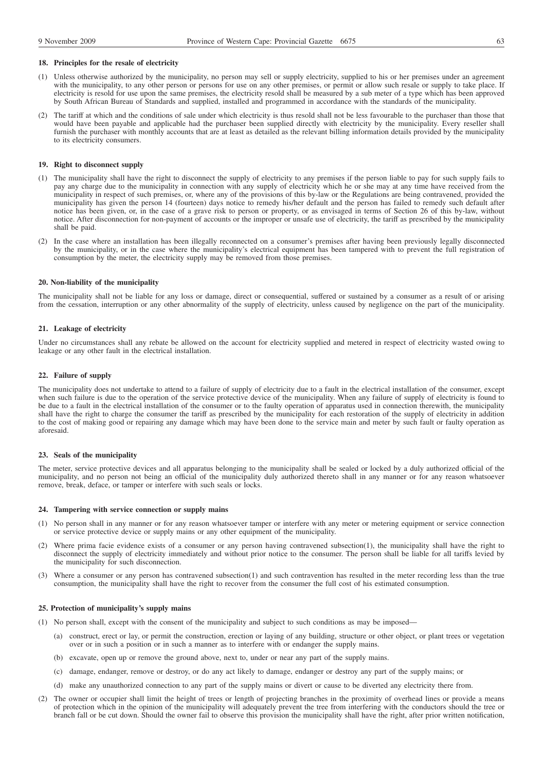### 18. Principles for the resale of electricity

(1) Unless otherwise authorized by the municipality, no person may sell or supply electricity, supplied to his or her premises under an agreement with the municipality, to any other person or persons for use on any other premises, or permit or allow such resale or supply to take place. If electricity is resold for use upon the same premises, the electricity resold shall be measured by a sub meter of a type which has been approved by South African Bureau of Standards and supplied, installed and programmed in accordance with the standards of the municipality.

(2) The tariff at which and the conditions of sale under which electricity is thus resold shall not be less favourable to the purchaser than those that would have been payable and applicable had the purchaser been supplied directly with electricity by the municipality. Every reseller shall furnish the purchaser with monthly accounts that are at least as detailed as the relevant billing information details provided by the municipality to its electricity consumers.

### 19. Right to disconnect supply

(1) The municipality shall have the right to disconnect the supply of electricity to any premises if the person liable to pay for such supply fails to pay any charge due to the municipality in connection with any supply of electricity which he or she may at any time have received from the municipality in respect of such premises, or, where any of the provisions of this by-law or the Regulations are being contravened, provided the municipality has given the person 14 (fourteen) days notice to remedy his/her default and the person has failed to remedy such default after notice has been given, or, in the case of a grave risk to person or property, or as envisaged in terms of Section 26 of this by-law, without notice. After disconnection for non-payment of accounts or the improper or unsafe use of electricity, the tariff as prescribed by the municipality shall be paid.

(2) In the case where an installation has been illegally reconnected on a consumer's premises after having been previously legally disconnected by the municipality, or in the case where the municipality's electrical equipment has been tampered with to prevent the full registration of consumption by the meter, the electricity supply may be removed from those premises.

### 20. Non-liability of the municipality

The municipality shall not be liable for any loss or damage, direct or consequential, suffered or sustained by a consumer as a result of or arising from the cessation, interruption or any other abnormality of the supply of electricity, unless caused by negligence on the part of the municipality.

### 21. Leakage of electricity

Under no circumstances shall any rebate be allowed on the account for electricity supplied and metered in respect of electricity wasted owing to leakage or any other fault in the electrical installation.

### 22. Failure of supply

The municipality does not undertake to attend to a failure of supply of electricity due to a fault in the electrical installation of the consumer, except when such failure is due to the operation of the service protective device of the municipality. When any failure of supply of electricity is found to be due to a fault in the electrical installation of the consumer or to the faulty operation of apparatus used in connection therewith, the municipality shall have the right to charge the consumer the tariff as prescribed by the municipality for each restoration of the supply of electricity in addition to the cost of making good or repairing any damage which may have been done to the service main and meter by such fault or faulty operation as aforesaid.

### 23. Seals of the municipality

The meter, service protective devices and all apparatus belonging to the municipality shall be sealed or locked by a duly authorized official of the municipality, and no person not being an official of the municipality duly authorized thereto shall in any manner or for any reason whatsoever remove, break, deface, or tamper or interfere with such seals or locks.

### 24. Tampering with service connection or supply mains

(1) No person shall in any manner or for any reason whatsoever tamper or interfere with any meter or metering equipment or service connection or service protective device or supply mains or any other equipment of the municipality.

(2) Where prima facie evidence exists of a consumer or any person having contravened subsection(1), the municipality shall have the right to disconnect the supply of electricity immediately and without prior notice to the consumer. The person shall be liable for all tariffs levied by the municipality for such disconnection.

(3) Where a consumer or any person has contravened subsection(1) and such contravention has resulted in the meter recording less than the true consumption, the municipality shall have the right to recover from the consumer the full cost of his estimated consumption.

### 25. Protection of municipality's supply mains

(1) No person shall, except with the consent of the municipality and subject to such conditions as may be imposed—

   (a) construct, erect or lay, or permit the construction, erection or laying of any building, structure or other object, or plant trees or vegetation over or in such a position or in such a manner as to interfere with or endanger the supply mains.

   (b) excavate, open up or remove the ground above, next to, under or near any part of the supply mains.

   (c) damage, endanger, remove or destroy, or do any act likely to damage, endanger or destroy any part of the supply mains; or

   (d) make any unauthorized connection to any part of the supply mains or divert or cause to be diverted any electricity there from.

(2) The owner or occupier shall limit the height of trees or length of projecting branches in the proximity of overhead lines or provide a means of protection which in the opinion of the municipality will adequately prevent the tree from interfering with the conductors should the tree or branch fall or be cut down. Should the owner fail to observe this provision the municipality shall have the right, after prior written notification,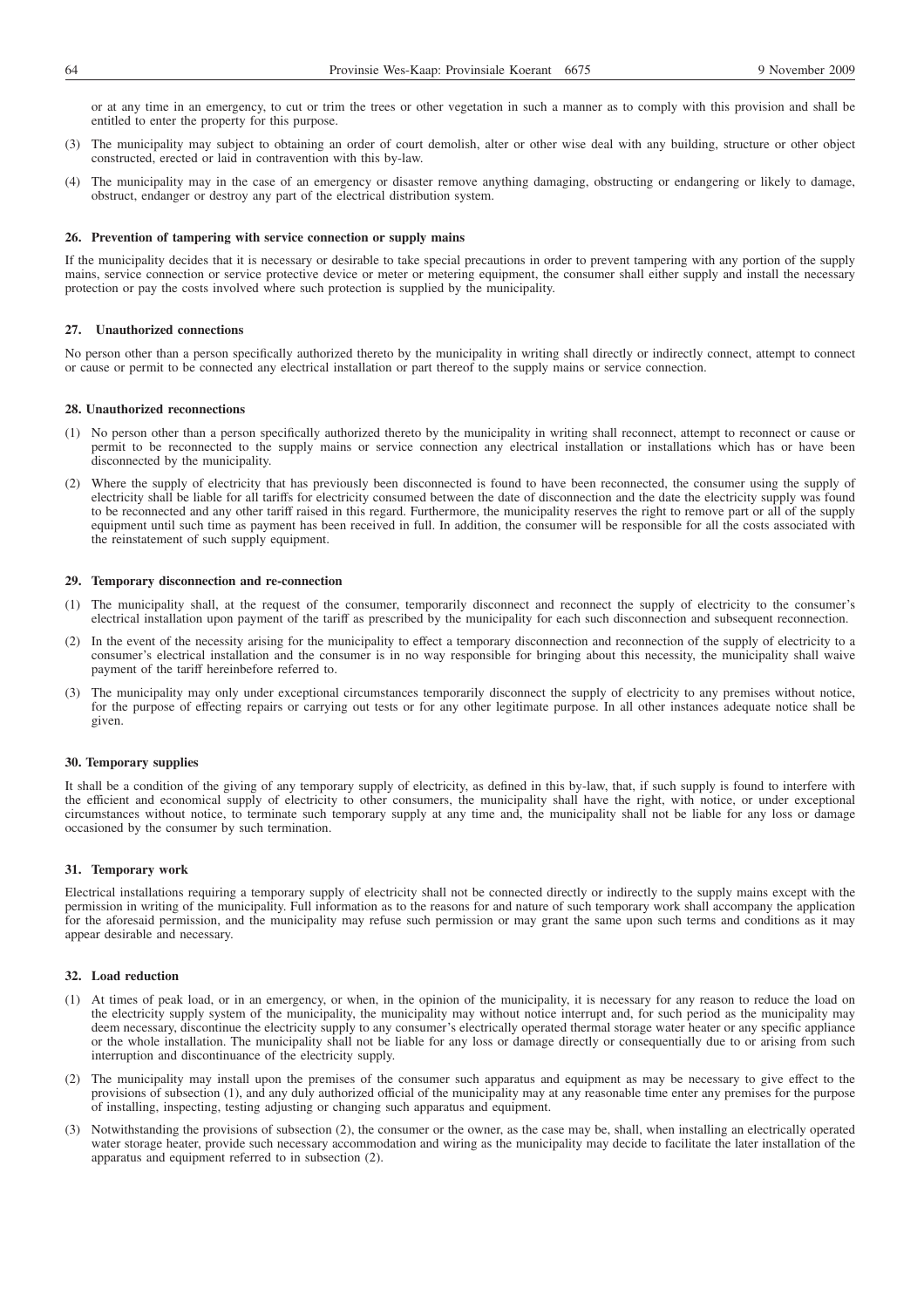or at any time in an emergency, to cut or trim the trees or other vegetation in such a manner as to comply with this provision and shall be entitled to enter the property for this purpose.

(3) The municipality may subject to obtaining an order of court demolish, alter or other wise deal with any building, structure or other object constructed, erected or laid in contravention with this by-law.

(4) The municipality may in the case of an emergency or disaster remove anything damaging, obstructing or endangering or likely to damage, obstruct, endanger or destroy any part of the electrical distribution system.

**26. Prevention of tampering with service connection or supply mains**

If the municipality decides that it is necessary or desirable to take special precautions in order to prevent tampering with any portion of the supply mains, service connection or service protective device or meter or metering equipment, the consumer shall either supply and install the necessary protection or pay the costs involved where such protection is supplied by the municipality.

**27. Unauthorized connections**

No person other than a person specifically authorized thereto by the municipality in writing shall directly or indirectly connect, attempt to connect or cause or permit to be connected any electrical installation or part thereof to the supply mains or service connection.

**28. Unauthorized reconnections**

(1) No person other than a person specifically authorized thereto by the municipality in writing shall reconnect, attempt to reconnect or cause or permit to be reconnected to the supply mains or service connection any electrical installation or installations which has or have been disconnected by the municipality.

(2) Where the supply of electricity that has previously been disconnected is found to have been reconnected, the consumer using the supply of electricity shall be liable for all tariffs for electricity consumed between the date of disconnection and the date the electricity supply was found to be reconnected and any other tariff raised in this regard. Furthermore, the municipality reserves the right to remove part or all of the supply equipment until such time as payment has been received in full. In addition, the consumer will be responsible for all the costs associated with the reinstatement of such supply equipment.

**29. Temporary disconnection and re-connection**

(1) The municipality shall, at the request of the consumer, temporarily disconnect and reconnect the supply of electricity to the consumer's electrical installation upon payment of the tariff as prescribed by the municipality for each such disconnection and subsequent reconnection.

(2) In the event of the necessity arising for the municipality to effect a temporary disconnection and reconnection of the supply of electricity to a consumer's electrical installation and the consumer is in no way responsible for bringing about this necessity, the municipality shall waive payment of the tariff hereinbefore referred to.

(3) The municipality may only under exceptional circumstances temporarily disconnect the supply of electricity to any premises without notice, for the purpose of effecting repairs or carrying out tests or for any other legitimate purpose. In all other instances adequate notice shall be given.

**30. Temporary supplies**

It shall be a condition of the giving of any temporary supply of electricity, as defined in this by-law, that, if such supply is found to interfere with the efficient and economical supply of electricity to other consumers, the municipality shall have the right, with notice, or under exceptional circumstances without notice, to terminate such temporary supply at any time and, the municipality shall not be liable for any loss or damage occasioned by the consumer by such termination.

**31. Temporary work**

Electrical installations requiring a temporary supply of electricity shall not be connected directly or indirectly to the supply mains except with the permission in writing of the municipality. Full information as to the reasons for and nature of such temporary work shall accompany the application for the aforesaid permission, and the municipality may refuse such permission or may grant the same upon such terms and conditions as it may appear desirable and necessary.

**32. Load reduction**

(1) At times of peak load, or in an emergency, or when, in the opinion of the municipality, it is necessary for any reason to reduce the load on the electricity supply system of the municipality, the municipality may without notice interrupt and, for such period as the municipality may deem necessary, discontinue the electricity supply to any consumer's electrically operated thermal storage water heater or any specific appliance or the whole installation. The municipality shall not be liable for any loss or damage directly or consequentially due to or arising from such interruption and discontinuance of the electricity supply.

(2) The municipality may install upon the premises of the consumer such apparatus and equipment as may be necessary to give effect to the provisions of subsection (1), and any duly authorized official of the municipality may at any reasonable time enter any premises for the purpose of installing, inspecting, testing adjusting or changing such apparatus and equipment.

(3) Notwithstanding the provisions of subsection (2), the consumer or the owner, as the case may be, shall, when installing an electrically operated water storage heater, provide such necessary accommodation and wiring as the municipality may decide to facilitate the later installation of the apparatus and equipment referred to in subsection (2).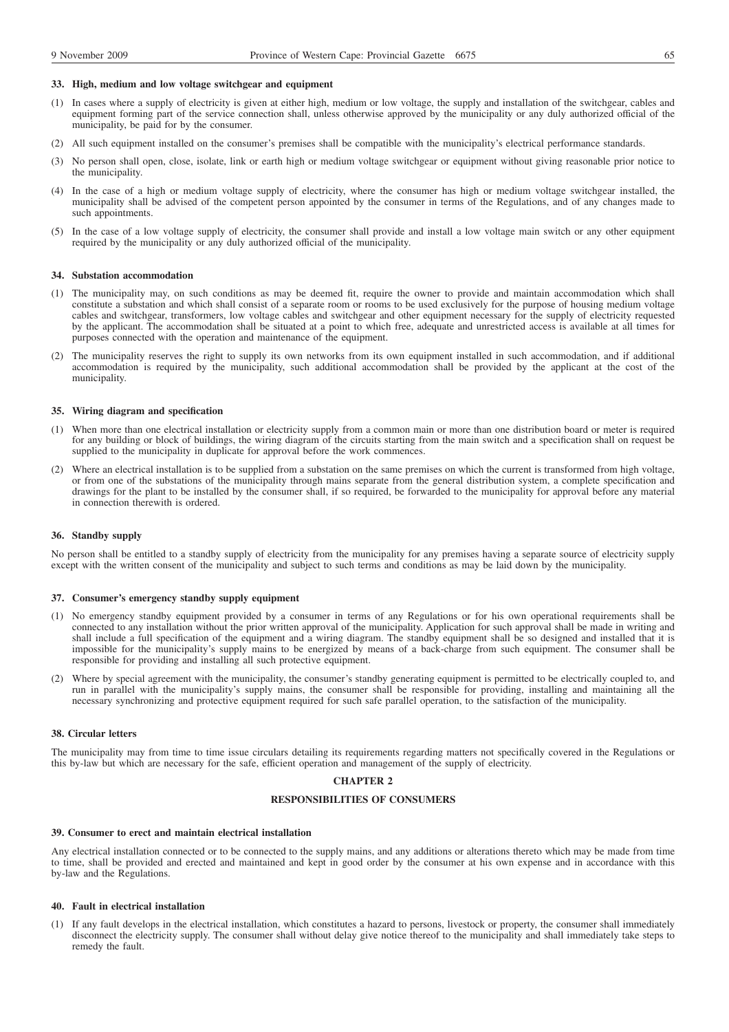#### 33. High, medium and low voltage switchgear and equipment

(1) In cases where a supply of electricity is given at either high, medium or low voltage, the supply and installation of the switchgear, cables and equipment forming part of the service connection shall, unless otherwise approved by the municipality or any duly authorized official of the municipality, be paid for by the consumer.

(2) All such equipment installed on the consumer's premises shall be compatible with the municipality's electrical performance standards.

(3) No person shall open, close, isolate, link or earth high or medium voltage switchgear or equipment without giving reasonable prior notice to the municipality.

(4) In the case of a high or medium voltage supply of electricity, where the consumer has high or medium voltage switchgear installed, the municipality shall be advised of the competent person appointed by the consumer in terms of the Regulations, and of any changes made to such appointments.

(5) In the case of a low voltage supply of electricity, the consumer shall provide and install a low voltage main switch or any other equipment required by the municipality or any duly authorized official of the municipality.

#### 34. Substation accommodation

(1) The municipality may, on such conditions as may be deemed fit, require the owner to provide and maintain accommodation which shall constitute a substation and which shall consist of a separate room or rooms to be used exclusively for the purpose of housing medium voltage cables and switchgear, transformers, low voltage cables and switchgear and other equipment necessary for the supply of electricity requested by the applicant. The accommodation shall be situated at a point to which free, adequate and unrestricted access is available at all times for purposes connected with the operation and maintenance of the equipment.

(2) The municipality reserves the right to supply its own networks from its own equipment installed in such accommodation, and if additional accommodation is required by the municipality, such additional accommodation shall be provided by the applicant at the cost of the municipality.

#### 35. Wiring diagram and specification

(1) When more than one electrical installation or electricity supply from a common main or more than one distribution board or meter is required for any building or block of buildings, the wiring diagram of the circuits starting from the main switch and a specification shall on request be supplied to the municipality in duplicate for approval before the work commences.

(2) Where an electrical installation is to be supplied from a substation on the same premises on which the current is transformed from high voltage, or from one of the substations of the municipality through mains separate from the general distribution system, a complete specification and drawings for the plant to be installed by the consumer shall, if so required, be forwarded to the municipality for approval before any material in connection therewith is ordered.

#### 36. Standby supply

No person shall be entitled to a standby supply of electricity from the municipality for any premises having a separate source of electricity supply except with the written consent of the municipality and subject to such terms and conditions as may be laid down by the municipality.

#### 37. Consumer's emergency standby supply equipment

(1) No emergency standby equipment provided by a consumer in terms of any Regulations or for his own operational requirements shall be connected to any installation without the prior written approval of the municipality. Application for such approval shall be made in writing and shall include a full specification of the equipment and a wiring diagram. The standby equipment shall be so designed and installed that it is impossible for the municipality's supply mains to be energized by means of a back-charge from such equipment. The consumer shall be responsible for providing and installing all such protective equipment.

(2) Where by special agreement with the municipality, the consumer's standby generating equipment is permitted to be electrically coupled to, and run in parallel with the municipality's supply mains, the consumer shall be responsible for providing, installing and maintaining all the necessary synchronizing and protective equipment required for such safe parallel operation, to the satisfaction of the municipality.

#### 38. Circular letters

The municipality may from time to time issue circulars detailing its requirements regarding matters not specifically covered in the Regulations or this by-law but which are necessary for the safe, efficient operation and management of the supply of electricity.

## CHAPTER 2

## RESPONSIBILITIES OF CONSUMERS

#### 39. Consumer to erect and maintain electrical installation

Any electrical installation connected or to be connected to the supply mains, and any additions or alterations thereto which may be made from time to time, shall be provided and erected and maintained and kept in good order by the consumer at his own expense and in accordance with this by-law and the Regulations.

#### 40. Fault in electrical installation

(1) If any fault develops in the electrical installation, which constitutes a hazard to persons, livestock or property, the consumer shall immediately disconnect the electricity supply. The consumer shall without delay give notice thereof to the municipality and shall immediately take steps to remedy the fault.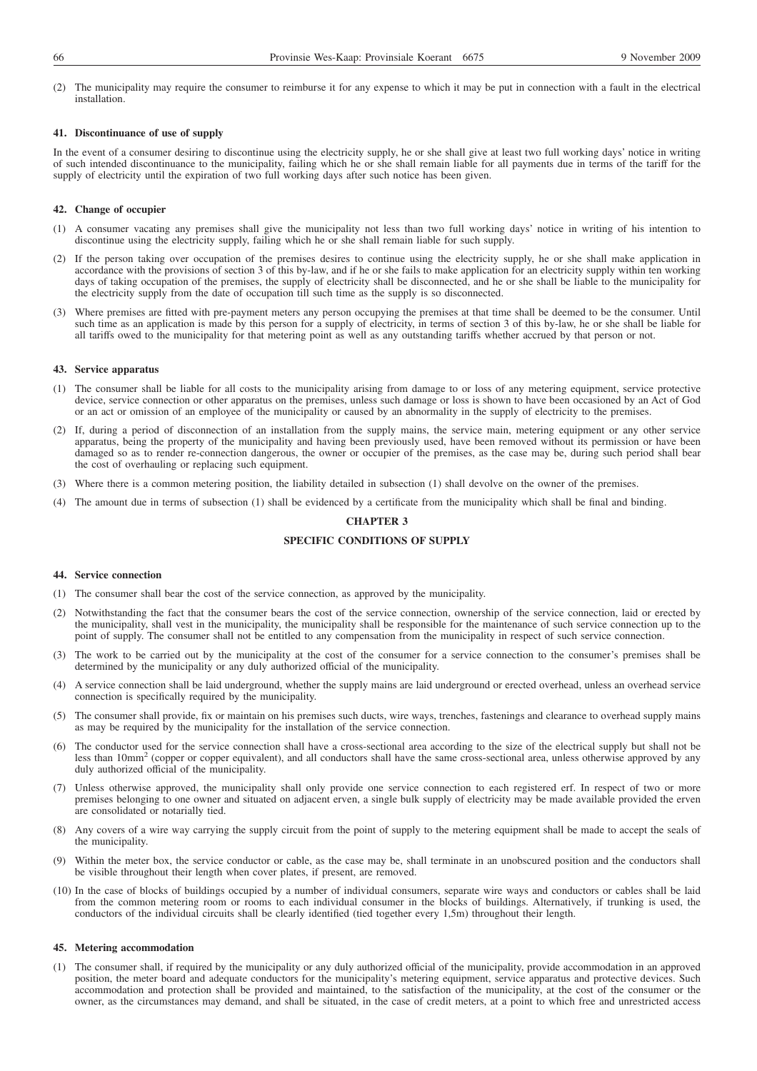(2) The municipality may require the consumer to reimburse it for any expense to which it may be put in connection with a fault in the electrical installation.

#### 41. Discontinuance of use of supply

In the event of a consumer desiring to discontinue using the electricity supply, he or she shall give at least two full working days' notice in writing of such intended discontinuance to the municipality, failing which he or she shall remain liable for all payments due in terms of the tariff for the supply of electricity until the expiration of two full working days after such notice has been given.

#### 42. Change of occupier

(1) A consumer vacating any premises shall give the municipality not less than two full working days' notice in writing of his intention to discontinue using the electricity supply, failing which he or she shall remain liable for such supply.

(2) If the person taking over occupation of the premises desires to continue using the electricity supply, he or she shall make application in accordance with the provisions of section 3 of this by-law, and if he or she fails to make application for an electricity supply within ten working days of taking occupation of the premises, the supply of electricity shall be disconnected, and he or she shall be liable to the municipality for the electricity supply from the date of occupation till such time as the supply is so disconnected.

(3) Where premises are fitted with pre-payment meters any person occupying the premises at that time shall be deemed to be the consumer. Until such time as an application is made by this person for a supply of electricity, in terms of section 3 of this by-law, he or she shall be liable for all tariffs owed to the municipality for that metering point as well as any outstanding tariffs whether accrued by that person or not.

#### 43. Service apparatus

(1) The consumer shall be liable for all costs to the municipality arising from damage to or loss of any metering equipment, service protective device, service connection or other apparatus on the premises, unless such damage or loss is shown to have been occasioned by an Act of God or an act or omission of an employee of the municipality or caused by an abnormality in the supply of electricity to the premises.

(2) If, during a period of disconnection of an installation from the supply mains, the service main, metering equipment or any other service apparatus, being the property of the municipality and having been previously used, have been removed without its permission or have been damaged so as to render re-connection dangerous, the owner or occupier of the premises, as the case may be, during such period shall bear the cost of overhauling or replacing such equipment.

(3) Where there is a common metering position, the liability detailed in subsection (1) shall devolve on the owner of the premises.

(4) The amount due in terms of subsection (1) shall be evidenced by a certificate from the municipality which shall be final and binding.

## CHAPTER 3

## SPECIFIC CONDITIONS OF SUPPLY

#### 44. Service connection

(1) The consumer shall bear the cost of the service connection, as approved by the municipality.

(2) Notwithstanding the fact that the consumer bears the cost of the service connection, ownership of the service connection, laid or erected by the municipality, shall vest in the municipality, the municipality shall be responsible for the maintenance of such service connection up to the point of supply. The consumer shall not be entitled to any compensation from the municipality in respect of such service connection.

(3) The work to be carried out by the municipality at the cost of the consumer for a service connection to the consumer's premises shall be determined by the municipality or any duly authorized official of the municipality.

(4) A service connection shall be laid underground, whether the supply mains are laid underground or erected overhead, unless an overhead service connection is specifically required by the municipality.

(5) The consumer shall provide, fix or maintain on his premises such ducts, wire ways, trenches, fastenings and clearance to overhead supply mains as may be required by the municipality for the installation of the service connection.

(6) The conductor used for the service connection shall have a cross-sectional area according to the size of the electrical supply but shall not be less than $10mm^2$ (copper or copper equivalent), and all conductors shall have the same cross-sectional area, unless otherwise approved by any duly authorized official of the municipality.

(7) Unless otherwise approved, the municipality shall only provide one service connection to each registered erf. In respect of two or more premises belonging to one owner and situated on adjacent erven, a single bulk supply of electricity may be made available provided the erven are consolidated or notarially tied.

(8) Any covers of a wire way carrying the supply circuit from the point of supply to the metering equipment shall be made to accept the seals of the municipality.

(9) Within the meter box, the service conductor or cable, as the case may be, shall terminate in an unobscured position and the conductors shall be visible throughout their length when cover plates, if present, are removed.

(10) In the case of blocks of buildings occupied by a number of individual consumers, separate wire ways and conductors or cables shall be laid from the common metering room or rooms to each individual consumer in the blocks of buildings. Alternatively, if trunking is used, the conductors of the individual circuits shall be clearly identified (tied together every 1,5m) throughout their length.

#### 45. Metering accommodation

(1) The consumer shall, if required by the municipality or any duly authorized official of the municipality, provide accommodation in an approved position, the meter board and adequate conductors for the municipality's metering equipment, service apparatus and protective devices. Such accommodation and protection shall be provided and maintained, to the satisfaction of the municipality, at the cost of the consumer or the owner, as the circumstances may demand, and shall be situated, in the case of credit meters, at a point to which free and unrestricted access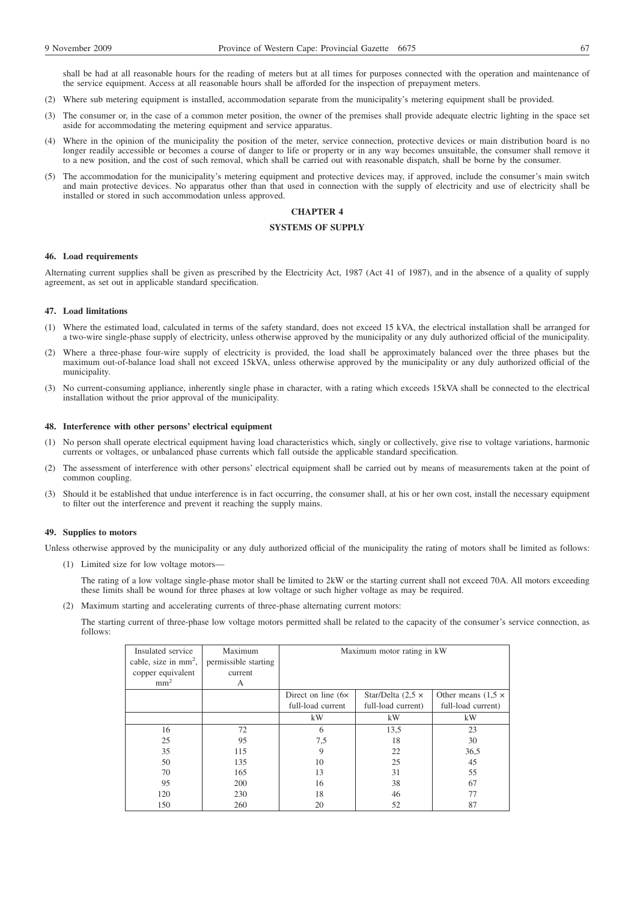shall be had at all reasonable hours for the reading of meters but at all times for purposes connected with the operation and maintenance of the service equipment. Access at all reasonable hours shall be afforded for the inspection of prepayment meters.

(2) Where sub metering equipment is installed, accommodation separate from the municipality's metering equipment shall be provided.

(3) The consumer or, in the case of a common meter position, the owner of the premises shall provide adequate electric lighting in the space set aside for accommodating the metering equipment and service apparatus.

(4) Where in the opinion of the municipality the position of the meter, service connection, protective devices or main distribution board is no longer readily accessible or becomes a course of danger to life or property or in any way becomes unsuitable, the consumer shall remove it to a new position, and the cost of such removal, which shall be carried out with reasonable dispatch, shall be borne by the consumer.

(5) The accommodation for the municipality's metering equipment and protective devices may, if approved, include the consumer's main switch and main protective devices. No apparatus other than that used in connection with the supply of electricity and use of electricity shall be installed or stored in such accommodation unless approved.

## CHAPTER 4

## SYSTEMS OF SUPPLY

### 46. Load requirements

Alternating current supplies shall be given as prescribed by the Electricity Act, 1987 (Act 41 of 1987), and in the absence of a quality of supply agreement, as set out in applicable standard specification.

### 47. Load limitations

(1) Where the estimated load, calculated in terms of the safety standard, does not exceed 15 kVA, the electrical installation shall be arranged for a two-wire single-phase supply of electricity, unless otherwise approved by the municipality or any duly authorized official of the municipality.

(2) Where a three-phase four-wire supply of electricity is provided, the load shall be approximately balanced over the three phases but the maximum out-of-balance load shall not exceed 15kVA, unless otherwise approved by the municipality or any duly authorized official of the municipality.

(3) No current-consuming appliance, inherently single phase in character, with a rating which exceeds 15kVA shall be connected to the electrical installation without the prior approval of the municipality.

### 48. Interference with other persons' electrical equipment

(1) No person shall operate electrical equipment having load characteristics which, singly or collectively, give rise to voltage variations, harmonic currents or voltages, or unbalanced phase currents which fall outside the applicable standard specification.

(2) The assessment of interference with other persons' electrical equipment shall be carried out by means of measurements taken at the point of common coupling.

(3) Should it be established that undue interference is in fact occurring, the consumer shall, at his or her own cost, install the necessary equipment to filter out the interference and prevent it reaching the supply mains.

### 49. Supplies to motors

Unless otherwise approved by the municipality or any duly authorized official of the municipality the rating of motors shall be limited as follows:

(1) Limited size for low voltage motors—

The rating of a low voltage single-phase motor shall be limited to 2kW or the starting current shall not exceed 70A. All motors exceeding these limits shall be wound for three phases at low voltage or such higher voltage as may be required.

(2) Maximum starting and accelerating currents of three-phase alternating current motors:

The starting current of three-phase low voltage motors permitted shall be related to the capacity of the consumer's service connection, as follows:

| Insulated service cable, size in mm$^2$, copper equivalent mm$^2$ | Maximum permissible starting current A | Maximum motor rating in kW | | |
|---|---|---|---|---|
| | | Direct on line (6× full-load current | Star/Delta (2,5 × full-load current) | Other means (1,5 × full-load current) |
| | | kW | kW | kW |
| 16 | 72 | 6 | 13,5 | 23 |
| 25 | 95 | 7,5 | 18 | 30 |
| 35 | 115 | 9 | 22 | 36,5 |
| 50 | 135 | 10 | 25 | 45 |
| 70 | 165 | 13 | 31 | 55 |
| 95 | 200 | 16 | 38 | 67 |
| 120 | 230 | 18 | 46 | 77 |
| 150 | 260 | 20 | 52 | 87 |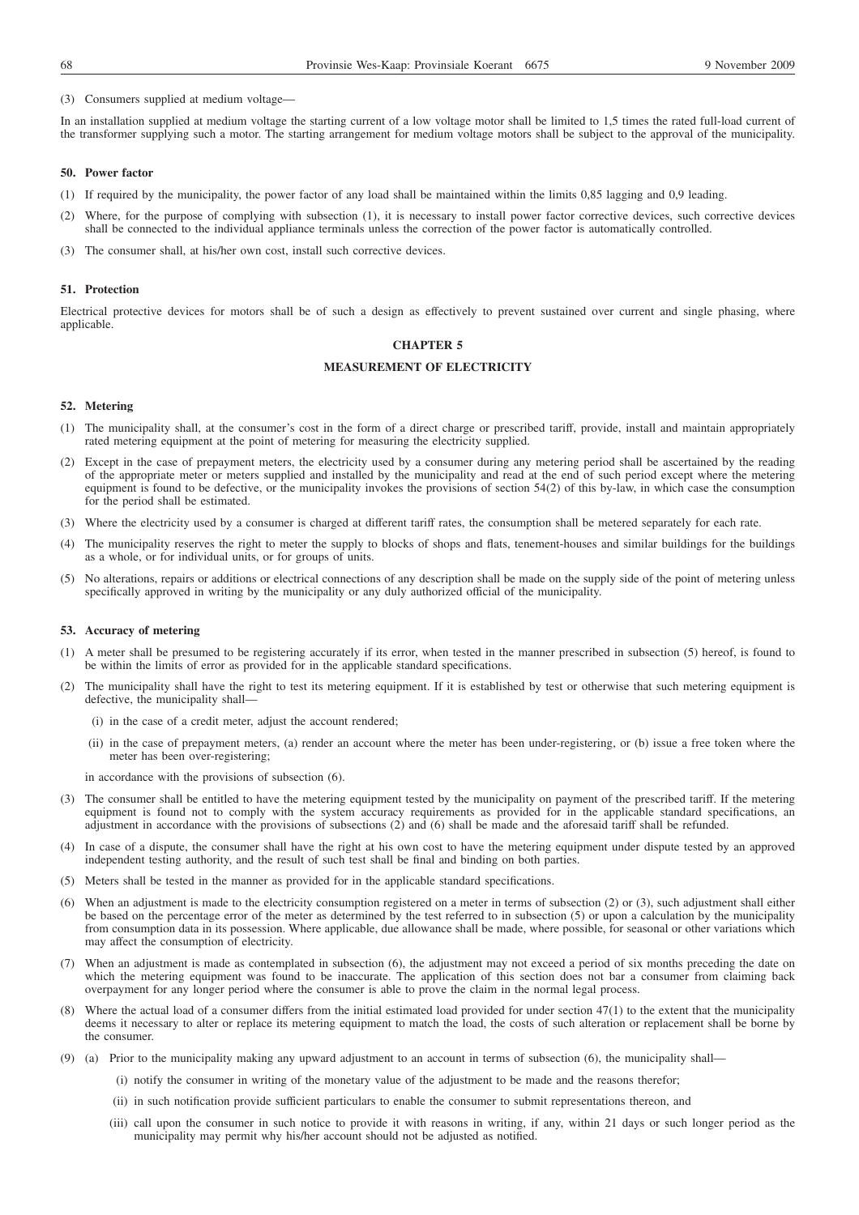(3) Consumers supplied at medium voltage—

In an installation supplied at medium voltage the starting current of a low voltage motor shall be limited to 1,5 times the rated full-load current of the transformer supplying such a motor. The starting arrangement for medium voltage motors shall be subject to the approval of the municipality.

**50. Power factor**

(1) If required by the municipality, the power factor of any load shall be maintained within the limits 0,85 lagging and 0,9 leading.

(2) Where, for the purpose of complying with subsection (1), it is necessary to install power factor corrective devices, such corrective devices shall be connected to the individual appliance terminals unless the correction of the power factor is automatically controlled.

(3) The consumer shall, at his/her own cost, install such corrective devices.

**51. Protection**

Electrical protective devices for motors shall be of such a design as effectively to prevent sustained over current and single phasing, where applicable.

## CHAPTER 5

## MEASUREMENT OF ELECTRICITY

**52. Metering**

(1) The municipality shall, at the consumer's cost in the form of a direct charge or prescribed tariff, provide, install and maintain appropriately rated metering equipment at the point of metering for measuring the electricity supplied.

(2) Except in the case of prepayment meters, the electricity used by a consumer during any metering period shall be ascertained by the reading of the appropriate meter or meters supplied and installed by the municipality and read at the end of such period except where the metering equipment is found to be defective, or the municipality invokes the provisions of section 54(2) of this by-law, in which case the consumption for the period shall be estimated.

(3) Where the electricity used by a consumer is charged at different tariff rates, the consumption shall be metered separately for each rate.

(4) The municipality reserves the right to meter the supply to blocks of shops and flats, tenement-houses and similar buildings for the buildings as a whole, or for individual units, or for groups of units.

(5) No alterations, repairs or additions or electrical connections of any description shall be made on the supply side of the point of metering unless specifically approved in writing by the municipality or any duly authorized official of the municipality.

**53. Accuracy of metering**

(1) A meter shall be presumed to be registering accurately if its error, when tested in the manner prescribed in subsection (5) hereof, is found to be within the limits of error as provided for in the applicable standard specifications.

(2) The municipality shall have the right to test its metering equipment. If it is established by test or otherwise that such metering equipment is defective, the municipality shall—

(i) in the case of a credit meter, adjust the account rendered;

(ii) in the case of prepayment meters, (a) render an account where the meter has been under-registering, or (b) issue a free token where the meter has been over-registering;

in accordance with the provisions of subsection (6).

(3) The consumer shall be entitled to have the metering equipment tested by the municipality on payment of the prescribed tariff. If the metering equipment is found not to comply with the system accuracy requirements as provided for in the applicable standard specifications, an adjustment in accordance with the provisions of subsections (2) and (6) shall be made and the aforesaid tariff shall be refunded.

(4) In case of a dispute, the consumer shall have the right at his own cost to have the metering equipment under dispute tested by an approved independent testing authority, and the result of such test shall be final and binding on both parties.

(5) Meters shall be tested in the manner as provided for in the applicable standard specifications.

(6) When an adjustment is made to the electricity consumption registered on a meter in terms of subsection (2) or (3), such adjustment shall either be based on the percentage error of the meter as determined by the test referred to in subsection (5) or upon a calculation by the municipality from consumption data in its possession. Where applicable, due allowance shall be made, where possible, for seasonal or other variations which may affect the consumption of electricity.

(7) When an adjustment is made as contemplated in subsection (6), the adjustment may not exceed a period of six months preceding the date on which the metering equipment was found to be inaccurate. The application of this section does not bar a consumer from claiming back overpayment for any longer period where the consumer is able to prove the claim in the normal legal process.

(8) Where the actual load of a consumer differs from the initial estimated load provided for under section 47(1) to the extent that the municipality deems it necessary to alter or replace its metering equipment to match the load, the costs of such alteration or replacement shall be borne by the consumer.

(9) (a) Prior to the municipality making any upward adjustment to an account in terms of subsection (6), the municipality shall—

(i) notify the consumer in writing of the monetary value of the adjustment to be made and the reasons therefor;

(ii) in such notification provide sufficient particulars to enable the consumer to submit representations thereon, and

(iii) call upon the consumer in such notice to provide it with reasons in writing, if any, within 21 days or such longer period as the municipality may permit why his/her account should not be adjusted as notified.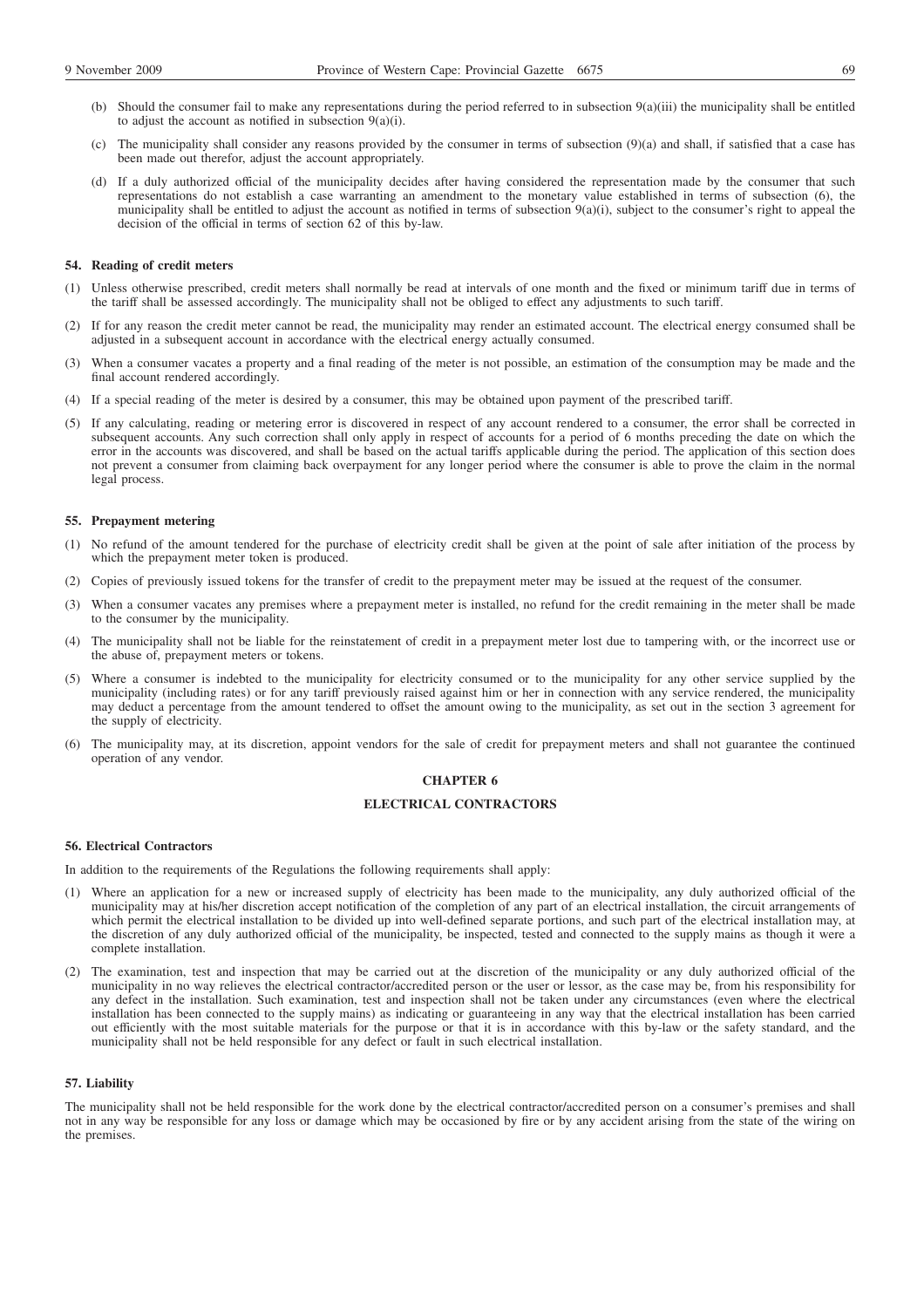(b) Should the consumer fail to make any representations during the period referred to in subsection 9(a)(iii) the municipality shall be entitled to adjust the account as notified in subsection 9(a)(i).

(c) The municipality shall consider any reasons provided by the consumer in terms of subsection (9)(a) and shall, if satisfied that a case has been made out therefor, adjust the account appropriately.

(d) If a duly authorized official of the municipality decides after having considered the representation made by the consumer that such representations do not establish a case warranting an amendment to the monetary value established in terms of subsection (6), the municipality shall be entitled to adjust the account as notified in terms of subsection 9(a)(i), subject to the consumer's right to appeal the decision of the official in terms of section 62 of this by-law.

**54. Reading of credit meters**

(1) Unless otherwise prescribed, credit meters shall normally be read at intervals of one month and the fixed or minimum tariff due in terms of the tariff shall be assessed accordingly. The municipality shall not be obliged to effect any adjustments to such tariff.

(2) If for any reason the credit meter cannot be read, the municipality may render an estimated account. The electrical energy consumed shall be adjusted in a subsequent account in accordance with the electrical energy actually consumed.

(3) When a consumer vacates a property and a final reading of the meter is not possible, an estimation of the consumption may be made and the final account rendered accordingly.

(4) If a special reading of the meter is desired by a consumer, this may be obtained upon payment of the prescribed tariff.

(5) If any calculating, reading or metering error is discovered in respect of any account rendered to a consumer, the error shall be corrected in subsequent accounts. Any such correction shall only apply in respect of accounts for a period of 6 months preceding the date on which the error in the accounts was discovered, and shall be based on the actual tariffs applicable during the period. The application of this section does not prevent a consumer from claiming back overpayment for any longer period where the consumer is able to prove the claim in the normal legal process.

**55. Prepayment metering**

(1) No refund of the amount tendered for the purchase of electricity credit shall be given at the point of sale after initiation of the process by which the prepayment meter token is produced.

(2) Copies of previously issued tokens for the transfer of credit to the prepayment meter may be issued at the request of the consumer.

(3) When a consumer vacates any premises where a prepayment meter is installed, no refund for the credit remaining in the meter shall be made to the consumer by the municipality.

(4) The municipality shall not be liable for the reinstatement of credit in a prepayment meter lost due to tampering with, or the incorrect use or the abuse of, prepayment meters or tokens.

(5) Where a consumer is indebted to the municipality for electricity consumed or to the municipality for any other service supplied by the municipality (including rates) or for any tariff previously raised against him or her in connection with any service rendered, the municipality may deduct a percentage from the amount tendered to offset the amount owing to the municipality, as set out in the section 3 agreement for the supply of electricity.

(6) The municipality may, at its discretion, appoint vendors for the sale of credit for prepayment meters and shall not guarantee the continued operation of any vendor.

## CHAPTER 6

## ELECTRICAL CONTRACTORS

**56. Electrical Contractors**

In addition to the requirements of the Regulations the following requirements shall apply:

(1) Where an application for a new or increased supply of electricity has been made to the municipality, any duly authorized official of the municipality may at his/her discretion accept notification of the completion of any part of an electrical installation, the circuit arrangements of which permit the electrical installation to be divided up into well-defined separate portions, and such part of the electrical installation may, at the discretion of any duly authorized official of the municipality, be inspected, tested and connected to the supply mains as though it were a complete installation.

(2) The examination, test and inspection that may be carried out at the discretion of the municipality or any duly authorized official of the municipality in no way relieves the electrical contractor/accredited person or the user or lessor, as the case may be, from his responsibility for any defect in the installation. Such examination, test and inspection shall not be taken under any circumstances (even where the electrical installation has been connected to the supply mains) as indicating or guaranteeing in any way that the electrical installation has been carried out efficiently with the most suitable materials for the purpose or that it is in accordance with this by-law or the safety standard, and the municipality shall not be held responsible for any defect or fault in such electrical installation.

**57. Liability**

The municipality shall not be held responsible for the work done by the electrical contractor/accredited person on a consumer's premises and shall not in any way be responsible for any loss or damage which may be occasioned by fire or by any accident arising from the state of the wiring on the premises.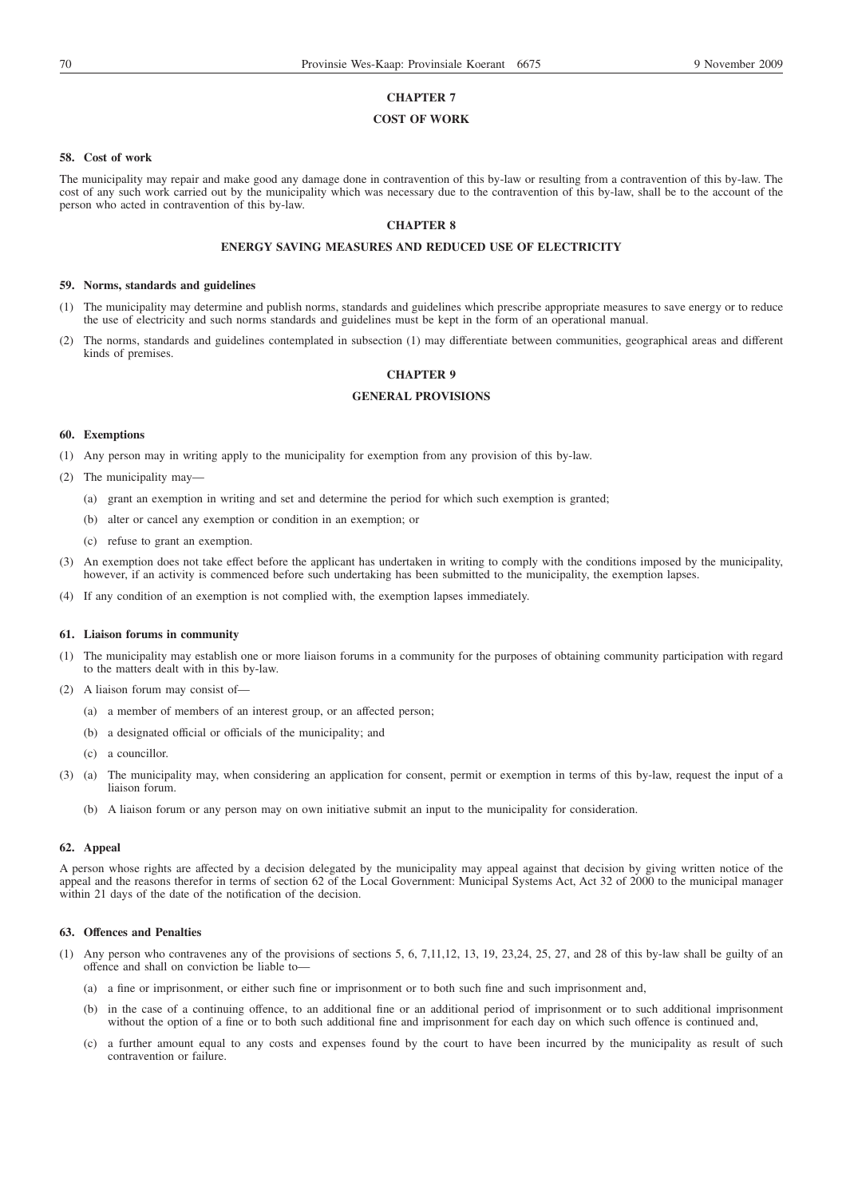## CHAPTER 7

## COST OF WORK

### 58. Cost of work

The municipality may repair and make good any damage done in contravention of this by-law or resulting from a contravention of this by-law. The cost of any such work carried out by the municipality which was necessary due to the contravention of this by-law, shall be to the account of the person who acted in contravention of this by-law.

## CHAPTER 8

## ENERGY SAVING MEASURES AND REDUCED USE OF ELECTRICITY

### 59. Norms, standards and guidelines

(1) The municipality may determine and publish norms, standards and guidelines which prescribe appropriate measures to save energy or to reduce the use of electricity and such norms standards and guidelines must be kept in the form of an operational manual.

(2) The norms, standards and guidelines contemplated in subsection (1) may differentiate between communities, geographical areas and different kinds of premises.

## CHAPTER 9

## GENERAL PROVISIONS

### 60. Exemptions

(1) Any person may in writing apply to the municipality for exemption from any provision of this by-law.

(2) The municipality may—

(a) grant an exemption in writing and set and determine the period for which such exemption is granted;

(b) alter or cancel any exemption or condition in an exemption; or

(c) refuse to grant an exemption.

(3) An exemption does not take effect before the applicant has undertaken in writing to comply with the conditions imposed by the municipality, however, if an activity is commenced before such undertaking has been submitted to the municipality, the exemption lapses.

(4) If any condition of an exemption is not complied with, the exemption lapses immediately.

### 61. Liaison forums in community

(1) The municipality may establish one or more liaison forums in a community for the purposes of obtaining community participation with regard to the matters dealt with in this by-law.

(2) A liaison forum may consist of—

(a) a member of members of an interest group, or an affected person;

(b) a designated official or officials of the municipality; and

(c) a councillor.

(3) (a) The municipality may, when considering an application for consent, permit or exemption in terms of this by-law, request the input of a liaison forum.

(b) A liaison forum or any person may on own initiative submit an input to the municipality for consideration.

### 62. Appeal

A person whose rights are affected by a decision delegated by the municipality may appeal against that decision by giving written notice of the appeal and the reasons therefor in terms of section 62 of the Local Government: Municipal Systems Act, Act 32 of 2000 to the municipal manager within 21 days of the date of the notification of the decision.

### 63. Offences and Penalties

(1) Any person who contravenes any of the provisions of sections 5, 6, 7,11,12, 13, 19, 23,24, 25, 27, and 28 of this by-law shall be guilty of an offence and shall on conviction be liable to—

(a) a fine or imprisonment, or either such fine or imprisonment or to both such fine and such imprisonment and,

(b) in the case of a continuing offence, to an additional fine or an additional period of imprisonment or to such additional imprisonment without the option of a fine or to both such additional fine and imprisonment for each day on which such offence is continued and,

(c) a further amount equal to any costs and expenses found by the court to have been incurred by the municipality as result of such contravention or failure.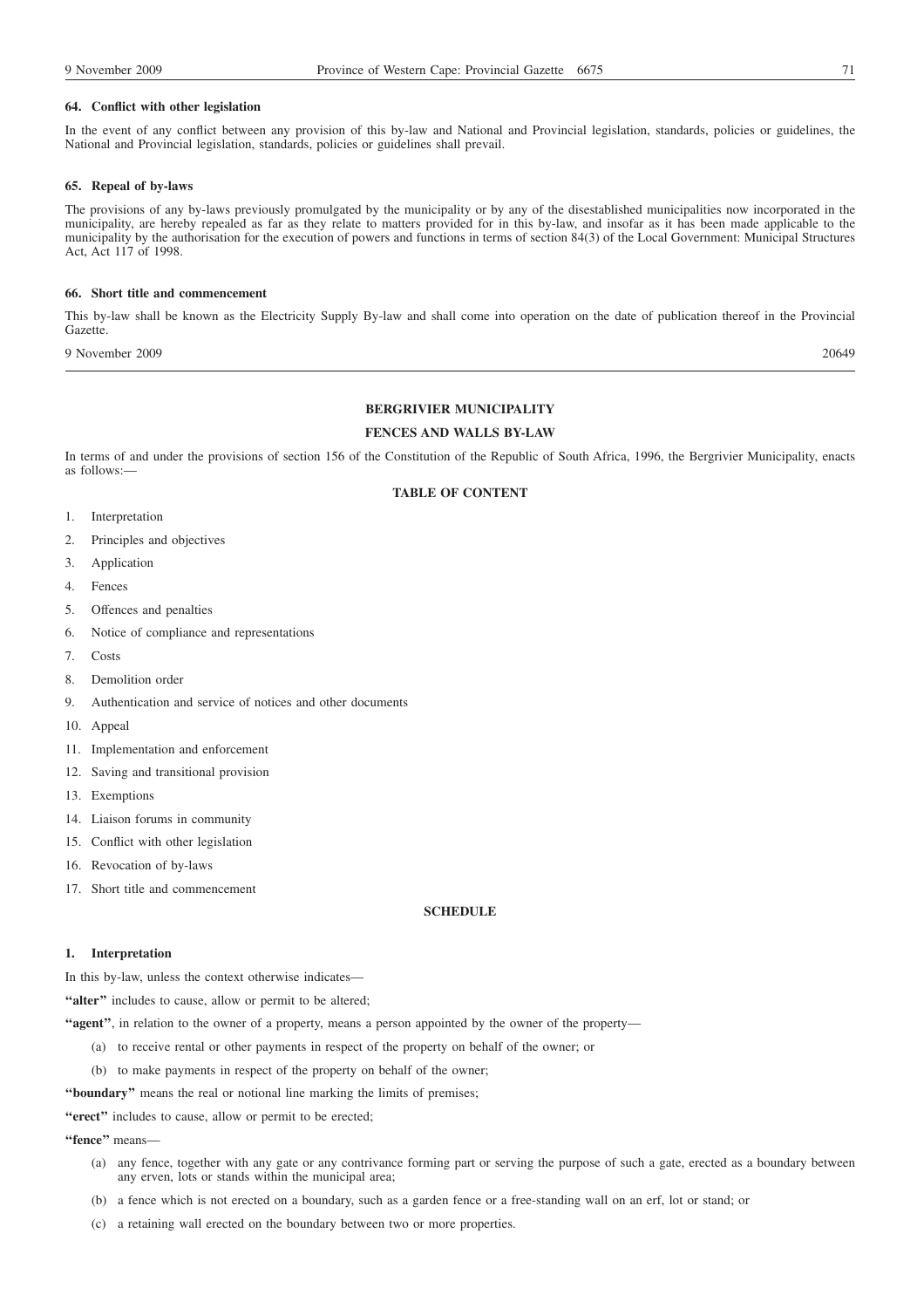**64. Conflict with other legislation**

In the event of any conflict between any provision of this by-law and National and Provincial legislation, standards, policies or guidelines, the National and Provincial legislation, standards, policies or guidelines shall prevail.

**65. Repeal of by-laws**

The provisions of any by-laws previously promulgated by the municipality or by any of the disestablished municipalities now incorporated in the municipality, are hereby repealed as far as they relate to matters provided for in this by-law, and insofar as it has been made applicable to the municipality by the authorisation for the execution of powers and functions in terms of section 84(3) of the Local Government: Municipal Structures Act, Act 117 of 1998.

**66. Short title and commencement**

This by-law shall be known as the Electricity Supply By-law and shall come into operation on the date of publication thereof in the Provincial Gazette.

9 November 2009 20649

---

## BERGRIVIER MUNICIPALITY

## FENCES AND WALLS BY-LAW

In terms of and under the provisions of section 156 of the Constitution of the Republic of South Africa, 1996, the Bergrivier Municipality, enacts as follows:—

### TABLE OF CONTENT

1. Interpretation
2. Principles and objectives
3. Application
4. Fences
5. Offences and penalties
6. Notice of compliance and representations
7. Costs
8. Demolition order
9. Authentication and service of notices and other documents
10. Appeal
11. Implementation and enforcement
12. Saving and transitional provision
13. Exemptions
14. Liaison forums in community
15. Conflict with other legislation
16. Revocation of by-laws
17. Short title and commencement

### SCHEDULE

**1. Interpretation**

In this by-law, unless the context otherwise indicates—

**"alter"** includes to cause, allow or permit to be altered;

**"agent"**, in relation to the owner of a property, means a person appointed by the owner of the property—

(a) to receive rental or other payments in respect of the property on behalf of the owner; or

(b) to make payments in respect of the property on behalf of the owner;

**"boundary"** means the real or notional line marking the limits of premises;

**"erect"** includes to cause, allow or permit to be erected;

**"fence"** means—

(a) any fence, together with any gate or any contrivance forming part or serving the purpose of such a gate, erected as a boundary between any erven, lots or stands within the municipal area;

(b) a fence which is not erected on a boundary, such as a garden fence or a free-standing wall on an erf, lot or stand; or

(c) a retaining wall erected on the boundary between two or more properties.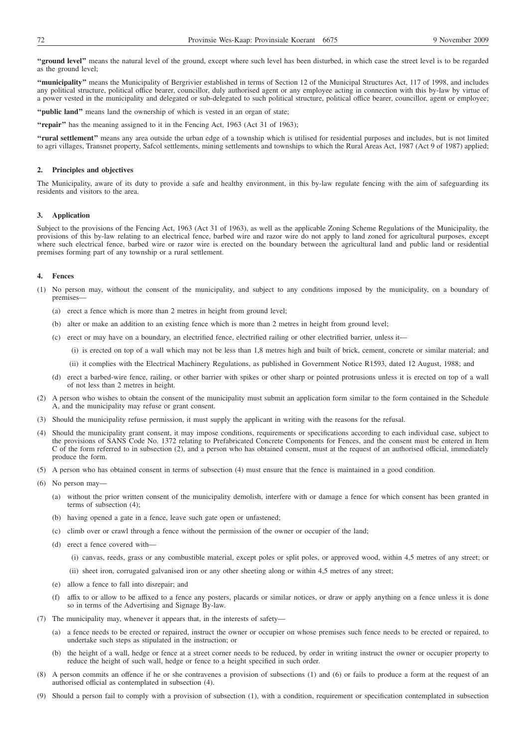**"ground level"** means the natural level of the ground, except where such level has been disturbed, in which case the street level is to be regarded as the ground level;

**"municipality"** means the Municipality of Bergrivier established in terms of Section 12 of the Municipal Structures Act, 117 of 1998, and includes any political structure, political office bearer, councillor, duly authorised agent or any employee acting in connection with this by-law by virtue of a power vested in the municipality and delegated or sub-delegated to such political structure, political office bearer, councillor, agent or employee;

**"public land"** means land the ownership of which is vested in an organ of state;

**"repair"** has the meaning assigned to it in the Fencing Act, 1963 (Act 31 of 1963);

**"rural settlement"** means any area outside the urban edge of a township which is utilised for residential purposes and includes, but is not limited to agri villages, Transnet property, Safcol settlements, mining settlements and townships to which the Rural Areas Act, 1987 (Act 9 of 1987) applied;

**2. Principles and objectives**

The Municipality, aware of its duty to provide a safe and healthy environment, in this by-law regulate fencing with the aim of safeguarding its residents and visitors to the area.

**3. Application**

Subject to the provisions of the Fencing Act, 1963 (Act 31 of 1963), as well as the applicable Zoning Scheme Regulations of the Municipality, the provisions of this by-law relating to an electrical fence, barbed wire and razor wire do not apply to land zoned for agricultural purposes, except where such electrical fence, barbed wire or razor wire is erected on the boundary between the agricultural land and public land or residential premises forming part of any township or a rural settlement.

**4. Fences**

(1) No person may, without the consent of the municipality, and subject to any conditions imposed by the municipality, on a boundary of premises—

(a) erect a fence which is more than 2 metres in height from ground level;

(b) alter or make an addition to an existing fence which is more than 2 metres in height from ground level;

(c) erect or may have on a boundary, an electrified fence, electrified railing or other electrified barrier, unless it—

(i) is erected on top of a wall which may not be less than 1,8 metres high and built of brick, cement, concrete or similar material; and

(ii) it complies with the Electrical Machinery Regulations, as published in Government Notice R1593, dated 12 August, 1988; and

(d) erect a barbed-wire fence, railing, or other barrier with spikes or other sharp or pointed protrusions unless it is erected on top of a wall of not less than 2 metres in height.

(2) A person who wishes to obtain the consent of the municipality must submit an application form similar to the form contained in the Schedule A, and the municipality may refuse or grant consent.

(3) Should the municipality refuse permission, it must supply the applicant in writing with the reasons for the refusal.

(4) Should the municipality grant consent, it may impose conditions, requirements or specifications according to each individual case, subject to the provisions of SANS Code No. 1372 relating to Prefabricated Concrete Components for Fences, and the consent must be entered in Item C of the form referred to in subsection (2), and a person who has obtained consent, must at the request of an authorised official, immediately produce the form.

(5) A person who has obtained consent in terms of subsection (4) must ensure that the fence is maintained in a good condition.

(6) No person may—

(a) without the prior written consent of the municipality demolish, interfere with or damage a fence for which consent has been granted in terms of subsection (4);

(b) having opened a gate in a fence, leave such gate open or unfastened;

(c) climb over or crawl through a fence without the permission of the owner or occupier of the land;

(d) erect a fence covered with—

(i) canvas, reeds, grass or any combustible material, except poles or split poles, or approved wood, within 4,5 metres of any street; or

(ii) sheet iron, corrugated galvanised iron or any other sheeting along or within 4,5 metres of any street;

(e) allow a fence to fall into disrepair; and

(f) affix to or allow to be affixed to a fence any posters, placards or similar notices, or draw or apply anything on a fence unless it is done so in terms of the Advertising and Signage By-law.

(7) The municipality may, whenever it appears that, in the interests of safety—

(a) a fence needs to be erected or repaired, instruct the owner or occupier on whose premises such fence needs to be erected or repaired, to undertake such steps as stipulated in the instruction; or

(b) the height of a wall, hedge or fence at a street corner needs to be reduced, by order in writing instruct the owner or occupier property to reduce the height of such wall, hedge or fence to a height specified in such order.

(8) A person commits an offence if he or she contravenes a provision of subsections (1) and (6) or fails to produce a form at the request of an authorised official as contemplated in subsection (4).

(9) Should a person fail to comply with a provision of subsection (1), with a condition, requirement or specification contemplated in subsection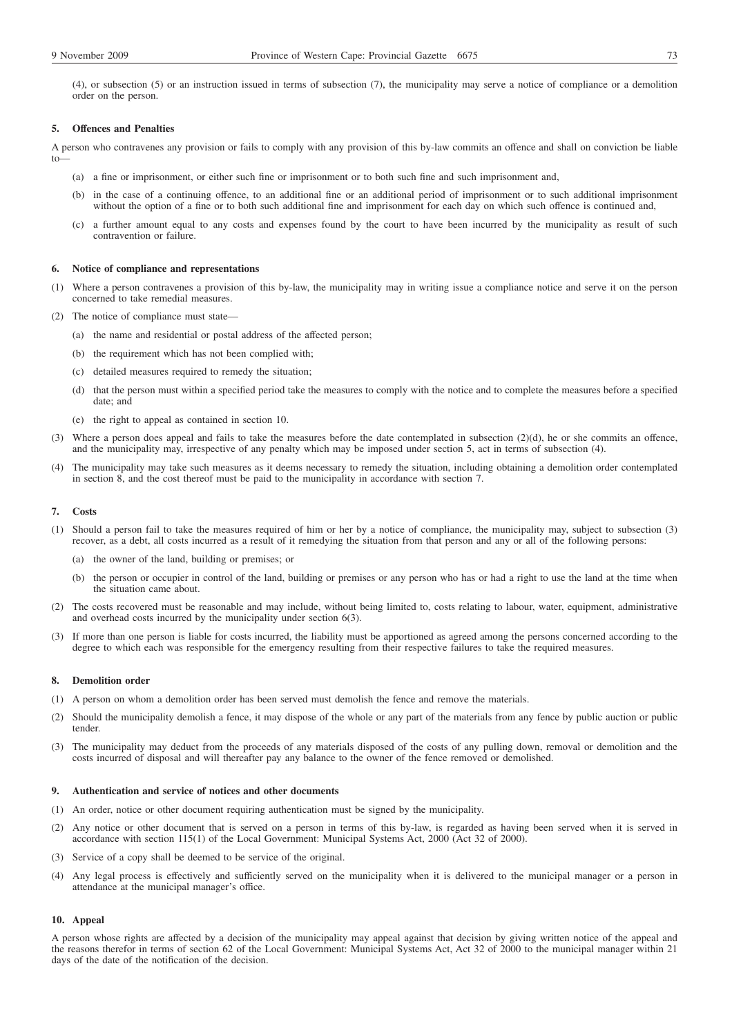(4), or subsection (5) or an instruction issued in terms of subsection (7), the municipality may serve a notice of compliance or a demolition order on the person.

### 5. Offences and Penalties

A person who contravenes any provision or fails to comply with any provision of this by-law commits an offence and shall on conviction be liable to—

(a) a fine or imprisonment, or either such fine or imprisonment or to both such fine and such imprisonment and,

(b) in the case of a continuing offence, to an additional fine or an additional period of imprisonment or to such additional imprisonment without the option of a fine or to both such additional fine and imprisonment for each day on which such offence is continued and,

(c) a further amount equal to any costs and expenses found by the court to have been incurred by the municipality as result of such contravention or failure.

### 6. Notice of compliance and representations

(1) Where a person contravenes a provision of this by-law, the municipality may in writing issue a compliance notice and serve it on the person concerned to take remedial measures.

(2) The notice of compliance must state—

(a) the name and residential or postal address of the affected person;

(b) the requirement which has not been complied with;

(c) detailed measures required to remedy the situation;

(d) that the person must within a specified period take the measures to comply with the notice and to complete the measures before a specified date; and

(e) the right to appeal as contained in section 10.

(3) Where a person does appeal and fails to take the measures before the date contemplated in subsection (2)(d), he or she commits an offence, and the municipality may, irrespective of any penalty which may be imposed under section 5, act in terms of subsection (4).

(4) The municipality may take such measures as it deems necessary to remedy the situation, including obtaining a demolition order contemplated in section 8, and the cost thereof must be paid to the municipality in accordance with section 7.

### 7. Costs

(1) Should a person fail to take the measures required of him or her by a notice of compliance, the municipality may, subject to subsection (3) recover, as a debt, all costs incurred as a result of it remedying the situation from that person and any or all of the following persons:

(a) the owner of the land, building or premises; or

(b) the person or occupier in control of the land, building or premises or any person who has or had a right to use the land at the time when the situation came about.

(2) The costs recovered must be reasonable and may include, without being limited to, costs relating to labour, water, equipment, administrative and overhead costs incurred by the municipality under section 6(3).

(3) If more than one person is liable for costs incurred, the liability must be apportioned as agreed among the persons concerned according to the degree to which each was responsible for the emergency resulting from their respective failures to take the required measures.

### 8. Demolition order

(1) A person on whom a demolition order has been served must demolish the fence and remove the materials.

(2) Should the municipality demolish a fence, it may dispose of the whole or any part of the materials from any fence by public auction or public tender.

(3) The municipality may deduct from the proceeds of any materials disposed of the costs of any pulling down, removal or demolition and the costs incurred of disposal and will thereafter pay any balance to the owner of the fence removed or demolished.

### 9. Authentication and service of notices and other documents

(1) An order, notice or other document requiring authentication must be signed by the municipality.

(2) Any notice or other document that is served on a person in terms of this by-law, is regarded as having been served when it is served in accordance with section 115(1) of the Local Government: Municipal Systems Act, 2000 (Act 32 of 2000).

(3) Service of a copy shall be deemed to be service of the original.

(4) Any legal process is effectively and sufficiently served on the municipality when it is delivered to the municipal manager or a person in attendance at the municipal manager's office.

### 10. Appeal

A person whose rights are affected by a decision of the municipality may appeal against that decision by giving written notice of the appeal and the reasons therefor in terms of section 62 of the Local Government: Municipal Systems Act, Act 32 of 2000 to the municipal manager within 21 days of the date of the notification of the decision.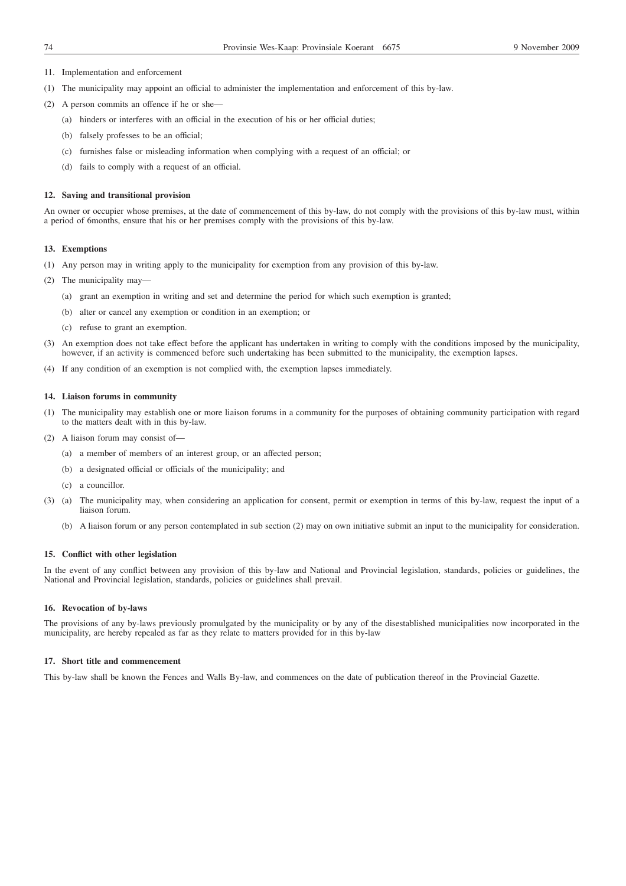11. Implementation and enforcement

(1) The municipality may appoint an official to administer the implementation and enforcement of this by-law.

(2) A person commits an offence if he or she—

(a) hinders or interferes with an official in the execution of his or her official duties;

(b) falsely professes to be an official;

(c) furnishes false or misleading information when complying with a request of an official; or

(d) fails to comply with a request of an official.

**12. Saving and transitional provision**

An owner or occupier whose premises, at the date of commencement of this by-law, do not comply with the provisions of this by-law must, within a period of 6months, ensure that his or her premises comply with the provisions of this by-law.

**13. Exemptions**

(1) Any person may in writing apply to the municipality for exemption from any provision of this by-law.

(2) The municipality may—

(a) grant an exemption in writing and set and determine the period for which such exemption is granted;

(b) alter or cancel any exemption or condition in an exemption; or

(c) refuse to grant an exemption.

(3) An exemption does not take effect before the applicant has undertaken in writing to comply with the conditions imposed by the municipality, however, if an activity is commenced before such undertaking has been submitted to the municipality, the exemption lapses.

(4) If any condition of an exemption is not complied with, the exemption lapses immediately.

**14. Liaison forums in community**

(1) The municipality may establish one or more liaison forums in a community for the purposes of obtaining community participation with regard to the matters dealt with in this by-law.

(2) A liaison forum may consist of—

(a) a member of members of an interest group, or an affected person;

(b) a designated official or officials of the municipality; and

(c) a councillor.

(3) (a) The municipality may, when considering an application for consent, permit or exemption in terms of this by-law, request the input of a liaison forum.

(b) A liaison forum or any person contemplated in sub section (2) may on own initiative submit an input to the municipality for consideration.

**15. Conflict with other legislation**

In the event of any conflict between any provision of this by-law and National and Provincial legislation, standards, policies or guidelines, the National and Provincial legislation, standards, policies or guidelines shall prevail.

**16. Revocation of by-laws**

The provisions of any by-laws previously promulgated by the municipality or by any of the disestablished municipalities now incorporated in the municipality, are hereby repealed as far as they relate to matters provided for in this by-law

**17. Short title and commencement**

This by-law shall be known the Fences and Walls By-law, and commences on the date of publication thereof in the Provincial Gazette.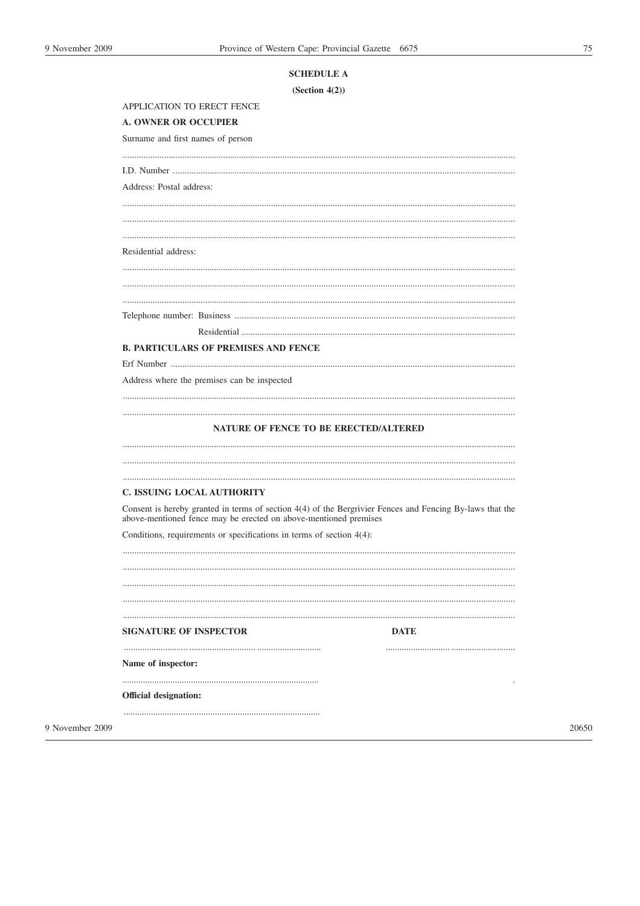**SCHEDULE A**

**(Section 4(2))**

APPLICATION TO ERECT FENCE

**A. OWNER OR OCCUPIER**

Surname and first names of person

..........................................................................................................................................................

I.D. Number ......................................................................................................................................

Address: Postal address:

..........................................................................................................................................................

..........................................................................................................................................................

..........................................................................................................................................................

Residential address:

..........................................................................................................................................................

..........................................................................................................................................................

..........................................................................................................................................................

Telephone number: Business ..........................................................................................................

Residential ........................................................................................................

**B. PARTICULARS OF PREMISES AND FENCE**

Erf Number ......................................................................................................................................

Address where the premises can be inspected

..........................................................................................................................................................

..........................................................................................................................................................

**NATURE OF FENCE TO BE ERECTED/ALTERED**

..........................................................................................................................................................

..........................................................................................................................................................

..........................................................................................................................................................

**C. ISSUING LOCAL AUTHORITY**

Consent is hereby granted in terms of section 4(4) of the Bergrivier Fences and Fencing By-laws that the above-mentioned fence may be erected on above-mentioned premises

Conditions, requirements or specifications in terms of section 4(4):

..........................................................................................................................................................

..........................................................................................................................................................

..........................................................................................................................................................

..........................................................................................................................................................

..........................................................................................................................................................

**SIGNATURE OF INSPECTOR** **DATE**

........................................................................................ ......................................................

**Name of inspector:**

.....................................................................................

**Official designation:**

.....................................................................................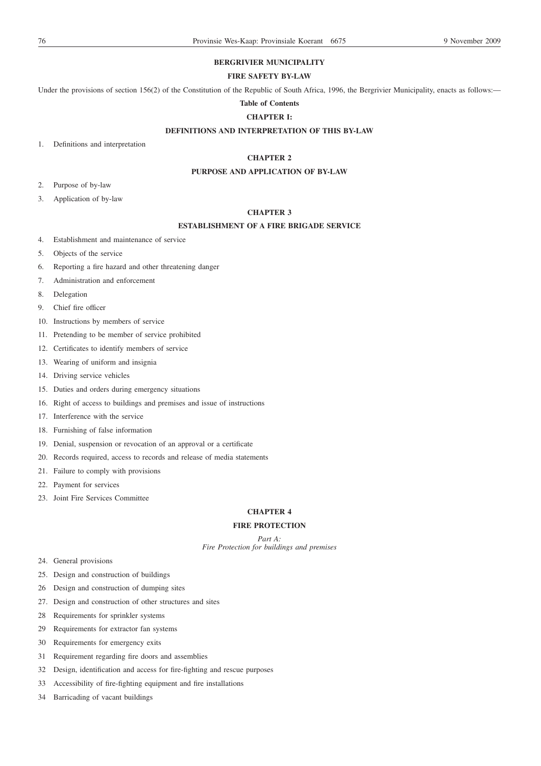**BERGRIVIER MUNICIPALITY**

**FIRE SAFETY BY-LAW**

Under the provisions of section 156(2) of the Constitution of the Republic of South Africa, 1996, the Bergrivier Municipality, enacts as follows:—

**Table of Contents**

**CHAPTER I:**

**DEFINITIONS AND INTERPRETATION OF THIS BY-LAW**

1. Definitions and interpretation

**CHAPTER 2**

**PURPOSE AND APPLICATION OF BY-LAW**

2. Purpose of by-law
3. Application of by-law

**CHAPTER 3**

**ESTABLISHMENT OF A FIRE BRIGADE SERVICE**

4. Establishment and maintenance of service
5. Objects of the service
6. Reporting a fire hazard and other threatening danger
7. Administration and enforcement
8. Delegation
9. Chief fire officer
10. Instructions by members of service
11. Pretending to be member of service prohibited
12. Certificates to identify members of service
13. Wearing of uniform and insignia
14. Driving service vehicles
15. Duties and orders during emergency situations
16. Right of access to buildings and premises and issue of instructions
17. Interference with the service
18. Furnishing of false information
19. Denial, suspension or revocation of an approval or a certificate
20. Records required, access to records and release of media statements
21. Failure to comply with provisions
22. Payment for services
23. Joint Fire Services Committee

**CHAPTER 4**

**FIRE PROTECTION**

*Part A:*
*Fire Protection for buildings and premises*

24. General provisions
25. Design and construction of buildings
26 Design and construction of dumping sites
27. Design and construction of other structures and sites
28 Requirements for sprinkler systems
29 Requirements for extractor fan systems
30 Requirements for emergency exits
31 Requirement regarding fire doors and assemblies
32 Design, identification and access for fire-fighting and rescue purposes
33 Accessibility of fire-fighting equipment and fire installations
34 Barricading of vacant buildings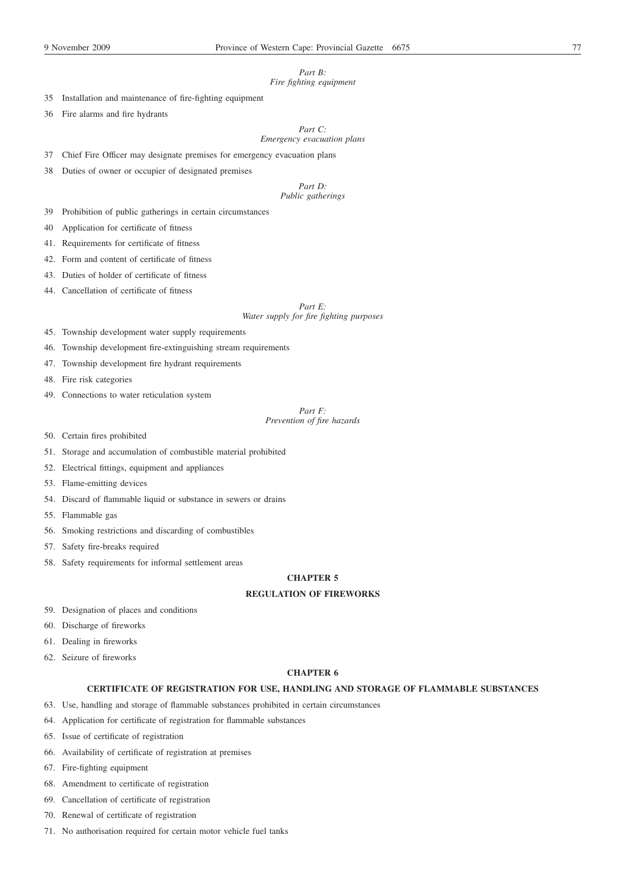*Part B:*
*Fire fighting equipment*

35 Installation and maintenance of fire-fighting equipment

36 Fire alarms and fire hydrants

*Part C:*
*Emergency evacuation plans*

37 Chief Fire Officer may designate premises for emergency evacuation plans

38 Duties of owner or occupier of designated premises

*Part D:*
*Public gatherings*

39 Prohibition of public gatherings in certain circumstances

40 Application for certificate of fitness

41. Requirements for certificate of fitness

42. Form and content of certificate of fitness

43. Duties of holder of certificate of fitness

44. Cancellation of certificate of fitness

*Part E:*
*Water supply for fire fighting purposes*

45. Township development water supply requirements

46. Township development fire-extinguishing stream requirements

47. Township development fire hydrant requirements

48. Fire risk categories

49. Connections to water reticulation system

*Part F:*
*Prevention of fire hazards*

50. Certain fires prohibited

51. Storage and accumulation of combustible material prohibited

52. Electrical fittings, equipment and appliances

53. Flame-emitting devices

54. Discard of flammable liquid or substance in sewers or drains

55. Flammable gas

56. Smoking restrictions and discarding of combustibles

57. Safety fire-breaks required

58. Safety requirements for informal settlement areas

**CHAPTER 5**

**REGULATION OF FIREWORKS**

59. Designation of places and conditions

60. Discharge of fireworks

61. Dealing in fireworks

62. Seizure of fireworks

**CHAPTER 6**

**CERTIFICATE OF REGISTRATION FOR USE, HANDLING AND STORAGE OF FLAMMABLE SUBSTANCES**

63. Use, handling and storage of flammable substances prohibited in certain circumstances

64. Application for certificate of registration for flammable substances

65. Issue of certificate of registration

66. Availability of certificate of registration at premises

67. Fire-fighting equipment

68. Amendment to certificate of registration

69. Cancellation of certificate of registration

70. Renewal of certificate of registration

71. No authorisation required for certain motor vehicle fuel tanks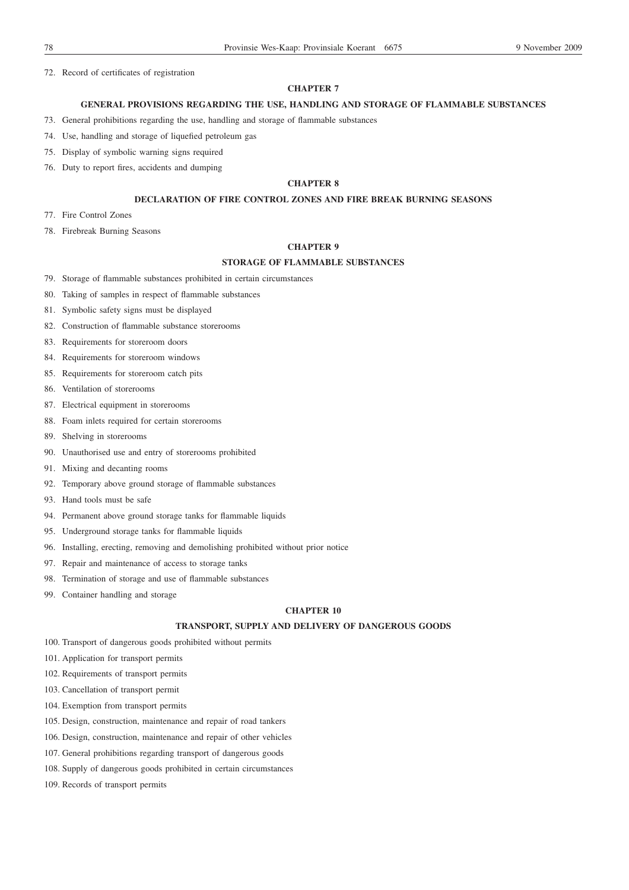72. Record of certificates of registration

**CHAPTER 7**

**GENERAL PROVISIONS REGARDING THE USE, HANDLING AND STORAGE OF FLAMMABLE SUBSTANCES**

73. General prohibitions regarding the use, handling and storage of flammable substances

74. Use, handling and storage of liquefied petroleum gas

75. Display of symbolic warning signs required

76. Duty to report fires, accidents and dumping

**CHAPTER 8**

**DECLARATION OF FIRE CONTROL ZONES AND FIRE BREAK BURNING SEASONS**

77. Fire Control Zones

78. Firebreak Burning Seasons

**CHAPTER 9**

**STORAGE OF FLAMMABLE SUBSTANCES**

79. Storage of flammable substances prohibited in certain circumstances

80. Taking of samples in respect of flammable substances

81. Symbolic safety signs must be displayed

82. Construction of flammable substance storerooms

83. Requirements for storeroom doors

84. Requirements for storeroom windows

85. Requirements for storeroom catch pits

86. Ventilation of storerooms

87. Electrical equipment in storerooms

88. Foam inlets required for certain storerooms

89. Shelving in storerooms

90. Unauthorised use and entry of storerooms prohibited

91. Mixing and decanting rooms

92. Temporary above ground storage of flammable substances

93. Hand tools must be safe

94. Permanent above ground storage tanks for flammable liquids

95. Underground storage tanks for flammable liquids

96. Installing, erecting, removing and demolishing prohibited without prior notice

97. Repair and maintenance of access to storage tanks

98. Termination of storage and use of flammable substances

99. Container handling and storage

**CHAPTER 10**

**TRANSPORT, SUPPLY AND DELIVERY OF DANGEROUS GOODS**

100. Transport of dangerous goods prohibited without permits

101. Application for transport permits

102. Requirements of transport permits

103. Cancellation of transport permit

104. Exemption from transport permits

105. Design, construction, maintenance and repair of road tankers

106. Design, construction, maintenance and repair of other vehicles

107. General prohibitions regarding transport of dangerous goods

108. Supply of dangerous goods prohibited in certain circumstances

109. Records of transport permits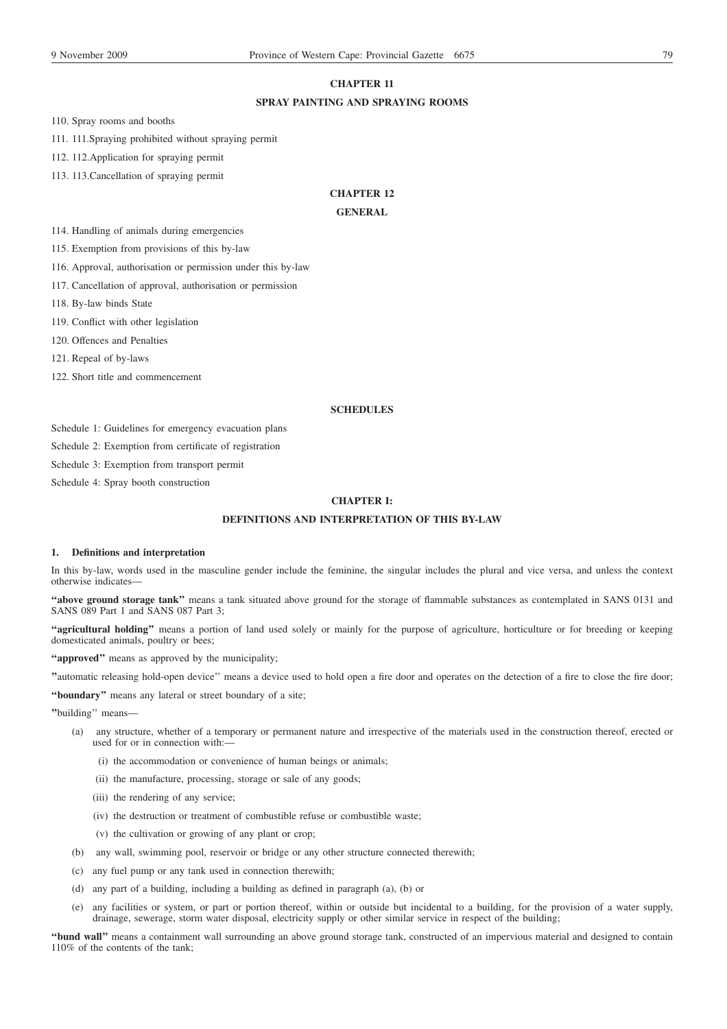**CHAPTER 11**

**SPRAY PAINTING AND SPRAYING ROOMS**

110. Spray rooms and booths

111. 111.Spraying prohibited without spraying permit

112. 112.Application for spraying permit

113. 113.Cancellation of spraying permit

**CHAPTER 12**

**GENERAL**

114. Handling of animals during emergencies

115. Exemption from provisions of this by-law

116. Approval, authorisation or permission under this by-law

117. Cancellation of approval, authorisation or permission

118. By-law binds State

119. Conflict with other legislation

120. Offences and Penalties

121. Repeal of by-laws

122. Short title and commencement

**SCHEDULES**

Schedule 1: Guidelines for emergency evacuation plans

Schedule 2: Exemption from certificate of registration

Schedule 3: Exemption from transport permit

Schedule 4: Spray booth construction

**CHAPTER I:**

**DEFINITIONS AND INTERPRETATION OF THIS BY-LAW**

**1. Definitions and interpretation**

In this by-law, words used in the masculine gender include the feminine, the singular includes the plural and vice versa, and unless the context otherwise indicates—

**''above ground storage tank''** means a tank situated above ground for the storage of flammable substances as contemplated in SANS 0131 and SANS 089 Part 1 and SANS 087 Part 3;

**''agricultural holding''** means a portion of land used solely or mainly for the purpose of agriculture, horticulture or for breeding or keeping domesticated animals, poultry or bees;

**''approved''** means as approved by the municipality;

**''**automatic releasing hold-open device'' means a device used to hold open a fire door and operates on the detection of a fire to close the fire door;

**''boundary''** means any lateral or street boundary of a site;

**''**building'' means—

(a) any structure, whether of a temporary or permanent nature and irrespective of the materials used in the construction thereof, erected or used for or in connection with:—

(i) the accommodation or convenience of human beings or animals;

(ii) the manufacture, processing, storage or sale of any goods;

(iii) the rendering of any service;

(iv) the destruction or treatment of combustible refuse or combustible waste;

(v) the cultivation or growing of any plant or crop;

(b) any wall, swimming pool, reservoir or bridge or any other structure connected therewith;

(c) any fuel pump or any tank used in connection therewith;

(d) any part of a building, including a building as defined in paragraph (a), (b) or

(e) any facilities or system, or part or portion thereof, within or outside but incidental to a building, for the provision of a water supply, drainage, sewerage, storm water disposal, electricity supply or other similar service in respect of the building;

**''bund wall''** means a containment wall surrounding an above ground storage tank, constructed of an impervious material and designed to contain 110% of the contents of the tank;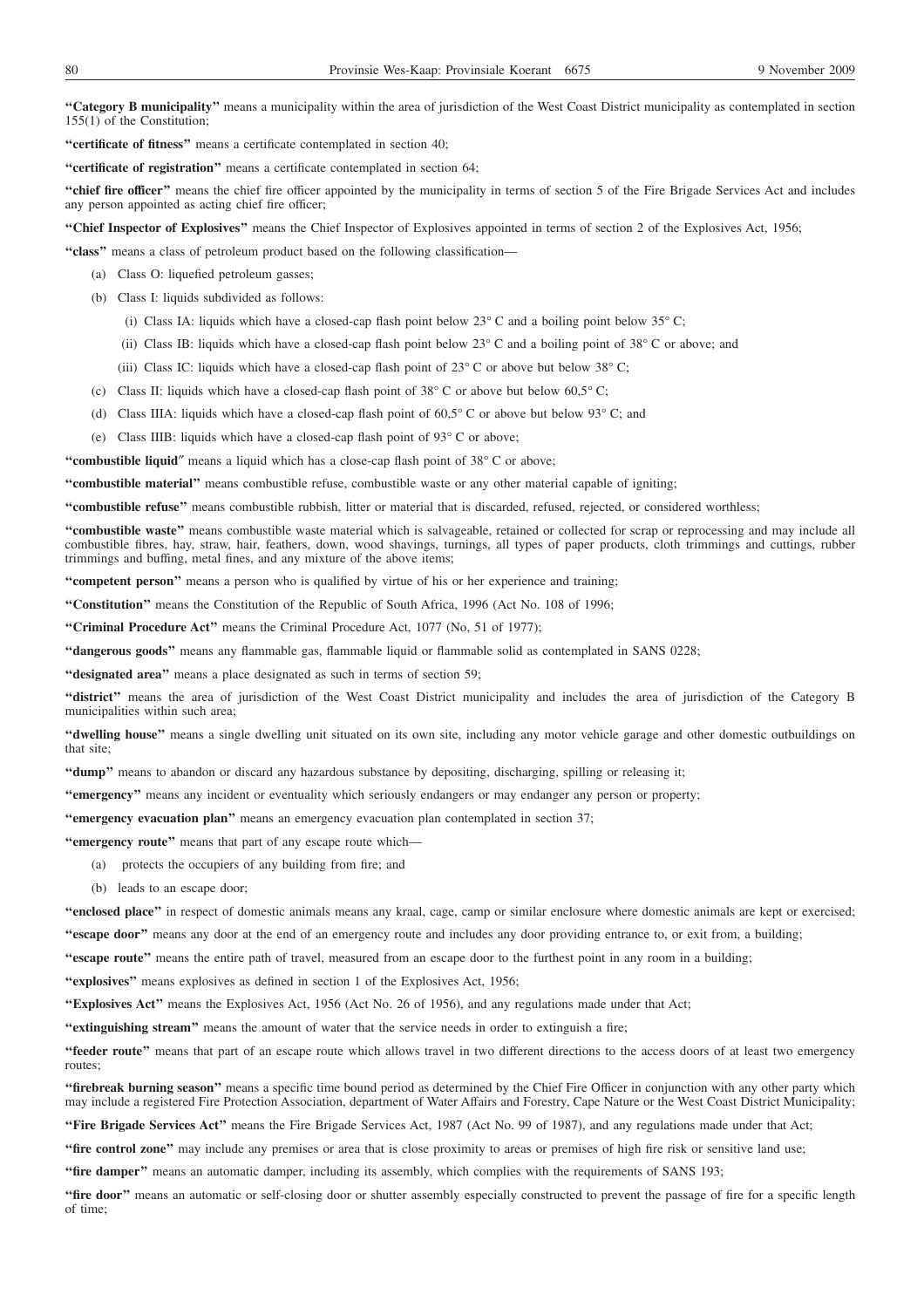**"Category B municipality"** means a municipality within the area of jurisdiction of the West Coast District municipality as contemplated in section 155(1) of the Constitution;

**"certificate of fitness"** means a certificate contemplated in section 40;

**"certificate of registration"** means a certificate contemplated in section 64;

**"chief fire officer"** means the chief fire officer appointed by the municipality in terms of section 5 of the Fire Brigade Services Act and includes any person appointed as acting chief fire officer;

**"Chief Inspector of Explosives"** means the Chief Inspector of Explosives appointed in terms of section 2 of the Explosives Act, 1956;

**"class"** means a class of petroleum product based on the following classification—

(a) Class O: liquefied petroleum gasses;

(b) Class I: liquids subdivided as follows:

(i) Class IA: liquids which have a closed-cap flash point below 23° C and a boiling point below 35° C;

(ii) Class IB: liquids which have a closed-cap flash point below 23° C and a boiling point of 38° C or above; and

(iii) Class IC: liquids which have a closed-cap flash point of 23° C or above but below 38° C;

(c) Class II: liquids which have a closed-cap flash point of 38° C or above but below 60,5° C;

(d) Class IIIA: liquids which have a closed-cap flash point of 60,5° C or above but below 93° C; and

(e) Class IIIB: liquids which have a closed-cap flash point of 93° C or above;

**"combustible liquid"** means a liquid which has a close-cap flash point of 38° C or above;

**"combustible material"** means combustible refuse, combustible waste or any other material capable of igniting;

**"combustible refuse"** means combustible rubbish, litter or material that is discarded, refused, rejected, or considered worthless;

**"combustible waste"** means combustible waste material which is salvageable, retained or collected for scrap or reprocessing and may include all combustible fibres, hay, straw, hair, feathers, down, wood shavings, turnings, all types of paper products, cloth trimmings and cuttings, rubber trimmings and buffing, metal fines, and any mixture of the above items;

**"competent person"** means a person who is qualified by virtue of his or her experience and training;

**"Constitution"** means the Constitution of the Republic of South Africa, 1996 (Act No. 108 of 1996;

**"Criminal Procedure Act"** means the Criminal Procedure Act, 1077 (No, 51 of 1977);

**"dangerous goods"** means any flammable gas, flammable liquid or flammable solid as contemplated in SANS 0228;

**"designated area"** means a place designated as such in terms of section 59;

**"district"** means the area of jurisdiction of the West Coast District municipality and includes the area of jurisdiction of the Category B municipalities within such area;

**"dwelling house"** means a single dwelling unit situated on its own site, including any motor vehicle garage and other domestic outbuildings on that site;

**"dump"** means to abandon or discard any hazardous substance by depositing, discharging, spilling or releasing it;

**"emergency"** means any incident or eventuality which seriously endangers or may endanger any person or property;

**"emergency evacuation plan"** means an emergency evacuation plan contemplated in section 37;

**"emergency route"** means that part of any escape route which—

(a) protects the occupiers of any building from fire; and

(b) leads to an escape door;

**"enclosed place"** in respect of domestic animals means any kraal, cage, camp or similar enclosure where domestic animals are kept or exercised;

**"escape door"** means any door at the end of an emergency route and includes any door providing entrance to, or exit from, a building;

**"escape route"** means the entire path of travel, measured from an escape door to the furthest point in any room in a building;

**"explosives"** means explosives as defined in section 1 of the Explosives Act, 1956;

**"Explosives Act"** means the Explosives Act, 1956 (Act No. 26 of 1956), and any regulations made under that Act;

**"extinguishing stream"** means the amount of water that the service needs in order to extinguish a fire;

**"feeder route"** means that part of an escape route which allows travel in two different directions to the access doors of at least two emergency routes;

**"firebreak burning season"** means a specific time bound period as determined by the Chief Fire Officer in conjunction with any other party which may include a registered Fire Protection Association, department of Water Affairs and Forestry, Cape Nature or the West Coast District Municipality;

**"Fire Brigade Services Act"** means the Fire Brigade Services Act, 1987 (Act No. 99 of 1987), and any regulations made under that Act;

**"fire control zone"** may include any premises or area that is close proximity to areas or premises of high fire risk or sensitive land use;

**"fire damper"** means an automatic damper, including its assembly, which complies with the requirements of SANS 193;

**"fire door"** means an automatic or self-closing door or shutter assembly especially constructed to prevent the passage of fire for a specific length of time;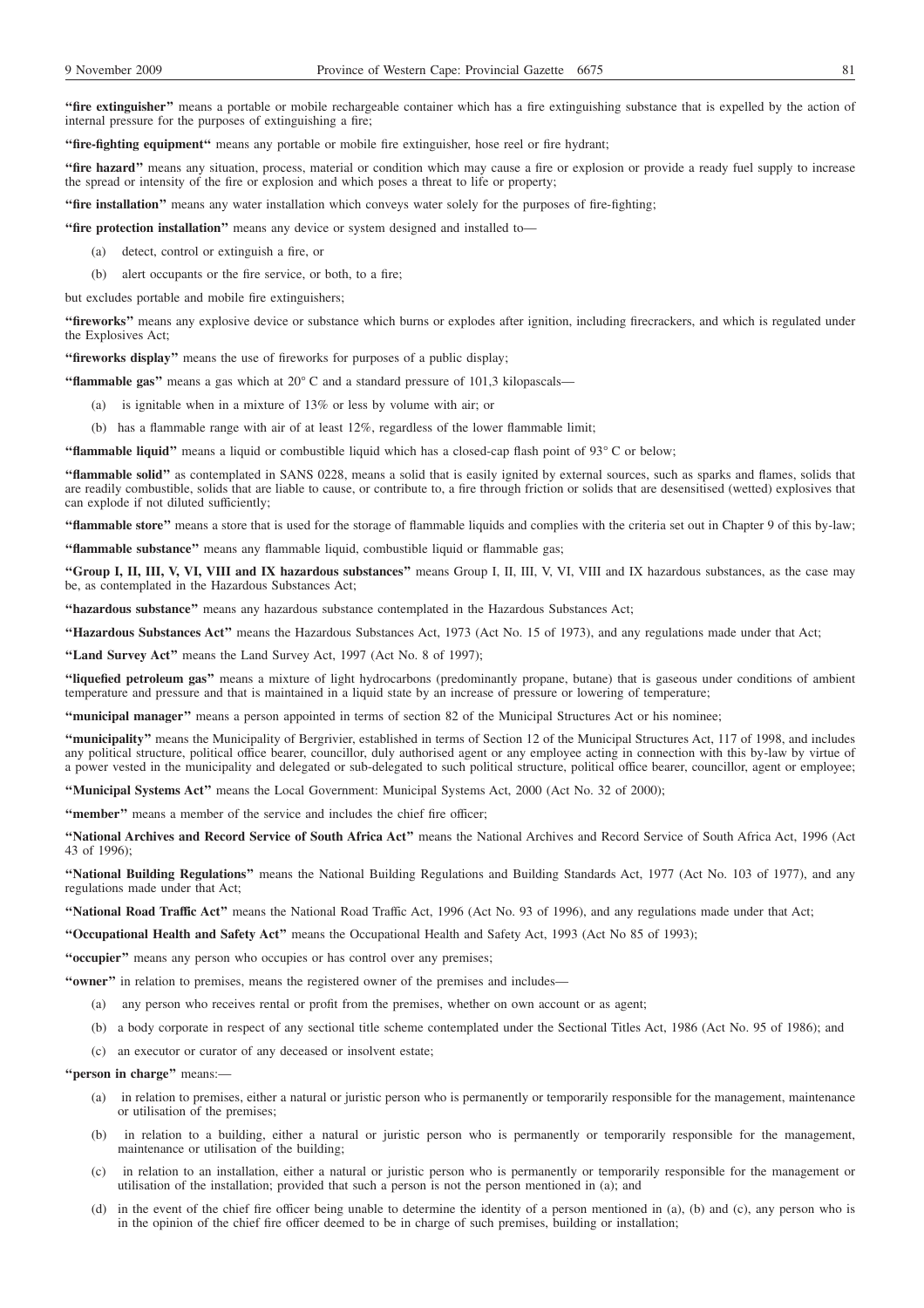**"fire extinguisher"** means a portable or mobile rechargeable container which has a fire extinguishing substance that is expelled by the action of internal pressure for the purposes of extinguishing a fire;

**"fire-fighting equipment"** means any portable or mobile fire extinguisher, hose reel or fire hydrant;

**"fire hazard"** means any situation, process, material or condition which may cause a fire or explosion or provide a ready fuel supply to increase the spread or intensity of the fire or explosion and which poses a threat to life or property;

**"fire installation"** means any water installation which conveys water solely for the purposes of fire-fighting;

**"fire protection installation"** means any device or system designed and installed to—

(a) detect, control or extinguish a fire, or

(b) alert occupants or the fire service, or both, to a fire;

but excludes portable and mobile fire extinguishers;

**"fireworks"** means any explosive device or substance which burns or explodes after ignition, including firecrackers, and which is regulated under the Explosives Act;

**"fireworks display"** means the use of fireworks for purposes of a public display;

**"flammable gas"** means a gas which at 20° C and a standard pressure of 101,3 kilopascals—

(a) is ignitable when in a mixture of 13% or less by volume with air; or

(b) has a flammable range with air of at least 12%, regardless of the lower flammable limit;

**"flammable liquid"** means a liquid or combustible liquid which has a closed-cap flash point of 93° C or below;

**"flammable solid"** as contemplated in SANS 0228, means a solid that is easily ignited by external sources, such as sparks and flames, solids that are readily combustible, solids that are liable to cause, or contribute to, a fire through friction or solids that are desensitised (wetted) explosives that can explode if not diluted sufficiently;

**"flammable store"** means a store that is used for the storage of flammable liquids and complies with the criteria set out in Chapter 9 of this by-law;

**"flammable substance"** means any flammable liquid, combustible liquid or flammable gas;

**"Group I, II, III, V, VI, VIII and IX hazardous substances"** means Group I, II, III, V, VI, VIII and IX hazardous substances, as the case may be, as contemplated in the Hazardous Substances Act;

**"hazardous substance"** means any hazardous substance contemplated in the Hazardous Substances Act;

**"Hazardous Substances Act"** means the Hazardous Substances Act, 1973 (Act No. 15 of 1973), and any regulations made under that Act;

**"Land Survey Act"** means the Land Survey Act, 1997 (Act No. 8 of 1997);

**"liquefied petroleum gas"** means a mixture of light hydrocarbons (predominantly propane, butane) that is gaseous under conditions of ambient temperature and pressure and that is maintained in a liquid state by an increase of pressure or lowering of temperature;

**"municipal manager"** means a person appointed in terms of section 82 of the Municipal Structures Act or his nominee;

**"municipality"** means the Municipality of Bergrivier, established in terms of Section 12 of the Municipal Structures Act, 117 of 1998, and includes any political structure, political office bearer, councillor, duly authorised agent or any employee acting in connection with this by-law by virtue of a power vested in the municipality and delegated or sub-delegated to such political structure, political office bearer, councillor, agent or employee;

**"Municipal Systems Act"** means the Local Government: Municipal Systems Act, 2000 (Act No. 32 of 2000);

**"member"** means a member of the service and includes the chief fire officer;

**"National Archives and Record Service of South Africa Act"** means the National Archives and Record Service of South Africa Act, 1996 (Act 43 of 1996);

**"National Building Regulations"** means the National Building Regulations and Building Standards Act, 1977 (Act No. 103 of 1977), and any regulations made under that Act;

**"National Road Traffic Act"** means the National Road Traffic Act, 1996 (Act No. 93 of 1996), and any regulations made under that Act;

**"Occupational Health and Safety Act"** means the Occupational Health and Safety Act, 1993 (Act No 85 of 1993);

**"occupier"** means any person who occupies or has control over any premises;

**"owner"** in relation to premises, means the registered owner of the premises and includes—

(a) any person who receives rental or profit from the premises, whether on own account or as agent;

(b) a body corporate in respect of any sectional title scheme contemplated under the Sectional Titles Act, 1986 (Act No. 95 of 1986); and

(c) an executor or curator of any deceased or insolvent estate;

**"person in charge"** means:—

(a) in relation to premises, either a natural or juristic person who is permanently or temporarily responsible for the management, maintenance or utilisation of the premises;

(b) in relation to a building, either a natural or juristic person who is permanently or temporarily responsible for the management, maintenance or utilisation of the building;

(c) in relation to an installation, either a natural or juristic person who is permanently or temporarily responsible for the management or utilisation of the installation; provided that such a person is not the person mentioned in (a); and

(d) in the event of the chief fire officer being unable to determine the identity of a person mentioned in (a), (b) and (c), any person who is in the opinion of the chief fire officer deemed to be in charge of such premises, building or installation;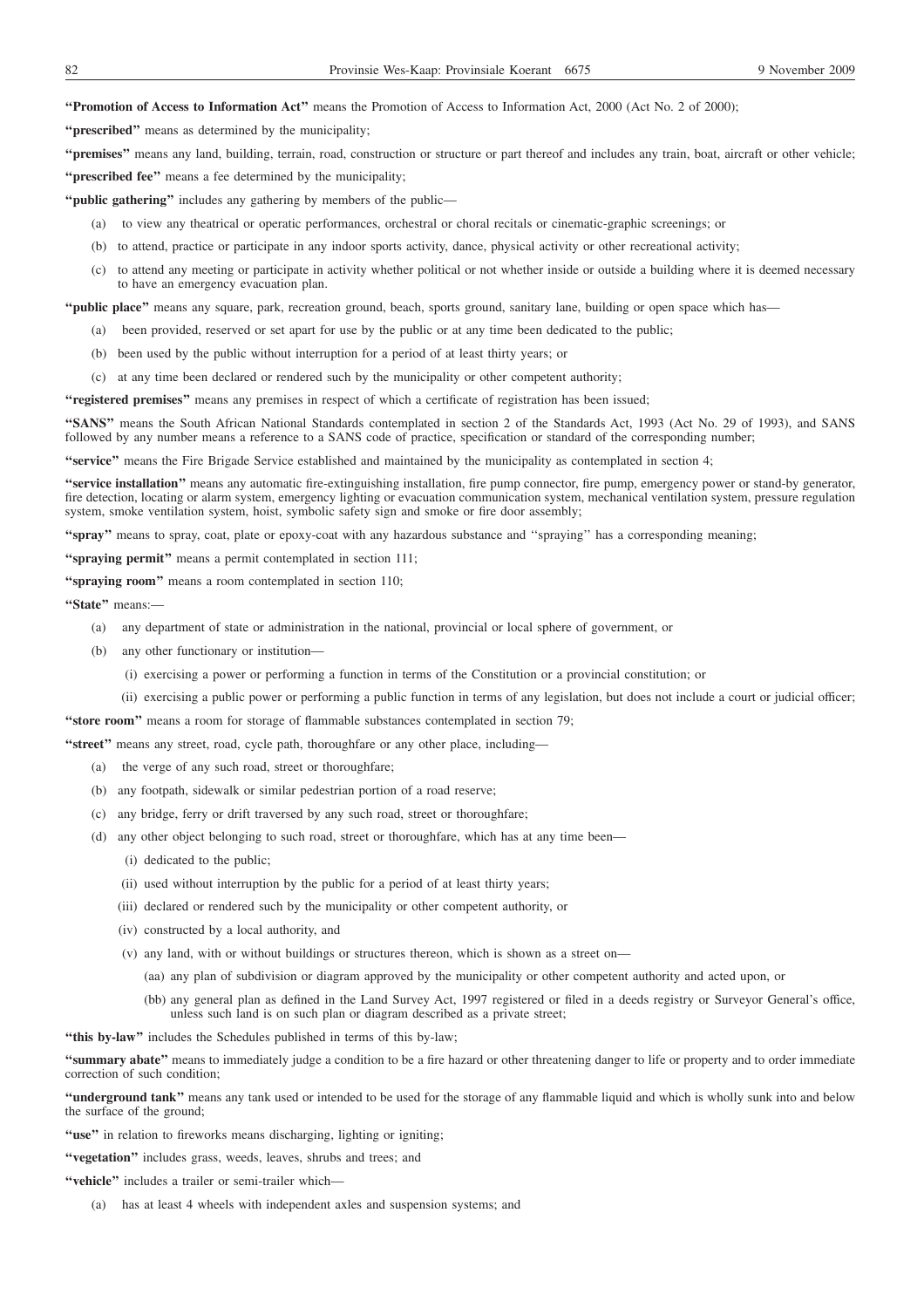**"Promotion of Access to Information Act"** means the Promotion of Access to Information Act, 2000 (Act No. 2 of 2000);

**"prescribed"** means as determined by the municipality;

**"premises"** means any land, building, terrain, road, construction or structure or part thereof and includes any train, boat, aircraft or other vehicle;

**"prescribed fee"** means a fee determined by the municipality;

**"public gathering"** includes any gathering by members of the public—

(a) to view any theatrical or operatic performances, orchestral or choral recitals or cinematic-graphic screenings; or

(b) to attend, practice or participate in any indoor sports activity, dance, physical activity or other recreational activity;

(c) to attend any meeting or participate in activity whether political or not whether inside or outside a building where it is deemed necessary to have an emergency evacuation plan.

**"public place"** means any square, park, recreation ground, beach, sports ground, sanitary lane, building or open space which has—

(a) been provided, reserved or set apart for use by the public or at any time been dedicated to the public;

(b) been used by the public without interruption for a period of at least thirty years; or

(c) at any time been declared or rendered such by the municipality or other competent authority;

**"registered premises"** means any premises in respect of which a certificate of registration has been issued;

**"SANS"** means the South African National Standards contemplated in section 2 of the Standards Act, 1993 (Act No. 29 of 1993), and SANS followed by any number means a reference to a SANS code of practice, specification or standard of the corresponding number;

**"service"** means the Fire Brigade Service established and maintained by the municipality as contemplated in section 4;

**"service installation"** means any automatic fire-extinguishing installation, fire pump connector, fire pump, emergency power or stand-by generator, fire detection, locating or alarm system, emergency lighting or evacuation communication system, mechanical ventilation system, pressure regulation system, smoke ventilation system, hoist, symbolic safety sign and smoke or fire door assembly;

**"spray"** means to spray, coat, plate or epoxy-coat with any hazardous substance and "spraying" has a corresponding meaning;

**"spraying permit"** means a permit contemplated in section 111;

**"spraying room"** means a room contemplated in section 110;

**"State"** means:—

(a) any department of state or administration in the national, provincial or local sphere of government, or

(b) any other functionary or institution—

(i) exercising a power or performing a function in terms of the Constitution or a provincial constitution; or

(ii) exercising a public power or performing a public function in terms of any legislation, but does not include a court or judicial officer;

**"store room"** means a room for storage of flammable substances contemplated in section 79;

**"street"** means any street, road, cycle path, thoroughfare or any other place, including—

(a) the verge of any such road, street or thoroughfare;

(b) any footpath, sidewalk or similar pedestrian portion of a road reserve;

(c) any bridge, ferry or drift traversed by any such road, street or thoroughfare;

(d) any other object belonging to such road, street or thoroughfare, which has at any time been—

(i) dedicated to the public;

(ii) used without interruption by the public for a period of at least thirty years;

(iii) declared or rendered such by the municipality or other competent authority, or

(iv) constructed by a local authority, and

(v) any land, with or without buildings or structures thereon, which is shown as a street on—

(aa) any plan of subdivision or diagram approved by the municipality or other competent authority and acted upon, or

(bb) any general plan as defined in the Land Survey Act, 1997 registered or filed in a deeds registry or Surveyor General's office, unless such land is on such plan or diagram described as a private street;

**"this by-law"** includes the Schedules published in terms of this by-law;

**"summary abate"** means to immediately judge a condition to be a fire hazard or other threatening danger to life or property and to order immediate correction of such condition;

**"underground tank"** means any tank used or intended to be used for the storage of any flammable liquid and which is wholly sunk into and below the surface of the ground;

**"use"** in relation to fireworks means discharging, lighting or igniting;

**"vegetation"** includes grass, weeds, leaves, shrubs and trees; and

**"vehicle"** includes a trailer or semi-trailer which—

(a) has at least 4 wheels with independent axles and suspension systems; and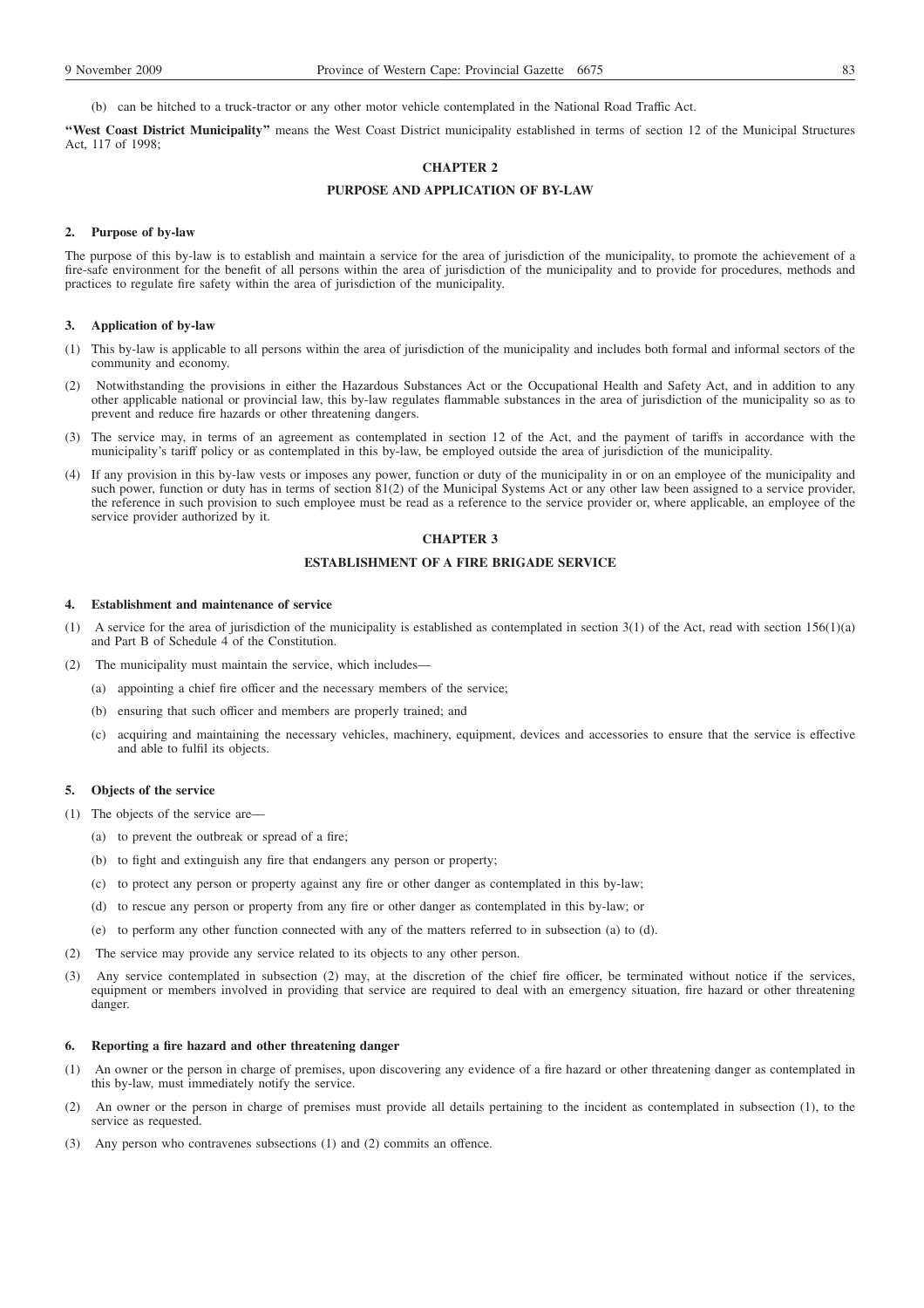(b) can be hitched to a truck-tractor or any other motor vehicle contemplated in the National Road Traffic Act.

**"West Coast District Municipality"** means the West Coast District municipality established in terms of section 12 of the Municipal Structures Act, 117 of 1998;

## CHAPTER 2

## PURPOSE AND APPLICATION OF BY-LAW

### 2. Purpose of by-law

The purpose of this by-law is to establish and maintain a service for the area of jurisdiction of the municipality, to promote the achievement of a fire-safe environment for the benefit of all persons within the area of jurisdiction of the municipality and to provide for procedures, methods and practices to regulate fire safety within the area of jurisdiction of the municipality.

### 3. Application of by-law

(1) This by-law is applicable to all persons within the area of jurisdiction of the municipality and includes both formal and informal sectors of the community and economy.

(2) Notwithstanding the provisions in either the Hazardous Substances Act or the Occupational Health and Safety Act, and in addition to any other applicable national or provincial law, this by-law regulates flammable substances in the area of jurisdiction of the municipality so as to prevent and reduce fire hazards or other threatening dangers.

(3) The service may, in terms of an agreement as contemplated in section 12 of the Act, and the payment of tariffs in accordance with the municipality's tariff policy or as contemplated in this by-law, be employed outside the area of jurisdiction of the municipality.

(4) If any provision in this by-law vests or imposes any power, function or duty of the municipality in or on an employee of the municipality and such power, function or duty has in terms of section 81(2) of the Municipal Systems Act or any other law been assigned to a service provider, the reference in such provision to such employee must be read as a reference to the service provider or, where applicable, an employee of the service provider authorized by it.

## CHAPTER 3

## ESTABLISHMENT OF A FIRE BRIGADE SERVICE

### 4. Establishment and maintenance of service

(1) A service for the area of jurisdiction of the municipality is established as contemplated in section 3(1) of the Act, read with section 156(1)(a) and Part B of Schedule 4 of the Constitution.

(2) The municipality must maintain the service, which includes—

(a) appointing a chief fire officer and the necessary members of the service;

(b) ensuring that such officer and members are properly trained; and

(c) acquiring and maintaining the necessary vehicles, machinery, equipment, devices and accessories to ensure that the service is effective and able to fulfil its objects.

### 5. Objects of the service

(1) The objects of the service are—

(a) to prevent the outbreak or spread of a fire;

(b) to fight and extinguish any fire that endangers any person or property;

(c) to protect any person or property against any fire or other danger as contemplated in this by-law;

(d) to rescue any person or property from any fire or other danger as contemplated in this by-law; or

(e) to perform any other function connected with any of the matters referred to in subsection (a) to (d).

(2) The service may provide any service related to its objects to any other person.

(3) Any service contemplated in subsection (2) may, at the discretion of the chief fire officer, be terminated without notice if the services, equipment or members involved in providing that service are required to deal with an emergency situation, fire hazard or other threatening danger.

### 6. Reporting a fire hazard and other threatening danger

(1) An owner or the person in charge of premises, upon discovering any evidence of a fire hazard or other threatening danger as contemplated in this by-law, must immediately notify the service.

(2) An owner or the person in charge of premises must provide all details pertaining to the incident as contemplated in subsection (1), to the service as requested.

(3) Any person who contravenes subsections (1) and (2) commits an offence.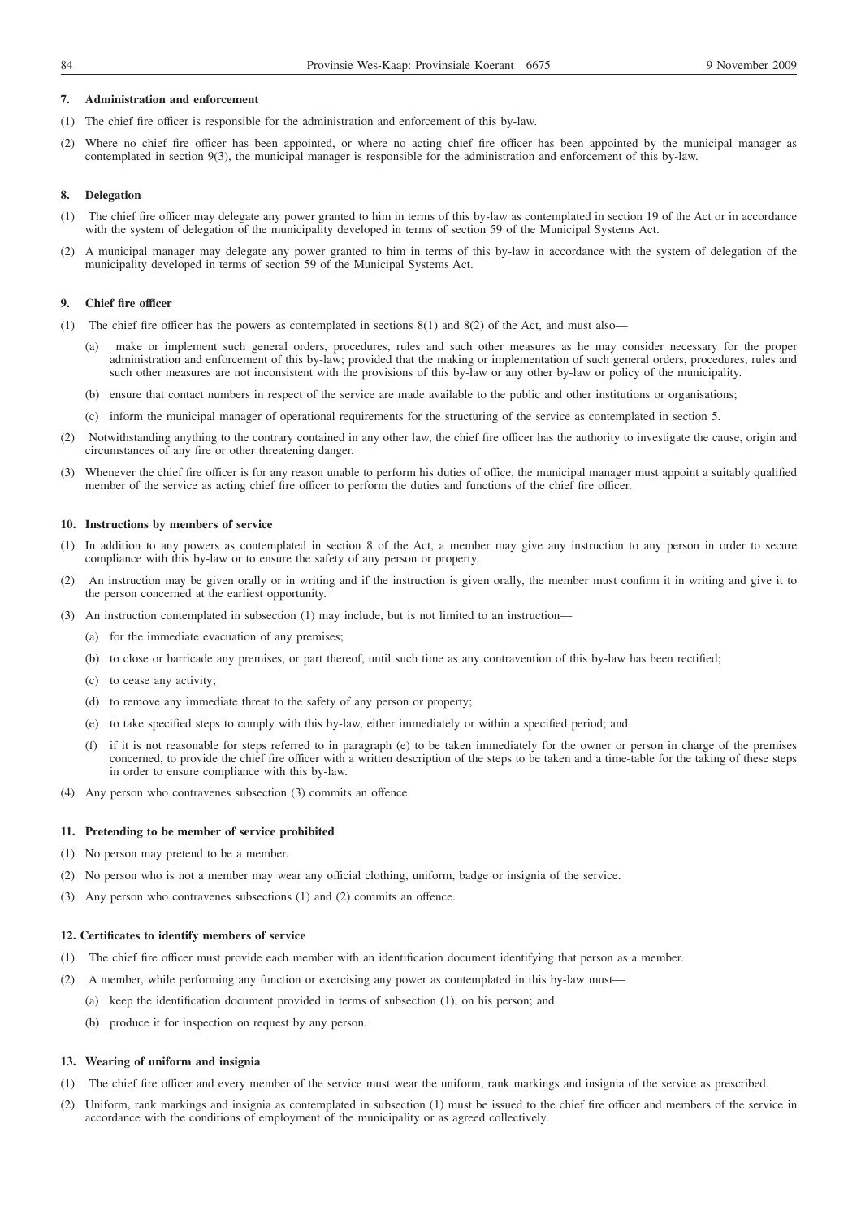### 7. Administration and enforcement

(1) The chief fire officer is responsible for the administration and enforcement of this by-law.

(2) Where no chief fire officer has been appointed, or where no acting chief fire officer has been appointed by the municipal manager as contemplated in section 9(3), the municipal manager is responsible for the administration and enforcement of this by-law.

### 8. Delegation

(1) The chief fire officer may delegate any power granted to him in terms of this by-law as contemplated in section 19 of the Act or in accordance with the system of delegation of the municipality developed in terms of section 59 of the Municipal Systems Act.

(2) A municipal manager may delegate any power granted to him in terms of this by-law in accordance with the system of delegation of the municipality developed in terms of section 59 of the Municipal Systems Act.

### 9. Chief fire officer

(1) The chief fire officer has the powers as contemplated in sections 8(1) and 8(2) of the Act, and must also—

(a) make or implement such general orders, procedures, rules and such other measures as he may consider necessary for the proper administration and enforcement of this by-law; provided that the making or implementation of such general orders, procedures, rules and such other measures are not inconsistent with the provisions of this by-law or any other by-law or policy of the municipality.

(b) ensure that contact numbers in respect of the service are made available to the public and other institutions or organisations;

(c) inform the municipal manager of operational requirements for the structuring of the service as contemplated in section 5.

(2) Notwithstanding anything to the contrary contained in any other law, the chief fire officer has the authority to investigate the cause, origin and circumstances of any fire or other threatening danger.

(3) Whenever the chief fire officer is for any reason unable to perform his duties of office, the municipal manager must appoint a suitably qualified member of the service as acting chief fire officer to perform the duties and functions of the chief fire officer.

### 10. Instructions by members of service

(1) In addition to any powers as contemplated in section 8 of the Act, a member may give any instruction to any person in order to secure compliance with this by-law or to ensure the safety of any person or property.

(2) An instruction may be given orally or in writing and if the instruction is given orally, the member must confirm it in writing and give it to the person concerned at the earliest opportunity.

(3) An instruction contemplated in subsection (1) may include, but is not limited to an instruction—

(a) for the immediate evacuation of any premises;

(b) to close or barricade any premises, or part thereof, until such time as any contravention of this by-law has been rectified;

(c) to cease any activity;

(d) to remove any immediate threat to the safety of any person or property;

(e) to take specified steps to comply with this by-law, either immediately or within a specified period; and

(f) if it is not reasonable for steps referred to in paragraph (e) to be taken immediately for the owner or person in charge of the premises concerned, to provide the chief fire officer with a written description of the steps to be taken and a time-table for the taking of these steps in order to ensure compliance with this by-law.

(4) Any person who contravenes subsection (3) commits an offence.

### 11. Pretending to be member of service prohibited

(1) No person may pretend to be a member.

(2) No person who is not a member may wear any official clothing, uniform, badge or insignia of the service.

(3) Any person who contravenes subsections (1) and (2) commits an offence.

### 12. Certificates to identify members of service

(1) The chief fire officer must provide each member with an identification document identifying that person as a member.

(2) A member, while performing any function or exercising any power as contemplated in this by-law must—

(a) keep the identification document provided in terms of subsection (1), on his person; and

(b) produce it for inspection on request by any person.

### 13. Wearing of uniform and insignia

(1) The chief fire officer and every member of the service must wear the uniform, rank markings and insignia of the service as prescribed.

(2) Uniform, rank markings and insignia as contemplated in subsection (1) must be issued to the chief fire officer and members of the service in accordance with the conditions of employment of the municipality or as agreed collectively.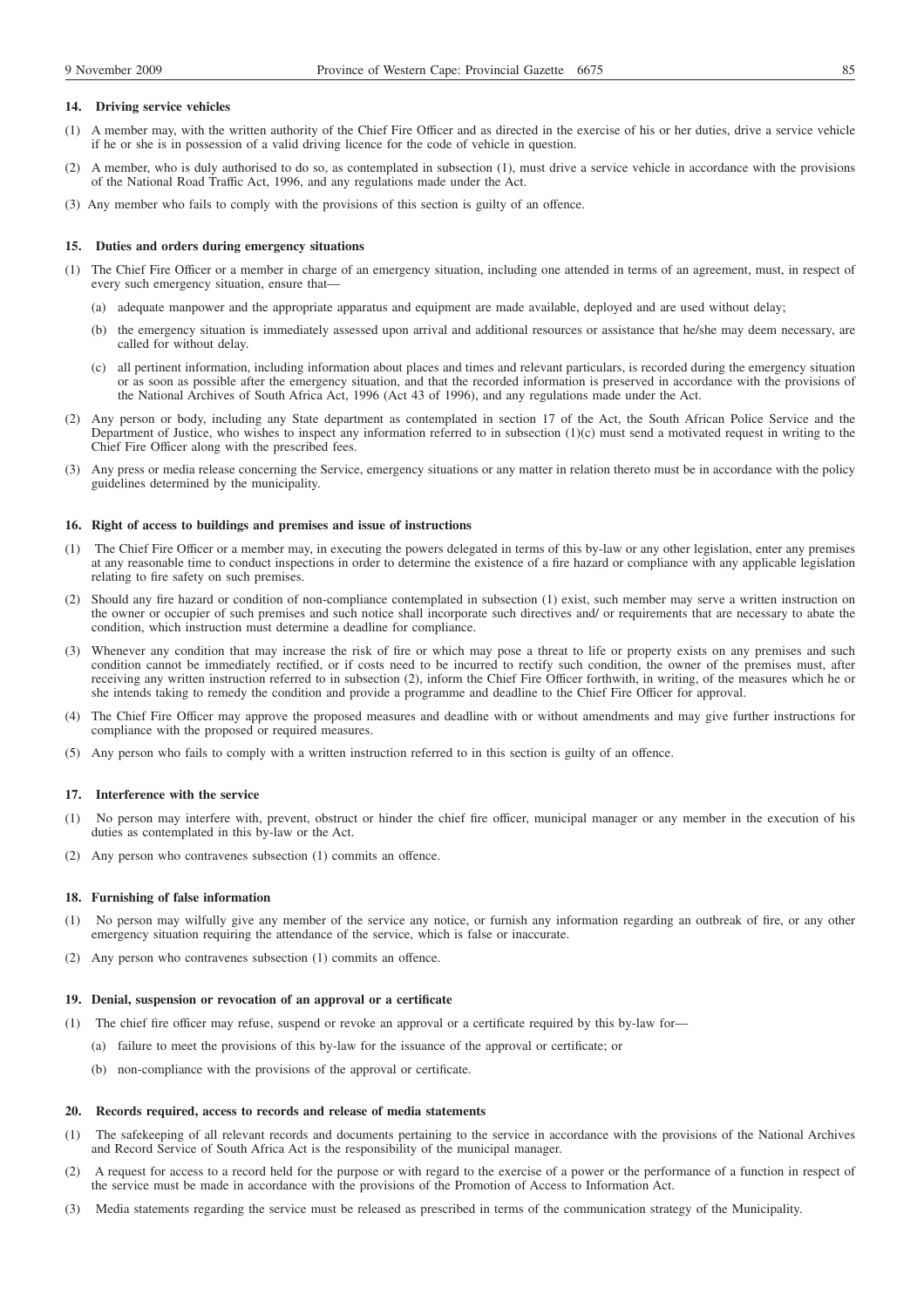### 14. Driving service vehicles

(1) A member may, with the written authority of the Chief Fire Officer and as directed in the exercise of his or her duties, drive a service vehicle if he or she is in possession of a valid driving licence for the code of vehicle in question.

(2) A member, who is duly authorised to do so, as contemplated in subsection (1), must drive a service vehicle in accordance with the provisions of the National Road Traffic Act, 1996, and any regulations made under the Act.

(3) Any member who fails to comply with the provisions of this section is guilty of an offence.

### 15. Duties and orders during emergency situations

(1) The Chief Fire Officer or a member in charge of an emergency situation, including one attended in terms of an agreement, must, in respect of every such emergency situation, ensure that—

(a) adequate manpower and the appropriate apparatus and equipment are made available, deployed and are used without delay;

(b) the emergency situation is immediately assessed upon arrival and additional resources or assistance that he/she may deem necessary, are called for without delay.

(c) all pertinent information, including information about places and times and relevant particulars, is recorded during the emergency situation or as soon as possible after the emergency situation, and that the recorded information is preserved in accordance with the provisions of the National Archives of South Africa Act, 1996 (Act 43 of 1996), and any regulations made under the Act.

(2) Any person or body, including any State department as contemplated in section 17 of the Act, the South African Police Service and the Department of Justice, who wishes to inspect any information referred to in subsection (1)(c) must send a motivated request in writing to the Chief Fire Officer along with the prescribed fees.

(3) Any press or media release concerning the Service, emergency situations or any matter in relation thereto must be in accordance with the policy guidelines determined by the municipality.

### 16. Right of access to buildings and premises and issue of instructions

(1) The Chief Fire Officer or a member may, in executing the powers delegated in terms of this by-law or any other legislation, enter any premises at any reasonable time to conduct inspections in order to determine the existence of a fire hazard or compliance with any applicable legislation relating to fire safety on such premises.

(2) Should any fire hazard or condition of non-compliance contemplated in subsection (1) exist, such member may serve a written instruction on the owner or occupier of such premises and such notice shall incorporate such directives and/ or requirements that are necessary to abate the condition, which instruction must determine a deadline for compliance.

(3) Whenever any condition that may increase the risk of fire or which may pose a threat to life or property exists on any premises and such condition cannot be immediately rectified, or if costs need to be incurred to rectify such condition, the owner of the premises must, after receiving any written instruction referred to in subsection (2), inform the Chief Fire Officer forthwith, in writing, of the measures which he or she intends taking to remedy the condition and provide a programme and deadline to the Chief Fire Officer for approval.

(4) The Chief Fire Officer may approve the proposed measures and deadline with or without amendments and may give further instructions for compliance with the proposed or required measures.

(5) Any person who fails to comply with a written instruction referred to in this section is guilty of an offence.

### 17. Interference with the service

(1) No person may interfere with, prevent, obstruct or hinder the chief fire officer, municipal manager or any member in the execution of his duties as contemplated in this by-law or the Act.

(2) Any person who contravenes subsection (1) commits an offence.

### 18. Furnishing of false information

(1) No person may wilfully give any member of the service any notice, or furnish any information regarding an outbreak of fire, or any other emergency situation requiring the attendance of the service, which is false or inaccurate.

(2) Any person who contravenes subsection (1) commits an offence.

### 19. Denial, suspension or revocation of an approval or a certificate

(1) The chief fire officer may refuse, suspend or revoke an approval or a certificate required by this by-law for—

(a) failure to meet the provisions of this by-law for the issuance of the approval or certificate; or

(b) non-compliance with the provisions of the approval or certificate.

### 20. Records required, access to records and release of media statements

(1) The safekeeping of all relevant records and documents pertaining to the service in accordance with the provisions of the National Archives and Record Service of South Africa Act is the responsibility of the municipal manager.

(2) A request for access to a record held for the purpose or with regard to the exercise of a power or the performance of a function in respect of the service must be made in accordance with the provisions of the Promotion of Access to Information Act.

(3) Media statements regarding the service must be released as prescribed in terms of the communication strategy of the Municipality.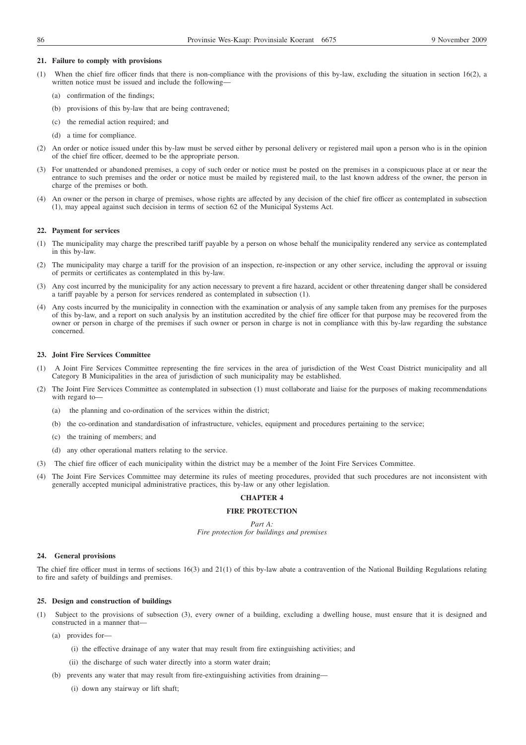**21. Failure to comply with provisions**

(1) When the chief fire officer finds that there is non-compliance with the provisions of this by-law, excluding the situation in section 16(2), a written notice must be issued and include the following—

(a) confirmation of the findings;

(b) provisions of this by-law that are being contravened;

(c) the remedial action required; and

(d) a time for compliance.

(2) An order or notice issued under this by-law must be served either by personal delivery or registered mail upon a person who is in the opinion of the chief fire officer, deemed to be the appropriate person.

(3) For unattended or abandoned premises, a copy of such order or notice must be posted on the premises in a conspicuous place at or near the entrance to such premises and the order or notice must be mailed by registered mail, to the last known address of the owner, the person in charge of the premises or both.

(4) An owner or the person in charge of premises, whose rights are affected by any decision of the chief fire officer as contemplated in subsection (1), may appeal against such decision in terms of section 62 of the Municipal Systems Act.

**22. Payment for services**

(1) The municipality may charge the prescribed tariff payable by a person on whose behalf the municipality rendered any service as contemplated in this by-law.

(2) The municipality may charge a tariff for the provision of an inspection, re-inspection or any other service, including the approval or issuing of permits or certificates as contemplated in this by-law.

(3) Any cost incurred by the municipality for any action necessary to prevent a fire hazard, accident or other threatening danger shall be considered a tariff payable by a person for services rendered as contemplated in subsection (1).

(4) Any costs incurred by the municipality in connection with the examination or analysis of any sample taken from any premises for the purposes of this by-law, and a report on such analysis by an institution accredited by the chief fire officer for that purpose may be recovered from the owner or person in charge of the premises if such owner or person in charge is not in compliance with this by-law regarding the substance concerned.

**23. Joint Fire Services Committee**

(1) A Joint Fire Services Committee representing the fire services in the area of jurisdiction of the West Coast District municipality and all Category B Municipalities in the area of jurisdiction of such municipality may be established.

(2) The Joint Fire Services Committee as contemplated in subsection (1) must collaborate and liaise for the purposes of making recommendations with regard to—

(a) the planning and co-ordination of the services within the district;

(b) the co-ordination and standardisation of infrastructure, vehicles, equipment and procedures pertaining to the service;

(c) the training of members; and

(d) any other operational matters relating to the service.

(3) The chief fire officer of each municipality within the district may be a member of the Joint Fire Services Committee.

(4) The Joint Fire Services Committee may determine its rules of meeting procedures, provided that such procedures are not inconsistent with generally accepted municipal administrative practices, this by-law or any other legislation.

## CHAPTER 4

## FIRE PROTECTION

*Part A:*
*Fire protection for buildings and premises*

**24. General provisions**

The chief fire officer must in terms of sections 16(3) and 21(1) of this by-law abate a contravention of the National Building Regulations relating to fire and safety of buildings and premises.

**25. Design and construction of buildings**

(1) Subject to the provisions of subsection (3), every owner of a building, excluding a dwelling house, must ensure that it is designed and constructed in a manner that—

(a) provides for—

(i) the effective drainage of any water that may result from fire extinguishing activities; and

(ii) the discharge of such water directly into a storm water drain;

(b) prevents any water that may result from fire-extinguishing activities from draining—

(i) down any stairway or lift shaft;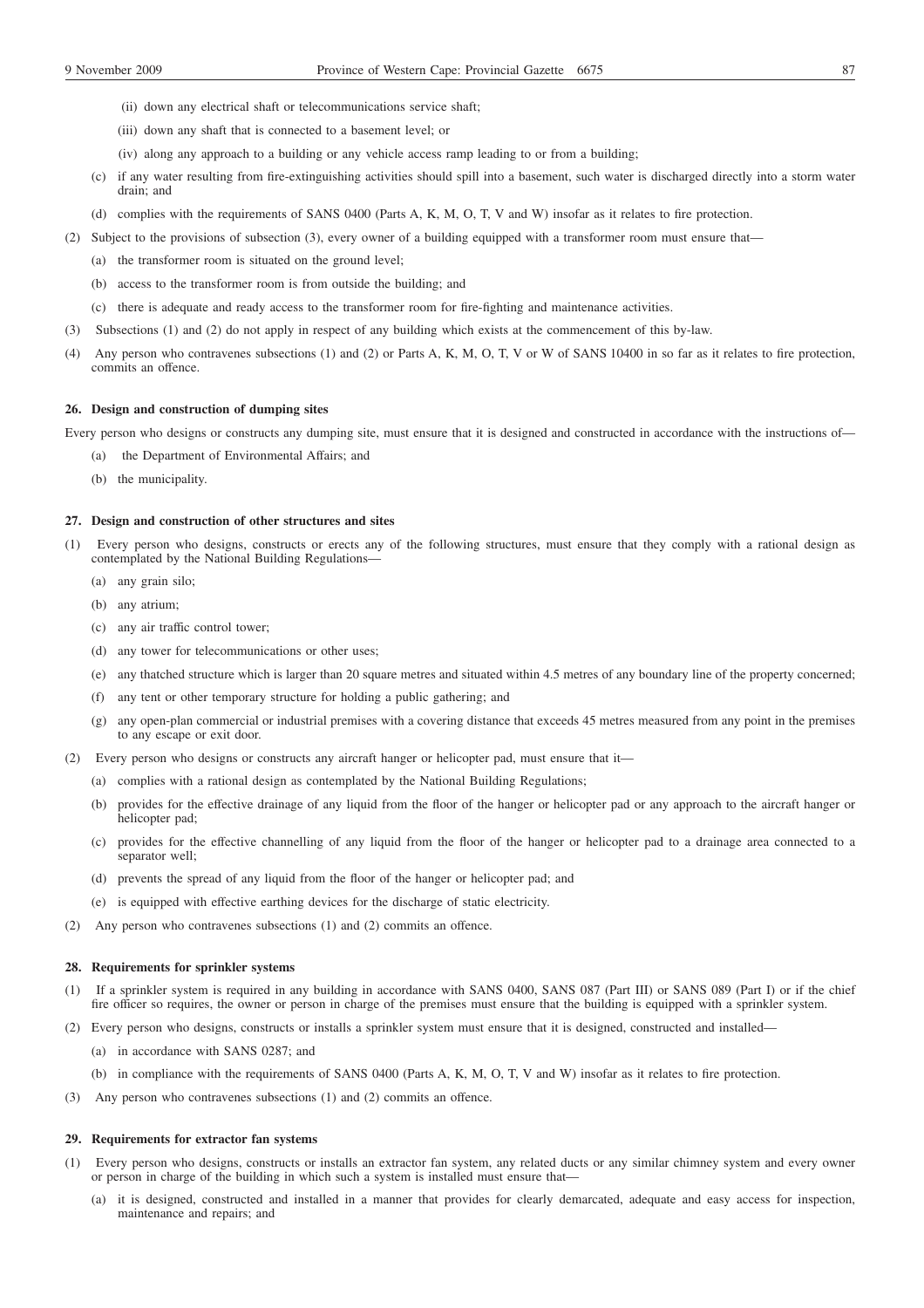(ii) down any electrical shaft or telecommunications service shaft;

(iii) down any shaft that is connected to a basement level; or

(iv) along any approach to a building or any vehicle access ramp leading to or from a building;

(c) if any water resulting from fire-extinguishing activities should spill into a basement, such water is discharged directly into a storm water drain; and

(d) complies with the requirements of SANS 0400 (Parts A, K, M, O, T, V and W) insofar as it relates to fire protection.

(2) Subject to the provisions of subsection (3), every owner of a building equipped with a transformer room must ensure that—

(a) the transformer room is situated on the ground level;

(b) access to the transformer room is from outside the building; and

(c) there is adequate and ready access to the transformer room for fire-fighting and maintenance activities.

(3) Subsections (1) and (2) do not apply in respect of any building which exists at the commencement of this by-law.

(4) Any person who contravenes subsections (1) and (2) or Parts A, K, M, O, T, V or W of SANS 10400 in so far as it relates to fire protection, commits an offence.

**26. Design and construction of dumping sites**

Every person who designs or constructs any dumping site, must ensure that it is designed and constructed in accordance with the instructions of—

(a) the Department of Environmental Affairs; and

(b) the municipality.

**27. Design and construction of other structures and sites**

(1) Every person who designs, constructs or erects any of the following structures, must ensure that they comply with a rational design as contemplated by the National Building Regulations—

(a) any grain silo;

(b) any atrium;

(c) any air traffic control tower;

(d) any tower for telecommunications or other uses;

(e) any thatched structure which is larger than 20 square metres and situated within 4.5 metres of any boundary line of the property concerned;

(f) any tent or other temporary structure for holding a public gathering; and

(g) any open-plan commercial or industrial premises with a covering distance that exceeds 45 metres measured from any point in the premises to any escape or exit door.

(2) Every person who designs or constructs any aircraft hanger or helicopter pad, must ensure that it—

(a) complies with a rational design as contemplated by the National Building Regulations;

(b) provides for the effective drainage of any liquid from the floor of the hanger or helicopter pad or any approach to the aircraft hanger or helicopter pad;

(c) provides for the effective channelling of any liquid from the floor of the hanger or helicopter pad to a drainage area connected to a separator well;

(d) prevents the spread of any liquid from the floor of the hanger or helicopter pad; and

(e) is equipped with effective earthing devices for the discharge of static electricity.

(2) Any person who contravenes subsections (1) and (2) commits an offence.

**28. Requirements for sprinkler systems**

(1) If a sprinkler system is required in any building in accordance with SANS 0400, SANS 087 (Part III) or SANS 089 (Part I) or if the chief fire officer so requires, the owner or person in charge of the premises must ensure that the building is equipped with a sprinkler system.

(2) Every person who designs, constructs or installs a sprinkler system must ensure that it is designed, constructed and installed—

(a) in accordance with SANS 0287; and

(b) in compliance with the requirements of SANS 0400 (Parts A, K, M, O, T, V and W) insofar as it relates to fire protection.

(3) Any person who contravenes subsections (1) and (2) commits an offence.

**29. Requirements for extractor fan systems**

(1) Every person who designs, constructs or installs an extractor fan system, any related ducts or any similar chimney system and every owner or person in charge of the building in which such a system is installed must ensure that—

(a) it is designed, constructed and installed in a manner that provides for clearly demarcated, adequate and easy access for inspection, maintenance and repairs; and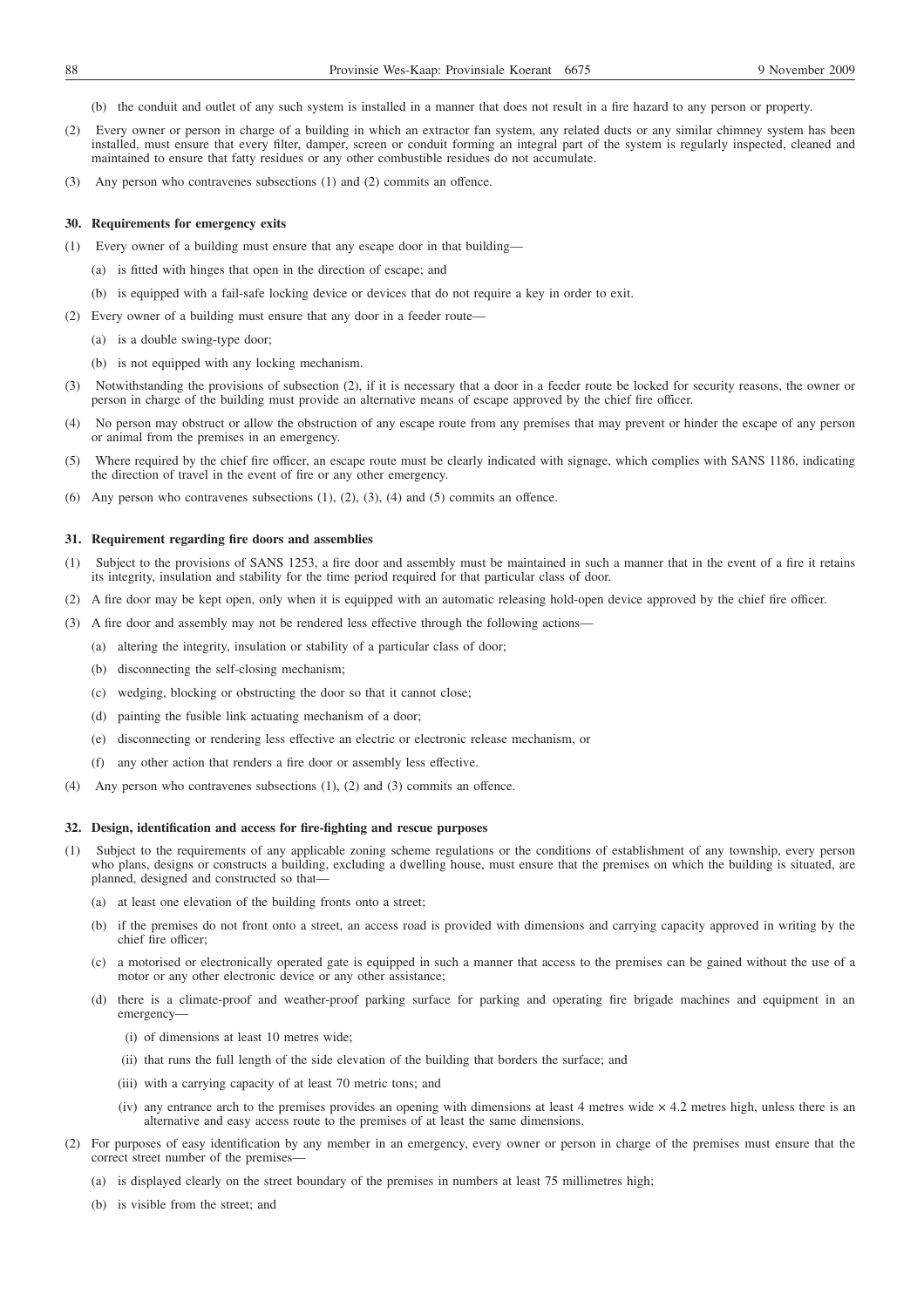(b) the conduit and outlet of any such system is installed in a manner that does not result in a fire hazard to any person or property.

(2) Every owner or person in charge of a building in which an extractor fan system, any related ducts or any similar chimney system has been installed, must ensure that every filter, damper, screen or conduit forming an integral part of the system is regularly inspected, cleaned and maintained to ensure that fatty residues or any other combustible residues do not accumulate.

(3) Any person who contravenes subsections (1) and (2) commits an offence.

**30. Requirements for emergency exits**

(1) Every owner of a building must ensure that any escape door in that building—

(a) is fitted with hinges that open in the direction of escape; and

(b) is equipped with a fail-safe locking device or devices that do not require a key in order to exit.

(2) Every owner of a building must ensure that any door in a feeder route—

(a) is a double swing-type door;

(b) is not equipped with any locking mechanism.

(3) Notwithstanding the provisions of subsection (2), if it is necessary that a door in a feeder route be locked for security reasons, the owner or person in charge of the building must provide an alternative means of escape approved by the chief fire officer.

(4) No person may obstruct or allow the obstruction of any escape route from any premises that may prevent or hinder the escape of any person or animal from the premises in an emergency.

(5) Where required by the chief fire officer, an escape route must be clearly indicated with signage, which complies with SANS 1186, indicating the direction of travel in the event of fire or any other emergency.

(6) Any person who contravenes subsections (1), (2), (3), (4) and (5) commits an offence.

**31. Requirement regarding fire doors and assemblies**

(1) Subject to the provisions of SANS 1253, a fire door and assembly must be maintained in such a manner that in the event of a fire it retains its integrity, insulation and stability for the time period required for that particular class of door.

(2) A fire door may be kept open, only when it is equipped with an automatic releasing hold-open device approved by the chief fire officer.

(3) A fire door and assembly may not be rendered less effective through the following actions—

(a) altering the integrity, insulation or stability of a particular class of door;

(b) disconnecting the self-closing mechanism;

(c) wedging, blocking or obstructing the door so that it cannot close;

(d) painting the fusible link actuating mechanism of a door;

(e) disconnecting or rendering less effective an electric or electronic release mechanism, or

(f) any other action that renders a fire door or assembly less effective.

(4) Any person who contravenes subsections (1), (2) and (3) commits an offence.

**32. Design, identification and access for fire-fighting and rescue purposes**

(1) Subject to the requirements of any applicable zoning scheme regulations or the conditions of establishment of any township, every person who plans, designs or constructs a building, excluding a dwelling house, must ensure that the premises on which the building is situated, are planned, designed and constructed so that—

(a) at least one elevation of the building fronts onto a street;

(b) if the premises do not front onto a street, an access road is provided with dimensions and carrying capacity approved in writing by the chief fire officer;

(c) a motorised or electronically operated gate is equipped in such a manner that access to the premises can be gained without the use of a motor or any other electronic device or any other assistance;

(d) there is a climate-proof and weather-proof parking surface for parking and operating fire brigade machines and equipment in an emergency—

(i) of dimensions at least 10 metres wide;

(ii) that runs the full length of the side elevation of the building that borders the surface; and

(iii) with a carrying capacity of at least 70 metric tons; and

(iv) any entrance arch to the premises provides an opening with dimensions at least 4 metres wide × 4.2 metres high, unless there is an alternative and easy access route to the premises of at least the same dimensions.

(2) For purposes of easy identification by any member in an emergency, every owner or person in charge of the premises must ensure that the correct street number of the premises—

(a) is displayed clearly on the street boundary of the premises in numbers at least 75 millimetres high;

(b) is visible from the street; and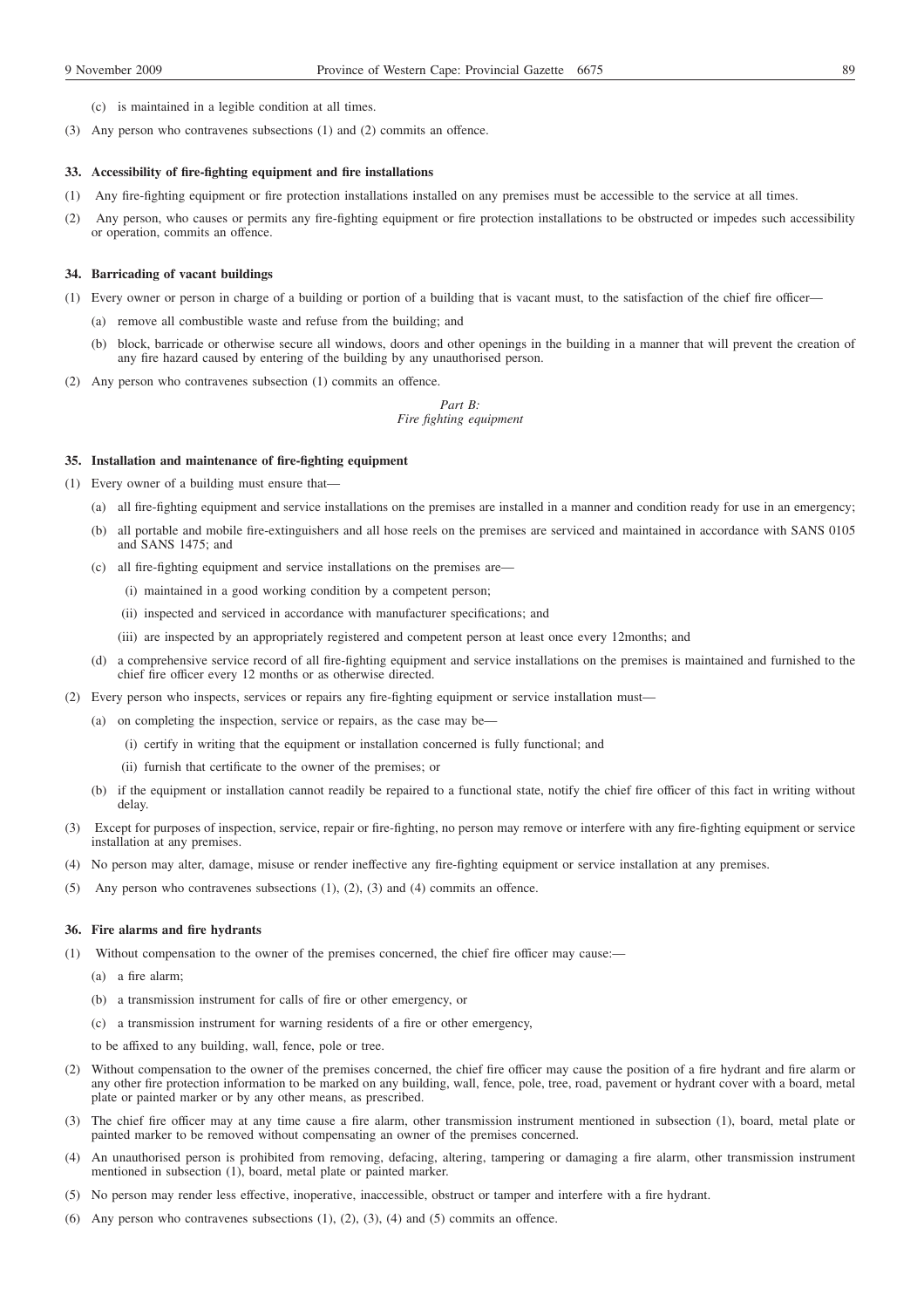(c) is maintained in a legible condition at all times.

(3) Any person who contravenes subsections (1) and (2) commits an offence.

**33. Accessibility of fire-fighting equipment and fire installations**

(1) Any fire-fighting equipment or fire protection installations installed on any premises must be accessible to the service at all times.

(2) Any person, who causes or permits any fire-fighting equipment or fire protection installations to be obstructed or impedes such accessibility or operation, commits an offence.

**34. Barricading of vacant buildings**

(1) Every owner or person in charge of a building or portion of a building that is vacant must, to the satisfaction of the chief fire officer—

(a) remove all combustible waste and refuse from the building; and

(b) block, barricade or otherwise secure all windows, doors and other openings in the building in a manner that will prevent the creation of any fire hazard caused by entering of the building by any unauthorised person.

(2) Any person who contravenes subsection (1) commits an offence.

*Part B:*
*Fire fighting equipment*

**35. Installation and maintenance of fire-fighting equipment**

(1) Every owner of a building must ensure that—

(a) all fire-fighting equipment and service installations on the premises are installed in a manner and condition ready for use in an emergency;

(b) all portable and mobile fire-extinguishers and all hose reels on the premises are serviced and maintained in accordance with SANS 0105 and SANS 1475; and

(c) all fire-fighting equipment and service installations on the premises are—

(i) maintained in a good working condition by a competent person;

(ii) inspected and serviced in accordance with manufacturer specifications; and

(iii) are inspected by an appropriately registered and competent person at least once every 12months; and

(d) a comprehensive service record of all fire-fighting equipment and service installations on the premises is maintained and furnished to the chief fire officer every 12 months or as otherwise directed.

(2) Every person who inspects, services or repairs any fire-fighting equipment or service installation must—

(a) on completing the inspection, service or repairs, as the case may be—

(i) certify in writing that the equipment or installation concerned is fully functional; and

(ii) furnish that certificate to the owner of the premises; or

(b) if the equipment or installation cannot readily be repaired to a functional state, notify the chief fire officer of this fact in writing without delay.

(3) Except for purposes of inspection, service, repair or fire-fighting, no person may remove or interfere with any fire-fighting equipment or service installation at any premises.

(4) No person may alter, damage, misuse or render ineffective any fire-fighting equipment or service installation at any premises.

(5) Any person who contravenes subsections (1), (2), (3) and (4) commits an offence.

**36. Fire alarms and fire hydrants**

(1) Without compensation to the owner of the premises concerned, the chief fire officer may cause:—

(a) a fire alarm;

(b) a transmission instrument for calls of fire or other emergency, or

(c) a transmission instrument for warning residents of a fire or other emergency,

to be affixed to any building, wall, fence, pole or tree.

(2) Without compensation to the owner of the premises concerned, the chief fire officer may cause the position of a fire hydrant and fire alarm or any other fire protection information to be marked on any building, wall, fence, pole, tree, road, pavement or hydrant cover with a board, metal plate or painted marker or by any other means, as prescribed.

(3) The chief fire officer may at any time cause a fire alarm, other transmission instrument mentioned in subsection (1), board, metal plate or painted marker to be removed without compensating an owner of the premises concerned.

(4) An unauthorised person is prohibited from removing, defacing, altering, tampering or damaging a fire alarm, other transmission instrument mentioned in subsection (1), board, metal plate or painted marker.

(5) No person may render less effective, inoperative, inaccessible, obstruct or tamper and interfere with a fire hydrant.

(6) Any person who contravenes subsections (1), (2), (3), (4) and (5) commits an offence.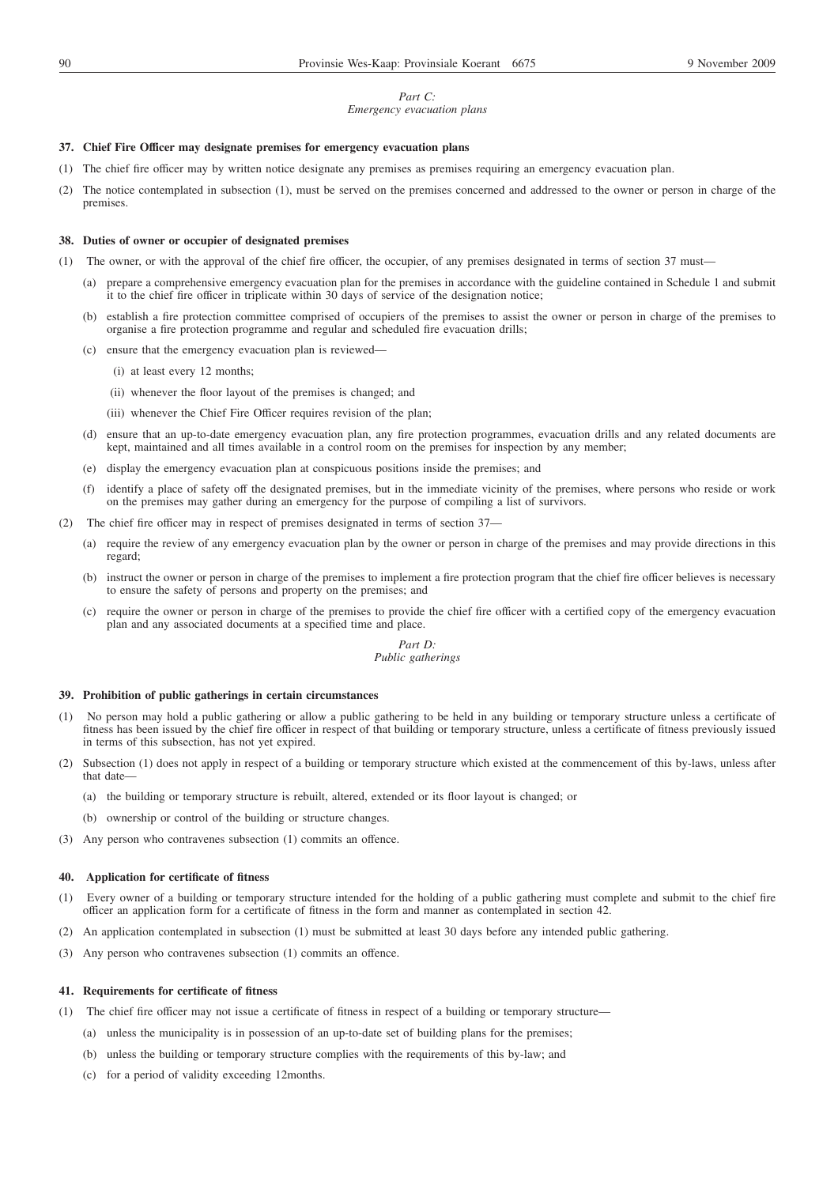*Part C:*
*Emergency evacuation plans*

**37. Chief Fire Officer may designate premises for emergency evacuation plans**

(1) The chief fire officer may by written notice designate any premises as premises requiring an emergency evacuation plan.

(2) The notice contemplated in subsection (1), must be served on the premises concerned and addressed to the owner or person in charge of the premises.

**38. Duties of owner or occupier of designated premises**

(1) The owner, or with the approval of the chief fire officer, the occupier, of any premises designated in terms of section 37 must—

- (a) prepare a comprehensive emergency evacuation plan for the premises in accordance with the guideline contained in Schedule 1 and submit it to the chief fire officer in triplicate within 30 days of service of the designation notice;
- (b) establish a fire protection committee comprised of occupiers of the premises to assist the owner or person in charge of the premises to organise a fire protection programme and regular and scheduled fire evacuation drills;
- (c) ensure that the emergency evacuation plan is reviewed—
  - (i) at least every 12 months;
  - (ii) whenever the floor layout of the premises is changed; and
  - (iii) whenever the Chief Fire Officer requires revision of the plan;
- (d) ensure that an up-to-date emergency evacuation plan, any fire protection programmes, evacuation drills and any related documents are kept, maintained and all times available in a control room on the premises for inspection by any member;
- (e) display the emergency evacuation plan at conspicuous positions inside the premises; and
- (f) identify a place of safety off the designated premises, but in the immediate vicinity of the premises, where persons who reside or work on the premises may gather during an emergency for the purpose of compiling a list of survivors.

(2) The chief fire officer may in respect of premises designated in terms of section 37—

- (a) require the review of any emergency evacuation plan by the owner or person in charge of the premises and may provide directions in this regard;
- (b) instruct the owner or person in charge of the premises to implement a fire protection program that the chief fire officer believes is necessary to ensure the safety of persons and property on the premises; and
- (c) require the owner or person in charge of the premises to provide the chief fire officer with a certified copy of the emergency evacuation plan and any associated documents at a specified time and place.

*Part D:*
*Public gatherings*

**39. Prohibition of public gatherings in certain circumstances**

(1) No person may hold a public gathering or allow a public gathering to be held in any building or temporary structure unless a certificate of fitness has been issued by the chief fire officer in respect of that building or temporary structure, unless a certificate of fitness previously issued in terms of this subsection, has not yet expired.

(2) Subsection (1) does not apply in respect of a building or temporary structure which existed at the commencement of this by-laws, unless after that date—

- (a) the building or temporary structure is rebuilt, altered, extended or its floor layout is changed; or
- (b) ownership or control of the building or structure changes.

(3) Any person who contravenes subsection (1) commits an offence.

**40. Application for certificate of fitness**

(1) Every owner of a building or temporary structure intended for the holding of a public gathering must complete and submit to the chief fire officer an application form for a certificate of fitness in the form and manner as contemplated in section 42.

(2) An application contemplated in subsection (1) must be submitted at least 30 days before any intended public gathering.

(3) Any person who contravenes subsection (1) commits an offence.

**41. Requirements for certificate of fitness**

(1) The chief fire officer may not issue a certificate of fitness in respect of a building or temporary structure—

- (a) unless the municipality is in possession of an up-to-date set of building plans for the premises;
- (b) unless the building or temporary structure complies with the requirements of this by-law; and
- (c) for a period of validity exceeding 12months.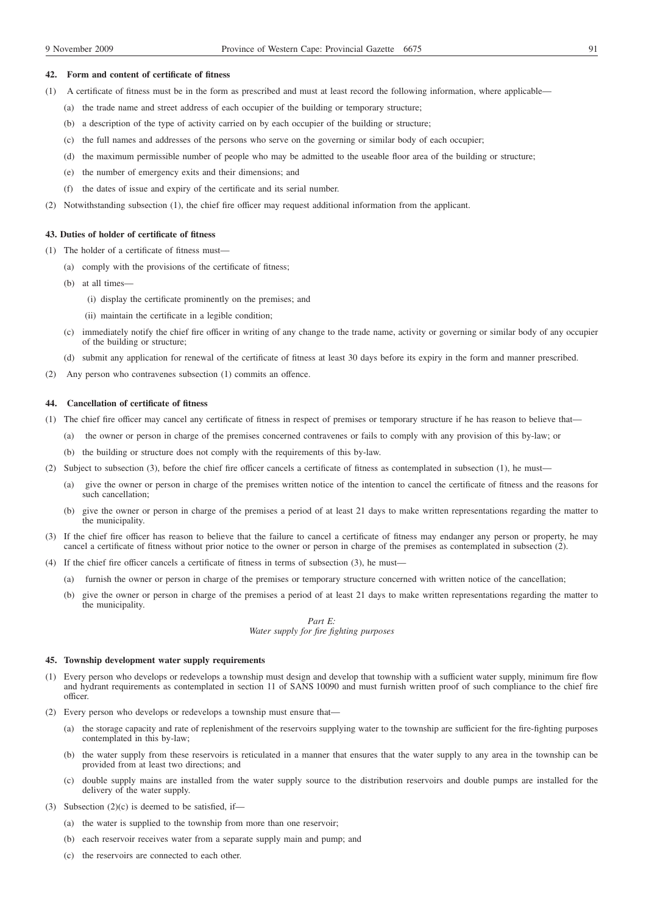#### 42. Form and content of certificate of fitness

(1) A certificate of fitness must be in the form as prescribed and must at least record the following information, where applicable—

(a) the trade name and street address of each occupier of the building or temporary structure;

(b) a description of the type of activity carried on by each occupier of the building or structure;

(c) the full names and addresses of the persons who serve on the governing or similar body of each occupier;

(d) the maximum permissible number of people who may be admitted to the useable floor area of the building or structure;

(e) the number of emergency exits and their dimensions; and

(f) the dates of issue and expiry of the certificate and its serial number.

(2) Notwithstanding subsection (1), the chief fire officer may request additional information from the applicant.

#### 43. Duties of holder of certificate of fitness

(1) The holder of a certificate of fitness must—

(a) comply with the provisions of the certificate of fitness;

(b) at all times—

(i) display the certificate prominently on the premises; and

(ii) maintain the certificate in a legible condition;

(c) immediately notify the chief fire officer in writing of any change to the trade name, activity or governing or similar body of any occupier of the building or structure;

(d) submit any application for renewal of the certificate of fitness at least 30 days before its expiry in the form and manner prescribed.

(2) Any person who contravenes subsection (1) commits an offence.

#### 44. Cancellation of certificate of fitness

(1) The chief fire officer may cancel any certificate of fitness in respect of premises or temporary structure if he has reason to believe that—

(a) the owner or person in charge of the premises concerned contravenes or fails to comply with any provision of this by-law; or

(b) the building or structure does not comply with the requirements of this by-law.

(2) Subject to subsection (3), before the chief fire officer cancels a certificate of fitness as contemplated in subsection (1), he must—

(a) give the owner or person in charge of the premises written notice of the intention to cancel the certificate of fitness and the reasons for such cancellation;

(b) give the owner or person in charge of the premises a period of at least 21 days to make written representations regarding the matter to the municipality.

(3) If the chief fire officer has reason to believe that the failure to cancel a certificate of fitness may endanger any person or property, he may cancel a certificate of fitness without prior notice to the owner or person in charge of the premises as contemplated in subsection (2).

(4) If the chief fire officer cancels a certificate of fitness in terms of subsection (3), he must—

(a) furnish the owner or person in charge of the premises or temporary structure concerned with written notice of the cancellation;

(b) give the owner or person in charge of the premises a period of at least 21 days to make written representations regarding the matter to the municipality.

### *Part E:*
### *Water supply for fire fighting purposes*

#### 45. Township development water supply requirements

(1) Every person who develops or redevelops a township must design and develop that township with a sufficient water supply, minimum fire flow and hydrant requirements as contemplated in section 11 of SANS 10090 and must furnish written proof of such compliance to the chief fire officer.

(2) Every person who develops or redevelops a township must ensure that—

(a) the storage capacity and rate of replenishment of the reservoirs supplying water to the township are sufficient for the fire-fighting purposes contemplated in this by-law;

(b) the water supply from these reservoirs is reticulated in a manner that ensures that the water supply to any area in the township can be provided from at least two directions; and

(c) double supply mains are installed from the water supply source to the distribution reservoirs and double pumps are installed for the delivery of the water supply.

(3) Subsection (2)(c) is deemed to be satisfied, if—

(a) the water is supplied to the township from more than one reservoir;

(b) each reservoir receives water from a separate supply main and pump; and

(c) the reservoirs are connected to each other.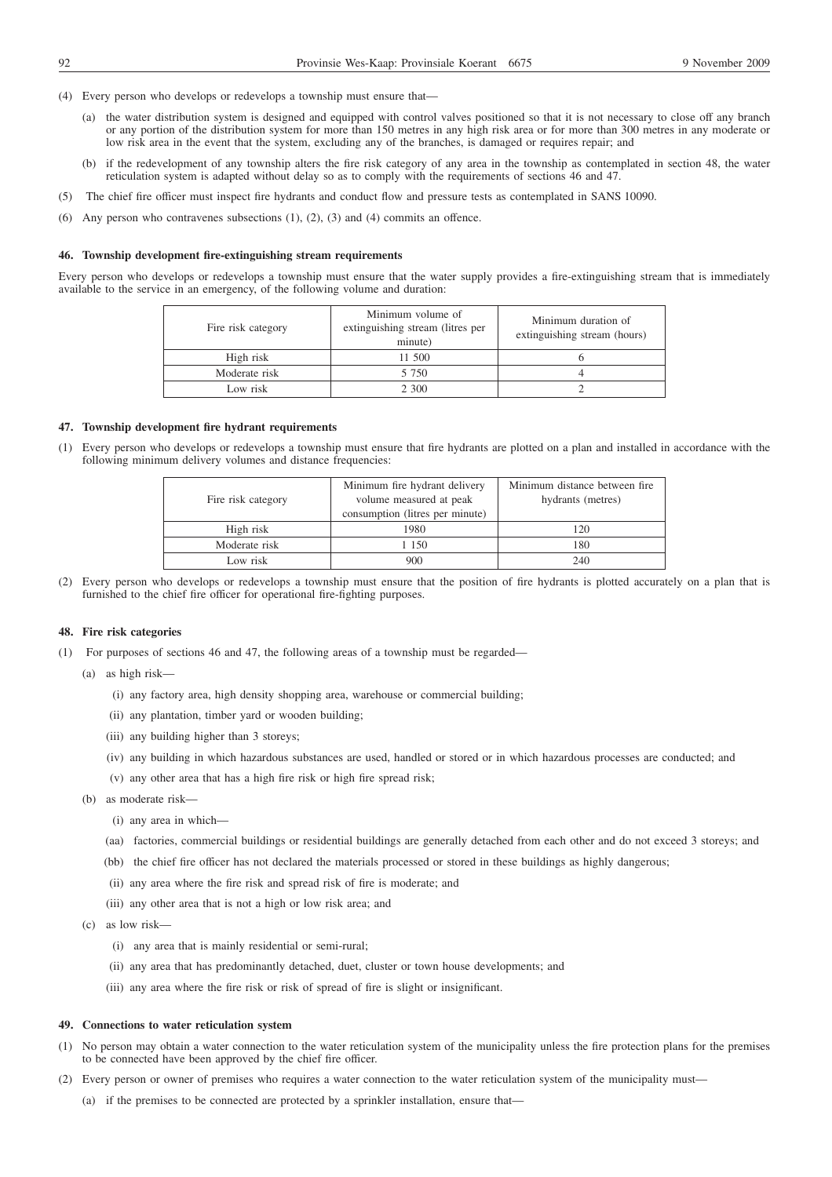(4) Every person who develops or redevelops a township must ensure that—

(a) the water distribution system is designed and equipped with control valves positioned so that it is not necessary to close off any branch or any portion of the distribution system for more than 150 metres in any high risk area or for more than 300 metres in any moderate or low risk area in the event that the system, excluding any of the branches, is damaged or requires repair; and

(b) if the redevelopment of any township alters the fire risk category of any area in the township as contemplated in section 48, the water reticulation system is adapted without delay so as to comply with the requirements of sections 46 and 47.

(5) The chief fire officer must inspect fire hydrants and conduct flow and pressure tests as contemplated in SANS 10090.

(6) Any person who contravenes subsections (1), (2), (3) and (4) commits an offence.

**46. Township development fire-extinguishing stream requirements**

Every person who develops or redevelops a township must ensure that the water supply provides a fire-extinguishing stream that is immediately available to the service in an emergency, of the following volume and duration:

| Fire risk category | Minimum volume of extinguishing stream (litres per minute) | Minimum duration of extinguishing stream (hours) |
|---|---|---|
| High risk | 11 500 | 6 |
| Moderate risk | 5 750 | 4 |
| Low risk | 2 300 | 2 |

**47. Township development fire hydrant requirements**

(1) Every person who develops or redevelops a township must ensure that fire hydrants are plotted on a plan and installed in accordance with the following minimum delivery volumes and distance frequencies:

| Fire risk category | Minimum fire hydrant delivery volume measured at peak consumption (litres per minute) | Minimum distance between fire hydrants (metres) |
|---|---|---|
| High risk | 1980 | 120 |
| Moderate risk | 1 150 | 180 |
| Low risk | 900 | 240 |

(2) Every person who develops or redevelops a township must ensure that the position of fire hydrants is plotted accurately on a plan that is furnished to the chief fire officer for operational fire-fighting purposes.

**48. Fire risk categories**

(1) For purposes of sections 46 and 47, the following areas of a township must be regarded—

(a) as high risk—

(i) any factory area, high density shopping area, warehouse or commercial building;

(ii) any plantation, timber yard or wooden building;

(iii) any building higher than 3 storeys;

(iv) any building in which hazardous substances are used, handled or stored or in which hazardous processes are conducted; and

(v) any other area that has a high fire risk or high fire spread risk;

(b) as moderate risk—

(i) any area in which—

(aa) factories, commercial buildings or residential buildings are generally detached from each other and do not exceed 3 storeys; and

(bb) the chief fire officer has not declared the materials processed or stored in these buildings as highly dangerous;

(ii) any area where the fire risk and spread risk of fire is moderate; and

(iii) any other area that is not a high or low risk area; and

(c) as low risk—

(i) any area that is mainly residential or semi-rural;

(ii) any area that has predominantly detached, duet, cluster or town house developments; and

(iii) any area where the fire risk or risk of spread of fire is slight or insignificant.

**49. Connections to water reticulation system**

(1) No person may obtain a water connection to the water reticulation system of the municipality unless the fire protection plans for the premises to be connected have been approved by the chief fire officer.

(2) Every person or owner of premises who requires a water connection to the water reticulation system of the municipality must—

(a) if the premises to be connected are protected by a sprinkler installation, ensure that—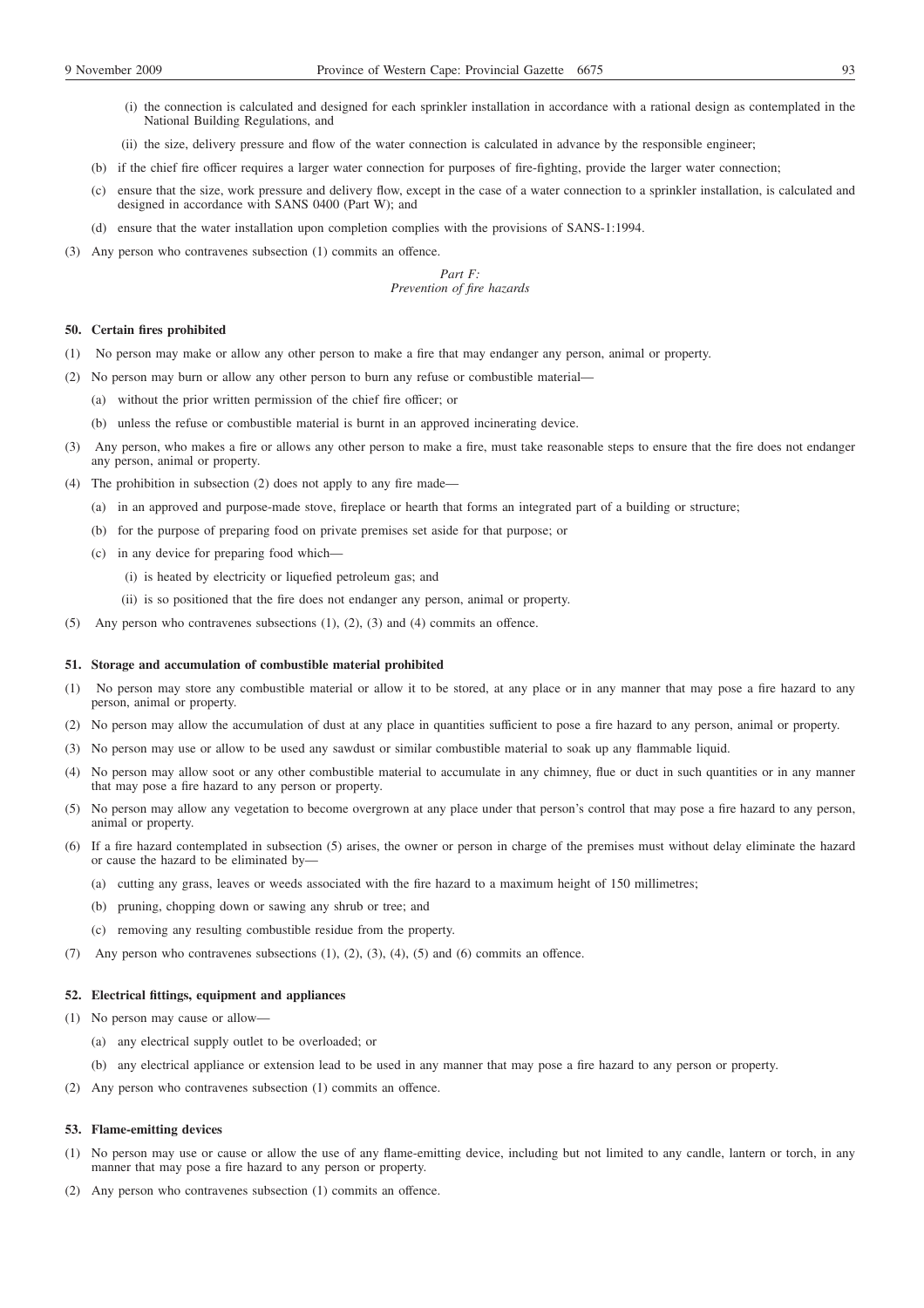(i) the connection is calculated and designed for each sprinkler installation in accordance with a rational design as contemplated in the National Building Regulations, and

(ii) the size, delivery pressure and flow of the water connection is calculated in advance by the responsible engineer;

(b) if the chief fire officer requires a larger water connection for purposes of fire-fighting, provide the larger water connection;

(c) ensure that the size, work pressure and delivery flow, except in the case of a water connection to a sprinkler installation, is calculated and designed in accordance with SANS 0400 (Part W); and

(d) ensure that the water installation upon completion complies with the provisions of SANS-1:1994.

(3) Any person who contravenes subsection (1) commits an offence.

*Part F:*
*Prevention of fire hazards*

**50. Certain fires prohibited**

(1) No person may make or allow any other person to make a fire that may endanger any person, animal or property.

(2) No person may burn or allow any other person to burn any refuse or combustible material—

(a) without the prior written permission of the chief fire officer; or

(b) unless the refuse or combustible material is burnt in an approved incinerating device.

(3) Any person, who makes a fire or allows any other person to make a fire, must take reasonable steps to ensure that the fire does not endanger any person, animal or property.

(4) The prohibition in subsection (2) does not apply to any fire made—

(a) in an approved and purpose-made stove, fireplace or hearth that forms an integrated part of a building or structure;

(b) for the purpose of preparing food on private premises set aside for that purpose; or

(c) in any device for preparing food which—

(i) is heated by electricity or liquefied petroleum gas; and

(ii) is so positioned that the fire does not endanger any person, animal or property.

(5) Any person who contravenes subsections (1), (2), (3) and (4) commits an offence.

**51. Storage and accumulation of combustible material prohibited**

(1) No person may store any combustible material or allow it to be stored, at any place or in any manner that may pose a fire hazard to any person, animal or property.

(2) No person may allow the accumulation of dust at any place in quantities sufficient to pose a fire hazard to any person, animal or property.

(3) No person may use or allow to be used any sawdust or similar combustible material to soak up any flammable liquid.

(4) No person may allow soot or any other combustible material to accumulate in any chimney, flue or duct in such quantities or in any manner that may pose a fire hazard to any person or property.

(5) No person may allow any vegetation to become overgrown at any place under that person's control that may pose a fire hazard to any person, animal or property.

(6) If a fire hazard contemplated in subsection (5) arises, the owner or person in charge of the premises must without delay eliminate the hazard or cause the hazard to be eliminated by—

(a) cutting any grass, leaves or weeds associated with the fire hazard to a maximum height of 150 millimetres;

(b) pruning, chopping down or sawing any shrub or tree; and

(c) removing any resulting combustible residue from the property.

(7) Any person who contravenes subsections (1), (2), (3), (4), (5) and (6) commits an offence.

**52. Electrical fittings, equipment and appliances**

(1) No person may cause or allow—

(a) any electrical supply outlet to be overloaded; or

(b) any electrical appliance or extension lead to be used in any manner that may pose a fire hazard to any person or property.

(2) Any person who contravenes subsection (1) commits an offence.

**53. Flame-emitting devices**

(1) No person may use or cause or allow the use of any flame-emitting device, including but not limited to any candle, lantern or torch, in any manner that may pose a fire hazard to any person or property.

(2) Any person who contravenes subsection (1) commits an offence.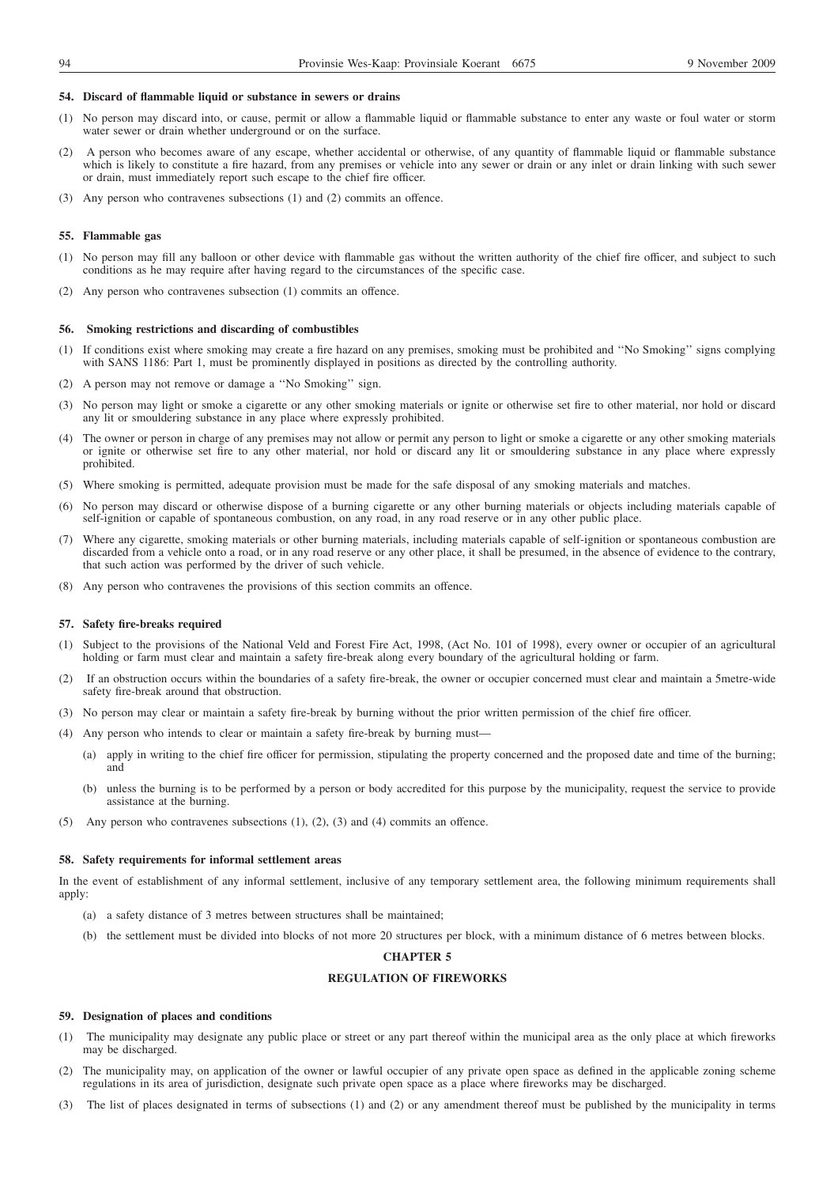#### 54. Discard of flammable liquid or substance in sewers or drains

(1) No person may discard into, or cause, permit or allow a flammable liquid or flammable substance to enter any waste or foul water or storm water sewer or drain whether underground or on the surface.

(2) A person who becomes aware of any escape, whether accidental or otherwise, of any quantity of flammable liquid or flammable substance which is likely to constitute a fire hazard, from any premises or vehicle into any sewer or drain or any inlet or drain linking with such sewer or drain, must immediately report such escape to the chief fire officer.

(3) Any person who contravenes subsections (1) and (2) commits an offence.

#### 55. Flammable gas

(1) No person may fill any balloon or other device with flammable gas without the written authority of the chief fire officer, and subject to such conditions as he may require after having regard to the circumstances of the specific case.

(2) Any person who contravenes subsection (1) commits an offence.

#### 56. Smoking restrictions and discarding of combustibles

(1) If conditions exist where smoking may create a fire hazard on any premises, smoking must be prohibited and ''No Smoking'' signs complying with SANS 1186: Part 1, must be prominently displayed in positions as directed by the controlling authority.

(2) A person may not remove or damage a ''No Smoking'' sign.

(3) No person may light or smoke a cigarette or any other smoking materials or ignite or otherwise set fire to other material, nor hold or discard any lit or smouldering substance in any place where expressly prohibited.

(4) The owner or person in charge of any premises may not allow or permit any person to light or smoke a cigarette or any other smoking materials or ignite or otherwise set fire to any other material, nor hold or discard any lit or smouldering substance in any place where expressly prohibited.

(5) Where smoking is permitted, adequate provision must be made for the safe disposal of any smoking materials and matches.

(6) No person may discard or otherwise dispose of a burning cigarette or any other burning materials or objects including materials capable of self-ignition or capable of spontaneous combustion, on any road, in any road reserve or in any other public place.

(7) Where any cigarette, smoking materials or other burning materials, including materials capable of self-ignition or spontaneous combustion are discarded from a vehicle onto a road, or in any road reserve or any other place, it shall be presumed, in the absence of evidence to the contrary, that such action was performed by the driver of such vehicle.

(8) Any person who contravenes the provisions of this section commits an offence.

#### 57. Safety fire-breaks required

(1) Subject to the provisions of the National Veld and Forest Fire Act, 1998, (Act No. 101 of 1998), every owner or occupier of an agricultural holding or farm must clear and maintain a safety fire-break along every boundary of the agricultural holding or farm.

(2) If an obstruction occurs within the boundaries of a safety fire-break, the owner or occupier concerned must clear and maintain a 5metre-wide safety fire-break around that obstruction.

(3) No person may clear or maintain a safety fire-break by burning without the prior written permission of the chief fire officer.

(4) Any person who intends to clear or maintain a safety fire-break by burning must—

(a) apply in writing to the chief fire officer for permission, stipulating the property concerned and the proposed date and time of the burning; and

(b) unless the burning is to be performed by a person or body accredited for this purpose by the municipality, request the service to provide assistance at the burning.

(5) Any person who contravenes subsections (1), (2), (3) and (4) commits an offence.

#### 58. Safety requirements for informal settlement areas

In the event of establishment of any informal settlement, inclusive of any temporary settlement area, the following minimum requirements shall apply:

(a) a safety distance of 3 metres between structures shall be maintained;

(b) the settlement must be divided into blocks of not more 20 structures per block, with a minimum distance of 6 metres between blocks.

## CHAPTER 5

## REGULATION OF FIREWORKS

#### 59. Designation of places and conditions

(1) The municipality may designate any public place or street or any part thereof within the municipal area as the only place at which fireworks may be discharged.

(2) The municipality may, on application of the owner or lawful occupier of any private open space as defined in the applicable zoning scheme regulations in its area of jurisdiction, designate such private open space as a place where fireworks may be discharged.

(3) The list of places designated in terms of subsections (1) and (2) or any amendment thereof must be published by the municipality in terms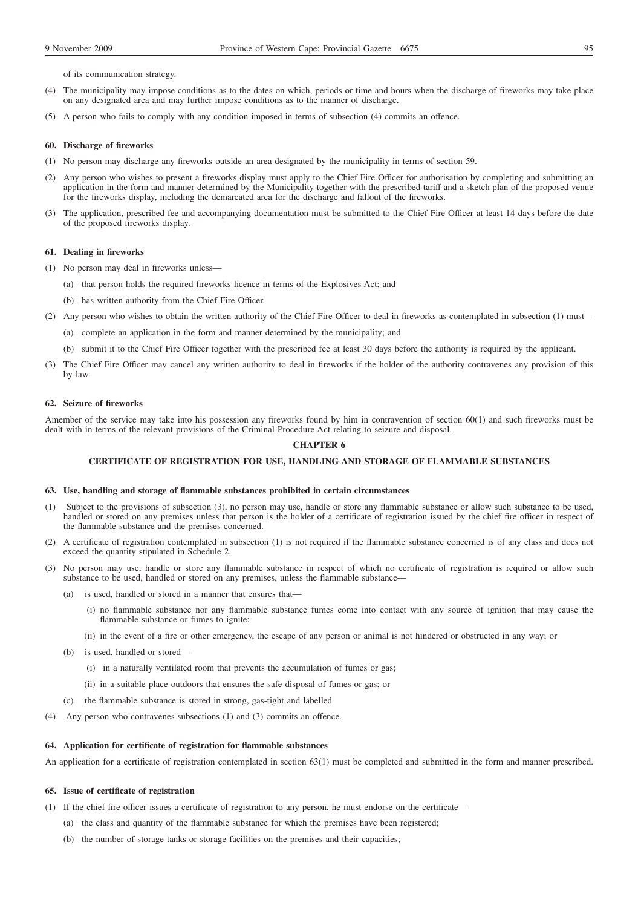of its communication strategy.

(4) The municipality may impose conditions as to the dates on which, periods or time and hours when the discharge of fireworks may take place on any designated area and may further impose conditions as to the manner of discharge.

(5) A person who fails to comply with any condition imposed in terms of subsection (4) commits an offence.

**60. Discharge of fireworks**

(1) No person may discharge any fireworks outside an area designated by the municipality in terms of section 59.

(2) Any person who wishes to present a fireworks display must apply to the Chief Fire Officer for authorisation by completing and submitting an application in the form and manner determined by the Municipality together with the prescribed tariff and a sketch plan of the proposed venue for the fireworks display, including the demarcated area for the discharge and fallout of the fireworks.

(3) The application, prescribed fee and accompanying documentation must be submitted to the Chief Fire Officer at least 14 days before the date of the proposed fireworks display.

**61. Dealing in fireworks**

(1) No person may deal in fireworks unless—

  (a) that person holds the required fireworks licence in terms of the Explosives Act; and

  (b) has written authority from the Chief Fire Officer.

(2) Any person who wishes to obtain the written authority of the Chief Fire Officer to deal in fireworks as contemplated in subsection (1) must—

  (a) complete an application in the form and manner determined by the municipality; and

  (b) submit it to the Chief Fire Officer together with the prescribed fee at least 30 days before the authority is required by the applicant.

(3) The Chief Fire Officer may cancel any written authority to deal in fireworks if the holder of the authority contravenes any provision of this by-law.

**62. Seizure of fireworks**

Amember of the service may take into his possession any fireworks found by him in contravention of section 60(1) and such fireworks must be dealt with in terms of the relevant provisions of the Criminal Procedure Act relating to seizure and disposal.

## CHAPTER 6

## CERTIFICATE OF REGISTRATION FOR USE, HANDLING AND STORAGE OF FLAMMABLE SUBSTANCES

**63. Use, handling and storage of flammable substances prohibited in certain circumstances**

(1) Subject to the provisions of subsection (3), no person may use, handle or store any flammable substance or allow such substance to be used, handled or stored on any premises unless that person is the holder of a certificate of registration issued by the chief fire officer in respect of the flammable substance and the premises concerned.

(2) A certificate of registration contemplated in subsection (1) is not required if the flammable substance concerned is of any class and does not exceed the quantity stipulated in Schedule 2.

(3) No person may use, handle or store any flammable substance in respect of which no certificate of registration is required or allow such substance to be used, handled or stored on any premises, unless the flammable substance—

  (a) is used, handled or stored in a manner that ensures that—

    (i) no flammable substance nor any flammable substance fumes come into contact with any source of ignition that may cause the flammable substance or fumes to ignite;

    (ii) in the event of a fire or other emergency, the escape of any person or animal is not hindered or obstructed in any way; or

  (b) is used, handled or stored—

    (i) in a naturally ventilated room that prevents the accumulation of fumes or gas;

    (ii) in a suitable place outdoors that ensures the safe disposal of fumes or gas; or

  (c) the flammable substance is stored in strong, gas-tight and labelled

(4) Any person who contravenes subsections (1) and (3) commits an offence.

**64. Application for certificate of registration for flammable substances**

An application for a certificate of registration contemplated in section 63(1) must be completed and submitted in the form and manner prescribed.

**65. Issue of certificate of registration**

(1) If the chief fire officer issues a certificate of registration to any person, he must endorse on the certificate—

  (a) the class and quantity of the flammable substance for which the premises have been registered;

  (b) the number of storage tanks or storage facilities on the premises and their capacities;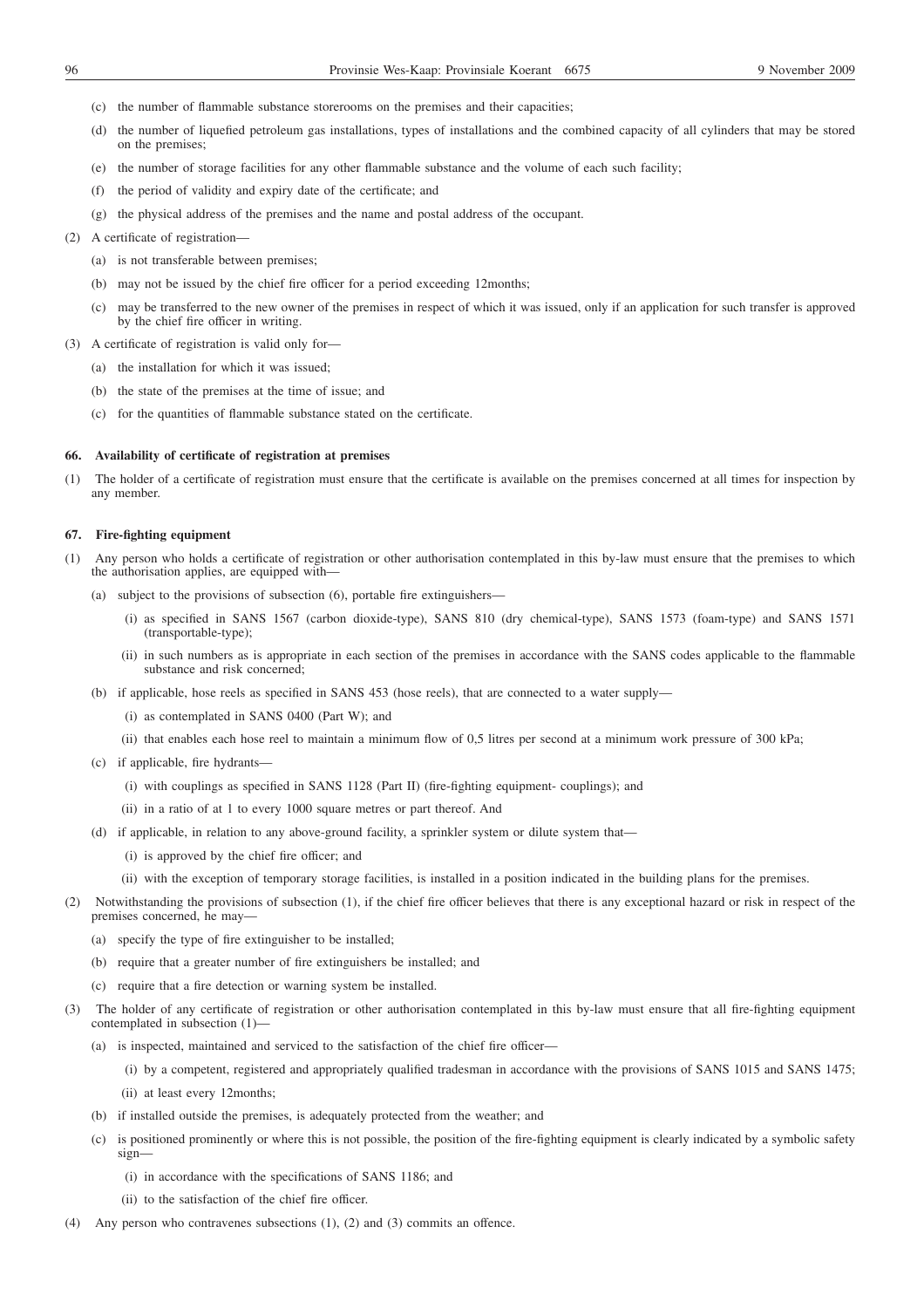(c) the number of flammable substance storerooms on the premises and their capacities;

(d) the number of liquefied petroleum gas installations, types of installations and the combined capacity of all cylinders that may be stored on the premises;

(e) the number of storage facilities for any other flammable substance and the volume of each such facility;

(f) the period of validity and expiry date of the certificate; and

(g) the physical address of the premises and the name and postal address of the occupant.

(2) A certificate of registration—

(a) is not transferable between premises;

(b) may not be issued by the chief fire officer for a period exceeding 12months;

(c) may be transferred to the new owner of the premises in respect of which it was issued, only if an application for such transfer is approved by the chief fire officer in writing.

(3) A certificate of registration is valid only for—

(a) the installation for which it was issued;

(b) the state of the premises at the time of issue; and

(c) for the quantities of flammable substance stated on the certificate.

**66. Availability of certificate of registration at premises**

(1) The holder of a certificate of registration must ensure that the certificate is available on the premises concerned at all times for inspection by any member.

**67. Fire-fighting equipment**

(1) Any person who holds a certificate of registration or other authorisation contemplated in this by-law must ensure that the premises to which the authorisation applies, are equipped with—

(a) subject to the provisions of subsection (6), portable fire extinguishers—

(i) as specified in SANS 1567 (carbon dioxide-type), SANS 810 (dry chemical-type), SANS 1573 (foam-type) and SANS 1571 (transportable-type);

(ii) in such numbers as is appropriate in each section of the premises in accordance with the SANS codes applicable to the flammable substance and risk concerned;

(b) if applicable, hose reels as specified in SANS 453 (hose reels), that are connected to a water supply—

(i) as contemplated in SANS 0400 (Part W); and

(ii) that enables each hose reel to maintain a minimum flow of 0,5 litres per second at a minimum work pressure of 300 kPa;

(c) if applicable, fire hydrants—

(i) with couplings as specified in SANS 1128 (Part II) (fire-fighting equipment- couplings); and

(ii) in a ratio of at 1 to every 1000 square metres or part thereof. And

(d) if applicable, in relation to any above-ground facility, a sprinkler system or dilute system that—

(i) is approved by the chief fire officer; and

(ii) with the exception of temporary storage facilities, is installed in a position indicated in the building plans for the premises.

(2) Notwithstanding the provisions of subsection (1), if the chief fire officer believes that there is any exceptional hazard or risk in respect of the premises concerned, he may—

(a) specify the type of fire extinguisher to be installed;

(b) require that a greater number of fire extinguishers be installed; and

(c) require that a fire detection or warning system be installed.

(3) The holder of any certificate of registration or other authorisation contemplated in this by-law must ensure that all fire-fighting equipment contemplated in subsection (1)—

(a) is inspected, maintained and serviced to the satisfaction of the chief fire officer—

(i) by a competent, registered and appropriately qualified tradesman in accordance with the provisions of SANS 1015 and SANS 1475;

(ii) at least every 12months;

(b) if installed outside the premises, is adequately protected from the weather; and

(c) is positioned prominently or where this is not possible, the position of the fire-fighting equipment is clearly indicated by a symbolic safety sign—

(i) in accordance with the specifications of SANS 1186; and

(ii) to the satisfaction of the chief fire officer.

(4) Any person who contravenes subsections (1), (2) and (3) commits an offence.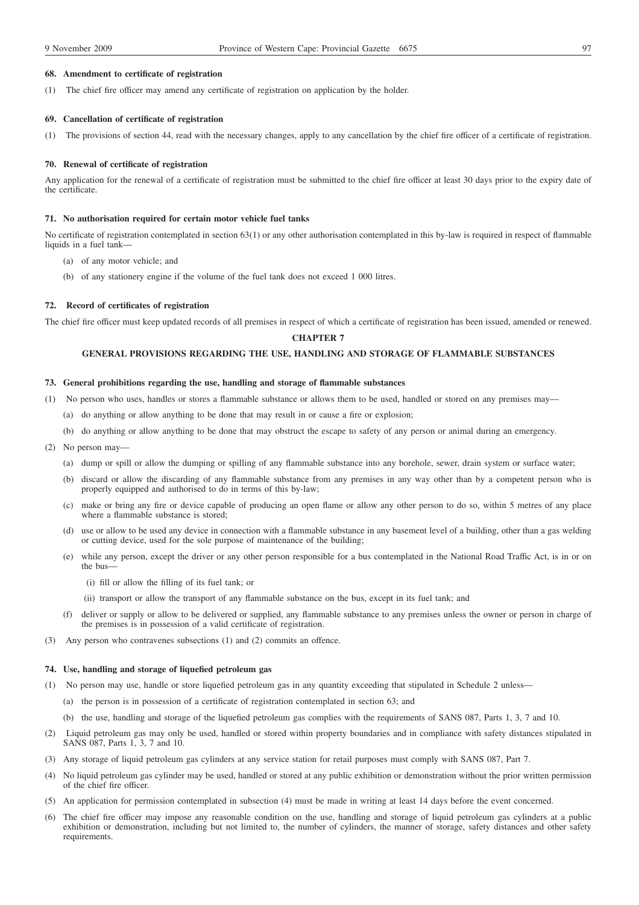#### 68. Amendment to certificate of registration

(1) The chief fire officer may amend any certificate of registration on application by the holder.

#### 69. Cancellation of certificate of registration

(1) The provisions of section 44, read with the necessary changes, apply to any cancellation by the chief fire officer of a certificate of registration.

#### 70. Renewal of certificate of registration

Any application for the renewal of a certificate of registration must be submitted to the chief fire officer at least 30 days prior to the expiry date of the certificate.

#### 71. No authorisation required for certain motor vehicle fuel tanks

No certificate of registration contemplated in section 63(1) or any other authorisation contemplated in this by-law is required in respect of flammable liquids in a fuel tank—

(a) of any motor vehicle; and

(b) of any stationery engine if the volume of the fuel tank does not exceed 1 000 litres.

#### 72. Record of certificates of registration

The chief fire officer must keep updated records of all premises in respect of which a certificate of registration has been issued, amended or renewed.

## CHAPTER 7

## GENERAL PROVISIONS REGARDING THE USE, HANDLING AND STORAGE OF FLAMMABLE SUBSTANCES

#### 73. General prohibitions regarding the use, handling and storage of flammable substances

(1) No person who uses, handles or stores a flammable substance or allows them to be used, handled or stored on any premises may—

(a) do anything or allow anything to be done that may result in or cause a fire or explosion;

(b) do anything or allow anything to be done that may obstruct the escape to safety of any person or animal during an emergency.

(2) No person may—

(a) dump or spill or allow the dumping or spilling of any flammable substance into any borehole, sewer, drain system or surface water;

(b) discard or allow the discarding of any flammable substance from any premises in any way other than by a competent person who is properly equipped and authorised to do in terms of this by-law;

(c) make or bring any fire or device capable of producing an open flame or allow any other person to do so, within 5 metres of any place where a flammable substance is stored;

(d) use or allow to be used any device in connection with a flammable substance in any basement level of a building, other than a gas welding or cutting device, used for the sole purpose of maintenance of the building;

(e) while any person, except the driver or any other person responsible for a bus contemplated in the National Road Traffic Act, is in or on the bus—

(i) fill or allow the filling of its fuel tank; or

(ii) transport or allow the transport of any flammable substance on the bus, except in its fuel tank; and

(f) deliver or supply or allow to be delivered or supplied, any flammable substance to any premises unless the owner or person in charge of the premises is in possession of a valid certificate of registration.

(3) Any person who contravenes subsections (1) and (2) commits an offence.

#### 74. Use, handling and storage of liquefied petroleum gas

(1) No person may use, handle or store liquefied petroleum gas in any quantity exceeding that stipulated in Schedule 2 unless—

(a) the person is in possession of a certificate of registration contemplated in section 63; and

(b) the use, handling and storage of the liquefied petroleum gas complies with the requirements of SANS 087, Parts 1, 3, 7 and 10.

(2) Liquefied petroleum gas may only be used, handled or stored within property boundaries and in compliance with safety distances stipulated in SANS 087, Parts 1, 3, 7 and 10.

(3) Any storage of liquid petroleum gas cylinders at any service station for retail purposes must comply with SANS 087, Part 7.

(4) No liquid petroleum gas cylinder may be used, handled or stored at any public exhibition or demonstration without the prior written permission of the chief fire officer.

(5) An application for permission contemplated in subsection (4) must be made in writing at least 14 days before the event concerned.

(6) The chief fire officer may impose any reasonable condition on the use, handling and storage of liquid petroleum gas cylinders at a public exhibition or demonstration, including but not limited to, the number of cylinders, the manner of storage, safety distances and other safety requirements.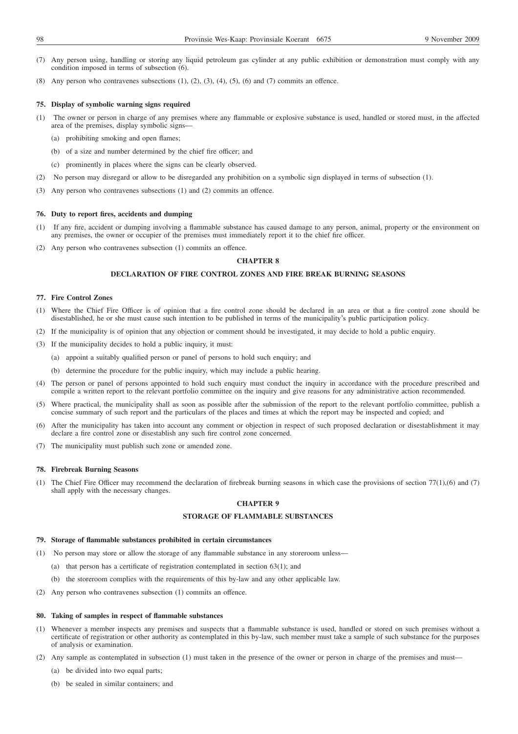(7) Any person using, handling or storing any liquid petroleum gas cylinder at any public exhibition or demonstration must comply with any condition imposed in terms of subsection (6).

(8) Any person who contravenes subsections (1), (2), (3), (4), (5), (6) and (7) commits an offence.

**75. Display of symbolic warning signs required**

(1) The owner or person in charge of any premises where any flammable or explosive substance is used, handled or stored must, in the affected area of the premises, display symbolic signs—

(a) prohibiting smoking and open flames;

(b) of a size and number determined by the chief fire officer; and

(c) prominently in places where the signs can be clearly observed.

(2) No person may disregard or allow to be disregarded any prohibition on a symbolic sign displayed in terms of subsection (1).

(3) Any person who contravenes subsections (1) and (2) commits an offence.

**76. Duty to report fires, accidents and dumping**

(1) If any fire, accident or dumping involving a flammable substance has caused damage to any person, animal, property or the environment on any premises, the owner or occupier of the premises must immediately report it to the chief fire officer.

(2) Any person who contravenes subsection (1) commits an offence.

## CHAPTER 8

## DECLARATION OF FIRE CONTROL ZONES AND FIRE BREAK BURNING SEASONS

**77. Fire Control Zones**

(1) Where the Chief Fire Officer is of opinion that a fire control zone should be declared in an area or that a fire control zone should be disestablished, he or she must cause such intention to be published in terms of the municipality's public participation policy.

(2) If the municipality is of opinion that any objection or comment should be investigated, it may decide to hold a public enquiry.

(3) If the municipality decides to hold a public inquiry, it must:

(a) appoint a suitably qualified person or panel of persons to hold such enquiry; and

(b) determine the procedure for the public inquiry, which may include a public hearing.

(4) The person or panel of persons appointed to hold such enquiry must conduct the inquiry in accordance with the procedure prescribed and compile a written report to the relevant portfolio committee on the inquiry and give reasons for any administrative action recommended.

(5) Where practical, the municipality shall as soon as possible after the submission of the report to the relevant portfolio committee, publish a concise summary of such report and the particulars of the places and times at which the report may be inspected and copied; and

(6) After the municipality has taken into account any comment or objection in respect of such proposed declaration or disestablishment it may declare a fire control zone or disestablish any such fire control zone concerned.

(7) The municipality must publish such zone or amended zone.

**78. Firebreak Burning Seasons**

(1) The Chief Fire Officer may recommend the declaration of firebreak burning seasons in which case the provisions of section 77(1),(6) and (7) shall apply with the necessary changes.

## CHAPTER 9

## STORAGE OF FLAMMABLE SUBSTANCES

**79. Storage of flammable substances prohibited in certain circumstances**

(1) No person may store or allow the storage of any flammable substance in any storeroom unless—

(a) that person has a certificate of registration contemplated in section 63(1); and

(b) the storeroom complies with the requirements of this by-law and any other applicable law.

(2) Any person who contravenes subsection (1) commits an offence.

**80. Taking of samples in respect of flammable substances**

(1) Whenever a member inspects any premises and suspects that a flammable substance is used, handled or stored on such premises without a certificate of registration or other authority as contemplated in this by-law, such member must take a sample of such substance for the purposes of analysis or examination.

(2) Any sample as contemplated in subsection (1) must taken in the presence of the owner or person in charge of the premises and must—

(a) be divided into two equal parts;

(b) be sealed in similar containers; and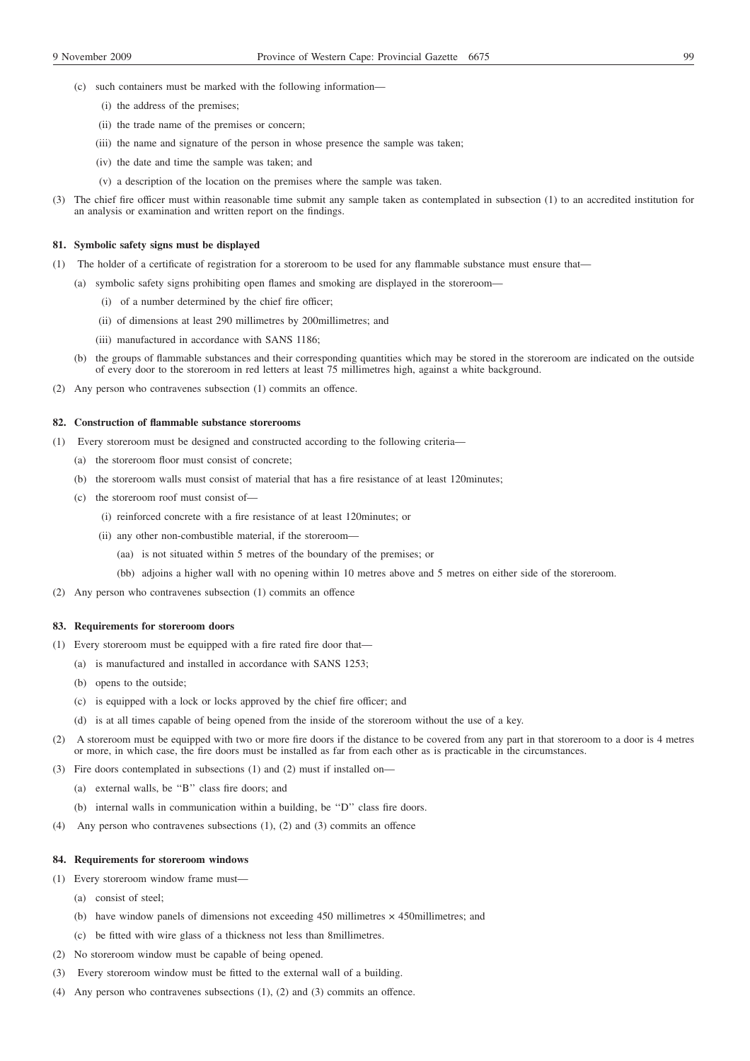(c) such containers must be marked with the following information—

(i) the address of the premises;

(ii) the trade name of the premises or concern;

(iii) the name and signature of the person in whose presence the sample was taken;

(iv) the date and time the sample was taken; and

(v) a description of the location on the premises where the sample was taken.

(3) The chief fire officer must within reasonable time submit any sample taken as contemplated in subsection (1) to an accredited institution for an analysis or examination and written report on the findings.

**81. Symbolic safety signs must be displayed**

(1) The holder of a certificate of registration for a storeroom to be used for any flammable substance must ensure that—

(a) symbolic safety signs prohibiting open flames and smoking are displayed in the storeroom—

(i) of a number determined by the chief fire officer;

(ii) of dimensions at least 290 millimetres by 200millimetres; and

(iii) manufactured in accordance with SANS 1186;

(b) the groups of flammable substances and their corresponding quantities which may be stored in the storeroom are indicated on the outside of every door to the storeroom in red letters at least 75 millimetres high, against a white background.

(2) Any person who contravenes subsection (1) commits an offence.

**82. Construction of flammable substance storerooms**

(1) Every storeroom must be designed and constructed according to the following criteria—

(a) the storeroom floor must consist of concrete;

(b) the storeroom walls must consist of material that has a fire resistance of at least 120minutes;

(c) the storeroom roof must consist of—

(i) reinforced concrete with a fire resistance of at least 120minutes; or

(ii) any other non-combustible material, if the storeroom—

(aa) is not situated within 5 metres of the boundary of the premises; or

(bb) adjoins a higher wall with no opening within 10 metres above and 5 metres on either side of the storeroom.

(2) Any person who contravenes subsection (1) commits an offence

**83. Requirements for storeroom doors**

(1) Every storeroom must be equipped with a fire rated fire door that—

(a) is manufactured and installed in accordance with SANS 1253;

(b) opens to the outside;

(c) is equipped with a lock or locks approved by the chief fire officer; and

(d) is at all times capable of being opened from the inside of the storeroom without the use of a key.

(2) A storeroom must be equipped with two or more fire doors if the distance to be covered from any part in that storeroom to a door is 4 metres or more, in which case, the fire doors must be installed as far from each other as is practicable in the circumstances.

(3) Fire doors contemplated in subsections (1) and (2) must if installed on—

(a) external walls, be ''B'' class fire doors; and

(b) internal walls in communication within a building, be ''D'' class fire doors.

(4) Any person who contravenes subsections (1), (2) and (3) commits an offence

**84. Requirements for storeroom windows**

(1) Every storeroom window frame must—

(a) consist of steel;

(b) have window panels of dimensions not exceeding 450 millimetres × 450millimetres; and

(c) be fitted with wire glass of a thickness not less than 8millimetres.

(2) No storeroom window must be capable of being opened.

(3) Every storeroom window must be fitted to the external wall of a building.

(4) Any person who contravenes subsections (1), (2) and (3) commits an offence.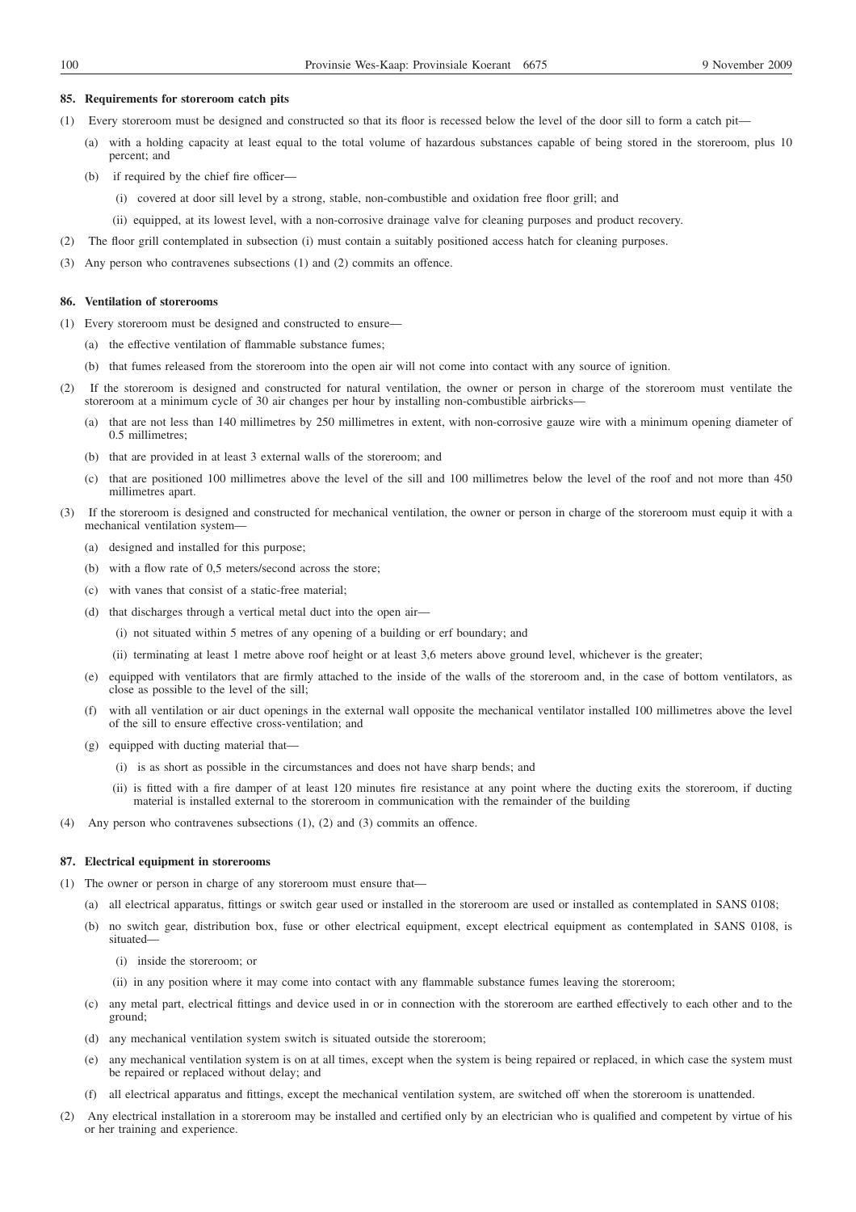**85. Requirements for storeroom catch pits**

(1) Every storeroom must be designed and constructed so that its floor is recessed below the level of the door sill to form a catch pit—

(a) with a holding capacity at least equal to the total volume of hazardous substances capable of being stored in the storeroom, plus 10 percent; and

(b) if required by the chief fire officer—

(i) covered at door sill level by a strong, stable, non-combustible and oxidation free floor grill; and

(ii) equipped, at its lowest level, with a non-corrosive drainage valve for cleaning purposes and product recovery.

(2) The floor grill contemplated in subsection (i) must contain a suitably positioned access hatch for cleaning purposes.

(3) Any person who contravenes subsections (1) and (2) commits an offence.

**86. Ventilation of storerooms**

(1) Every storeroom must be designed and constructed to ensure—

(a) the effective ventilation of flammable substance fumes;

(b) that fumes released from the storeroom into the open air will not come into contact with any source of ignition.

(2) If the storeroom is designed and constructed for natural ventilation, the owner or person in charge of the storeroom must ventilate the storeroom at a minimum cycle of 30 air changes per hour by installing non-combustible airbricks—

(a) that are not less than 140 millimetres by 250 millimetres in extent, with non-corrosive gauze wire with a minimum opening diameter of 0.5 millimetres;

(b) that are provided in at least 3 external walls of the storeroom; and

(c) that are positioned 100 millimetres above the level of the sill and 100 millimetres below the level of the roof and not more than 450 millimetres apart.

(3) If the storeroom is designed and constructed for mechanical ventilation, the owner or person in charge of the storeroom must equip it with a mechanical ventilation system—

(a) designed and installed for this purpose;

(b) with a flow rate of 0,5 meters/second across the store;

(c) with vanes that consist of a static-free material;

(d) that discharges through a vertical metal duct into the open air—

(i) not situated within 5 metres of any opening of a building or erf boundary; and

(ii) terminating at least 1 metre above roof height or at least 3,6 meters above ground level, whichever is the greater;

(e) equipped with ventilators that are firmly attached to the inside of the walls of the storeroom and, in the case of bottom ventilators, as close as possible to the level of the sill;

(f) with all ventilation or air duct openings in the external wall opposite the mechanical ventilator installed 100 millimetres above the level of the sill to ensure effective cross-ventilation; and

(g) equipped with ducting material that—

(i) is as short as possible in the circumstances and does not have sharp bends; and

(ii) is fitted with a fire damper of at least 120 minutes fire resistance at any point where the ducting exits the storeroom, if ducting material is installed external to the storeroom in communication with the remainder of the building

(4) Any person who contravenes subsections (1), (2) and (3) commits an offence.

**87. Electrical equipment in storerooms**

(1) The owner or person in charge of any storeroom must ensure that—

(a) all electrical apparatus, fittings or switch gear used or installed in the storeroom are used or installed as contemplated in SANS 0108;

(b) no switch gear, distribution box, fuse or other electrical equipment, except electrical equipment as contemplated in SANS 0108, is situated—

(i) inside the storeroom; or

(ii) in any position where it may come into contact with any flammable substance fumes leaving the storeroom;

(c) any metal part, electrical fittings and device used in or in connection with the storeroom are earthed effectively to each other and to the ground;

(d) any mechanical ventilation system switch is situated outside the storeroom;

(e) any mechanical ventilation system is on at all times, except when the system is being repaired or replaced, in which case the system must be repaired or replaced without delay; and

(f) all electrical apparatus and fittings, except the mechanical ventilation system, are switched off when the storeroom is unattended.

(2) Any electrical installation in a storeroom may be installed and certified only by an electrician who is qualified and competent by virtue of his or her training and experience.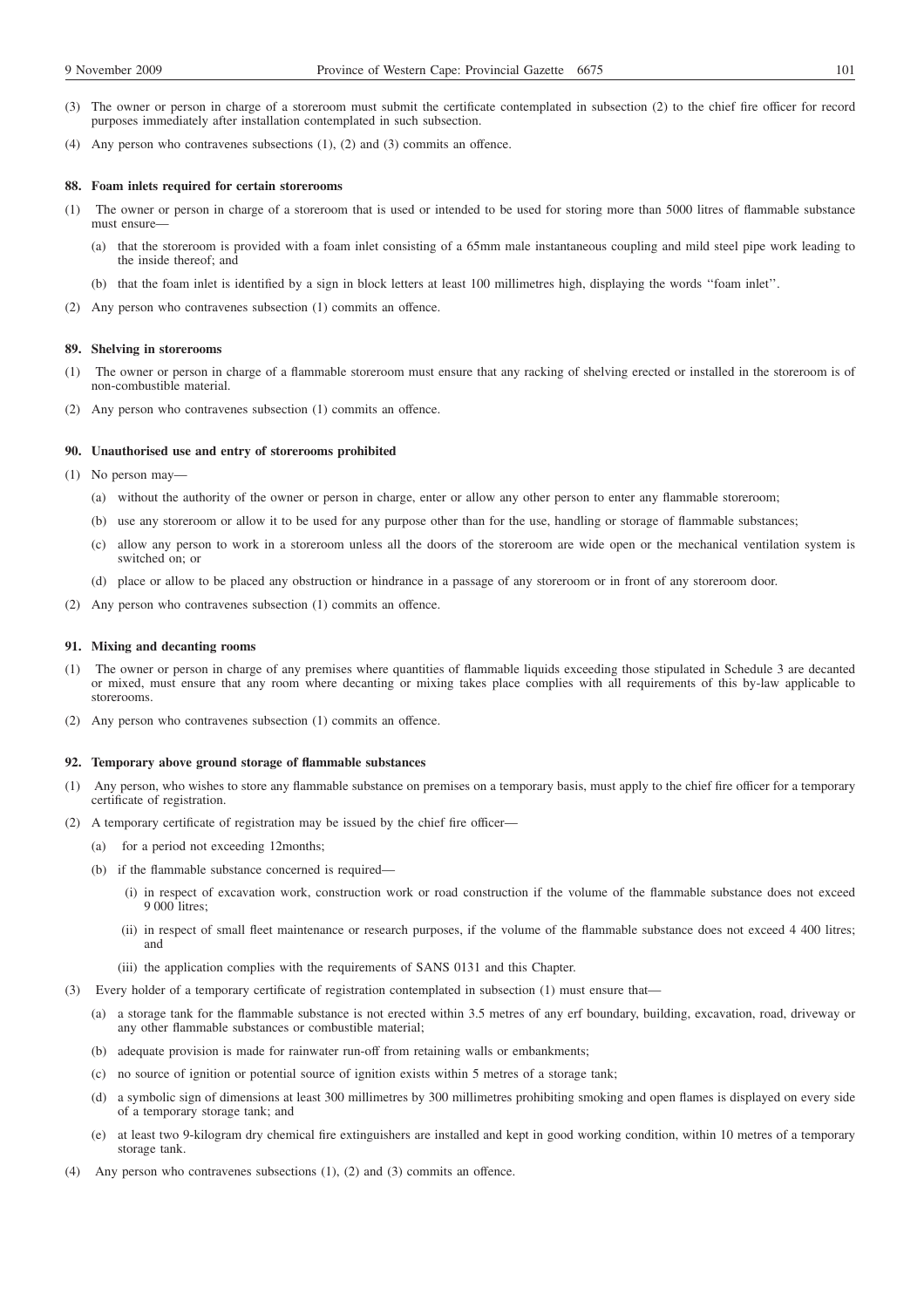(3) The owner or person in charge of a storeroom must submit the certificate contemplated in subsection (2) to the chief fire officer for record purposes immediately after installation contemplated in such subsection.

(4) Any person who contravenes subsections (1), (2) and (3) commits an offence.

**88. Foam inlets required for certain storerooms**

(1) The owner or person in charge of a storeroom that is used or intended to be used for storing more than 5000 litres of flammable substance must ensure—

(a) that the storeroom is provided with a foam inlet consisting of a 65mm male instantaneous coupling and mild steel pipe work leading to the inside thereof; and

(b) that the foam inlet is identified by a sign in block letters at least 100 millimetres high, displaying the words ''foam inlet''.

(2) Any person who contravenes subsection (1) commits an offence.

**89. Shelving in storerooms**

(1) The owner or person in charge of a flammable storeroom must ensure that any racking of shelving erected or installed in the storeroom is of non-combustible material.

(2) Any person who contravenes subsection (1) commits an offence.

**90. Unauthorised use and entry of storerooms prohibited**

(1) No person may—

(a) without the authority of the owner or person in charge, enter or allow any other person to enter any flammable storeroom;

(b) use any storeroom or allow it to be used for any purpose other than for the use, handling or storage of flammable substances;

(c) allow any person to work in a storeroom unless all the doors of the storeroom are wide open or the mechanical ventilation system is switched on; or

(d) place or allow to be placed any obstruction or hindrance in a passage of any storeroom or in front of any storeroom door.

(2) Any person who contravenes subsection (1) commits an offence.

**91. Mixing and decanting rooms**

(1) The owner or person in charge of any premises where quantities of flammable liquids exceeding those stipulated in Schedule 3 are decanted or mixed, must ensure that any room where decanting or mixing takes place complies with all requirements of this by-law applicable to storerooms.

(2) Any person who contravenes subsection (1) commits an offence.

**92. Temporary above ground storage of flammable substances**

(1) Any person, who wishes to store any flammable substance on premises on a temporary basis, must apply to the chief fire officer for a temporary certificate of registration.

(2) A temporary certificate of registration may be issued by the chief fire officer—

(a) for a period not exceeding 12months;

(b) if the flammable substance concerned is required—

(i) in respect of excavation work, construction work or road construction if the volume of the flammable substance does not exceed 9 000 litres;

(ii) in respect of small fleet maintenance or research purposes, if the volume of the flammable substance does not exceed 4 400 litres; and

(iii) the application complies with the requirements of SANS 0131 and this Chapter.

(3) Every holder of a temporary certificate of registration contemplated in subsection (1) must ensure that—

(a) a storage tank for the flammable substance is not erected within 3.5 metres of any erf boundary, building, excavation, road, driveway or any other flammable substances or combustible material;

(b) adequate provision is made for rainwater run-off from retaining walls or embankments;

(c) no source of ignition or potential source of ignition exists within 5 metres of a storage tank;

(d) a symbolic sign of dimensions at least 300 millimetres by 300 millimetres prohibiting smoking and open flames is displayed on every side of a temporary storage tank; and

(e) at least two 9-kilogram dry chemical fire extinguishers are installed and kept in good working condition, within 10 metres of a temporary storage tank.

(4) Any person who contravenes subsections (1), (2) and (3) commits an offence.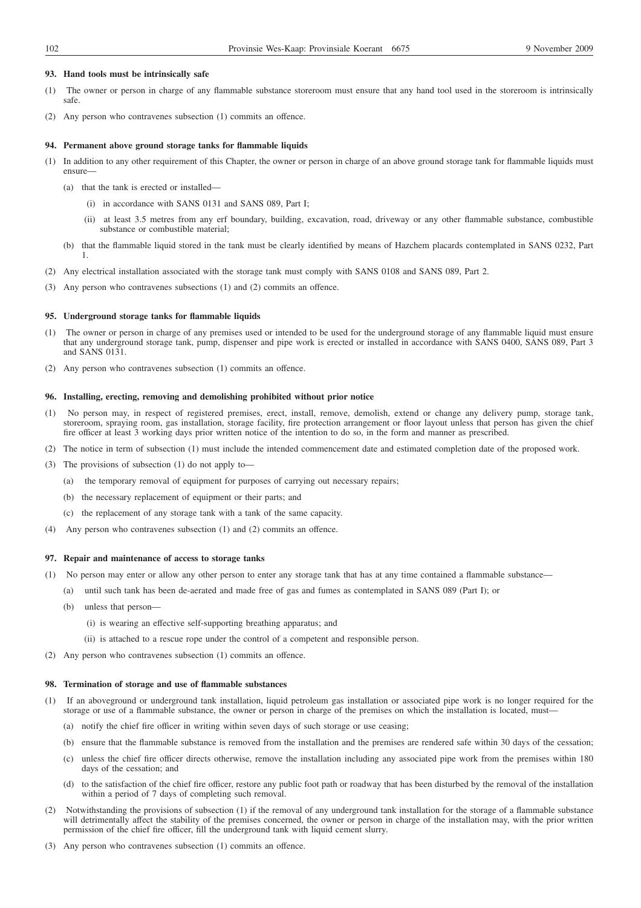### 93. Hand tools must be intrinsically safe

(1) The owner or person in charge of any flammable substance storeroom must ensure that any hand tool used in the storeroom is intrinsically safe.

(2) Any person who contravenes subsection (1) commits an offence.

### 94. Permanent above ground storage tanks for flammable liquids

(1) In addition to any other requirement of this Chapter, the owner or person in charge of an above ground storage tank for flammable liquids must ensure—

(a) that the tank is erected or installed—

(i) in accordance with SANS 0131 and SANS 089, Part I;

(ii) at least 3.5 metres from any erf boundary, building, excavation, road, driveway or any other flammable substance, combustible substance or combustible material;

(b) that the flammable liquid stored in the tank must be clearly identified by means of Hazchem placards contemplated in SANS 0232, Part 1.

(2) Any electrical installation associated with the storage tank must comply with SANS 0108 and SANS 089, Part 2.

(3) Any person who contravenes subsections (1) and (2) commits an offence.

### 95. Underground storage tanks for flammable liquids

(1) The owner or person in charge of any premises used or intended to be used for the underground storage of any flammable liquid must ensure that any underground storage tank, pump, dispenser and pipe work is erected or installed in accordance with SANS 0400, SANS 089, Part 3 and SANS 0131.

(2) Any person who contravenes subsection (1) commits an offence.

### 96. Installing, erecting, removing and demolishing prohibited without prior notice

(1) No person may, in respect of registered premises, erect, install, remove, demolish, extend or change any delivery pump, storage tank, storeroom, spraying room, gas installation, storage facility, fire protection arrangement or floor layout unless that person has given the chief fire officer at least 3 working days prior written notice of the intention to do so, in the form and manner as prescribed.

(2) The notice in term of subsection (1) must include the intended commencement date and estimated completion date of the proposed work.

(3) The provisions of subsection (1) do not apply to—

(a) the temporary removal of equipment for purposes of carrying out necessary repairs;

(b) the necessary replacement of equipment or their parts; and

(c) the replacement of any storage tank with a tank of the same capacity.

(4) Any person who contravenes subsection (1) and (2) commits an offence.

### 97. Repair and maintenance of access to storage tanks

(1) No person may enter or allow any other person to enter any storage tank that has at any time contained a flammable substance—

(a) until such tank has been de-aerated and made free of gas and fumes as contemplated in SANS 089 (Part I); or

(b) unless that person—

(i) is wearing an effective self-supporting breathing apparatus; and

(ii) is attached to a rescue rope under the control of a competent and responsible person.

(2) Any person who contravenes subsection (1) commits an offence.

### 98. Termination of storage and use of flammable substances

(1) If an aboveground or underground tank installation, liquid petroleum gas installation or associated pipe work is no longer required for the storage or use of a flammable substance, the owner or person in charge of the premises on which the installation is located, must—

(a) notify the chief fire officer in writing within seven days of such storage or use ceasing;

(b) ensure that the flammable substance is removed from the installation and the premises are rendered safe within 30 days of the cessation;

(c) unless the chief fire officer directs otherwise, remove the installation including any associated pipe work from the premises within 180 days of the cessation; and

(d) to the satisfaction of the chief fire officer, restore any public foot path or roadway that has been disturbed by the removal of the installation within a period of 7 days of completing such removal.

(2) Notwithstanding the provisions of subsection (1) if the removal of any underground tank installation for the storage of a flammable substance will detrimentally affect the stability of the premises concerned, the owner or person in charge of the installation may, with the prior written permission of the chief fire officer, fill the underground tank with liquid cement slurry.

(3) Any person who contravenes subsection (1) commits an offence.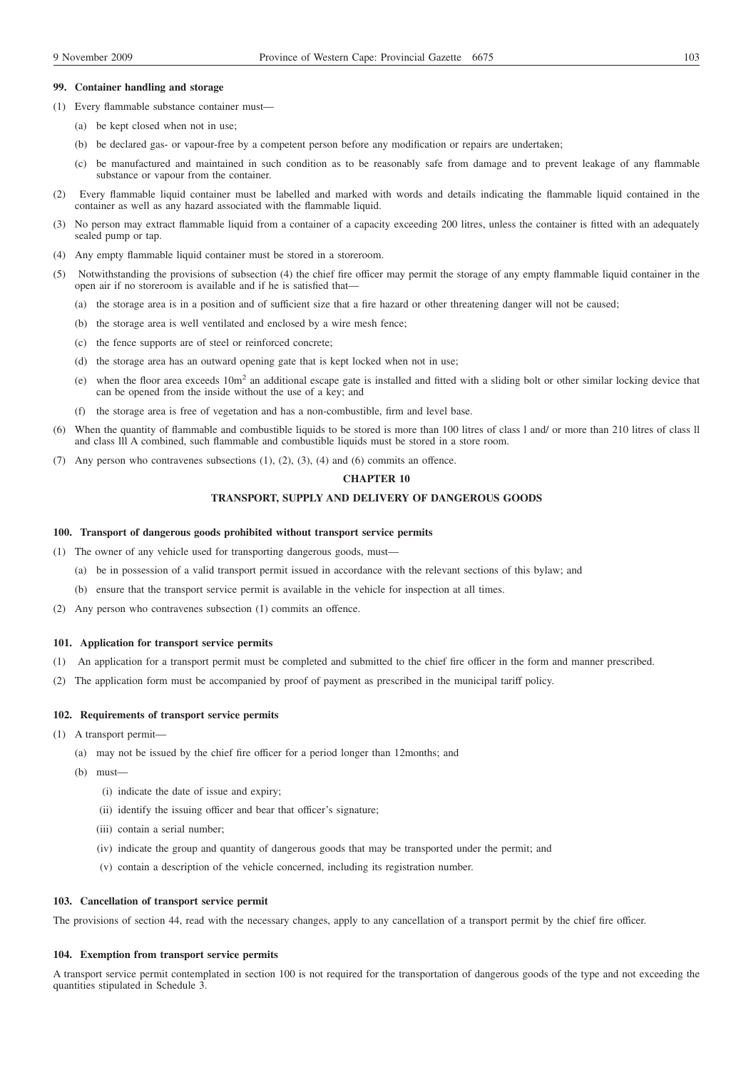**99. Container handling and storage**

(1) Every flammable substance container must—

(a) be kept closed when not in use;

(b) be declared gas- or vapour-free by a competent person before any modification or repairs are undertaken;

(c) be manufactured and maintained in such condition as to be reasonably safe from damage and to prevent leakage of any flammable substance or vapour from the container.

(2) Every flammable liquid container must be labelled and marked with words and details indicating the flammable liquid contained in the container as well as any hazard associated with the flammable liquid.

(3) No person may extract flammable liquid from a container of a capacity exceeding 200 litres, unless the container is fitted with an adequately sealed pump or tap.

(4) Any empty flammable liquid container must be stored in a storeroom.

(5) Notwithstanding the provisions of subsection (4) the chief fire officer may permit the storage of any empty flammable liquid container in the open air if no storeroom is available and if he is satisfied that—

(a) the storage area is in a position and of sufficient size that a fire hazard or other threatening danger will not be caused;

(b) the storage area is well ventilated and enclosed by a wire mesh fence;

(c) the fence supports are of steel or reinforced concrete;

(d) the storage area has an outward opening gate that is kept locked when not in use;

(e) when the floor area exceeds $10m^2$ an additional escape gate is installed and fitted with a sliding bolt or other similar locking device that can be opened from the inside without the use of a key; and

(f) the storage area is free of vegetation and has a non-combustible, firm and level base.

(6) When the quantity of flammable and combustible liquids to be stored is more than 100 litres of class l and/ or more than 210 litres of class ll and class lll A combined, such flammable and combustible liquids must be stored in a store room.

(7) Any person who contravenes subsections (1), (2), (3), (4) and (6) commits an offence.

## CHAPTER 10

## TRANSPORT, SUPPLY AND DELIVERY OF DANGEROUS GOODS

**100. Transport of dangerous goods prohibited without transport service permits**

(1) The owner of any vehicle used for transporting dangerous goods, must—

(a) be in possession of a valid transport permit issued in accordance with the relevant sections of this bylaw; and

(b) ensure that the transport service permit is available in the vehicle for inspection at all times.

(2) Any person who contravenes subsection (1) commits an offence.

**101. Application for transport service permits**

(1) An application for a transport permit must be completed and submitted to the chief fire officer in the form and manner prescribed.

(2) The application form must be accompanied by proof of payment as prescribed in the municipal tariff policy.

**102. Requirements of transport service permits**

(1) A transport permit—

(a) may not be issued by the chief fire officer for a period longer than 12months; and

(b) must—

(i) indicate the date of issue and expiry;

(ii) identify the issuing officer and bear that officer's signature;

(iii) contain a serial number;

(iv) indicate the group and quantity of dangerous goods that may be transported under the permit; and

(v) contain a description of the vehicle concerned, including its registration number.

**103. Cancellation of transport service permit**

The provisions of section 44, read with the necessary changes, apply to any cancellation of a transport permit by the chief fire officer.

**104. Exemption from transport service permits**

A transport service permit contemplated in section 100 is not required for the transportation of dangerous goods of the type and not exceeding the quantities stipulated in Schedule 3.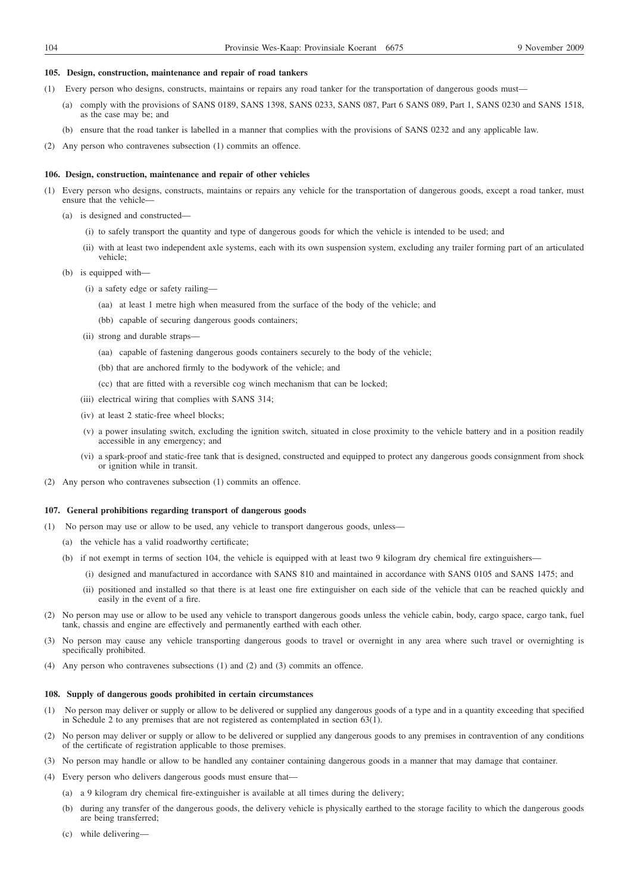**105. Design, construction, maintenance and repair of road tankers**

(1) Every person who designs, constructs, maintains or repairs any road tanker for the transportation of dangerous goods must—

(a) comply with the provisions of SANS 0189, SANS 1398, SANS 0233, SANS 087, Part 6 SANS 089, Part 1, SANS 0230 and SANS 1518, as the case may be; and

(b) ensure that the road tanker is labelled in a manner that complies with the provisions of SANS 0232 and any applicable law.

(2) Any person who contravenes subsection (1) commits an offence.

**106. Design, construction, maintenance and repair of other vehicles**

(1) Every person who designs, constructs, maintains or repairs any vehicle for the transportation of dangerous goods, except a road tanker, must ensure that the vehicle—

(a) is designed and constructed—

(i) to safely transport the quantity and type of dangerous goods for which the vehicle is intended to be used; and

(ii) with at least two independent axle systems, each with its own suspension system, excluding any trailer forming part of an articulated vehicle;

(b) is equipped with—

(i) a safety edge or safety railing—

(aa) at least 1 metre high when measured from the surface of the body of the vehicle; and

(bb) capable of securing dangerous goods containers;

(ii) strong and durable straps—

(aa) capable of fastening dangerous goods containers securely to the body of the vehicle;

(bb) that are anchored firmly to the bodywork of the vehicle; and

(cc) that are fitted with a reversible cog winch mechanism that can be locked;

(iii) electrical wiring that complies with SANS 314;

(iv) at least 2 static-free wheel blocks;

(v) a power insulating switch, excluding the ignition switch, situated in close proximity to the vehicle battery and in a position readily accessible in any emergency; and

(vi) a spark-proof and static-free tank that is designed, constructed and equipped to protect any dangerous goods consignment from shock or ignition while in transit.

(2) Any person who contravenes subsection (1) commits an offence.

**107. General prohibitions regarding transport of dangerous goods**

(1) No person may use or allow to be used, any vehicle to transport dangerous goods, unless—

(a) the vehicle has a valid roadworthy certificate;

(b) if not exempt in terms of section 104, the vehicle is equipped with at least two 9 kilogram dry chemical fire extinguishers—

(i) designed and manufactured in accordance with SANS 810 and maintained in accordance with SANS 0105 and SANS 1475; and

(ii) positioned and installed so that there is at least one fire extinguisher on each side of the vehicle that can be reached quickly and easily in the event of a fire.

(2) No person may use or allow to be used any vehicle to transport dangerous goods unless the vehicle cabin, body, cargo space, cargo tank, fuel tank, chassis and engine are effectively and permanently earthed with each other.

(3) No person may cause any vehicle transporting dangerous goods to travel or overnight in any area where such travel or overnighting is specifically prohibited.

(4) Any person who contravenes subsections (1) and (2) and (3) commits an offence.

**108. Supply of dangerous goods prohibited in certain circumstances**

(1) No person may deliver or supply or allow to be delivered or supplied any dangerous goods of a type and in a quantity exceeding that specified in Schedule 2 to any premises that are not registered as contemplated in section 63(1).

(2) No person may deliver or supply or allow to be delivered or supplied any dangerous goods to any premises in contravention of any conditions of the certificate of registration applicable to those premises.

(3) No person may handle or allow to be handled any container containing dangerous goods in a manner that may damage that container.

(4) Every person who delivers dangerous goods must ensure that—

(a) a 9 kilogram dry chemical fire-extinguisher is available at all times during the delivery;

(b) during any transfer of the dangerous goods, the delivery vehicle is physically earthed to the storage facility to which the dangerous goods are being transferred;

(c) while delivering—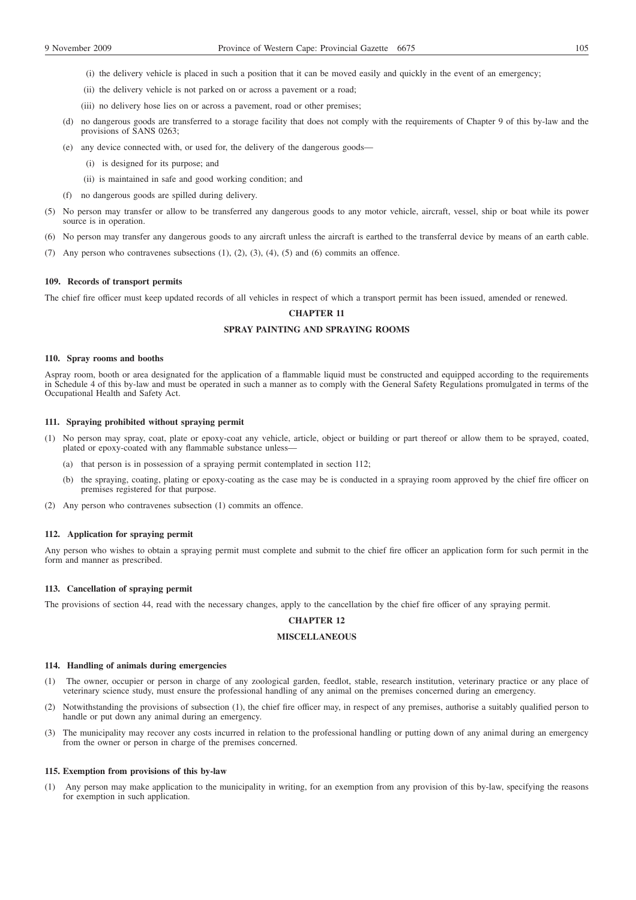(i) the delivery vehicle is placed in such a position that it can be moved easily and quickly in the event of an emergency;

(ii) the delivery vehicle is not parked on or across a pavement or a road;

(iii) no delivery hose lies on or across a pavement, road or other premises;

(d) no dangerous goods are transferred to a storage facility that does not comply with the requirements of Chapter 9 of this by-law and the provisions of SANS 0263;

(e) any device connected with, or used for, the delivery of the dangerous goods—

(i) is designed for its purpose; and

(ii) is maintained in safe and good working condition; and

(f) no dangerous goods are spilled during delivery.

(5) No person may transfer or allow to be transferred any dangerous goods to any motor vehicle, aircraft, vessel, ship or boat while its power source is in operation.

(6) No person may transfer any dangerous goods to any aircraft unless the aircraft is earthed to the transferral device by means of an earth cable.

(7) Any person who contravenes subsections (1), (2), (3), (4), (5) and (6) commits an offence.

**109. Records of transport permits**

The chief fire officer must keep updated records of all vehicles in respect of which a transport permit has been issued, amended or renewed.

## CHAPTER 11

## SPRAY PAINTING AND SPRAYING ROOMS

**110. Spray rooms and booths**

Aspray room, booth or area designated for the application of a flammable liquid must be constructed and equipped according to the requirements in Schedule 4 of this by-law and must be operated in such a manner as to comply with the General Safety Regulations promulgated in terms of the Occupational Health and Safety Act.

**111. Spraying prohibited without spraying permit**

(1) No person may spray, coat, plate or epoxy-coat any vehicle, article, object or building or part thereof or allow them to be sprayed, coated, plated or epoxy-coated with any flammable substance unless—

(a) that person is in possession of a spraying permit contemplated in section 112;

(b) the spraying, coating, plating or epoxy-coating as the case may be is conducted in a spraying room approved by the chief fire officer on premises registered for that purpose.

(2) Any person who contravenes subsection (1) commits an offence.

**112. Application for spraying permit**

Any person who wishes to obtain a spraying permit must complete and submit to the chief fire officer an application form for such permit in the form and manner as prescribed.

**113. Cancellation of spraying permit**

The provisions of section 44, read with the necessary changes, apply to the cancellation by the chief fire officer of any spraying permit.

## CHAPTER 12

## MISCELLANEOUS

**114. Handling of animals during emergencies**

(1) The owner, occupier or person in charge of any zoological garden, feedlot, stable, research institution, veterinary practice or any place of veterinary science study, must ensure the professional handling of any animal on the premises concerned during an emergency.

(2) Notwithstanding the provisions of subsection (1), the chief fire officer may, in respect of any premises, authorise a suitably qualified person to handle or put down any animal during an emergency.

(3) The municipality may recover any costs incurred in relation to the professional handling or putting down of any animal during an emergency from the owner or person in charge of the premises concerned.

**115. Exemption from provisions of this by-law**

(1) Any person may make application to the municipality in writing, for an exemption from any provision of this by-law, specifying the reasons for exemption in such application.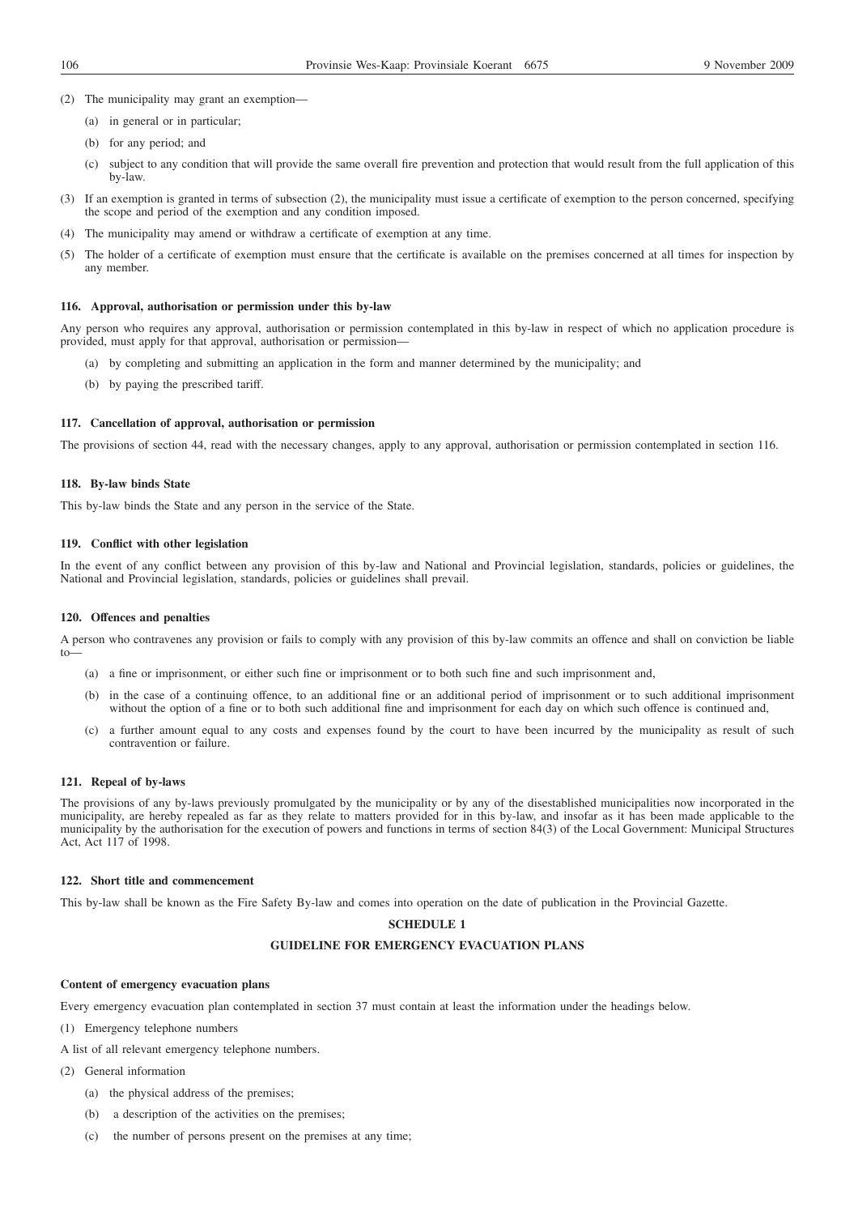(2) The municipality may grant an exemption—

  (a) in general or in particular;

  (b) for any period; and

  (c) subject to any condition that will provide the same overall fire prevention and protection that would result from the full application of this by-law.

(3) If an exemption is granted in terms of subsection (2), the municipality must issue a certificate of exemption to the person concerned, specifying the scope and period of the exemption and any condition imposed.

(4) The municipality may amend or withdraw a certificate of exemption at any time.

(5) The holder of a certificate of exemption must ensure that the certificate is available on the premises concerned at all times for inspection by any member.

#### 116. Approval, authorisation or permission under this by-law

Any person who requires any approval, authorisation or permission contemplated in this by-law in respect of which no application procedure is provided, must apply for that approval, authorisation or permission—

  (a) by completing and submitting an application in the form and manner determined by the municipality; and

  (b) by paying the prescribed tariff.

#### 117. Cancellation of approval, authorisation or permission

The provisions of section 44, read with the necessary changes, apply to any approval, authorisation or permission contemplated in section 116.

#### 118. By-law binds State

This by-law binds the State and any person in the service of the State.

#### 119. Conflict with other legislation

In the event of any conflict between any provision of this by-law and National and Provincial legislation, standards, policies or guidelines, the National and Provincial legislation, standards, policies or guidelines shall prevail.

#### 120. Offences and penalties

A person who contravenes any provision or fails to comply with any provision of this by-law commits an offence and shall on conviction be liable to—

  (a) a fine or imprisonment, or either such fine or imprisonment or to both such fine and such imprisonment and,

  (b) in the case of a continuing offence, to an additional fine or an additional period of imprisonment or to such additional imprisonment without the option of a fine or to both such additional fine and imprisonment for each day on which such offence is continued and,

  (c) a further amount equal to any costs and expenses found by the court to have been incurred by the municipality as result of such contravention or failure.

#### 121. Repeal of by-laws

The provisions of any by-laws previously promulgated by the municipality or by any of the disestablished municipalities now incorporated in the municipality, are hereby repealed as far as they relate to matters provided for in this by-law, and insofar as it has been made applicable to the municipality by the authorisation for the execution of powers and functions in terms of section 84(3) of the Local Government: Municipal Structures Act, Act 117 of 1998.

#### 122. Short title and commencement

This by-law shall be known as the Fire Safety By-law and comes into operation on the date of publication in the Provincial Gazette.

## SCHEDULE 1

## GUIDELINE FOR EMERGENCY EVACUATION PLANS

#### Content of emergency evacuation plans

Every emergency evacuation plan contemplated in section 37 must contain at least the information under the headings below.

(1) Emergency telephone numbers

A list of all relevant emergency telephone numbers.

(2) General information

  (a) the physical address of the premises;

  (b) a description of the activities on the premises;

  (c) the number of persons present on the premises at any time;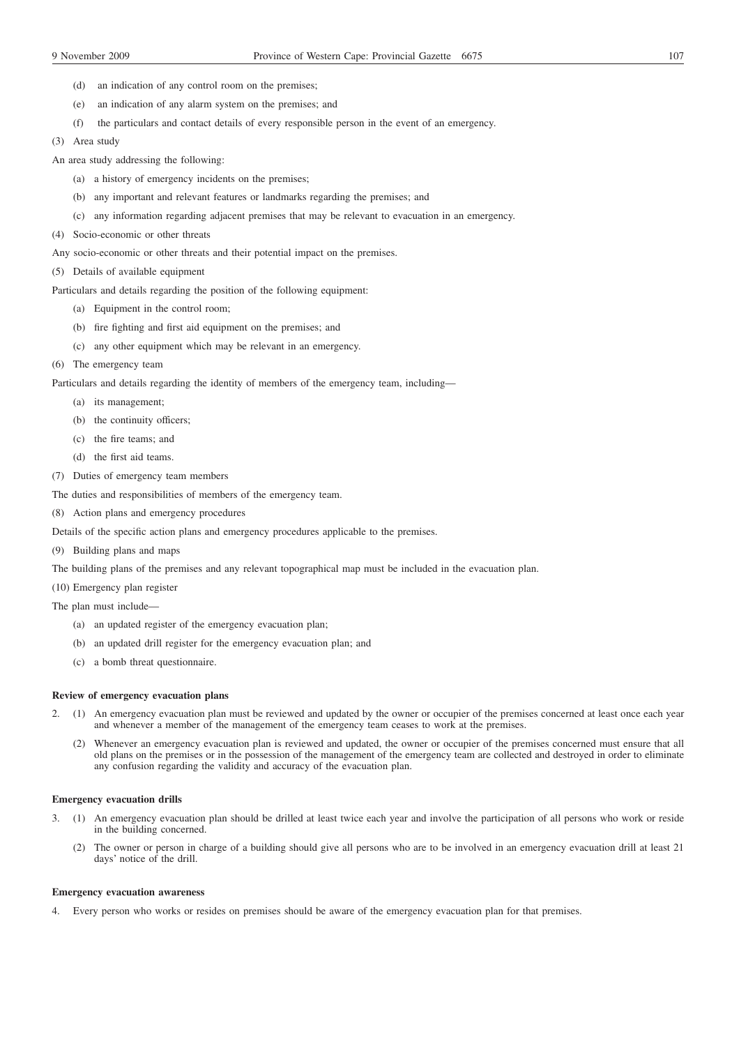(d) an indication of any control room on the premises;

(e) an indication of any alarm system on the premises; and

(f) the particulars and contact details of every responsible person in the event of an emergency.

(3) Area study

An area study addressing the following:

(a) a history of emergency incidents on the premises;

(b) any important and relevant features or landmarks regarding the premises; and

(c) any information regarding adjacent premises that may be relevant to evacuation in an emergency.

(4) Socio-economic or other threats

Any socio-economic or other threats and their potential impact on the premises.

(5) Details of available equipment

Particulars and details regarding the position of the following equipment:

(a) Equipment in the control room;

(b) fire fighting and first aid equipment on the premises; and

(c) any other equipment which may be relevant in an emergency.

(6) The emergency team

Particulars and details regarding the identity of members of the emergency team, including—

(a) its management;

(b) the continuity officers;

(c) the fire teams; and

(d) the first aid teams.

(7) Duties of emergency team members

The duties and responsibilities of members of the emergency team.

(8) Action plans and emergency procedures

Details of the specific action plans and emergency procedures applicable to the premises.

(9) Building plans and maps

The building plans of the premises and any relevant topographical map must be included in the evacuation plan.

(10) Emergency plan register

The plan must include—

(a) an updated register of the emergency evacuation plan;

(b) an updated drill register for the emergency evacuation plan; and

(c) a bomb threat questionnaire.

**Review of emergency evacuation plans**

2. (1) An emergency evacuation plan must be reviewed and updated by the owner or occupier of the premises concerned at least once each year and whenever a member of the management of the emergency team ceases to work at the premises.

(2) Whenever an emergency evacuation plan is reviewed and updated, the owner or occupier of the premises concerned must ensure that all old plans on the premises or in the possession of the management of the emergency team are collected and destroyed in order to eliminate any confusion regarding the validity and accuracy of the evacuation plan.

**Emergency evacuation drills**

3. (1) An emergency evacuation plan should be drilled at least twice each year and involve the participation of all persons who work or reside in the building concerned.

(2) The owner or person in charge of a building should give all persons who are to be involved in an emergency evacuation drill at least 21 days' notice of the drill.

**Emergency evacuation awareness**

4. Every person who works or resides on premises should be aware of the emergency evacuation plan for that premises.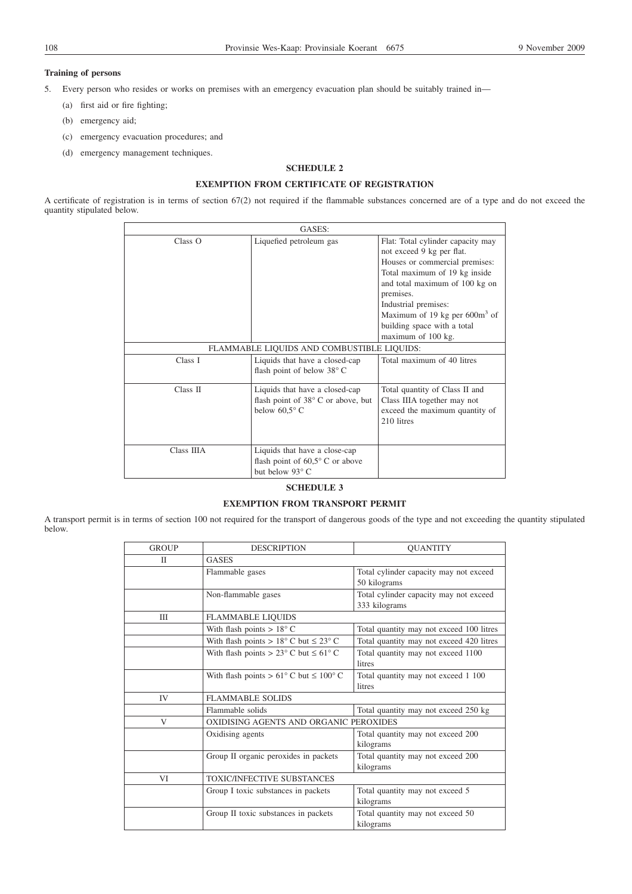**Training of persons**

5. Every person who resides or works on premises with an emergency evacuation plan should be suitably trained in—

   (a) first aid or fire fighting;

   (b) emergency aid;

   (c) emergency evacuation procedures; and

   (d) emergency management techniques.

## SCHEDULE 2

### EXEMPTION FROM CERTIFICATE OF REGISTRATION

A certificate of registration is in terms of section 67(2) not required if the flammable substances concerned are of a type and do not exceed the quantity stipulated below.

| GASES: | | |
|---|---|---|
| Class O | Liquefied petroleum gas | Flat: Total cylinder capacity may not exceed 9 kg per flat. Houses or commercial premises: Total maximum of 19 kg inside and total maximum of 100 kg on premises. Industrial premises: Maximum of 19 kg per 600m$^3$ of building space with a total maximum of 100 kg. |
| FLAMMABLE LIQUIDS AND COMBUSTIBLE LIQUIDS: | | |
| Class I | Liquids that have a closed-cap flash point of below 38° C | Total maximum of 40 litres |
| Class II | Liquids that have a closed-cap flash point of 38° C or above, but below 60,5° C | Total quantity of Class II and Class IIIA together may not exceed the maximum quantity of 210 litres |
| Class IIIA | Liquids that have a close-cap flash point of 60,5° C or above but below 93° C | |

## SCHEDULE 3

### EXEMPTION FROM TRANSPORT PERMIT

A transport permit is in terms of section 100 not required for the transport of dangerous goods of the type and not exceeding the quantity stipulated below.

| GROUP | DESCRIPTION | QUANTITY |
|---|---|---|
| II | GASES | |
| | Flammable gases | Total cylinder capacity may not exceed 50 kilograms |
| | Non-flammable gases | Total cylinder capacity may not exceed 333 kilograms |
| III | FLAMMABLE LIQUIDS | |
| | With flash points > 18° C | Total quantity may not exceed 100 litres |
| | With flash points > 18° C but ≤ 23° C | Total quantity may not exceed 420 litres |
| | With flash points > 23° C but ≤ 61° C | Total quantity may not exceed 1100 litres |
| | With flash points > 61° C but ≤ 100° C | Total quantity may not exceed 1 100 litres |
| IV | FLAMMABLE SOLIDS | |
| | Flammable solids | Total quantity may not exceed 250 kg |
| V | OXIDISING AGENTS AND ORGANIC PEROXIDES | |
| | Oxidising agents | Total quantity may not exceed 200 kilograms |
| | Group II organic peroxides in packets | Total quantity may not exceed 200 kilograms |
| VI | TOXIC/INFECTIVE SUBSTANCES | |
| | Group I toxic substances in packets | Total quantity may not exceed 5 kilograms |
| | Group II toxic substances in packets | Total quantity may not exceed 50 kilograms |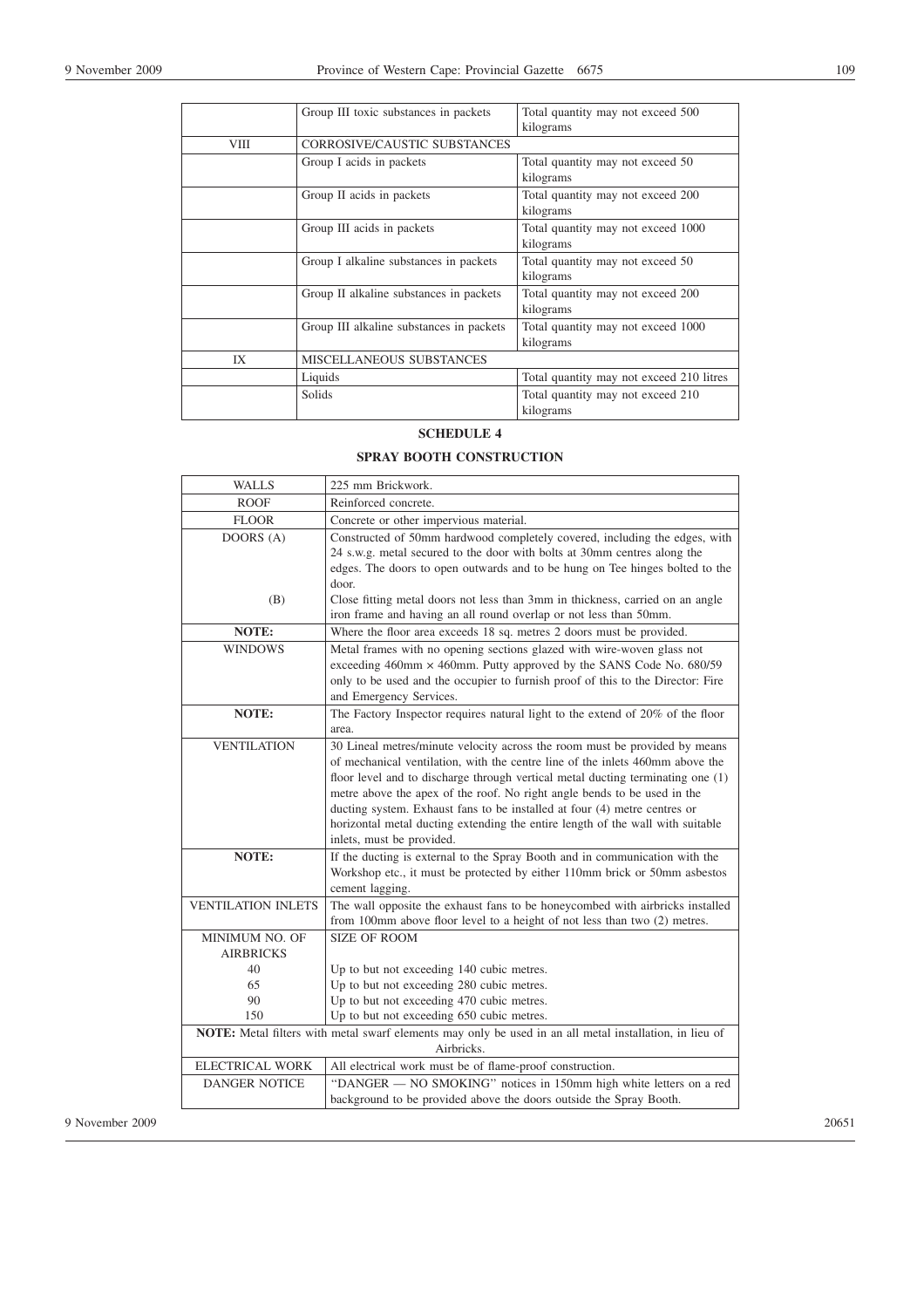| | | |
|---|---|---|
| | Group III toxic substances in packets | Total quantity may not exceed 500 kilograms |
| VIII | CORROSIVE/CAUSTIC SUBSTANCES | |
| | Group I acids in packets | Total quantity may not exceed 50 kilograms |
| | Group II acids in packets | Total quantity may not exceed 200 kilograms |
| | Group III acids in packets | Total quantity may not exceed 1000 kilograms |
| | Group I alkaline substances in packets | Total quantity may not exceed 50 kilograms |
| | Group II alkaline substances in packets | Total quantity may not exceed 200 kilograms |
| | Group III alkaline substances in packets | Total quantity may not exceed 1000 kilograms |
| IX | MISCELLANEOUS SUBSTANCES | |
| | Liquids | Total quantity may not exceed 210 litres |
| | Solids | Total quantity may not exceed 210 kilograms |

## SCHEDULE 4

## SPRAY BOOTH CONSTRUCTION

| | |
|---|---|
| WALLS | 225 mm Brickwork. |
| ROOF | Reinforced concrete. |
| FLOOR | Concrete or other impervious material. |
| DOORS (A) | Constructed of 50mm hardwood completely covered, including the edges, with 24 s.w.g. metal secured to the door with bolts at 30mm centres along the edges. The doors to open outwards and to be hung on Tee hinges bolted to the door. |
| (B) | Close fitting metal doors not less than 3mm in thickness, carried on an angle iron frame and having an all round overlap or not less than 50mm. |
| **NOTE:** | Where the floor area exceeds 18 sq. metres 2 doors must be provided. |
| WINDOWS | Metal frames with no opening sections glazed with wire-woven glass not exceeding 460mm × 460mm. Putty approved by the SANS Code No. 680/59 only to be used and the occupier to furnish proof of this to the Director: Fire and Emergency Services. |
| **NOTE:** | The Factory Inspector requires natural light to the extend of 20% of the floor area. |
| VENTILATION | 30 Lineal metres/minute velocity across the room must be provided by means of mechanical ventilation, with the centre line of the inlets 460mm above the floor level and to discharge through vertical metal ducting terminating one (1) metre above the apex of the roof. No right angle bends to be used in the ducting system. Exhaust fans to be installed at four (4) metre centres or horizontal metal ducting extending the entire length of the wall with suitable inlets, must be provided. |
| **NOTE:** | If the ducting is external to the Spray Booth and in communication with the Workshop etc., it must be protected by either 110mm brick or 50mm asbestos cement lagging. |
| VENTILATION INLETS | The wall opposite the exhaust fans to be honeycombed with airbricks installed from 100mm above floor level to a height of not less than two (2) metres. |
| MINIMUM NO. OF AIRBRICKS | SIZE OF ROOM |
| 40 | Up to but not exceeding 140 cubic metres. |
| 65 | Up to but not exceeding 280 cubic metres. |
| 90 | Up to but not exceeding 470 cubic metres. |
| 150 | Up to but not exceeding 650 cubic metres. |
| **NOTE:** Metal filters with metal swarf elements may only be used in an all metal installation, in lieu of Airbricks. | |
| ELECTRICAL WORK | All electrical work must be of flame-proof construction. |
| DANGER NOTICE | "DANGER — NO SMOKING" notices in 150mm high white letters on a red background to be provided above the doors outside the Spray Booth. |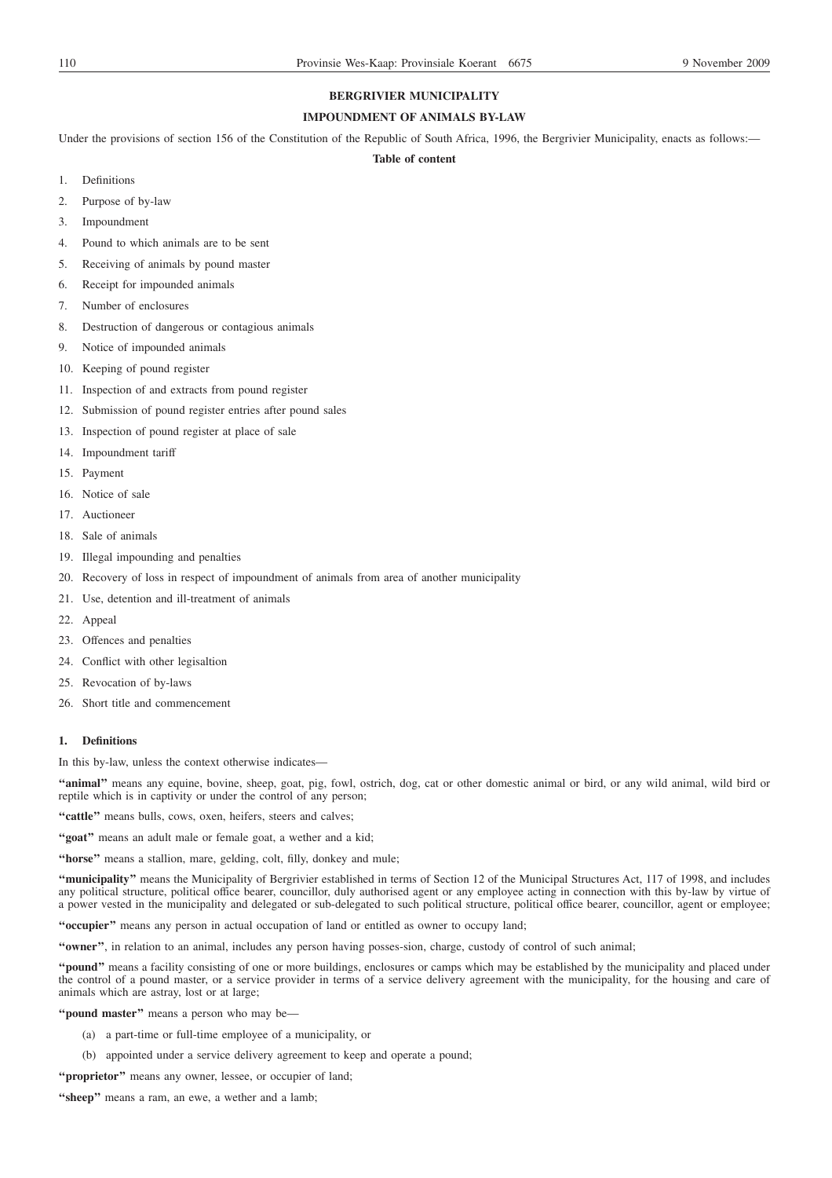**BERGRIVIER MUNICIPALITY**

**IMPOUNDMENT OF ANIMALS BY-LAW**

Under the provisions of section 156 of the Constitution of the Republic of South Africa, 1996, the Bergrivier Municipality, enacts as follows:—

**Table of content**

1. Definitions
2. Purpose of by-law
3. Impoundment
4. Pound to which animals are to be sent
5. Receiving of animals by pound master
6. Receipt for impounded animals
7. Number of enclosures
8. Destruction of dangerous or contagious animals
9. Notice of impounded animals
10. Keeping of pound register
11. Inspection of and extracts from pound register
12. Submission of pound register entries after pound sales
13. Inspection of pound register at place of sale
14. Impoundment tariff
15. Payment
16. Notice of sale
17. Auctioneer
18. Sale of animals
19. Illegal impounding and penalties
20. Recovery of loss in respect of impoundment of animals from area of another municipality
21. Use, detention and ill-treatment of animals
22. Appeal
23. Offences and penalties
24. Conflict with other legisaltion
25. Revocation of by-laws
26. Short title and commencement

**1. Definitions**

In this by-law, unless the context otherwise indicates—

**"animal"** means any equine, bovine, sheep, goat, pig, fowl, ostrich, dog, cat or other domestic animal or bird, or any wild animal, wild bird or reptile which is in captivity or under the control of any person;

**"cattle"** means bulls, cows, oxen, heifers, steers and calves;

**"goat"** means an adult male or female goat, a wether and a kid;

**"horse"** means a stallion, mare, gelding, colt, filly, donkey and mule;

**"municipality"** means the Municipality of Bergrivier established in terms of Section 12 of the Municipal Structures Act, 117 of 1998, and includes any political structure, political office bearer, councillor, duly authorised agent or any employee acting in connection with this by-law by virtue of a power vested in the municipality and delegated or sub-delegated to such political structure, political office bearer, councillor, agent or employee;

**"occupier"** means any person in actual occupation of land or entitled as owner to occupy land;

**"owner"**, in relation to an animal, includes any person having posses-sion, charge, custody of control of such animal;

**"pound"** means a facility consisting of one or more buildings, enclosures or camps which may be established by the municipality and placed under the control of a pound master, or a service provider in terms of a service delivery agreement with the municipality, for the housing and care of animals which are astray, lost or at large;

**"pound master"** means a person who may be—

(a) a part-time or full-time employee of a municipality, or

(b) appointed under a service delivery agreement to keep and operate a pound;

**"proprietor"** means any owner, lessee, or occupier of land;

**"sheep"** means a ram, an ewe, a wether and a lamb;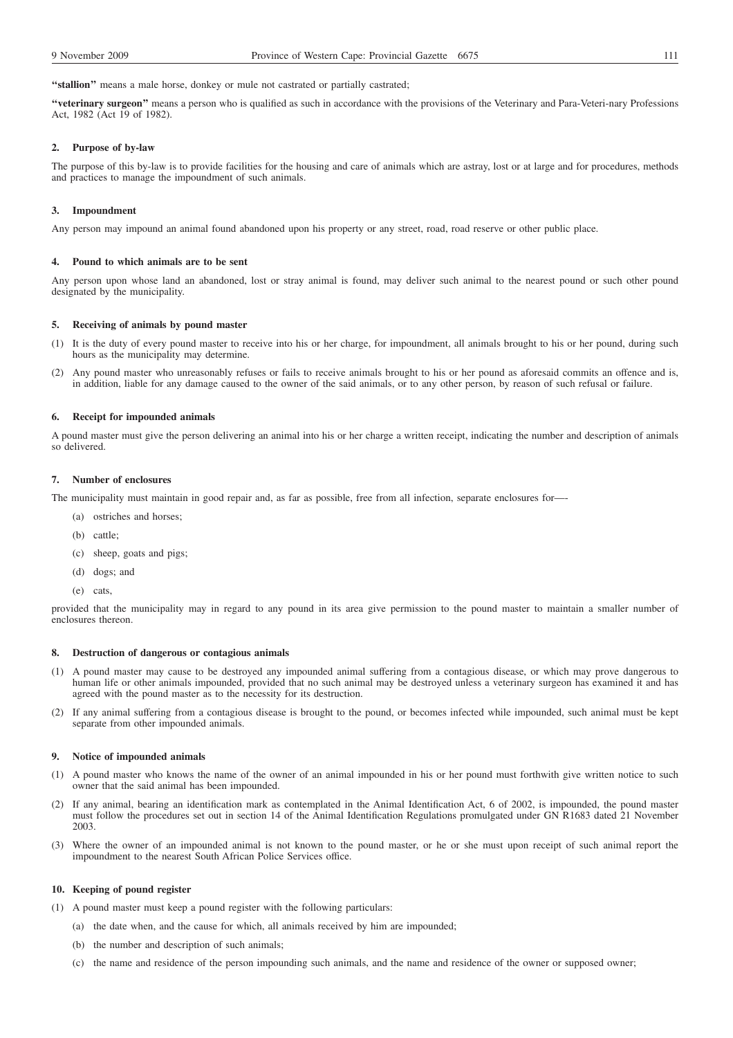**"stallion"** means a male horse, donkey or mule not castrated or partially castrated;

**"veterinary surgeon"** means a person who is qualified as such in accordance with the provisions of the Veterinary and Para-Veteri-nary Professions Act, 1982 (Act 19 of 1982).

### 2. Purpose of by-law

The purpose of this by-law is to provide facilities for the housing and care of animals which are astray, lost or at large and for procedures, methods and practices to manage the impoundment of such animals.

### 3. Impoundment

Any person may impound an animal found abandoned upon his property or any street, road, road reserve or other public place.

### 4. Pound to which animals are to be sent

Any person upon whose land an abandoned, lost or stray animal is found, may deliver such animal to the nearest pound or such other pound designated by the municipality.

### 5. Receiving of animals by pound master

(1) It is the duty of every pound master to receive into his or her charge, for impoundment, all animals brought to his or her pound, during such hours as the municipality may determine.

(2) Any pound master who unreasonably refuses or fails to receive animals brought to his or her pound as aforesaid commits an offence and is, in addition, liable for any damage caused to the owner of the said animals, or to any other person, by reason of such refusal or failure.

### 6. Receipt for impounded animals

A pound master must give the person delivering an animal into his or her charge a written receipt, indicating the number and description of animals so delivered.

### 7. Number of enclosures

The municipality must maintain in good repair and, as far as possible, free from all infection, separate enclosures for—-

(a) ostriches and horses;

(b) cattle;

(c) sheep, goats and pigs;

(d) dogs; and

(e) cats,

provided that the municipality may in regard to any pound in its area give permission to the pound master to maintain a smaller number of enclosures thereon.

### 8. Destruction of dangerous or contagious animals

(1) A pound master may cause to be destroyed any impounded animal suffering from a contagious disease, or which may prove dangerous to human life or other animals impounded, provided that no such animal may be destroyed unless a veterinary surgeon has examined it and has agreed with the pound master as to the necessity for its destruction.

(2) If any animal suffering from a contagious disease is brought to the pound, or becomes infected while impounded, such animal must be kept separate from other impounded animals.

### 9. Notice of impounded animals

(1) A pound master who knows the name of the owner of an animal impounded in his or her pound must forthwith give written notice to such owner that the said animal has been impounded.

(2) If any animal, bearing an identification mark as contemplated in the Animal Identification Act, 6 of 2002, is impounded, the pound master must follow the procedures set out in section 14 of the Animal Identification Regulations promulgated under GN R1683 dated 21 November 2003.

(3) Where the owner of an impounded animal is not known to the pound master, or he or she must upon receipt of such animal report the impoundment to the nearest South African Police Services office.

### 10. Keeping of pound register

(1) A pound master must keep a pound register with the following particulars:

(a) the date when, and the cause for which, all animals received by him are impounded;

(b) the number and description of such animals;

(c) the name and residence of the person impounding such animals, and the name and residence of the owner or supposed owner;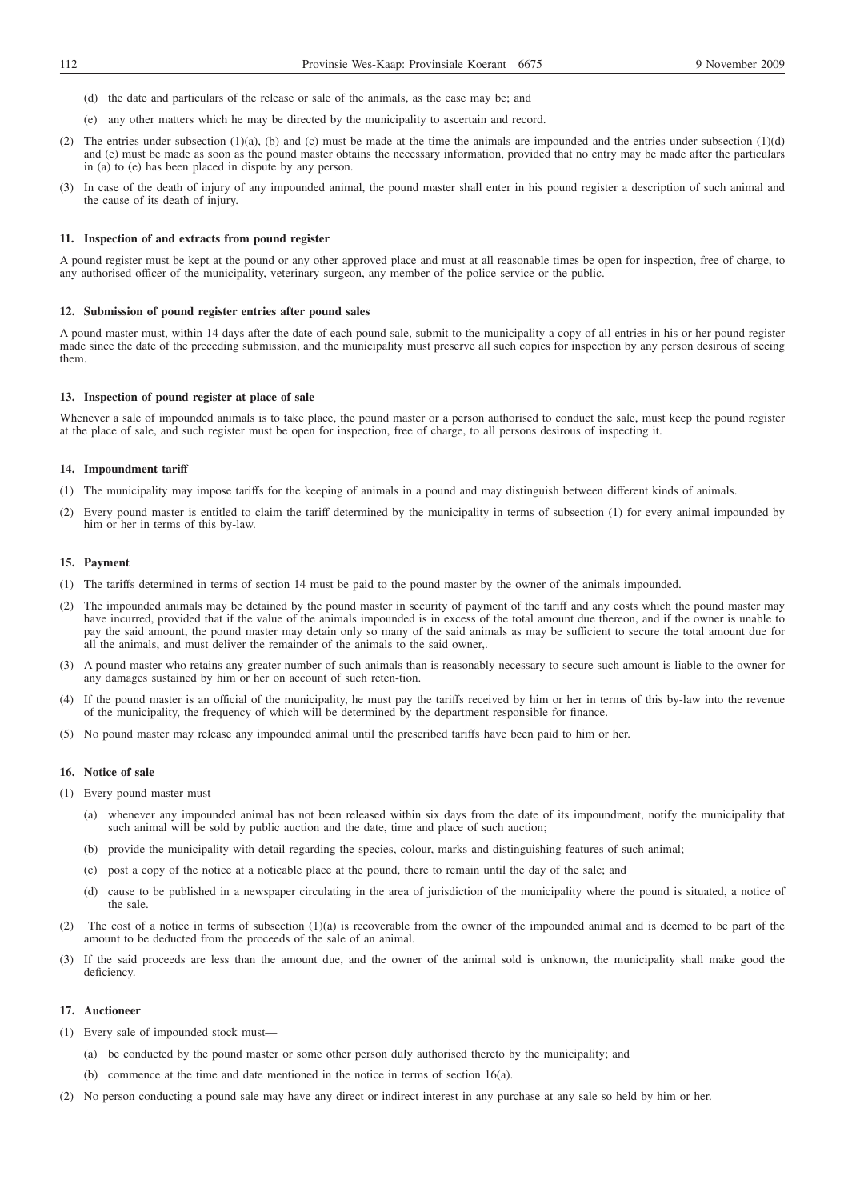(d) the date and particulars of the release or sale of the animals, as the case may be; and

(e) any other matters which he may be directed by the municipality to ascertain and record.

(2) The entries under subsection (1)(a), (b) and (c) must be made at the time the animals are impounded and the entries under subsection (1)(d) and (e) must be made as soon as the pound master obtains the necessary information, provided that no entry may be made after the particulars in (a) to (e) has been placed in dispute by any person.

(3) In case of the death of injury of any impounded animal, the pound master shall enter in his pound register a description of such animal and the cause of its death of injury.

**11. Inspection of and extracts from pound register**

A pound register must be kept at the pound or any other approved place and must at all reasonable times be open for inspection, free of charge, to any authorised officer of the municipality, veterinary surgeon, any member of the police service or the public.

**12. Submission of pound register entries after pound sales**

A pound master must, within 14 days after the date of each pound sale, submit to the municipality a copy of all entries in his or her pound register made since the date of the preceding submission, and the municipality must preserve all such copies for inspection by any person desirous of seeing them.

**13. Inspection of pound register at place of sale**

Whenever a sale of impounded animals is to take place, the pound master or a person authorised to conduct the sale, must keep the pound register at the place of sale, and such register must be open for inspection, free of charge, to all persons desirous of inspecting it.

**14. Impoundment tariff**

(1) The municipality may impose tariffs for the keeping of animals in a pound and may distinguish between different kinds of animals.

(2) Every pound master is entitled to claim the tariff determined by the municipality in terms of subsection (1) for every animal impounded by him or her in terms of this by-law.

**15. Payment**

(1) The tariffs determined in terms of section 14 must be paid to the pound master by the owner of the animals impounded.

(2) The impounded animals may be detained by the pound master in security of payment of the tariff and any costs which the pound master may have incurred, provided that if the value of the animals impounded is in excess of the total amount due thereon, and if the owner is unable to pay the said amount, the pound master may detain only so many of the said animals as may be sufficient to secure the total amount due for all the animals, and must deliver the remainder of the animals to the said owner,.

(3) A pound master who retains any greater number of such animals than is reasonably necessary to secure such amount is liable to the owner for any damages sustained by him or her on account of such reten-tion.

(4) If the pound master is an official of the municipality, he must pay the tariffs received by him or her in terms of this by-law into the revenue of the municipality, the frequency of which will be determined by the department responsible for finance.

(5) No pound master may release any impounded animal until the prescribed tariffs have been paid to him or her.

**16. Notice of sale**

(1) Every pound master must—

(a) whenever any impounded animal has not been released within six days from the date of its impoundment, notify the municipality that such animal will be sold by public auction and the date, time and place of such auction;

(b) provide the municipality with detail regarding the species, colour, marks and distinguishing features of such animal;

(c) post a copy of the notice at a noticable place at the pound, there to remain until the day of the sale; and

(d) cause to be published in a newspaper circulating in the area of jurisdiction of the municipality where the pound is situated, a notice of the sale.

(2) The cost of a notice in terms of subsection (1)(a) is recoverable from the owner of the impounded animal and is deemed to be part of the amount to be deducted from the proceeds of the sale of an animal.

(3) If the said proceeds are less than the amount due, and the owner of the animal sold is unknown, the municipality shall make good the deficiency.

**17. Auctioneer**

(1) Every sale of impounded stock must—

(a) be conducted by the pound master or some other person duly authorised thereto by the municipality; and

(b) commence at the time and date mentioned in the notice in terms of section 16(a).

(2) No person conducting a pound sale may have any direct or indirect interest in any purchase at any sale so held by him or her.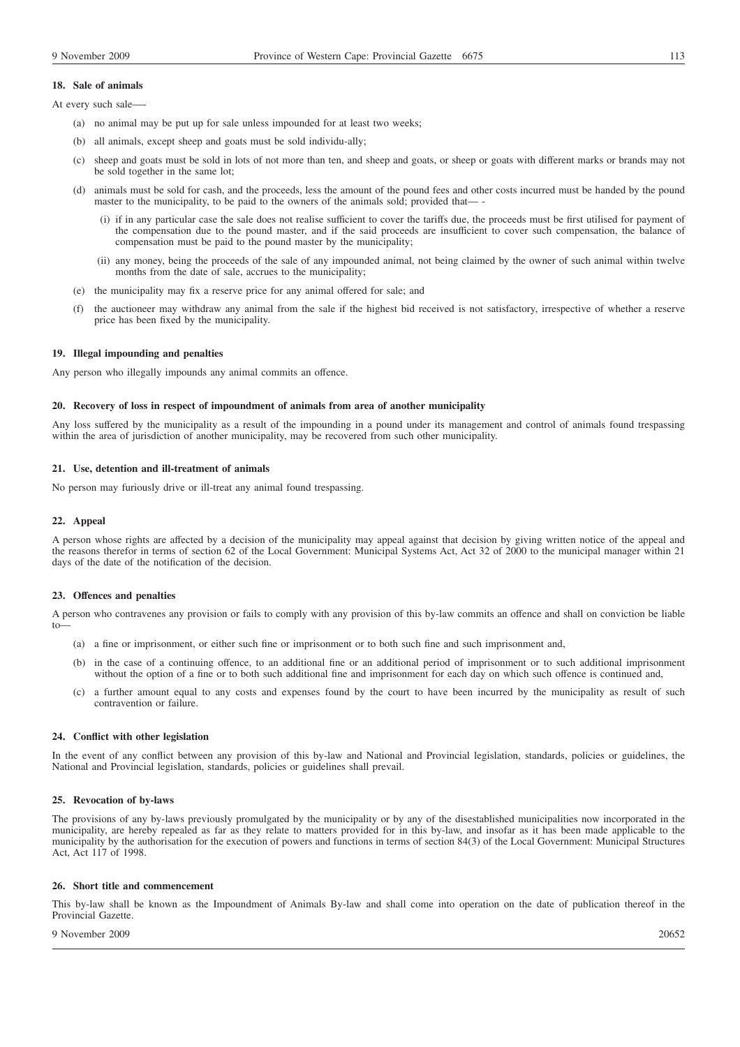#### 18. Sale of animals

At every such sale—-

(a) no animal may be put up for sale unless impounded for at least two weeks;

(b) all animals, except sheep and goats must be sold individu-ally;

(c) sheep and goats must be sold in lots of not more than ten, and sheep and goats, or sheep or goats with different marks or brands may not be sold together in the same lot;

(d) animals must be sold for cash, and the proceeds, less the amount of the pound fees and other costs incurred must be handed by the pound master to the municipality, to be paid to the owners of the animals sold; provided that— -

(i) if in any particular case the sale does not realise sufficient to cover the tariffs due, the proceeds must be first utilised for payment of the compensation due to the pound master, and if the said proceeds are insufficient to cover such compensation, the balance of compensation must be paid to the pound master by the municipality;

(ii) any money, being the proceeds of the sale of any impounded animal, not being claimed by the owner of such animal within twelve months from the date of sale, accrues to the municipality;

(e) the municipality may fix a reserve price for any animal offered for sale; and

(f) the auctioneer may withdraw any animal from the sale if the highest bid received is not satisfactory, irrespective of whether a reserve price has been fixed by the municipality.

#### 19. Illegal impounding and penalties

Any person who illegally impounds any animal commits an offence.

#### 20. Recovery of loss in respect of impoundment of animals from area of another municipality

Any loss suffered by the municipality as a result of the impounding in a pound under its management and control of animals found trespassing within the area of jurisdiction of another municipality, may be recovered from such other municipality.

#### 21. Use, detention and ill-treatment of animals

No person may furiously drive or ill-treat any animal found trespassing.

#### 22. Appeal

A person whose rights are affected by a decision of the municipality may appeal against that decision by giving written notice of the appeal and the reasons therefor in terms of section 62 of the Local Government: Municipal Systems Act, Act 32 of 2000 to the municipal manager within 21 days of the date of the notification of the decision.

#### 23. Offences and penalties

A person who contravenes any provision or fails to comply with any provision of this by-law commits an offence and shall on conviction be liable to—

(a) a fine or imprisonment, or either such fine or imprisonment or to both such fine and such imprisonment and,

(b) in the case of a continuing offence, to an additional fine or an additional period of imprisonment or to such additional imprisonment without the option of a fine or to both such additional fine and imprisonment for each day on which such offence is continued and,

(c) a further amount equal to any costs and expenses found by the court to have been incurred by the municipality as result of such contravention or failure.

#### 24. Conflict with other legislation

In the event of any conflict between any provision of this by-law and National and Provincial legislation, standards, policies or guidelines, the National and Provincial legislation, standards, policies or guidelines shall prevail.

#### 25. Revocation of by-laws

The provisions of any by-laws previously promulgated by the municipality or by any of the disestablished municipalities now incorporated in the municipality, are hereby repealed as far as they relate to matters provided for in this by-law, and insofar as it has been made applicable to the municipality by the authorisation for the execution of powers and functions in terms of section 84(3) of the Local Government: Municipal Structures Act, Act 117 of 1998.

#### 26. Short title and commencement

This by-law shall be known as the Impoundment of Animals By-law and shall come into operation on the date of publication thereof in the Provincial Gazette.

9 November 2009 20652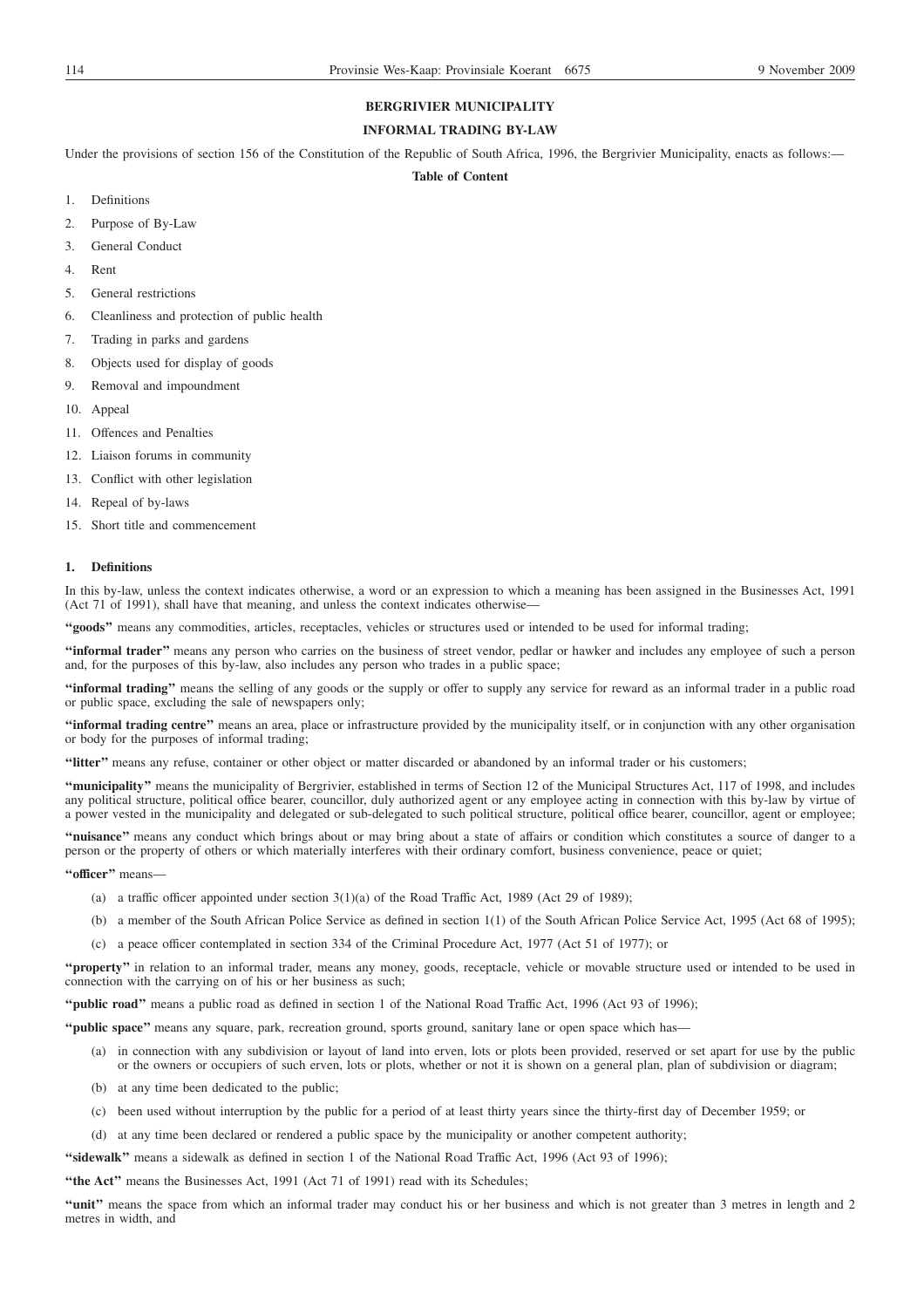## BERGRIVIER MUNICIPALITY

## INFORMAL TRADING BY-LAW

Under the provisions of section 156 of the Constitution of the Republic of South Africa, 1996, the Bergrivier Municipality, enacts as follows:—

**Table of Content**

1. Definitions
2. Purpose of By-Law
3. General Conduct
4. Rent
5. General restrictions
6. Cleanliness and protection of public health
7. Trading in parks and gardens
8. Objects used for display of goods
9. Removal and impoundment
10. Appeal
11. Offences and Penalties
12. Liaison forums in community
13. Conflict with other legislation
14. Repeal of by-laws
15. Short title and commencement

### 1. Definitions

In this by-law, unless the context indicates otherwise, a word or an expression to which a meaning has been assigned in the Businesses Act, 1991 (Act 71 of 1991), shall have that meaning, and unless the context indicates otherwise—

**"goods"** means any commodities, articles, receptacles, vehicles or structures used or intended to be used for informal trading;

**"informal trader"** means any person who carries on the business of street vendor, pedlar or hawker and includes any employee of such a person and, for the purposes of this by-law, also includes any person who trades in a public space;

**"informal trading"** means the selling of any goods or the supply or offer to supply any service for reward as an informal trader in a public road or public space, excluding the sale of newspapers only;

**"informal trading centre"** means an area, place or infrastructure provided by the municipality itself, or in conjunction with any other organisation or body for the purposes of informal trading;

**"litter"** means any refuse, container or other object or matter discarded or abandoned by an informal trader or his customers;

**"municipality"** means the municipality of Bergrivier, established in terms of Section 12 of the Municipal Structures Act, 117 of 1998, and includes any political structure, political office bearer, councillor, duly authorized agent or any employee acting in connection with this by-law by virtue of a power vested in the municipality and delegated or sub-delegated to such political structure, political office bearer, councillor, agent or employee;

**"nuisance"** means any conduct which brings about or may bring about a state of affairs or condition which constitutes a source of danger to a person or the property of others or which materially interferes with their ordinary comfort, business convenience, peace or quiet;

**"officer"** means—

(a) a traffic officer appointed under section 3(1)(a) of the Road Traffic Act, 1989 (Act 29 of 1989);

(b) a member of the South African Police Service as defined in section 1(1) of the South African Police Service Act, 1995 (Act 68 of 1995);

(c) a peace officer contemplated in section 334 of the Criminal Procedure Act, 1977 (Act 51 of 1977); or

**"property"** in relation to an informal trader, means any money, goods, receptacle, vehicle or movable structure used or intended to be used in connection with the carrying on of his or her business as such;

**"public road"** means a public road as defined in section 1 of the National Road Traffic Act, 1996 (Act 93 of 1996);

**"public space"** means any square, park, recreation ground, sports ground, sanitary lane or open space which has—

(a) in connection with any subdivision or layout of land into erven, lots or plots been provided, reserved or set apart for use by the public or the owners or occupiers of such erven, lots or plots, whether or not it is shown on a general plan, plan of subdivision or diagram;

(b) at any time been dedicated to the public;

(c) been used without interruption by the public for a period of at least thirty years since the thirty-first day of December 1959; or

(d) at any time been declared or rendered a public space by the municipality or another competent authority;

**"sidewalk"** means a sidewalk as defined in section 1 of the National Road Traffic Act, 1996 (Act 93 of 1996);

**"the Act"** means the Businesses Act, 1991 (Act 71 of 1991) read with its Schedules;

**"unit"** means the space from which an informal trader may conduct his or her business and which is not greater than 3 metres in length and 2 metres in width, and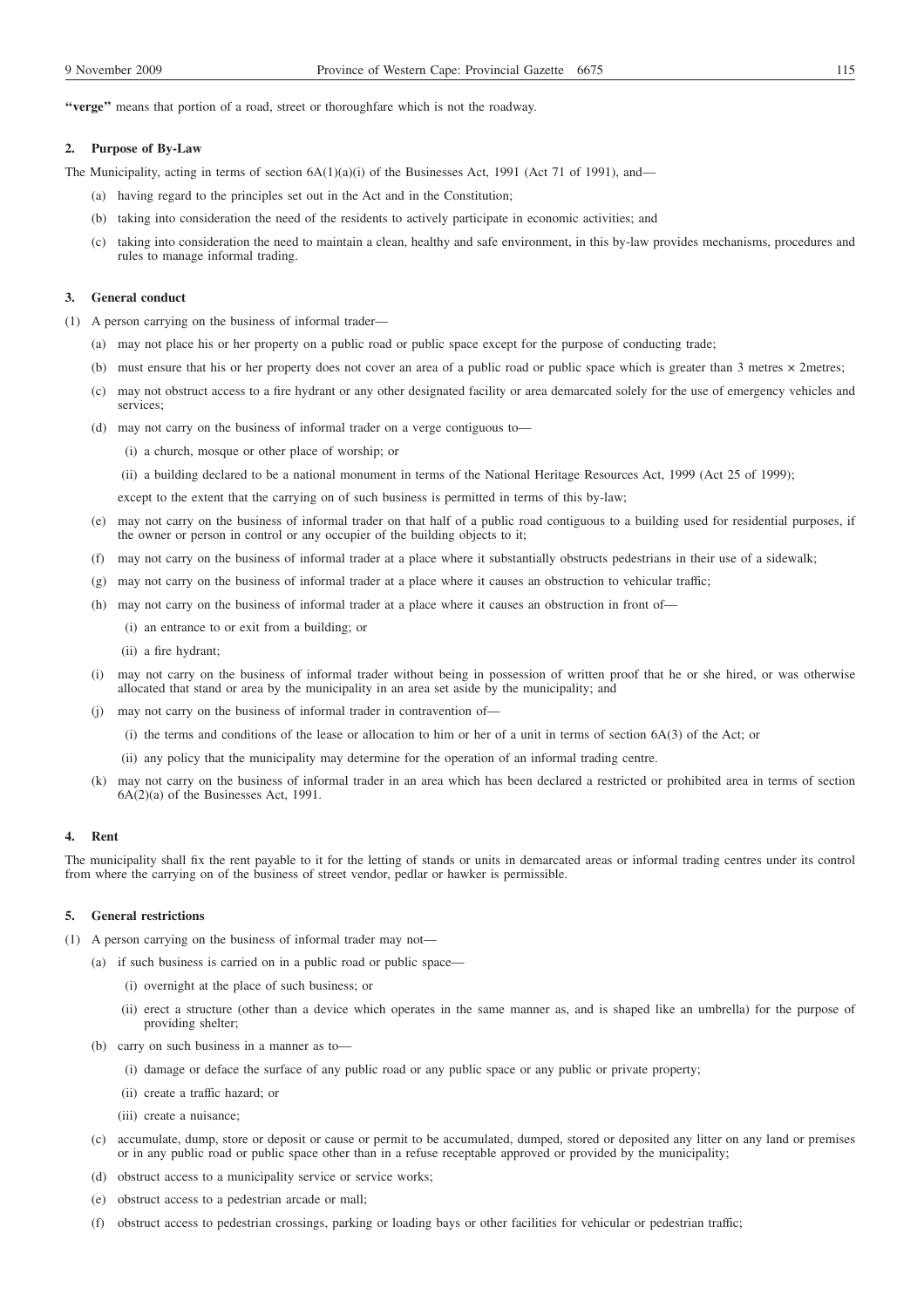**"verge"** means that portion of a road, street or thoroughfare which is not the roadway.

### 2. Purpose of By-Law

The Municipality, acting in terms of section 6A(1)(a)(i) of the Businesses Act, 1991 (Act 71 of 1991), and—

(a) having regard to the principles set out in the Act and in the Constitution;

(b) taking into consideration the need of the residents to actively participate in economic activities; and

(c) taking into consideration the need to maintain a clean, healthy and safe environment, in this by-law provides mechanisms, procedures and rules to manage informal trading.

### 3. General conduct

(1) A person carrying on the business of informal trader—

(a) may not place his or her property on a public road or public space except for the purpose of conducting trade;

(b) must ensure that his or her property does not cover an area of a public road or public space which is greater than 3 metres × 2metres;

(c) may not obstruct access to a fire hydrant or any other designated facility or area demarcated solely for the use of emergency vehicles and services;

(d) may not carry on the business of informal trader on a verge contiguous to—

(i) a church, mosque or other place of worship; or

(ii) a building declared to be a national monument in terms of the National Heritage Resources Act, 1999 (Act 25 of 1999);

except to the extent that the carrying on of such business is permitted in terms of this by-law;

(e) may not carry on the business of informal trader on that half of a public road contiguous to a building used for residential purposes, if the owner or person in control or any occupier of the building objects to it;

(f) may not carry on the business of informal trader at a place where it substantially obstructs pedestrians in their use of a sidewalk;

(g) may not carry on the business of informal trader at a place where it causes an obstruction to vehicular traffic;

(h) may not carry on the business of informal trader at a place where it causes an obstruction in front of—

(i) an entrance to or exit from a building; or

(ii) a fire hydrant;

(i) may not carry on the business of informal trader without being in possession of written proof that he or she hired, or was otherwise allocated that stand or area by the municipality in an area set aside by the municipality; and

(j) may not carry on the business of informal trader in contravention of—

(i) the terms and conditions of the lease or allocation to him or her of a unit in terms of section 6A(3) of the Act; or

(ii) any policy that the municipality may determine for the operation of an informal trading centre.

(k) may not carry on the business of informal trader in an area which has been declared a restricted or prohibited area in terms of section 6A(2)(a) of the Businesses Act, 1991.

### 4. Rent

The municipality shall fix the rent payable to it for the letting of stands or units in demarcated areas or informal trading centres under its control from where the carrying on of the business of street vendor, pedlar or hawker is permissible.

### 5. General restrictions

(1) A person carrying on the business of informal trader may not—

(a) if such business is carried on in a public road or public space—

(i) overnight at the place of such business; or

(ii) erect a structure (other than a device which operates in the same manner as, and is shaped like an umbrella) for the purpose of providing shelter;

(b) carry on such business in a manner as to—

(i) damage or deface the surface of any public road or any public space or any public or private property;

(ii) create a traffic hazard; or

(iii) create a nuisance;

(c) accumulate, dump, store or deposit or cause or permit to be accumulated, dumped, stored or deposited any litter on any land or premises or in any public road or public space other than in a refuse receptable approved or provided by the municipality;

(d) obstruct access to a municipality service or service works;

(e) obstruct access to a pedestrian arcade or mall;

(f) obstruct access to pedestrian crossings, parking or loading bays or other facilities for vehicular or pedestrian traffic;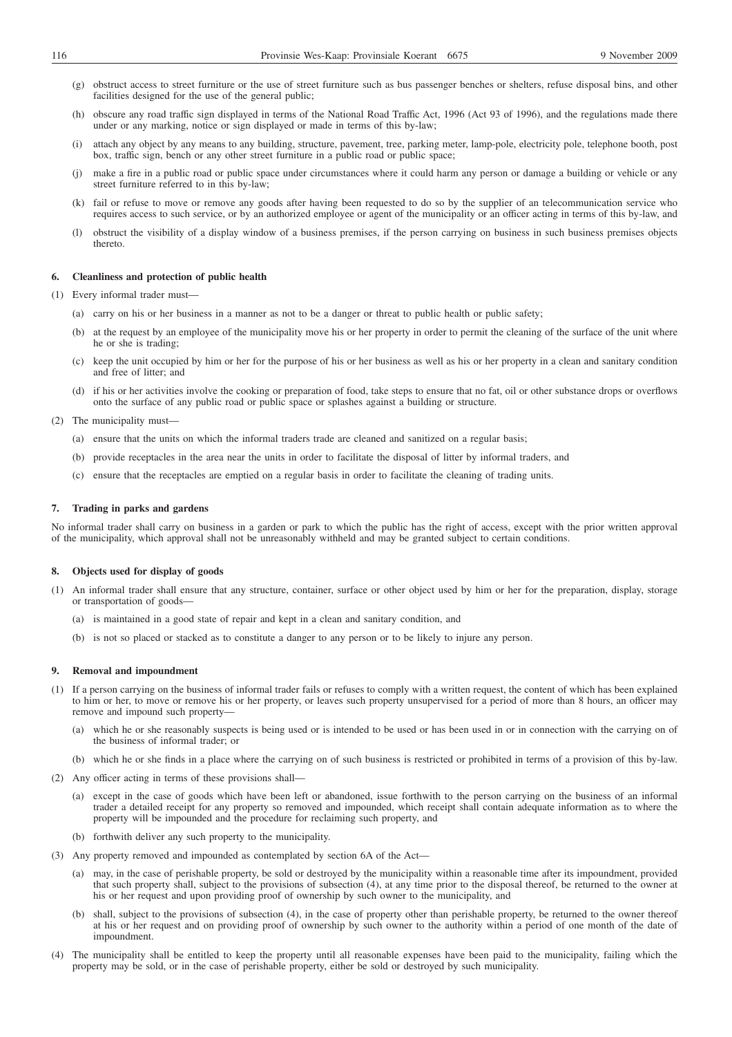(g) obstruct access to street furniture or the use of street furniture such as bus passenger benches or shelters, refuse disposal bins, and other facilities designed for the use of the general public;

(h) obscure any road traffic sign displayed in terms of the National Road Traffic Act, 1996 (Act 93 of 1996), and the regulations made there under or any marking, notice or sign displayed or made in terms of this by-law;

(i) attach any object by any means to any building, structure, pavement, tree, parking meter, lamp-pole, electricity pole, telephone booth, post box, traffic sign, bench or any other street furniture in a public road or public space;

(j) make a fire in a public road or public space under circumstances where it could harm any person or damage a building or vehicle or any street furniture referred to in this by-law;

(k) fail or refuse to move or remove any goods after having been requested to do so by the supplier of an telecommunication service who requires access to such service, or by an authorized employee or agent of the municipality or an officer acting in terms of this by-law, and

(l) obstruct the visibility of a display window of a business premises, if the person carrying on business in such business premises objects thereto.

### 6. Cleanliness and protection of public health

(1) Every informal trader must—

(a) carry on his or her business in a manner as not to be a danger or threat to public health or public safety;

(b) at the request by an employee of the municipality move his or her property in order to permit the cleaning of the surface of the unit where he or she is trading;

(c) keep the unit occupied by him or her for the purpose of his or her business as well as his or her property in a clean and sanitary condition and free of litter; and

(d) if his or her activities involve the cooking or preparation of food, take steps to ensure that no fat, oil or other substance drops or overflows onto the surface of any public road or public space or splashes against a building or structure.

(2) The municipality must—

(a) ensure that the units on which the informal traders trade are cleaned and sanitized on a regular basis;

(b) provide receptacles in the area near the units in order to facilitate the disposal of litter by informal traders, and

(c) ensure that the receptacles are emptied on a regular basis in order to facilitate the cleaning of trading units.

### 7. Trading in parks and gardens

No informal trader shall carry on business in a garden or park to which the public has the right of access, except with the prior written approval of the municipality, which approval shall not be unreasonably withheld and may be granted subject to certain conditions.

### 8. Objects used for display of goods

(1) An informal trader shall ensure that any structure, container, surface or other object used by him or her for the preparation, display, storage or transportation of goods—

(a) is maintained in a good state of repair and kept in a clean and sanitary condition, and

(b) is not so placed or stacked as to constitute a danger to any person or to be likely to injure any person.

### 9. Removal and impoundment

(1) If a person carrying on the business of informal trader fails or refuses to comply with a written request, the content of which has been explained to him or her, to move or remove his or her property, or leaves such property unsupervised for a period of more than 8 hours, an officer may remove and impound such property—

(a) which he or she reasonably suspects is being used or is intended to be used or has been used in or in connection with the carrying on of the business of informal trader; or

(b) which he or she finds in a place where the carrying on of such business is restricted or prohibited in terms of a provision of this by-law.

(2) Any officer acting in terms of these provisions shall—

(a) except in the case of goods which have been left or abandoned, issue forthwith to the person carrying on the business of an informal trader a detailed receipt for any property so removed and impounded, which receipt shall contain adequate information as to where the property will be impounded and the procedure for reclaiming such property, and

(b) forthwith deliver any such property to the municipality.

(3) Any property removed and impounded as contemplated by section 6A of the Act—

(a) may, in the case of perishable property, be sold or destroyed by the municipality within a reasonable time after its impoundment, provided that such property shall, subject to the provisions of subsection (4), at any time prior to the disposal thereof, be returned to the owner at his or her request and upon providing proof of ownership by such owner to the municipality, and

(b) shall, subject to the provisions of subsection (4), in the case of property other than perishable property, be returned to the owner thereof at his or her request and on providing proof of ownership by such owner to the authority within a period of one month of the date of impoundment.

(4) The municipality shall be entitled to keep the property until all reasonable expenses have been paid to the municipality, failing which the property may be sold, or in the case of perishable property, either be sold or destroyed by such municipality.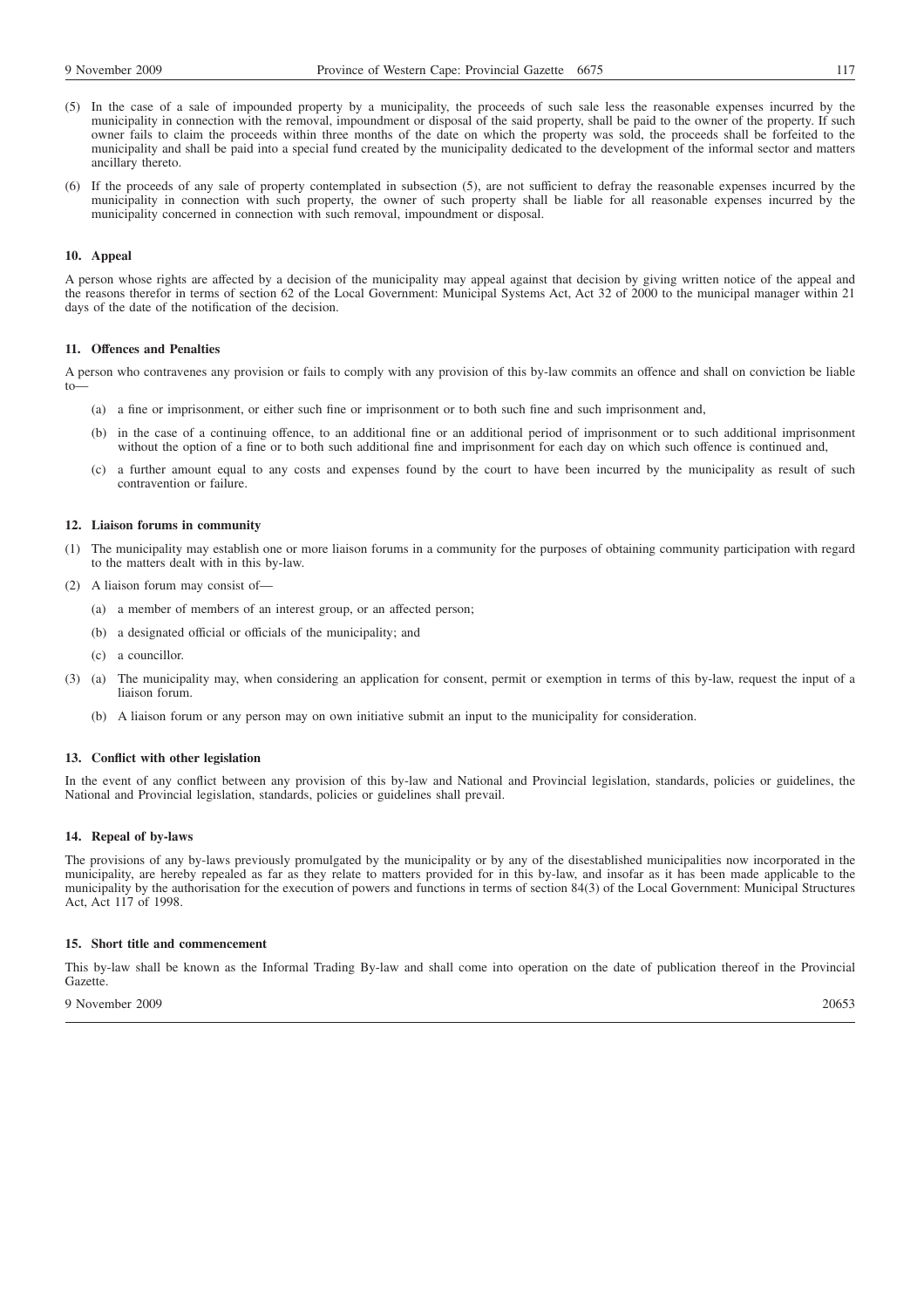(5) In the case of a sale of impounded property by a municipality, the proceeds of such sale less the reasonable expenses incurred by the municipality in connection with the removal, impoundment or disposal of the said property, shall be paid to the owner of the property. If such owner fails to claim the proceeds within three months of the date on which the property was sold, the proceeds shall be forfeited to the municipality and shall be paid into a special fund created by the municipality dedicated to the development of the informal sector and matters ancillary thereto.

(6) If the proceeds of any sale of property contemplated in subsection (5), are not sufficient to defray the reasonable expenses incurred by the municipality in connection with such property, the owner of such property shall be liable for all reasonable expenses incurred by the municipality concerned in connection with such removal, impoundment or disposal.

**10. Appeal**

A person whose rights are affected by a decision of the municipality may appeal against that decision by giving written notice of the appeal and the reasons therefor in terms of section 62 of the Local Government: Municipal Systems Act, Act 32 of 2000 to the municipal manager within 21 days of the date of the notification of the decision.

**11. Offences and Penalties**

A person who contravenes any provision or fails to comply with any provision of this by-law commits an offence and shall on conviction be liable to—

(a) a fine or imprisonment, or either such fine or imprisonment or to both such fine and such imprisonment and,

(b) in the case of a continuing offence, to an additional fine or an additional period of imprisonment or to such additional imprisonment without the option of a fine or to both such additional fine and imprisonment for each day on which such offence is continued and,

(c) a further amount equal to any costs and expenses found by the court to have been incurred by the municipality as result of such contravention or failure.

**12. Liaison forums in community**

(1) The municipality may establish one or more liaison forums in a community for the purposes of obtaining community participation with regard to the matters dealt with in this by-law.

(2) A liaison forum may consist of—

(a) a member of members of an interest group, or an affected person;

(b) a designated official or officials of the municipality; and

(c) a councillor.

(3) (a) The municipality may, when considering an application for consent, permit or exemption in terms of this by-law, request the input of a liaison forum.

(b) A liaison forum or any person may on own initiative submit an input to the municipality for consideration.

**13. Conflict with other legislation**

In the event of any conflict between any provision of this by-law and National and Provincial legislation, standards, policies or guidelines, the National and Provincial legislation, standards, policies or guidelines shall prevail.

**14. Repeal of by-laws**

The provisions of any by-laws previously promulgated by the municipality or by any of the disestablished municipalities now incorporated in the municipality, are hereby repealed as far as they relate to matters provided for in this by-law, and insofar as it has been made applicable to the municipality by the authorisation for the execution of powers and functions in terms of section 84(3) of the Local Government: Municipal Structures Act, Act 117 of 1998.

**15. Short title and commencement**

This by-law shall be known as the Informal Trading By-law and shall come into operation on the date of publication thereof in the Provincial Gazette.

9 November 2009 20653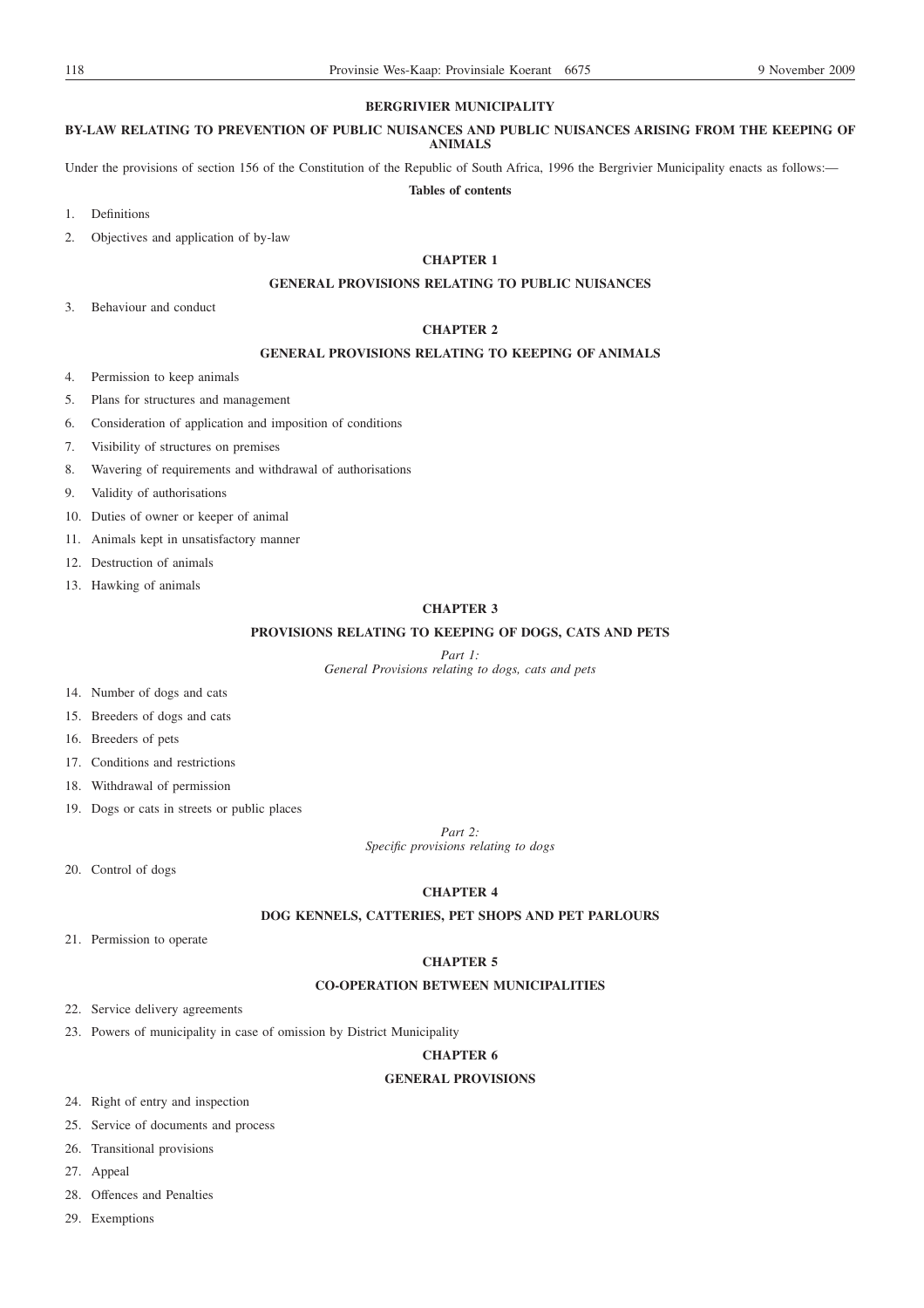## BERGRIVIER MUNICIPALITY

### BY-LAW RELATING TO PREVENTION OF PUBLIC NUISANCES AND PUBLIC NUISANCES ARISING FROM THE KEEPING OF ANIMALS

Under the provisions of section 156 of the Constitution of the Republic of South Africa, 1996 the Bergrivier Municipality enacts as follows:—

**Tables of contents**

1. Definitions
2. Objectives and application of by-law

**CHAPTER 1**

**GENERAL PROVISIONS RELATING TO PUBLIC NUISANCES**

3. Behaviour and conduct

**CHAPTER 2**

**GENERAL PROVISIONS RELATING TO KEEPING OF ANIMALS**

4. Permission to keep animals
5. Plans for structures and management
6. Consideration of application and imposition of conditions
7. Visibility of structures on premises
8. Wavering of requirements and withdrawal of authorisations
9. Validity of authorisations
10. Duties of owner or keeper of animal
11. Animals kept in unsatisfactory manner
12. Destruction of animals
13. Hawking of animals

**CHAPTER 3**

**PROVISIONS RELATING TO KEEPING OF DOGS, CATS AND PETS**

*Part 1:*
*General Provisions relating to dogs, cats and pets*

14. Number of dogs and cats
15. Breeders of dogs and cats
16. Breeders of pets
17. Conditions and restrictions
18. Withdrawal of permission
19. Dogs or cats in streets or public places

*Part 2:*
*Specific provisions relating to dogs*

20. Control of dogs

**CHAPTER 4**

**DOG KENNELS, CATTERIES, PET SHOPS AND PET PARLOURS**

21. Permission to operate

**CHAPTER 5**

**CO-OPERATION BETWEEN MUNICIPALITIES**

22. Service delivery agreements
23. Powers of municipality in case of omission by District Municipality

**CHAPTER 6**

**GENERAL PROVISIONS**

24. Right of entry and inspection
25. Service of documents and process
26. Transitional provisions
27. Appeal
28. Offences and Penalties
29. Exemptions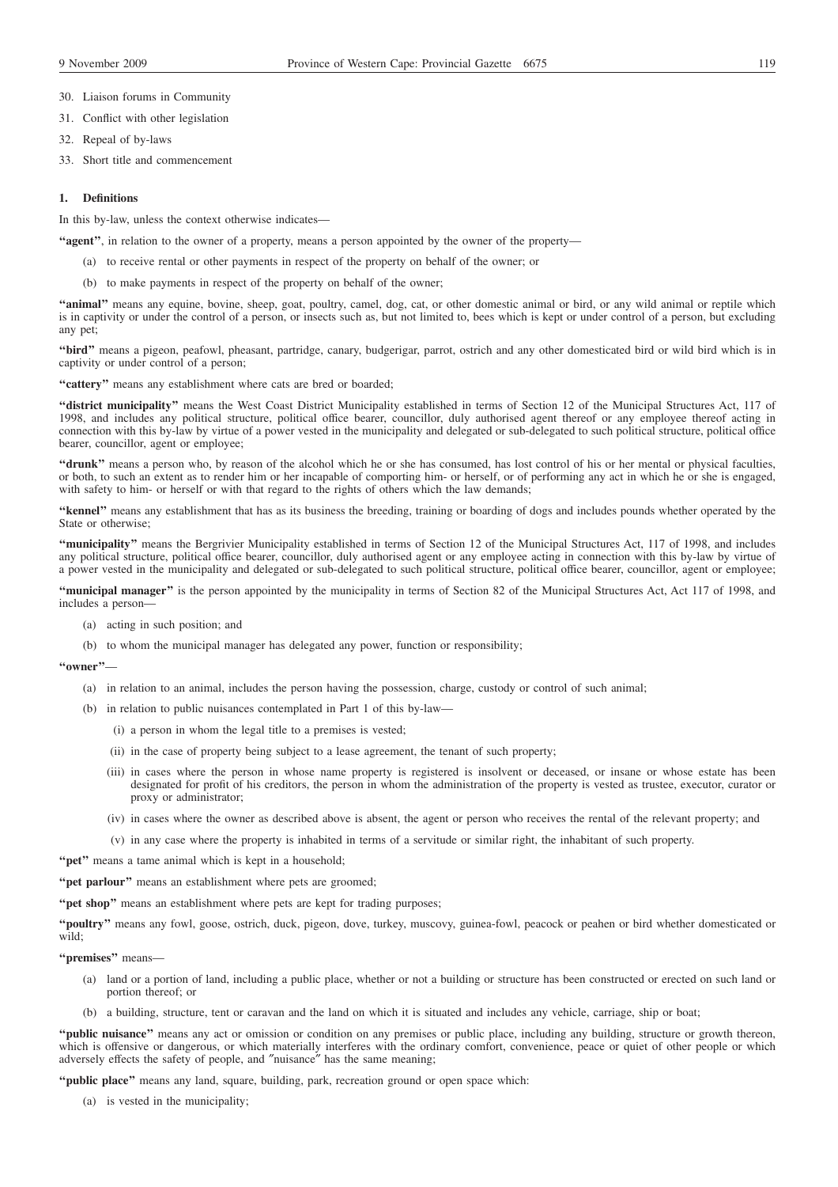30. Liaison forums in Community

31. Conflict with other legislation

32. Repeal of by-laws

33. Short title and commencement

**1. Definitions**

In this by-law, unless the context otherwise indicates—

**"agent"**, in relation to the owner of a property, means a person appointed by the owner of the property—

(a) to receive rental or other payments in respect of the property on behalf of the owner; or

(b) to make payments in respect of the property on behalf of the owner;

**"animal"** means any equine, bovine, sheep, goat, poultry, camel, dog, cat, or other domestic animal or bird, or any wild animal or reptile which is in captivity or under the control of a person, or insects such as, but not limited to, bees which is kept or under control of a person, but excluding any pet;

**"bird"** means a pigeon, peafowl, pheasant, partridge, canary, budgerigar, parrot, ostrich and any other domesticated bird or wild bird which is in captivity or under control of a person;

**"cattery"** means any establishment where cats are bred or boarded;

**"district municipality"** means the West Coast District Municipality established in terms of Section 12 of the Municipal Structures Act, 117 of 1998, and includes any political structure, political office bearer, councillor, duly authorised agent thereof or any employee thereof acting in connection with this by-law by virtue of a power vested in the municipality and delegated or sub-delegated to such political structure, political office bearer, councillor, agent or employee;

**"drunk"** means a person who, by reason of the alcohol which he or she has consumed, has lost control of his or her mental or physical faculties, or both, to such an extent as to render him or her incapable of comporting him- or herself, or of performing any act in which he or she is engaged, with safety to him- or herself or with that regard to the rights of others which the law demands;

**"kennel"** means any establishment that has as its business the breeding, training or boarding of dogs and includes pounds whether operated by the State or otherwise;

**"municipality"** means the Bergrivier Municipality established in terms of Section 12 of the Municipal Structures Act, 117 of 1998, and includes any political structure, political office bearer, councillor, duly authorised agent or any employee acting in connection with this by-law by virtue of a power vested in the municipality and delegated or sub-delegated to such political structure, political office bearer, councillor, agent or employee;

**"municipal manager"** is the person appointed by the municipality in terms of Section 82 of the Municipal Structures Act, Act 117 of 1998, and includes a person—

(a) acting in such position; and

(b) to whom the municipal manager has delegated any power, function or responsibility;

**"owner"**—

(a) in relation to an animal, includes the person having the possession, charge, custody or control of such animal;

(b) in relation to public nuisances contemplated in Part 1 of this by-law—

(i) a person in whom the legal title to a premises is vested;

(ii) in the case of property being subject to a lease agreement, the tenant of such property;

(iii) in cases where the person in whose name property is registered is insolvent or deceased, or insane or whose estate has been designated for profit of his creditors, the person in whom the administration of the property is vested as trustee, executor, curator or proxy or administrator;

(iv) in cases where the owner as described above is absent, the agent or person who receives the rental of the relevant property; and

(v) in any case where the property is inhabited in terms of a servitude or similar right, the inhabitant of such property.

**"pet"** means a tame animal which is kept in a household;

**"pet parlour"** means an establishment where pets are groomed;

**"pet shop"** means an establishment where pets are kept for trading purposes;

**"poultry"** means any fowl, goose, ostrich, duck, pigeon, dove, turkey, muscovy, guinea-fowl, peacock or peahen or bird whether domesticated or wild;

**"premises"** means—

(a) land or a portion of land, including a public place, whether or not a building or structure has been constructed or erected on such land or portion thereof; or

(b) a building, structure, tent or caravan and the land on which it is situated and includes any vehicle, carriage, ship or boat;

**"public nuisance"** means any act or omission or condition on any premises or public place, including any building, structure or growth thereon, which is offensive or dangerous, or which materially interferes with the ordinary comfort, convenience, peace or quiet of other people or which adversely effects the safety of people, and "nuisance" has the same meaning;

**"public place"** means any land, square, building, park, recreation ground or open space which:

(a) is vested in the municipality;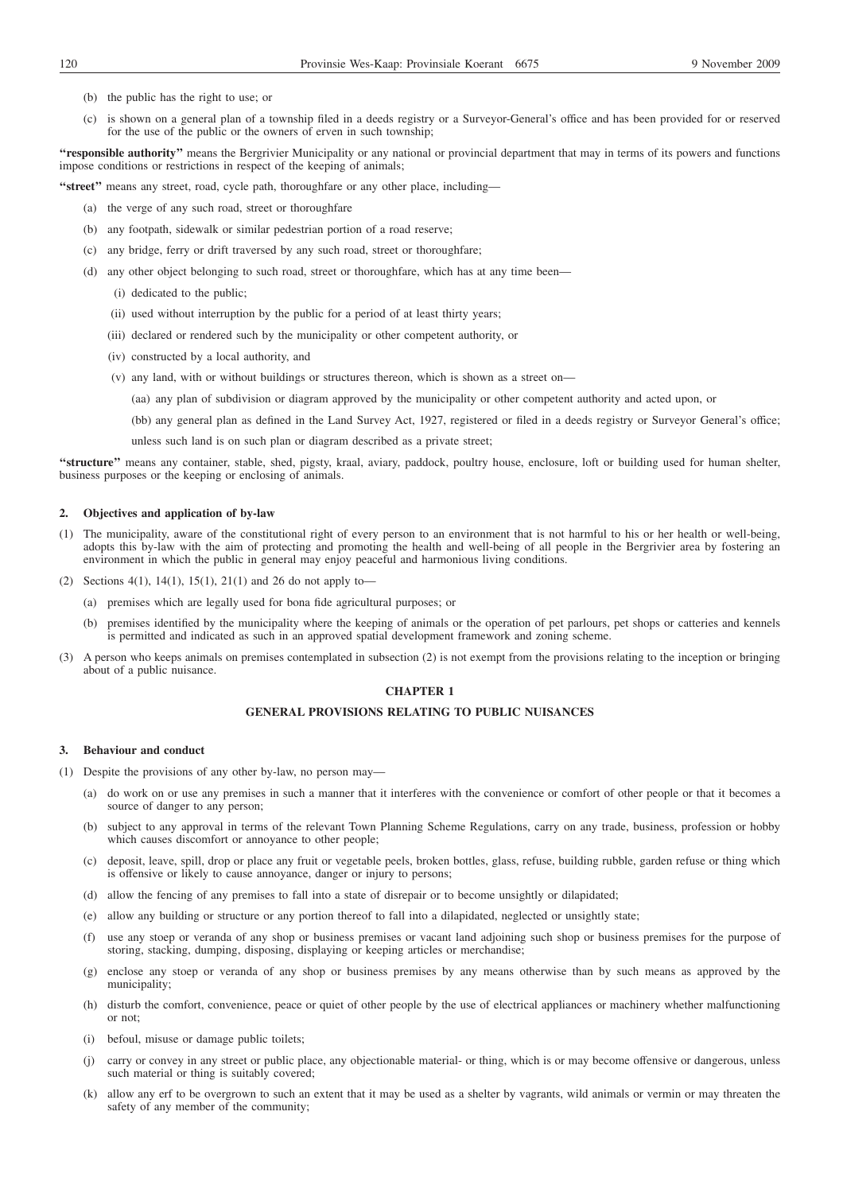(b) the public has the right to use; or

(c) is shown on a general plan of a township filed in a deeds registry or a Surveyor-General's office and has been provided for or reserved for the use of the public or the owners of erven in such township;

**"responsible authority"** means the Bergrivier Municipality or any national or provincial department that may in terms of its powers and functions impose conditions or restrictions in respect of the keeping of animals;

**"street"** means any street, road, cycle path, thoroughfare or any other place, including—

(a) the verge of any such road, street or thoroughfare

(b) any footpath, sidewalk or similar pedestrian portion of a road reserve;

(c) any bridge, ferry or drift traversed by any such road, street or thoroughfare;

(d) any other object belonging to such road, street or thoroughfare, which has at any time been—

(i) dedicated to the public;

(ii) used without interruption by the public for a period of at least thirty years;

(iii) declared or rendered such by the municipality or other competent authority, or

(iv) constructed by a local authority, and

(v) any land, with or without buildings or structures thereon, which is shown as a street on—

(aa) any plan of subdivision or diagram approved by the municipality or other competent authority and acted upon, or

(bb) any general plan as defined in the Land Survey Act, 1927, registered or filed in a deeds registry or Surveyor General's office;

unless such land is on such plan or diagram described as a private street;

**"structure"** means any container, stable, shed, pigsty, kraal, aviary, paddock, poultry house, enclosure, loft or building used for human shelter, business purposes or the keeping or enclosing of animals.

**2. Objectives and application of by-law**

(1) The municipality, aware of the constitutional right of every person to an environment that is not harmful to his or her health or well-being, adopts this by-law with the aim of protecting and promoting the health and well-being of all people in the Bergrivier area by fostering an environment in which the public in general may enjoy peaceful and harmonious living conditions.

(2) Sections 4(1), 14(1), 15(1), 21(1) and 26 do not apply to—

(a) premises which are legally used for bona fide agricultural purposes; or

(b) premises identified by the municipality where the keeping of animals or the operation of pet parlours, pet shops or catteries and kennels is permitted and indicated as such in an approved spatial development framework and zoning scheme.

(3) A person who keeps animals on premises contemplated in subsection (2) is not exempt from the provisions relating to the inception or bringing about of a public nuisance.

## CHAPTER 1

## GENERAL PROVISIONS RELATING TO PUBLIC NUISANCES

**3. Behaviour and conduct**

(1) Despite the provisions of any other by-law, no person may—

(a) do work on or use any premises in such a manner that it interferes with the convenience or comfort of other people or that it becomes a source of danger to any person;

(b) subject to any approval in terms of the relevant Town Planning Scheme Regulations, carry on any trade, business, profession or hobby which causes discomfort or annoyance to other people;

(c) deposit, leave, spill, drop or place any fruit or vegetable peels, broken bottles, glass, refuse, building rubble, garden refuse or thing which is offensive or likely to cause annoyance, danger or injury to persons;

(d) allow the fencing of any premises to fall into a state of disrepair or to become unsightly or dilapidated;

(e) allow any building or structure or any portion thereof to fall into a dilapidated, neglected or unsightly state;

(f) use any stoep or veranda of any shop or business premises or vacant land adjoining such shop or business premises for the purpose of storing, stacking, dumping, disposing, displaying or keeping articles or merchandise;

(g) enclose any stoep or veranda of any shop or business premises by any means otherwise than by such means as approved by the municipality;

(h) disturb the comfort, convenience, peace or quiet of other people by the use of electrical appliances or machinery whether malfunctioning or not;

(i) befoul, misuse or damage public toilets;

(j) carry or convey in any street or public place, any objectionable material- or thing, which is or may become offensive or dangerous, unless such material or thing is suitably covered;

(k) allow any erf to be overgrown to such an extent that it may be used as a shelter by vagrants, wild animals or vermin or may threaten the safety of any member of the community;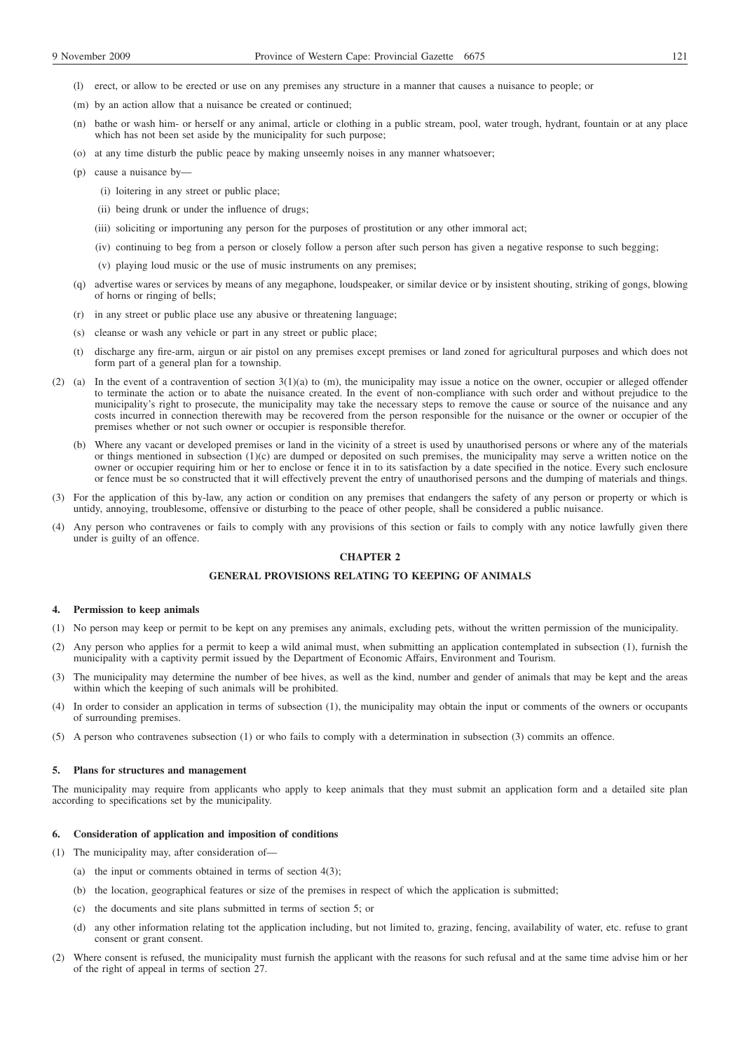(l) erect, or allow to be erected or use on any premises any structure in a manner that causes a nuisance to people; or

(m) by an action allow that a nuisance be created or continued;

(n) bathe or wash him- or herself or any animal, article or clothing in a public stream, pool, water trough, hydrant, fountain or at any place which has not been set aside by the municipality for such purpose;

(o) at any time disturb the public peace by making unseemly noises in any manner whatsoever;

(p) cause a nuisance by—

(i) loitering in any street or public place;

(ii) being drunk or under the influence of drugs;

(iii) soliciting or importuning any person for the purposes of prostitution or any other immoral act;

(iv) continuing to beg from a person or closely follow a person after such person has given a negative response to such begging;

(v) playing loud music or the use of music instruments on any premises;

(q) advertise wares or services by means of any megaphone, loudspeaker, or similar device or by insistent shouting, striking of gongs, blowing of horns or ringing of bells;

(r) in any street or public place use any abusive or threatening language;

(s) cleanse or wash any vehicle or part in any street or public place;

(t) discharge any fire-arm, airgun or air pistol on any premises except premises or land zoned for agricultural purposes and which does not form part of a general plan for a township.

(2) (a) In the event of a contravention of section 3(1)(a) to (m), the municipality may issue a notice on the owner, occupier or alleged offender to terminate the action or to abate the nuisance created. In the event of non-compliance with such order and without prejudice to the municipality's right to prosecute, the municipality may take the necessary steps to remove the cause or source of the nuisance and any costs incurred in connection therewith may be recovered from the person responsible for the nuisance or the owner or occupier of the premises whether or not such owner or occupier is responsible therefor.

(b) Where any vacant or developed premises or land in the vicinity of a street is used by unauthorised persons or where any of the materials or things mentioned in subsection (1)(c) are dumped or deposited on such premises, the municipality may serve a written notice on the owner or occupier requiring him or her to enclose or fence it in to its satisfaction by a date specified in the notice. Every such enclosure or fence must be so constructed that it will effectively prevent the entry of unauthorised persons and the dumping of materials and things.

(3) For the application of this by-law, any action or condition on any premises that endangers the safety of any person or property or which is untidy, annoying, troublesome, offensive or disturbing to the peace of other people, shall be considered a public nuisance.

(4) Any person who contravenes or fails to comply with any provisions of this section or fails to comply with any notice lawfully given there under is guilty of an offence.

## CHAPTER 2

## GENERAL PROVISIONS RELATING TO KEEPING OF ANIMALS

### 4. Permission to keep animals

(1) No person may keep or permit to be kept on any premises any animals, excluding pets, without the written permission of the municipality.

(2) Any person who applies for a permit to keep a wild animal must, when submitting an application contemplated in subsection (1), furnish the municipality with a captivity permit issued by the Department of Economic Affairs, Environment and Tourism.

(3) The municipality may determine the number of bee hives, as well as the kind, number and gender of animals that may be kept and the areas within which the keeping of such animals will be prohibited.

(4) In order to consider an application in terms of subsection (1), the municipality may obtain the input or comments of the owners or occupants of surrounding premises.

(5) A person who contravenes subsection (1) or who fails to comply with a determination in subsection (3) commits an offence.

### 5. Plans for structures and management

The municipality may require from applicants who apply to keep animals that they must submit an application form and a detailed site plan according to specifications set by the municipality.

### 6. Consideration of application and imposition of conditions

(1) The municipality may, after consideration of—

(a) the input or comments obtained in terms of section 4(3);

(b) the location, geographical features or size of the premises in respect of which the application is submitted;

(c) the documents and site plans submitted in terms of section 5; or

(d) any other information relating tot the application including, but not limited to, grazing, fencing, availability of water, etc. refuse to grant consent or grant consent.

(2) Where consent is refused, the municipality must furnish the applicant with the reasons for such refusal and at the same time advise him or her of the right of appeal in terms of section 27.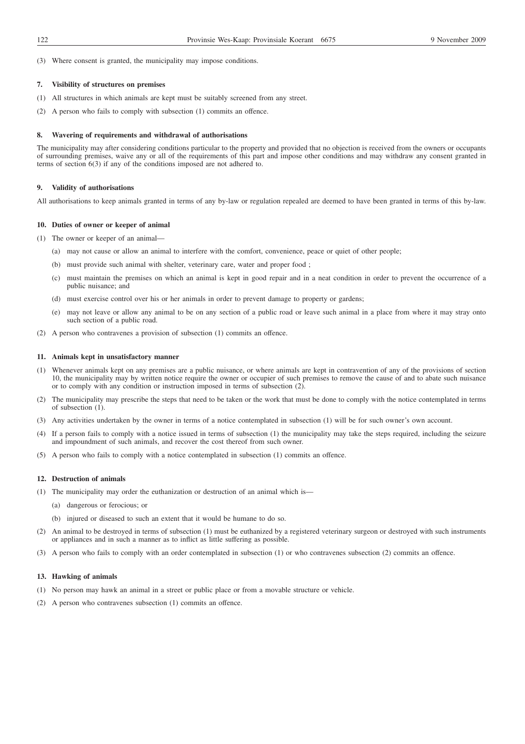(3) Where consent is granted, the municipality may impose conditions.

**7. Visibility of structures on premises**

(1) All structures in which animals are kept must be suitably screened from any street.

(2) A person who fails to comply with subsection (1) commits an offence.

**8. Wavering of requirements and withdrawal of authorisations**

The municipality may after considering conditions particular to the property and provided that no objection is received from the owners or occupants of surrounding premises, waive any or all of the requirements of this part and impose other conditions and may withdraw any consent granted in terms of section 6(3) if any of the conditions imposed are not adhered to.

**9. Validity of authorisations**

All authorisations to keep animals granted in terms of any by-law or regulation repealed are deemed to have been granted in terms of this by-law.

**10. Duties of owner or keeper of animal**

(1) The owner or keeper of an animal—

(a) may not cause or allow an animal to interfere with the comfort, convenience, peace or quiet of other people;

(b) must provide such animal with shelter, veterinary care, water and proper food ;

(c) must maintain the premises on which an animal is kept in good repair and in a neat condition in order to prevent the occurrence of a public nuisance; and

(d) must exercise control over his or her animals in order to prevent damage to property or gardens;

(e) may not leave or allow any animal to be on any section of a public road or leave such animal in a place from where it may stray onto such section of a public road.

(2) A person who contravenes a provision of subsection (1) commits an offence.

**11. Animals kept in unsatisfactory manner**

(1) Whenever animals kept on any premises are a public nuisance, or where animals are kept in contravention of any of the provisions of section 10, the municipality may by written notice require the owner or occupier of such premises to remove the cause of and to abate such nuisance or to comply with any condition or instruction imposed in terms of subsection (2).

(2) The municipality may prescribe the steps that need to be taken or the work that must be done to comply with the notice contemplated in terms of subsection (1).

(3) Any activities undertaken by the owner in terms of a notice contemplated in subsection (1) will be for such owner's own account.

(4) If a person fails to comply with a notice issued in terms of subsection (1) the municipality may take the steps required, including the seizure and impoundment of such animals, and recover the cost thereof from such owner.

(5) A person who fails to comply with a notice contemplated in subsection (1) commits an offence.

**12. Destruction of animals**

(1) The municipality may order the euthanization or destruction of an animal which is—

(a) dangerous or ferocious; or

(b) injured or diseased to such an extent that it would be humane to do so.

(2) An animal to be destroyed in terms of subsection (1) must be euthanized by a registered veterinary surgeon or destroyed with such instruments or appliances and in such a manner as to inflict as little suffering as possible.

(3) A person who fails to comply with an order contemplated in subsection (1) or who contravenes subsection (2) commits an offence.

**13. Hawking of animals**

(1) No person may hawk an animal in a street or public place or from a movable structure or vehicle.

(2) A person who contravenes subsection (1) commits an offence.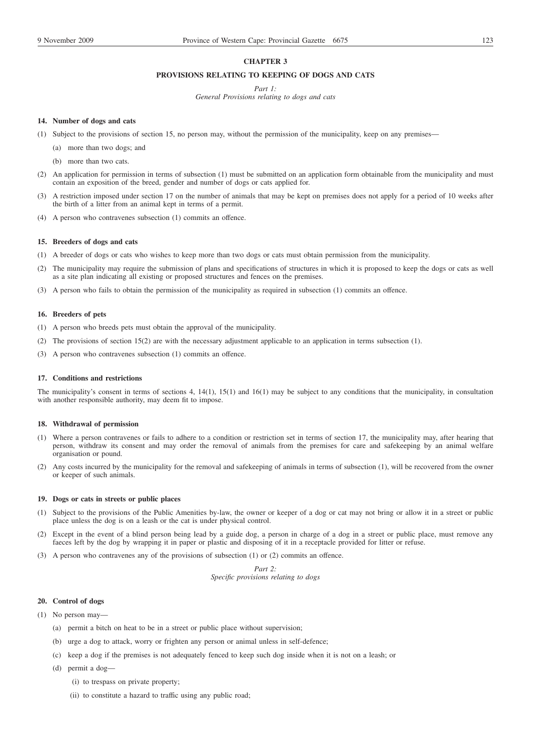## CHAPTER 3

## PROVISIONS RELATING TO KEEPING OF DOGS AND CATS

*Part 1:*
*General Provisions relating to dogs and cats*

### 14. Number of dogs and cats

(1) Subject to the provisions of section 15, no person may, without the permission of the municipality, keep on any premises—

(a) more than two dogs; and

(b) more than two cats.

(2) An application for permission in terms of subsection (1) must be submitted on an application form obtainable from the municipality and must contain an exposition of the breed, gender and number of dogs or cats applied for.

(3) A restriction imposed under section 17 on the number of animals that may be kept on premises does not apply for a period of 10 weeks after the birth of a litter from an animal kept in terms of a permit.

(4) A person who contravenes subsection (1) commits an offence.

### 15. Breeders of dogs and cats

(1) A breeder of dogs or cats who wishes to keep more than two dogs or cats must obtain permission from the municipality.

(2) The municipality may require the submission of plans and specifications of structures in which it is proposed to keep the dogs or cats as well as a site plan indicating all existing or proposed structures and fences on the premises.

(3) A person who fails to obtain the permission of the municipality as required in subsection (1) commits an offence.

### 16. Breeders of pets

(1) A person who breeds pets must obtain the approval of the municipality.

(2) The provisions of section 15(2) are with the necessary adjustment applicable to an application in terms subsection (1).

(3) A person who contravenes subsection (1) commits an offence.

### 17. Conditions and restrictions

The municipality's consent in terms of sections 4, 14(1), 15(1) and 16(1) may be subject to any conditions that the municipality, in consultation with another responsible authority, may deem fit to impose.

### 18. Withdrawal of permission

(1) Where a person contravenes or fails to adhere to a condition or restriction set in terms of section 17, the municipality may, after hearing that person, withdraw its consent and may order the removal of animals from the premises for care and safekeeping by an animal welfare organisation or pound.

(2) Any costs incurred by the municipality for the removal and safekeeping of animals in terms of subsection (1), will be recovered from the owner or keeper of such animals.

### 19. Dogs or cats in streets or public places

(1) Subject to the provisions of the Public Amenities by-law, the owner or keeper of a dog or cat may not bring or allow it in a street or public place unless the dog is on a leash or the cat is under physical control.

(2) Except in the event of a blind person being lead by a guide dog, a person in charge of a dog in a street or public place, must remove any faeces left by the dog by wrapping it in paper or plastic and disposing of it in a receptacle provided for litter or refuse.

(3) A person who contravenes any of the provisions of subsection (1) or (2) commits an offence.

*Part 2:*
*Specific provisions relating to dogs*

### 20. Control of dogs

(1) No person may—

(a) permit a bitch on heat to be in a street or public place without supervision;

(b) urge a dog to attack, worry or frighten any person or animal unless in self-defence;

(c) keep a dog if the premises is not adequately fenced to keep such dog inside when it is not on a leash; or

(d) permit a dog—

(i) to trespass on private property;

(ii) to constitute a hazard to traffic using any public road;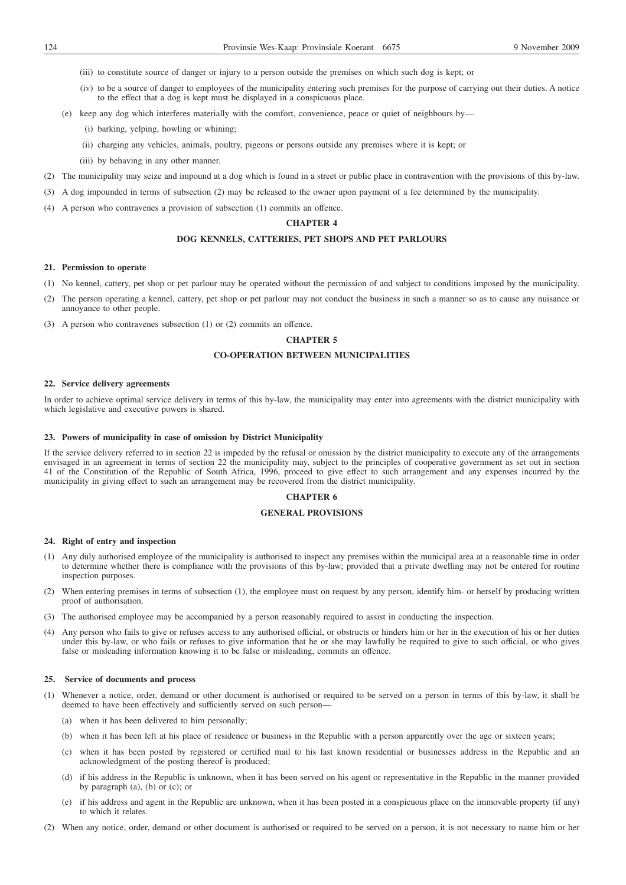(iii) to constitute source of danger or injury to a person outside the premises on which such dog is kept; or

(iv) to be a source of danger to employees of the municipality entering such premises for the purpose of carrying out their duties. A notice to the effect that a dog is kept must be displayed in a conspicuous place.

(e) keep any dog which interferes materially with the comfort, convenience, peace or quiet of neighbours by—

(i) barking, yelping, howling or whining;

(ii) charging any vehicles, animals, poultry, pigeons or persons outside any premises where it is kept; or

(iii) by behaving in any other manner.

(2) The municipality may seize and impound at a dog which is found in a street or public place in contravention with the provisions of this by-law.

(3) A dog impounded in terms of subsection (2) may be released to the owner upon payment of a fee determined by the municipality.

(4) A person who contravenes a provision of subsection (1) commits an offence.

## CHAPTER 4

## DOG KENNELS, CATTERIES, PET SHOPS AND PET PARLOURS

### 21. Permission to operate

(1) No kennel, cattery, pet shop or pet parlour may be operated without the permission of and subject to conditions imposed by the municipality.

(2) The person operating a kennel, cattery, pet shop or pet parlour may not conduct the business in such a manner so as to cause any nuisance or annoyance to other people.

(3) A person who contravenes subsection (1) or (2) commits an offence.

## CHAPTER 5

## CO-OPERATION BETWEEN MUNICIPALITIES

### 22. Service delivery agreements

In order to achieve optimal service delivery in terms of this by-law, the municipality may enter into agreements with the district municipality with which legislative and executive powers is shared.

### 23. Powers of municipality in case of omission by District Municipality

If the service delivery referred to in section 22 is impeded by the refusal or omission by the district municipality to execute any of the arrangements envisaged in an agreement in terms of section 22 the municipality may, subject to the principles of cooperative government as set out in section 41 of the Constitution of the Republic of South Africa, 1996, proceed to give effect to such arrangement and any expenses incurred by the municipality in giving effect to such an arrangement may be recovered from the district municipality.

## CHAPTER 6

## GENERAL PROVISIONS

### 24. Right of entry and inspection

(1) Any duly authorised employee of the municipality is authorised to inspect any premises within the municipal area at a reasonable time in order to determine whether there is compliance with the provisions of this by-law; provided that a private dwelling may not be entered for routine inspection purposes.

(2) When entering premises in terms of subsection (1), the employee must on request by any person, identify him- or herself by producing written proof of authorisation.

(3) The authorised employee may be accompanied by a person reasonably required to assist in conducting the inspection.

(4) Any person who fails to give or refuses access to any authorised official, or obstructs or hinders him or her in the execution of his or her duties under this by-law, or who fails or refuses to give information that he or she may lawfully be required to give to such official, or who gives false or misleading information knowing it to be false or misleading, commits an offence.

### 25. Service of documents and process

(1) Whenever a notice, order, demand or other document is authorised or required to be served on a person in terms of this by-law, it shall be deemed to have been effectively and sufficiently served on such person—

(a) when it has been delivered to him personally;

(b) when it has been left at his place of residence or business in the Republic with a person apparently over the age or sixteen years;

(c) when it has been posted by registered or certified mail to his last known residential or businesses address in the Republic and an acknowledgment of the posting thereof is produced;

(d) if his address in the Republic is unknown, when it has been served on his agent or representative in the Republic in the manner provided by paragraph (a), (b) or (c); or

(e) if his address and agent in the Republic are unknown, when it has been posted in a conspicuous place on the immovable property (if any) to which it relates.

(2) When any notice, order, demand or other document is authorised or required to be served on a person, it is not necessary to name him or her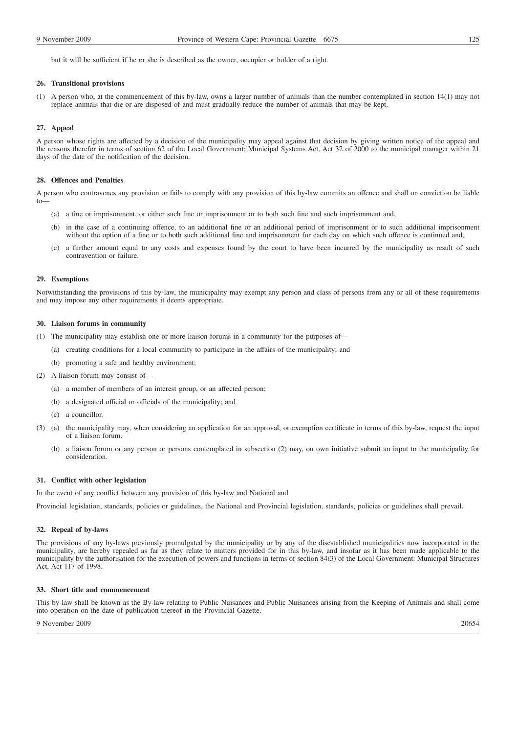but it will be sufficient if he or she is described as the owner, occupier or holder of a right.

**26. Transitional provisions**

(1) A person who, at the commencement of this by-law, owns a larger number of animals than the number contemplated in section 14(1) may not replace animals that die or are disposed of and must gradually reduce the number of animals that may be kept.

**27. Appeal**

A person whose rights are affected by a decision of the municipality may appeal against that decision by giving written notice of the appeal and the reasons therefor in terms of section 62 of the Local Government: Municipal Systems Act, Act 32 of 2000 to the municipal manager within 21 days of the date of the notification of the decision.

**28. Offences and Penalties**

A person who contravenes any provision or fails to comply with any provision of this by-law commits an offence and shall on conviction be liable to—

(a) a fine or imprisonment, or either such fine or imprisonment or to both such fine and such imprisonment and,

(b) in the case of a continuing offence, to an additional fine or an additional period of imprisonment or to such additional imprisonment without the option of a fine or to both such additional fine and imprisonment for each day on which such offence is continued and,

(c) a further amount equal to any costs and expenses found by the court to have been incurred by the municipality as result of such contravention or failure.

**29. Exemptions**

Notwithstanding the provisions of this by-law, the municipality may exempt any person and class of persons from any or all of these requirements and may impose any other requirements it deems appropriate.

**30. Liaison forums in community**

(1) The municipality may establish one or more liaison forums in a community for the purposes of—

(a) creating conditions for a local community to participate in the affairs of the municipality; and

(b) promoting a safe and healthy environment;

(2) A liaison forum may consist of—

(a) a member of members of an interest group, or an affected person;

(b) a designated official or officials of the municipality; and

(c) a councillor.

(3) (a) the municipality may, when considering an application for an approval, or exemption certificate in terms of this by-law, request the input of a liaison forum.

(b) a liaison forum or any person or persons contemplated in subsection (2) may, on own initiative submit an input to the municipality for consideration.

**31. Conflict with other legislation**

In the event of any conflict between any provision of this by-law and National and

Provincial legislation, standards, policies or guidelines, the National and Provincial legislation, standards, policies or guidelines shall prevail.

**32. Repeal of by-laws**

The provisions of any by-laws previously promulgated by the municipality or by any of the disestablished municipalities now incorporated in the municipality, are hereby repealed as far as they relate to matters provided for in this by-law, and insofar as it has been made applicable to the municipality by the authorisation for the execution of powers and functions in terms of section 84(3) of the Local Government: Municipal Structures Act, Act 117 of 1998.

**33. Short title and commencement**

This by-law shall be known as the By-law relating to Public Nuisances and Public Nuisances arising from the Keeping of Animals and shall come into operation on the date of publication thereof in the Provincial Gazette.

9 November 2009 20654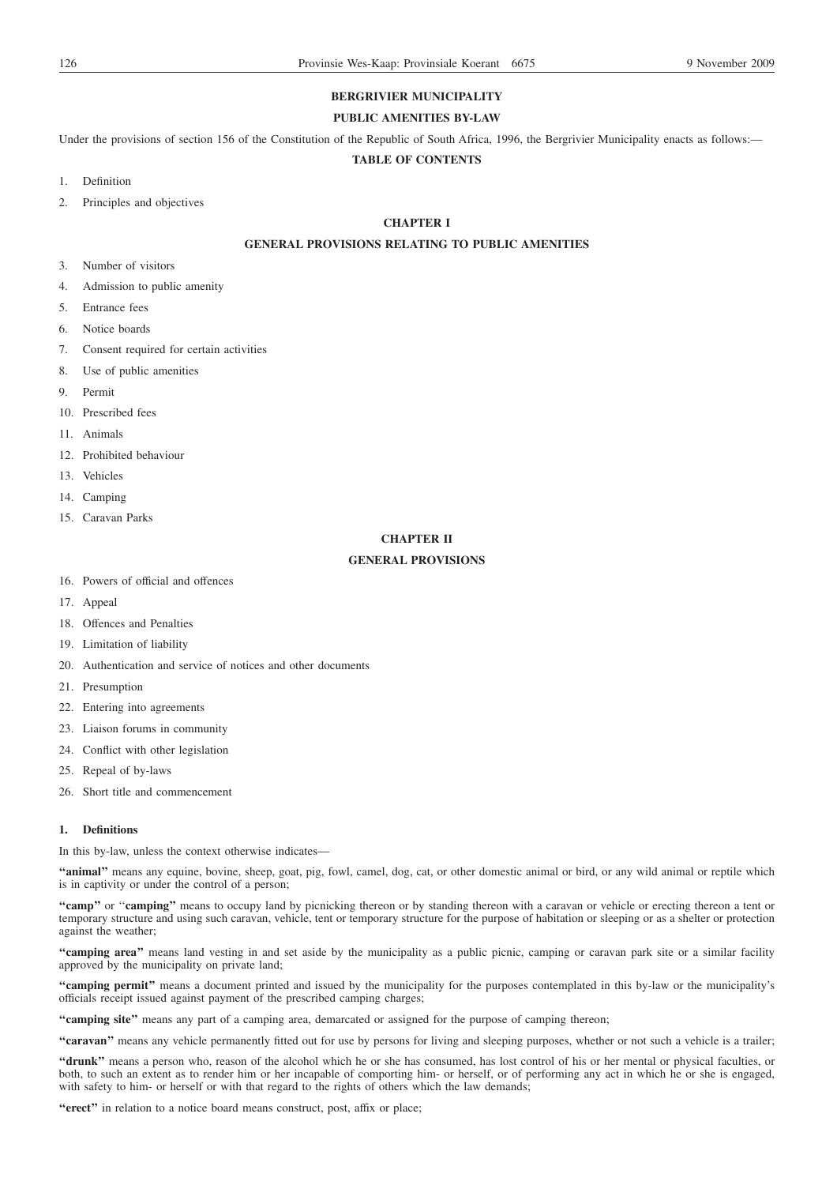**BERGRIVIER MUNICIPALITY**

**PUBLIC AMENITIES BY-LAW**

Under the provisions of section 156 of the Constitution of the Republic of South Africa, 1996, the Bergrivier Municipality enacts as follows:—

**TABLE OF CONTENTS**

1. Definition
2. Principles and objectives

**CHAPTER I**

**GENERAL PROVISIONS RELATING TO PUBLIC AMENITIES**

3. Number of visitors
4. Admission to public amenity
5. Entrance fees
6. Notice boards
7. Consent required for certain activities
8. Use of public amenities
9. Permit
10. Prescribed fees
11. Animals
12. Prohibited behaviour
13. Vehicles
14. Camping
15. Caravan Parks

**CHAPTER II**

**GENERAL PROVISIONS**

16. Powers of official and offences
17. Appeal
18. Offences and Penalties
19. Limitation of liability
20. Authentication and service of notices and other documents
21. Presumption
22. Entering into agreements
23. Liaison forums in community
24. Conflict with other legislation
25. Repeal of by-laws
26. Short title and commencement

**1. Definitions**

In this by-law, unless the context otherwise indicates—

**"animal"** means any equine, bovine, sheep, goat, pig, fowl, camel, dog, cat, or other domestic animal or bird, or any wild animal or reptile which is in captivity or under the control of a person;

**"camp"** or "**camping"** means to occupy land by picnicking thereon or by standing thereon with a caravan or vehicle or erecting thereon a tent or temporary structure and using such caravan, vehicle, tent or temporary structure for the purpose of habitation or sleeping or as a shelter or protection against the weather;

**"camping area"** means land vesting in and set aside by the municipality as a public picnic, camping or caravan park site or a similar facility approved by the municipality on private land;

**"camping permit"** means a document printed and issued by the municipality for the purposes contemplated in this by-law or the municipality's officials receipt issued against payment of the prescribed camping charges;

**"camping site"** means any part of a camping area, demarcated or assigned for the purpose of camping thereon;

**"caravan"** means any vehicle permanently fitted out for use by persons for living and sleeping purposes, whether or not such a vehicle is a trailer;

**"drunk"** means a person who, reason of the alcohol which he or she has consumed, has lost control of his or her mental or physical faculties, or both, to such an extent as to render him or her incapable of comporting him- or herself, or of performing any act in which he or she is engaged, with safety to him- or herself or with that regard to the rights of others which the law demands;

**"erect"** in relation to a notice board means construct, post, affix or place;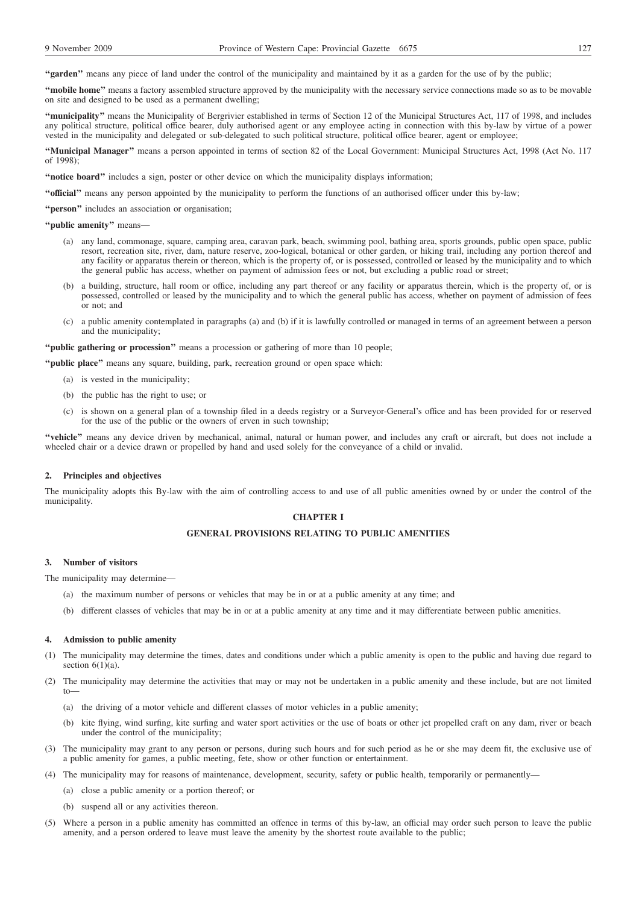**"garden"** means any piece of land under the control of the municipality and maintained by it as a garden for the use of by the public;

**"mobile home"** means a factory assembled structure approved by the municipality with the necessary service connections made so as to be movable on site and designed to be used as a permanent dwelling;

**"municipality"** means the Municipality of Bergrivier established in terms of Section 12 of the Municipal Structures Act, 117 of 1998, and includes any political structure, political office bearer, duly authorised agent or any employee acting in connection with this by-law by virtue of a power vested in the municipality and delegated or sub-delegated to such political structure, political office bearer, agent or employee;

**"Municipal Manager"** means a person appointed in terms of section 82 of the Local Government: Municipal Structures Act, 1998 (Act No. 117 of 1998);

**"notice board"** includes a sign, poster or other device on which the municipality displays information;

**"official"** means any person appointed by the municipality to perform the functions of an authorised officer under this by-law;

**"person"** includes an association or organisation;

**"public amenity"** means—

(a) any land, commonage, square, camping area, caravan park, beach, swimming pool, bathing area, sports grounds, public open space, public resort, recreation site, river, dam, nature reserve, zoo-logical, botanical or other garden, or hiking trail, including any portion thereof and any facility or apparatus therein or thereon, which is the property of, or is possessed, controlled or leased by the municipality and to which the general public has access, whether on payment of admission fees or not, but excluding a public road or street;

(b) a building, structure, hall room or office, including any part thereof or any facility or apparatus therein, which is the property of, or is possessed, controlled or leased by the municipality and to which the general public has access, whether on payment of admission of fees or not; and

(c) a public amenity contemplated in paragraphs (a) and (b) if it is lawfully controlled or managed in terms of an agreement between a person and the municipality;

**"public gathering or procession"** means a procession or gathering of more than 10 people;

**"public place"** means any square, building, park, recreation ground or open space which:

(a) is vested in the municipality;

(b) the public has the right to use; or

(c) is shown on a general plan of a township filed in a deeds registry or a Surveyor-General's office and has been provided for or reserved for the use of the public or the owners of erven in such township;

**"vehicle"** means any device driven by mechanical, animal, natural or human power, and includes any craft or aircraft, but does not include a wheeled chair or a device drawn or propelled by hand and used solely for the conveyance of a child or invalid.

### 2. Principles and objectives

The municipality adopts this By-law with the aim of controlling access to and use of all public amenities owned by or under the control of the municipality.

## CHAPTER I

## GENERAL PROVISIONS RELATING TO PUBLIC AMENITIES

### 3. Number of visitors

The municipality may determine—

(a) the maximum number of persons or vehicles that may be in or at a public amenity at any time; and

(b) different classes of vehicles that may be in or at a public amenity at any time and it may differentiate between public amenities.

### 4. Admission to public amenity

(1) The municipality may determine the times, dates and conditions under which a public amenity is open to the public and having due regard to section 6(1)(a).

(2) The municipality may determine the activities that may or may not be undertaken in a public amenity and these include, but are not limited to—

(a) the driving of a motor vehicle and different classes of motor vehicles in a public amenity;

(b) kite flying, wind surfing, kite surfing and water sport activities or the use of boats or other jet propelled craft on any dam, river or beach under the control of the municipality;

(3) The municipality may grant to any person or persons, during such hours and for such period as he or she may deem fit, the exclusive use of a public amenity for games, a public meeting, fete, show or other function or entertainment.

(4) The municipality may for reasons of maintenance, development, security, safety or public health, temporarily or permanently—

(a) close a public amenity or a portion thereof; or

(b) suspend all or any activities thereon.

(5) Where a person in a public amenity has committed an offence in terms of this by-law, an official may order such person to leave the public amenity, and a person ordered to leave must leave the amenity by the shortest route available to the public;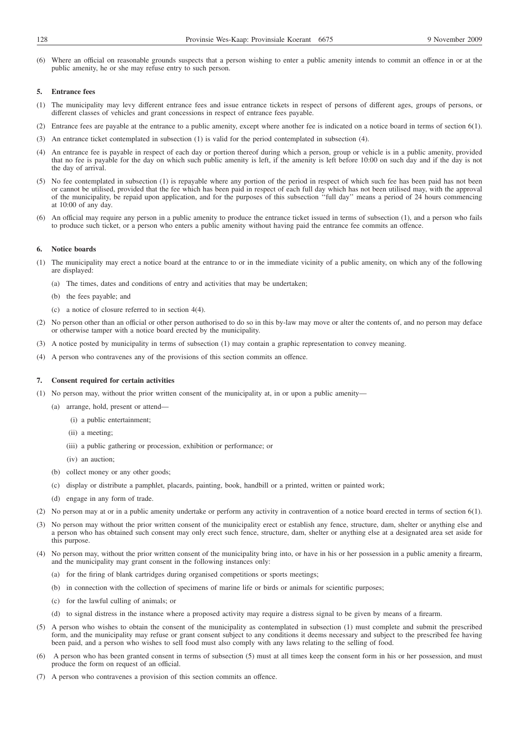(6) Where an official on reasonable grounds suspects that a person wishing to enter a public amenity intends to commit an offence in or at the public amenity, he or she may refuse entry to such person.

### 5. Entrance fees

(1) The municipality may levy different entrance fees and issue entrance tickets in respect of persons of different ages, groups of persons, or different classes of vehicles and grant concessions in respect of entrance fees payable.

(2) Entrance fees are payable at the entrance to a public amenity, except where another fee is indicated on a notice board in terms of section 6(1).

(3) An entrance ticket contemplated in subsection (1) is valid for the period contemplated in subsection (4).

(4) An entrance fee is payable in respect of each day or portion thereof during which a person, group or vehicle is in a public amenity, provided that no fee is payable for the day on which such public amenity is left, if the amenity is left before 10:00 on such day and if the day is not the day of arrival.

(5) No fee contemplated in subsection (1) is repayable where any portion of the period in respect of which such fee has been paid has not been or cannot be utilised, provided that the fee which has been paid in respect of each full day which has not been utilised may, with the approval of the municipality, be repaid upon application, and for the purposes of this subsection ''full day'' means a period of 24 hours commencing at 10:00 of any day.

(6) An official may require any person in a public amenity to produce the entrance ticket issued in terms of subsection (1), and a person who fails to produce such ticket, or a person who enters a public amenity without having paid the entrance fee commits an offence.

### 6. Notice boards

(1) The municipality may erect a notice board at the entrance to or in the immediate vicinity of a public amenity, on which any of the following are displayed:

   (a) The times, dates and conditions of entry and activities that may be undertaken;

   (b) the fees payable; and

   (c) a notice of closure referred to in section 4(4).

(2) No person other than an official or other person authorised to do so in this by-law may move or alter the contents of, and no person may deface or otherwise tamper with a notice board erected by the municipality.

(3) A notice posted by municipality in terms of subsection (1) may contain a graphic representation to convey meaning.

(4) A person who contravenes any of the provisions of this section commits an offence.

### 7. Consent required for certain activities

(1) No person may, without the prior written consent of the municipality at, in or upon a public amenity—

   (a) arrange, hold, present or attend—

      (i) a public entertainment;

      (ii) a meeting;

      (iii) a public gathering or procession, exhibition or performance; or

      (iv) an auction;

   (b) collect money or any other goods;

   (c) display or distribute a pamphlet, placards, painting, book, handbill or a printed, written or painted work;

   (d) engage in any form of trade.

(2) No person may at or in a public amenity undertake or perform any activity in contravention of a notice board erected in terms of section 6(1).

(3) No person may without the prior written consent of the municipality erect or establish any fence, structure, dam, shelter or anything else and a person who has obtained such consent may only erect such fence, structure, dam, shelter or anything else at a designated area set aside for this purpose.

(4) No person may, without the prior written consent of the municipality bring into, or have in his or her possession in a public amenity a firearm, and the municipality may grant consent in the following instances only:

   (a) for the firing of blank cartridges during organised competitions or sports meetings;

   (b) in connection with the collection of specimens of marine life or birds or animals for scientific purposes;

   (c) for the lawful culling of animals; or

   (d) to signal distress in the instance where a proposed activity may require a distress signal to be given by means of a firearm.

(5) A person who wishes to obtain the consent of the municipality as contemplated in subsection (1) must complete and submit the prescribed form, and the municipality may refuse or grant consent subject to any conditions it deems necessary and subject to the prescribed fee having been paid, and a person who wishes to sell food must also comply with any laws relating to the selling of food.

(6) A person who has been granted consent in terms of subsection (5) must at all times keep the consent form in his or her possession, and must produce the form on request of an official.

(7) A person who contravenes a provision of this section commits an offence.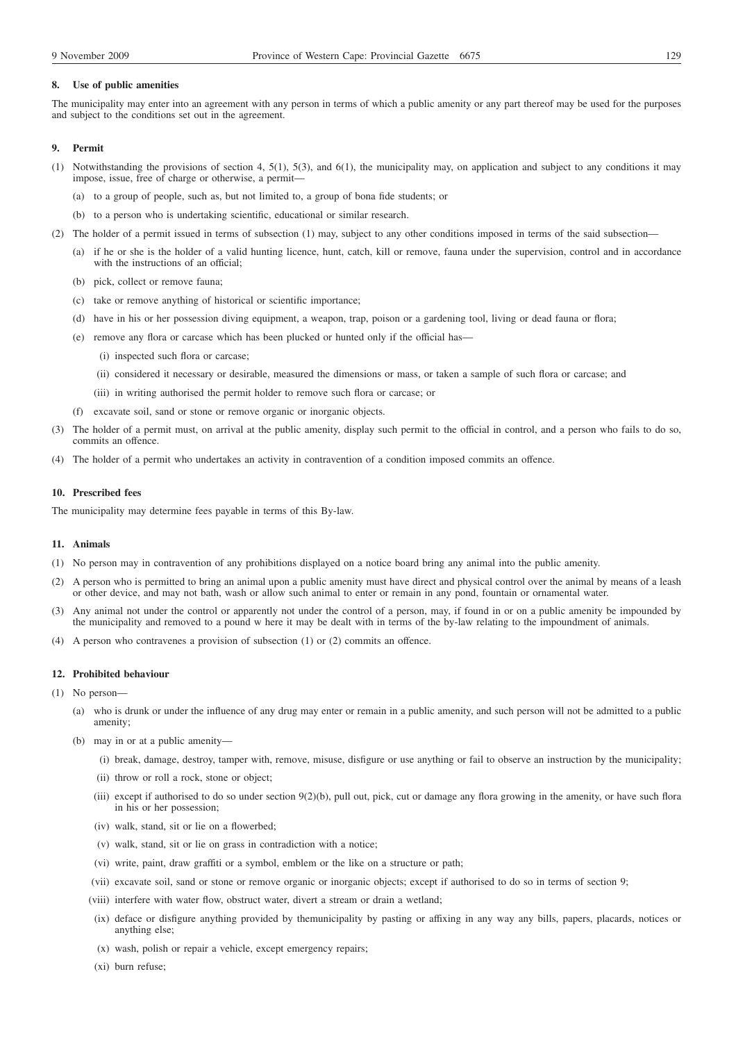### 8. Use of public amenities

The municipality may enter into an agreement with any person in terms of which a public amenity or any part thereof may be used for the purposes and subject to the conditions set out in the agreement.

### 9. Permit

(1) Notwithstanding the provisions of section 4, 5(1), 5(3), and 6(1), the municipality may, on application and subject to any conditions it may impose, issue, free of charge or otherwise, a permit—

(a) to a group of people, such as, but not limited to, a group of bona fide students; or

(b) to a person who is undertaking scientific, educational or similar research.

(2) The holder of a permit issued in terms of subsection (1) may, subject to any other conditions imposed in terms of the said subsection—

(a) if he or she is the holder of a valid hunting licence, hunt, catch, kill or remove, fauna under the supervision, control and in accordance with the instructions of an official;

(b) pick, collect or remove fauna;

(c) take or remove anything of historical or scientific importance;

(d) have in his or her possession diving equipment, a weapon, trap, poison or a gardening tool, living or dead fauna or flora;

(e) remove any flora or carcase which has been plucked or hunted only if the official has—

(i) inspected such flora or carcase;

(ii) considered it necessary or desirable, measured the dimensions or mass, or taken a sample of such flora or carcase; and

(iii) in writing authorised the permit holder to remove such flora or carcase; or

(f) excavate soil, sand or stone or remove organic or inorganic objects.

(3) The holder of a permit must, on arrival at the public amenity, display such permit to the official in control, and a person who fails to do so, commits an offence.

(4) The holder of a permit who undertakes an activity in contravention of a condition imposed commits an offence.

### 10. Prescribed fees

The municipality may determine fees payable in terms of this By-law.

### 11. Animals

(1) No person may in contravention of any prohibitions displayed on a notice board bring any animal into the public amenity.

(2) A person who is permitted to bring an animal upon a public amenity must have direct and physical control over the animal by means of a leash or other device, and may not bath, wash or allow such animal to enter or remain in any pond, fountain or ornamental water.

(3) Any animal not under the control or apparently not under the control of a person, may, if found in or on a public amenity be impounded by the municipality and removed to a pound w here it may be dealt with in terms of the by-law relating to the impoundment of animals.

(4) A person who contravenes a provision of subsection (1) or (2) commits an offence.

### 12. Prohibited behaviour

(1) No person—

(a) who is drunk or under the influence of any drug may enter or remain in a public amenity, and such person will not be admitted to a public amenity;

(b) may in or at a public amenity—

(i) break, damage, destroy, tamper with, remove, misuse, disfigure or use anything or fail to observe an instruction by the municipality;

(ii) throw or roll a rock, stone or object;

(iii) except if authorised to do so under section 9(2)(b), pull out, pick, cut or damage any flora growing in the amenity, or have such flora in his or her possession;

(iv) walk, stand, sit or lie on a flowerbed;

(v) walk, stand, sit or lie on grass in contradiction with a notice;

(vi) write, paint, draw graffiti or a symbol, emblem or the like on a structure or path;

(vii) excavate soil, sand or stone or remove organic or inorganic objects; except if authorised to do so in terms of section 9;

(viii) interfere with water flow, obstruct water, divert a stream or drain a wetland;

(ix) deface or disfigure anything provided by themunicipality by pasting or affixing in any way any bills, papers, placards, notices or anything else;

(x) wash, polish or repair a vehicle, except emergency repairs;

(xi) burn refuse;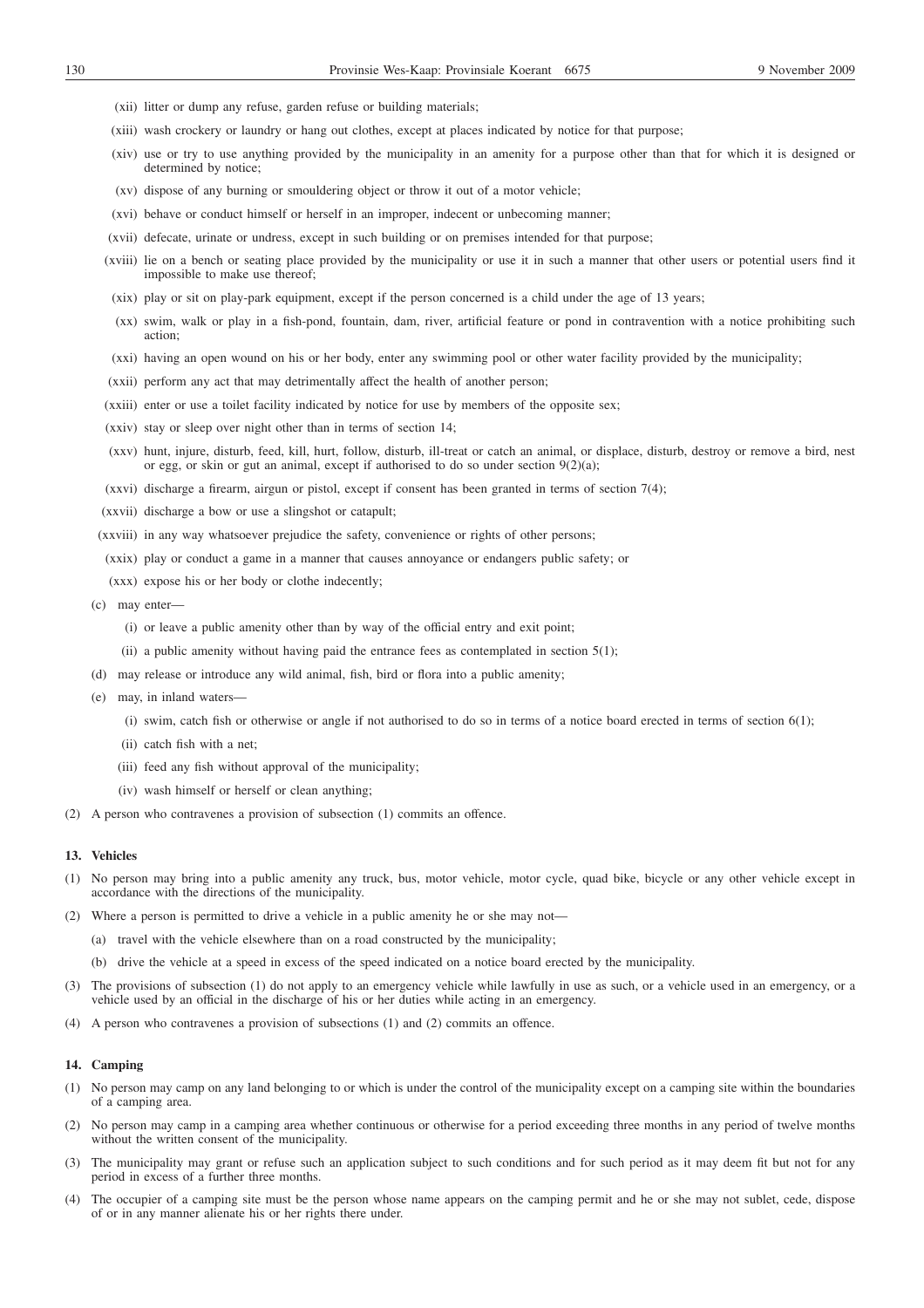(xii) litter or dump any refuse, garden refuse or building materials;

(xiii) wash crockery or laundry or hang out clothes, except at places indicated by notice for that purpose;

(xiv) use or try to use anything provided by the municipality in an amenity for a purpose other than that for which it is designed or determined by notice;

(xv) dispose of any burning or smouldering object or throw it out of a motor vehicle;

(xvi) behave or conduct himself or herself in an improper, indecent or unbecoming manner;

(xvii) defecate, urinate or undress, except in such building or on premises intended for that purpose;

(xviii) lie on a bench or seating place provided by the municipality or use it in such a manner that other users or potential users find it impossible to make use thereof;

(xix) play or sit on play-park equipment, except if the person concerned is a child under the age of 13 years;

(xx) swim, walk or play in a fish-pond, fountain, dam, river, artificial feature or pond in contravention with a notice prohibiting such action;

(xxi) having an open wound on his or her body, enter any swimming pool or other water facility provided by the municipality;

(xxii) perform any act that may detrimentally affect the health of another person;

(xxiii) enter or use a toilet facility indicated by notice for use by members of the opposite sex;

(xxiv) stay or sleep over night other than in terms of section 14;

(xxv) hunt, injure, disturb, feed, kill, hurt, follow, disturb, ill-treat or catch an animal, or displace, disturb, destroy or remove a bird, nest or egg, or skin or gut an animal, except if authorised to do so under section 9(2)(a);

(xxvi) discharge a firearm, airgun or pistol, except if consent has been granted in terms of section 7(4);

(xxvii) discharge a bow or use a slingshot or catapult;

(xxviii) in any way whatsoever prejudice the safety, convenience or rights of other persons;

(xxix) play or conduct a game in a manner that causes annoyance or endangers public safety; or

(xxx) expose his or her body or clothe indecently;

(c) may enter—

(i) or leave a public amenity other than by way of the official entry and exit point;

(ii) a public amenity without having paid the entrance fees as contemplated in section 5(1);

(d) may release or introduce any wild animal, fish, bird or flora into a public amenity;

(e) may, in inland waters—

(i) swim, catch fish or otherwise or angle if not authorised to do so in terms of a notice board erected in terms of section 6(1);

(ii) catch fish with a net;

(iii) feed any fish without approval of the municipality;

(iv) wash himself or herself or clean anything;

(2) A person who contravenes a provision of subsection (1) commits an offence.

### 13. Vehicles

(1) No person may bring into a public amenity any truck, bus, motor vehicle, motor cycle, quad bike, bicycle or any other vehicle except in accordance with the directions of the municipality.

(2) Where a person is permitted to drive a vehicle in a public amenity he or she may not—

(a) travel with the vehicle elsewhere than on a road constructed by the municipality;

(b) drive the vehicle at a speed in excess of the speed indicated on a notice board erected by the municipality.

(3) The provisions of subsection (1) do not apply to an emergency vehicle while lawfully in use as such, or a vehicle used in an emergency, or a vehicle used by an official in the discharge of his or her duties while acting in an emergency.

(4) A person who contravenes a provision of subsections (1) and (2) commits an offence.

### 14. Camping

(1) No person may camp on any land belonging to or which is under the control of the municipality except on a camping site within the boundaries of a camping area.

(2) No person may camp in a camping area whether continuous or otherwise for a period exceeding three months in any period of twelve months without the written consent of the municipality.

(3) The municipality may grant or refuse such an application subject to such conditions and for such period as it may deem fit but not for any period in excess of a further three months.

(4) The occupier of a camping site must be the person whose name appears on the camping permit and he or she may not sublet, cede, dispose of or in any manner alienate his or her rights there under.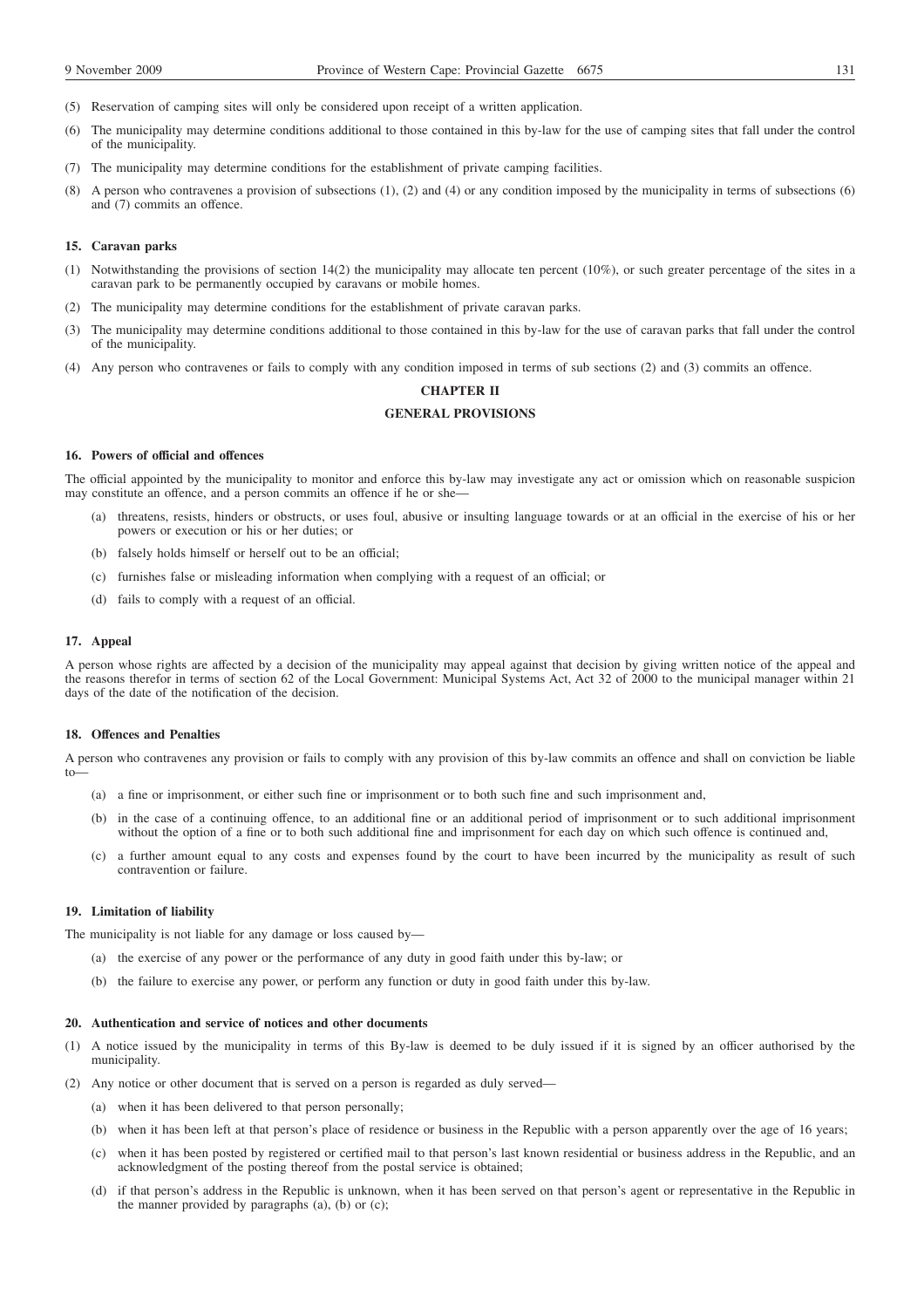(5) Reservation of camping sites will only be considered upon receipt of a written application.

(6) The municipality may determine conditions additional to those contained in this by-law for the use of camping sites that fall under the control of the municipality.

(7) The municipality may determine conditions for the establishment of private camping facilities.

(8) A person who contravenes a provision of subsections (1), (2) and (4) or any condition imposed by the municipality in terms of subsections (6) and (7) commits an offence.

**15. Caravan parks**

(1) Notwithstanding the provisions of section 14(2) the municipality may allocate ten percent (10%), or such greater percentage of the sites in a caravan park to be permanently occupied by caravans or mobile homes.

(2) The municipality may determine conditions for the establishment of private caravan parks.

(3) The municipality may determine conditions additional to those contained in this by-law for the use of caravan parks that fall under the control of the municipality.

(4) Any person who contravenes or fails to comply with any condition imposed in terms of sub sections (2) and (3) commits an offence.

## CHAPTER II

## GENERAL PROVISIONS

**16. Powers of official and offences**

The official appointed by the municipality to monitor and enforce this by-law may investigate any act or omission which on reasonable suspicion may constitute an offence, and a person commits an offence if he or she—

(a) threatens, resists, hinders or obstructs, or uses foul, abusive or insulting language towards or at an official in the exercise of his or her powers or execution or his or her duties; or

(b) falsely holds himself or herself out to be an official;

(c) furnishes false or misleading information when complying with a request of an official; or

(d) fails to comply with a request of an official.

**17. Appeal**

A person whose rights are affected by a decision of the municipality may appeal against that decision by giving written notice of the appeal and the reasons therefor in terms of section 62 of the Local Government: Municipal Systems Act, Act 32 of 2000 to the municipal manager within 21 days of the date of the notification of the decision.

**18. Offences and Penalties**

A person who contravenes any provision or fails to comply with any provision of this by-law commits an offence and shall on conviction be liable to—

(a) a fine or imprisonment, or either such fine or imprisonment or to both such fine and such imprisonment and,

(b) in the case of a continuing offence, to an additional fine or an additional period of imprisonment or to such additional imprisonment without the option of a fine or to both such additional fine and imprisonment for each day on which such offence is continued and,

(c) a further amount equal to any costs and expenses found by the court to have been incurred by the municipality as result of such contravention or failure.

**19. Limitation of liability**

The municipality is not liable for any damage or loss caused by—

(a) the exercise of any power or the performance of any duty in good faith under this by-law; or

(b) the failure to exercise any power, or perform any function or duty in good faith under this by-law.

**20. Authentication and service of notices and other documents**

(1) A notice issued by the municipality in terms of this By-law is deemed to be duly issued if it is signed by an officer authorised by the municipality.

(2) Any notice or other document that is served on a person is regarded as duly served—

(a) when it has been delivered to that person personally;

(b) when it has been left at that person's place of residence or business in the Republic with a person apparently over the age of 16 years;

(c) when it has been posted by registered or certified mail to that person's last known residential or business address in the Republic, and an acknowledgment of the posting thereof from the postal service is obtained;

(d) if that person's address in the Republic is unknown, when it has been served on that person's agent or representative in the Republic in the manner provided by paragraphs (a), (b) or (c);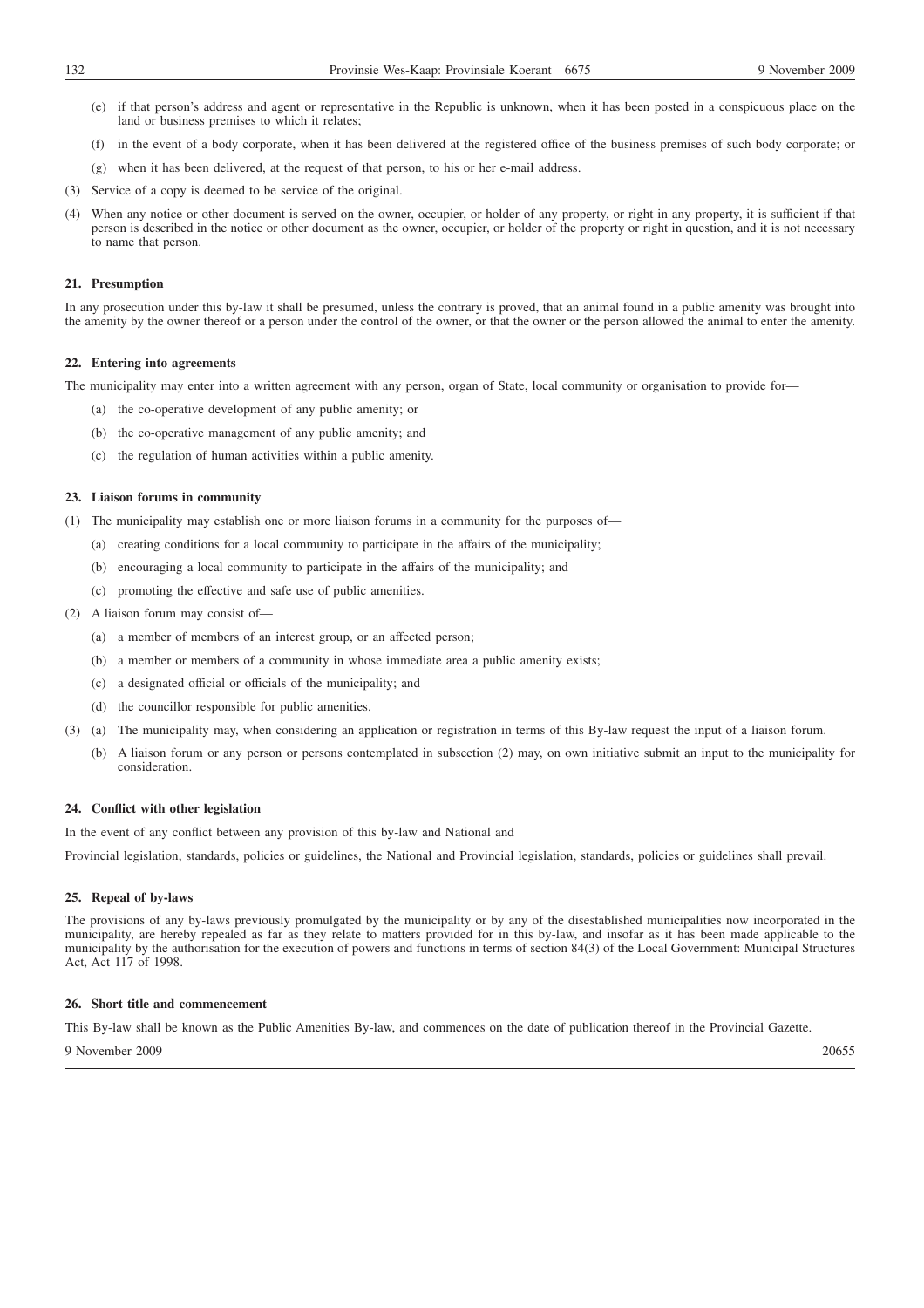(e) if that person's address and agent or representative in the Republic is unknown, when it has been posted in a conspicuous place on the land or business premises to which it relates;

(f) in the event of a body corporate, when it has been delivered at the registered office of the business premises of such body corporate; or

(g) when it has been delivered, at the request of that person, to his or her e-mail address.

(3) Service of a copy is deemed to be service of the original.

(4) When any notice or other document is served on the owner, occupier, or holder of any property, or right in any property, it is sufficient if that person is described in the notice or other document as the owner, occupier, or holder of the property or right in question, and it is not necessary to name that person.

**21. Presumption**

In any prosecution under this by-law it shall be presumed, unless the contrary is proved, that an animal found in a public amenity was brought into the amenity by the owner thereof or a person under the control of the owner, or that the owner or the person allowed the animal to enter the amenity.

**22. Entering into agreements**

The municipality may enter into a written agreement with any person, organ of State, local community or organisation to provide for—

(a) the co-operative development of any public amenity; or

(b) the co-operative management of any public amenity; and

(c) the regulation of human activities within a public amenity.

**23. Liaison forums in community**

(1) The municipality may establish one or more liaison forums in a community for the purposes of—

(a) creating conditions for a local community to participate in the affairs of the municipality;

(b) encouraging a local community to participate in the affairs of the municipality; and

(c) promoting the effective and safe use of public amenities.

(2) A liaison forum may consist of—

(a) a member of members of an interest group, or an affected person;

(b) a member or members of a community in whose immediate area a public amenity exists;

(c) a designated official or officials of the municipality; and

(d) the councillor responsible for public amenities.

(3) (a) The municipality may, when considering an application or registration in terms of this By-law request the input of a liaison forum.

(b) A liaison forum or any person or persons contemplated in subsection (2) may, on own initiative submit an input to the municipality for consideration.

**24. Conflict with other legislation**

In the event of any conflict between any provision of this by-law and National and

Provincial legislation, standards, policies or guidelines, the National and Provincial legislation, standards, policies or guidelines shall prevail.

**25. Repeal of by-laws**

The provisions of any by-laws previously promulgated by the municipality or by any of the disestablished municipalities now incorporated in the municipality, are hereby repealed as far as they relate to matters provided for in this by-law, and insofar as it has been made applicable to the municipality by the authorisation for the execution of powers and functions in terms of section 84(3) of the Local Government: Municipal Structures Act, Act 117 of 1998.

**26. Short title and commencement**

This By-law shall be known as the Public Amenities By-law, and commences on the date of publication thereof in the Provincial Gazette.

9 November 2009 20655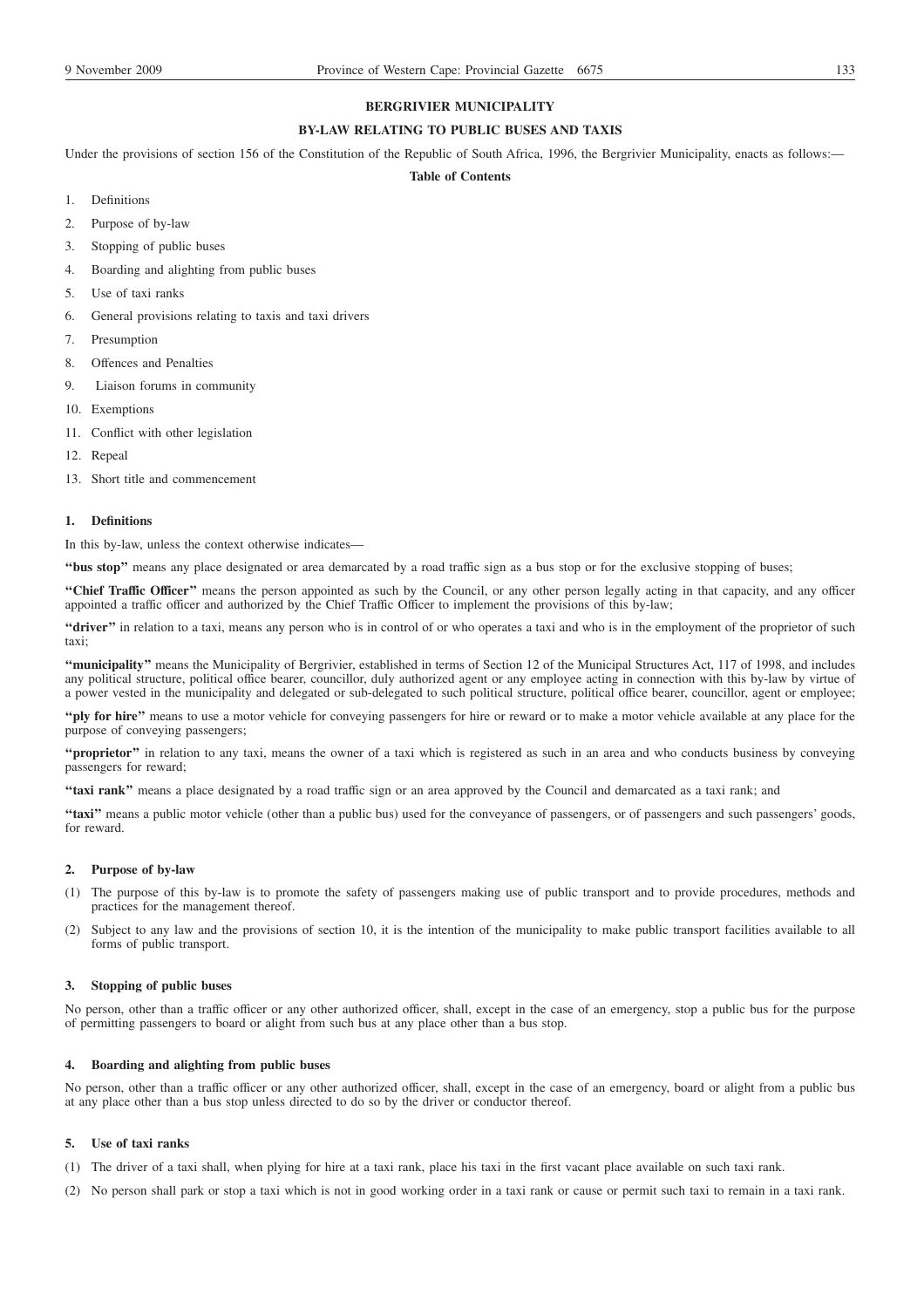**BERGRIVIER MUNICIPALITY**

**BY-LAW RELATING TO PUBLIC BUSES AND TAXIS**

Under the provisions of section 156 of the Constitution of the Republic of South Africa, 1996, the Bergrivier Municipality, enacts as follows:—

**Table of Contents**

1. Definitions
2. Purpose of by-law
3. Stopping of public buses
4. Boarding and alighting from public buses
5. Use of taxi ranks
6. General provisions relating to taxis and taxi drivers
7. Presumption
8. Offences and Penalties
9. Liaison forums in community
10. Exemptions
11. Conflict with other legislation
12. Repeal
13. Short title and commencement

**1. Definitions**

In this by-law, unless the context otherwise indicates—

**"bus stop"** means any place designated or area demarcated by a road traffic sign as a bus stop or for the exclusive stopping of buses;

**"Chief Traffic Officer"** means the person appointed as such by the Council, or any other person legally acting in that capacity, and any officer appointed a traffic officer and authorized by the Chief Traffic Officer to implement the provisions of this by-law;

**"driver"** in relation to a taxi, means any person who is in control of or who operates a taxi and who is in the employment of the proprietor of such taxi;

**"municipality"** means the Municipality of Bergrivier, established in terms of Section 12 of the Municipal Structures Act, 117 of 1998, and includes any political structure, political office bearer, councillor, duly authorized agent or any employee acting in connection with this by-law by virtue of a power vested in the municipality and delegated or sub-delegated to such political structure, political office bearer, councillor, agent or employee;

**"ply for hire"** means to use a motor vehicle for conveying passengers for hire or reward or to make a motor vehicle available at any place for the purpose of conveying passengers;

**"proprietor"** in relation to any taxi, means the owner of a taxi which is registered as such in an area and who conducts business by conveying passengers for reward;

**"taxi rank"** means a place designated by a road traffic sign or an area approved by the Council and demarcated as a taxi rank; and

**"taxi"** means a public motor vehicle (other than a public bus) used for the conveyance of passengers, or of passengers and such passengers' goods, for reward.

**2. Purpose of by-law**

(1) The purpose of this by-law is to promote the safety of passengers making use of public transport and to provide procedures, methods and practices for the management thereof.

(2) Subject to any law and the provisions of section 10, it is the intention of the municipality to make public transport facilities available to all forms of public transport.

**3. Stopping of public buses**

No person, other than a traffic officer or any other authorized officer, shall, except in the case of an emergency, stop a public bus for the purpose of permitting passengers to board or alight from such bus at any place other than a bus stop.

**4. Boarding and alighting from public buses**

No person, other than a traffic officer or any other authorized officer, shall, except in the case of an emergency, board or alight from a public bus at any place other than a bus stop unless directed to do so by the driver or conductor thereof.

**5. Use of taxi ranks**

(1) The driver of a taxi shall, when plying for hire at a taxi rank, place his taxi in the first vacant place available on such taxi rank.

(2) No person shall park or stop a taxi which is not in good working order in a taxi rank or cause or permit such taxi to remain in a taxi rank.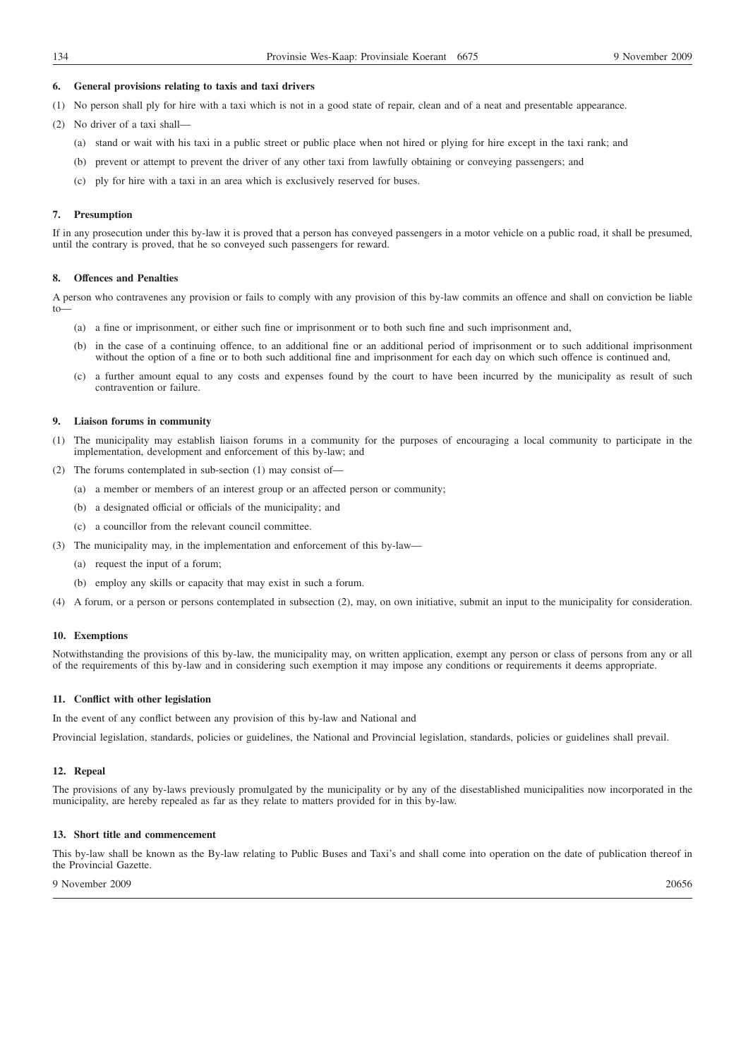### 6. General provisions relating to taxis and taxi drivers

(1) No person shall ply for hire with a taxi which is not in a good state of repair, clean and of a neat and presentable appearance.

(2) No driver of a taxi shall—

(a) stand or wait with his taxi in a public street or public place when not hired or plying for hire except in the taxi rank; and

(b) prevent or attempt to prevent the driver of any other taxi from lawfully obtaining or conveying passengers; and

(c) ply for hire with a taxi in an area which is exclusively reserved for buses.

### 7. Presumption

If in any prosecution under this by-law it is proved that a person has conveyed passengers in a motor vehicle on a public road, it shall be presumed, until the contrary is proved, that he so conveyed such passengers for reward.

### 8. Offences and Penalties

A person who contravenes any provision or fails to comply with any provision of this by-law commits an offence and shall on conviction be liable to—

(a) a fine or imprisonment, or either such fine or imprisonment or to both such fine and such imprisonment and,

(b) in the case of a continuing offence, to an additional fine or an additional period of imprisonment or to such additional imprisonment without the option of a fine or to both such additional fine and imprisonment for each day on which such offence is continued and,

(c) a further amount equal to any costs and expenses found by the court to have been incurred by the municipality as result of such contravention or failure.

### 9. Liaison forums in community

(1) The municipality may establish liaison forums in a community for the purposes of encouraging a local community to participate in the implementation, development and enforcement of this by-law; and

(2) The forums contemplated in sub-section (1) may consist of—

(a) a member or members of an interest group or an affected person or community;

(b) a designated official or officials of the municipality; and

(c) a councillor from the relevant council committee.

(3) The municipality may, in the implementation and enforcement of this by-law—

(a) request the input of a forum;

(b) employ any skills or capacity that may exist in such a forum.

(4) A forum, or a person or persons contemplated in subsection (2), may, on own initiative, submit an input to the municipality for consideration.

### 10. Exemptions

Notwithstanding the provisions of this by-law, the municipality may, on written application, exempt any person or class of persons from any or all of the requirements of this by-law and in considering such exemption it may impose any conditions or requirements it deems appropriate.

### 11. Conflict with other legislation

In the event of any conflict between any provision of this by-law and National and

Provincial legislation, standards, policies or guidelines, the National and Provincial legislation, standards, policies or guidelines shall prevail.

### 12. Repeal

The provisions of any by-laws previously promulgated by the municipality or by any of the disestablished municipalities now incorporated in the municipality, are hereby repealed as far as they relate to matters provided for in this by-law.

### 13. Short title and commencement

This by-law shall be known as the By-law relating to Public Buses and Taxi's and shall come into operation on the date of publication thereof in the Provincial Gazette.

9 November 2009 20656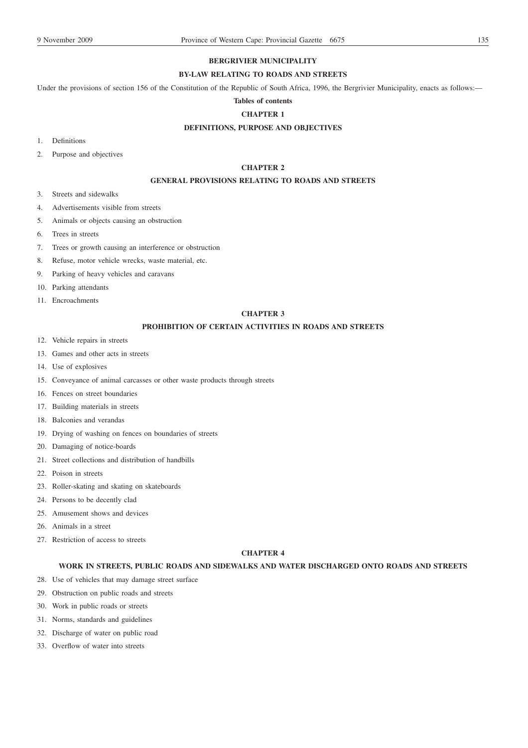# BERGRIVIER MUNICIPALITY

## BY-LAW RELATING TO ROADS AND STREETS

Under the provisions of section 156 of the Constitution of the Republic of South Africa, 1996, the Bergrivier Municipality, enacts as follows:—

**Tables of contents**

### CHAPTER 1

### DEFINITIONS, PURPOSE AND OBJECTIVES

1. Definitions
2. Purpose and objectives

### CHAPTER 2

### GENERAL PROVISIONS RELATING TO ROADS AND STREETS

3. Streets and sidewalks
4. Advertisements visible from streets
5. Animals or objects causing an obstruction
6. Trees in streets
7. Trees or growth causing an interference or obstruction
8. Refuse, motor vehicle wrecks, waste material, etc.
9. Parking of heavy vehicles and caravans
10. Parking attendants
11. Encroachments

### CHAPTER 3

### PROHIBITION OF CERTAIN ACTIVITIES IN ROADS AND STREETS

12. Vehicle repairs in streets
13. Games and other acts in streets
14. Use of explosives
15. Conveyance of animal carcasses or other waste products through streets
16. Fences on street boundaries
17. Building materials in streets
18. Balconies and verandas
19. Drying of washing on fences on boundaries of streets
20. Damaging of notice-boards
21. Street collections and distribution of handbills
22. Poison in streets
23. Roller-skating and skating on skateboards
24. Persons to be decently clad
25. Amusement shows and devices
26. Animals in a street
27. Restriction of access to streets

### CHAPTER 4

### WORK IN STREETS, PUBLIC ROADS AND SIDEWALKS AND WATER DISCHARGED ONTO ROADS AND STREETS

28. Use of vehicles that may damage street surface
29. Obstruction on public roads and streets
30. Work in public roads or streets
31. Norms, standards and guidelines
32. Discharge of water on public road
33. Overflow of water into streets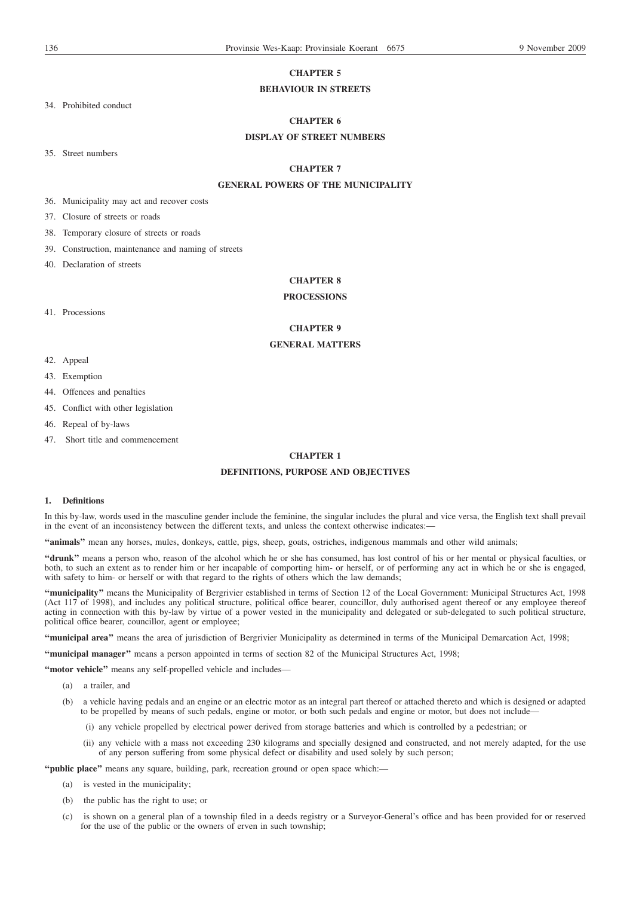**CHAPTER 5**

**BEHAVIOUR IN STREETS**

34. Prohibited conduct

**CHAPTER 6**

**DISPLAY OF STREET NUMBERS**

35. Street numbers

**CHAPTER 7**

**GENERAL POWERS OF THE MUNICIPALITY**

36. Municipality may act and recover costs

37. Closure of streets or roads

38. Temporary closure of streets or roads

39. Construction, maintenance and naming of streets

40. Declaration of streets

**CHAPTER 8**

**PROCESSIONS**

41. Processions

**CHAPTER 9**

**GENERAL MATTERS**

42. Appeal

43. Exemption

44. Offences and penalties

45. Conflict with other legislation

46. Repeal of by-laws

47. Short title and commencement

**CHAPTER 1**

**DEFINITIONS, PURPOSE AND OBJECTIVES**

**1. Definitions**

In this by-law, words used in the masculine gender include the feminine, the singular includes the plural and vice versa, the English text shall prevail in the event of an inconsistency between the different texts, and unless the context otherwise indicates:—

**"animals"** mean any horses, mules, donkeys, cattle, pigs, sheep, goats, ostriches, indigenous mammals and other wild animals;

**"drunk"** means a person who, reason of the alcohol which he or she has consumed, has lost control of his or her mental or physical faculties, or both, to such an extent as to render him or her incapable of comporting him- or herself, or of performing any act in which he or she is engaged, with safety to him- or herself or with that regard to the rights of others which the law demands;

**"municipality"** means the Municipality of Bergrivier established in terms of Section 12 of the Local Government: Municipal Structures Act, 1998 (Act 117 of 1998), and includes any political structure, political office bearer, councillor, duly authorised agent thereof or any employee thereof acting in connection with this by-law by virtue of a power vested in the municipality and delegated or sub-delegated to such political structure, political office bearer, councillor, agent or employee;

**"municipal area"** means the area of jurisdiction of Bergrivier Municipality as determined in terms of the Municipal Demarcation Act, 1998;

**"municipal manager"** means a person appointed in terms of section 82 of the Municipal Structures Act, 1998;

**"motor vehicle"** means any self-propelled vehicle and includes—

(a) a trailer, and

(b) a vehicle having pedals and an engine or an electric motor as an integral part thereof or attached thereto and which is designed or adapted to be propelled by means of such pedals, engine or motor, or both such pedals and engine or motor, but does not include—

(i) any vehicle propelled by electrical power derived from storage batteries and which is controlled by a pedestrian; or

(ii) any vehicle with a mass not exceeding 230 kilograms and specially designed and constructed, and not merely adapted, for the use of any person suffering from some physical defect or disability and used solely by such person;

**"public place"** means any square, building, park, recreation ground or open space which:—

(a) is vested in the municipality;

(b) the public has the right to use; or

(c) is shown on a general plan of a township filed in a deeds registry or a Surveyor-General's office and has been provided for or reserved for the use of the public or the owners of erven in such township;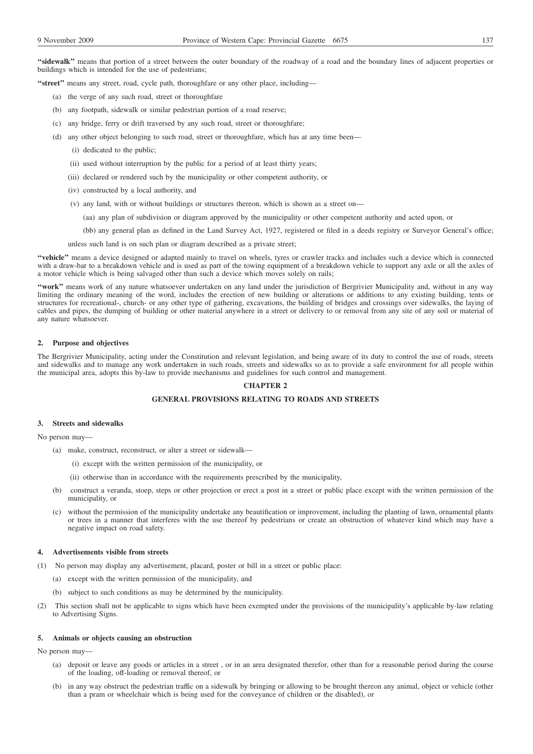**"sidewalk"** means that portion of a street between the outer boundary of the roadway of a road and the boundary lines of adjacent properties or buildings which is intended for the use of pedestrians;

**"street"** means any street, road, cycle path, thoroughfare or any other place, including—

- (a) the verge of any such road, street or thoroughfare
- (b) any footpath, sidewalk or similar pedestrian portion of a road reserve;
- (c) any bridge, ferry or drift traversed by any such road, street or thoroughfare;
- (d) any other object belonging to such road, street or thoroughfare, which has at any time been—
  - (i) dedicated to the public;
  - (ii) used without interruption by the public for a period of at least thirty years;
  - (iii) declared or rendered such by the municipality or other competent authority, or
  - (iv) constructed by a local authority, and
  - (v) any land, with or without buildings or structures thereon, which is shown as a street on—
    - (aa) any plan of subdivision or diagram approved by the municipality or other competent authority and acted upon, or
    - (bb) any general plan as defined in the Land Survey Act, 1927, registered or filed in a deeds registry or Surveyor General's office;

  unless such land is on such plan or diagram described as a private street;

**"vehicle"** means a device designed or adapted mainly to travel on wheels, tyres or crawler tracks and includes such a device which is connected with a draw-bar to a breakdown vehicle and is used as part of the towing equipment of a breakdown vehicle to support any axle or all the axles of a motor vehicle which is being salvaged other than such a device which moves solely on rails;

**"work"** means work of any nature whatsoever undertaken on any land under the jurisdiction of Bergrivier Municipality and, without in any way limiting the ordinary meaning of the word, includes the erection of new building or alterations or additions to any existing building, tents or structures for recreational-, church- or any other type of gathering, excavations, the building of bridges and crossings over sidewalks, the laying of cables and pipes, the dumping of building or other material anywhere in a street or delivery to or removal from any site of any soil or material of any nature whatsoever.

#### 2. Purpose and objectives

The Bergrivier Municipality, acting under the Constitution and relevant legislation, and being aware of its duty to control the use of roads, streets and sidewalks and to manage any work undertaken in such roads, streets and sidewalks so as to provide a safe environment for all people within the municipal area, adopts this by-law to provide mechanisms and guidelines for such control and management.

## CHAPTER 2

## GENERAL PROVISIONS RELATING TO ROADS AND STREETS

#### 3. Streets and sidewalks

No person may—

- (a) make, construct, reconstruct, or alter a street or sidewalk—
  - (i) except with the written permission of the municipality, or
  - (ii) otherwise than in accordance with the requirements prescribed by the municipality,
- (b) construct a veranda, stoep, steps or other projection or erect a post in a street or public place except with the written permission of the municipality, or
- (c) without the permission of the municipality undertake any beautification or improvement, including the planting of lawn, ornamental plants or trees in a manner that interferes with the use thereof by pedestrians or create an obstruction of whatever kind which may have a negative impact on road safety.

#### 4. Advertisements visible from streets

(1) No person may display any advertisement, placard, poster or bill in a street or public place:

- (a) except with the written permission of the municipality, and
- (b) subject to such conditions as may be determined by the municipality.

(2) This section shall not be applicable to signs which have been exempted under the provisions of the municipality's applicable by-law relating to Advertising Signs.

#### 5. Animals or objects causing an obstruction

No person may—

- (a) deposit or leave any goods or articles in a street , or in an area designated therefor, other than for a reasonable period during the course of the loading, off-loading or removal thereof, or
- (b) in any way obstruct the pedestrian traffic on a sidewalk by bringing or allowing to be brought thereon any animal, object or vehicle (other than a pram or wheelchair which is being used for the conveyance of children or the disabled), or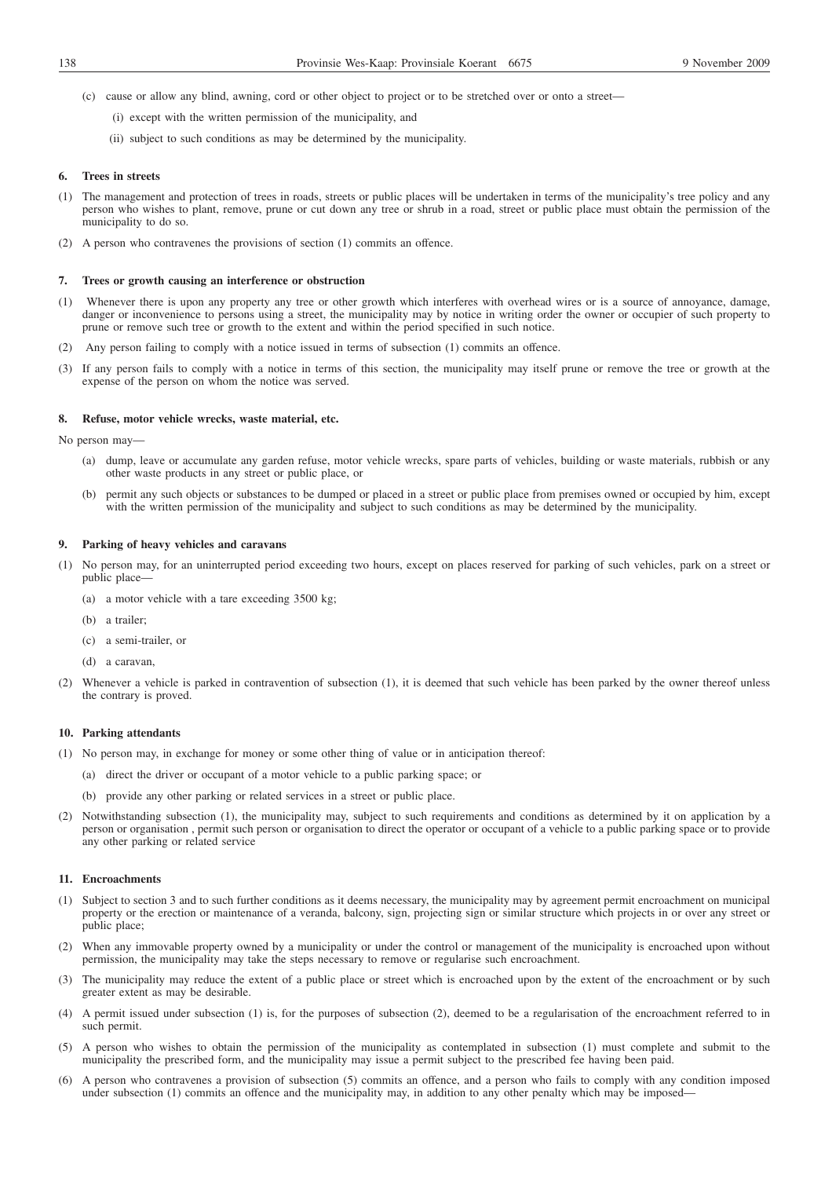(c) cause or allow any blind, awning, cord or other object to project or to be stretched over or onto a street—

(i) except with the written permission of the municipality, and

(ii) subject to such conditions as may be determined by the municipality.

**6. Trees in streets**

(1) The management and protection of trees in roads, streets or public places will be undertaken in terms of the municipality's tree policy and any person who wishes to plant, remove, prune or cut down any tree or shrub in a road, street or public place must obtain the permission of the municipality to do so.

(2) A person who contravenes the provisions of section (1) commits an offence.

**7. Trees or growth causing an interference or obstruction**

(1) Whenever there is upon any property any tree or other growth which interferes with overhead wires or is a source of annoyance, damage, danger or inconvenience to persons using a street, the municipality may by notice in writing order the owner or occupier of such property to prune or remove such tree or growth to the extent and within the period specified in such notice.

(2) Any person failing to comply with a notice issued in terms of subsection (1) commits an offence.

(3) If any person fails to comply with a notice in terms of this section, the municipality may itself prune or remove the tree or growth at the expense of the person on whom the notice was served.

**8. Refuse, motor vehicle wrecks, waste material, etc.**

No person may—

(a) dump, leave or accumulate any garden refuse, motor vehicle wrecks, spare parts of vehicles, building or waste materials, rubbish or any other waste products in any street or public place, or

(b) permit any such objects or substances to be dumped or placed in a street or public place from premises owned or occupied by him, except with the written permission of the municipality and subject to such conditions as may be determined by the municipality.

**9. Parking of heavy vehicles and caravans**

(1) No person may, for an uninterrupted period exceeding two hours, except on places reserved for parking of such vehicles, park on a street or public place—

(a) a motor vehicle with a tare exceeding 3500 kg;

(b) a trailer;

(c) a semi-trailer, or

(d) a caravan,

(2) Whenever a vehicle is parked in contravention of subsection (1), it is deemed that such vehicle has been parked by the owner thereof unless the contrary is proved.

**10. Parking attendants**

(1) No person may, in exchange for money or some other thing of value or in anticipation thereof:

(a) direct the driver or occupant of a motor vehicle to a public parking space; or

(b) provide any other parking or related services in a street or public place.

(2) Notwithstanding subsection (1), the municipality may, subject to such requirements and conditions as determined by it on application by a person or organisation , permit such person or organisation to direct the operator or occupant of a vehicle to a public parking space or to provide any other parking or related service

**11. Encroachments**

(1) Subject to section 3 and to such further conditions as it deems necessary, the municipality may by agreement permit encroachment on municipal property or the erection or maintenance of a veranda, balcony, sign, projecting sign or similar structure which projects in or over any street or public place;

(2) When any immovable property owned by a municipality or under the control or management of the municipality is encroached upon without permission, the municipality may take the steps necessary to remove or regularise such encroachment.

(3) The municipality may reduce the extent of a public place or street which is encroached upon by the extent of the encroachment or by such greater extent as may be desirable.

(4) A permit issued under subsection (1) is, for the purposes of subsection (2), deemed to be a regularisation of the encroachment referred to in such permit.

(5) A person who wishes to obtain the permission of the municipality as contemplated in subsection (1) must complete and submit to the municipality the prescribed form, and the municipality may issue a permit subject to the prescribed fee having been paid.

(6) A person who contravenes a provision of subsection (5) commits an offence, and a person who fails to comply with any condition imposed under subsection (1) commits an offence and the municipality may, in addition to any other penalty which may be imposed—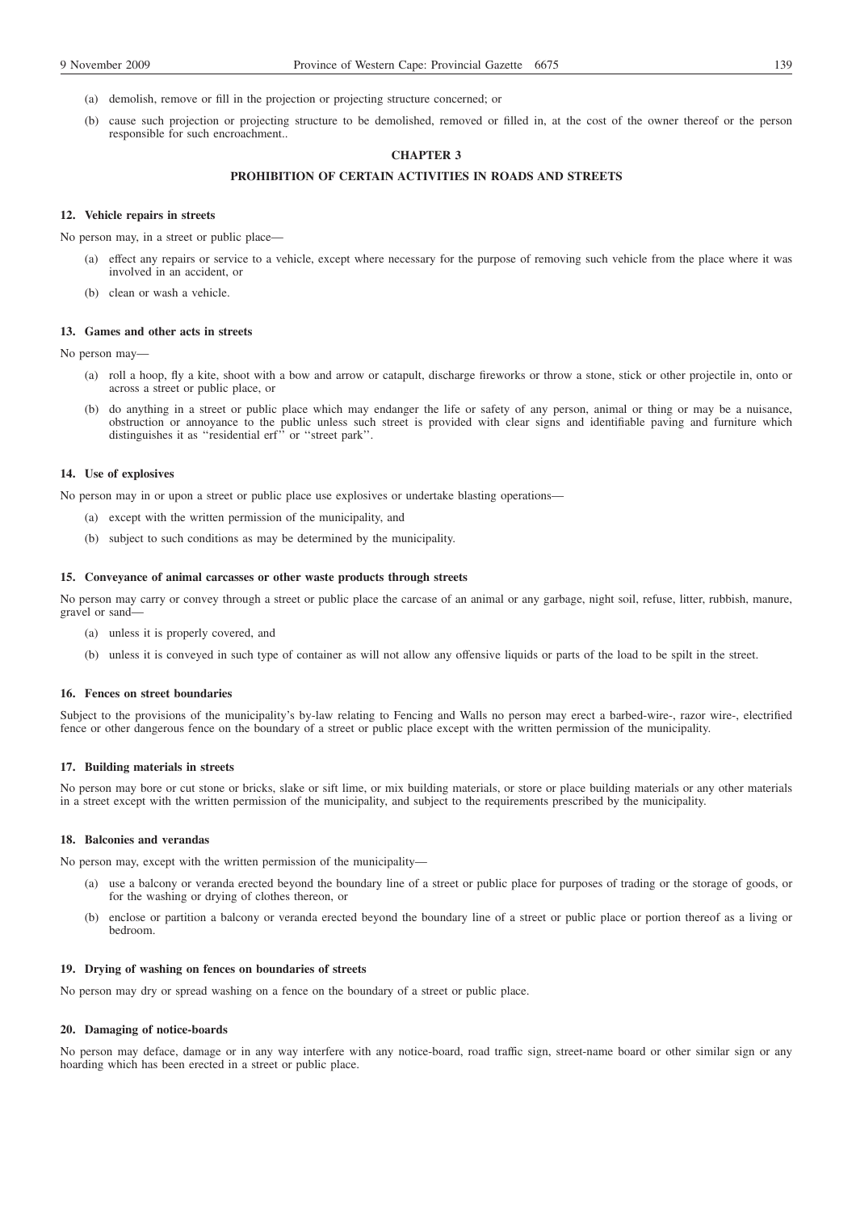(a) demolish, remove or fill in the projection or projecting structure concerned; or

(b) cause such projection or projecting structure to be demolished, removed or filled in, at the cost of the owner thereof or the person responsible for such encroachment..

## CHAPTER 3

## PROHIBITION OF CERTAIN ACTIVITIES IN ROADS AND STREETS

### 12. Vehicle repairs in streets

No person may, in a street or public place—

(a) effect any repairs or service to a vehicle, except where necessary for the purpose of removing such vehicle from the place where it was involved in an accident, or

(b) clean or wash a vehicle.

### 13. Games and other acts in streets

No person may—

(a) roll a hoop, fly a kite, shoot with a bow and arrow or catapult, discharge fireworks or throw a stone, stick or other projectile in, onto or across a street or public place, or

(b) do anything in a street or public place which may endanger the life or safety of any person, animal or thing or may be a nuisance, obstruction or annoyance to the public unless such street is provided with clear signs and identifiable paving and furniture which distinguishes it as ''residential erf'' or ''street park''.

### 14. Use of explosives

No person may in or upon a street or public place use explosives or undertake blasting operations—

(a) except with the written permission of the municipality, and

(b) subject to such conditions as may be determined by the municipality.

### 15. Conveyance of animal carcasses or other waste products through streets

No person may carry or convey through a street or public place the carcase of an animal or any garbage, night soil, refuse, litter, rubbish, manure, gravel or sand—

(a) unless it is properly covered, and

(b) unless it is conveyed in such type of container as will not allow any offensive liquids or parts of the load to be spilt in the street.

### 16. Fences on street boundaries

Subject to the provisions of the municipality's by-law relating to Fencing and Walls no person may erect a barbed-wire-, razor wire-, electrified fence or other dangerous fence on the boundary of a street or public place except with the written permission of the municipality.

### 17. Building materials in streets

No person may bore or cut stone or bricks, slake or sift lime, or mix building materials, or store or place building materials or any other materials in a street except with the written permission of the municipality, and subject to the requirements prescribed by the municipality.

### 18. Balconies and verandas

No person may, except with the written permission of the municipality—

(a) use a balcony or veranda erected beyond the boundary line of a street or public place for purposes of trading or the storage of goods, or for the washing or drying of clothes thereon, or

(b) enclose or partition a balcony or veranda erected beyond the boundary line of a street or public place or portion thereof as a living or bedroom.

### 19. Drying of washing on fences on boundaries of streets

No person may dry or spread washing on a fence on the boundary of a street or public place.

### 20. Damaging of notice-boards

No person may deface, damage or in any way interfere with any notice-board, road traffic sign, street-name board or other similar sign or any hoarding which has been erected in a street or public place.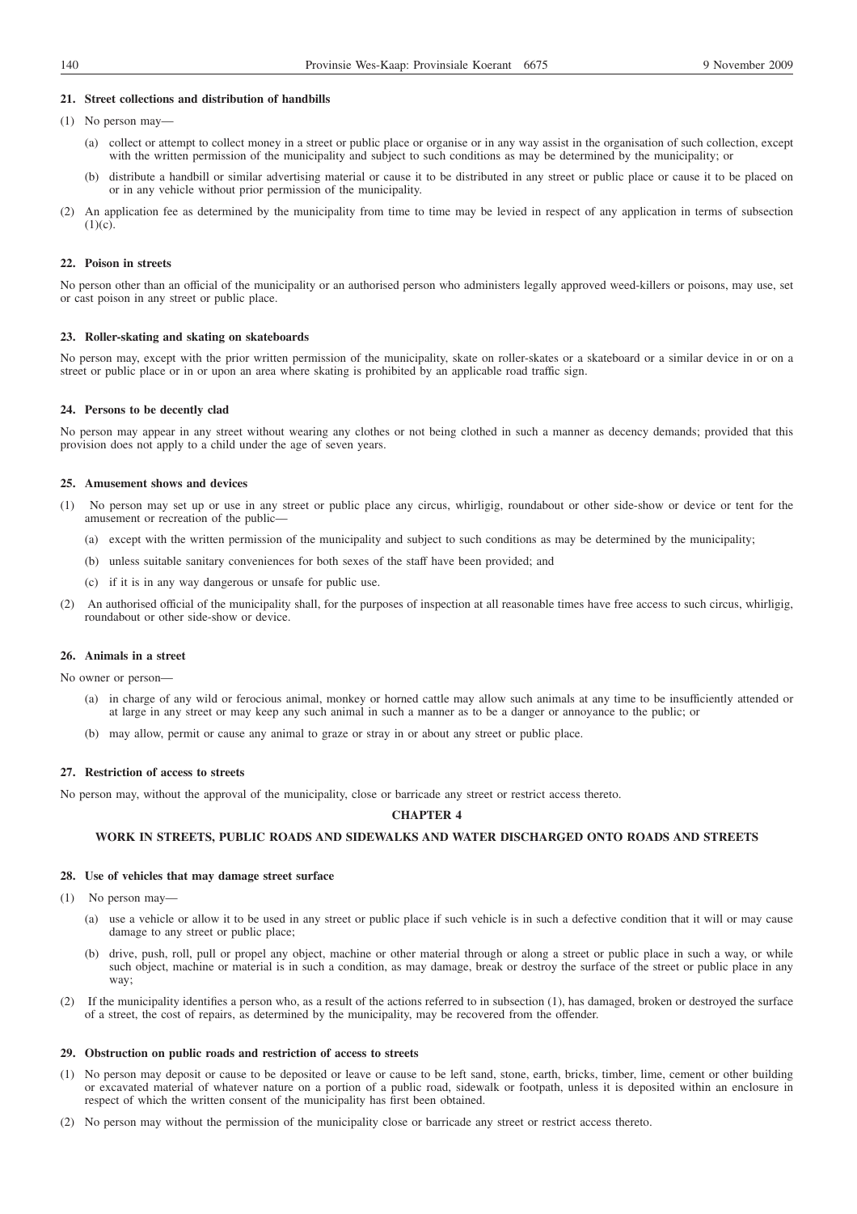### 21. Street collections and distribution of handbills

(1) No person may—

- (a) collect or attempt to collect money in a street or public place or organise or in any way assist in the organisation of such collection, except with the written permission of the municipality and subject to such conditions as may be determined by the municipality; or
- (b) distribute a handbill or similar advertising material or cause it to be distributed in any street or public place or cause it to be placed on or in any vehicle without prior permission of the municipality.

(2) An application fee as determined by the municipality from time to time may be levied in respect of any application in terms of subsection (1)(c).

### 22. Poison in streets

No person other than an official of the municipality or an authorised person who administers legally approved weed-killers or poisons, may use, set or cast poison in any street or public place.

### 23. Roller-skating and skating on skateboards

No person may, except with the prior written permission of the municipality, skate on roller-skates or a skateboard or a similar device in or on a street or public place or in or upon an area where skating is prohibited by an applicable road traffic sign.

### 24. Persons to be decently clad

No person may appear in any street without wearing any clothes or not being clothed in such a manner as decency demands; provided that this provision does not apply to a child under the age of seven years.

### 25. Amusement shows and devices

(1) No person may set up or use in any street or public place any circus, whirligig, roundabout or other side-show or device or tent for the amusement or recreation of the public—

- (a) except with the written permission of the municipality and subject to such conditions as may be determined by the municipality;
- (b) unless suitable sanitary conveniences for both sexes of the staff have been provided; and
- (c) if it is in any way dangerous or unsafe for public use.

(2) An authorised official of the municipality shall, for the purposes of inspection at all reasonable times have free access to such circus, whirligig, roundabout or other side-show or device.

### 26. Animals in a street

No owner or person—

- (a) in charge of any wild or ferocious animal, monkey or horned cattle may allow such animals at any time to be insufficiently attended or at large in any street or may keep any such animal in such a manner as to be a danger or annoyance to the public; or
- (b) may allow, permit or cause any animal to graze or stray in or about any street or public place.

### 27. Restriction of access to streets

No person may, without the approval of the municipality, close or barricade any street or restrict access thereto.

## CHAPTER 4

## WORK IN STREETS, PUBLIC ROADS AND SIDEWALKS AND WATER DISCHARGED ONTO ROADS AND STREETS

### 28. Use of vehicles that may damage street surface

(1) No person may—

- (a) use a vehicle or allow it to be used in any street or public place if such vehicle is in such a defective condition that it will or may cause damage to any street or public place;
- (b) drive, push, roll, pull or propel any object, machine or other material through or along a street or public place in such a way, or while such object, machine or material is in such a condition, as may damage, break or destroy the surface of the street or public place in any way;

(2) If the municipality identifies a person who, as a result of the actions referred to in subsection (1), has damaged, broken or destroyed the surface of a street, the cost of repairs, as determined by the municipality, may be recovered from the offender.

### 29. Obstruction on public roads and restriction of access to streets

(1) No person may deposit or cause to be deposited or leave or cause to be left sand, stone, earth, bricks, timber, lime, cement or other building or excavated material of whatever nature on a portion of a public road, sidewalk or footpath, unless it is deposited within an enclosure in respect of which the written consent of the municipality has first been obtained.

(2) No person may without the permission of the municipality close or barricade any street or restrict access thereto.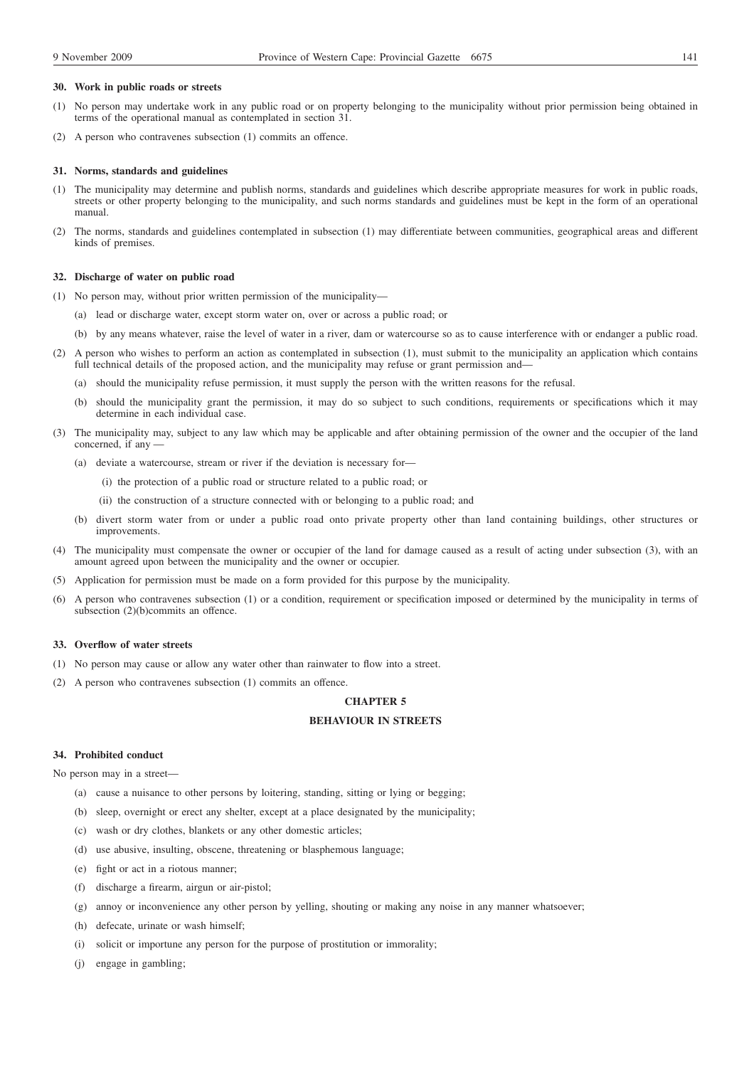**30. Work in public roads or streets**

(1) No person may undertake work in any public road or on property belonging to the municipality without prior permission being obtained in terms of the operational manual as contemplated in section 31.

(2) A person who contravenes subsection (1) commits an offence.

**31. Norms, standards and guidelines**

(1) The municipality may determine and publish norms, standards and guidelines which describe appropriate measures for work in public roads, streets or other property belonging to the municipality, and such norms standards and guidelines must be kept in the form of an operational manual.

(2) The norms, standards and guidelines contemplated in subsection (1) may differentiate between communities, geographical areas and different kinds of premises.

**32. Discharge of water on public road**

(1) No person may, without prior written permission of the municipality—

   (a) lead or discharge water, except storm water on, over or across a public road; or

   (b) by any means whatever, raise the level of water in a river, dam or watercourse so as to cause interference with or endanger a public road.

(2) A person who wishes to perform an action as contemplated in subsection (1), must submit to the municipality an application which contains full technical details of the proposed action, and the municipality may refuse or grant permission and—

   (a) should the municipality refuse permission, it must supply the person with the written reasons for the refusal.

   (b) should the municipality grant the permission, it may do so subject to such conditions, requirements or specifications which it may determine in each individual case.

(3) The municipality may, subject to any law which may be applicable and after obtaining permission of the owner and the occupier of the land concerned, if any —

   (a) deviate a watercourse, stream or river if the deviation is necessary for—

      (i) the protection of a public road or structure related to a public road; or

      (ii) the construction of a structure connected with or belonging to a public road; and

   (b) divert storm water from or under a public road onto private property other than land containing buildings, other structures or improvements.

(4) The municipality must compensate the owner or occupier of the land for damage caused as a result of acting under subsection (3), with an amount agreed upon between the municipality and the owner or occupier.

(5) Application for permission must be made on a form provided for this purpose by the municipality.

(6) A person who contravenes subsection (1) or a condition, requirement or specification imposed or determined by the municipality in terms of subsection (2)(b)commits an offence.

**33. Overflow of water streets**

(1) No person may cause or allow any water other than rainwater to flow into a street.

(2) A person who contravenes subsection (1) commits an offence.

## CHAPTER 5

## BEHAVIOUR IN STREETS

**34. Prohibited conduct**

No person may in a street—

   (a) cause a nuisance to other persons by loitering, standing, sitting or lying or begging;

   (b) sleep, overnight or erect any shelter, except at a place designated by the municipality;

   (c) wash or dry clothes, blankets or any other domestic articles;

   (d) use abusive, insulting, obscene, threatening or blasphemous language;

   (e) fight or act in a riotous manner;

   (f) discharge a firearm, airgun or air-pistol;

   (g) annoy or inconvenience any other person by yelling, shouting or making any noise in any manner whatsoever;

   (h) defecate, urinate or wash himself;

   (i) solicit or importune any person for the purpose of prostitution or immorality;

   (j) engage in gambling;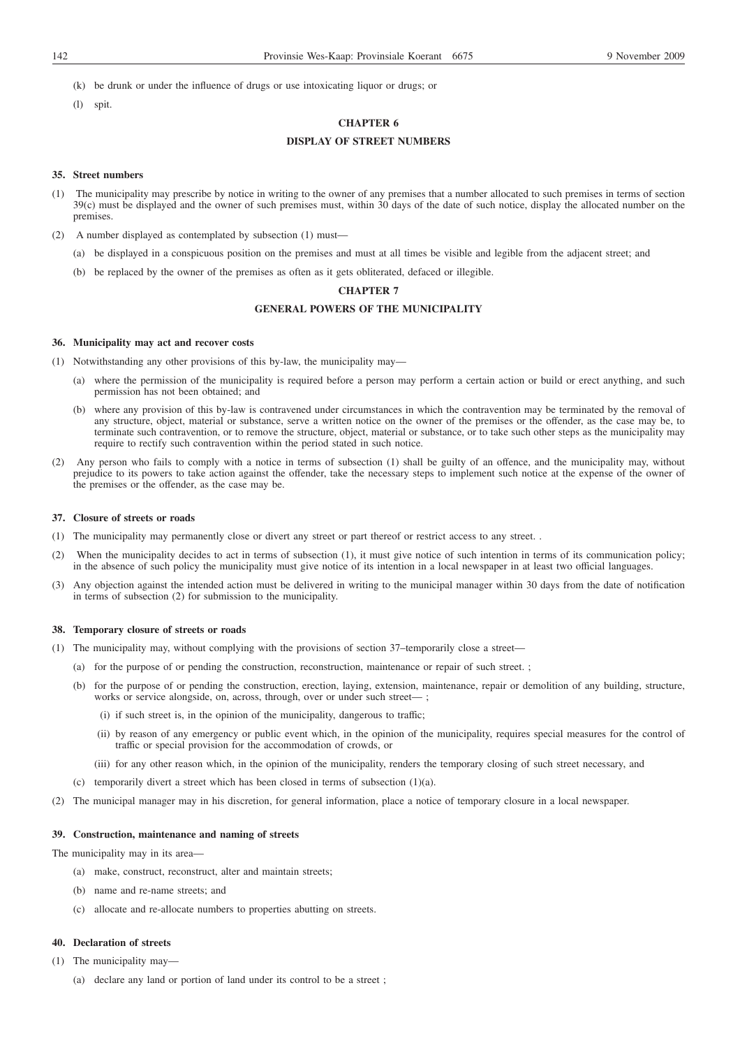(k) be drunk or under the influence of drugs or use intoxicating liquor or drugs; or

(l) spit.

## CHAPTER 6

## DISPLAY OF STREET NUMBERS

### 35. Street numbers

(1) The municipality may prescribe by notice in writing to the owner of any premises that a number allocated to such premises in terms of section 39(c) must be displayed and the owner of such premises must, within 30 days of the date of such notice, display the allocated number on the premises.

(2) A number displayed as contemplated by subsection (1) must—

(a) be displayed in a conspicuous position on the premises and must at all times be visible and legible from the adjacent street; and

(b) be replaced by the owner of the premises as often as it gets obliterated, defaced or illegible.

## CHAPTER 7

## GENERAL POWERS OF THE MUNICIPALITY

### 36. Municipality may act and recover costs

(1) Notwithstanding any other provisions of this by-law, the municipality may—

(a) where the permission of the municipality is required before a person may perform a certain action or build or erect anything, and such permission has not been obtained; and

(b) where any provision of this by-law is contravened under circumstances in which the contravention may be terminated by the removal of any structure, object, material or substance, serve a written notice on the owner of the premises or the offender, as the case may be, to terminate such contravention, or to remove the structure, object, material or substance, or to take such other steps as the municipality may require to rectify such contravention within the period stated in such notice.

(2) Any person who fails to comply with a notice in terms of subsection (1) shall be guilty of an offence, and the municipality may, without prejudice to its powers to take action against the offender, take the necessary steps to implement such notice at the expense of the owner of the premises or the offender, as the case may be.

### 37. Closure of streets or roads

(1) The municipality may permanently close or divert any street or part thereof or restrict access to any street. .

(2) When the municipality decides to act in terms of subsection (1), it must give notice of such intention in terms of its communication policy; in the absence of such policy the municipality must give notice of its intention in a local newspaper in at least two official languages.

(3) Any objection against the intended action must be delivered in writing to the municipal manager within 30 days from the date of notification in terms of subsection (2) for submission to the municipality.

### 38. Temporary closure of streets or roads

(1) The municipality may, without complying with the provisions of section 37–temporarily close a street—

(a) for the purpose of or pending the construction, reconstruction, maintenance or repair of such street. ;

(b) for the purpose of or pending the construction, erection, laying, extension, maintenance, repair or demolition of any building, structure, works or service alongside, on, across, through, over or under such street— ;

(i) if such street is, in the opinion of the municipality, dangerous to traffic;

(ii) by reason of any emergency or public event which, in the opinion of the municipality, requires special measures for the control of traffic or special provision for the accommodation of crowds, or

(iii) for any other reason which, in the opinion of the municipality, renders the temporary closing of such street necessary, and

(c) temporarily divert a street which has been closed in terms of subsection (1)(a).

(2) The municipal manager may in his discretion, for general information, place a notice of temporary closure in a local newspaper.

### 39. Construction, maintenance and naming of streets

The municipality may in its area—

(a) make, construct, reconstruct, alter and maintain streets;

(b) name and re-name streets; and

(c) allocate and re-allocate numbers to properties abutting on streets.

### 40. Declaration of streets

(1) The municipality may—

(a) declare any land or portion of land under its control to be a street ;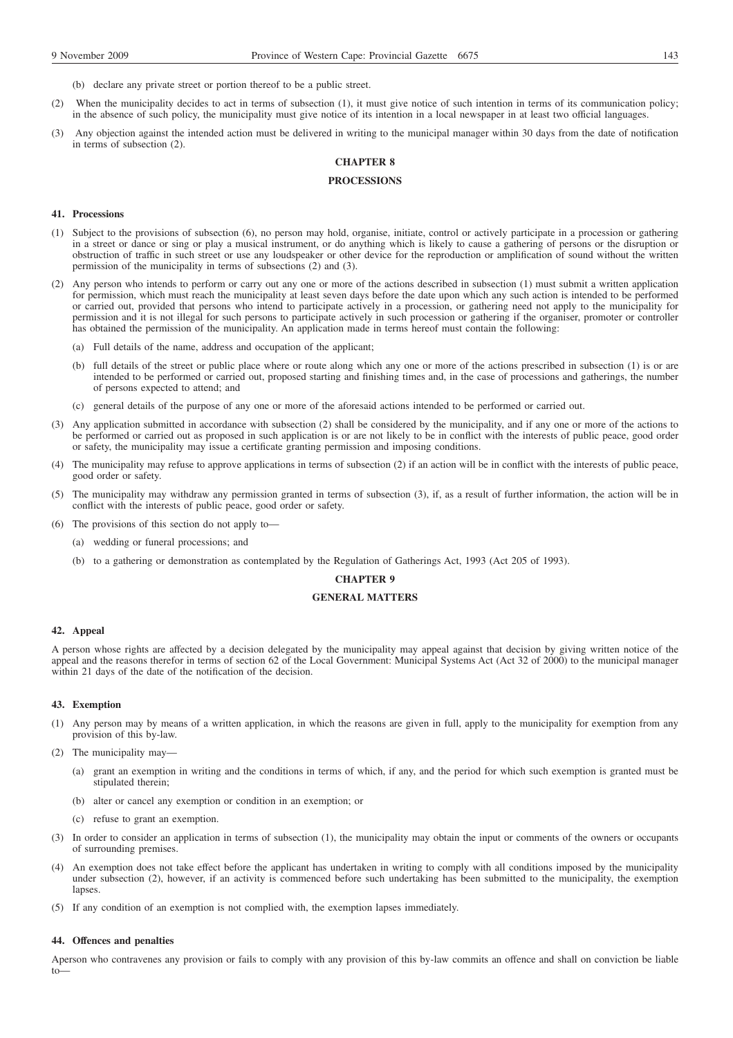(b) declare any private street or portion thereof to be a public street.

(2) When the municipality decides to act in terms of subsection (1), it must give notice of such intention in terms of its communication policy; in the absence of such policy, the municipality must give notice of its intention in a local newspaper in at least two official languages.

(3) Any objection against the intended action must be delivered in writing to the municipal manager within 30 days from the date of notification in terms of subsection (2).

## CHAPTER 8

## PROCESSIONS

### 41. Processions

(1) Subject to the provisions of subsection (6), no person may hold, organise, initiate, control or actively participate in a procession or gathering in a street or dance or sing or play a musical instrument, or do anything which is likely to cause a gathering of persons or the disruption or obstruction of traffic in such street or use any loudspeaker or other device for the reproduction or amplification of sound without the written permission of the municipality in terms of subsections (2) and (3).

(2) Any person who intends to perform or carry out any one or more of the actions described in subsection (1) must submit a written application for permission, which must reach the municipality at least seven days before the date upon which any such action is intended to be performed or carried out, provided that persons who intend to participate actively in a procession, or gathering need not apply to the municipality for permission and it is not illegal for such persons to participate actively in such procession or gathering if the organiser, promoter or controller has obtained the permission of the municipality. An application made in terms hereof must contain the following:

(a) Full details of the name, address and occupation of the applicant;

(b) full details of the street or public place where or route along which any one or more of the actions prescribed in subsection (1) is or are intended to be performed or carried out, proposed starting and finishing times and, in the case of processions and gatherings, the number of persons expected to attend; and

(c) general details of the purpose of any one or more of the aforesaid actions intended to be performed or carried out.

(3) Any application submitted in accordance with subsection (2) shall be considered by the municipality, and if any one or more of the actions to be performed or carried out as proposed in such application is or are not likely to be in conflict with the interests of public peace, good order or safety, the municipality may issue a certificate granting permission and imposing conditions.

(4) The municipality may refuse to approve applications in terms of subsection (2) if an action will be in conflict with the interests of public peace, good order or safety.

(5) The municipality may withdraw any permission granted in terms of subsection (3), if, as a result of further information, the action will be in conflict with the interests of public peace, good order or safety.

(6) The provisions of this section do not apply to—

(a) wedding or funeral processions; and

(b) to a gathering or demonstration as contemplated by the Regulation of Gatherings Act, 1993 (Act 205 of 1993).

## CHAPTER 9

## GENERAL MATTERS

### 42. Appeal

A person whose rights are affected by a decision delegated by the municipality may appeal against that decision by giving written notice of the appeal and the reasons therefor in terms of section 62 of the Local Government: Municipal Systems Act (Act 32 of 2000) to the municipal manager within 21 days of the date of the notification of the decision.

### 43. Exemption

(1) Any person may by means of a written application, in which the reasons are given in full, apply to the municipality for exemption from any provision of this by-law.

(2) The municipality may—

(a) grant an exemption in writing and the conditions in terms of which, if any, and the period for which such exemption is granted must be stipulated therein;

(b) alter or cancel any exemption or condition in an exemption; or

(c) refuse to grant an exemption.

(3) In order to consider an application in terms of subsection (1), the municipality may obtain the input or comments of the owners or occupants of surrounding premises.

(4) An exemption does not take effect before the applicant has undertaken in writing to comply with all conditions imposed by the municipality under subsection (2), however, if an activity is commenced before such undertaking has been submitted to the municipality, the exemption lapses.

(5) If any condition of an exemption is not complied with, the exemption lapses immediately.

### 44. Offences and penalties

Aperson who contravenes any provision or fails to comply with any provision of this by-law commits an offence and shall on conviction be liable to—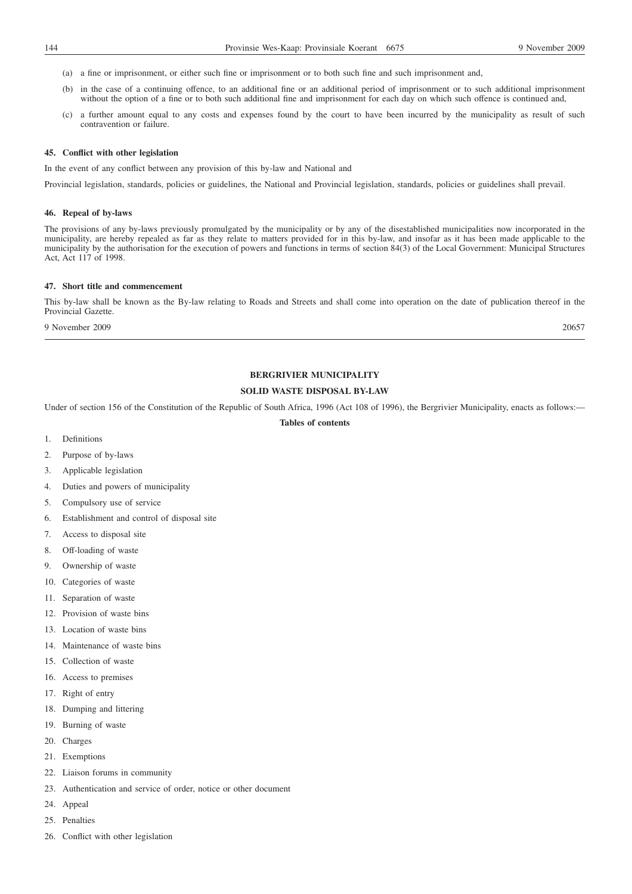(a) a fine or imprisonment, or either such fine or imprisonment or to both such fine and such imprisonment and,

(b) in the case of a continuing offence, to an additional fine or an additional period of imprisonment or to such additional imprisonment without the option of a fine or to both such additional fine and imprisonment for each day on which such offence is continued and,

(c) a further amount equal to any costs and expenses found by the court to have been incurred by the municipality as result of such contravention or failure.

**45. Conflict with other legislation**

In the event of any conflict between any provision of this by-law and National and

Provincial legislation, standards, policies or guidelines, the National and Provincial legislation, standards, policies or guidelines shall prevail.

**46. Repeal of by-laws**

The provisions of any by-laws previously promulgated by the municipality or by any of the disestablished municipalities now incorporated in the municipality, are hereby repealed as far as they relate to matters provided for in this by-law, and insofar as it has been made applicable to the municipality by the authorisation for the execution of powers and functions in terms of section 84(3) of the Local Government: Municipal Structures Act, Act 117 of 1998.

**47. Short title and commencement**

This by-law shall be known as the By-law relating to Roads and Streets and shall come into operation on the date of publication thereof in the Provincial Gazette.

9 November 2009 20657

---

**BERGRIVIER MUNICIPALITY**

**SOLID WASTE DISPOSAL BY-LAW**

Under of section 156 of the Constitution of the Republic of South Africa, 1996 (Act 108 of 1996), the Bergrivier Municipality, enacts as follows:—

**Tables of contents**

1. Definitions
2. Purpose of by-laws
3. Applicable legislation
4. Duties and powers of municipality
5. Compulsory use of service
6. Establishment and control of disposal site
7. Access to disposal site
8. Off-loading of waste
9. Ownership of waste
10. Categories of waste
11. Separation of waste
12. Provision of waste bins
13. Location of waste bins
14. Maintenance of waste bins
15. Collection of waste
16. Access to premises
17. Right of entry
18. Dumping and littering
19. Burning of waste
20. Charges
21. Exemptions
22. Liaison forums in community
23. Authentication and service of order, notice or other document
24. Appeal
25. Penalties
26. Conflict with other legislation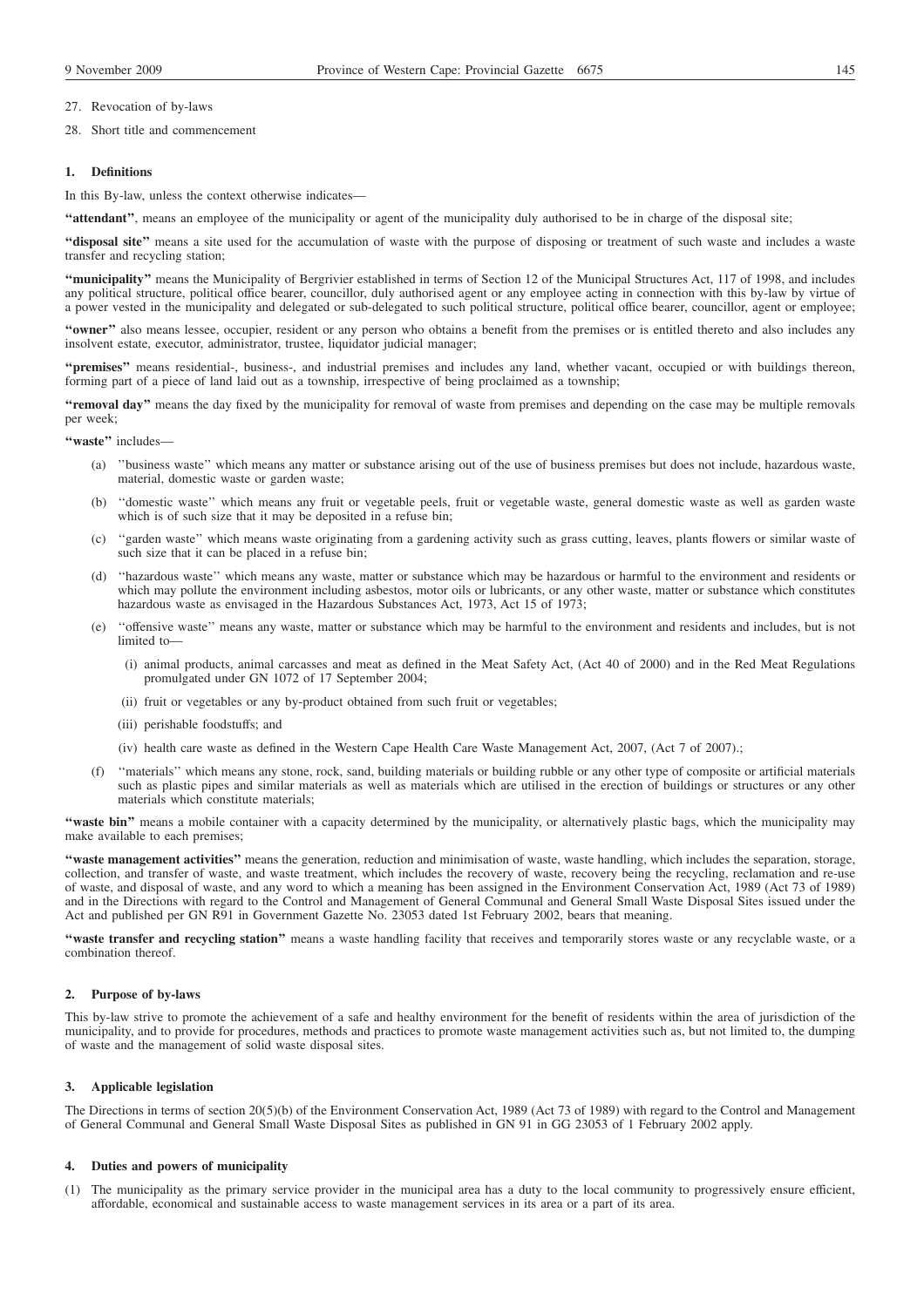27. Revocation of by-laws

28. Short title and commencement

### 1. Definitions

In this By-law, unless the context otherwise indicates—

**"attendant"**, means an employee of the municipality or agent of the municipality duly authorised to be in charge of the disposal site;

**"disposal site"** means a site used for the accumulation of waste with the purpose of disposing or treatment of such waste and includes a waste transfer and recycling station;

**"municipality"** means the Municipality of Bergrivier established in terms of Section 12 of the Municipal Structures Act, 117 of 1998, and includes any political structure, political office bearer, councillor, duly authorised agent or any employee acting in connection with this by-law by virtue of a power vested in the municipality and delegated or sub-delegated to such political structure, political office bearer, councillor, agent or employee;

**"owner"** also means lessee, occupier, resident or any person who obtains a benefit from the premises or is entitled thereto and also includes any insolvent estate, executor, administrator, trustee, liquidator judicial manager;

**"premises"** means residential-, business-, and industrial premises and includes any land, whether vacant, occupied or with buildings thereon, forming part of a piece of land laid out as a township, irrespective of being proclaimed as a township;

**"removal day"** means the day fixed by the municipality for removal of waste from premises and depending on the case may be multiple removals per week;

**"waste"** includes—

(a) ''business waste'' which means any matter or substance arising out of the use of business premises but does not include, hazardous waste, material, domestic waste or garden waste;

(b) ''domestic waste'' which means any fruit or vegetable peels, fruit or vegetable waste, general domestic waste as well as garden waste which is of such size that it may be deposited in a refuse bin;

(c) ''garden waste'' which means waste originating from a gardening activity such as grass cutting, leaves, plants flowers or similar waste of such size that it can be placed in a refuse bin;

(d) ''hazardous waste'' which means any waste, matter or substance which may be hazardous or harmful to the environment and residents or which may pollute the environment including asbestos, motor oils or lubricants, or any other waste, matter or substance which constitutes hazardous waste as envisaged in the Hazardous Substances Act, 1973, Act 15 of 1973;

(e) ''offensive waste'' means any waste, matter or substance which may be harmful to the environment and residents and includes, but is not limited to—

   (i) animal products, animal carcasses and meat as defined in the Meat Safety Act, (Act 40 of 2000) and in the Red Meat Regulations promulgated under GN 1072 of 17 September 2004;

   (ii) fruit or vegetables or any by-product obtained from such fruit or vegetables;

   (iii) perishable foodstuffs; and

   (iv) health care waste as defined in the Western Cape Health Care Waste Management Act, 2007, (Act 7 of 2007).;

(f) ''materials'' which means any stone, rock, sand, building materials or building rubble or any other type of composite or artificial materials such as plastic pipes and similar materials as well as materials which are utilised in the erection of buildings or structures or any other materials which constitute materials;

**"waste bin"** means a mobile container with a capacity determined by the municipality, or alternatively plastic bags, which the municipality may make available to each premises;

**"waste management activities"** means the generation, reduction and minimisation of waste, waste handling, which includes the separation, storage, collection, and transfer of waste, and waste treatment, which includes the recovery of waste, recovery being the recycling, reclamation and re-use of waste, and disposal of waste, and any word to which a meaning has been assigned in the Environment Conservation Act, 1989 (Act 73 of 1989) and in the Directions with regard to the Control and Management of General Communal and General Small Waste Disposal Sites issued under the Act and published per GN R91 in Government Gazette No. 23053 dated 1st February 2002, bears that meaning.

**"waste transfer and recycling station"** means a waste handling facility that receives and temporarily stores waste or any recyclable waste, or a combination thereof.

### 2. Purpose of by-laws

This by-law strive to promote the achievement of a safe and healthy environment for the benefit of residents within the area of jurisdiction of the municipality, and to provide for procedures, methods and practices to promote waste management activities such as, but not limited to, the dumping of waste and the management of solid waste disposal sites.

### 3. Applicable legislation

The Directions in terms of section 20(5)(b) of the Environment Conservation Act, 1989 (Act 73 of 1989) with regard to the Control and Management of General Communal and General Small Waste Disposal Sites as published in GN 91 in GG 23053 of 1 February 2002 apply.

### 4. Duties and powers of municipality

(1) The municipality as the primary service provider in the municipal area has a duty to the local community to progressively ensure efficient, affordable, economical and sustainable access to waste management services in its area or a part of its area.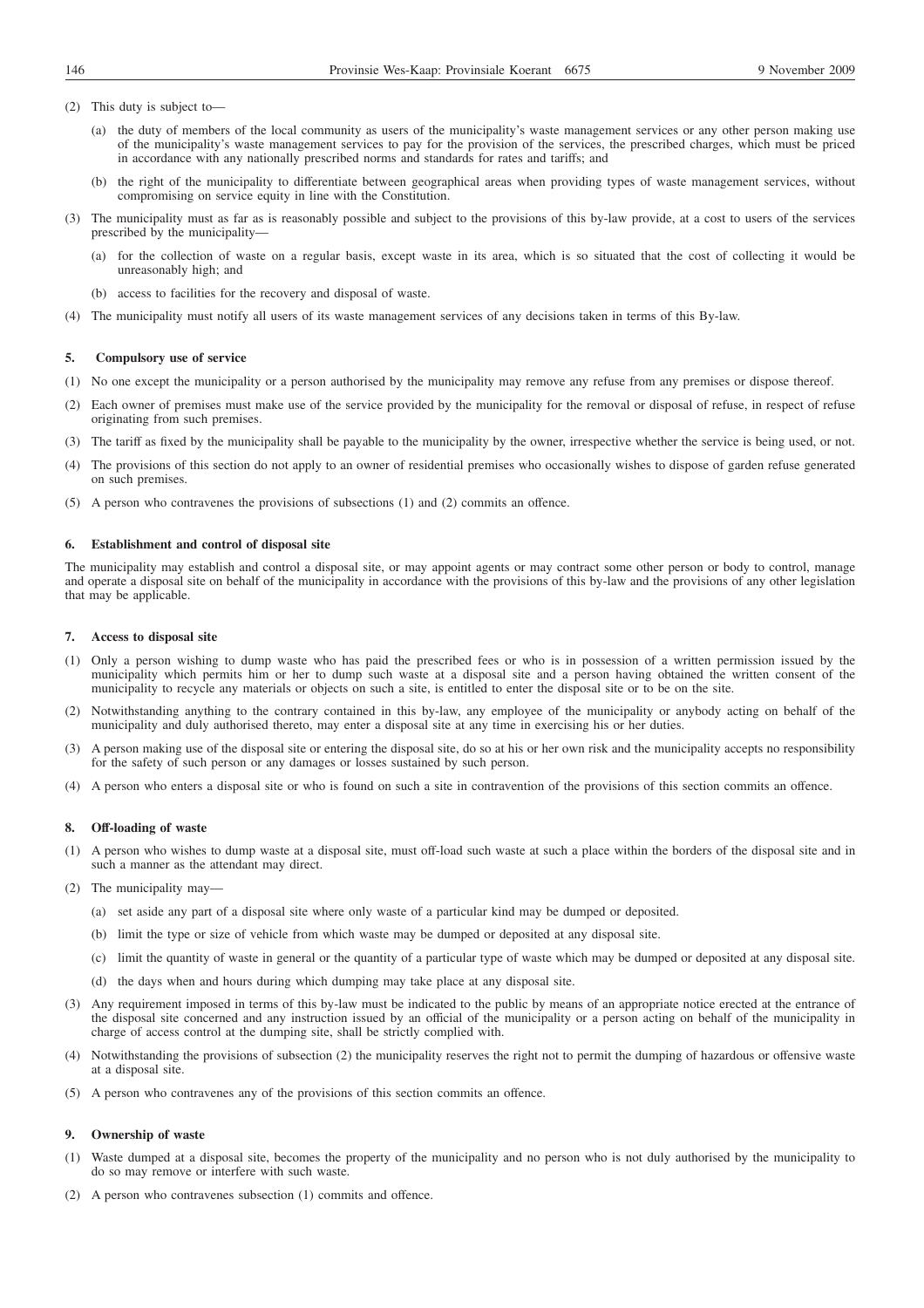(2) This duty is subject to—

(a) the duty of members of the local community as users of the municipality's waste management services or any other person making use of the municipality's waste management services to pay for the provision of the services, the prescribed charges, which must be priced in accordance with any nationally prescribed norms and standards for rates and tariffs; and

(b) the right of the municipality to differentiate between geographical areas when providing types of waste management services, without compromising on service equity in line with the Constitution.

(3) The municipality must as far as is reasonably possible and subject to the provisions of this by-law provide, at a cost to users of the services prescribed by the municipality—

(a) for the collection of waste on a regular basis, except waste in its area, which is so situated that the cost of collecting it would be unreasonably high; and

(b) access to facilities for the recovery and disposal of waste.

(4) The municipality must notify all users of its waste management services of any decisions taken in terms of this By-law.

### 5. Compulsory use of service

(1) No one except the municipality or a person authorised by the municipality may remove any refuse from any premises or dispose thereof.

(2) Each owner of premises must make use of the service provided by the municipality for the removal or disposal of refuse, in respect of refuse originating from such premises.

(3) The tariff as fixed by the municipality shall be payable to the municipality by the owner, irrespective whether the service is being used, or not.

(4) The provisions of this section do not apply to an owner of residential premises who occasionally wishes to dispose of garden refuse generated on such premises.

(5) A person who contravenes the provisions of subsections (1) and (2) commits an offence.

### 6. Establishment and control of disposal site

The municipality may establish and control a disposal site, or may appoint agents or may contract some other person or body to control, manage and operate a disposal site on behalf of the municipality in accordance with the provisions of this by-law and the provisions of any other legislation that may be applicable.

### 7. Access to disposal site

(1) Only a person wishing to dump waste who has paid the prescribed fees or who is in possession of a written permission issued by the municipality which permits him or her to dump such waste at a disposal site and a person having obtained the written consent of the municipality to recycle any materials or objects on such a site, is entitled to enter the disposal site or to be on the site.

(2) Notwithstanding anything to the contrary contained in this by-law, any employee of the municipality or anybody acting on behalf of the municipality and duly authorised thereto, may enter a disposal site at any time in exercising his or her duties.

(3) A person making use of the disposal site or entering the disposal site, do so at his or her own risk and the municipality accepts no responsibility for the safety of such person or any damages or losses sustained by such person.

(4) A person who enters a disposal site or who is found on such a site in contravention of the provisions of this section commits an offence.

### 8. Off-loading of waste

(1) A person who wishes to dump waste at a disposal site, must off-load such waste at such a place within the borders of the disposal site and in such a manner as the attendant may direct.

(2) The municipality may—

(a) set aside any part of a disposal site where only waste of a particular kind may be dumped or deposited.

(b) limit the type or size of vehicle from which waste may be dumped or deposited at any disposal site.

(c) limit the quantity of waste in general or the quantity of a particular type of waste which may be dumped or deposited at any disposal site.

(d) the days when and hours during which dumping may take place at any disposal site.

(3) Any requirement imposed in terms of this by-law must be indicated to the public by means of an appropriate notice erected at the entrance of the disposal site concerned and any instruction issued by an official of the municipality or a person acting on behalf of the municipality in charge of access control at the dumping site, shall be strictly complied with.

(4) Notwithstanding the provisions of subsection (2) the municipality reserves the right not to permit the dumping of hazardous or offensive waste at a disposal site.

(5) A person who contravenes any of the provisions of this section commits an offence.

### 9. Ownership of waste

(1) Waste dumped at a disposal site, becomes the property of the municipality and no person who is not duly authorised by the municipality to do so may remove or interfere with such waste.

(2) A person who contravenes subsection (1) commits and offence.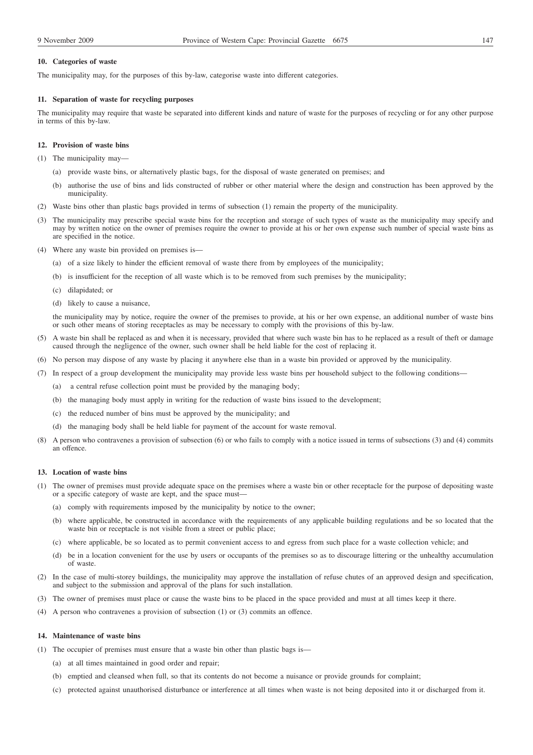**10. Categories of waste**

The municipality may, for the purposes of this by-law, categorise waste into different categories.

**11. Separation of waste for recycling purposes**

The municipality may require that waste be separated into different kinds and nature of waste for the purposes of recycling or for any other purpose in terms of this by-law.

**12. Provision of waste bins**

(1) The municipality may—

  (a) provide waste bins, or alternatively plastic bags, for the disposal of waste generated on premises; and

  (b) authorise the use of bins and lids constructed of rubber or other material where the design and construction has been approved by the municipality.

(2) Waste bins other than plastic bags provided in terms of subsection (1) remain the property of the municipality.

(3) The municipality may prescribe special waste bins for the reception and storage of such types of waste as the municipality may specify and may by written notice on the owner of premises require the owner to provide at his or her own expense such number of special waste bins as are specified in the notice.

(4) Where any waste bin provided on premises is—

  (a) of a size likely to hinder the efficient removal of waste there from by employees of the municipality;

  (b) is insufficient for the reception of all waste which is to be removed from such premises by the municipality;

  (c) dilapidated; or

  (d) likely to cause a nuisance,

  the municipality may by notice, require the owner of the premises to provide, at his or her own expense, an additional number of waste bins or such other means of storing receptacles as may be necessary to comply with the provisions of this by-law.

(5) A waste bin shall be replaced as and when it is necessary, provided that where such waste bin has to he replaced as a result of theft or damage caused through the negligence of the owner, such owner shall be held liable for the cost of replacing it.

(6) No person may dispose of any waste by placing it anywhere else than in a waste bin provided or approved by the municipality.

(7) In respect of a group development the municipality may provide less waste bins per household subject to the following conditions—

  (a) a central refuse collection point must be provided by the managing body;

  (b) the managing body must apply in writing for the reduction of waste bins issued to the development;

  (c) the reduced number of bins must be approved by the municipality; and

  (d) the managing body shall be held liable for payment of the account for waste removal.

(8) A person who contravenes a provision of subsection (6) or who fails to comply with a notice issued in terms of subsections (3) and (4) commits an offence.

**13. Location of waste bins**

(1) The owner of premises must provide adequate space on the premises where a waste bin or other receptacle for the purpose of depositing waste or a specific category of waste are kept, and the space must—

  (a) comply with requirements imposed by the municipality by notice to the owner;

  (b) where applicable, be constructed in accordance with the requirements of any applicable building regulations and be so located that the waste bin or receptacle is not visible from a street or public place;

  (c) where applicable, be so located as to permit convenient access to and egress from such place for a waste collection vehicle; and

  (d) be in a location convenient for the use by users or occupants of the premises so as to discourage littering or the unhealthy accumulation of waste.

(2) In the case of multi-storey buildings, the municipality may approve the installation of refuse chutes of an approved design and specification, and subject to the submission and approval of the plans for such installation.

(3) The owner of premises must place or cause the waste bins to be placed in the space provided and must at all times keep it there.

(4) A person who contravenes a provision of subsection (1) or (3) commits an offence.

**14. Maintenance of waste bins**

(1) The occupier of premises must ensure that a waste bin other than plastic bags is—

  (a) at all times maintained in good order and repair;

  (b) emptied and cleansed when full, so that its contents do not become a nuisance or provide grounds for complaint;

  (c) protected against unauthorised disturbance or interference at all times when waste is not being deposited into it or discharged from it.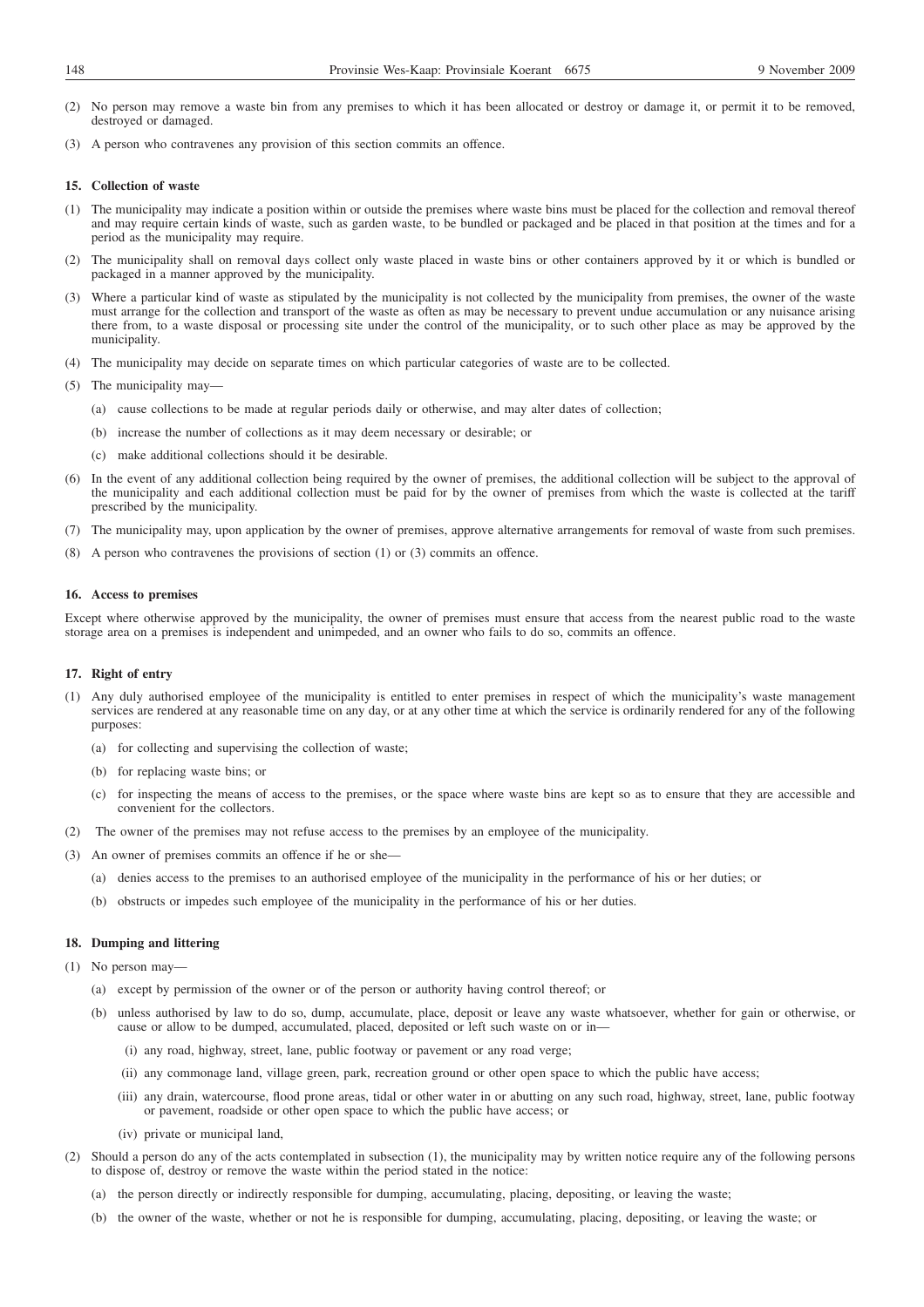(2) No person may remove a waste bin from any premises to which it has been allocated or destroy or damage it, or permit it to be removed, destroyed or damaged.

(3) A person who contravenes any provision of this section commits an offence.

**15. Collection of waste**

(1) The municipality may indicate a position within or outside the premises where waste bins must be placed for the collection and removal thereof and may require certain kinds of waste, such as garden waste, to be bundled or packaged and be placed in that position at the times and for a period as the municipality may require.

(2) The municipality shall on removal days collect only waste placed in waste bins or other containers approved by it or which is bundled or packaged in a manner approved by the municipality.

(3) Where a particular kind of waste as stipulated by the municipality is not collected by the municipality from premises, the owner of the waste must arrange for the collection and transport of the waste as often as may be necessary to prevent undue accumulation or any nuisance arising there from, to a waste disposal or processing site under the control of the municipality, or to such other place as may be approved by the municipality.

(4) The municipality may decide on separate times on which particular categories of waste are to be collected.

(5) The municipality may—

- (a) cause collections to be made at regular periods daily or otherwise, and may alter dates of collection;
- (b) increase the number of collections as it may deem necessary or desirable; or
- (c) make additional collections should it be desirable.

(6) In the event of any additional collection being required by the owner of premises, the additional collection will be subject to the approval of the municipality and each additional collection must be paid for by the owner of premises from which the waste is collected at the tariff prescribed by the municipality.

(7) The municipality may, upon application by the owner of premises, approve alternative arrangements for removal of waste from such premises.

(8) A person who contravenes the provisions of section (1) or (3) commits an offence.

**16. Access to premises**

Except where otherwise approved by the municipality, the owner of premises must ensure that access from the nearest public road to the waste storage area on a premises is independent and unimpeded, and an owner who fails to do so, commits an offence.

**17. Right of entry**

(1) Any duly authorised employee of the municipality is entitled to enter premises in respect of which the municipality's waste management services are rendered at any reasonable time on any day, or at any other time at which the service is ordinarily rendered for any of the following purposes:

- (a) for collecting and supervising the collection of waste;
- (b) for replacing waste bins; or
- (c) for inspecting the means of access to the premises, or the space where waste bins are kept so as to ensure that they are accessible and convenient for the collectors.

(2) The owner of the premises may not refuse access to the premises by an employee of the municipality.

(3) An owner of premises commits an offence if he or she—

- (a) denies access to the premises to an authorised employee of the municipality in the performance of his or her duties; or
- (b) obstructs or impedes such employee of the municipality in the performance of his or her duties.

**18. Dumping and littering**

(1) No person may—

- (a) except by permission of the owner or of the person or authority having control thereof; or
- (b) unless authorised by law to do so, dump, accumulate, place, deposit or leave any waste whatsoever, whether for gain or otherwise, or cause or allow to be dumped, accumulated, placed, deposited or left such waste on or in—
  - (i) any road, highway, street, lane, public footway or pavement or any road verge;
  - (ii) any commonage land, village green, park, recreation ground or other open space to which the public have access;
  - (iii) any drain, watercourse, flood prone areas, tidal or other water in or abutting on any such road, highway, street, lane, public footway or pavement, roadside or other open space to which the public have access; or
  - (iv) private or municipal land,

(2) Should a person do any of the acts contemplated in subsection (1), the municipality may by written notice require any of the following persons to dispose of, destroy or remove the waste within the period stated in the notice:

- (a) the person directly or indirectly responsible for dumping, accumulating, placing, depositing, or leaving the waste;
- (b) the owner of the waste, whether or not he is responsible for dumping, accumulating, placing, depositing, or leaving the waste; or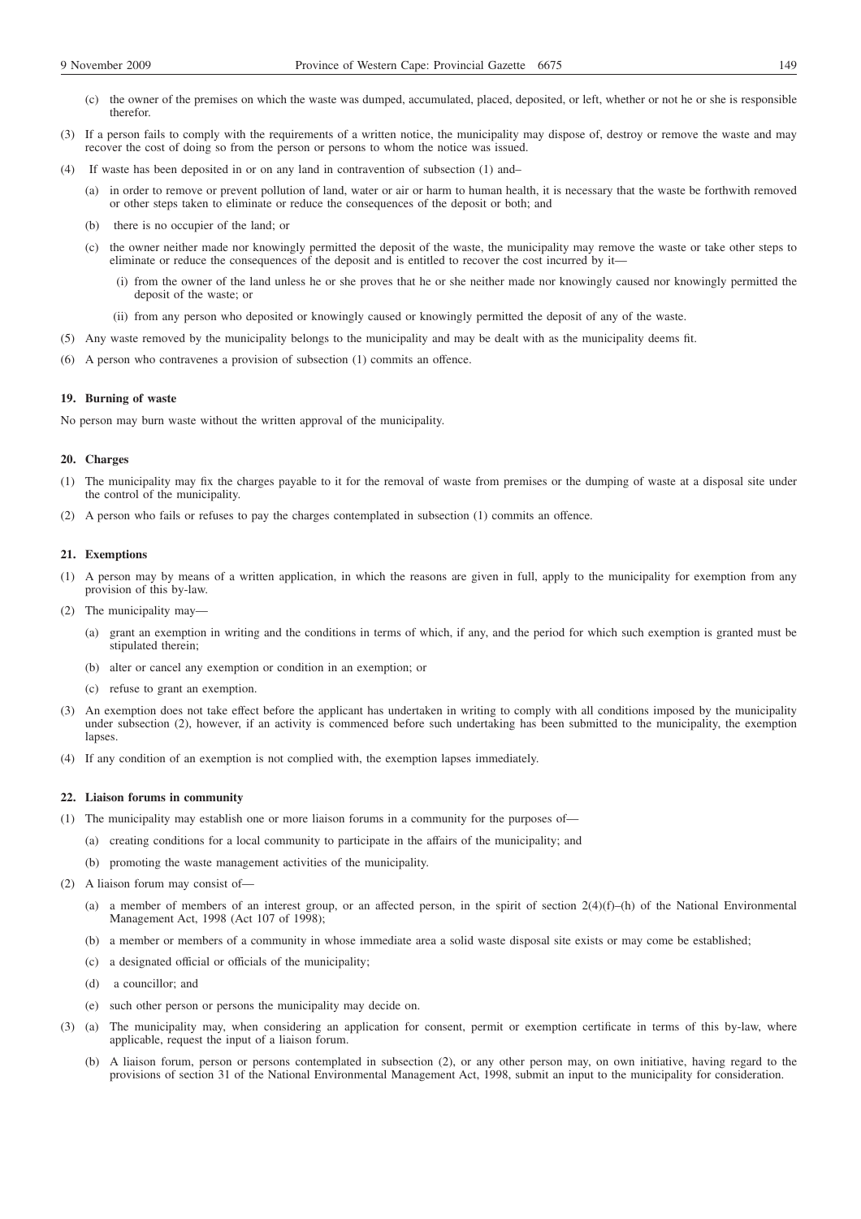(c) the owner of the premises on which the waste was dumped, accumulated, placed, deposited, or left, whether or not he or she is responsible therefor.

(3) If a person fails to comply with the requirements of a written notice, the municipality may dispose of, destroy or remove the waste and may recover the cost of doing so from the person or persons to whom the notice was issued.

(4) If waste has been deposited in or on any land in contravention of subsection (1) and–

(a) in order to remove or prevent pollution of land, water or air or harm to human health, it is necessary that the waste be forthwith removed or other steps taken to eliminate or reduce the consequences of the deposit or both; and

(b) there is no occupier of the land; or

(c) the owner neither made nor knowingly permitted the deposit of the waste, the municipality may remove the waste or take other steps to eliminate or reduce the consequences of the deposit and is entitled to recover the cost incurred by it—

(i) from the owner of the land unless he or she proves that he or she neither made nor knowingly caused nor knowingly permitted the deposit of the waste; or

(ii) from any person who deposited or knowingly caused or knowingly permitted the deposit of any of the waste.

(5) Any waste removed by the municipality belongs to the municipality and may be dealt with as the municipality deems fit.

(6) A person who contravenes a provision of subsection (1) commits an offence.

#### 19. Burning of waste

No person may burn waste without the written approval of the municipality.

#### 20. Charges

(1) The municipality may fix the charges payable to it for the removal of waste from premises or the dumping of waste at a disposal site under the control of the municipality.

(2) A person who fails or refuses to pay the charges contemplated in subsection (1) commits an offence.

#### 21. Exemptions

(1) A person may by means of a written application, in which the reasons are given in full, apply to the municipality for exemption from any provision of this by-law.

(2) The municipality may—

(a) grant an exemption in writing and the conditions in terms of which, if any, and the period for which such exemption is granted must be stipulated therein;

(b) alter or cancel any exemption or condition in an exemption; or

(c) refuse to grant an exemption.

(3) An exemption does not take effect before the applicant has undertaken in writing to comply with all conditions imposed by the municipality under subsection (2), however, if an activity is commenced before such undertaking has been submitted to the municipality, the exemption lapses.

(4) If any condition of an exemption is not complied with, the exemption lapses immediately.

#### 22. Liaison forums in community

(1) The municipality may establish one or more liaison forums in a community for the purposes of—

(a) creating conditions for a local community to participate in the affairs of the municipality; and

(b) promoting the waste management activities of the municipality.

(2) A liaison forum may consist of—

(a) a member of members of an interest group, or an affected person, in the spirit of section 2(4)(f)–(h) of the National Environmental Management Act, 1998 (Act 107 of 1998);

(b) a member or members of a community in whose immediate area a solid waste disposal site exists or may come be established;

(c) a designated official or officials of the municipality;

(d) a councillor; and

(e) such other person or persons the municipality may decide on.

(3) (a) The municipality may, when considering an application for consent, permit or exemption certificate in terms of this by-law, where applicable, request the input of a liaison forum.

(b) A liaison forum, person or persons contemplated in subsection (2), or any other person may, on own initiative, having regard to the provisions of section 31 of the National Environmental Management Act, 1998, submit an input to the municipality for consideration.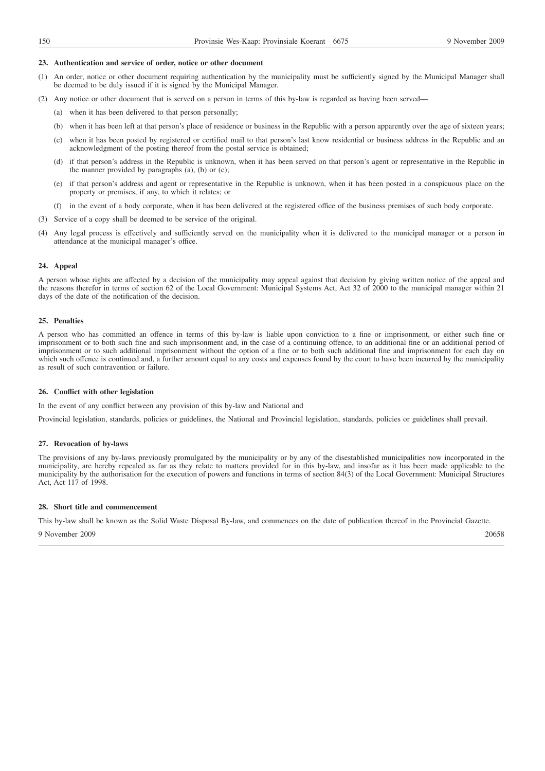### 23. Authentication and service of order, notice or other document

(1) An order, notice or other document requiring authentication by the municipality must be sufficiently signed by the Municipal Manager shall be deemed to be duly issued if it is signed by the Municipal Manager.

(2) Any notice or other document that is served on a person in terms of this by-law is regarded as having been served—

(a) when it has been delivered to that person personally;

(b) when it has been left at that person's place of residence or business in the Republic with a person apparently over the age of sixteen years;

(c) when it has been posted by registered or certified mail to that person's last know residential or business address in the Republic and an acknowledgment of the posting thereof from the postal service is obtained;

(d) if that person's address in the Republic is unknown, when it has been served on that person's agent or representative in the Republic in the manner provided by paragraphs (a), (b) or (c);

(e) if that person's address and agent or representative in the Republic is unknown, when it has been posted in a conspicuous place on the property or premises, if any, to which it relates; or

(f) in the event of a body corporate, when it has been delivered at the registered office of the business premises of such body corporate.

(3) Service of a copy shall be deemed to be service of the original.

(4) Any legal process is effectively and sufficiently served on the municipality when it is delivered to the municipal manager or a person in attendance at the municipal manager's office.

### 24. Appeal

A person whose rights are affected by a decision of the municipality may appeal against that decision by giving written notice of the appeal and the reasons therefor in terms of section 62 of the Local Government: Municipal Systems Act, Act 32 of 2000 to the municipal manager within 21 days of the date of the notification of the decision.

### 25. Penalties

A person who has committed an offence in terms of this by-law is liable upon conviction to a fine or imprisonment, or either such fine or imprisonment or to both such fine and such imprisonment and, in the case of a continuing offence, to an additional fine or an additional period of imprisonment or to such additional imprisonment without the option of a fine or to both such additional fine and imprisonment for each day on which such offence is continued and, a further amount equal to any costs and expenses found by the court to have been incurred by the municipality as result of such contravention or failure.

### 26. Conflict with other legislation

In the event of any conflict between any provision of this by-law and National and

Provincial legislation, standards, policies or guidelines, the National and Provincial legislation, standards, policies or guidelines shall prevail.

### 27. Revocation of by-laws

The provisions of any by-laws previously promulgated by the municipality or by any of the disestablished municipalities now incorporated in the municipality, are hereby repealed as far as they relate to matters provided for in this by-law, and insofar as it has been made applicable to the municipality by the authorisation for the execution of powers and functions in terms of section 84(3) of the Local Government: Municipal Structures Act, Act 117 of 1998.

### 28. Short title and commencement

This by-law shall be known as the Solid Waste Disposal By-law, and commences on the date of publication thereof in the Provincial Gazette.

9 November 2009 20658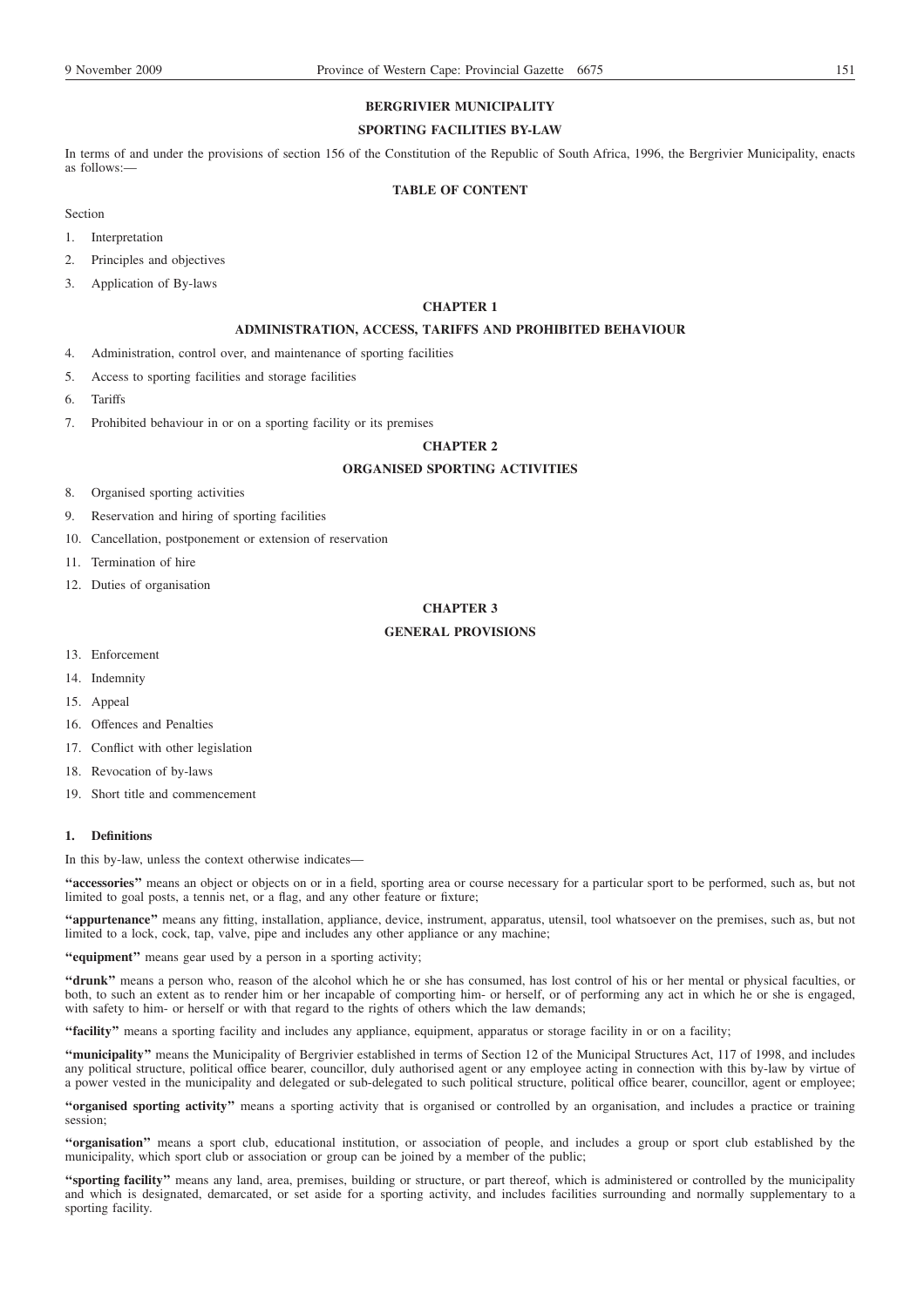**BERGRIVIER MUNICIPALITY**

**SPORTING FACILITIES BY-LAW**

In terms of and under the provisions of section 156 of the Constitution of the Republic of South Africa, 1996, the Bergrivier Municipality, enacts as follows:—

**TABLE OF CONTENT**

Section

1. Interpretation
2. Principles and objectives
3. Application of By-laws

**CHAPTER 1**

**ADMINISTRATION, ACCESS, TARIFFS AND PROHIBITED BEHAVIOUR**

4. Administration, control over, and maintenance of sporting facilities
5. Access to sporting facilities and storage facilities
6. Tariffs
7. Prohibited behaviour in or on a sporting facility or its premises

**CHAPTER 2**

**ORGANISED SPORTING ACTIVITIES**

8. Organised sporting activities
9. Reservation and hiring of sporting facilities
10. Cancellation, postponement or extension of reservation
11. Termination of hire
12. Duties of organisation

**CHAPTER 3**

**GENERAL PROVISIONS**

13. Enforcement
14. Indemnity
15. Appeal
16. Offences and Penalties
17. Conflict with other legislation
18. Revocation of by-laws
19. Short title and commencement

**1. Definitions**

In this by-law, unless the context otherwise indicates—

**"accessories"** means an object or objects on or in a field, sporting area or course necessary for a particular sport to be performed, such as, but not limited to goal posts, a tennis net, or a flag, and any other feature or fixture;

**"appurtenance"** means any fitting, installation, appliance, device, instrument, apparatus, utensil, tool whatsoever on the premises, such as, but not limited to a lock, cock, tap, valve, pipe and includes any other appliance or any machine;

**"equipment"** means gear used by a person in a sporting activity;

**"drunk"** means a person who, reason of the alcohol which he or she has consumed, has lost control of his or her mental or physical faculties, or both, to such an extent as to render him or her incapable of comporting him- or herself, or of performing any act in which he or she is engaged, with safety to him- or herself or with that regard to the rights of others which the law demands;

**"facility"** means a sporting facility and includes any appliance, equipment, apparatus or storage facility in or on a facility;

**"municipality"** means the Municipality of Bergrivier established in terms of Section 12 of the Municipal Structures Act, 117 of 1998, and includes any political structure, political office bearer, councillor, duly authorised agent or any employee acting in connection with this by-law by virtue of a power vested in the municipality and delegated or sub-delegated to such political structure, political office bearer, councillor, agent or employee;

**"organised sporting activity"** means a sporting activity that is organised or controlled by an organisation, and includes a practice or training session;

**"organisation"** means a sport club, educational institution, or association of people, and includes a group or sport club established by the municipality, which sport club or association or group can be joined by a member of the public;

**"sporting facility"** means any land, area, premises, building or structure, or part thereof, which is administered or controlled by the municipality and which is designated, demarcated, or set aside for a sporting activity, and includes facilities surrounding and normally supplementary to a sporting facility.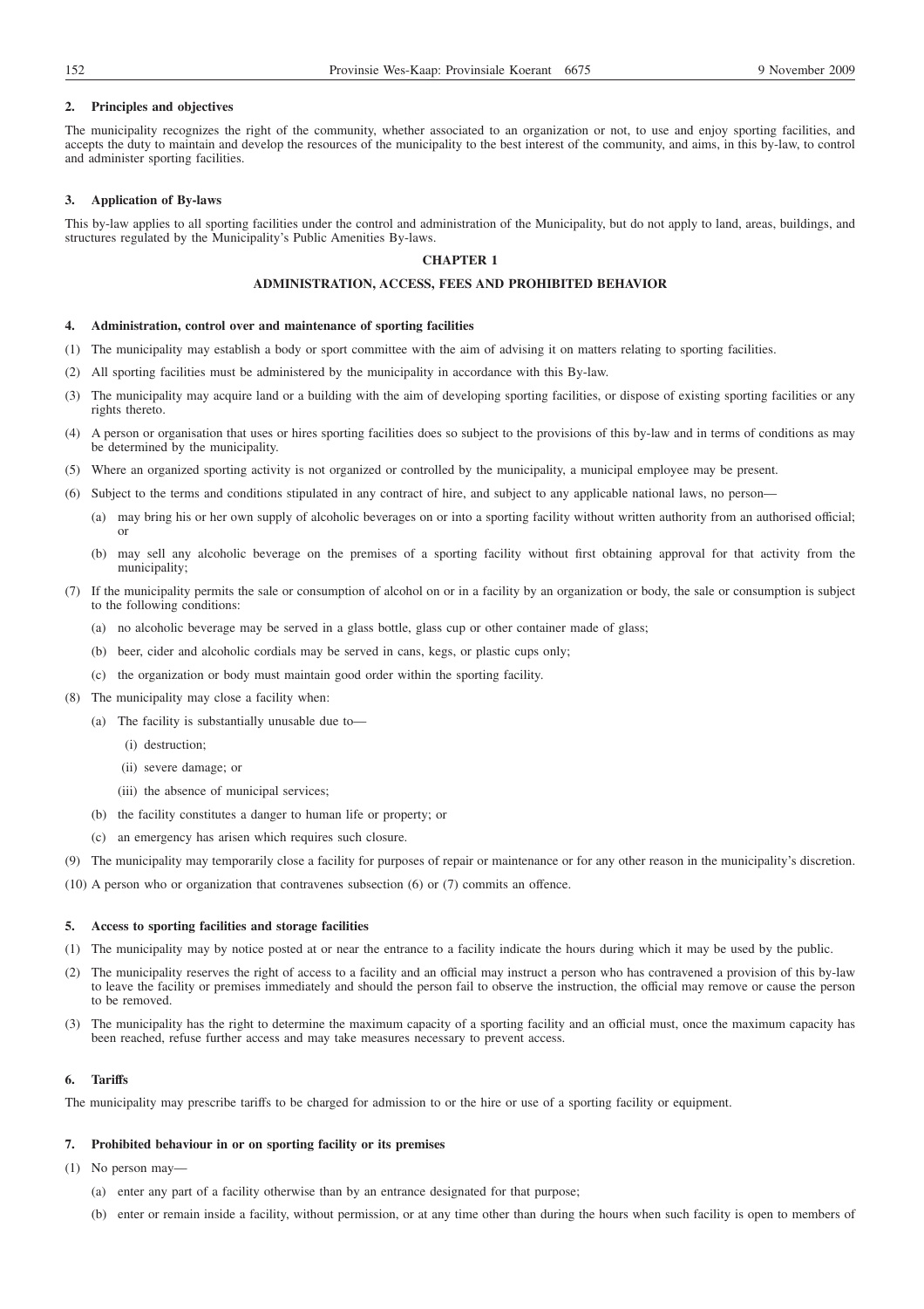### 2. Principles and objectives

The municipality recognizes the right of the community, whether associated to an organization or not, to use and enjoy sporting facilities, and accepts the duty to maintain and develop the resources of the municipality to the best interest of the community, and aims, in this by-law, to control and administer sporting facilities.

### 3. Application of By-laws

This by-law applies to all sporting facilities under the control and administration of the Municipality, but do not apply to land, areas, buildings, and structures regulated by the Municipality's Public Amenities By-laws.

## CHAPTER 1

## ADMINISTRATION, ACCESS, FEES AND PROHIBITED BEHAVIOR

### 4. Administration, control over and maintenance of sporting facilities

(1) The municipality may establish a body or sport committee with the aim of advising it on matters relating to sporting facilities.

(2) All sporting facilities must be administered by the municipality in accordance with this By-law.

(3) The municipality may acquire land or a building with the aim of developing sporting facilities, or dispose of existing sporting facilities or any rights thereto.

(4) A person or organisation that uses or hires sporting facilities does so subject to the provisions of this by-law and in terms of conditions as may be determined by the municipality.

(5) Where an organized sporting activity is not organized or controlled by the municipality, a municipal employee may be present.

(6) Subject to the terms and conditions stipulated in any contract of hire, and subject to any applicable national laws, no person—

(a) may bring his or her own supply of alcoholic beverages on or into a sporting facility without written authority from an authorised official; or

(b) may sell any alcoholic beverage on the premises of a sporting facility without first obtaining approval for that activity from the municipality;

(7) If the municipality permits the sale or consumption of alcohol on or in a facility by an organization or body, the sale or consumption is subject to the following conditions:

(a) no alcoholic beverage may be served in a glass bottle, glass cup or other container made of glass;

(b) beer, cider and alcoholic cordials may be served in cans, kegs, or plastic cups only;

(c) the organization or body must maintain good order within the sporting facility.

(8) The municipality may close a facility when:

(a) The facility is substantially unusable due to—

(i) destruction;

(ii) severe damage; or

(iii) the absence of municipal services;

(b) the facility constitutes a danger to human life or property; or

(c) an emergency has arisen which requires such closure.

(9) The municipality may temporarily close a facility for purposes of repair or maintenance or for any other reason in the municipality's discretion.

(10) A person who or organization that contravenes subsection (6) or (7) commits an offence.

### 5. Access to sporting facilities and storage facilities

(1) The municipality may by notice posted at or near the entrance to a facility indicate the hours during which it may be used by the public.

(2) The municipality reserves the right of access to a facility and an official may instruct a person who has contravened a provision of this by-law to leave the facility or premises immediately and should the person fail to observe the instruction, the official may remove or cause the person to be removed.

(3) The municipality has the right to determine the maximum capacity of a sporting facility and an official must, once the maximum capacity has been reached, refuse further access and may take measures necessary to prevent access.

### 6. Tariffs

The municipality may prescribe tariffs to be charged for admission to or the hire or use of a sporting facility or equipment.

### 7. Prohibited behaviour in or on sporting facility or its premises

(1) No person may—

(a) enter any part of a facility otherwise than by an entrance designated for that purpose;

(b) enter or remain inside a facility, without permission, or at any time other than during the hours when such facility is open to members of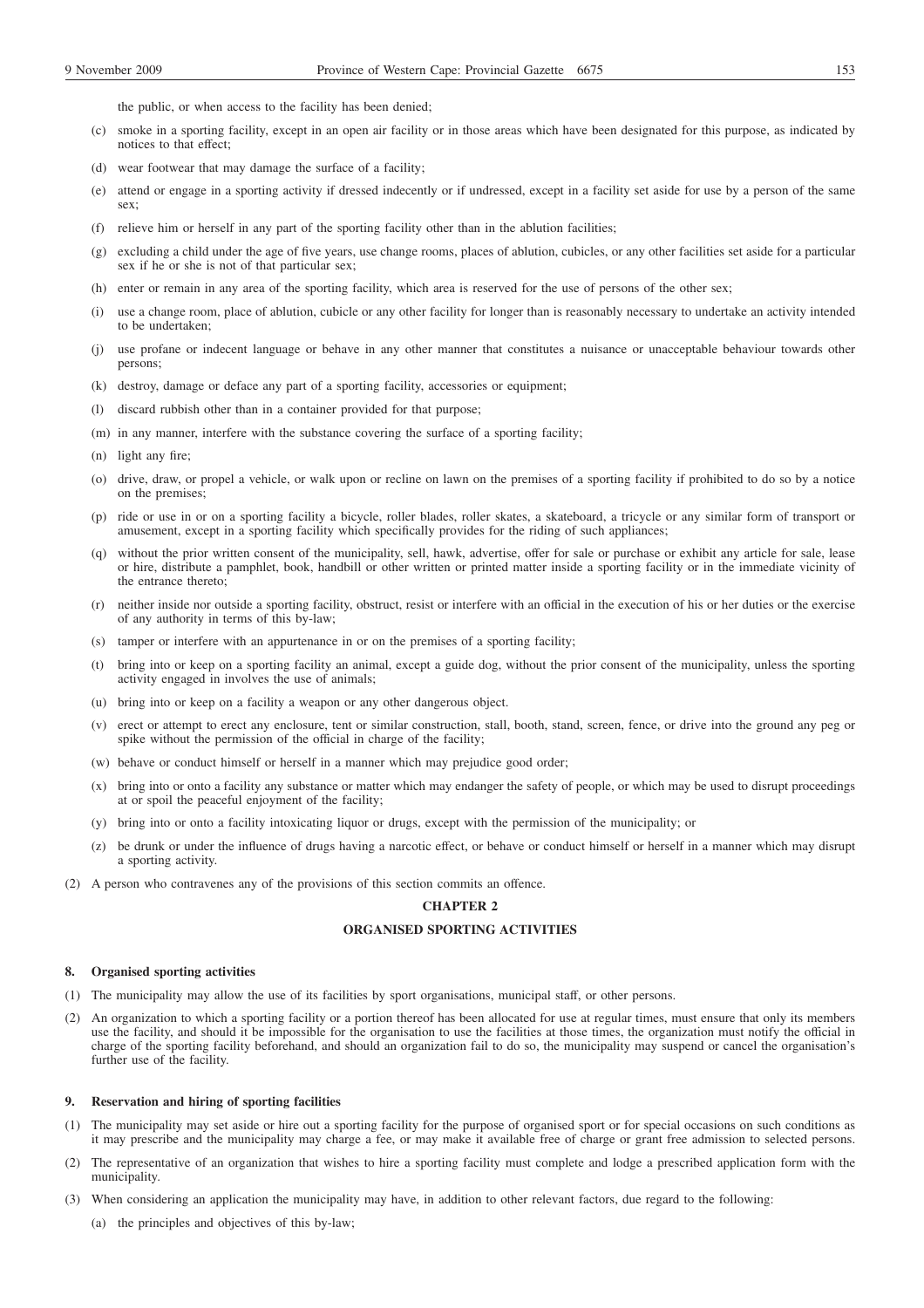the public, or when access to the facility has been denied;

(c) smoke in a sporting facility, except in an open air facility or in those areas which have been designated for this purpose, as indicated by notices to that effect;

(d) wear footwear that may damage the surface of a facility;

(e) attend or engage in a sporting activity if dressed indecently or if undressed, except in a facility set aside for use by a person of the same sex;

(f) relieve him or herself in any part of the sporting facility other than in the ablution facilities;

(g) excluding a child under the age of five years, use change rooms, places of ablution, cubicles, or any other facilities set aside for a particular sex if he or she is not of that particular sex;

(h) enter or remain in any area of the sporting facility, which area is reserved for the use of persons of the other sex;

(i) use a change room, place of ablution, cubicle or any other facility for longer than is reasonably necessary to undertake an activity intended to be undertaken;

(j) use profane or indecent language or behave in any other manner that constitutes a nuisance or unacceptable behaviour towards other persons;

(k) destroy, damage or deface any part of a sporting facility, accessories or equipment;

(l) discard rubbish other than in a container provided for that purpose;

(m) in any manner, interfere with the substance covering the surface of a sporting facility;

(n) light any fire;

(o) drive, draw, or propel a vehicle, or walk upon or recline on lawn on the premises of a sporting facility if prohibited to do so by a notice on the premises;

(p) ride or use in or on a sporting facility a bicycle, roller blades, roller skates, a skateboard, a tricycle or any similar form of transport or amusement, except in a sporting facility which specifically provides for the riding of such appliances;

(q) without the prior written consent of the municipality, sell, hawk, advertise, offer for sale or purchase or exhibit any article for sale, lease or hire, distribute a pamphlet, book, handbill or other written or printed matter inside a sporting facility or in the immediate vicinity of the entrance thereto;

(r) neither inside nor outside a sporting facility, obstruct, resist or interfere with an official in the execution of his or her duties or the exercise of any authority in terms of this by-law;

(s) tamper or interfere with an appurtenance in or on the premises of a sporting facility;

(t) bring into or keep on a sporting facility an animal, except a guide dog, without the prior consent of the municipality, unless the sporting activity engaged in involves the use of animals;

(u) bring into or keep on a facility a weapon or any other dangerous object.

(v) erect or attempt to erect any enclosure, tent or similar construction, stall, booth, stand, screen, fence, or drive into the ground any peg or spike without the permission of the official in charge of the facility;

(w) behave or conduct himself or herself in a manner which may prejudice good order;

(x) bring into or onto a facility any substance or matter which may endanger the safety of people, or which may be used to disrupt proceedings at or spoil the peaceful enjoyment of the facility;

(y) bring into or onto a facility intoxicating liquor or drugs, except with the permission of the municipality; or

(z) be drunk or under the influence of drugs having a narcotic effect, or behave or conduct himself or herself in a manner which may disrupt a sporting activity.

(2) A person who contravenes any of the provisions of this section commits an offence.

## CHAPTER 2

## ORGANISED SPORTING ACTIVITIES

### 8. Organised sporting activities

(1) The municipality may allow the use of its facilities by sport organisations, municipal staff, or other persons.

(2) An organization to which a sporting facility or a portion thereof has been allocated for use at regular times, must ensure that only its members use the facility, and should it be impossible for the organisation to use the facilities at those times, the organization must notify the official in charge of the sporting facility beforehand, and should an organization fail to do so, the municipality may suspend or cancel the organisation's further use of the facility.

### 9. Reservation and hiring of sporting facilities

(1) The municipality may set aside or hire out a sporting facility for the purpose of organised sport or for special occasions on such conditions as it may prescribe and the municipality may charge a fee, or may make it available free of charge or grant free admission to selected persons.

(2) The representative of an organization that wishes to hire a sporting facility must complete and lodge a prescribed application form with the municipality.

(3) When considering an application the municipality may have, in addition to other relevant factors, due regard to the following:

(a) the principles and objectives of this by-law;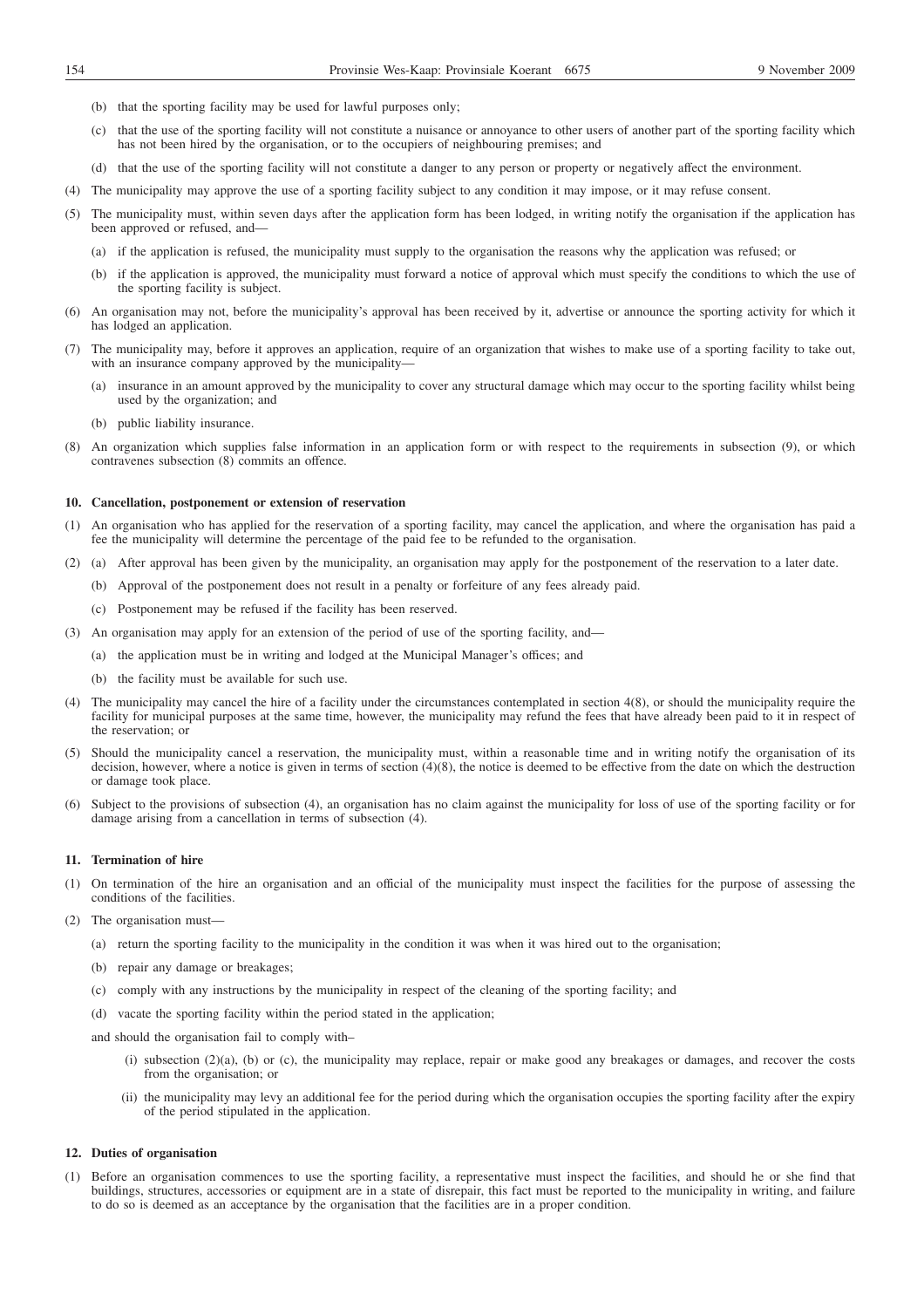(b) that the sporting facility may be used for lawful purposes only;

(c) that the use of the sporting facility will not constitute a nuisance or annoyance to other users of another part of the sporting facility which has not been hired by the organisation, or to the occupiers of neighbouring premises; and

(d) that the use of the sporting facility will not constitute a danger to any person or property or negatively affect the environment.

(4) The municipality may approve the use of a sporting facility subject to any condition it may impose, or it may refuse consent.

(5) The municipality must, within seven days after the application form has been lodged, in writing notify the organisation if the application has been approved or refused, and—

(a) if the application is refused, the municipality must supply to the organisation the reasons why the application was refused; or

(b) if the application is approved, the municipality must forward a notice of approval which must specify the conditions to which the use of the sporting facility is subject.

(6) An organisation may not, before the municipality's approval has been received by it, advertise or announce the sporting activity for which it has lodged an application.

(7) The municipality may, before it approves an application, require of an organization that wishes to make use of a sporting facility to take out, with an insurance company approved by the municipality—

(a) insurance in an amount approved by the municipality to cover any structural damage which may occur to the sporting facility whilst being used by the organization; and

(b) public liability insurance.

(8) An organization which supplies false information in an application form or with respect to the requirements in subsection (9), or which contravenes subsection (8) commits an offence.

**10. Cancellation, postponement or extension of reservation**

(1) An organisation who has applied for the reservation of a sporting facility, may cancel the application, and where the organisation has paid a fee the municipality will determine the percentage of the paid fee to be refunded to the organisation.

(2) (a) After approval has been given by the municipality, an organisation may apply for the postponement of the reservation to a later date.

(b) Approval of the postponement does not result in a penalty or forfeiture of any fees already paid.

(c) Postponement may be refused if the facility has been reserved.

(3) An organisation may apply for an extension of the period of use of the sporting facility, and—

(a) the application must be in writing and lodged at the Municipal Manager's offices; and

(b) the facility must be available for such use.

(4) The municipality may cancel the hire of a facility under the circumstances contemplated in section 4(8), or should the municipality require the facility for municipal purposes at the same time, however, the municipality may refund the fees that have already been paid to it in respect of the reservation; or

(5) Should the municipality cancel a reservation, the municipality must, within a reasonable time and in writing notify the organisation of its decision, however, where a notice is given in terms of section (4)(8), the notice is deemed to be effective from the date on which the destruction or damage took place.

(6) Subject to the provisions of subsection (4), an organisation has no claim against the municipality for loss of use of the sporting facility or for damage arising from a cancellation in terms of subsection (4).

**11. Termination of hire**

(1) On termination of the hire an organisation and an official of the municipality must inspect the facilities for the purpose of assessing the conditions of the facilities.

(2) The organisation must—

(a) return the sporting facility to the municipality in the condition it was when it was hired out to the organisation;

(b) repair any damage or breakages;

(c) comply with any instructions by the municipality in respect of the cleaning of the sporting facility; and

(d) vacate the sporting facility within the period stated in the application;

and should the organisation fail to comply with–

(i) subsection (2)(a), (b) or (c), the municipality may replace, repair or make good any breakages or damages, and recover the costs from the organisation; or

(ii) the municipality may levy an additional fee for the period during which the organisation occupies the sporting facility after the expiry of the period stipulated in the application.

**12. Duties of organisation**

(1) Before an organisation commences to use the sporting facility, a representative must inspect the facilities, and should he or she find that buildings, structures, accessories or equipment are in a state of disrepair, this fact must be reported to the municipality in writing, and failure to do so is deemed as an acceptance by the organisation that the facilities are in a proper condition.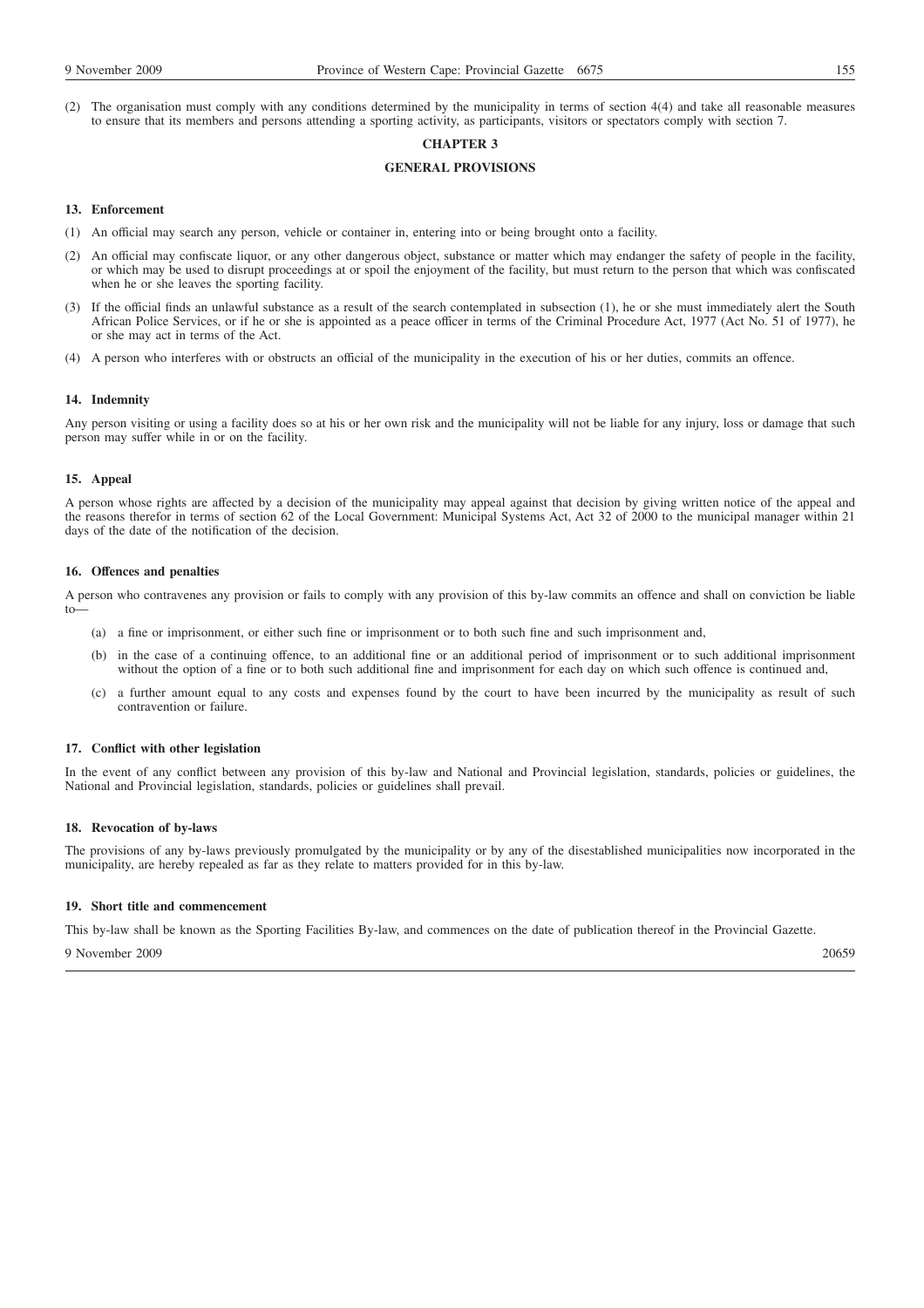(2) The organisation must comply with any conditions determined by the municipality in terms of section 4(4) and take all reasonable measures to ensure that its members and persons attending a sporting activity, as participants, visitors or spectators comply with section 7.

## CHAPTER 3

## GENERAL PROVISIONS

### 13. Enforcement

(1) An official may search any person, vehicle or container in, entering into or being brought onto a facility.

(2) An official may confiscate liquor, or any other dangerous object, substance or matter which may endanger the safety of people in the facility, or which may be used to disrupt proceedings at or spoil the enjoyment of the facility, but must return to the person that which was confiscated when he or she leaves the sporting facility.

(3) If the official finds an unlawful substance as a result of the search contemplated in subsection (1), he or she must immediately alert the South African Police Services, or if he or she is appointed as a peace officer in terms of the Criminal Procedure Act, 1977 (Act No. 51 of 1977), he or she may act in terms of the Act.

(4) A person who interferes with or obstructs an official of the municipality in the execution of his or her duties, commits an offence.

### 14. Indemnity

Any person visiting or using a facility does so at his or her own risk and the municipality will not be liable for any injury, loss or damage that such person may suffer while in or on the facility.

### 15. Appeal

A person whose rights are affected by a decision of the municipality may appeal against that decision by giving written notice of the appeal and the reasons therefor in terms of section 62 of the Local Government: Municipal Systems Act, Act 32 of 2000 to the municipal manager within 21 days of the date of the notification of the decision.

### 16. Offences and penalties

A person who contravenes any provision or fails to comply with any provision of this by-law commits an offence and shall on conviction be liable to—

(a) a fine or imprisonment, or either such fine or imprisonment or to both such fine and such imprisonment and,

(b) in the case of a continuing offence, to an additional fine or an additional period of imprisonment or to such additional imprisonment without the option of a fine or to both such additional fine and imprisonment for each day on which such offence is continued and,

(c) a further amount equal to any costs and expenses found by the court to have been incurred by the municipality as result of such contravention or failure.

### 17. Conflict with other legislation

In the event of any conflict between any provision of this by-law and National and Provincial legislation, standards, policies or guidelines, the National and Provincial legislation, standards, policies or guidelines shall prevail.

### 18. Revocation of by-laws

The provisions of any by-laws previously promulgated by the municipality or by any of the disestablished municipalities now incorporated in the municipality, are hereby repealed as far as they relate to matters provided for in this by-law.

### 19. Short title and commencement

This by-law shall be known as the Sporting Facilities By-law, and commences on the date of publication thereof in the Provincial Gazette.

9 November 2009 20659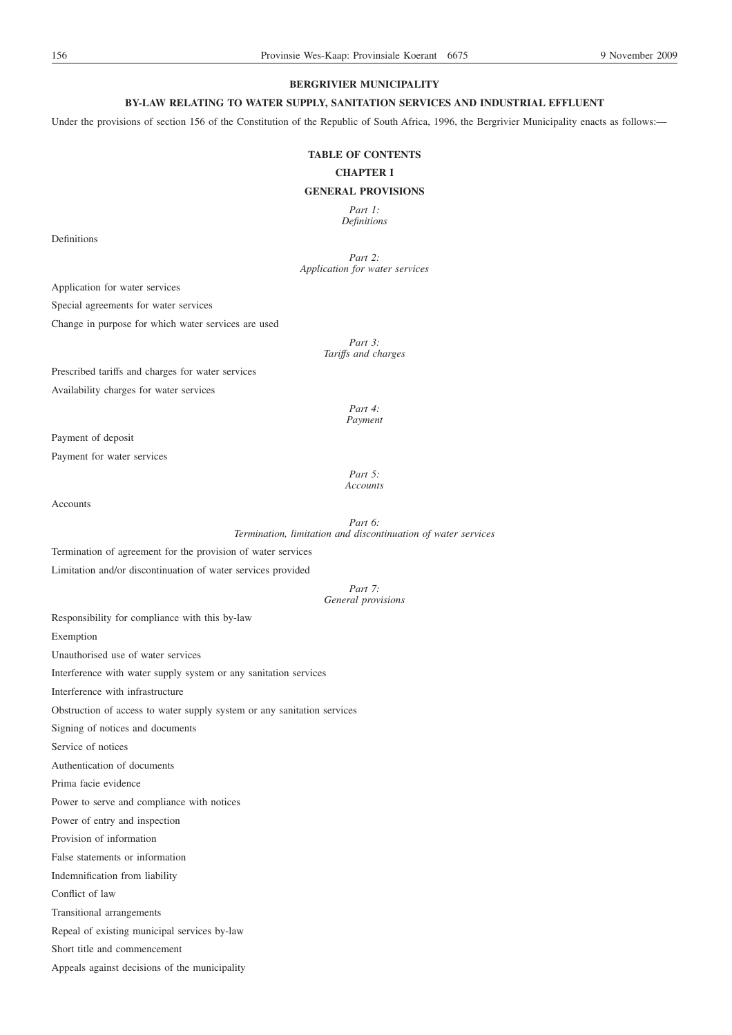**BERGRIVIER MUNICIPALITY**

**BY-LAW RELATING TO WATER SUPPLY, SANITATION SERVICES AND INDUSTRIAL EFFLUENT**

Under the provisions of section 156 of the Constitution of the Republic of South Africa, 1996, the Bergrivier Municipality enacts as follows:—

**TABLE OF CONTENTS**

**CHAPTER I**

**GENERAL PROVISIONS**

*Part 1:*
*Definitions*

Definitions

*Part 2:*
*Application for water services*

Application for water services

Special agreements for water services

Change in purpose for which water services are used

*Part 3:*
*Tariffs and charges*

Prescribed tariffs and charges for water services

Availability charges for water services

*Part 4:*
*Payment*

Payment of deposit

Payment for water services

*Part 5:*
*Accounts*

Accounts

*Part 6:*
*Termination, limitation and discontinuation of water services*

Termination of agreement for the provision of water services

Limitation and/or discontinuation of water services provided

*Part 7:*
*General provisions*

Responsibility for compliance with this by-law

Exemption

Unauthorised use of water services

Interference with water supply system or any sanitation services

Interference with infrastructure

Obstruction of access to water supply system or any sanitation services

Signing of notices and documents

Service of notices

Authentication of documents

Prima facie evidence

Power to serve and compliance with notices

Power of entry and inspection

Provision of information

False statements or information

Indemnification from liability

Conflict of law

Transitional arrangements

Repeal of existing municipal services by-law

Short title and commencement

Appeals against decisions of the municipality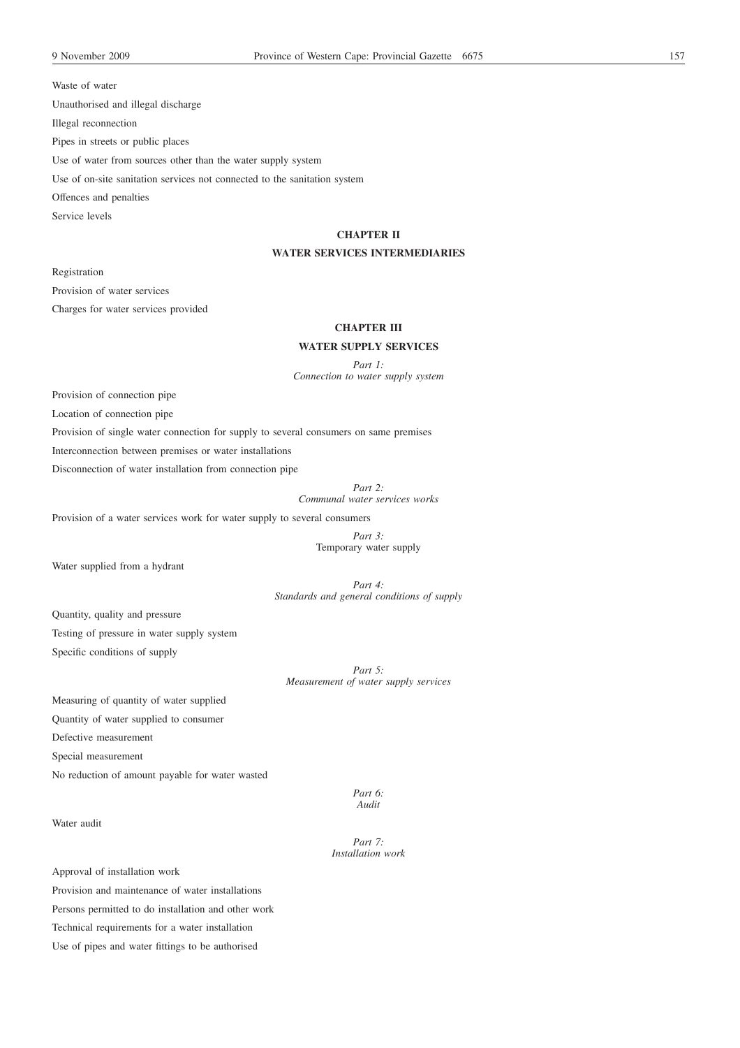Waste of water

Unauthorised and illegal discharge

Illegal reconnection

Pipes in streets or public places

Use of water from sources other than the water supply system

Use of on-site sanitation services not connected to the sanitation system

Offences and penalties

Service levels

## CHAPTER II

## WATER SERVICES INTERMEDIARIES

Registration

Provision of water services

Charges for water services provided

## CHAPTER III

## WATER SUPPLY SERVICES

### *Part 1:*
### *Connection to water supply system*

Provision of connection pipe

Location of connection pipe

Provision of single water connection for supply to several consumers on same premises

Interconnection between premises or water installations

Disconnection of water installation from connection pipe

### *Part 2:*
### *Communal water services works*

Provision of a water services work for water supply to several consumers

### *Part 3:*
### Temporary water supply

Water supplied from a hydrant

### *Part 4:*
### *Standards and general conditions of supply*

Quantity, quality and pressure

Testing of pressure in water supply system

Specific conditions of supply

### *Part 5:*
### *Measurement of water supply services*

Measuring of quantity of water supplied

Quantity of water supplied to consumer

Defective measurement

Special measurement

No reduction of amount payable for water wasted

### *Part 6:*
### *Audit*

Water audit

### *Part 7:*
### *Installation work*

Approval of installation work

Provision and maintenance of water installations

Persons permitted to do installation and other work

Technical requirements for a water installation

Use of pipes and water fittings to be authorised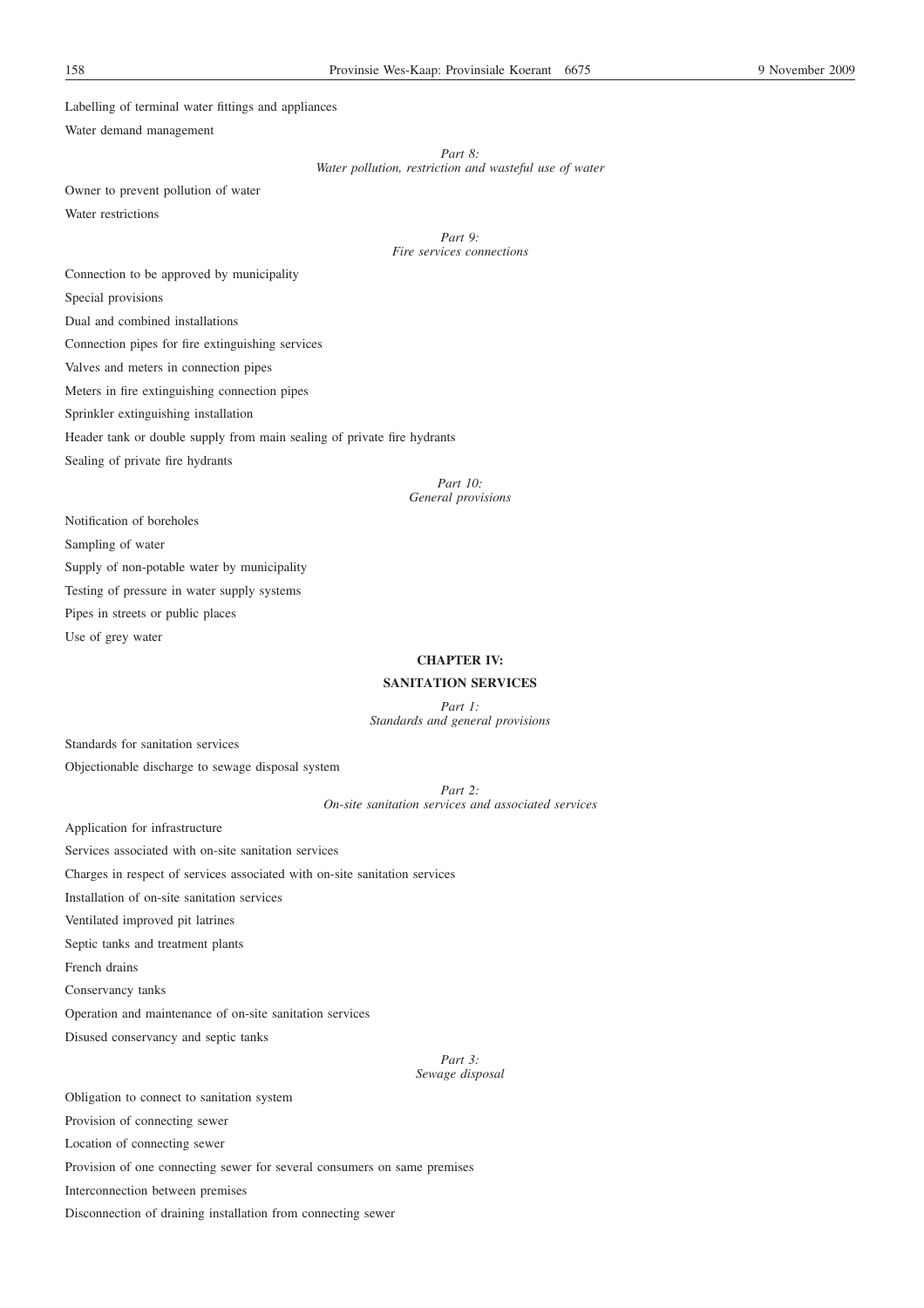Labelling of terminal water fittings and appliances

Water demand management

*Part 8:*
*Water pollution, restriction and wasteful use of water*

Owner to prevent pollution of water

Water restrictions

*Part 9:*
*Fire services connections*

Connection to be approved by municipality

Special provisions

Dual and combined installations

Connection pipes for fire extinguishing services

Valves and meters in connection pipes

Meters in fire extinguishing connection pipes

Sprinkler extinguishing installation

Header tank or double supply from main sealing of private fire hydrants

Sealing of private fire hydrants

*Part 10:*
*General provisions*

Notification of boreholes

Sampling of water

Supply of non-potable water by municipality

Testing of pressure in water supply systems

Pipes in streets or public places

Use of grey water

## CHAPTER IV:

## SANITATION SERVICES

*Part 1:*
*Standards and general provisions*

Standards for sanitation services

Objectionable discharge to sewage disposal system

*Part 2:*
*On-site sanitation services and associated services*

Application for infrastructure

Services associated with on-site sanitation services

Charges in respect of services associated with on-site sanitation services

Installation of on-site sanitation services

Ventilated improved pit latrines

Septic tanks and treatment plants

French drains

Conservancy tanks

Operation and maintenance of on-site sanitation services

Disused conservancy and septic tanks

*Part 3:*
*Sewage disposal*

Obligation to connect to sanitation system

Provision of connecting sewer

Location of connecting sewer

Provision of one connecting sewer for several consumers on same premises

Interconnection between premises

Disconnection of draining installation from connecting sewer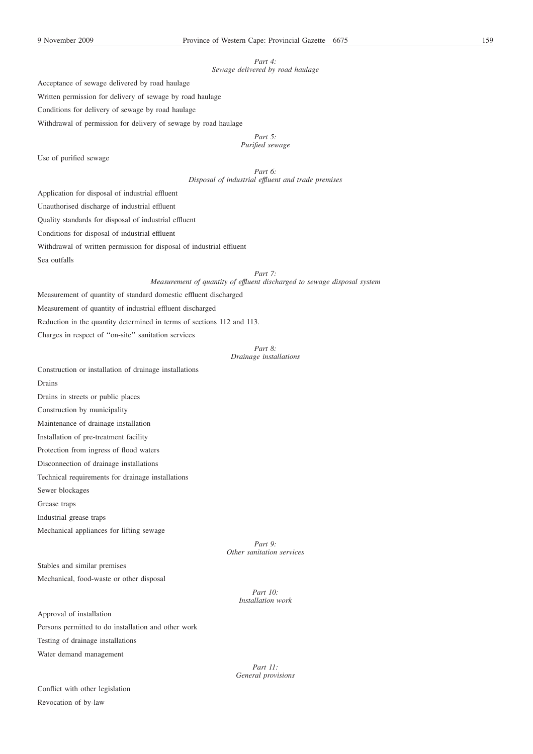*Part 4:*
*Sewage delivered by road haulage*

Acceptance of sewage delivered by road haulage

Written permission for delivery of sewage by road haulage

Conditions for delivery of sewage by road haulage

Withdrawal of permission for delivery of sewage by road haulage

*Part 5:*
*Purified sewage*

Use of purified sewage

*Part 6:*
*Disposal of industrial effluent and trade premises*

Application for disposal of industrial effluent

Unauthorised discharge of industrial effluent

Quality standards for disposal of industrial effluent

Conditions for disposal of industrial effluent

Withdrawal of written permission for disposal of industrial effluent

Sea outfalls

*Part 7:*
*Measurement of quantity of effluent discharged to sewage disposal system*

Measurement of quantity of standard domestic effluent discharged

Measurement of quantity of industrial effluent discharged

Reduction in the quantity determined in terms of sections 112 and 113.

Charges in respect of ''on-site'' sanitation services

*Part 8:*
*Drainage installations*

Construction or installation of drainage installations

Drains

Drains in streets or public places

Construction by municipality

Maintenance of drainage installation

Installation of pre-treatment facility

Protection from ingress of flood waters

Disconnection of drainage installations

Technical requirements for drainage installations

Sewer blockages

Grease traps

Industrial grease traps

Mechanical appliances for lifting sewage

*Part 9:*
*Other sanitation services*

Stables and similar premises

Mechanical, food-waste or other disposal

*Part 10:*
*Installation work*

Approval of installation

Persons permitted to do installation and other work

Testing of drainage installations

Water demand management

*Part 11:*
*General provisions*

Conflict with other legislation

Revocation of by-law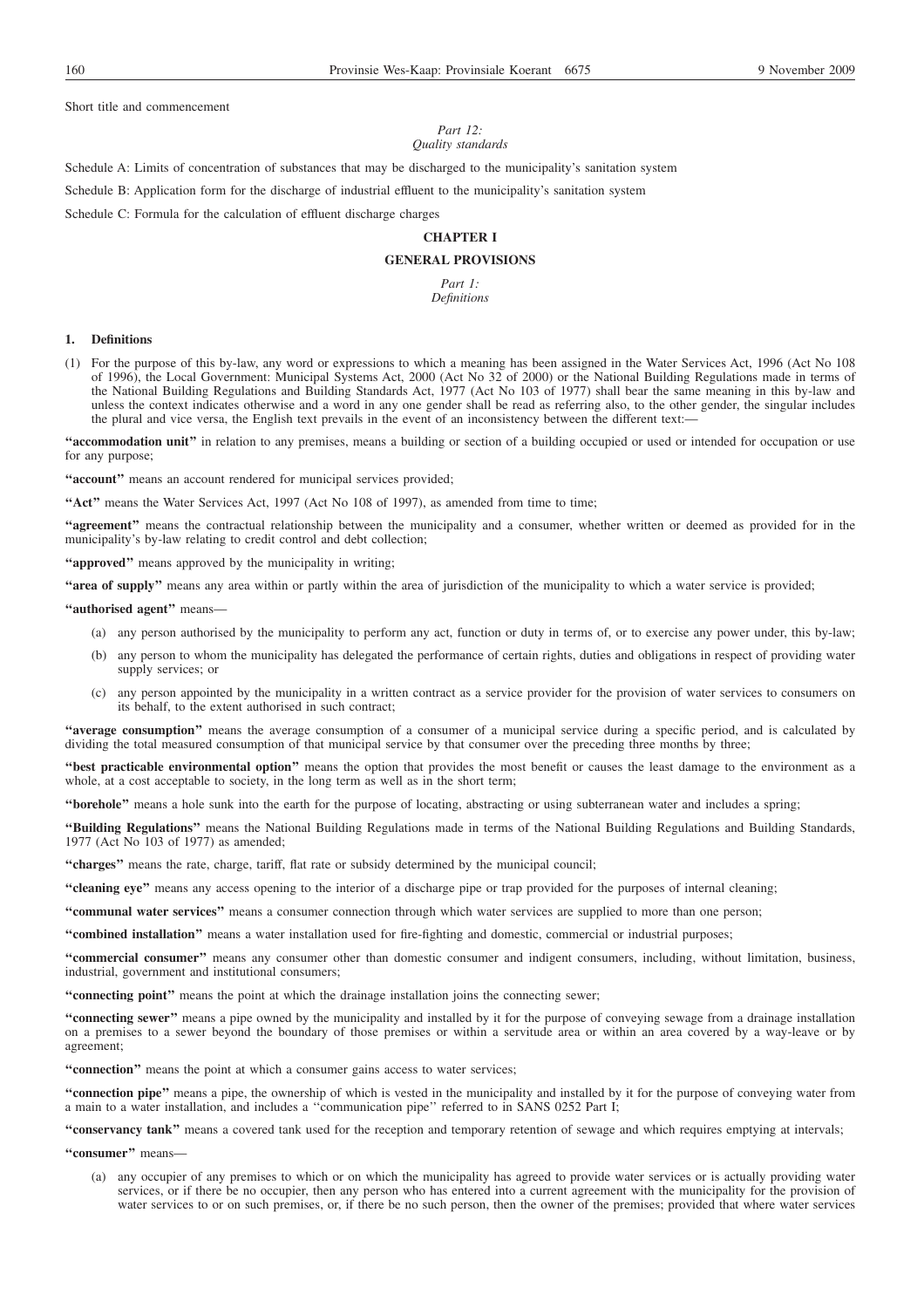Short title and commencement

*Part 12:*
*Quality standards*

Schedule A: Limits of concentration of substances that may be discharged to the municipality's sanitation system

Schedule B: Application form for the discharge of industrial effluent to the municipality's sanitation system

Schedule C: Formula for the calculation of effluent discharge charges

## CHAPTER I

## GENERAL PROVISIONS

*Part 1:*
*Definitions*

### 1. Definitions

(1) For the purpose of this by-law, any word or expressions to which a meaning has been assigned in the Water Services Act, 1996 (Act No 108 of 1996), the Local Government: Municipal Systems Act, 2000 (Act No 32 of 2000) or the National Building Regulations made in terms of the National Building Regulations and Building Standards Act, 1977 (Act No 103 of 1977) shall bear the same meaning in this by-law and unless the context indicates otherwise and a word in any one gender shall be read as referring also, to the other gender, the singular includes the plural and vice versa, the English text prevails in the event of an inconsistency between the different text:—

**"accommodation unit"** in relation to any premises, means a building or section of a building occupied or used or intended for occupation or use for any purpose;

**"account"** means an account rendered for municipal services provided;

**"Act"** means the Water Services Act, 1997 (Act No 108 of 1997), as amended from time to time;

**"agreement"** means the contractual relationship between the municipality and a consumer, whether written or deemed as provided for in the municipality's by-law relating to credit control and debt collection;

**"approved"** means approved by the municipality in writing;

**"area of supply"** means any area within or partly within the area of jurisdiction of the municipality to which a water service is provided;

**"authorised agent"** means—

(a) any person authorised by the municipality to perform any act, function or duty in terms of, or to exercise any power under, this by-law;

(b) any person to whom the municipality has delegated the performance of certain rights, duties and obligations in respect of providing water supply services; or

(c) any person appointed by the municipality in a written contract as a service provider for the provision of water services to consumers on its behalf, to the extent authorised in such contract;

**"average consumption"** means the average consumption of a consumer of a municipal service during a specific period, and is calculated by dividing the total measured consumption of that municipal service by that consumer over the preceding three months by three;

**"best practicable environmental option"** means the option that provides the most benefit or causes the least damage to the environment as a whole, at a cost acceptable to society, in the long term as well as in the short term;

**"borehole"** means a hole sunk into the earth for the purpose of locating, abstracting or using subterranean water and includes a spring;

**"Building Regulations"** means the National Building Regulations made in terms of the National Building Regulations and Building Standards, 1977 (Act No 103 of 1977) as amended;

**"charges"** means the rate, charge, tariff, flat rate or subsidy determined by the municipal council;

**"cleaning eye"** means any access opening to the interior of a discharge pipe or trap provided for the purposes of internal cleaning;

**"communal water services"** means a consumer connection through which water services are supplied to more than one person;

**"combined installation"** means a water installation used for fire-fighting and domestic, commercial or industrial purposes;

**"commercial consumer"** means any consumer other than domestic consumer and indigent consumers, including, without limitation, business, industrial, government and institutional consumers;

**"connecting point"** means the point at which the drainage installation joins the connecting sewer;

**"connecting sewer"** means a pipe owned by the municipality and installed by it for the purpose of conveying sewage from a drainage installation on a premises to a sewer beyond the boundary of those premises or within a servitude area or within an area covered by a way-leave or by agreement;

**"connection"** means the point at which a consumer gains access to water services;

**"connection pipe"** means a pipe, the ownership of which is vested in the municipality and installed by it for the purpose of conveying water from a main to a water installation, and includes a "communication pipe" referred to in SANS 0252 Part I;

**"conservancy tank"** means a covered tank used for the reception and temporary retention of sewage and which requires emptying at intervals;

**"consumer"** means—

(a) any occupier of any premises to which or on which the municipality has agreed to provide water services or is actually providing water services, or if there be no occupier, then any person who has entered into a current agreement with the municipality for the provision of water services to or on such premises, or, if there be no such person, then the owner of the premises; provided that where water services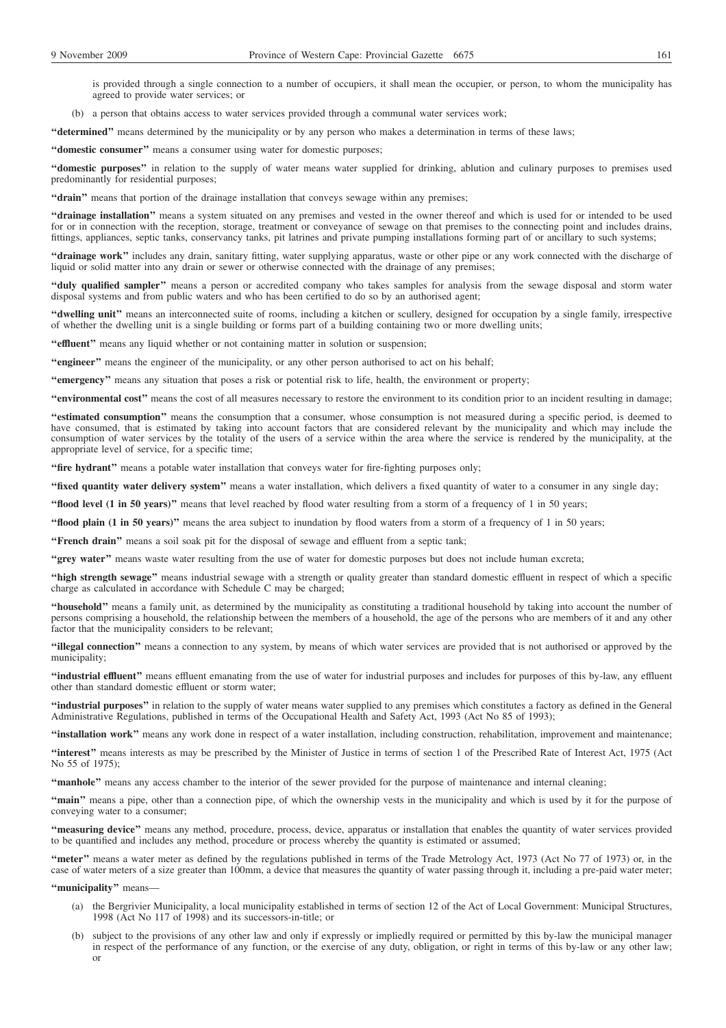is provided through a single connection to a number of occupiers, it shall mean the occupier, or person, to whom the municipality has agreed to provide water services; or

(b) a person that obtains access to water services provided through a communal water services work;

**"determined"** means determined by the municipality or by any person who makes a determination in terms of these laws;

**"domestic consumer"** means a consumer using water for domestic purposes;

**"domestic purposes"** in relation to the supply of water means water supplied for drinking, ablution and culinary purposes to premises used predominantly for residential purposes;

**"drain"** means that portion of the drainage installation that conveys sewage within any premises;

**"drainage installation"** means a system situated on any premises and vested in the owner thereof and which is used for or intended to be used for or in connection with the reception, storage, treatment or conveyance of sewage on that premises to the connecting point and includes drains, fittings, appliances, septic tanks, conservancy tanks, pit latrines and private pumping installations forming part of or ancillary to such systems;

**"drainage work"** includes any drain, sanitary fitting, water supplying apparatus, waste or other pipe or any work connected with the discharge of liquid or solid matter into any drain or sewer or otherwise connected with the drainage of any premises;

**"duly qualified sampler"** means a person or accredited company who takes samples for analysis from the sewage disposal and storm water disposal systems and from public waters and who has been certified to do so by an authorised agent;

**"dwelling unit"** means an interconnected suite of rooms, including a kitchen or scullery, designed for occupation by a single family, irrespective of whether the dwelling unit is a single building or forms part of a building containing two or more dwelling units;

**"effluent"** means any liquid whether or not containing matter in solution or suspension;

**"engineer"** means the engineer of the municipality, or any other person authorised to act on his behalf;

**"emergency"** means any situation that poses a risk or potential risk to life, health, the environment or property;

**"environmental cost"** means the cost of all measures necessary to restore the environment to its condition prior to an incident resulting in damage;

**"estimated consumption"** means the consumption that a consumer, whose consumption is not measured during a specific period, is deemed to have consumed, that is estimated by taking into account factors that are considered relevant by the municipality and which may include the consumption of water services by the totality of the users of a service within the area where the service is rendered by the municipality, at the appropriate level of service, for a specific time;

**"fire hydrant"** means a potable water installation that conveys water for fire-fighting purposes only;

**"fixed quantity water delivery system"** means a water installation, which delivers a fixed quantity of water to a consumer in any single day;

**"flood level (1 in 50 years)"** means that level reached by flood water resulting from a storm of a frequency of 1 in 50 years;

**"flood plain (1 in 50 years)"** means the area subject to inundation by flood waters from a storm of a frequency of 1 in 50 years;

**"French drain"** means a soil soak pit for the disposal of sewage and effluent from a septic tank;

**"grey water"** means waste water resulting from the use of water for domestic purposes but does not include human excreta;

**"high strength sewage"** means industrial sewage with a strength or quality greater than standard domestic effluent in respect of which a specific charge as calculated in accordance with Schedule C may be charged;

**"household"** means a family unit, as determined by the municipality as constituting a traditional household by taking into account the number of persons comprising a household, the relationship between the members of a household, the age of the persons who are members of it and any other factor that the municipality considers to be relevant;

**"illegal connection"** means a connection to any system, by means of which water services are provided that is not authorised or approved by the municipality;

**"industrial effluent"** means effluent emanating from the use of water for industrial purposes and includes for purposes of this by-law, any effluent other than standard domestic effluent or storm water;

**"industrial purposes"** in relation to the supply of water means water supplied to any premises which constitutes a factory as defined in the General Administrative Regulations, published in terms of the Occupational Health and Safety Act, 1993 (Act No 85 of 1993);

**"installation work"** means any work done in respect of a water installation, including construction, rehabilitation, improvement and maintenance;

**"interest"** means interests as may be prescribed by the Minister of Justice in terms of section 1 of the Prescribed Rate of Interest Act, 1975 (Act No 55 of 1975);

**"manhole"** means any access chamber to the interior of the sewer provided for the purpose of maintenance and internal cleaning;

**"main"** means a pipe, other than a connection pipe, of which the ownership vests in the municipality and which is used by it for the purpose of conveying water to a consumer;

**"measuring device"** means any method, procedure, process, device, apparatus or installation that enables the quantity of water services provided to be quantified and includes any method, procedure or process whereby the quantity is estimated or assumed;

**"meter"** means a water meter as defined by the regulations published in terms of the Trade Metrology Act, 1973 (Act No 77 of 1973) or, in the case of water meters of a size greater than 100mm, a device that measures the quantity of water passing through it, including a pre-paid water meter;

**"municipality"** means—

(a) the Bergrivier Municipality, a local municipality established in terms of section 12 of the Act of Local Government: Municipal Structures, 1998 (Act No 117 of 1998) and its successors-in-title; or

(b) subject to the provisions of any other law and only if expressly or impliedly required or permitted by this by-law the municipal manager in respect of the performance of any function, or the exercise of any duty, obligation, or right in terms of this by-law or any other law; or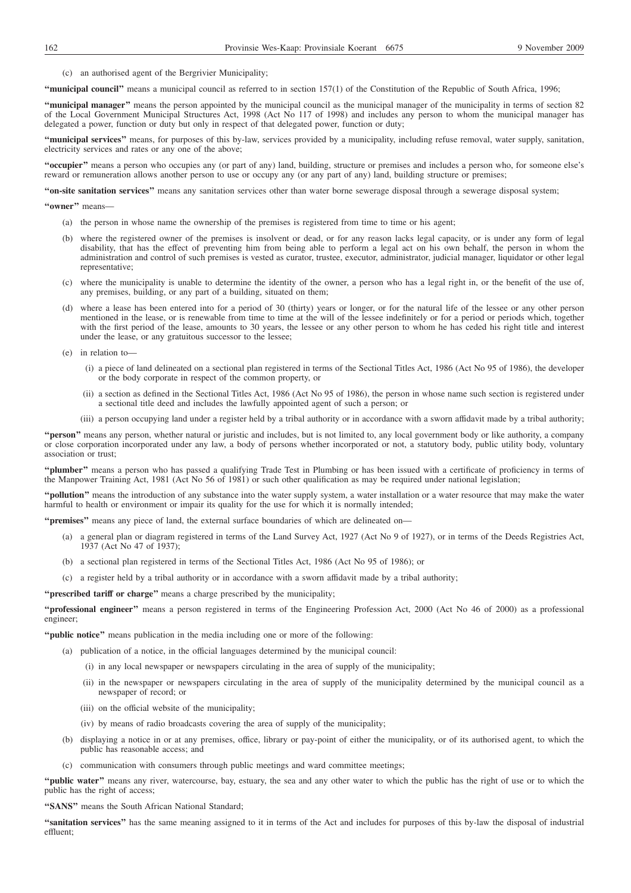(c) an authorised agent of the Bergrivier Municipality;

**"municipal council"** means a municipal council as referred to in section 157(1) of the Constitution of the Republic of South Africa, 1996;

**"municipal manager"** means the person appointed by the municipal council as the municipal manager of the municipality in terms of section 82 of the Local Government Municipal Structures Act, 1998 (Act No 117 of 1998) and includes any person to whom the municipal manager has delegated a power, function or duty but only in respect of that delegated power, function or duty;

**"municipal services"** means, for purposes of this by-law, services provided by a municipality, including refuse removal, water supply, sanitation, electricity services and rates or any one of the above;

**"occupier"** means a person who occupies any (or part of any) land, building, structure or premises and includes a person who, for someone else's reward or remuneration allows another person to use or occupy any (or any part of any) land, building structure or premises;

**"on-site sanitation services"** means any sanitation services other than water borne sewerage disposal through a sewerage disposal system;

**"owner"** means—

(a) the person in whose name the ownership of the premises is registered from time to time or his agent;

(b) where the registered owner of the premises is insolvent or dead, or for any reason lacks legal capacity, or is under any form of legal disability, that has the effect of preventing him from being able to perform a legal act on his own behalf, the person in whom the administration and control of such premises is vested as curator, trustee, executor, administrator, judicial manager, liquidator or other legal representative;

(c) where the municipality is unable to determine the identity of the owner, a person who has a legal right in, or the benefit of the use of, any premises, building, or any part of a building, situated on them;

(d) where a lease has been entered into for a period of 30 (thirty) years or longer, or for the natural life of the lessee or any other person mentioned in the lease, or is renewable from time to time at the will of the lessee indefinitely or for a period or periods which, together with the first period of the lease, amounts to 30 years, the lessee or any other person to whom he has ceded his right title and interest under the lease, or any gratuitous successor to the lessee;

(e) in relation to—

(i) a piece of land delineated on a sectional plan registered in terms of the Sectional Titles Act, 1986 (Act No 95 of 1986), the developer or the body corporate in respect of the common property, or

(ii) a section as defined in the Sectional Titles Act, 1986 (Act No 95 of 1986), the person in whose name such section is registered under a sectional title deed and includes the lawfully appointed agent of such a person; or

(iii) a person occupying land under a register held by a tribal authority or in accordance with a sworn affidavit made by a tribal authority;

**"person"** means any person, whether natural or juristic and includes, but is not limited to, any local government body or like authority, a company or close corporation incorporated under any law, a body of persons whether incorporated or not, a statutory body, public utility body, voluntary association or trust;

**"plumber"** means a person who has passed a qualifying Trade Test in Plumbing or has been issued with a certificate of proficiency in terms of the Manpower Training Act, 1981 (Act No 56 of 1981) or such other qualification as may be required under national legislation;

**"pollution"** means the introduction of any substance into the water supply system, a water installation or a water resource that may make the water harmful to health or environment or impair its quality for the use for which it is normally intended;

**"premises"** means any piece of land, the external surface boundaries of which are delineated on—

(a) a general plan or diagram registered in terms of the Land Survey Act, 1927 (Act No 9 of 1927), or in terms of the Deeds Registries Act, 1937 (Act No 47 of 1937);

(b) a sectional plan registered in terms of the Sectional Titles Act, 1986 (Act No 95 of 1986); or

(c) a register held by a tribal authority or in accordance with a sworn affidavit made by a tribal authority;

**"prescribed tariff or charge"** means a charge prescribed by the municipality;

**"professional engineer"** means a person registered in terms of the Engineering Profession Act, 2000 (Act No 46 of 2000) as a professional engineer;

**"public notice"** means publication in the media including one or more of the following:

(a) publication of a notice, in the official languages determined by the municipal council:

(i) in any local newspaper or newspapers circulating in the area of supply of the municipality;

(ii) in the newspaper or newspapers circulating in the area of supply of the municipality determined by the municipal council as a newspaper of record; or

(iii) on the official website of the municipality;

(iv) by means of radio broadcasts covering the area of supply of the municipality;

(b) displaying a notice in or at any premises, office, library or pay-point of either the municipality, or of its authorised agent, to which the public has reasonable access; and

(c) communication with consumers through public meetings and ward committee meetings;

**"public water"** means any river, watercourse, bay, estuary, the sea and any other water to which the public has the right of use or to which the public has the right of access;

**"SANS"** means the South African National Standard;

**"sanitation services"** has the same meaning assigned to it in terms of the Act and includes for purposes of this by-law the disposal of industrial effluent;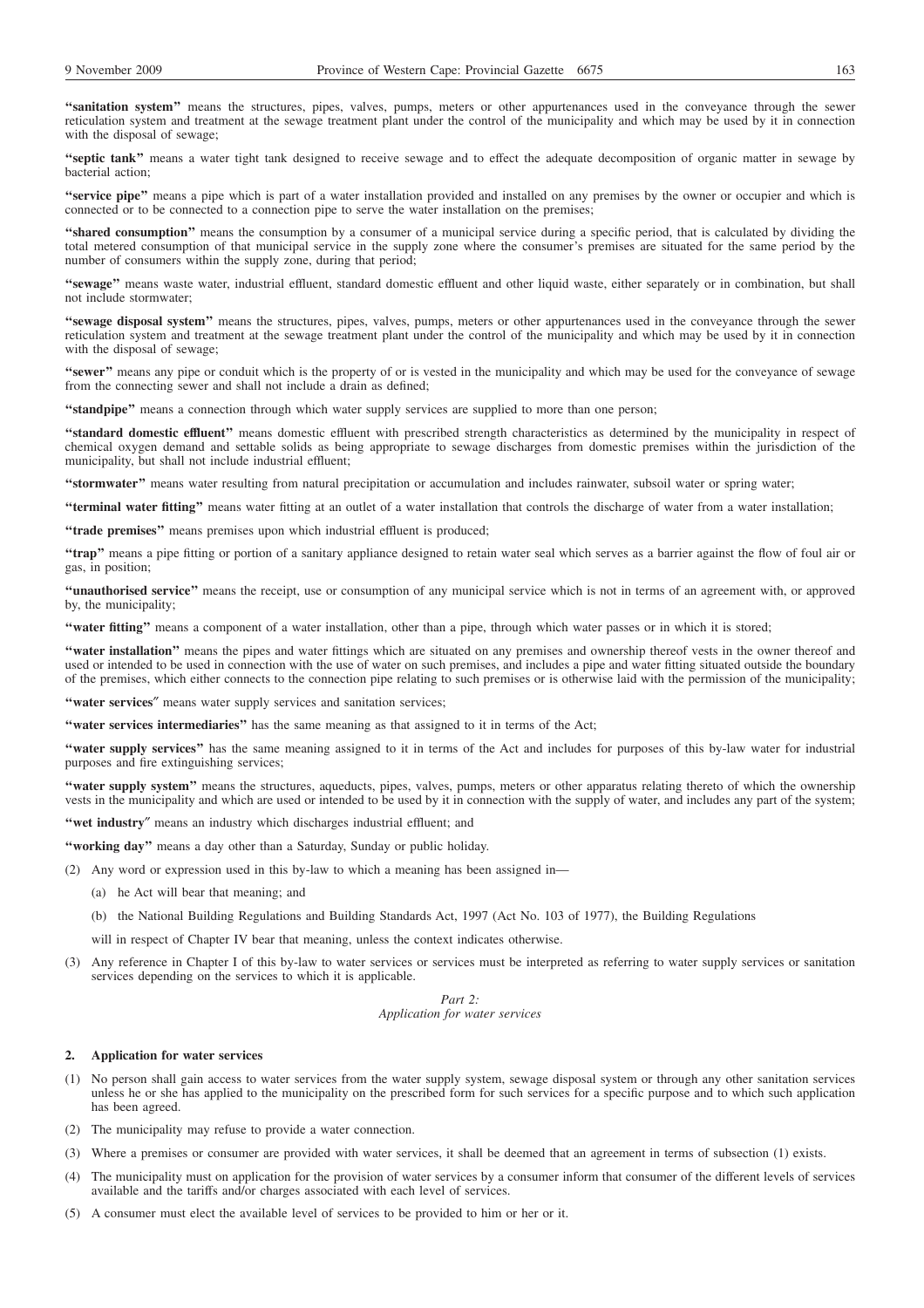**"sanitation system"** means the structures, pipes, valves, pumps, meters or other appurtenances used in the conveyance through the sewer reticulation system and treatment at the sewage treatment plant under the control of the municipality and which may be used by it in connection with the disposal of sewage;

**"septic tank"** means a water tight tank designed to receive sewage and to effect the adequate decomposition of organic matter in sewage by bacterial action;

**"service pipe"** means a pipe which is part of a water installation provided and installed on any premises by the owner or occupier and which is connected or to be connected to a connection pipe to serve the water installation on the premises;

**"shared consumption"** means the consumption by a consumer of a municipal service during a specific period, that is calculated by dividing the total metered consumption of that municipal service in the supply zone where the consumer's premises are situated for the same period by the number of consumers within the supply zone, during that period;

**"sewage"** means waste water, industrial effluent, standard domestic effluent and other liquid waste, either separately or in combination, but shall not include stormwater;

**"sewage disposal system"** means the structures, pipes, valves, pumps, meters or other appurtenances used in the conveyance through the sewer reticulation system and treatment at the sewage treatment plant under the control of the municipality and which may be used by it in connection with the disposal of sewage;

**"sewer"** means any pipe or conduit which is the property of or is vested in the municipality and which may be used for the conveyance of sewage from the connecting sewer and shall not include a drain as defined;

**"standpipe"** means a connection through which water supply services are supplied to more than one person;

**"standard domestic effluent"** means domestic effluent with prescribed strength characteristics as determined by the municipality in respect of chemical oxygen demand and settable solids as being appropriate to sewage discharges from domestic premises within the jurisdiction of the municipality, but shall not include industrial effluent;

**"stormwater"** means water resulting from natural precipitation or accumulation and includes rainwater, subsoil water or spring water;

**"terminal water fitting"** means water fitting at an outlet of a water installation that controls the discharge of water from a water installation;

**"trade premises"** means premises upon which industrial effluent is produced;

**"trap"** means a pipe fitting or portion of a sanitary appliance designed to retain water seal which serves as a barrier against the flow of foul air or gas, in position;

**"unauthorised service"** means the receipt, use or consumption of any municipal service which is not in terms of an agreement with, or approved by, the municipality;

**"water fitting"** means a component of a water installation, other than a pipe, through which water passes or in which it is stored;

**"water installation"** means the pipes and water fittings which are situated on any premises and ownership thereof vests in the owner thereof and used or intended to be used in connection with the use of water on such premises, and includes a pipe and water fitting situated outside the boundary of the premises, which either connects to the connection pipe relating to such premises or is otherwise laid with the permission of the municipality;

**"water services″** means water supply services and sanitation services;

**"water services intermediaries"** has the same meaning as that assigned to it in terms of the Act;

**"water supply services"** has the same meaning assigned to it in terms of the Act and includes for purposes of this by-law water for industrial purposes and fire extinguishing services;

**"water supply system"** means the structures, aqueducts, pipes, valves, pumps, meters or other apparatus relating thereto of which the ownership vests in the municipality and which are used or intended to be used by it in connection with the supply of water, and includes any part of the system;

**"wet industry″** means an industry which discharges industrial effluent; and

**"working day"** means a day other than a Saturday, Sunday or public holiday.

(2) Any word or expression used in this by-law to which a meaning has been assigned in—

(a) he Act will bear that meaning; and

(b) the National Building Regulations and Building Standards Act, 1997 (Act No. 103 of 1977), the Building Regulations

will in respect of Chapter IV bear that meaning, unless the context indicates otherwise.

(3) Any reference in Chapter I of this by-law to water services or services must be interpreted as referring to water supply services or sanitation services depending on the services to which it is applicable.

*Part 2:*
*Application for water services*

**2. Application for water services**

(1) No person shall gain access to water services from the water supply system, sewage disposal system or through any other sanitation services unless he or she has applied to the municipality on the prescribed form for such services for a specific purpose and to which such application has been agreed.

(2) The municipality may refuse to provide a water connection.

(3) Where a premises or consumer are provided with water services, it shall be deemed that an agreement in terms of subsection (1) exists.

(4) The municipality must on application for the provision of water services by a consumer inform that consumer of the different levels of services available and the tariffs and/or charges associated with each level of services.

(5) A consumer must elect the available level of services to be provided to him or her or it.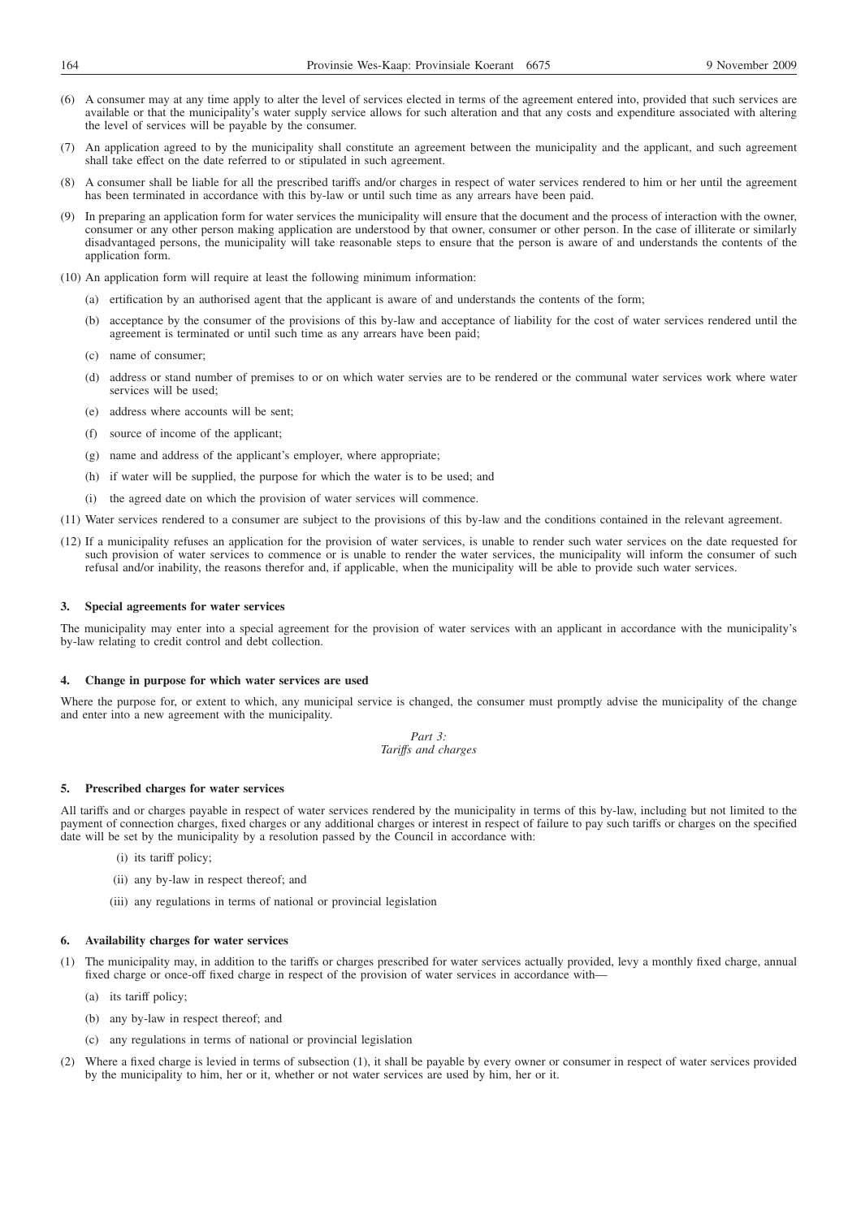(6) A consumer may at any time apply to alter the level of services elected in terms of the agreement entered into, provided that such services are available or that the municipality's water supply service allows for such alteration and that any costs and expenditure associated with altering the level of services will be payable by the consumer.

(7) An application agreed to by the municipality shall constitute an agreement between the municipality and the applicant, and such agreement shall take effect on the date referred to or stipulated in such agreement.

(8) A consumer shall be liable for all the prescribed tariffs and/or charges in respect of water services rendered to him or her until the agreement has been terminated in accordance with this by-law or until such time as any arrears have been paid.

(9) In preparing an application form for water services the municipality will ensure that the document and the process of interaction with the owner, consumer or any other person making application are understood by that owner, consumer or other person. In the case of illiterate or similarly disadvantaged persons, the municipality will take reasonable steps to ensure that the person is aware of and understands the contents of the application form.

(10) An application form will require at least the following minimum information:

- (a) ertification by an authorised agent that the applicant is aware of and understands the contents of the form;
- (b) acceptance by the consumer of the provisions of this by-law and acceptance of liability for the cost of water services rendered until the agreement is terminated or until such time as any arrears have been paid;
- (c) name of consumer;
- (d) address or stand number of premises to or on which water servies are to be rendered or the communal water services work where water services will be used;
- (e) address where accounts will be sent;
- (f) source of income of the applicant;
- (g) name and address of the applicant's employer, where appropriate;
- (h) if water will be supplied, the purpose for which the water is to be used; and
- (i) the agreed date on which the provision of water services will commence.

(11) Water services rendered to a consumer are subject to the provisions of this by-law and the conditions contained in the relevant agreement.

(12) If a municipality refuses an application for the provision of water services, is unable to render such water services on the date requested for such provision of water services to commence or is unable to render the water services, the municipality will inform the consumer of such refusal and/or inability, the reasons therefor and, if applicable, when the municipality will be able to provide such water services.

### 3. Special agreements for water services

The municipality may enter into a special agreement for the provision of water services with an applicant in accordance with the municipality's by-law relating to credit control and debt collection.

### 4. Change in purpose for which water services are used

Where the purpose for, or extent to which, any municipal service is changed, the consumer must promptly advise the municipality of the change and enter into a new agreement with the municipality.

## *Part 3:*
## *Tariffs and charges*

### 5. Prescribed charges for water services

All tariffs and or charges payable in respect of water services rendered by the municipality in terms of this by-law, including but not limited to the payment of connection charges, fixed charges or any additional charges or interest in respect of failure to pay such tariffs or charges on the specified date will be set by the municipality by a resolution passed by the Council in accordance with:

- (i) its tariff policy;
- (ii) any by-law in respect thereof; and
- (iii) any regulations in terms of national or provincial legislation

### 6. Availability charges for water services

(1) The municipality may, in addition to the tariffs or charges prescribed for water services actually provided, levy a monthly fixed charge, annual fixed charge or once-off fixed charge in respect of the provision of water services in accordance with—

- (a) its tariff policy;
- (b) any by-law in respect thereof; and
- (c) any regulations in terms of national or provincial legislation

(2) Where a fixed charge is levied in terms of subsection (1), it shall be payable by every owner or consumer in respect of water services provided by the municipality to him, her or it, whether or not water services are used by him, her or it.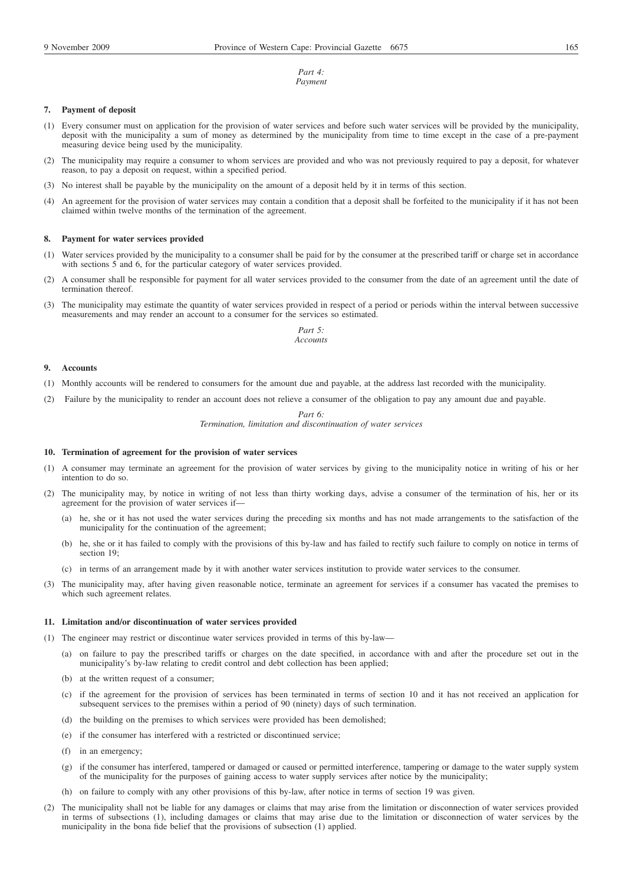*Part 4:*
*Payment*

### 7. Payment of deposit

(1) Every consumer must on application for the provision of water services and before such water services will be provided by the municipality, deposit with the municipality a sum of money as determined by the municipality from time to time except in the case of a pre-payment measuring device being used by the municipality.

(2) The municipality may require a consumer to whom services are provided and who was not previously required to pay a deposit, for whatever reason, to pay a deposit on request, within a specified period.

(3) No interest shall be payable by the municipality on the amount of a deposit held by it in terms of this section.

(4) An agreement for the provision of water services may contain a condition that a deposit shall be forfeited to the municipality if it has not been claimed within twelve months of the termination of the agreement.

### 8. Payment for water services provided

(1) Water services provided by the municipality to a consumer shall be paid for by the consumer at the prescribed tariff or charge set in accordance with sections 5 and 6, for the particular category of water services provided.

(2) A consumer shall be responsible for payment for all water services provided to the consumer from the date of an agreement until the date of termination thereof.

(3) The municipality may estimate the quantity of water services provided in respect of a period or periods within the interval between successive measurements and may render an account to a consumer for the services so estimated.

*Part 5:*
*Accounts*

### 9. Accounts

(1) Monthly accounts will be rendered to consumers for the amount due and payable, at the address last recorded with the municipality.

(2) Failure by the municipality to render an account does not relieve a consumer of the obligation to pay any amount due and payable.

*Part 6:*
*Termination, limitation and discontinuation of water services*

### 10. Termination of agreement for the provision of water services

(1) A consumer may terminate an agreement for the provision of water services by giving to the municipality notice in writing of his or her intention to do so.

(2) The municipality may, by notice in writing of not less than thirty working days, advise a consumer of the termination of his, her or its agreement for the provision of water services if—

(a) he, she or it has not used the water services during the preceding six months and has not made arrangements to the satisfaction of the municipality for the continuation of the agreement;

(b) he, she or it has failed to comply with the provisions of this by-law and has failed to rectify such failure to comply on notice in terms of section 19;

(c) in terms of an arrangement made by it with another water services institution to provide water services to the consumer.

(3) The municipality may, after having given reasonable notice, terminate an agreement for services if a consumer has vacated the premises to which such agreement relates.

### 11. Limitation and/or discontinuation of water services provided

(1) The engineer may restrict or discontinue water services provided in terms of this by-law—

(a) on failure to pay the prescribed tariffs or charges on the date specified, in accordance with and after the procedure set out in the municipality's by-law relating to credit control and debt collection has been applied;

(b) at the written request of a consumer;

(c) if the agreement for the provision of services has been terminated in terms of section 10 and it has not received an application for subsequent services to the premises within a period of 90 (ninety) days of such termination.

(d) the building on the premises to which services were provided has been demolished;

(e) if the consumer has interfered with a restricted or discontinued service;

(f) in an emergency;

(g) if the consumer has interfered, tampered or damaged or caused or permitted interference, tampering or damage to the water supply system of the municipality for the purposes of gaining access to water supply services after notice by the municipality;

(h) on failure to comply with any other provisions of this by-law, after notice in terms of section 19 was given.

(2) The municipality shall not be liable for any damages or claims that may arise from the limitation or disconnection of water services provided in terms of subsections (1), including damages or claims that may arise due to the limitation or disconnection of water services by the municipality in the bona fide belief that the provisions of subsection (1) applied.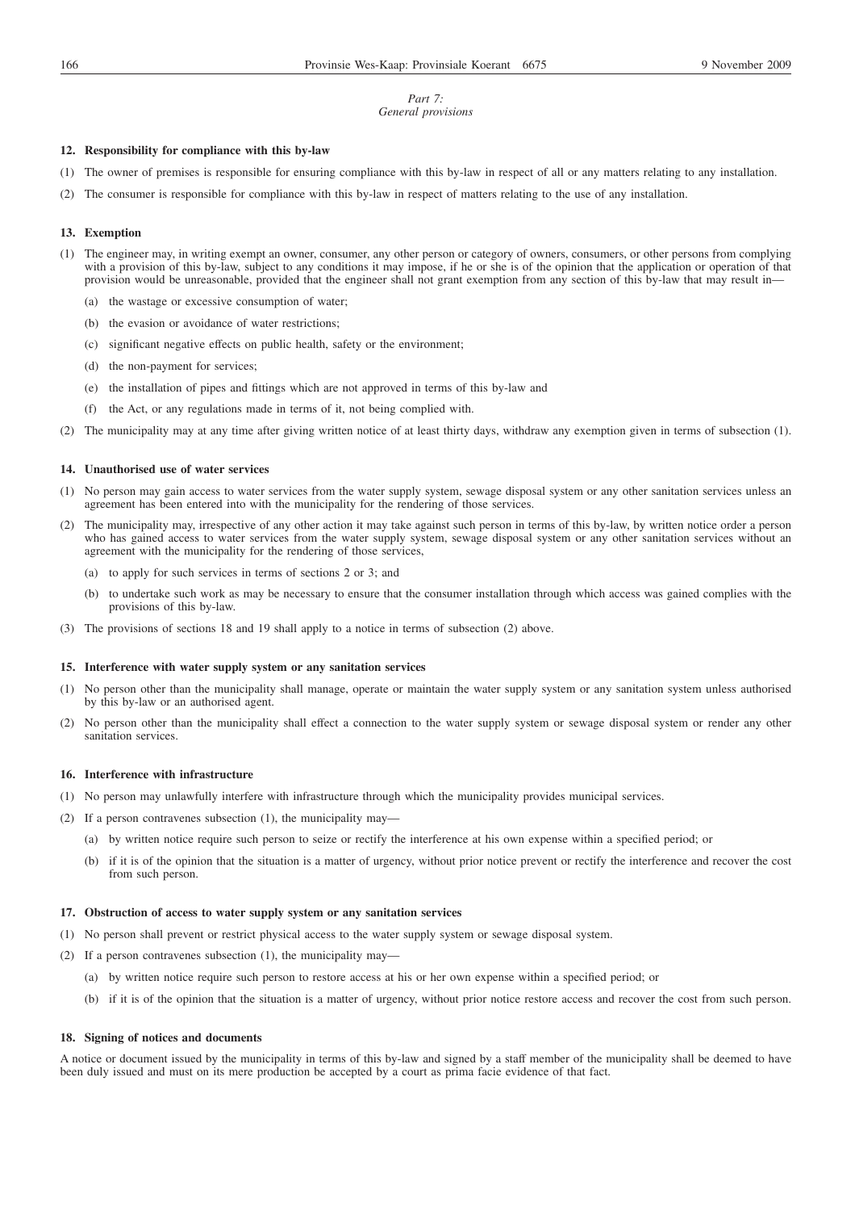*Part 7:*
*General provisions*

**12. Responsibility for compliance with this by-law**

(1) The owner of premises is responsible for ensuring compliance with this by-law in respect of all or any matters relating to any installation.

(2) The consumer is responsible for compliance with this by-law in respect of matters relating to the use of any installation.

**13. Exemption**

(1) The engineer may, in writing exempt an owner, consumer, any other person or category of owners, consumers, or other persons from complying with a provision of this by-law, subject to any conditions it may impose, if he or she is of the opinion that the application or operation of that provision would be unreasonable, provided that the engineer shall not grant exemption from any section of this by-law that may result in—

(a) the wastage or excessive consumption of water;

(b) the evasion or avoidance of water restrictions;

(c) significant negative effects on public health, safety or the environment;

(d) the non-payment for services;

(e) the installation of pipes and fittings which are not approved in terms of this by-law and

(f) the Act, or any regulations made in terms of it, not being complied with.

(2) The municipality may at any time after giving written notice of at least thirty days, withdraw any exemption given in terms of subsection (1).

**14. Unauthorised use of water services**

(1) No person may gain access to water services from the water supply system, sewage disposal system or any other sanitation services unless an agreement has been entered into with the municipality for the rendering of those services.

(2) The municipality may, irrespective of any other action it may take against such person in terms of this by-law, by written notice order a person who has gained access to water services from the water supply system, sewage disposal system or any other sanitation services without an agreement with the municipality for the rendering of those services,

(a) to apply for such services in terms of sections 2 or 3; and

(b) to undertake such work as may be necessary to ensure that the consumer installation through which access was gained complies with the provisions of this by-law.

(3) The provisions of sections 18 and 19 shall apply to a notice in terms of subsection (2) above.

**15. Interference with water supply system or any sanitation services**

(1) No person other than the municipality shall manage, operate or maintain the water supply system or any sanitation system unless authorised by this by-law or an authorised agent.

(2) No person other than the municipality shall effect a connection to the water supply system or sewage disposal system or render any other sanitation services.

**16. Interference with infrastructure**

(1) No person may unlawfully interfere with infrastructure through which the municipality provides municipal services.

(2) If a person contravenes subsection (1), the municipality may—

(a) by written notice require such person to seize or rectify the interference at his own expense within a specified period; or

(b) if it is of the opinion that the situation is a matter of urgency, without prior notice prevent or rectify the interference and recover the cost from such person.

**17. Obstruction of access to water supply system or any sanitation services**

(1) No person shall prevent or restrict physical access to the water supply system or sewage disposal system.

(2) If a person contravenes subsection (1), the municipality may—

(a) by written notice require such person to restore access at his or her own expense within a specified period; or

(b) if it is of the opinion that the situation is a matter of urgency, without prior notice restore access and recover the cost from such person.

**18. Signing of notices and documents**

A notice or document issued by the municipality in terms of this by-law and signed by a staff member of the municipality shall be deemed to have been duly issued and must on its mere production be accepted by a court as prima facie evidence of that fact.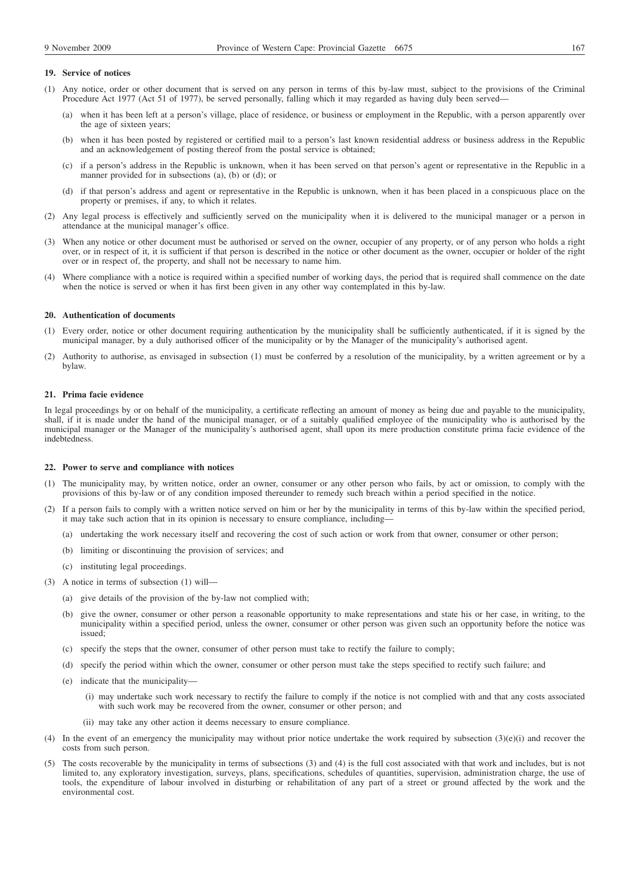### 19. Service of notices

(1) Any notice, order or other document that is served on any person in terms of this by-law must, subject to the provisions of the Criminal Procedure Act 1977 (Act 51 of 1977), be served personally, falling which it may regarded as having duly been served—

(a) when it has been left at a person's village, place of residence, or business or employment in the Republic, with a person apparently over the age of sixteen years;

(b) when it has been posted by registered or certified mail to a person's last known residential address or business address in the Republic and an acknowledgement of posting thereof from the postal service is obtained;

(c) if a person's address in the Republic is unknown, when it has been served on that person's agent or representative in the Republic in a manner provided for in subsections (a), (b) or (d); or

(d) if that person's address and agent or representative in the Republic is unknown, when it has been placed in a conspicuous place on the property or premises, if any, to which it relates.

(2) Any legal process is effectively and sufficiently served on the municipality when it is delivered to the municipal manager or a person in attendance at the municipal manager's office.

(3) When any notice or other document must be authorised or served on the owner, occupier of any property, or of any person who holds a right over, or in respect of it, it is sufficient if that person is described in the notice or other document as the owner, occupier or holder of the right over or in respect of, the property, and shall not be necessary to name him.

(4) Where compliance with a notice is required within a specified number of working days, the period that is required shall commence on the date when the notice is served or when it has first been given in any other way contemplated in this by-law.

### 20. Authentication of documents

(1) Every order, notice or other document requiring authentication by the municipality shall be sufficiently authenticated, if it is signed by the municipal manager, by a duly authorised officer of the municipality or by the Manager of the municipality's authorised agent.

(2) Authority to authorise, as envisaged in subsection (1) must be conferred by a resolution of the municipality, by a written agreement or by a bylaw.

### 21. Prima facie evidence

In legal proceedings by or on behalf of the municipality, a certificate reflecting an amount of money as being due and payable to the municipality, shall, if it is made under the hand of the municipal manager, or of a suitably qualified employee of the municipality who is authorised by the municipal manager or the Manager of the municipality's authorised agent, shall upon its mere production constitute prima facie evidence of the indebtedness.

### 22. Power to serve and compliance with notices

(1) The municipality may, by written notice, order an owner, consumer or any other person who fails, by act or omission, to comply with the provisions of this by-law or of any condition imposed thereunder to remedy such breach within a period specified in the notice.

(2) If a person fails to comply with a written notice served on him or her by the municipality in terms of this by-law within the specified period, it may take such action that in its opinion is necessary to ensure compliance, including—

(a) undertaking the work necessary itself and recovering the cost of such action or work from that owner, consumer or other person;

(b) limiting or discontinuing the provision of services; and

(c) instituting legal proceedings.

(3) A notice in terms of subsection (1) will—

(a) give details of the provision of the by-law not complied with;

(b) give the owner, consumer or other person a reasonable opportunity to make representations and state his or her case, in writing, to the municipality within a specified period, unless the owner, consumer or other person was given such an opportunity before the notice was issued;

(c) specify the steps that the owner, consumer of other person must take to rectify the failure to comply;

(d) specify the period within which the owner, consumer or other person must take the steps specified to rectify such failure; and

(e) indicate that the municipality—

(i) may undertake such work necessary to rectify the failure to comply if the notice is not complied with and that any costs associated with such work may be recovered from the owner, consumer or other person; and

(ii) may take any other action it deems necessary to ensure compliance.

(4) In the event of an emergency the municipality may without prior notice undertake the work required by subsection (3)(e)(i) and recover the costs from such person.

(5) The costs recoverable by the municipality in terms of subsections (3) and (4) is the full cost associated with that work and includes, but is not limited to, any exploratory investigation, surveys, plans, specifications, schedules of quantities, supervision, administration charge, the use of tools, the expenditure of labour involved in disturbing or rehabilitation of any part of a street or ground affected by the work and the environmental cost.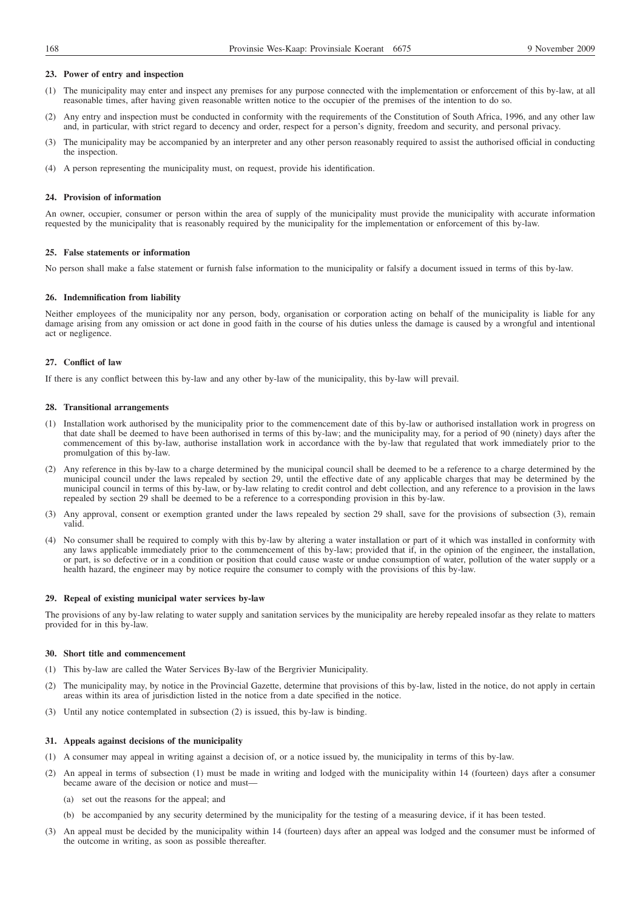### 23. Power of entry and inspection

(1) The municipality may enter and inspect any premises for any purpose connected with the implementation or enforcement of this by-law, at all reasonable times, after having given reasonable written notice to the occupier of the premises of the intention to do so.

(2) Any entry and inspection must be conducted in conformity with the requirements of the Constitution of South Africa, 1996, and any other law and, in particular, with strict regard to decency and order, respect for a person's dignity, freedom and security, and personal privacy.

(3) The municipality may be accompanied by an interpreter and any other person reasonably required to assist the authorised official in conducting the inspection.

(4) A person representing the municipality must, on request, provide his identification.

### 24. Provision of information

An owner, occupier, consumer or person within the area of supply of the municipality must provide the municipality with accurate information requested by the municipality that is reasonably required by the municipality for the implementation or enforcement of this by-law.

### 25. False statements or information

No person shall make a false statement or furnish false information to the municipality or falsify a document issued in terms of this by-law.

### 26. Indemnification from liability

Neither employees of the municipality nor any person, body, organisation or corporation acting on behalf of the municipality is liable for any damage arising from any omission or act done in good faith in the course of his duties unless the damage is caused by a wrongful and intentional act or negligence.

### 27. Conflict of law

If there is any conflict between this by-law and any other by-law of the municipality, this by-law will prevail.

### 28. Transitional arrangements

(1) Installation work authorised by the municipality prior to the commencement date of this by-law or authorised installation work in progress on that date shall be deemed to have been authorised in terms of this by-law; and the municipality may, for a period of 90 (ninety) days after the commencement of this by-law, authorise installation work in accordance with the by-law that regulated that work immediately prior to the promulgation of this by-law.

(2) Any reference in this by-law to a charge determined by the municipal council shall be deemed to be a reference to a charge determined by the municipal council under the laws repealed by section 29, until the effective date of any applicable charges that may be determined by the municipal council in terms of this by-law, or by-law relating to credit control and debt collection, and any reference to a provision in the laws repealed by section 29 shall be deemed to be a reference to a corresponding provision in this by-law.

(3) Any approval, consent or exemption granted under the laws repealed by section 29 shall, save for the provisions of subsection (3), remain valid.

(4) No consumer shall be required to comply with this by-law by altering a water installation or part of it which was installed in conformity with any laws applicable immediately prior to the commencement of this by-law; provided that if, in the opinion of the engineer, the installation, or part, is so defective or in a condition or position that could cause waste or undue consumption of water, pollution of the water supply or a health hazard, the engineer may by notice require the consumer to comply with the provisions of this by-law.

### 29. Repeal of existing municipal water services by-law

The provisions of any by-law relating to water supply and sanitation services by the municipality are hereby repealed insofar as they relate to matters provided for in this by-law.

### 30. Short title and commencement

(1) This by-law are called the Water Services By-law of the Bergrivier Municipality.

(2) The municipality may, by notice in the Provincial Gazette, determine that provisions of this by-law, listed in the notice, do not apply in certain areas within its area of jurisdiction listed in the notice from a date specified in the notice.

(3) Until any notice contemplated in subsection (2) is issued, this by-law is binding.

### 31. Appeals against decisions of the municipality

(1) A consumer may appeal in writing against a decision of, or a notice issued by, the municipality in terms of this by-law.

(2) An appeal in terms of subsection (1) must be made in writing and lodged with the municipality within 14 (fourteen) days after a consumer became aware of the decision or notice and must—

  (a) set out the reasons for the appeal; and

  (b) be accompanied by any security determined by the municipality for the testing of a measuring device, if it has been tested.

(3) An appeal must be decided by the municipality within 14 (fourteen) days after an appeal was lodged and the consumer must be informed of the outcome in writing, as soon as possible thereafter.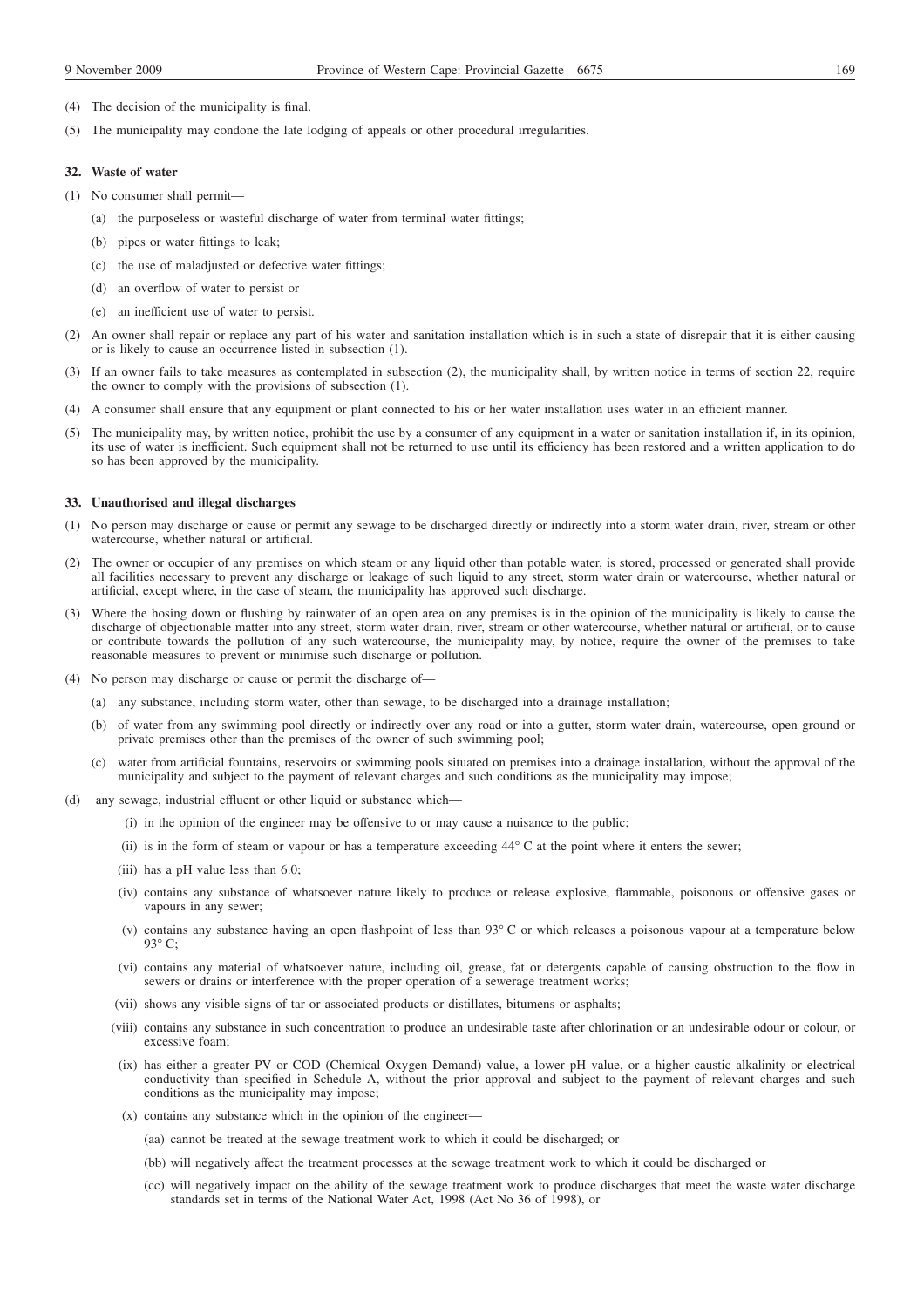(4) The decision of the municipality is final.

(5) The municipality may condone the late lodging of appeals or other procedural irregularities.

**32. Waste of water**

(1) No consumer shall permit—

(a) the purposeless or wasteful discharge of water from terminal water fittings;

(b) pipes or water fittings to leak;

(c) the use of maladjusted or defective water fittings;

(d) an overflow of water to persist or

(e) an inefficient use of water to persist.

(2) An owner shall repair or replace any part of his water and sanitation installation which is in such a state of disrepair that it is either causing or is likely to cause an occurrence listed in subsection (1).

(3) If an owner fails to take measures as contemplated in subsection (2), the municipality shall, by written notice in terms of section 22, require the owner to comply with the provisions of subsection (1).

(4) A consumer shall ensure that any equipment or plant connected to his or her water installation uses water in an efficient manner.

(5) The municipality may, by written notice, prohibit the use by a consumer of any equipment in a water or sanitation installation if, in its opinion, its use of water is inefficient. Such equipment shall not be returned to use until its efficiency has been restored and a written application to do so has been approved by the municipality.

**33. Unauthorised and illegal discharges**

(1) No person may discharge or cause or permit any sewage to be discharged directly or indirectly into a storm water drain, river, stream or other watercourse, whether natural or artificial.

(2) The owner or occupier of any premises on which steam or any liquid other than potable water, is stored, processed or generated shall provide all facilities necessary to prevent any discharge or leakage of such liquid to any street, storm water drain or watercourse, whether natural or artificial, except where, in the case of steam, the municipality has approved such discharge.

(3) Where the hosing down or flushing by rainwater of an open area on any premises is in the opinion of the municipality is likely to cause the discharge of objectionable matter into any street, storm water drain, river, stream or other watercourse, whether natural or artificial, or to cause or contribute towards the pollution of any such watercourse, the municipality may, by notice, require the owner of the premises to take reasonable measures to prevent or minimise such discharge or pollution.

(4) No person may discharge or cause or permit the discharge of—

(a) any substance, including storm water, other than sewage, to be discharged into a drainage installation;

(b) of water from any swimming pool directly or indirectly over any road or into a gutter, storm water drain, watercourse, open ground or private premises other than the premises of the owner of such swimming pool;

(c) water from artificial fountains, reservoirs or swimming pools situated on premises into a drainage installation, without the approval of the municipality and subject to the payment of relevant charges and such conditions as the municipality may impose;

(d) any sewage, industrial effluent or other liquid or substance which—

(i) in the opinion of the engineer may be offensive to or may cause a nuisance to the public;

(ii) is in the form of steam or vapour or has a temperature exceeding 44° C at the point where it enters the sewer;

(iii) has a pH value less than 6.0;

(iv) contains any substance of whatsoever nature likely to produce or release explosive, flammable, poisonous or offensive gases or vapours in any sewer;

(v) contains any substance having an open flashpoint of less than 93° C or which releases a poisonous vapour at a temperature below 93° C;

(vi) contains any material of whatsoever nature, including oil, grease, fat or detergents capable of causing obstruction to the flow in sewers or drains or interference with the proper operation of a sewerage treatment works;

(vii) shows any visible signs of tar or associated products or distillates, bitumens or asphalts;

(viii) contains any substance in such concentration to produce an undesirable taste after chlorination or an undesirable odour or colour, or excessive foam;

(ix) has either a greater PV or COD (Chemical Oxygen Demand) value, a lower pH value, or a higher caustic alkalinity or electrical conductivity than specified in Schedule A, without the prior approval and subject to the payment of relevant charges and such conditions as the municipality may impose;

(x) contains any substance which in the opinion of the engineer—

(aa) cannot be treated at the sewage treatment work to which it could be discharged; or

(bb) will negatively affect the treatment processes at the sewage treatment work to which it could be discharged or

(cc) will negatively impact on the ability of the sewage treatment work to produce discharges that meet the waste water discharge standards set in terms of the National Water Act, 1998 (Act No 36 of 1998), or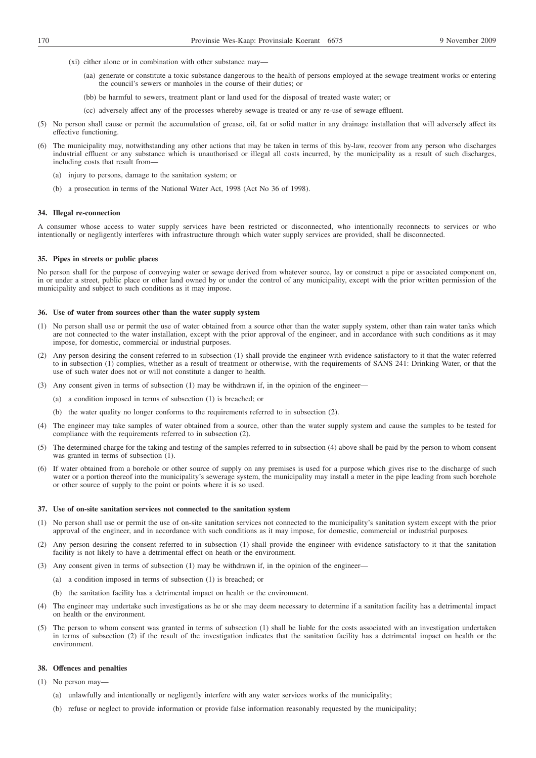(xi) either alone or in combination with other substance may—

(aa) generate or constitute a toxic substance dangerous to the health of persons employed at the sewage treatment works or entering the council's sewers or manholes in the course of their duties; or

(bb) be harmful to sewers, treatment plant or land used for the disposal of treated waste water; or

(cc) adversely affect any of the processes whereby sewage is treated or any re-use of sewage effluent.

(5) No person shall cause or permit the accumulation of grease, oil, fat or solid matter in any drainage installation that will adversely affect its effective functioning.

(6) The municipality may, notwithstanding any other actions that may be taken in terms of this by-law, recover from any person who discharges industrial effluent or any substance which is unauthorised or illegal all costs incurred, by the municipality as a result of such discharges, including costs that result from—

(a) injury to persons, damage to the sanitation system; or

(b) a prosecution in terms of the National Water Act, 1998 (Act No 36 of 1998).

**34. Illegal re-connection**

A consumer whose access to water supply services have been restricted or disconnected, who intentionally reconnects to services or who intentionally or negligently interferes with infrastructure through which water supply services are provided, shall be disconnected.

**35. Pipes in streets or public places**

No person shall for the purpose of conveying water or sewage derived from whatever source, lay or construct a pipe or associated component on, in or under a street, public place or other land owned by or under the control of any municipality, except with the prior written permission of the municipality and subject to such conditions as it may impose.

**36. Use of water from sources other than the water supply system**

(1) No person shall use or permit the use of water obtained from a source other than the water supply system, other than rain water tanks which are not connected to the water installation, except with the prior approval of the engineer, and in accordance with such conditions as it may impose, for domestic, commercial or industrial purposes.

(2) Any person desiring the consent referred to in subsection (1) shall provide the engineer with evidence satisfactory to it that the water referred to in subsection (1) complies, whether as a result of treatment or otherwise, with the requirements of SANS 241: Drinking Water, or that the use of such water does not or will not constitute a danger to health.

(3) Any consent given in terms of subsection (1) may be withdrawn if, in the opinion of the engineer—

(a) a condition imposed in terms of subsection (1) is breached; or

(b) the water quality no longer conforms to the requirements referred to in subsection (2).

(4) The engineer may take samples of water obtained from a source, other than the water supply system and cause the samples to be tested for compliance with the requirements referred to in subsection (2).

(5) The determined charge for the taking and testing of the samples referred to in subsection (4) above shall be paid by the person to whom consent was granted in terms of subsection (1).

(6) If water obtained from a borehole or other source of supply on any premises is used for a purpose which gives rise to the discharge of such water or a portion thereof into the municipality's sewerage system, the municipality may install a meter in the pipe leading from such borehole or other source of supply to the point or points where it is so used.

**37. Use of on-site sanitation services not connected to the sanitation system**

(1) No person shall use or permit the use of on-site sanitation services not connected to the municipality's sanitation system except with the prior approval of the engineer, and in accordance with such conditions as it may impose, for domestic, commercial or industrial purposes.

(2) Any person desiring the consent referred to in subsection (1) shall provide the engineer with evidence satisfactory to it that the sanitation facility is not likely to have a detrimental effect on heath or the environment.

(3) Any consent given in terms of subsection (1) may be withdrawn if, in the opinion of the engineer—

(a) a condition imposed in terms of subsection (1) is breached; or

(b) the sanitation facility has a detrimental impact on health or the environment.

(4) The engineer may undertake such investigations as he or she may deem necessary to determine if a sanitation facility has a detrimental impact on health or the environment.

(5) The person to whom consent was granted in terms of subsection (1) shall be liable for the costs associated with an investigation undertaken in terms of subsection (2) if the result of the investigation indicates that the sanitation facility has a detrimental impact on health or the environment.

**38. Offences and penalties**

(1) No person may—

(a) unlawfully and intentionally or negligently interfere with any water services works of the municipality;

(b) refuse or neglect to provide information or provide false information reasonably requested by the municipality;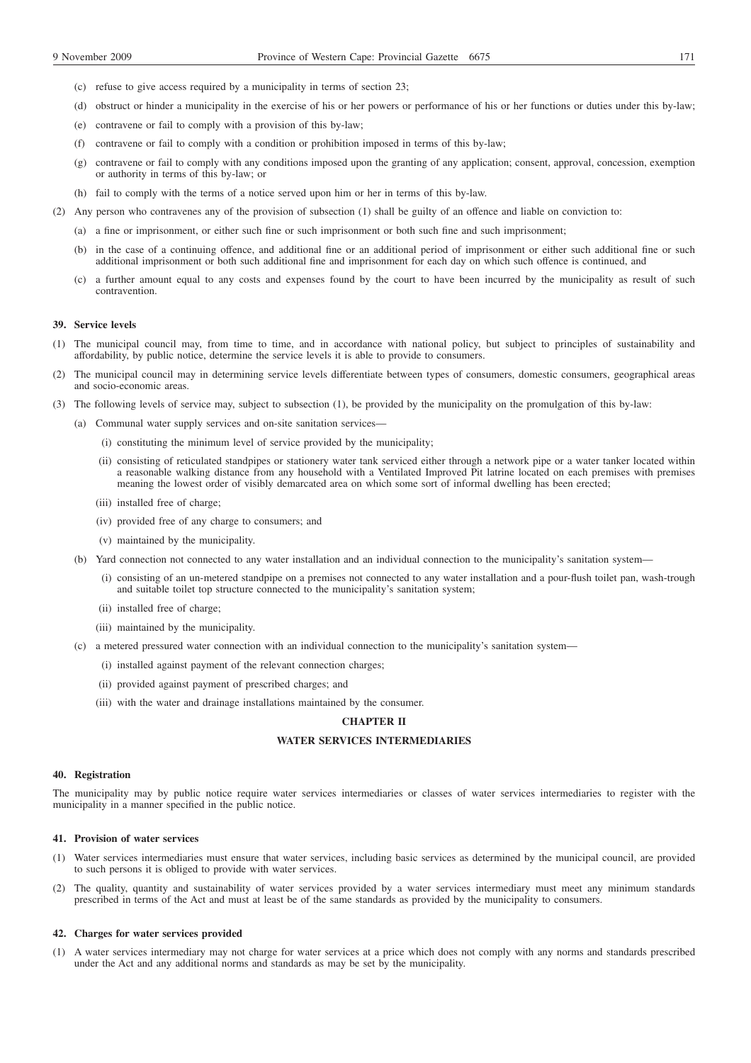(c) refuse to give access required by a municipality in terms of section 23;

(d) obstruct or hinder a municipality in the exercise of his or her powers or performance of his or her functions or duties under this by-law;

(e) contravene or fail to comply with a provision of this by-law;

(f) contravene or fail to comply with a condition or prohibition imposed in terms of this by-law;

(g) contravene or fail to comply with any conditions imposed upon the granting of any application; consent, approval, concession, exemption or authority in terms of this by-law; or

(h) fail to comply with the terms of a notice served upon him or her in terms of this by-law.

(2) Any person who contravenes any of the provision of subsection (1) shall be guilty of an offence and liable on conviction to:

(a) a fine or imprisonment, or either such fine or such imprisonment or both such fine and such imprisonment;

(b) in the case of a continuing offence, and additional fine or an additional period of imprisonment or either such additional fine or such additional imprisonment or both such additional fine and imprisonment for each day on which such offence is continued, and

(c) a further amount equal to any costs and expenses found by the court to have been incurred by the municipality as result of such contravention.

**39. Service levels**

(1) The municipal council may, from time to time, and in accordance with national policy, but subject to principles of sustainability and affordability, by public notice, determine the service levels it is able to provide to consumers.

(2) The municipal council may in determining service levels differentiate between types of consumers, domestic consumers, geographical areas and socio-economic areas.

(3) The following levels of service may, subject to subsection (1), be provided by the municipality on the promulgation of this by-law:

(a) Communal water supply services and on-site sanitation services—

(i) constituting the minimum level of service provided by the municipality;

(ii) consisting of reticulated standpipes or stationery water tank serviced either through a network pipe or a water tanker located within a reasonable walking distance from any household with a Ventilated Improved Pit latrine located on each premises with premises meaning the lowest order of visibly demarcated area on which some sort of informal dwelling has been erected;

(iii) installed free of charge;

(iv) provided free of any charge to consumers; and

(v) maintained by the municipality.

(b) Yard connection not connected to any water installation and an individual connection to the municipality's sanitation system—

(i) consisting of an un-metered standpipe on a premises not connected to any water installation and a pour-flush toilet pan, wash-trough and suitable toilet top structure connected to the municipality's sanitation system;

(ii) installed free of charge;

(iii) maintained by the municipality.

(c) a metered pressured water connection with an individual connection to the municipality's sanitation system—

(i) installed against payment of the relevant connection charges;

(ii) provided against payment of prescribed charges; and

(iii) with the water and drainage installations maintained by the consumer.

## CHAPTER II

## WATER SERVICES INTERMEDIARIES

**40. Registration**

The municipality may by public notice require water services intermediaries or classes of water services intermediaries to register with the municipality in a manner specified in the public notice.

**41. Provision of water services**

(1) Water services intermediaries must ensure that water services, including basic services as determined by the municipal council, are provided to such persons it is obliged to provide with water services.

(2) The quality, quantity and sustainability of water services provided by a water services intermediary must meet any minimum standards prescribed in terms of the Act and must at least be of the same standards as provided by the municipality to consumers.

**42. Charges for water services provided**

(1) A water services intermediary may not charge for water services at a price which does not comply with any norms and standards prescribed under the Act and any additional norms and standards as may be set by the municipality.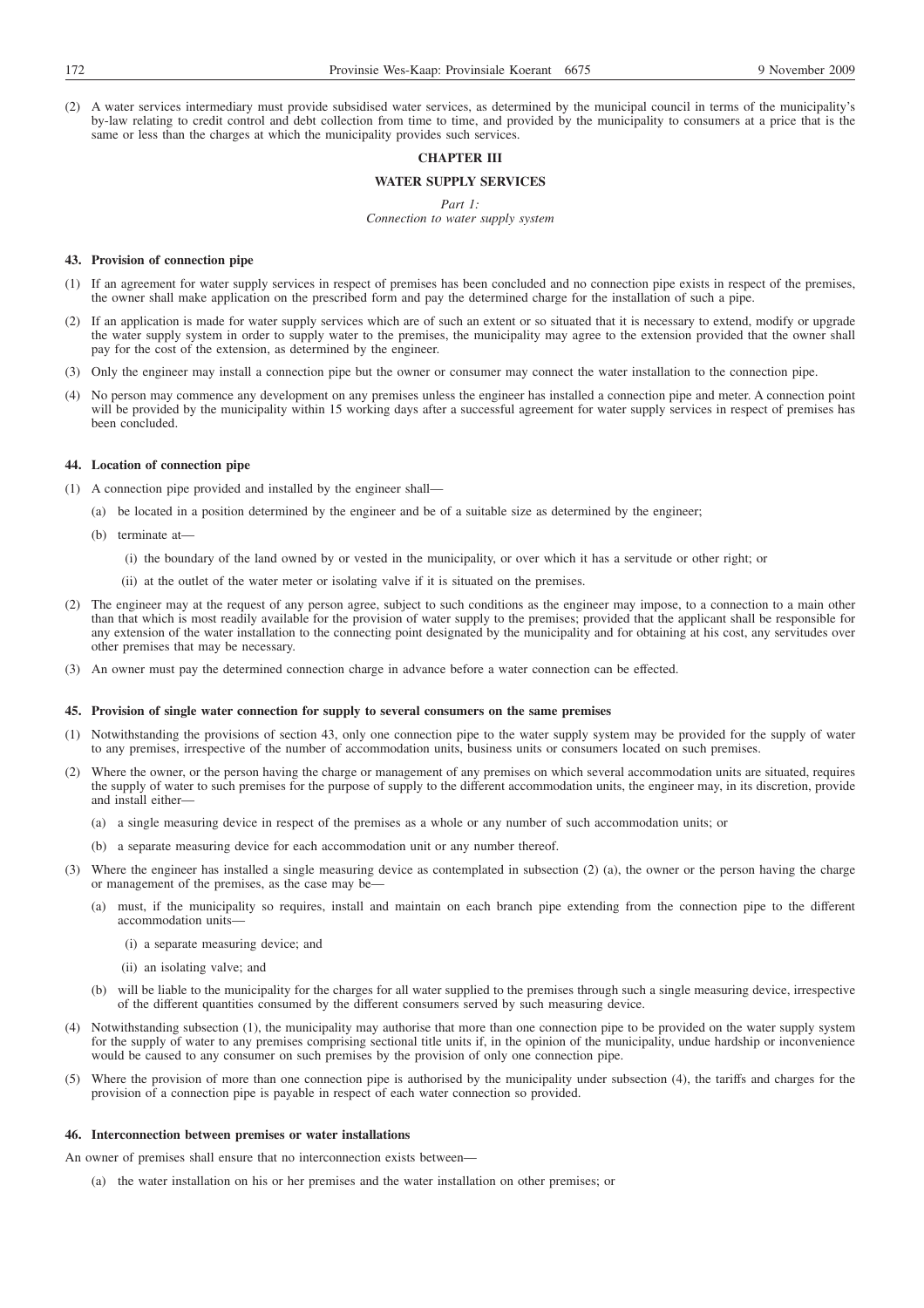(2) A water services intermediary must provide subsidised water services, as determined by the municipal council in terms of the municipality's by-law relating to credit control and debt collection from time to time, and provided by the municipality to consumers at a price that is the same or less than the charges at which the municipality provides such services.

## CHAPTER III

## WATER SUPPLY SERVICES

*Part 1:*
*Connection to water supply system*

### 43. Provision of connection pipe

(1) If an agreement for water supply services in respect of premises has been concluded and no connection pipe exists in respect of the premises, the owner shall make application on the prescribed form and pay the determined charge for the installation of such a pipe.

(2) If an application is made for water supply services which are of such an extent or so situated that it is necessary to extend, modify or upgrade the water supply system in order to supply water to the premises, the municipality may agree to the extension provided that the owner shall pay for the cost of the extension, as determined by the engineer.

(3) Only the engineer may install a connection pipe but the owner or consumer may connect the water installation to the connection pipe.

(4) No person may commence any development on any premises unless the engineer has installed a connection pipe and meter. A connection point will be provided by the municipality within 15 working days after a successful agreement for water supply services in respect of premises has been concluded.

### 44. Location of connection pipe

(1) A connection pipe provided and installed by the engineer shall—

(a) be located in a position determined by the engineer and be of a suitable size as determined by the engineer;

(b) terminate at—

(i) the boundary of the land owned by or vested in the municipality, or over which it has a servitude or other right; or

(ii) at the outlet of the water meter or isolating valve if it is situated on the premises.

(2) The engineer may at the request of any person agree, subject to such conditions as the engineer may impose, to a connection to a main other than that which is most readily available for the provision of water supply to the premises; provided that the applicant shall be responsible for any extension of the water installation to the connecting point designated by the municipality and for obtaining at his cost, any servitudes over other premises that may be necessary.

(3) An owner must pay the determined connection charge in advance before a water connection can be effected.

### 45. Provision of single water connection for supply to several consumers on the same premises

(1) Notwithstanding the provisions of section 43, only one connection pipe to the water supply system may be provided for the supply of water to any premises, irrespective of the number of accommodation units, business units or consumers located on such premises.

(2) Where the owner, or the person having the charge or management of any premises on which several accommodation units are situated, requires the supply of water to such premises for the purpose of supply to the different accommodation units, the engineer may, in its discretion, provide and install either—

(a) a single measuring device in respect of the premises as a whole or any number of such accommodation units; or

(b) a separate measuring device for each accommodation unit or any number thereof.

(3) Where the engineer has installed a single measuring device as contemplated in subsection (2) (a), the owner or the person having the charge or management of the premises, as the case may be—

(a) must, if the municipality so requires, install and maintain on each branch pipe extending from the connection pipe to the different accommodation units—

(i) a separate measuring device; and

(ii) an isolating valve; and

(b) will be liable to the municipality for the charges for all water supplied to the premises through such a single measuring device, irrespective of the different quantities consumed by the different consumers served by such measuring device.

(4) Notwithstanding subsection (1), the municipality may authorise that more than one connection pipe to be provided on the water supply system for the supply of water to any premises comprising sectional title units if, in the opinion of the municipality, undue hardship or inconvenience would be caused to any consumer on such premises by the provision of only one connection pipe.

(5) Where the provision of more than one connection pipe is authorised by the municipality under subsection (4), the tariffs and charges for the provision of a connection pipe is payable in respect of each water connection so provided.

### 46. Interconnection between premises or water installations

An owner of premises shall ensure that no interconnection exists between—

(a) the water installation on his or her premises and the water installation on other premises; or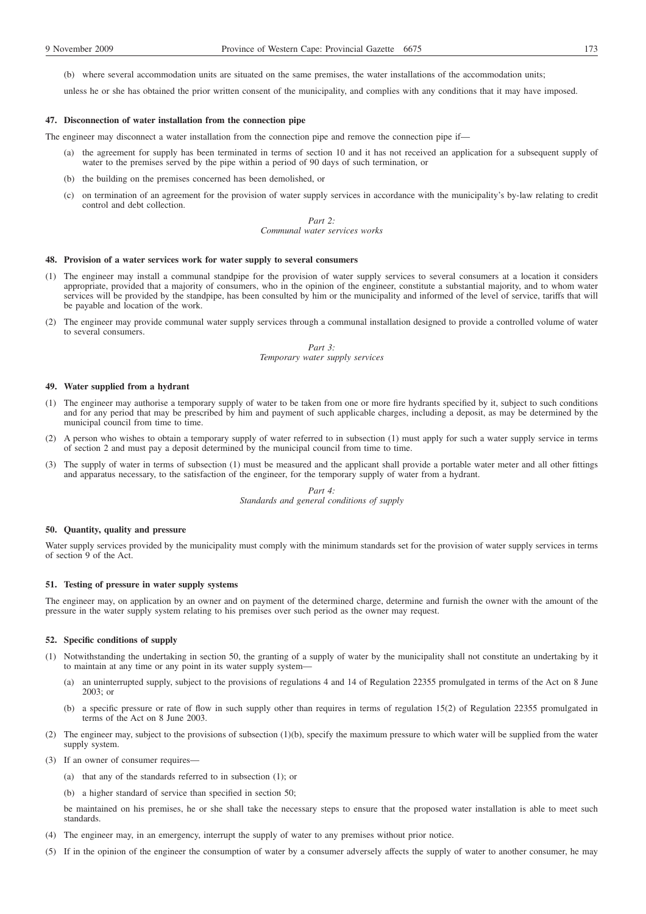(b) where several accommodation units are situated on the same premises, the water installations of the accommodation units;

unless he or she has obtained the prior written consent of the municipality, and complies with any conditions that it may have imposed.

#### 47. Disconnection of water installation from the connection pipe

The engineer may disconnect a water installation from the connection pipe and remove the connection pipe if—

(a) the agreement for supply has been terminated in terms of section 10 and it has not received an application for a subsequent supply of water to the premises served by the pipe within a period of 90 days of such termination, or

(b) the building on the premises concerned has been demolished, or

(c) on termination of an agreement for the provision of water supply services in accordance with the municipality's by-law relating to credit control and debt collection.

*Part 2:*
*Communal water services works*

#### 48. Provision of a water services work for water supply to several consumers

(1) The engineer may install a communal standpipe for the provision of water supply services to several consumers at a location it considers appropriate, provided that a majority of consumers, who in the opinion of the engineer, constitute a substantial majority, and to whom water services will be provided by the standpipe, has been consulted by him or the municipality and informed of the level of service, tariffs that will be payable and location of the work.

(2) The engineer may provide communal water supply services through a communal installation designed to provide a controlled volume of water to several consumers.

*Part 3:*
*Temporary water supply services*

#### 49. Water supplied from a hydrant

(1) The engineer may authorise a temporary supply of water to be taken from one or more fire hydrants specified by it, subject to such conditions and for any period that may be prescribed by him and payment of such applicable charges, including a deposit, as may be determined by the municipal council from time to time.

(2) A person who wishes to obtain a temporary supply of water referred to in subsection (1) must apply for such a water supply service in terms of section 2 and must pay a deposit determined by the municipal council from time to time.

(3) The supply of water in terms of subsection (1) must be measured and the applicant shall provide a portable water meter and all other fittings and apparatus necessary, to the satisfaction of the engineer, for the temporary supply of water from a hydrant.

*Part 4:*
*Standards and general conditions of supply*

#### 50. Quantity, quality and pressure

Water supply services provided by the municipality must comply with the minimum standards set for the provision of water supply services in terms of section 9 of the Act.

#### 51. Testing of pressure in water supply systems

The engineer may, on application by an owner and on payment of the determined charge, determine and furnish the owner with the amount of the pressure in the water supply system relating to his premises over such period as the owner may request.

#### 52. Specific conditions of supply

(1) Notwithstanding the undertaking in section 50, the granting of a supply of water by the municipality shall not constitute an undertaking by it to maintain at any time or any point in its water supply system—

(a) an uninterrupted supply, subject to the provisions of regulations 4 and 14 of Regulation 22355 promulgated in terms of the Act on 8 June 2003; or

(b) a specific pressure or rate of flow in such supply other than requires in terms of regulation 15(2) of Regulation 22355 promulgated in terms of the Act on 8 June 2003.

(2) The engineer may, subject to the provisions of subsection (1)(b), specify the maximum pressure to which water will be supplied from the water supply system.

(3) If an owner of consumer requires—

(a) that any of the standards referred to in subsection (1); or

(b) a higher standard of service than specified in section 50;

be maintained on his premises, he or she shall take the necessary steps to ensure that the proposed water installation is able to meet such standards.

(4) The engineer may, in an emergency, interrupt the supply of water to any premises without prior notice.

(5) If in the opinion of the engineer the consumption of water by a consumer adversely affects the supply of water to another consumer, he may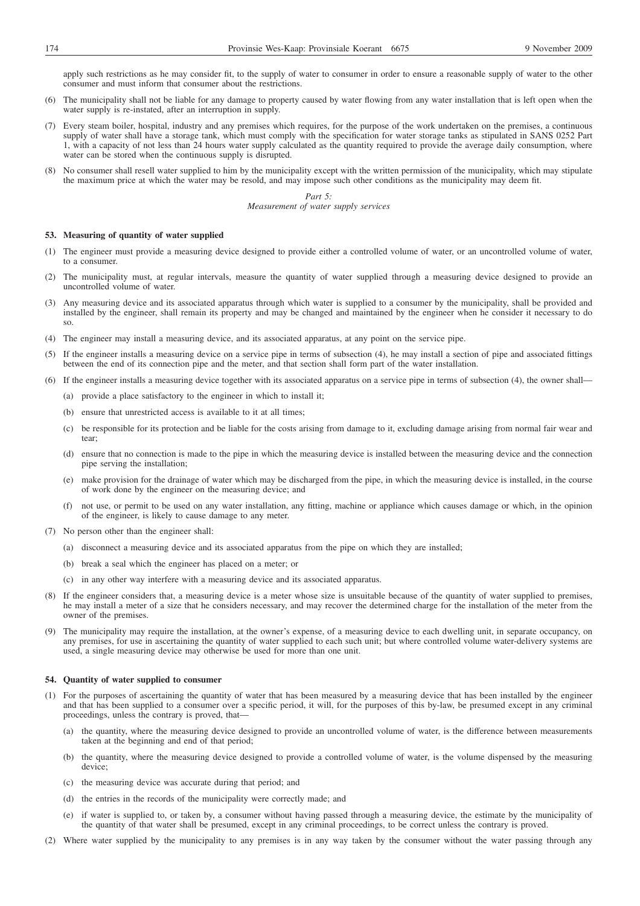apply such restrictions as he may consider fit, to the supply of water to consumer in order to ensure a reasonable supply of water to the other consumer and must inform that consumer about the restrictions.

(6) The municipality shall not be liable for any damage to property caused by water flowing from any water installation that is left open when the water supply is re-instated, after an interruption in supply.

(7) Every steam boiler, hospital, industry and any premises which requires, for the purpose of the work undertaken on the premises, a continuous supply of water shall have a storage tank, which must comply with the specification for water storage tanks as stipulated in SANS 0252 Part 1, with a capacity of not less than 24 hours water supply calculated as the quantity required to provide the average daily consumption, where water can be stored when the continuous supply is disrupted.

(8) No consumer shall resell water supplied to him by the municipality except with the written permission of the municipality, which may stipulate the maximum price at which the water may be resold, and may impose such other conditions as the municipality may deem fit.

*Part 5:*
*Measurement of water supply services*

**53. Measuring of quantity of water supplied**

(1) The engineer must provide a measuring device designed to provide either a controlled volume of water, or an uncontrolled volume of water, to a consumer.

(2) The municipality must, at regular intervals, measure the quantity of water supplied through a measuring device designed to provide an uncontrolled volume of water.

(3) Any measuring device and its associated apparatus through which water is supplied to a consumer by the municipality, shall be provided and installed by the engineer, shall remain its property and may be changed and maintained by the engineer when he consider it necessary to do so.

(4) The engineer may install a measuring device, and its associated apparatus, at any point on the service pipe.

(5) If the engineer installs a measuring device on a service pipe in terms of subsection (4), he may install a section of pipe and associated fittings between the end of its connection pipe and the meter, and that section shall form part of the water installation.

(6) If the engineer installs a measuring device together with its associated apparatus on a service pipe in terms of subsection (4), the owner shall—

(a) provide a place satisfactory to the engineer in which to install it;

(b) ensure that unrestricted access is available to it at all times;

(c) be responsible for its protection and be liable for the costs arising from damage to it, excluding damage arising from normal fair wear and tear;

(d) ensure that no connection is made to the pipe in which the measuring device is installed between the measuring device and the connection pipe serving the installation;

(e) make provision for the drainage of water which may be discharged from the pipe, in which the measuring device is installed, in the course of work done by the engineer on the measuring device; and

(f) not use, or permit to be used on any water installation, any fitting, machine or appliance which causes damage or which, in the opinion of the engineer, is likely to cause damage to any meter.

(7) No person other than the engineer shall:

(a) disconnect a measuring device and its associated apparatus from the pipe on which they are installed;

(b) break a seal which the engineer has placed on a meter; or

(c) in any other way interfere with a measuring device and its associated apparatus.

(8) If the engineer considers that, a measuring device is a meter whose size is unsuitable because of the quantity of water supplied to premises, he may install a meter of a size that he considers necessary, and may recover the determined charge for the installation of the meter from the owner of the premises.

(9) The municipality may require the installation, at the owner's expense, of a measuring device to each dwelling unit, in separate occupancy, on any premises, for use in ascertaining the quantity of water supplied to each such unit; but where controlled volume water-delivery systems are used, a single measuring device may otherwise be used for more than one unit.

**54. Quantity of water supplied to consumer**

(1) For the purposes of ascertaining the quantity of water that has been measured by a measuring device that has been installed by the engineer and that has been supplied to a consumer over a specific period, it will, for the purposes of this by-law, be presumed except in any criminal proceedings, unless the contrary is proved, that—

(a) the quantity, where the measuring device designed to provide an uncontrolled volume of water, is the difference between measurements taken at the beginning and end of that period;

(b) the quantity, where the measuring device designed to provide a controlled volume of water, is the volume dispensed by the measuring device;

(c) the measuring device was accurate during that period; and

(d) the entries in the records of the municipality were correctly made; and

(e) if water is supplied to, or taken by, a consumer without having passed through a measuring device, the estimate by the municipality of the quantity of that water shall be presumed, except in any criminal proceedings, to be correct unless the contrary is proved.

(2) Where water supplied by the municipality to any premises is in any way taken by the consumer without the water passing through any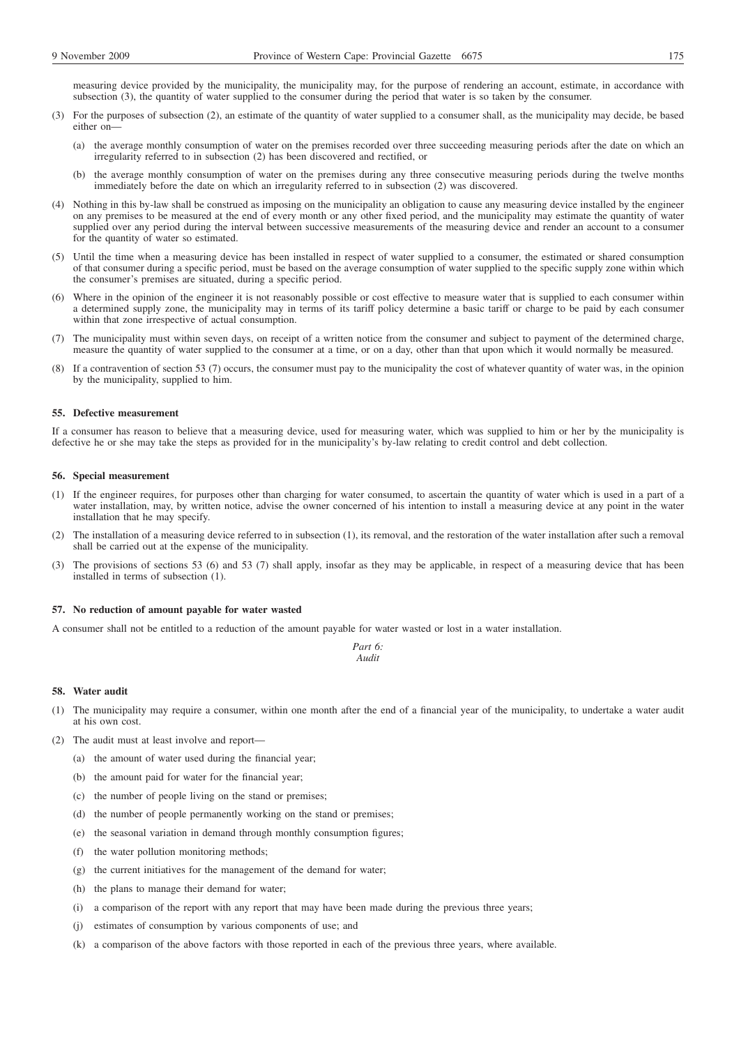measuring device provided by the municipality, the municipality may, for the purpose of rendering an account, estimate, in accordance with subsection (3), the quantity of water supplied to the consumer during the period that water is so taken by the consumer.

(3) For the purposes of subsection (2), an estimate of the quantity of water supplied to a consumer shall, as the municipality may decide, be based either on—

(a) the average monthly consumption of water on the premises recorded over three succeeding measuring periods after the date on which an irregularity referred to in subsection (2) has been discovered and rectified, or

(b) the average monthly consumption of water on the premises during any three consecutive measuring periods during the twelve months immediately before the date on which an irregularity referred to in subsection (2) was discovered.

(4) Nothing in this by-law shall be construed as imposing on the municipality an obligation to cause any measuring device installed by the engineer on any premises to be measured at the end of every month or any other fixed period, and the municipality may estimate the quantity of water supplied over any period during the interval between successive measurements of the measuring device and render an account to a consumer for the quantity of water so estimated.

(5) Until the time when a measuring device has been installed in respect of water supplied to a consumer, the estimated or shared consumption of that consumer during a specific period, must be based on the average consumption of water supplied to the specific supply zone within which the consumer's premises are situated, during a specific period.

(6) Where in the opinion of the engineer it is not reasonably possible or cost effective to measure water that is supplied to each consumer within a determined supply zone, the municipality may in terms of its tariff policy determine a basic tariff or charge to be paid by each consumer within that zone irrespective of actual consumption.

(7) The municipality must within seven days, on receipt of a written notice from the consumer and subject to payment of the determined charge, measure the quantity of water supplied to the consumer at a time, or on a day, other than that upon which it would normally be measured.

(8) If a contravention of section 53 (7) occurs, the consumer must pay to the municipality the cost of whatever quantity of water was, in the opinion by the municipality, supplied to him.

#### 55. Defective measurement

If a consumer has reason to believe that a measuring device, used for measuring water, which was supplied to him or her by the municipality is defective he or she may take the steps as provided for in the municipality's by-law relating to credit control and debt collection.

#### 56. Special measurement

(1) If the engineer requires, for purposes other than charging for water consumed, to ascertain the quantity of water which is used in a part of a water installation, may, by written notice, advise the owner concerned of his intention to install a measuring device at any point in the water installation that he may specify.

(2) The installation of a measuring device referred to in subsection (1), its removal, and the restoration of the water installation after such a removal shall be carried out at the expense of the municipality.

(3) The provisions of sections 53 (6) and 53 (7) shall apply, insofar as they may be applicable, in respect of a measuring device that has been installed in terms of subsection (1).

#### 57. No reduction of amount payable for water wasted

A consumer shall not be entitled to a reduction of the amount payable for water wasted or lost in a water installation.

### *Part 6: Audit*

#### 58. Water audit

(1) The municipality may require a consumer, within one month after the end of a financial year of the municipality, to undertake a water audit at his own cost.

(2) The audit must at least involve and report—

(a) the amount of water used during the financial year;

(b) the amount paid for water for the financial year;

(c) the number of people living on the stand or premises;

(d) the number of people permanently working on the stand or premises;

(e) the seasonal variation in demand through monthly consumption figures;

(f) the water pollution monitoring methods;

(g) the current initiatives for the management of the demand for water;

(h) the plans to manage their demand for water;

(i) a comparison of the report with any report that may have been made during the previous three years;

(j) estimates of consumption by various components of use; and

(k) a comparison of the above factors with those reported in each of the previous three years, where available.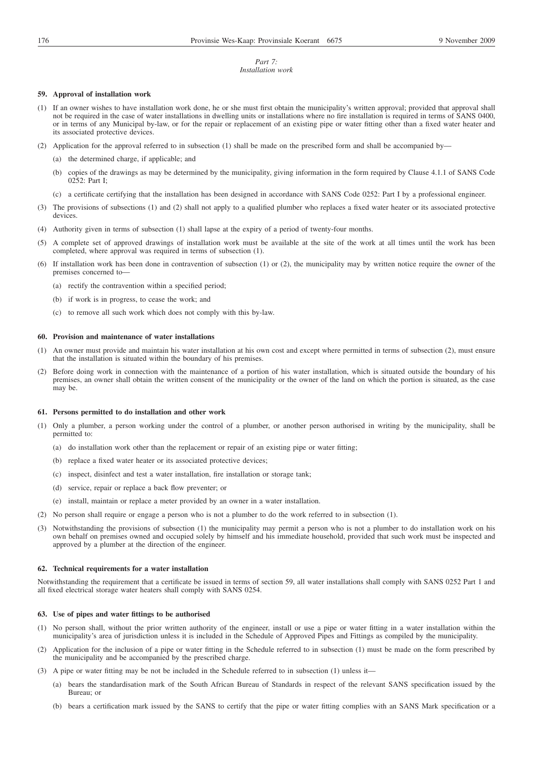*Part 7:*
*Installation work*

**59. Approval of installation work**

(1) If an owner wishes to have installation work done, he or she must first obtain the municipality's written approval; provided that approval shall not be required in the case of water installations in dwelling units or installations where no fire installation is required in terms of SANS 0400, or in terms of any Municipal by-law, or for the repair or replacement of an existing pipe or water fitting other than a fixed water heater and its associated protective devices.

(2) Application for the approval referred to in subsection (1) shall be made on the prescribed form and shall be accompanied by—

(a) the determined charge, if applicable; and

(b) copies of the drawings as may be determined by the municipality, giving information in the form required by Clause 4.1.1 of SANS Code 0252: Part I;

(c) a certificate certifying that the installation has been designed in accordance with SANS Code 0252: Part I by a professional engineer.

(3) The provisions of subsections (1) and (2) shall not apply to a qualified plumber who replaces a fixed water heater or its associated protective devices.

(4) Authority given in terms of subsection (1) shall lapse at the expiry of a period of twenty-four months.

(5) A complete set of approved drawings of installation work must be available at the site of the work at all times until the work has been completed, where approval was required in terms of subsection (1).

(6) If installation work has been done in contravention of subsection (1) or (2), the municipality may by written notice require the owner of the premises concerned to—

(a) rectify the contravention within a specified period;

(b) if work is in progress, to cease the work; and

(c) to remove all such work which does not comply with this by-law.

**60. Provision and maintenance of water installations**

(1) An owner must provide and maintain his water installation at his own cost and except where permitted in terms of subsection (2), must ensure that the installation is situated within the boundary of his premises.

(2) Before doing work in connection with the maintenance of a portion of his water installation, which is situated outside the boundary of his premises, an owner shall obtain the written consent of the municipality or the owner of the land on which the portion is situated, as the case may be.

**61. Persons permitted to do installation and other work**

(1) Only a plumber, a person working under the control of a plumber, or another person authorised in writing by the municipality, shall be permitted to:

(a) do installation work other than the replacement or repair of an existing pipe or water fitting;

(b) replace a fixed water heater or its associated protective devices;

(c) inspect, disinfect and test a water installation, fire installation or storage tank;

(d) service, repair or replace a back flow preventer; or

(e) install, maintain or replace a meter provided by an owner in a water installation.

(2) No person shall require or engage a person who is not a plumber to do the work referred to in subsection (1).

(3) Notwithstanding the provisions of subsection (1) the municipality may permit a person who is not a plumber to do installation work on his own behalf on premises owned and occupied solely by himself and his immediate household, provided that such work must be inspected and approved by a plumber at the direction of the engineer.

**62. Technical requirements for a water installation**

Notwithstanding the requirement that a certificate be issued in terms of section 59, all water installations shall comply with SANS 0252 Part 1 and all fixed electrical storage water heaters shall comply with SANS 0254.

**63. Use of pipes and water fittings to be authorised**

(1) No person shall, without the prior written authority of the engineer, install or use a pipe or water fitting in a water installation within the municipality's area of jurisdiction unless it is included in the Schedule of Approved Pipes and Fittings as compiled by the municipality.

(2) Application for the inclusion of a pipe or water fitting in the Schedule referred to in subsection (1) must be made on the form prescribed by the municipality and be accompanied by the prescribed charge.

(3) A pipe or water fitting may be not be included in the Schedule referred to in subsection (1) unless it—

(a) bears the standardisation mark of the South African Bureau of Standards in respect of the relevant SANS specification issued by the Bureau; or

(b) bears a certification mark issued by the SANS to certify that the pipe or water fitting complies with an SANS Mark specification or a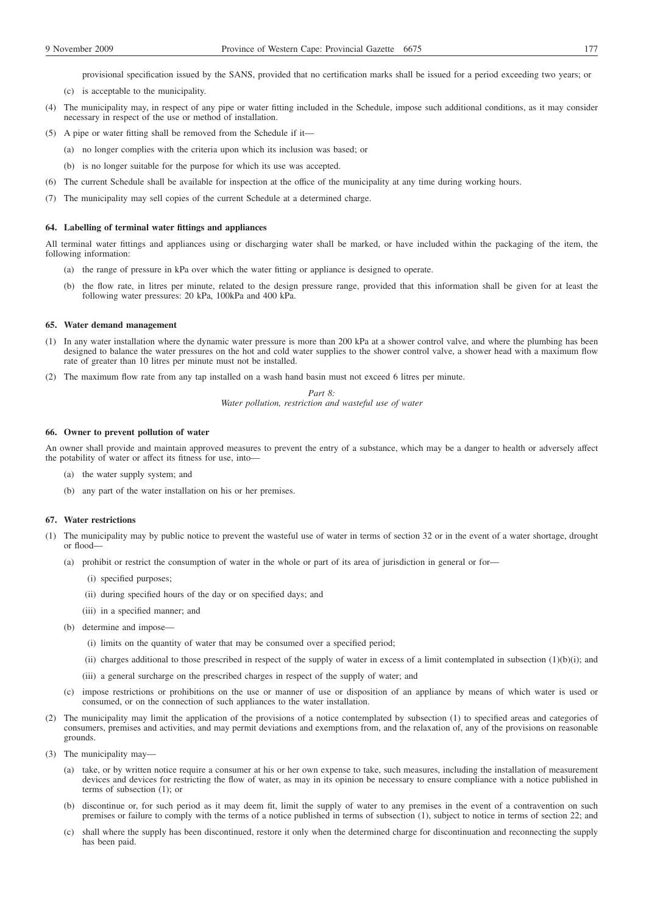provisional specification issued by the SANS, provided that no certification marks shall be issued for a period exceeding two years; or

(c) is acceptable to the municipality.

(4) The municipality may, in respect of any pipe or water fitting included in the Schedule, impose such additional conditions, as it may consider necessary in respect of the use or method of installation.

(5) A pipe or water fitting shall be removed from the Schedule if it—

(a) no longer complies with the criteria upon which its inclusion was based; or

(b) is no longer suitable for the purpose for which its use was accepted.

(6) The current Schedule shall be available for inspection at the office of the municipality at any time during working hours.

(7) The municipality may sell copies of the current Schedule at a determined charge.

#### 64. Labelling of terminal water fittings and appliances

All terminal water fittings and appliances using or discharging water shall be marked, or have included within the packaging of the item, the following information:

(a) the range of pressure in kPa over which the water fitting or appliance is designed to operate.

(b) the flow rate, in litres per minute, related to the design pressure range, provided that this information shall be given for at least the following water pressures: 20 kPa, 100kPa and 400 kPa.

#### 65. Water demand management

(1) In any water installation where the dynamic water pressure is more than 200 kPa at a shower control valve, and where the plumbing has been designed to balance the water pressures on the hot and cold water supplies to the shower control valve, a shower head with a maximum flow rate of greater than 10 litres per minute must not be installed.

(2) The maximum flow rate from any tap installed on a wash hand basin must not exceed 6 litres per minute.

### *Part 8:*
### *Water pollution, restriction and wasteful use of water*

#### 66. Owner to prevent pollution of water

An owner shall provide and maintain approved measures to prevent the entry of a substance, which may be a danger to health or adversely affect the potability of water or affect its fitness for use, into—

(a) the water supply system; and

(b) any part of the water installation on his or her premises.

#### 67. Water restrictions

(1) The municipality may by public notice to prevent the wasteful use of water in terms of section 32 or in the event of a water shortage, drought or flood—

(a) prohibit or restrict the consumption of water in the whole or part of its area of jurisdiction in general or for—

(i) specified purposes;

(ii) during specified hours of the day or on specified days; and

(iii) in a specified manner; and

(b) determine and impose—

(i) limits on the quantity of water that may be consumed over a specified period;

(ii) charges additional to those prescribed in respect of the supply of water in excess of a limit contemplated in subsection (1)(b)(i); and

(iii) a general surcharge on the prescribed charges in respect of the supply of water; and

(c) impose restrictions or prohibitions on the use or manner of use or disposition of an appliance by means of which water is used or consumed, or on the connection of such appliances to the water installation.

(2) The municipality may limit the application of the provisions of a notice contemplated by subsection (1) to specified areas and categories of consumers, premises and activities, and may permit deviations and exemptions from, and the relaxation of, any of the provisions on reasonable grounds.

(3) The municipality may—

(a) take, or by written notice require a consumer at his or her own expense to take, such measures, including the installation of measurement devices and devices for restricting the flow of water, as may in its opinion be necessary to ensure compliance with a notice published in terms of subsection (1); or

(b) discontinue or, for such period as it may deem fit, limit the supply of water to any premises in the event of a contravention on such premises or failure to comply with the terms of a notice published in terms of subsection (1), subject to notice in terms of section 22; and

(c) shall where the supply has been discontinued, restore it only when the determined charge for discontinuation and reconnecting the supply has been paid.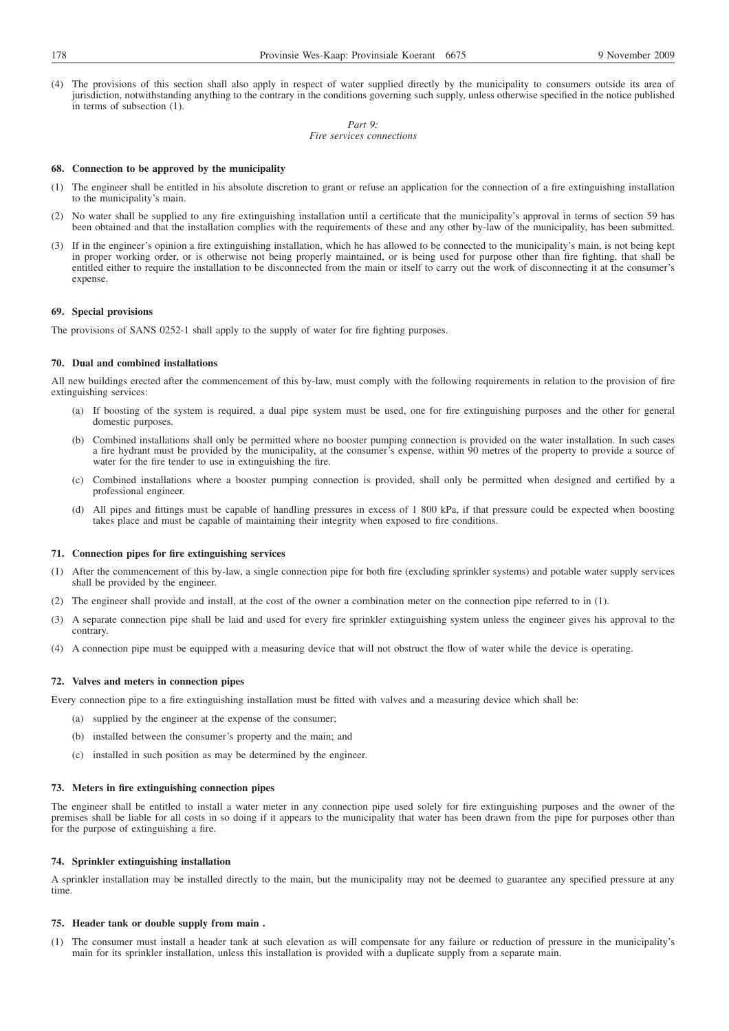(4) The provisions of this section shall also apply in respect of water supplied directly by the municipality to consumers outside its area of jurisdiction, notwithstanding anything to the contrary in the conditions governing such supply, unless otherwise specified in the notice published in terms of subsection (1).

*Part 9:*
*Fire services connections*

**68. Connection to be approved by the municipality**

(1) The engineer shall be entitled in his absolute discretion to grant or refuse an application for the connection of a fire extinguishing installation to the municipality's main.

(2) No water shall be supplied to any fire extinguishing installation until a certificate that the municipality's approval in terms of section 59 has been obtained and that the installation complies with the requirements of these and any other by-law of the municipality, has been submitted.

(3) If in the engineer's opinion a fire extinguishing installation, which he has allowed to be connected to the municipality's main, is not being kept in proper working order, or is otherwise not being properly maintained, or is being used for purpose other than fire fighting, that shall be entitled either to require the installation to be disconnected from the main or itself to carry out the work of disconnecting it at the consumer's expense.

**69. Special provisions**

The provisions of SANS 0252-1 shall apply to the supply of water for fire fighting purposes.

**70. Dual and combined installations**

All new buildings erected after the commencement of this by-law, must comply with the following requirements in relation to the provision of fire extinguishing services:

(a) If boosting of the system is required, a dual pipe system must be used, one for fire extinguishing purposes and the other for general domestic purposes.

(b) Combined installations shall only be permitted where no booster pumping connection is provided on the water installation. In such cases a fire hydrant must be provided by the municipality, at the consumer's expense, within 90 metres of the property to provide a source of water for the fire tender to use in extinguishing the fire.

(c) Combined installations where a booster pumping connection is provided, shall only be permitted when designed and certified by a professional engineer.

(d) All pipes and fittings must be capable of handling pressures in excess of 1 800 kPa, if that pressure could be expected when boosting takes place and must be capable of maintaining their integrity when exposed to fire conditions.

**71. Connection pipes for fire extinguishing services**

(1) After the commencement of this by-law, a single connection pipe for both fire (excluding sprinkler systems) and potable water supply services shall be provided by the engineer.

(2) The engineer shall provide and install, at the cost of the owner a combination meter on the connection pipe referred to in (1).

(3) A separate connection pipe shall be laid and used for every fire sprinkler extinguishing system unless the engineer gives his approval to the contrary.

(4) A connection pipe must be equipped with a measuring device that will not obstruct the flow of water while the device is operating.

**72. Valves and meters in connection pipes**

Every connection pipe to a fire extinguishing installation must be fitted with valves and a measuring device which shall be:

(a) supplied by the engineer at the expense of the consumer;

(b) installed between the consumer's property and the main; and

(c) installed in such position as may be determined by the engineer.

**73. Meters in fire extinguishing connection pipes**

The engineer shall be entitled to install a water meter in any connection pipe used solely for fire extinguishing purposes and the owner of the premises shall be liable for all costs in so doing if it appears to the municipality that water has been drawn from the pipe for purposes other than for the purpose of extinguishing a fire.

**74. Sprinkler extinguishing installation**

A sprinkler installation may be installed directly to the main, but the municipality may not be deemed to guarantee any specified pressure at any time.

**75. Header tank or double supply from main .**

(1) The consumer must install a header tank at such elevation as will compensate for any failure or reduction of pressure in the municipality's main for its sprinkler installation, unless this installation is provided with a duplicate supply from a separate main.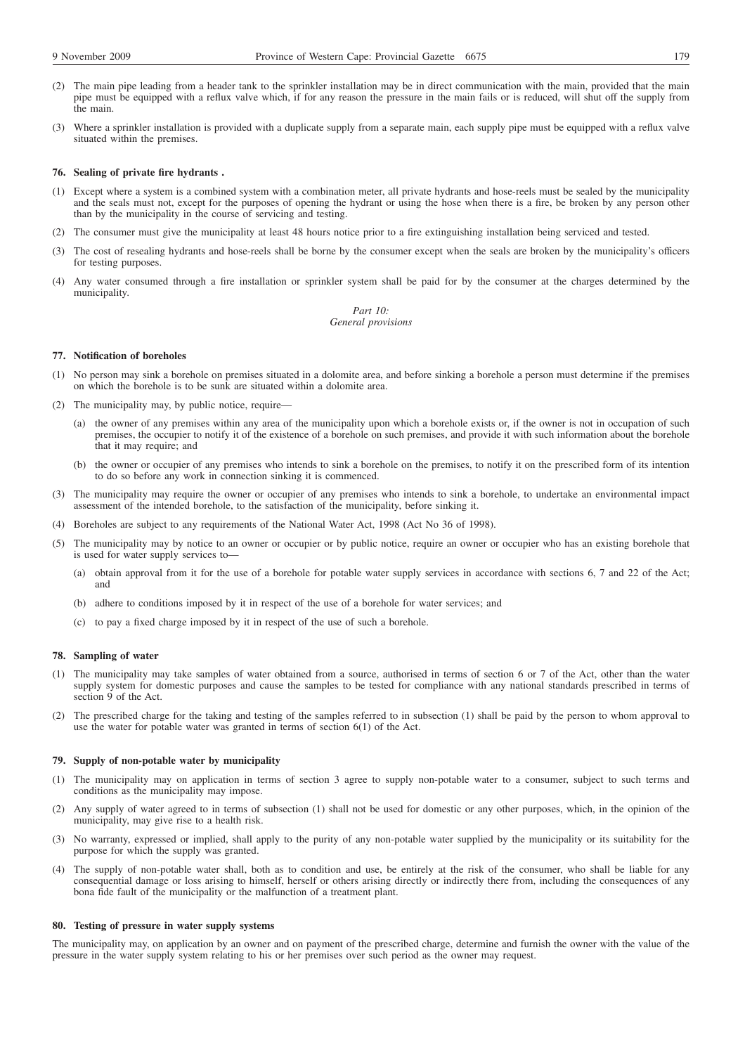(2) The main pipe leading from a header tank to the sprinkler installation may be in direct communication with the main, provided that the main pipe must be equipped with a reflux valve which, if for any reason the pressure in the main fails or is reduced, will shut off the supply from the main.

(3) Where a sprinkler installation is provided with a duplicate supply from a separate main, each supply pipe must be equipped with a reflux valve situated within the premises.

**76. Sealing of private fire hydrants .**

(1) Except where a system is a combined system with a combination meter, all private hydrants and hose-reels must be sealed by the municipality and the seals must not, except for the purposes of opening the hydrant or using the hose when there is a fire, be broken by any person other than by the municipality in the course of servicing and testing.

(2) The consumer must give the municipality at least 48 hours notice prior to a fire extinguishing installation being serviced and tested.

(3) The cost of resealing hydrants and hose-reels shall be borne by the consumer except when the seals are broken by the municipality's officers for testing purposes.

(4) Any water consumed through a fire installation or sprinkler system shall be paid for by the consumer at the charges determined by the municipality.

*Part 10:*
*General provisions*

**77. Notification of boreholes**

(1) No person may sink a borehole on premises situated in a dolomite area, and before sinking a borehole a person must determine if the premises on which the borehole is to be sunk are situated within a dolomite area.

(2) The municipality may, by public notice, require—

(a) the owner of any premises within any area of the municipality upon which a borehole exists or, if the owner is not in occupation of such premises, the occupier to notify it of the existence of a borehole on such premises, and provide it with such information about the borehole that it may require; and

(b) the owner or occupier of any premises who intends to sink a borehole on the premises, to notify it on the prescribed form of its intention to do so before any work in connection sinking it is commenced.

(3) The municipality may require the owner or occupier of any premises who intends to sink a borehole, to undertake an environmental impact assessment of the intended borehole, to the satisfaction of the municipality, before sinking it.

(4) Boreholes are subject to any requirements of the National Water Act, 1998 (Act No 36 of 1998).

(5) The municipality may by notice to an owner or occupier or by public notice, require an owner or occupier who has an existing borehole that is used for water supply services to—

(a) obtain approval from it for the use of a borehole for potable water supply services in accordance with sections 6, 7 and 22 of the Act; and

(b) adhere to conditions imposed by it in respect of the use of a borehole for water services; and

(c) to pay a fixed charge imposed by it in respect of the use of such a borehole.

**78. Sampling of water**

(1) The municipality may take samples of water obtained from a source, authorised in terms of section 6 or 7 of the Act, other than the water supply system for domestic purposes and cause the samples to be tested for compliance with any national standards prescribed in terms of section 9 of the Act.

(2) The prescribed charge for the taking and testing of the samples referred to in subsection (1) shall be paid by the person to whom approval to use the water for potable water was granted in terms of section 6(1) of the Act.

**79. Supply of non-potable water by municipality**

(1) The municipality may on application in terms of section 3 agree to supply non-potable water to a consumer, subject to such terms and conditions as the municipality may impose.

(2) Any supply of water agreed to in terms of subsection (1) shall not be used for domestic or any other purposes, which, in the opinion of the municipality, may give rise to a health risk.

(3) No warranty, expressed or implied, shall apply to the purity of any non-potable water supplied by the municipality or its suitability for the purpose for which the supply was granted.

(4) The supply of non-potable water shall, both as to condition and use, be entirely at the risk of the consumer, who shall be liable for any consequential damage or loss arising to himself, herself or others arising directly or indirectly there from, including the consequences of any bona fide fault of the municipality or the malfunction of a treatment plant.

**80. Testing of pressure in water supply systems**

The municipality may, on application by an owner and on payment of the prescribed charge, determine and furnish the owner with the value of the pressure in the water supply system relating to his or her premises over such period as the owner may request.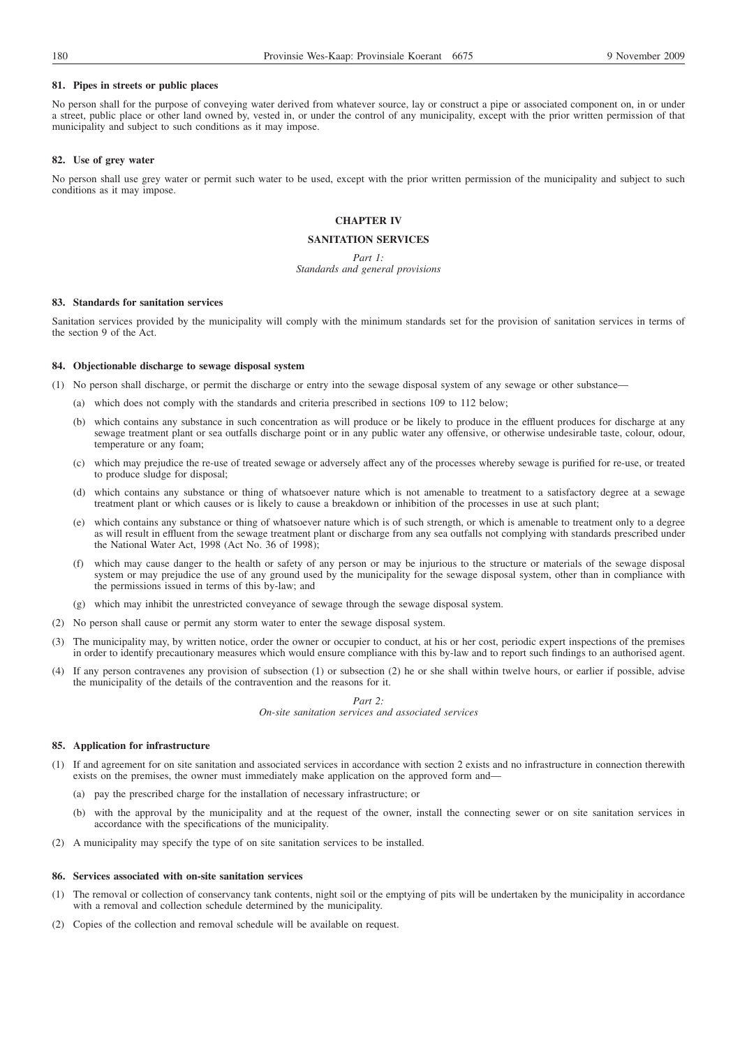#### 81. Pipes in streets or public places

No person shall for the purpose of conveying water derived from whatever source, lay or construct a pipe or associated component on, in or under a street, public place or other land owned by, vested in, or under the control of any municipality, except with the prior written permission of that municipality and subject to such conditions as it may impose.

#### 82. Use of grey water

No person shall use grey water or permit such water to be used, except with the prior written permission of the municipality and subject to such conditions as it may impose.

## CHAPTER IV

## SANITATION SERVICES

*Part 1:*
*Standards and general provisions*

#### 83. Standards for sanitation services

Sanitation services provided by the municipality will comply with the minimum standards set for the provision of sanitation services in terms of the section 9 of the Act.

#### 84. Objectionable discharge to sewage disposal system

(1) No person shall discharge, or permit the discharge or entry into the sewage disposal system of any sewage or other substance—

(a) which does not comply with the standards and criteria prescribed in sections 109 to 112 below;

(b) which contains any substance in such concentration as will produce or be likely to produce in the effluent produces for discharge at any sewage treatment plant or sea outfalls discharge point or in any public water any offensive, or otherwise undesirable taste, colour, odour, temperature or any foam;

(c) which may prejudice the re-use of treated sewage or adversely affect any of the processes whereby sewage is purified for re-use, or treated to produce sludge for disposal;

(d) which contains any substance or thing of whatsoever nature which is not amenable to treatment to a satisfactory degree at a sewage treatment plant or which causes or is likely to cause a breakdown or inhibition of the processes in use at such plant;

(e) which contains any substance or thing of whatsoever nature which is of such strength, or which is amenable to treatment only to a degree as will result in effluent from the sewage treatment plant or discharge from any sea outfalls not complying with standards prescribed under the National Water Act, 1998 (Act No. 36 of 1998);

(f) which may cause danger to the health or safety of any person or may be injurious to the structure or materials of the sewage disposal system or may prejudice the use of any ground used by the municipality for the sewage disposal system, other than in compliance with the permissions issued in terms of this by-law; and

(g) which may inhibit the unrestricted conveyance of sewage through the sewage disposal system.

(2) No person shall cause or permit any storm water to enter the sewage disposal system.

(3) The municipality may, by written notice, order the owner or occupier to conduct, at his or her cost, periodic expert inspections of the premises in order to identify precautionary measures which would ensure compliance with this by-law and to report such findings to an authorised agent.

(4) If any person contravenes any provision of subsection (1) or subsection (2) he or she shall within twelve hours, or earlier if possible, advise the municipality of the details of the contravention and the reasons for it.

*Part 2:*
*On-site sanitation services and associated services*

#### 85. Application for infrastructure

(1) If and agreement for on site sanitation and associated services in accordance with section 2 exists and no infrastructure in connection therewith exists on the premises, the owner must immediately make application on the approved form and—

(a) pay the prescribed charge for the installation of necessary infrastructure; or

(b) with the approval by the municipality and at the request of the owner, install the connecting sewer or on site sanitation services in accordance with the specifications of the municipality.

(2) A municipality may specify the type of on site sanitation services to be installed.

#### 86. Services associated with on-site sanitation services

(1) The removal or collection of conservancy tank contents, night soil or the emptying of pits will be undertaken by the municipality in accordance with a removal and collection schedule determined by the municipality.

(2) Copies of the collection and removal schedule will be available on request.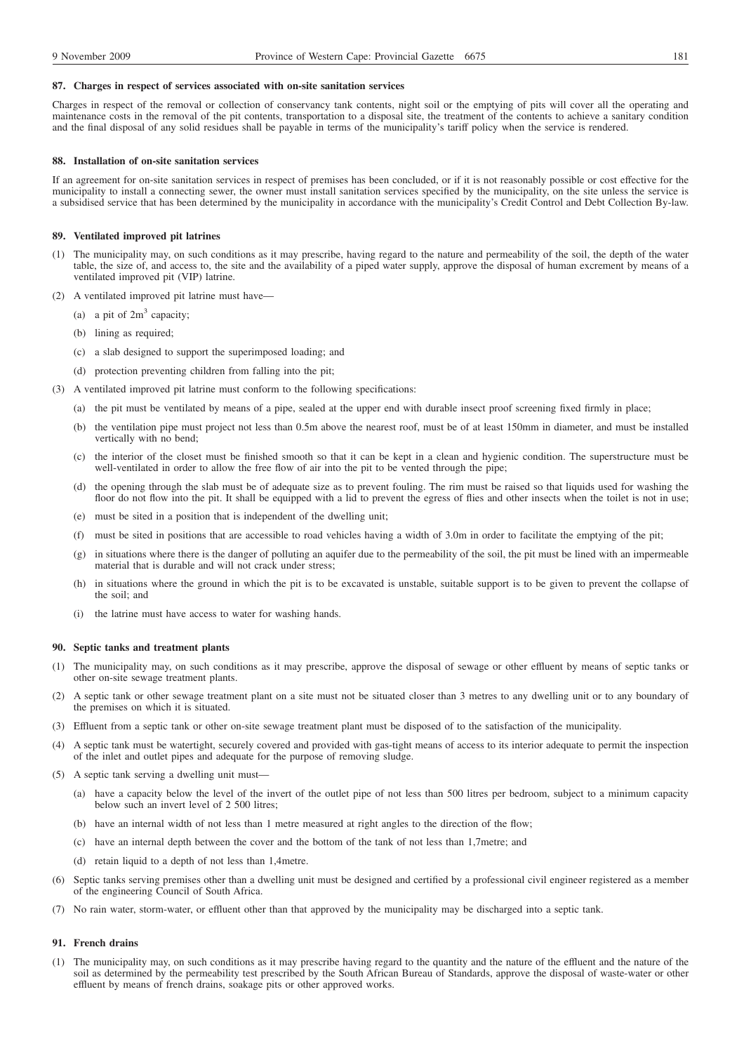### 87. Charges in respect of services associated with on-site sanitation services

Charges in respect of the removal or collection of conservancy tank contents, night soil or the emptying of pits will cover all the operating and maintenance costs in the removal of the pit contents, transportation to a disposal site, the treatment of the contents to achieve a sanitary condition and the final disposal of any solid residues shall be payable in terms of the municipality's tariff policy when the service is rendered.

### 88. Installation of on-site sanitation services

If an agreement for on-site sanitation services in respect of premises has been concluded, or if it is not reasonably possible or cost effective for the municipality to install a connecting sewer, the owner must install sanitation services specified by the municipality, on the site unless the service is a subsidised service that has been determined by the municipality in accordance with the municipality's Credit Control and Debt Collection By-law.

### 89. Ventilated improved pit latrines

(1) The municipality may, on such conditions as it may prescribe, having regard to the nature and permeability of the soil, the depth of the water table, the size of, and access to, the site and the availability of a piped water supply, approve the disposal of human excrement by means of a ventilated improved pit (VIP) latrine.

(2) A ventilated improved pit latrine must have—

  (a) a pit of $2m^3$ capacity;

  (b) lining as required;

  (c) a slab designed to support the superimposed loading; and

  (d) protection preventing children from falling into the pit;

(3) A ventilated improved pit latrine must conform to the following specifications:

  (a) the pit must be ventilated by means of a pipe, sealed at the upper end with durable insect proof screening fixed firmly in place;

  (b) the ventilation pipe must project not less than 0.5m above the nearest roof, must be of at least 150mm in diameter, and must be installed vertically with no bend;

  (c) the interior of the closet must be finished smooth so that it can be kept in a clean and hygienic condition. The superstructure must be well-ventilated in order to allow the free flow of air into the pit to be vented through the pipe;

  (d) the opening through the slab must be of adequate size as to prevent fouling. The rim must be raised so that liquids used for washing the floor do not flow into the pit. It shall be equipped with a lid to prevent the egress of flies and other insects when the toilet is not in use;

  (e) must be sited in a position that is independent of the dwelling unit;

  (f) must be sited in positions that are accessible to road vehicles having a width of 3.0m in order to facilitate the emptying of the pit;

  (g) in situations where there is the danger of polluting an aquifer due to the permeability of the soil, the pit must be lined with an impermeable material that is durable and will not crack under stress;

  (h) in situations where the ground in which the pit is to be excavated is unstable, suitable support is to be given to prevent the collapse of the soil; and

  (i) the latrine must have access to water for washing hands.

### 90. Septic tanks and treatment plants

(1) The municipality may, on such conditions as it may prescribe, approve the disposal of sewage or other effluent by means of septic tanks or other on-site sewage treatment plants.

(2) A septic tank or other sewage treatment plant on a site must not be situated closer than 3 metres to any dwelling unit or to any boundary of the premises on which it is situated.

(3) Effluent from a septic tank or other on-site sewage treatment plant must be disposed of to the satisfaction of the municipality.

(4) A septic tank must be watertight, securely covered and provided with gas-tight means of access to its interior adequate to permit the inspection of the inlet and outlet pipes and adequate for the purpose of removing sludge.

(5) A septic tank serving a dwelling unit must—

  (a) have a capacity below the level of the invert of the outlet pipe of not less than 500 litres per bedroom, subject to a minimum capacity below such an invert level of 2 500 litres;

  (b) have an internal width of not less than 1 metre measured at right angles to the direction of the flow;

  (c) have an internal depth between the cover and the bottom of the tank of not less than 1,7metre; and

  (d) retain liquid to a depth of not less than 1,4metre.

(6) Septic tanks serving premises other than a dwelling unit must be designed and certified by a professional civil engineer registered as a member of the engineering Council of South Africa.

(7) No rain water, storm-water, or effluent other than that approved by the municipality may be discharged into a septic tank.

### 91. French drains

(1) The municipality may, on such conditions as it may prescribe having regard to the quantity and the nature of the effluent and the nature of the soil as determined by the permeability test prescribed by the South African Bureau of Standards, approve the disposal of waste-water or other effluent by means of french drains, soakage pits or other approved works.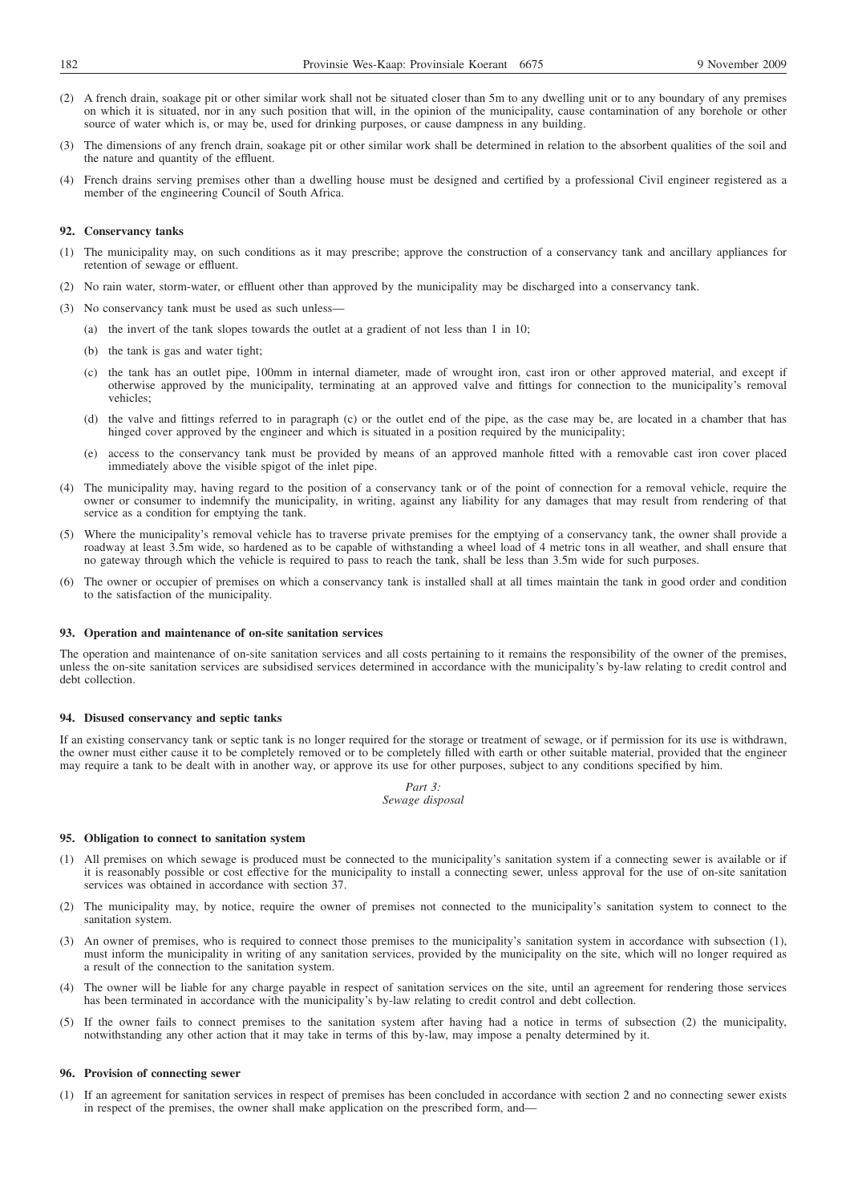(2) A french drain, soakage pit or other similar work shall not be situated closer than 5m to any dwelling unit or to any boundary of any premises on which it is situated, nor in any such position that will, in the opinion of the municipality, cause contamination of any borehole or other source of water which is, or may be, used for drinking purposes, or cause dampness in any building.

(3) The dimensions of any french drain, soakage pit or other similar work shall be determined in relation to the absorbent qualities of the soil and the nature and quantity of the effluent.

(4) French drains serving premises other than a dwelling house must be designed and certified by a professional Civil engineer registered as a member of the engineering Council of South Africa.

**92. Conservancy tanks**

(1) The municipality may, on such conditions as it may prescribe; approve the construction of a conservancy tank and ancillary appliances for retention of sewage or effluent.

(2) No rain water, storm-water, or effluent other than approved by the municipality may be discharged into a conservancy tank.

(3) No conservancy tank must be used as such unless—

(a) the invert of the tank slopes towards the outlet at a gradient of not less than 1 in 10;

(b) the tank is gas and water tight;

(c) the tank has an outlet pipe, 100mm in internal diameter, made of wrought iron, cast iron or other approved material, and except if otherwise approved by the municipality, terminating at an approved valve and fittings for connection to the municipality's removal vehicles;

(d) the valve and fittings referred to in paragraph (c) or the outlet end of the pipe, as the case may be, are located in a chamber that has hinged cover approved by the engineer and which is situated in a position required by the municipality;

(e) access to the conservancy tank must be provided by means of an approved manhole fitted with a removable cast iron cover placed immediately above the visible spigot of the inlet pipe.

(4) The municipality may, having regard to the position of a conservancy tank or of the point of connection for a removal vehicle, require the owner or consumer to indemnify the municipality, in writing, against any liability for any damages that may result from rendering of that service as a condition for emptying the tank.

(5) Where the municipality's removal vehicle has to traverse private premises for the emptying of a conservancy tank, the owner shall provide a roadway at least 3.5m wide, so hardened as to be capable of withstanding a wheel load of 4 metric tons in all weather, and shall ensure that no gateway through which the vehicle is required to pass to reach the tank, shall be less than 3.5m wide for such purposes.

(6) The owner or occupier of premises on which a conservancy tank is installed shall at all times maintain the tank in good order and condition to the satisfaction of the municipality.

**93. Operation and maintenance of on-site sanitation services**

The operation and maintenance of on-site sanitation services and all costs pertaining to it remains the responsibility of the owner of the premises, unless the on-site sanitation services are subsidised services determined in accordance with the municipality's by-law relating to credit control and debt collection.

**94. Disused conservancy and septic tanks**

If an existing conservancy tank or septic tank is no longer required for the storage or treatment of sewage, or if permission for its use is withdrawn, the owner must either cause it to be completely removed or to be completely filled with earth or other suitable material, provided that the engineer may require a tank to be dealt with in another way, or approve its use for other purposes, subject to any conditions specified by him.

*Part 3:*
*Sewage disposal*

**95. Obligation to connect to sanitation system**

(1) All premises on which sewage is produced must be connected to the municipality's sanitation system if a connecting sewer is available or if it is reasonably possible or cost effective for the municipality to install a connecting sewer, unless approval for the use of on-site sanitation services was obtained in accordance with section 37.

(2) The municipality may, by notice, require the owner of premises not connected to the municipality's sanitation system to connect to the sanitation system.

(3) An owner of premises, who is required to connect those premises to the municipality's sanitation system in accordance with subsection (1), must inform the municipality in writing of any sanitation services, provided by the municipality on the site, which will no longer required as a result of the connection to the sanitation system.

(4) The owner will be liable for any charge payable in respect of sanitation services on the site, until an agreement for rendering those services has been terminated in accordance with the municipality's by-law relating to credit control and debt collection.

(5) If the owner fails to connect premises to the sanitation system after having had a notice in terms of subsection (2) the municipality, notwithstanding any other action that it may take in terms of this by-law, may impose a penalty determined by it.

**96. Provision of connecting sewer**

(1) If an agreement for sanitation services in respect of premises has been concluded in accordance with section 2 and no connecting sewer exists in respect of the premises, the owner shall make application on the prescribed form, and—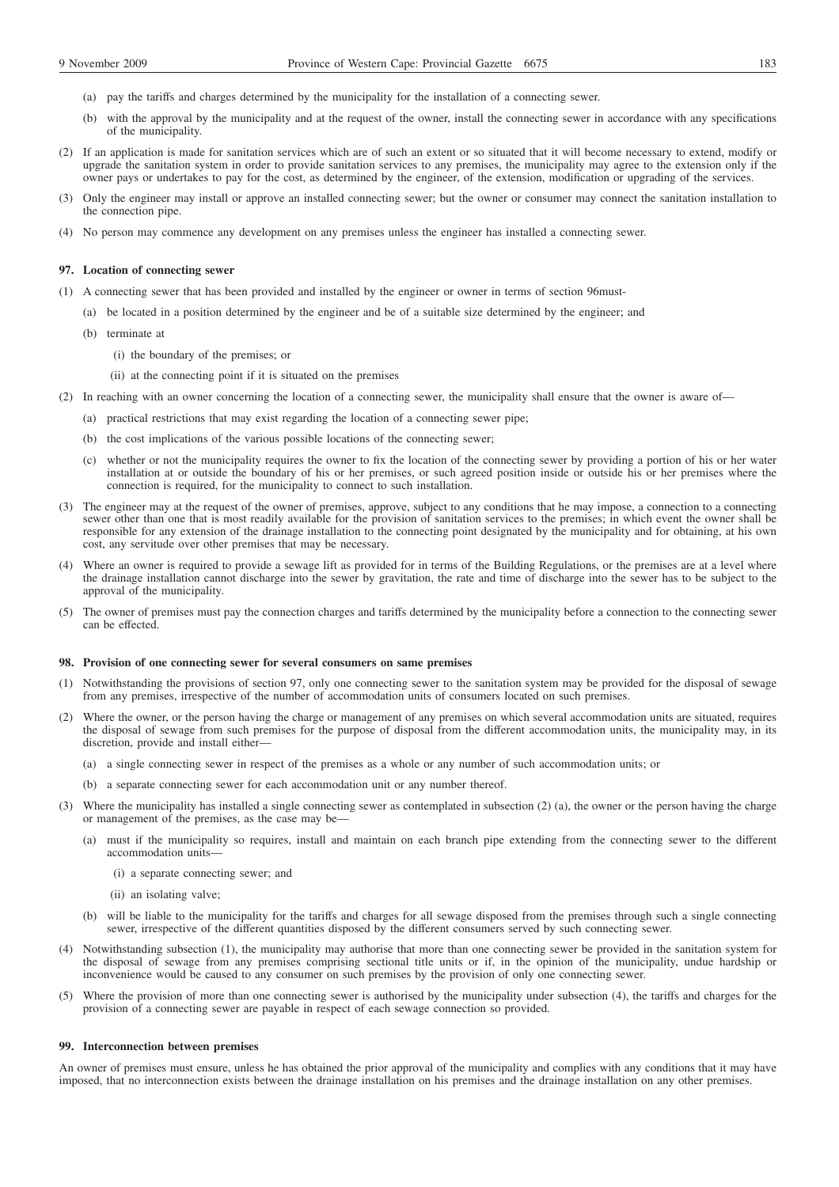(a) pay the tariffs and charges determined by the municipality for the installation of a connecting sewer.

(b) with the approval by the municipality and at the request of the owner, install the connecting sewer in accordance with any specifications of the municipality.

(2) If an application is made for sanitation services which are of such an extent or so situated that it will become necessary to extend, modify or upgrade the sanitation system in order to provide sanitation services to any premises, the municipality may agree to the extension only if the owner pays or undertakes to pay for the cost, as determined by the engineer, of the extension, modification or upgrading of the services.

(3) Only the engineer may install or approve an installed connecting sewer; but the owner or consumer may connect the sanitation installation to the connection pipe.

(4) No person may commence any development on any premises unless the engineer has installed a connecting sewer.

**97. Location of connecting sewer**

(1) A connecting sewer that has been provided and installed by the engineer or owner in terms of section 96must-

(a) be located in a position determined by the engineer and be of a suitable size determined by the engineer; and

(b) terminate at

(i) the boundary of the premises; or

(ii) at the connecting point if it is situated on the premises

(2) In reaching with an owner concerning the location of a connecting sewer, the municipality shall ensure that the owner is aware of—

(a) practical restrictions that may exist regarding the location of a connecting sewer pipe;

(b) the cost implications of the various possible locations of the connecting sewer;

(c) whether or not the municipality requires the owner to fix the location of the connecting sewer by providing a portion of his or her water installation at or outside the boundary of his or her premises, or such agreed position inside or outside his or her premises where the connection is required, for the municipality to connect to such installation.

(3) The engineer may at the request of the owner of premises, approve, subject to any conditions that he may impose, a connection to a connecting sewer other than one that is most readily available for the provision of sanitation services to the premises; in which event the owner shall be responsible for any extension of the drainage installation to the connecting point designated by the municipality and for obtaining, at his own cost, any servitude over other premises that may be necessary.

(4) Where an owner is required to provide a sewage lift as provided for in terms of the Building Regulations, or the premises are at a level where the drainage installation cannot discharge into the sewer by gravitation, the rate and time of discharge into the sewer has to be subject to the approval of the municipality.

(5) The owner of premises must pay the connection charges and tariffs determined by the municipality before a connection to the connecting sewer can be effected.

**98. Provision of one connecting sewer for several consumers on same premises**

(1) Notwithstanding the provisions of section 97, only one connecting sewer to the sanitation system may be provided for the disposal of sewage from any premises, irrespective of the number of accommodation units of consumers located on such premises.

(2) Where the owner, or the person having the charge or management of any premises on which several accommodation units are situated, requires the disposal of sewage from such premises for the purpose of disposal from the different accommodation units, the municipality may, in its discretion, provide and install either—

(a) a single connecting sewer in respect of the premises as a whole or any number of such accommodation units; or

(b) a separate connecting sewer for each accommodation unit or any number thereof.

(3) Where the municipality has installed a single connecting sewer as contemplated in subsection (2) (a), the owner or the person having the charge or management of the premises, as the case may be—

(a) must if the municipality so requires, install and maintain on each branch pipe extending from the connecting sewer to the different accommodation units—

(i) a separate connecting sewer; and

(ii) an isolating valve;

(b) will be liable to the municipality for the tariffs and charges for all sewage disposed from the premises through such a single connecting sewer, irrespective of the different quantities disposed by the different consumers served by such connecting sewer.

(4) Notwithstanding subsection (1), the municipality may authorise that more than one connecting sewer be provided in the sanitation system for the disposal of sewage from any premises comprising sectional title units or if, in the opinion of the municipality, undue hardship or inconvenience would be caused to any consumer on such premises by the provision of only one connecting sewer.

(5) Where the provision of more than one connecting sewer is authorised by the municipality under subsection (4), the tariffs and charges for the provision of a connecting sewer are payable in respect of each sewage connection so provided.

**99. Interconnection between premises**

An owner of premises must ensure, unless he has obtained the prior approval of the municipality and complies with any conditions that it may have imposed, that no interconnection exists between the drainage installation on his premises and the drainage installation on any other premises.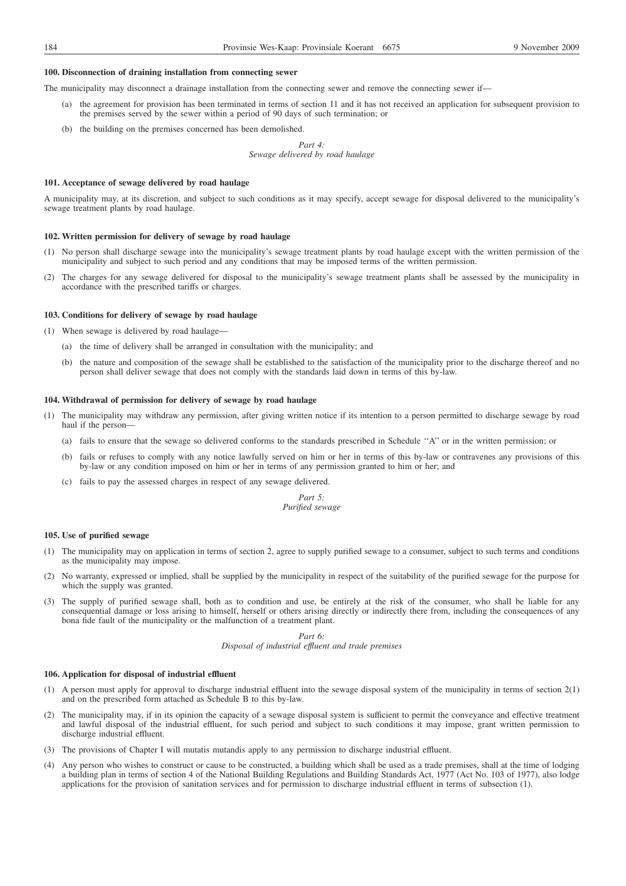**100. Disconnection of draining installation from connecting sewer**

The municipality may disconnect a drainage installation from the connecting sewer and remove the connecting sewer if—

(a) the agreement for provision has been terminated in terms of section 11 and it has not received an application for subsequent provision to the premises served by the sewer within a period of 90 days of such termination; or

(b) the building on the premises concerned has been demolished.

*Part 4:*
*Sewage delivered by road haulage*

**101. Acceptance of sewage delivered by road haulage**

A municipality may, at its discretion, and subject to such conditions as it may specify, accept sewage for disposal delivered to the municipality's sewage treatment plants by road haulage.

**102. Written permission for delivery of sewage by road haulage**

(1) No person shall discharge sewage into the municipality's sewage treatment plants by road haulage except with the written permission of the municipality and subject to such period and any conditions that may be imposed terms of the written permission.

(2) The charges for any sewage delivered for disposal to the municipality's sewage treatment plants shall be assessed by the municipality in accordance with the prescribed tariffs or charges.

**103. Conditions for delivery of sewage by road haulage**

(1) When sewage is delivered by road haulage—

(a) the time of delivery shall be arranged in consultation with the municipality; and

(b) the nature and composition of the sewage shall be established to the satisfaction of the municipality prior to the discharge thereof and no person shall deliver sewage that does not comply with the standards laid down in terms of this by-law.

**104. Withdrawal of permission for delivery of sewage by road haulage**

(1) The municipality may withdraw any permission, after giving written notice if its intention to a person permitted to discharge sewage by road haul if the person—

(a) fails to ensure that the sewage so delivered conforms to the standards prescribed in Schedule ''A'' or in the written permission; or

(b) fails or refuses to comply with any notice lawfully served on him or her in terms of this by-law or contravenes any provisions of this by-law or any condition imposed on him or her in terms of any permission granted to him or her; and

(c) fails to pay the assessed charges in respect of any sewage delivered.

*Part 5:*
*Purified sewage*

**105. Use of purified sewage**

(1) The municipality may on application in terms of section 2, agree to supply purified sewage to a consumer, subject to such terms and conditions as the municipality may impose.

(2) No warranty, expressed or implied, shall be supplied by the municipality in respect of the suitability of the purified sewage for the purpose for which the supply was granted.

(3) The supply of purified sewage shall, both as to condition and use, be entirely at the risk of the consumer, who shall be liable for any consequential damage or loss arising to himself, herself or others arising directly or indirectly there from, including the consequences of any bona fide fault of the municipality or the malfunction of a treatment plant.

*Part 6:*
*Disposal of industrial effluent and trade premises*

**106. Application for disposal of industrial effluent**

(1) A person must apply for approval to discharge industrial effluent into the sewage disposal system of the municipality in terms of section 2(1) and on the prescribed form attached as Schedule B to this by-law.

(2) The municipality may, if in its opinion the capacity of a sewage disposal system is sufficient to permit the conveyance and effective treatment and lawful disposal of the industrial effluent, for such period and subject to such conditions it may impose, grant written permission to discharge industrial effluent.

(3) The provisions of Chapter I will mutatis mutandis apply to any permission to discharge industrial effluent.

(4) Any person who wishes to construct or cause to be constructed, a building which shall be used as a trade premises, shall at the time of lodging a building plan in terms of section 4 of the National Building Regulations and Building Standards Act, 1977 (Act No. 103 of 1977), also lodge applications for the provision of sanitation services and for permission to discharge industrial effluent in terms of subsection (1).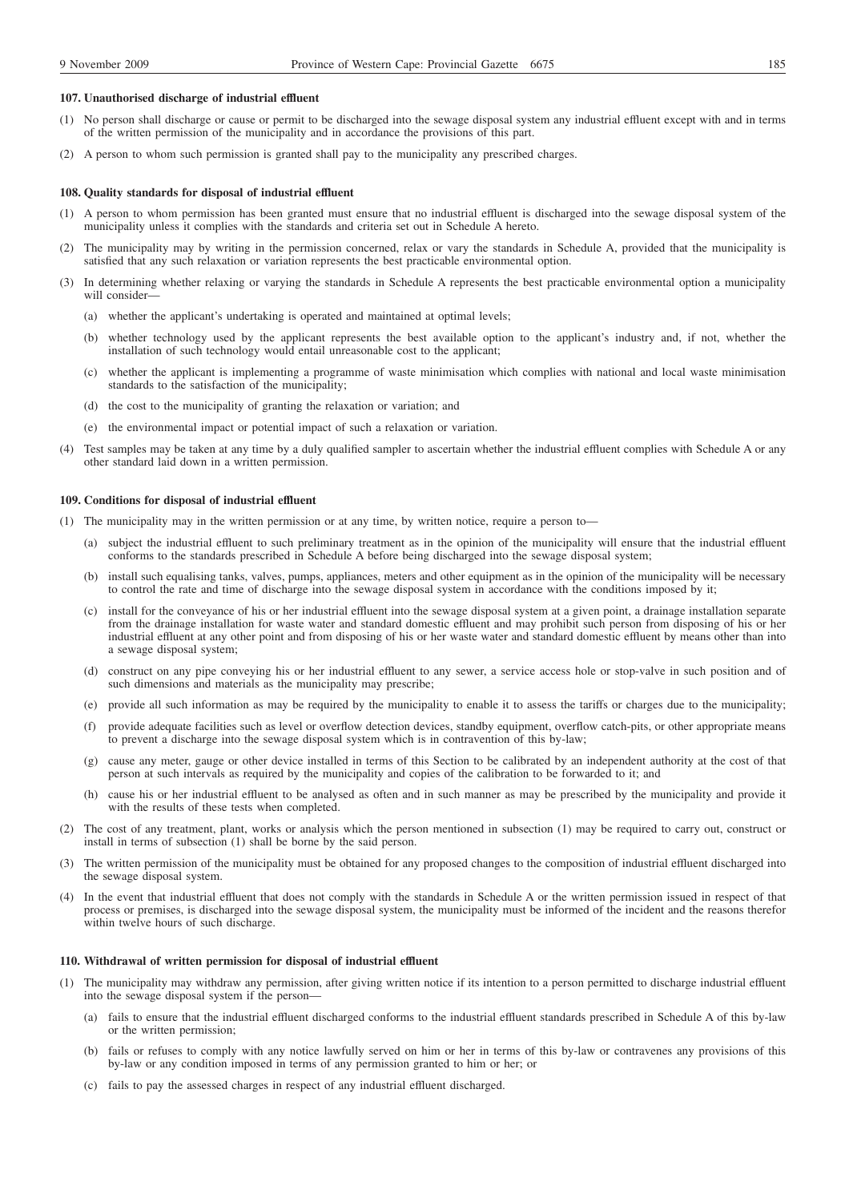**107. Unauthorised discharge of industrial effluent**

(1) No person shall discharge or cause or permit to be discharged into the sewage disposal system any industrial effluent except with and in terms of the written permission of the municipality and in accordance the provisions of this part.

(2) A person to whom such permission is granted shall pay to the municipality any prescribed charges.

**108. Quality standards for disposal of industrial effluent**

(1) A person to whom permission has been granted must ensure that no industrial effluent is discharged into the sewage disposal system of the municipality unless it complies with the standards and criteria set out in Schedule A hereto.

(2) The municipality may by writing in the permission concerned, relax or vary the standards in Schedule A, provided that the municipality is satisfied that any such relaxation or variation represents the best practicable environmental option.

(3) In determining whether relaxing or varying the standards in Schedule A represents the best practicable environmental option a municipality will consider—

(a) whether the applicant's undertaking is operated and maintained at optimal levels;

(b) whether technology used by the applicant represents the best available option to the applicant's industry and, if not, whether the installation of such technology would entail unreasonable cost to the applicant;

(c) whether the applicant is implementing a programme of waste minimisation which complies with national and local waste minimisation standards to the satisfaction of the municipality;

(d) the cost to the municipality of granting the relaxation or variation; and

(e) the environmental impact or potential impact of such a relaxation or variation.

(4) Test samples may be taken at any time by a duly qualified sampler to ascertain whether the industrial effluent complies with Schedule A or any other standard laid down in a written permission.

**109. Conditions for disposal of industrial effluent**

(1) The municipality may in the written permission or at any time, by written notice, require a person to—

(a) subject the industrial effluent to such preliminary treatment as in the opinion of the municipality will ensure that the industrial effluent conforms to the standards prescribed in Schedule A before being discharged into the sewage disposal system;

(b) install such equalising tanks, valves, pumps, appliances, meters and other equipment as in the opinion of the municipality will be necessary to control the rate and time of discharge into the sewage disposal system in accordance with the conditions imposed by it;

(c) install for the conveyance of his or her industrial effluent into the sewage disposal system at a given point, a drainage installation separate from the drainage installation for waste water and standard domestic effluent and may prohibit such person from disposing of his or her industrial effluent at any other point and from disposing of his or her waste water and standard domestic effluent by means other than into a sewage disposal system;

(d) construct on any pipe conveying his or her industrial effluent to any sewer, a service access hole or stop-valve in such position and of such dimensions and materials as the municipality may prescribe;

(e) provide all such information as may be required by the municipality to enable it to assess the tariffs or charges due to the municipality;

(f) provide adequate facilities such as level or overflow detection devices, standby equipment, overflow catch-pits, or other appropriate means to prevent a discharge into the sewage disposal system which is in contravention of this by-law;

(g) cause any meter, gauge or other device installed in terms of this Section to be calibrated by an independent authority at the cost of that person at such intervals as required by the municipality and copies of the calibration to be forwarded to it; and

(h) cause his or her industrial effluent to be analysed as often and in such manner as may be prescribed by the municipality and provide it with the results of these tests when completed.

(2) The cost of any treatment, plant, works or analysis which the person mentioned in subsection (1) may be required to carry out, construct or install in terms of subsection (1) shall be borne by the said person.

(3) The written permission of the municipality must be obtained for any proposed changes to the composition of industrial effluent discharged into the sewage disposal system.

(4) In the event that industrial effluent that does not comply with the standards in Schedule A or the written permission issued in respect of that process or premises, is discharged into the sewage disposal system, the municipality must be informed of the incident and the reasons therefor within twelve hours of such discharge.

**110. Withdrawal of written permission for disposal of industrial effluent**

(1) The municipality may withdraw any permission, after giving written notice if its intention to a person permitted to discharge industrial effluent into the sewage disposal system if the person—

(a) fails to ensure that the industrial effluent discharged conforms to the industrial effluent standards prescribed in Schedule A of this by-law or the written permission;

(b) fails or refuses to comply with any notice lawfully served on him or her in terms of this by-law or contravenes any provisions of this by-law or any condition imposed in terms of any permission granted to him or her; or

(c) fails to pay the assessed charges in respect of any industrial effluent discharged.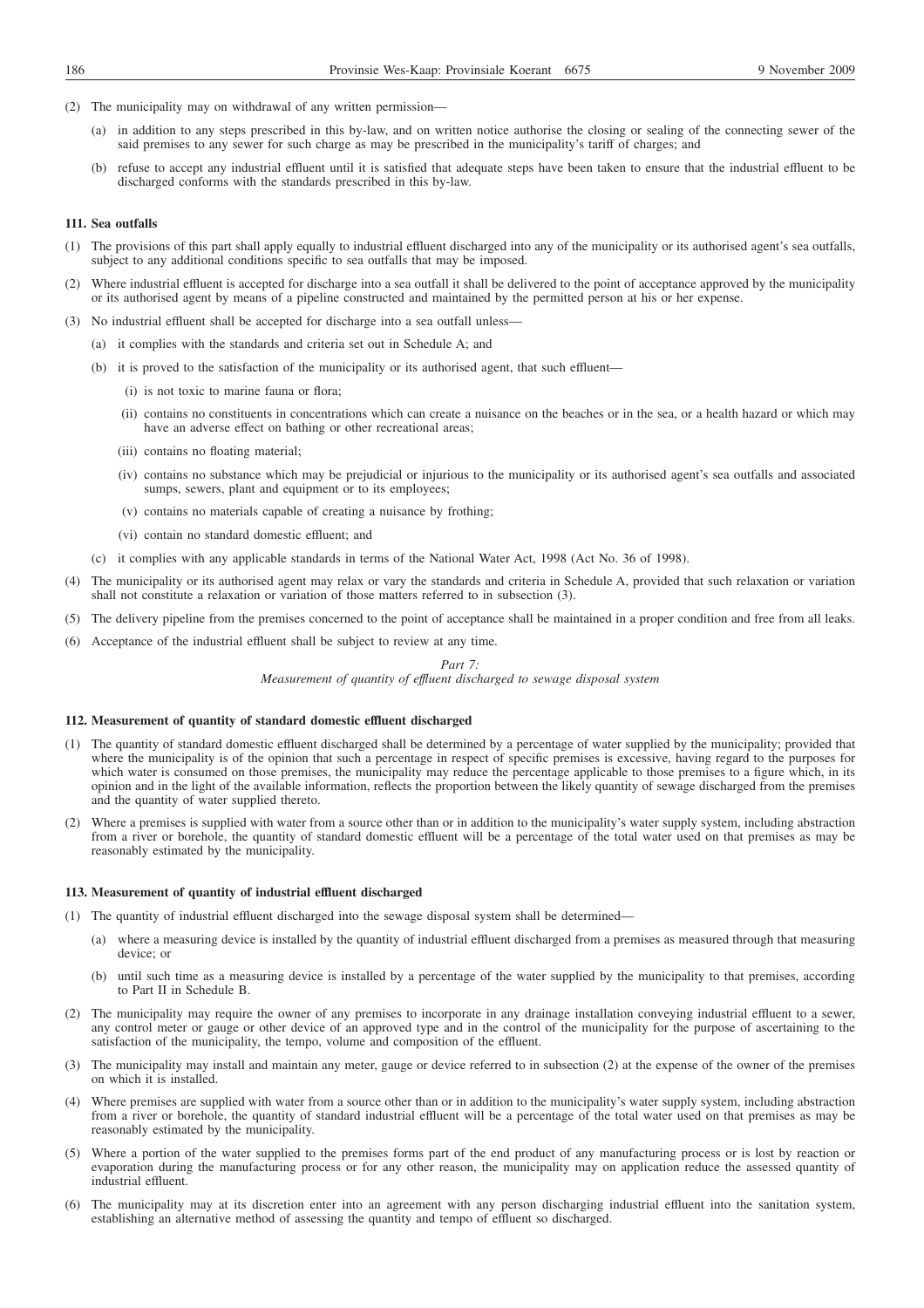(2) The municipality may on withdrawal of any written permission—

(a) in addition to any steps prescribed in this by-law, and on written notice authorise the closing or sealing of the connecting sewer of the said premises to any sewer for such charge as may be prescribed in the municipality's tariff of charges; and

(b) refuse to accept any industrial effluent until it is satisfied that adequate steps have been taken to ensure that the industrial effluent to be discharged conforms with the standards prescribed in this by-law.

**111. Sea outfalls**

(1) The provisions of this part shall apply equally to industrial effluent discharged into any of the municipality or its authorised agent's sea outfalls, subject to any additional conditions specific to sea outfalls that may be imposed.

(2) Where industrial effluent is accepted for discharge into a sea outfall it shall be delivered to the point of acceptance approved by the municipality or its authorised agent by means of a pipeline constructed and maintained by the permitted person at his or her expense.

(3) No industrial effluent shall be accepted for discharge into a sea outfall unless—

(a) it complies with the standards and criteria set out in Schedule A; and

(b) it is proved to the satisfaction of the municipality or its authorised agent, that such effluent—

(i) is not toxic to marine fauna or flora;

(ii) contains no constituents in concentrations which can create a nuisance on the beaches or in the sea, or a health hazard or which may have an adverse effect on bathing or other recreational areas;

(iii) contains no floating material;

(iv) contains no substance which may be prejudicial or injurious to the municipality or its authorised agent's sea outfalls and associated sumps, sewers, plant and equipment or to its employees;

(v) contains no materials capable of creating a nuisance by frothing;

(vi) contain no standard domestic effluent; and

(c) it complies with any applicable standards in terms of the National Water Act, 1998 (Act No. 36 of 1998).

(4) The municipality or its authorised agent may relax or vary the standards and criteria in Schedule A, provided that such relaxation or variation shall not constitute a relaxation or variation of those matters referred to in subsection (3).

(5) The delivery pipeline from the premises concerned to the point of acceptance shall be maintained in a proper condition and free from all leaks.

(6) Acceptance of the industrial effluent shall be subject to review at any time.

*Part 7:*
*Measurement of quantity of effluent discharged to sewage disposal system*

**112. Measurement of quantity of standard domestic effluent discharged**

(1) The quantity of standard domestic effluent discharged shall be determined by a percentage of water supplied by the municipality; provided that where the municipality is of the opinion that such a percentage in respect of specific premises is excessive, having regard to the purposes for which water is consumed on those premises, the municipality may reduce the percentage applicable to those premises to a figure which, in its opinion and in the light of the available information, reflects the proportion between the likely quantity of sewage discharged from the premises and the quantity of water supplied thereto.

(2) Where a premises is supplied with water from a source other than or in addition to the municipality's water supply system, including abstraction from a river or borehole, the quantity of standard domestic effluent will be a percentage of the total water used on that premises as may be reasonably estimated by the municipality.

**113. Measurement of quantity of industrial effluent discharged**

(1) The quantity of industrial effluent discharged into the sewage disposal system shall be determined—

(a) where a measuring device is installed by the quantity of industrial effluent discharged from a premises as measured through that measuring device; or

(b) until such time as a measuring device is installed by a percentage of the water supplied by the municipality to that premises, according to Part II in Schedule B.

(2) The municipality may require the owner of any premises to incorporate in any drainage installation conveying industrial effluent to a sewer, any control meter or gauge or other device of an approved type and in the control of the municipality for the purpose of ascertaining to the satisfaction of the municipality, the tempo, volume and composition of the effluent.

(3) The municipality may install and maintain any meter, gauge or device referred to in subsection (2) at the expense of the owner of the premises on which it is installed.

(4) Where premises are supplied with water from a source other than or in addition to the municipality's water supply system, including abstraction from a river or borehole, the quantity of standard industrial effluent will be a percentage of the total water used on that premises as may be reasonably estimated by the municipality.

(5) Where a portion of the water supplied to the premises forms part of the end product of any manufacturing process or is lost by reaction or evaporation during the manufacturing process or for any other reason, the municipality may on application reduce the assessed quantity of industrial effluent.

(6) The municipality may at its discretion enter into an agreement with any person discharging industrial effluent into the sanitation system, establishing an alternative method of assessing the quantity and tempo of effluent so discharged.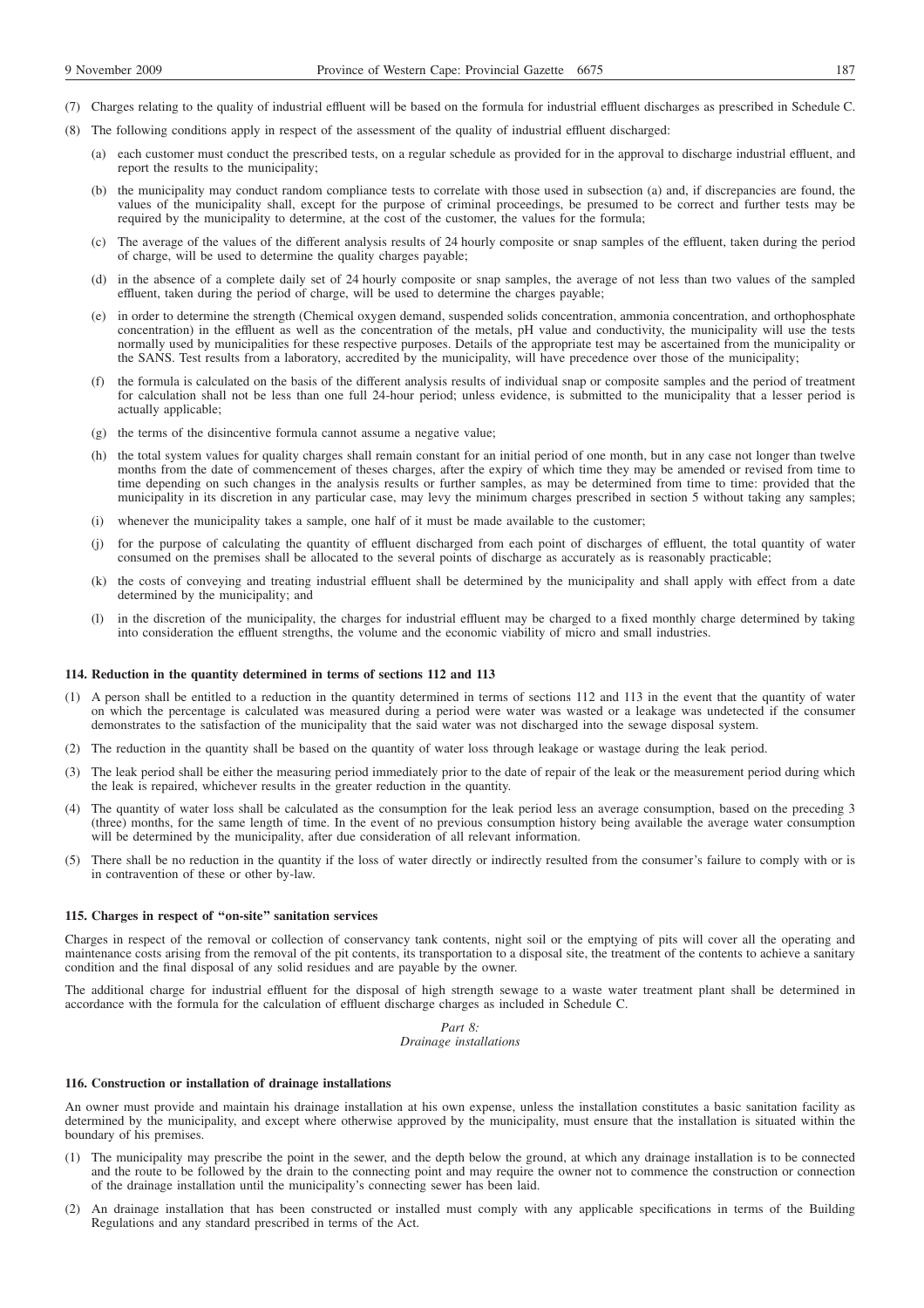(7) Charges relating to the quality of industrial effluent will be based on the formula for industrial effluent discharges as prescribed in Schedule C.

(8) The following conditions apply in respect of the assessment of the quality of industrial effluent discharged:

(a) each customer must conduct the prescribed tests, on a regular schedule as provided for in the approval to discharge industrial effluent, and report the results to the municipality;

(b) the municipality may conduct random compliance tests to correlate with those used in subsection (a) and, if discrepancies are found, the values of the municipality shall, except for the purpose of criminal proceedings, be presumed to be correct and further tests may be required by the municipality to determine, at the cost of the customer, the values for the formula;

(c) The average of the values of the different analysis results of 24 hourly composite or snap samples of the effluent, taken during the period of charge, will be used to determine the quality charges payable;

(d) in the absence of a complete daily set of 24 hourly composite or snap samples, the average of not less than two values of the sampled effluent, taken during the period of charge, will be used to determine the charges payable;

(e) in order to determine the strength (Chemical oxygen demand, suspended solids concentration, ammonia concentration, and orthophosphate concentration) in the effluent as well as the concentration of the metals, pH value and conductivity, the municipality will use the tests normally used by municipalities for these respective purposes. Details of the appropriate test may be ascertained from the municipality or the SANS. Test results from a laboratory, accredited by the municipality, will have precedence over those of the municipality;

(f) the formula is calculated on the basis of the different analysis results of individual snap or composite samples and the period of treatment for calculation shall not be less than one full 24-hour period; unless evidence, is submitted to the municipality that a lesser period is actually applicable;

(g) the terms of the disincentive formula cannot assume a negative value;

(h) the total system values for quality charges shall remain constant for an initial period of one month, but in any case not longer than twelve months from the date of commencement of theses charges, after the expiry of which time they may be amended or revised from time to time depending on such changes in the analysis results or further samples, as may be determined from time to time: provided that the municipality in its discretion in any particular case, may levy the minimum charges prescribed in section 5 without taking any samples;

(i) whenever the municipality takes a sample, one half of it must be made available to the customer;

(j) for the purpose of calculating the quantity of effluent discharged from each point of discharges of effluent, the total quantity of water consumed on the premises shall be allocated to the several points of discharge as accurately as is reasonably practicable;

(k) the costs of conveying and treating industrial effluent shall be determined by the municipality and shall apply with effect from a date determined by the municipality; and

(l) in the discretion of the municipality, the charges for industrial effluent may be charged to a fixed monthly charge determined by taking into consideration the effluent strengths, the volume and the economic viability of micro and small industries.

**114. Reduction in the quantity determined in terms of sections 112 and 113**

(1) A person shall be entitled to a reduction in the quantity determined in terms of sections 112 and 113 in the event that the quantity of water on which the percentage is calculated was measured during a period were water was wasted or a leakage was undetected if the consumer demonstrates to the satisfaction of the municipality that the said water was not discharged into the sewage disposal system.

(2) The reduction in the quantity shall be based on the quantity of water loss through leakage or wastage during the leak period.

(3) The leak period shall be either the measuring period immediately prior to the date of repair of the leak or the measurement period during which the leak is repaired, whichever results in the greater reduction in the quantity.

(4) The quantity of water loss shall be calculated as the consumption for the leak period less an average consumption, based on the preceding 3 (three) months, for the same length of time. In the event of no previous consumption history being available the average water consumption will be determined by the municipality, after due consideration of all relevant information.

(5) There shall be no reduction in the quantity if the loss of water directly or indirectly resulted from the consumer's failure to comply with or is in contravention of these or other by-law.

**115. Charges in respect of "on-site" sanitation services**

Charges in respect of the removal or collection of conservancy tank contents, night soil or the emptying of pits will cover all the operating and maintenance costs arising from the removal of the pit contents, its transportation to a disposal site, the treatment of the contents to achieve a sanitary condition and the final disposal of any solid residues and are payable by the owner.

The additional charge for industrial effluent for the disposal of high strength sewage to a waste water treatment plant shall be determined in accordance with the formula for the calculation of effluent discharge charges as included in Schedule C.

*Part 8:*
*Drainage installations*

**116. Construction or installation of drainage installations**

An owner must provide and maintain his drainage installation at his own expense, unless the installation constitutes a basic sanitation facility as determined by the municipality, and except where otherwise approved by the municipality, must ensure that the installation is situated within the boundary of his premises.

(1) The municipality may prescribe the point in the sewer, and the depth below the ground, at which any drainage installation is to be connected and the route to be followed by the drain to the connecting point and may require the owner not to commence the construction or connection of the drainage installation until the municipality's connecting sewer has been laid.

(2) An drainage installation that has been constructed or installed must comply with any applicable specifications in terms of the Building Regulations and any standard prescribed in terms of the Act.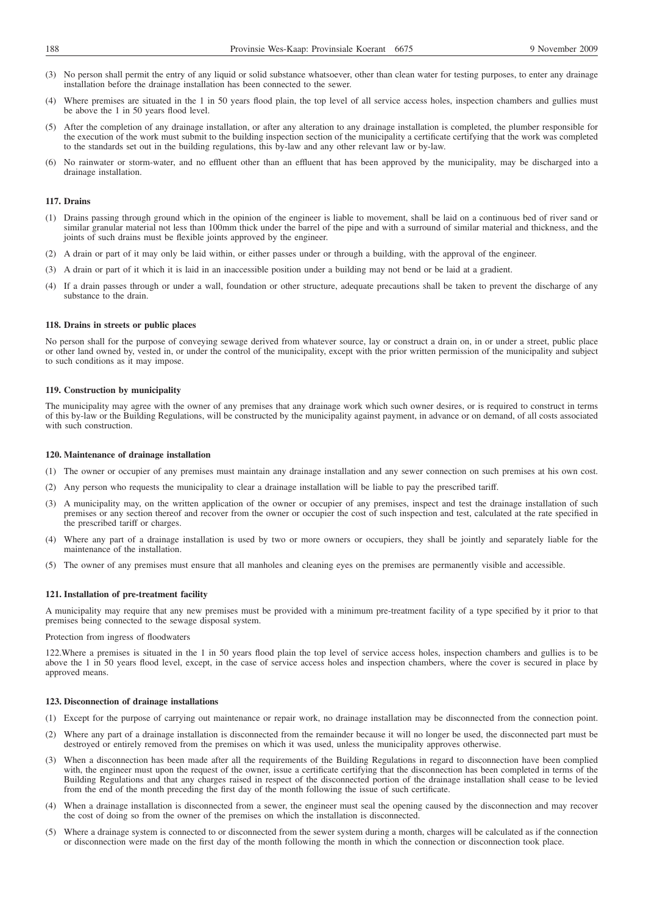(3) No person shall permit the entry of any liquid or solid substance whatsoever, other than clean water for testing purposes, to enter any drainage installation before the drainage installation has been connected to the sewer.

(4) Where premises are situated in the 1 in 50 years flood plain, the top level of all service access holes, inspection chambers and gullies must be above the 1 in 50 years flood level.

(5) After the completion of any drainage installation, or after any alteration to any drainage installation is completed, the plumber responsible for the execution of the work must submit to the building inspection section of the municipality a certificate certifying that the work was completed to the standards set out in the building regulations, this by-law and any other relevant law or by-law.

(6) No rainwater or storm-water, and no effluent other than an effluent that has been approved by the municipality, may be discharged into a drainage installation.

**117. Drains**

(1) Drains passing through ground which in the opinion of the engineer is liable to movement, shall be laid on a continuous bed of river sand or similar granular material not less than 100mm thick under the barrel of the pipe and with a surround of similar material and thickness, and the joints of such drains must be flexible joints approved by the engineer.

(2) A drain or part of it may only be laid within, or either passes under or through a building, with the approval of the engineer.

(3) A drain or part of it which it is laid in an inaccessible position under a building may not bend or be laid at a gradient.

(4) If a drain passes through or under a wall, foundation or other structure, adequate precautions shall be taken to prevent the discharge of any substance to the drain.

**118. Drains in streets or public places**

No person shall for the purpose of conveying sewage derived from whatever source, lay or construct a drain on, in or under a street, public place or other land owned by, vested in, or under the control of the municipality, except with the prior written permission of the municipality and subject to such conditions as it may impose.

**119. Construction by municipality**

The municipality may agree with the owner of any premises that any drainage work which such owner desires, or is required to construct in terms of this by-law or the Building Regulations, will be constructed by the municipality against payment, in advance or on demand, of all costs associated with such construction.

**120. Maintenance of drainage installation**

(1) The owner or occupier of any premises must maintain any drainage installation and any sewer connection on such premises at his own cost.

(2) Any person who requests the municipality to clear a drainage installation will be liable to pay the prescribed tariff.

(3) A municipality may, on the written application of the owner or occupier of any premises, inspect and test the drainage installation of such premises or any section thereof and recover from the owner or occupier the cost of such inspection and test, calculated at the rate specified in the prescribed tariff or charges.

(4) Where any part of a drainage installation is used by two or more owners or occupiers, they shall be jointly and separately liable for the maintenance of the installation.

(5) The owner of any premises must ensure that all manholes and cleaning eyes on the premises are permanently visible and accessible.

**121. Installation of pre-treatment facility**

A municipality may require that any new premises must be provided with a minimum pre-treatment facility of a type specified by it prior to that premises being connected to the sewage disposal system.

Protection from ingress of floodwaters

122.Where a premises is situated in the 1 in 50 years flood plain the top level of service access holes, inspection chambers and gullies is to be above the 1 in 50 years flood level, except, in the case of service access holes and inspection chambers, where the cover is secured in place by approved means.

**123. Disconnection of drainage installations**

(1) Except for the purpose of carrying out maintenance or repair work, no drainage installation may be disconnected from the connection point.

(2) Where any part of a drainage installation is disconnected from the remainder because it will no longer be used, the disconnected part must be destroyed or entirely removed from the premises on which it was used, unless the municipality approves otherwise.

(3) When a disconnection has been made after all the requirements of the Building Regulations in regard to disconnection have been complied with, the engineer must upon the request of the owner, issue a certificate certifying that the disconnection has been completed in terms of the Building Regulations and that any charges raised in respect of the disconnected portion of the drainage installation shall cease to be levied from the end of the month preceding the first day of the month following the issue of such certificate.

(4) When a drainage installation is disconnected from a sewer, the engineer must seal the opening caused by the disconnection and may recover the cost of doing so from the owner of the premises on which the installation is disconnected.

(5) Where a drainage system is connected to or disconnected from the sewer system during a month, charges will be calculated as if the connection or disconnection were made on the first day of the month following the month in which the connection or disconnection took place.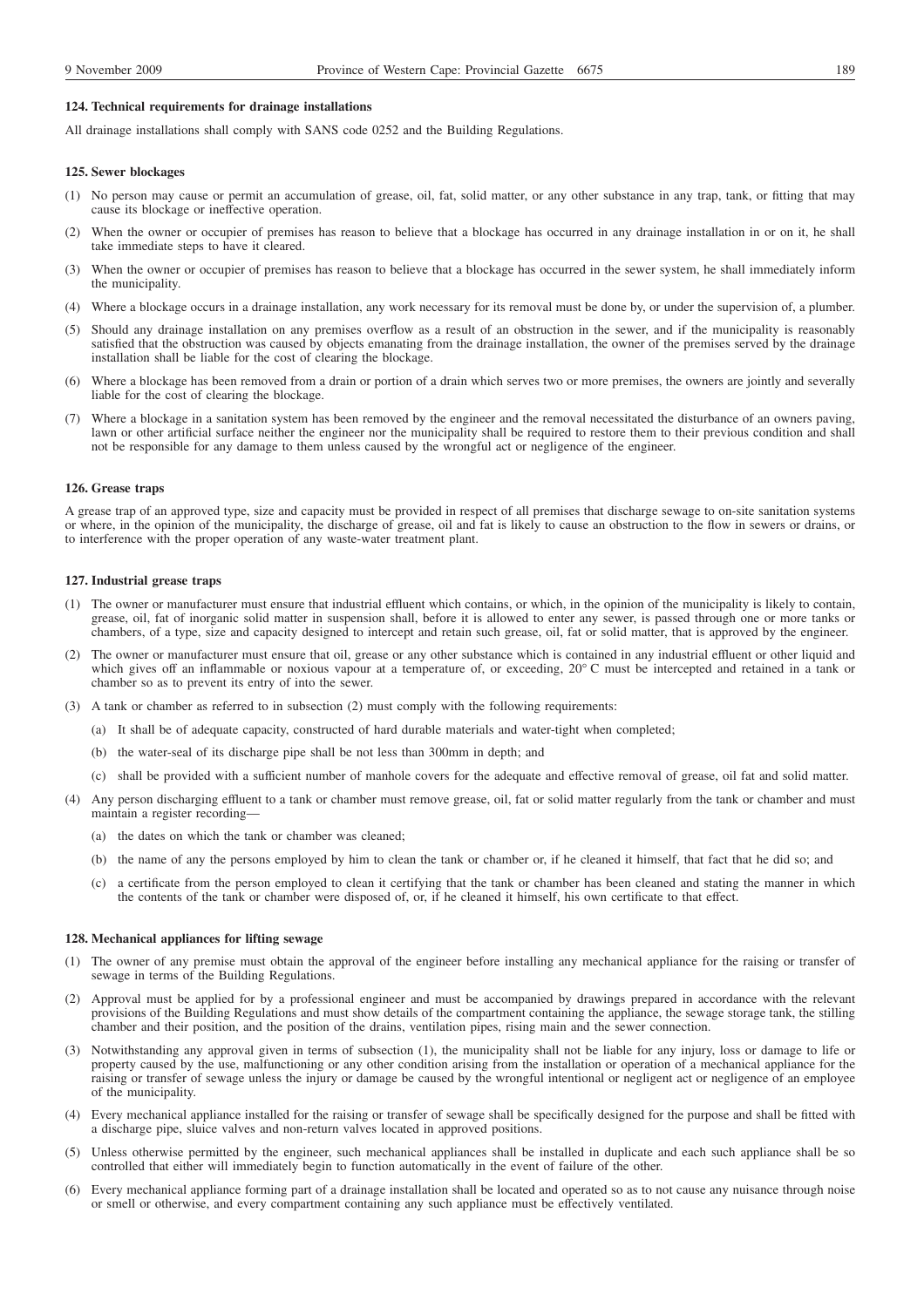**124. Technical requirements for drainage installations**

All drainage installations shall comply with SANS code 0252 and the Building Regulations.

**125. Sewer blockages**

(1) No person may cause or permit an accumulation of grease, oil, fat, solid matter, or any other substance in any trap, tank, or fitting that may cause its blockage or ineffective operation.

(2) When the owner or occupier of premises has reason to believe that a blockage has occurred in any drainage installation in or on it, he shall take immediate steps to have it cleared.

(3) When the owner or occupier of premises has reason to believe that a blockage has occurred in the sewer system, he shall immediately inform the municipality.

(4) Where a blockage occurs in a drainage installation, any work necessary for its removal must be done by, or under the supervision of, a plumber.

(5) Should any drainage installation on any premises overflow as a result of an obstruction in the sewer, and if the municipality is reasonably satisfied that the obstruction was caused by objects emanating from the drainage installation, the owner of the premises served by the drainage installation shall be liable for the cost of clearing the blockage.

(6) Where a blockage has been removed from a drain or portion of a drain which serves two or more premises, the owners are jointly and severally liable for the cost of clearing the blockage.

(7) Where a blockage in a sanitation system has been removed by the engineer and the removal necessitated the disturbance of an owners paving, lawn or other artificial surface neither the engineer nor the municipality shall be required to restore them to their previous condition and shall not be responsible for any damage to them unless caused by the wrongful act or negligence of the engineer.

**126. Grease traps**

A grease trap of an approved type, size and capacity must be provided in respect of all premises that discharge sewage to on-site sanitation systems or where, in the opinion of the municipality, the discharge of grease, oil and fat is likely to cause an obstruction to the flow in sewers or drains, or to interference with the proper operation of any waste-water treatment plant.

**127. Industrial grease traps**

(1) The owner or manufacturer must ensure that industrial effluent which contains, or which, in the opinion of the municipality is likely to contain, grease, oil, fat of inorganic solid matter in suspension shall, before it is allowed to enter any sewer, is passed through one or more tanks or chambers, of a type, size and capacity designed to intercept and retain such grease, oil, fat or solid matter, that is approved by the engineer.

(2) The owner or manufacturer must ensure that oil, grease or any other substance which is contained in any industrial effluent or other liquid and which gives off an inflammable or noxious vapour at a temperature of, or exceeding, 20° C must be intercepted and retained in a tank or chamber so as to prevent its entry of into the sewer.

(3) A tank or chamber as referred to in subsection (2) must comply with the following requirements:

(a) It shall be of adequate capacity, constructed of hard durable materials and water-tight when completed;

(b) the water-seal of its discharge pipe shall be not less than 300mm in depth; and

(c) shall be provided with a sufficient number of manhole covers for the adequate and effective removal of grease, oil fat and solid matter.

(4) Any person discharging effluent to a tank or chamber must remove grease, oil, fat or solid matter regularly from the tank or chamber and must maintain a register recording—

(a) the dates on which the tank or chamber was cleaned;

(b) the name of any the persons employed by him to clean the tank or chamber or, if he cleaned it himself, that fact that he did so; and

(c) a certificate from the person employed to clean it certifying that the tank or chamber has been cleaned and stating the manner in which the contents of the tank or chamber were disposed of, or, if he cleaned it himself, his own certificate to that effect.

**128. Mechanical appliances for lifting sewage**

(1) The owner of any premise must obtain the approval of the engineer before installing any mechanical appliance for the raising or transfer of sewage in terms of the Building Regulations.

(2) Approval must be applied for by a professional engineer and must be accompanied by drawings prepared in accordance with the relevant provisions of the Building Regulations and must show details of the compartment containing the appliance, the sewage storage tank, the stilling chamber and their position, and the position of the drains, ventilation pipes, rising main and the sewer connection.

(3) Notwithstanding any approval given in terms of subsection (1), the municipality shall not be liable for any injury, loss or damage to life or property caused by the use, malfunctioning or any other condition arising from the installation or operation of a mechanical appliance for the raising or transfer of sewage unless the injury or damage be caused by the wrongful intentional or negligent act or negligence of an employee of the municipality.

(4) Every mechanical appliance installed for the raising or transfer of sewage shall be specifically designed for the purpose and shall be fitted with a discharge pipe, sluice valves and non-return valves located in approved positions.

(5) Unless otherwise permitted by the engineer, such mechanical appliances shall be installed in duplicate and each such appliance shall be so controlled that either will immediately begin to function automatically in the event of failure of the other.

(6) Every mechanical appliance forming part of a drainage installation shall be located and operated so as to not cause any nuisance through noise or smell or otherwise, and every compartment containing any such appliance must be effectively ventilated.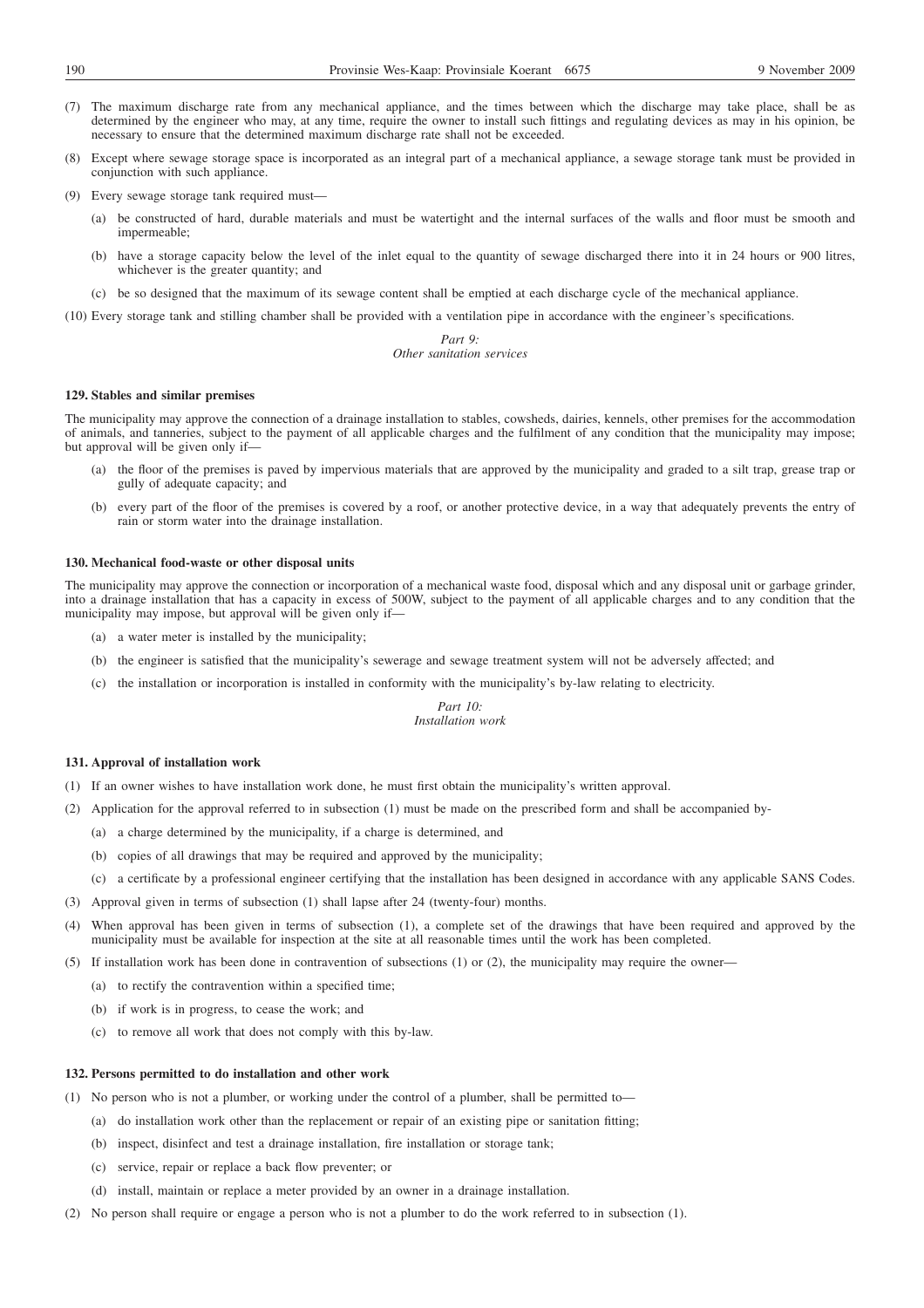(7) The maximum discharge rate from any mechanical appliance, and the times between which the discharge may take place, shall be as determined by the engineer who may, at any time, require the owner to install such fittings and regulating devices as may in his opinion, be necessary to ensure that the determined maximum discharge rate shall not be exceeded.

(8) Except where sewage storage space is incorporated as an integral part of a mechanical appliance, a sewage storage tank must be provided in conjunction with such appliance.

(9) Every sewage storage tank required must—

(a) be constructed of hard, durable materials and must be watertight and the internal surfaces of the walls and floor must be smooth and impermeable;

(b) have a storage capacity below the level of the inlet equal to the quantity of sewage discharged there into it in 24 hours or 900 litres, whichever is the greater quantity; and

(c) be so designed that the maximum of its sewage content shall be emptied at each discharge cycle of the mechanical appliance.

(10) Every storage tank and stilling chamber shall be provided with a ventilation pipe in accordance with the engineer's specifications.

*Part 9:*
*Other sanitation services*

**129. Stables and similar premises**

The municipality may approve the connection of a drainage installation to stables, cowsheds, dairies, kennels, other premises for the accommodation of animals, and tanneries, subject to the payment of all applicable charges and the fulfilment of any condition that the municipality may impose; but approval will be given only if—

(a) the floor of the premises is paved by impervious materials that are approved by the municipality and graded to a silt trap, grease trap or gully of adequate capacity; and

(b) every part of the floor of the premises is covered by a roof, or another protective device, in a way that adequately prevents the entry of rain or storm water into the drainage installation.

**130. Mechanical food-waste or other disposal units**

The municipality may approve the connection or incorporation of a mechanical waste food, disposal which and any disposal unit or garbage grinder, into a drainage installation that has a capacity in excess of 500W, subject to the payment of all applicable charges and to any condition that the municipality may impose, but approval will be given only if—

(a) a water meter is installed by the municipality;

(b) the engineer is satisfied that the municipality's sewerage and sewage treatment system will not be adversely affected; and

(c) the installation or incorporation is installed in conformity with the municipality's by-law relating to electricity.

*Part 10:*
*Installation work*

**131. Approval of installation work**

(1) If an owner wishes to have installation work done, he must first obtain the municipality's written approval.

(2) Application for the approval referred to in subsection (1) must be made on the prescribed form and shall be accompanied by-

(a) a charge determined by the municipality, if a charge is determined, and

(b) copies of all drawings that may be required and approved by the municipality;

(c) a certificate by a professional engineer certifying that the installation has been designed in accordance with any applicable SANS Codes.

(3) Approval given in terms of subsection (1) shall lapse after 24 (twenty-four) months.

(4) When approval has been given in terms of subsection (1), a complete set of the drawings that have been required and approved by the municipality must be available for inspection at the site at all reasonable times until the work has been completed.

(5) If installation work has been done in contravention of subsections (1) or (2), the municipality may require the owner—

(a) to rectify the contravention within a specified time;

(b) if work is in progress, to cease the work; and

(c) to remove all work that does not comply with this by-law.

**132. Persons permitted to do installation and other work**

(1) No person who is not a plumber, or working under the control of a plumber, shall be permitted to—

(a) do installation work other than the replacement or repair of an existing pipe or sanitation fitting;

(b) inspect, disinfect and test a drainage installation, fire installation or storage tank;

(c) service, repair or replace a back flow preventer; or

(d) install, maintain or replace a meter provided by an owner in a drainage installation.

(2) No person shall require or engage a person who is not a plumber to do the work referred to in subsection (1).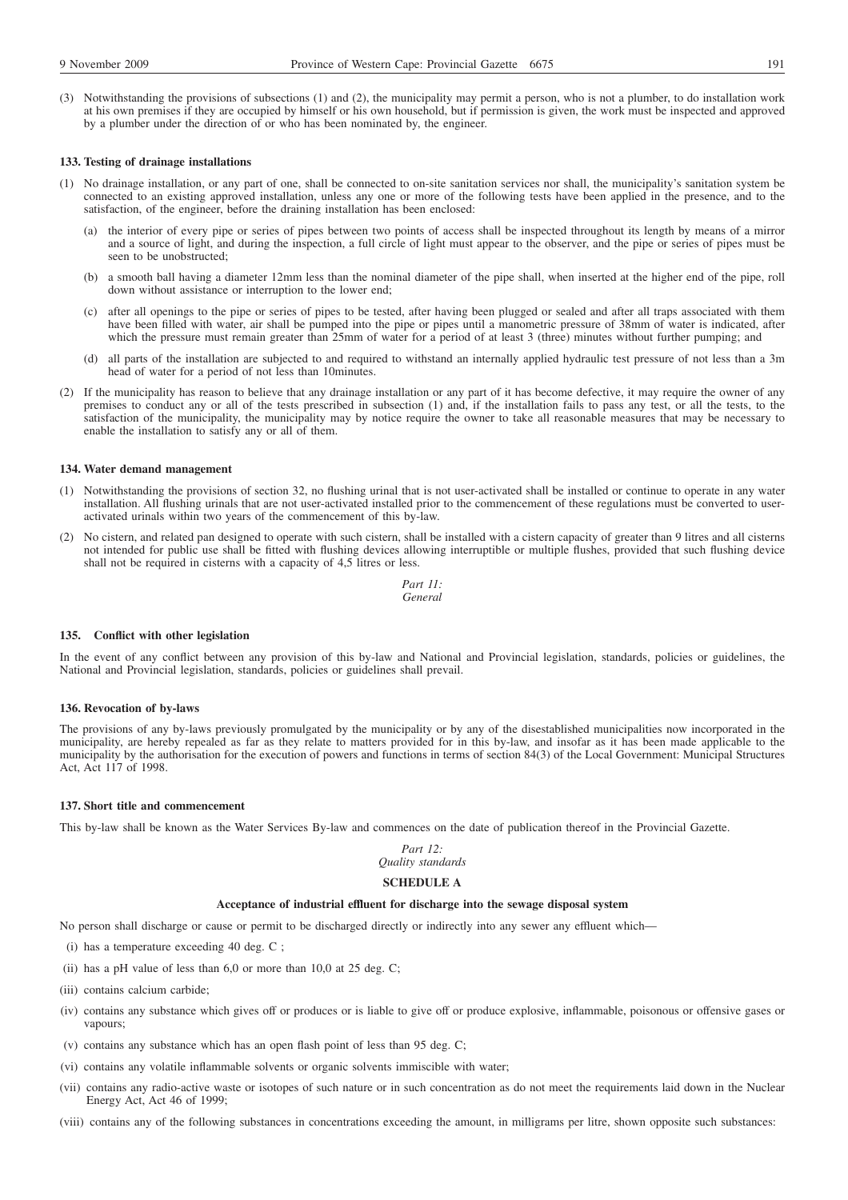(3) Notwithstanding the provisions of subsections (1) and (2), the municipality may permit a person, who is not a plumber, to do installation work at his own premises if they are occupied by himself or his own household, but if permission is given, the work must be inspected and approved by a plumber under the direction of or who has been nominated by, the engineer.

**133. Testing of drainage installations**

(1) No drainage installation, or any part of one, shall be connected to on-site sanitation services nor shall, the municipality's sanitation system be connected to an existing approved installation, unless any one or more of the following tests have been applied in the presence, and to the satisfaction, of the engineer, before the draining installation has been enclosed:

(a) the interior of every pipe or series of pipes between two points of access shall be inspected throughout its length by means of a mirror and a source of light, and during the inspection, a full circle of light must appear to the observer, and the pipe or series of pipes must be seen to be unobstructed;

(b) a smooth ball having a diameter 12mm less than the nominal diameter of the pipe shall, when inserted at the higher end of the pipe, roll down without assistance or interruption to the lower end;

(c) after all openings to the pipe or series of pipes to be tested, after having been plugged or sealed and after all traps associated with them have been filled with water, air shall be pumped into the pipe or pipes until a manometric pressure of 38mm of water is indicated, after which the pressure must remain greater than 25mm of water for a period of at least 3 (three) minutes without further pumping; and

(d) all parts of the installation are subjected to and required to withstand an internally applied hydraulic test pressure of not less than a 3m head of water for a period of not less than 10minutes.

(2) If the municipality has reason to believe that any drainage installation or any part of it has become defective, it may require the owner of any premises to conduct any or all of the tests prescribed in subsection (1) and, if the installation fails to pass any test, or all the tests, to the satisfaction of the municipality, the municipality may by notice require the owner to take all reasonable measures that may be necessary to enable the installation to satisfy any or all of them.

**134. Water demand management**

(1) Notwithstanding the provisions of section 32, no flushing urinal that is not user-activated shall be installed or continue to operate in any water installation. All flushing urinals that are not user-activated installed prior to the commencement of these regulations must be converted to user-activated urinals within two years of the commencement of this by-law.

(2) No cistern, and related pan designed to operate with such cistern, shall be installed with a cistern capacity of greater than 9 litres and all cisterns not intended for public use shall be fitted with flushing devices allowing interruptible or multiple flushes, provided that such flushing device shall not be required in cisterns with a capacity of 4,5 litres or less.

*Part 11:*
*General*

**135. Conflict with other legislation**

In the event of any conflict between any provision of this by-law and National and Provincial legislation, standards, policies or guidelines, the National and Provincial legislation, standards, policies or guidelines shall prevail.

**136. Revocation of by-laws**

The provisions of any by-laws previously promulgated by the municipality or by any of the disestablished municipalities now incorporated in the municipality, are hereby repealed as far as they relate to matters provided for in this by-law, and insofar as it has been made applicable to the municipality by the authorisation for the execution of powers and functions in terms of section 84(3) of the Local Government: Municipal Structures Act, Act 117 of 1998.

**137. Short title and commencement**

This by-law shall be known as the Water Services By-law and commences on the date of publication thereof in the Provincial Gazette.

*Part 12:*
*Quality standards*

**SCHEDULE A**

**Acceptance of industrial effluent for discharge into the sewage disposal system**

No person shall discharge or cause or permit to be discharged directly or indirectly into any sewer any effluent which—

(i) has a temperature exceeding 40 deg. C ;

(ii) has a pH value of less than 6,0 or more than 10,0 at 25 deg. C;

(iii) contains calcium carbide;

(iv) contains any substance which gives off or produces or is liable to give off or produce explosive, inflammable, poisonous or offensive gases or vapours;

(v) contains any substance which has an open flash point of less than 95 deg. C;

(vi) contains any volatile inflammable solvents or organic solvents immiscible with water;

(vii) contains any radio-active waste or isotopes of such nature or in such concentration as do not meet the requirements laid down in the Nuclear Energy Act, Act 46 of 1999;

(viii) contains any of the following substances in concentrations exceeding the amount, in milligrams per litre, shown opposite such substances: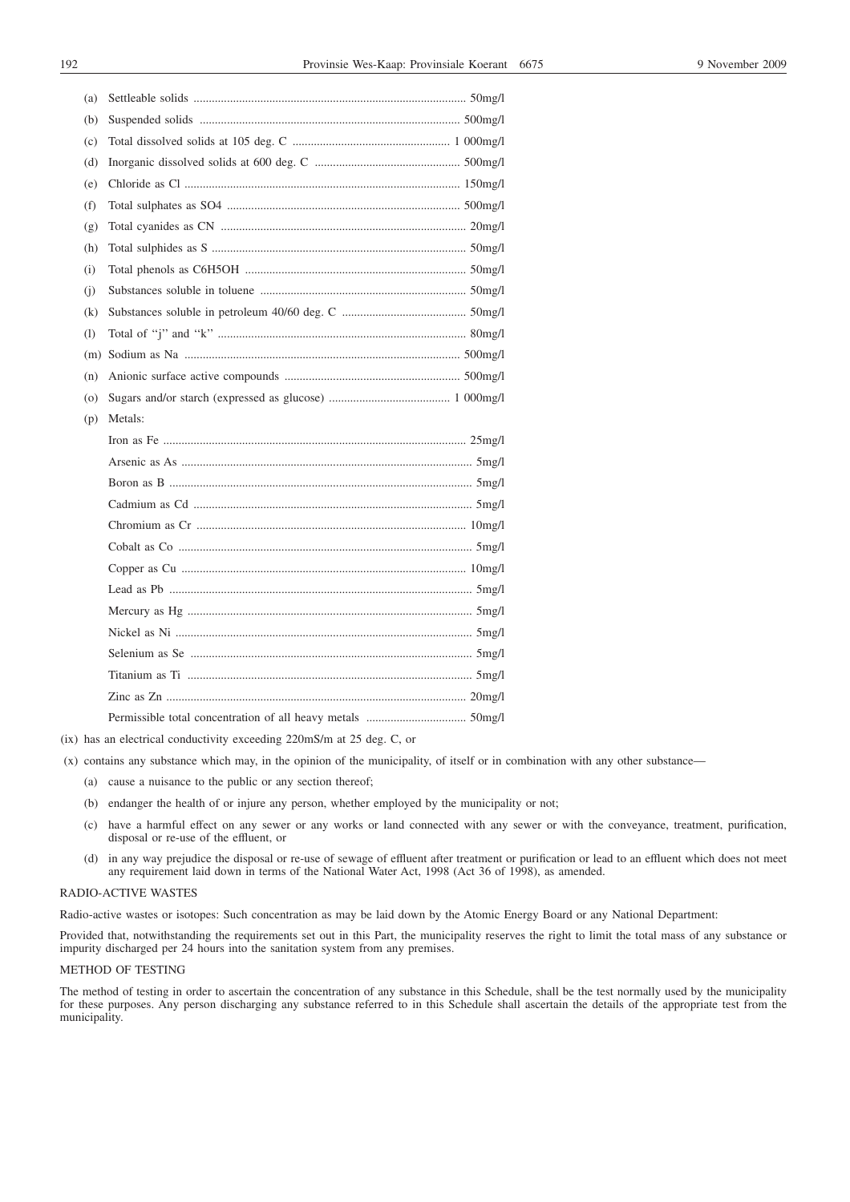(a) Settleable solids ........................................................................................ 50mg/l

(b) Suspended solids ...................................................................................... 500mg/l

(c) Total dissolved solids at 105 deg. C .................................................... 1 000mg/l

(d) Inorganic dissolved solids at 600 deg. C ............................................... 500mg/l

(e) Chloride as Cl ........................................................................................... 150mg/l

(f) Total sulphates as SO4 .............................................................................. 500mg/l

(g) Total cyanides as CN ................................................................................. 20mg/l

(h) Total sulphides as S .................................................................................. 50mg/l

(i) Total phenols as C6H5OH ......................................................................... 50mg/l

(j) Substances soluble in toluene .................................................................... 50mg/l

(k) Substances soluble in petroleum 40/60 deg. C ........................................ 50mg/l

(l) Total of ''j'' and ''k'' .................................................................................. 80mg/l

(m) Sodium as Na ............................................................................................ 500mg/l

(n) Anionic surface active compounds .......................................................... 500mg/l

(o) Sugars and/or starch (expressed as glucose) ........................................ 1 000mg/l

(p) Metals:

Iron as Fe .................................................................................................... 25mg/l

Arsenic as As ............................................................................................... 5mg/l

Boron as B ................................................................................................... 5mg/l

Cadmium as Cd ........................................................................................... 5mg/l

Chromium as Cr ........................................................................................... 10mg/l

Cobalt as Co ................................................................................................. 5mg/l

Copper as Cu ............................................................................................... 10mg/l

Lead as Pb .................................................................................................... 5mg/l

Mercury as Hg .............................................................................................. 5mg/l

Nickel as Ni .................................................................................................. 5mg/l

Selenium as Se ............................................................................................. 5mg/l

Titanium as Ti .............................................................................................. 5mg/l

Zinc as Zn .................................................................................................... 20mg/l

Permissible total concentration of all heavy metals ................................ 50mg/l

(ix) has an electrical conductivity exceeding 220mS/m at 25 deg. C, or

(x) contains any substance which may, in the opinion of the municipality, of itself or in combination with any other substance—

(a) cause a nuisance to the public or any section thereof;

(b) endanger the health of or injure any person, whether employed by the municipality or not;

(c) have a harmful effect on any sewer or any works or land connected with any sewer or with the conveyance, treatment, purification, disposal or re-use of the effluent, or

(d) in any way prejudice the disposal or re-use of sewage of effluent after treatment or purification or lead to an effluent which does not meet any requirement laid down in terms of the National Water Act, 1998 (Act 36 of 1998), as amended.

RADIO-ACTIVE WASTES

Radio-active wastes or isotopes: Such concentration as may be laid down by the Atomic Energy Board or any National Department:

Provided that, notwithstanding the requirements set out in this Part, the municipality reserves the right to limit the total mass of any substance or impurity discharged per 24 hours into the sanitation system from any premises.

METHOD OF TESTING

The method of testing in order to ascertain the concentration of any substance in this Schedule, shall be the test normally used by the municipality for these purposes. Any person discharging any substance referred to in this Schedule shall ascertain the details of the appropriate test from the municipality.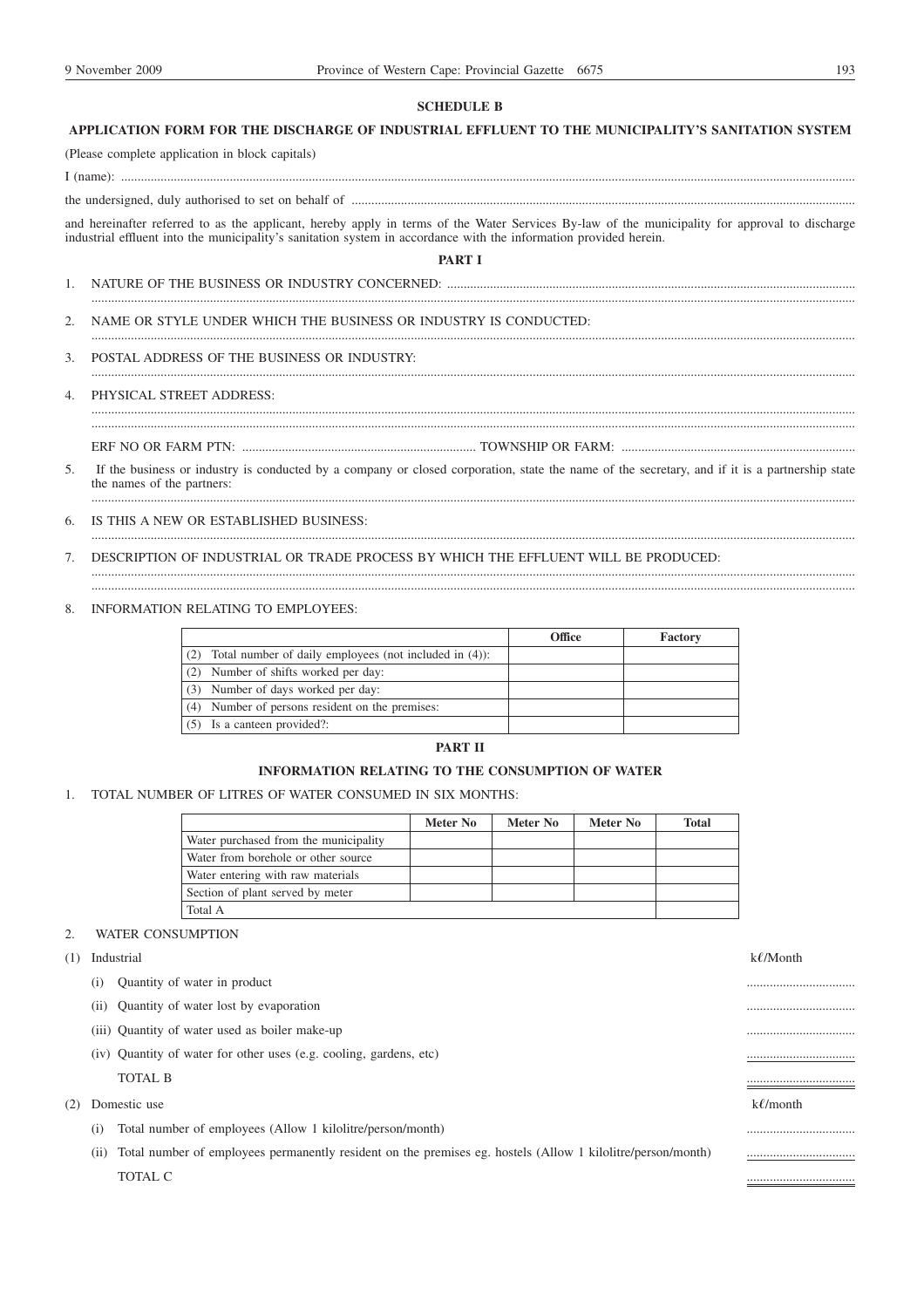## SCHEDULE B

## APPLICATION FORM FOR THE DISCHARGE OF INDUSTRIAL EFFLUENT TO THE MUNICIPALITY'S SANITATION SYSTEM

(Please complete application in block capitals)

I (name): ..........................................................................................................................................................................................

the undersigned, duly authorised to set on behalf of ..........................................................................................................................

and hereinafter referred to as the applicant, hereby apply in terms of the Water Services By-law of the municipality for approval to discharge industrial effluent into the municipality's sanitation system in accordance with the information provided herein.

### PART I

1. NATURE OF THE BUSINESS OR INDUSTRY CONCERNED: ..........................................................................................................
   ..........................................................................................................................................................................................

2. NAME OR STYLE UNDER WHICH THE BUSINESS OR INDUSTRY IS CONDUCTED:
   ..........................................................................................................................................................................................

3. POSTAL ADDRESS OF THE BUSINESS OR INDUSTRY:
   ..........................................................................................................................................................................................

4. PHYSICAL STREET ADDRESS:
   ..........................................................................................................................................................................................
   ..........................................................................................................................................................................................

   ERF NO OR FARM PTN: ....................................................................... TOWNSHIP OR FARM: ......................................................................

5. If the business or industry is conducted by a company or closed corporation, state the name of the secretary, and if it is a partnership state the names of the partners:
   ..........................................................................................................................................................................................

6. IS THIS A NEW OR ESTABLISHED BUSINESS:
   ..........................................................................................................................................................................................

7. DESCRIPTION OF INDUSTRIAL OR TRADE PROCESS BY WHICH THE EFFLUENT WILL BE PRODUCED:
   ..........................................................................................................................................................................................
   ..........................................................................................................................................................................................

8. INFORMATION RELATING TO EMPLOYEES:

| | Office | Factory |
|---|---|---|
| (2) Total number of daily employees (not included in (4)): | | |
| (2) Number of shifts worked per day: | | |
| (3) Number of days worked per day: | | |
| (4) Number of persons resident on the premises: | | |
| (5) Is a canteen provided?: | | |

### PART II

### INFORMATION RELATING TO THE CONSUMPTION OF WATER

1. TOTAL NUMBER OF LITRES OF WATER CONSUMED IN SIX MONTHS:

| | Meter No | Meter No | Meter No | Total |
|---|---|---|---|---|
| Water purchased from the municipality | | | | |
| Water from borehole or other source | | | | |
| Water entering with raw materials | | | | |
| Section of plant served by meter | | | | |
| Total A | | | | |

2. WATER CONSUMPTION

(1) Industrial — kℓ/Month

(i) Quantity of water in product .................................

(ii) Quantity of water lost by evaporation .................................

(iii) Quantity of water used as boiler make-up .................................

(iv) Quantity of water for other uses (e.g. cooling, gardens, etc) .................................

TOTAL B .................................

(2) Domestic use — kℓ/month

(i) Total number of employees (Allow 1 kilolitre/person/month) .................................

(ii) Total number of employees permanently resident on the premises eg. hostels (Allow 1 kilolitre/person/month) .................................

TOTAL C .................................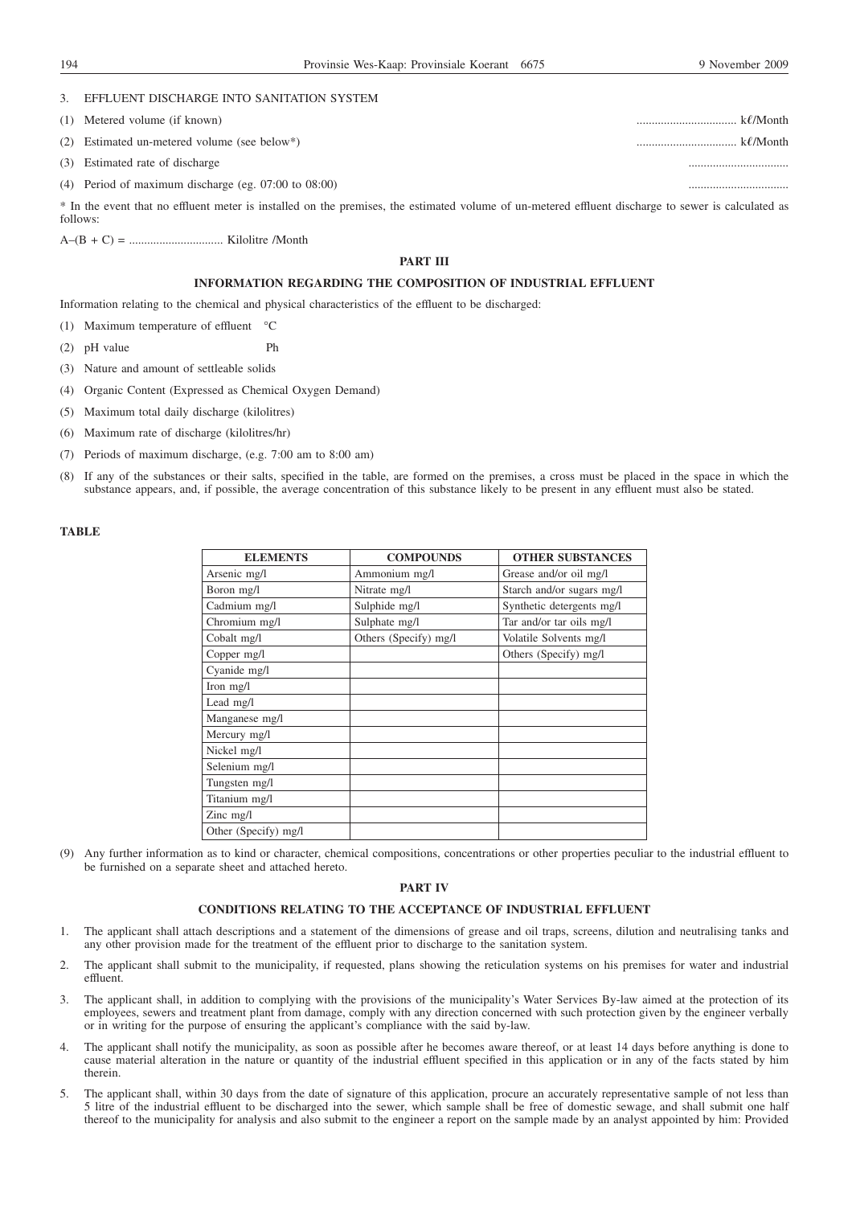3. EFFLUENT DISCHARGE INTO SANITATION SYSTEM

(1) Metered volume (if known) ................................. kℓ/Month

(2) Estimated un-metered volume (see below*) ................................. kℓ/Month

(3) Estimated rate of discharge .................................

(4) Period of maximum discharge (eg. 07:00 to 08:00) .................................

* In the event that no effluent meter is installed on the premises, the estimated volume of un-metered effluent discharge to sewer is calculated as follows:

A–(B + C) = ............................... Kilolitre /Month

## PART III

### INFORMATION REGARDING THE COMPOSITION OF INDUSTRIAL EFFLUENT

Information relating to the chemical and physical characteristics of the effluent to be discharged:

(1) Maximum temperature of effluent °C

(2) pH value Ph

(3) Nature and amount of settleable solids

(4) Organic Content (Expressed as Chemical Oxygen Demand)

(5) Maximum total daily discharge (kilolitres)

(6) Maximum rate of discharge (kilolitres/hr)

(7) Periods of maximum discharge, (e.g. 7:00 am to 8:00 am)

(8) If any of the substances or their salts, specified in the table, are formed on the premises, a cross must be placed in the space in which the substance appears, and, if possible, the average concentration of this substance likely to be present in any effluent must also be stated.

**TABLE**

| ELEMENTS | COMPOUNDS | OTHER SUBSTANCES |
|---|---|---|
| Arsenic mg/l | Ammonium mg/l | Grease and/or oil mg/l |
| Boron mg/l | Nitrate mg/l | Starch and/or sugars mg/l |
| Cadmium mg/l | Sulphide mg/l | Synthetic detergents mg/l |
| Chromium mg/l | Sulphate mg/l | Tar and/or tar oils mg/l |
| Cobalt mg/l | Others (Specify) mg/l | Volatile Solvents mg/l |
| Copper mg/l | | Others (Specify) mg/l |
| Cyanide mg/l | | |
| Iron mg/l | | |
| Lead mg/l | | |
| Manganese mg/l | | |
| Mercury mg/l | | |
| Nickel mg/l | | |
| Selenium mg/l | | |
| Tungsten mg/l | | |
| Titanium mg/l | | |
| Zinc mg/l | | |
| Other (Specify) mg/l | | |

(9) Any further information as to kind or character, chemical compositions, concentrations or other properties peculiar to the industrial effluent to be furnished on a separate sheet and attached hereto.

## PART IV

### CONDITIONS RELATING TO THE ACCEPTANCE OF INDUSTRIAL EFFLUENT

1. The applicant shall attach descriptions and a statement of the dimensions of grease and oil traps, screens, dilution and neutralising tanks and any other provision made for the treatment of the effluent prior to discharge to the sanitation system.

2. The applicant shall submit to the municipality, if requested, plans showing the reticulation systems on his premises for water and industrial effluent.

3. The applicant shall, in addition to complying with the provisions of the municipality's Water Services By-law aimed at the protection of its employees, sewers and treatment plant from damage, comply with any direction concerned with such protection given by the engineer verbally or in writing for the purpose of ensuring the applicant's compliance with the said by-law.

4. The applicant shall notify the municipality, as soon as possible after he becomes aware thereof, or at least 14 days before anything is done to cause material alteration in the nature or quantity of the industrial effluent specified in this application or in any of the facts stated by him therein.

5. The applicant shall, within 30 days from the date of signature of this application, procure an accurately representative sample of not less than 5 litre of the industrial effluent to be discharged into the sewer, which sample shall be free of domestic sewage, and shall submit one half thereof to the municipality for analysis and also submit to the engineer a report on the sample made by an analyst appointed by him: Provided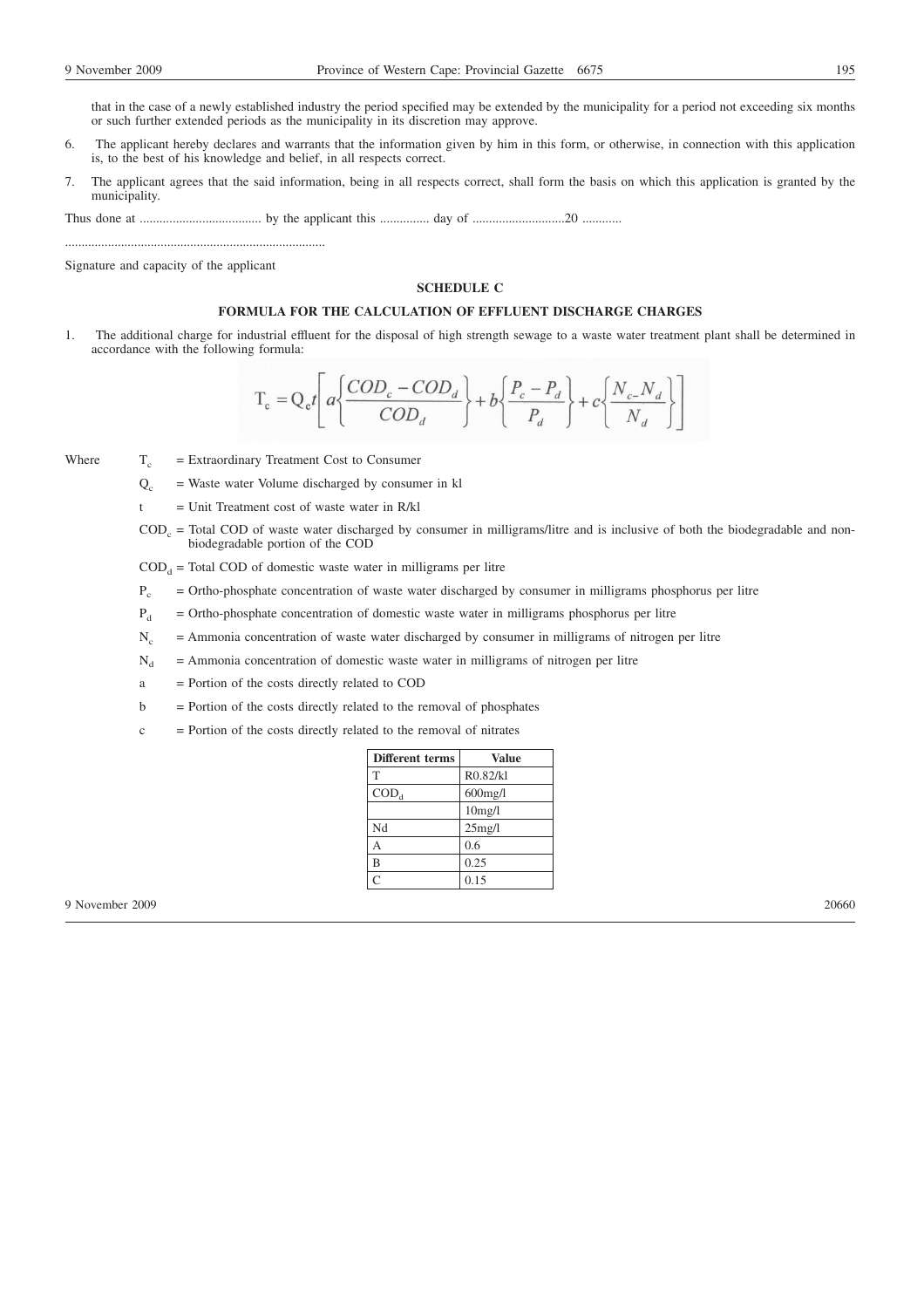that in the case of a newly established industry the period specified may be extended by the municipality for a period not exceeding six months or such further extended periods as the municipality in its discretion may approve.

6. The applicant hereby declares and warrants that the information given by him in this form, or otherwise, in connection with this application is, to the best of his knowledge and belief, in all respects correct.

7. The applicant agrees that the said information, being in all respects correct, shall form the basis on which this application is granted by the municipality.

Thus done at .................................... by the applicant this ............... day of ............................20 ............

..............................................................................

Signature and capacity of the applicant

### SCHEDULE C

### FORMULA FOR THE CALCULATION OF EFFLUENT DISCHARGE CHARGES

1. The additional charge for industrial effluent for the disposal of high strength sewage to a waste water treatment plant shall be determined in accordance with the following formula:

$$T_c = Q_c t\left[a\left\{\frac{COD_c - COD_d}{COD_d}\right\} + b\left\{\frac{P_c - P_d}{P_d}\right\} + c\left\{\frac{N_{c-}N_d}{N_d}\right\}\right]$$

Where

$T_c$ = Extraordinary Treatment Cost to Consumer

$Q_c$ = Waste water Volume discharged by consumer in kl

t = Unit Treatment cost of waste water in R/kl

$COD_c$ = Total COD of waste water discharged by consumer in milligrams/litre and is inclusive of both the biodegradable and non-biodegradable portion of the COD

$COD_d$ = Total COD of domestic waste water in milligrams per litre

$P_c$ = Ortho-phosphate concentration of waste water discharged by consumer in milligrams phosphorus per litre

$P_d$ = Ortho-phosphate concentration of domestic waste water in milligrams phosphorus per litre

$N_c$ = Ammonia concentration of waste water discharged by consumer in milligrams of nitrogen per litre

$N_d$ = Ammonia concentration of domestic waste water in milligrams of nitrogen per litre

a = Portion of the costs directly related to COD

b = Portion of the costs directly related to the removal of phosphates

c = Portion of the costs directly related to the removal of nitrates

| Different terms | Value |
|---|---|
| T | R0.82/kl |
| $COD_d$ | 600mg/l |
| | 10mg/l |
| Nd | 25mg/l |
| A | 0.6 |
| B | 0.25 |
| C | 0.15 |

9 November 2009 20660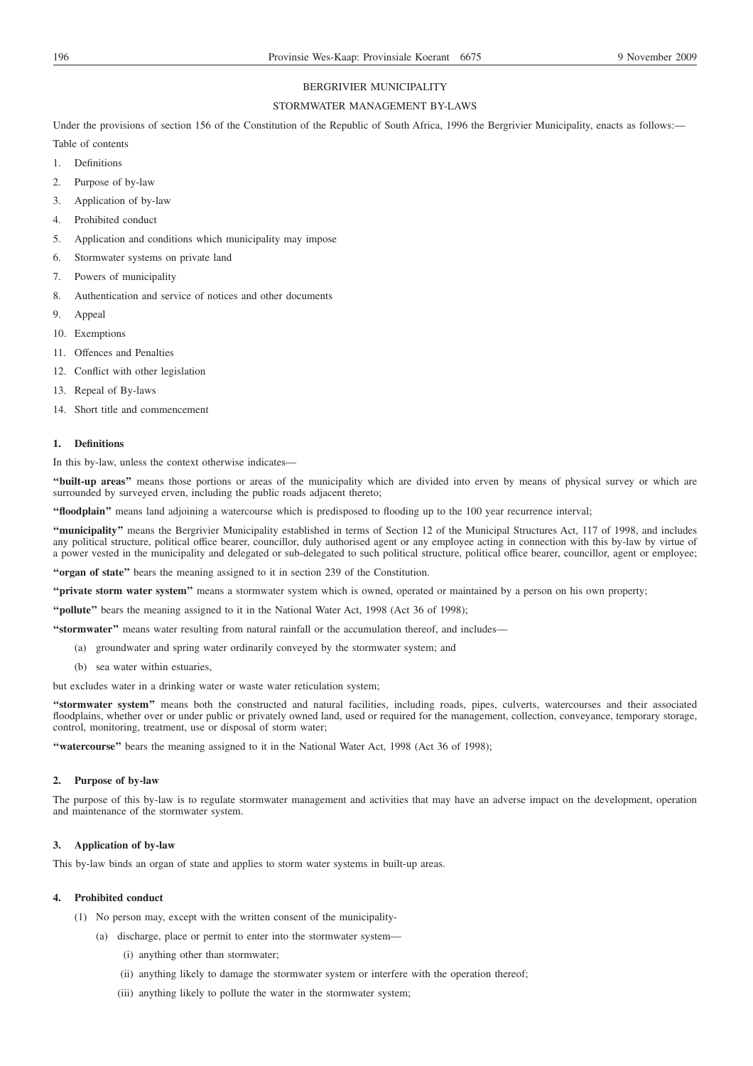BERGRIVIER MUNICIPALITY

STORMWATER MANAGEMENT BY-LAWS

Under the provisions of section 156 of the Constitution of the Republic of South Africa, 1996 the Bergrivier Municipality, enacts as follows:—

Table of contents

1. Definitions
2. Purpose of by-law
3. Application of by-law
4. Prohibited conduct
5. Application and conditions which municipality may impose
6. Stormwater systems on private land
7. Powers of municipality
8. Authentication and service of notices and other documents
9. Appeal
10. Exemptions
11. Offences and Penalties
12. Conflict with other legislation
13. Repeal of By-laws
14. Short title and commencement

**1. Definitions**

In this by-law, unless the context otherwise indicates—

**"built-up areas"** means those portions or areas of the municipality which are divided into erven by means of physical survey or which are surrounded by surveyed erven, including the public roads adjacent thereto;

**"floodplain"** means land adjoining a watercourse which is predisposed to flooding up to the 100 year recurrence interval;

**"municipality"** means the Bergrivier Municipality established in terms of Section 12 of the Municipal Structures Act, 117 of 1998, and includes any political structure, political office bearer, councillor, duly authorised agent or any employee acting in connection with this by-law by virtue of a power vested in the municipality and delegated or sub-delegated to such political structure, political office bearer, councillor, agent or employee;

**"organ of state"** bears the meaning assigned to it in section 239 of the Constitution.

**"private storm water system"** means a stormwater system which is owned, operated or maintained by a person on his own property;

**"pollute"** bears the meaning assigned to it in the National Water Act, 1998 (Act 36 of 1998);

**"stormwater"** means water resulting from natural rainfall or the accumulation thereof, and includes—

(a) groundwater and spring water ordinarily conveyed by the stormwater system; and

(b) sea water within estuaries,

but excludes water in a drinking water or waste water reticulation system;

**"stormwater system"** means both the constructed and natural facilities, including roads, pipes, culverts, watercourses and their associated floodplains, whether over or under public or privately owned land, used or required for the management, collection, conveyance, temporary storage, control, monitoring, treatment, use or disposal of storm water;

**"watercourse"** bears the meaning assigned to it in the National Water Act, 1998 (Act 36 of 1998);

**2. Purpose of by-law**

The purpose of this by-law is to regulate stormwater management and activities that may have an adverse impact on the development, operation and maintenance of the stormwater system.

**3. Application of by-law**

This by-law binds an organ of state and applies to storm water systems in built-up areas.

**4. Prohibited conduct**

(1) No person may, except with the written consent of the municipality-

(a) discharge, place or permit to enter into the stormwater system—

(i) anything other than stormwater;

(ii) anything likely to damage the stormwater system or interfere with the operation thereof;

(iii) anything likely to pollute the water in the stormwater system;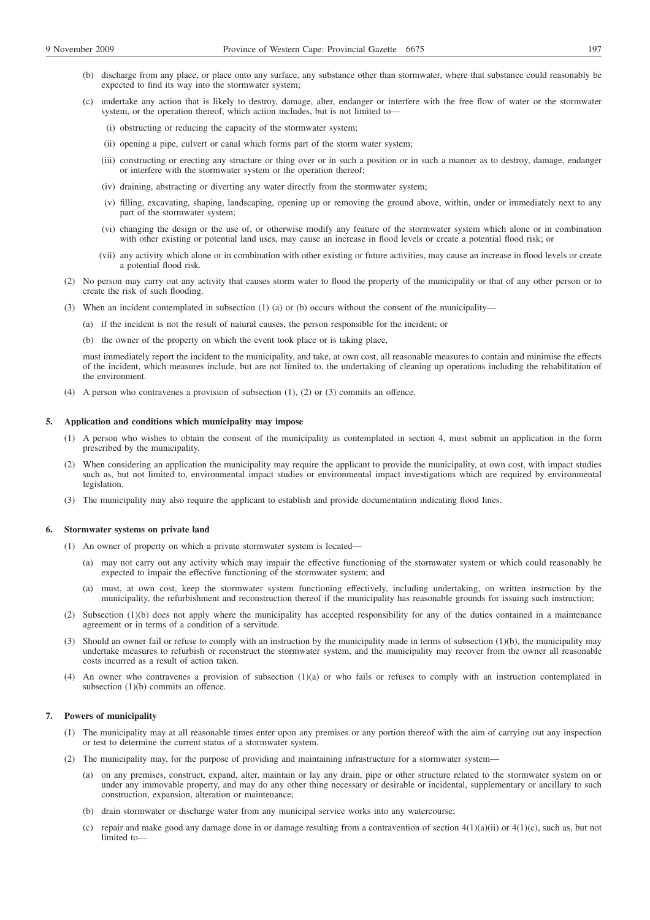(b) discharge from any place, or place onto any surface, any substance other than stormwater, where that substance could reasonably be expected to find its way into the stormwater system;

(c) undertake any action that is likely to destroy, damage, alter, endanger or interfere with the free flow of water or the stormwater system, or the operation thereof, which action includes, but is not limited to—

(i) obstructing or reducing the capacity of the stormwater system;

(ii) opening a pipe, culvert or canal which forms part of the storm water system;

(iii) constructing or erecting any structure or thing over or in such a position or in such a manner as to destroy, damage, endanger or interfere with the stormwater system or the operation thereof;

(iv) draining, abstracting or diverting any water directly from the stormwater system;

(v) filling, excavating, shaping, landscaping, opening up or removing the ground above, within, under or immediately next to any part of the stormwater system;

(vi) changing the design or the use of, or otherwise modify any feature of the stormwater system which alone or in combination with other existing or potential land uses, may cause an increase in flood levels or create a potential flood risk; or

(vii) any activity which alone or in combination with other existing or future activities, may cause an increase in flood levels or create a potential flood risk.

(2) No person may carry out any activity that causes storm water to flood the property of the municipality or that of any other person or to create the risk of such flooding.

(3) When an incident contemplated in subsection (1) (a) or (b) occurs without the consent of the municipality—

(a) if the incident is not the result of natural causes, the person responsible for the incident; or

(b) the owner of the property on which the event took place or is taking place,

must immediately report the incident to the municipality, and take, at own cost, all reasonable measures to contain and minimise the effects of the incident, which measures include, but are not limited to, the undertaking of cleaning up operations including the rehabilitation of the environment.

(4) A person who contravenes a provision of subsection (1), (2) or (3) commits an offence.

**5. Application and conditions which municipality may impose**

(1) A person who wishes to obtain the consent of the municipality as contemplated in section 4, must submit an application in the form prescribed by the municipality.

(2) When considering an application the municipality may require the applicant to provide the municipality, at own cost, with impact studies such as, but not limited to, environmental impact studies or environmental impact investigations which are required by environmental legislation.

(3) The municipality may also require the applicant to establish and provide documentation indicating flood lines.

**6. Stormwater systems on private land**

(1) An owner of property on which a private stormwater system is located—

(a) may not carry out any activity which may impair the effective functioning of the stormwater system or which could reasonably be expected to impair the effective functioning of the stormwater system; and

(a) must, at own cost, keep the stormwater system functioning effectively, including undertaking, on written instruction by the municipality, the refurbishment and reconstruction thereof if the municipality has reasonable grounds for issuing such instruction;

(2) Subsection (1)(b) does not apply where the municipality has accepted responsibility for any of the duties contained in a maintenance agreement or in terms of a condition of a servitude.

(3) Should an owner fail or refuse to comply with an instruction by the municipality made in terms of subsection (1)(b), the municipality may undertake measures to refurbish or reconstruct the stormwater system, and the municipality may recover from the owner all reasonable costs incurred as a result of action taken.

(4) An owner who contravenes a provision of subsection (1)(a) or who fails or refuses to comply with an instruction contemplated in subsection (1)(b) commits an offence.

**7. Powers of municipality**

(1) The municipality may at all reasonable times enter upon any premises or any portion thereof with the aim of carrying out any inspection or test to determine the current status of a stormwater system.

(2) The municipality may, for the purpose of providing and maintaining infrastructure for a stormwater system—

(a) on any premises, construct, expand, alter, maintain or lay any drain, pipe or other structure related to the stormwater system on or under any immovable property, and may do any other thing necessary or desirable or incidental, supplementary or ancillary to such construction, expansion, alteration or maintenance;

(b) drain stormwater or discharge water from any municipal service works into any watercourse;

(c) repair and make good any damage done in or damage resulting from a contravention of section 4(1)(a)(ii) or 4(1)(c), such as, but not limited to—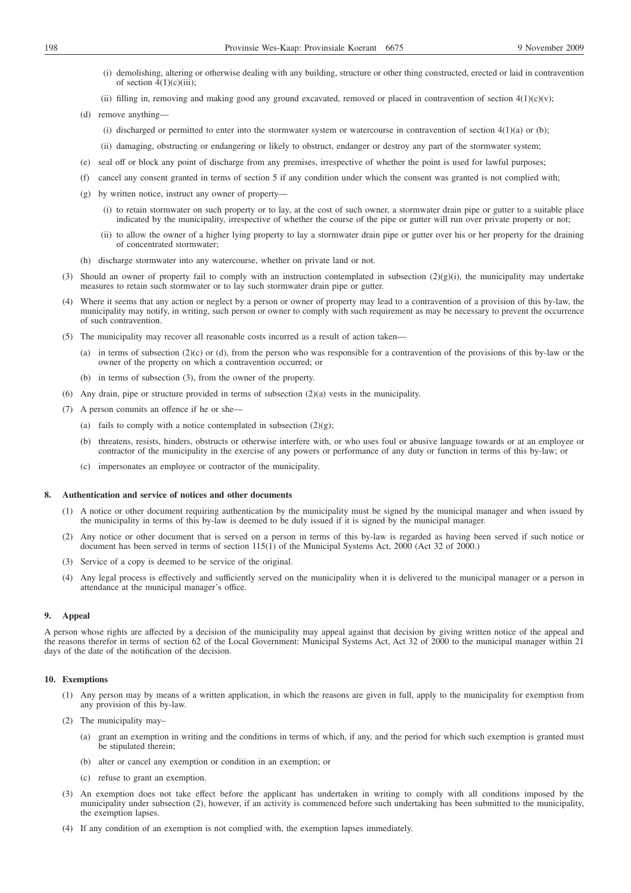(i) demolishing, altering or otherwise dealing with any building, structure or other thing constructed, erected or laid in contravention of section 4(1)(c)(iii);

(ii) filling in, removing and making good any ground excavated, removed or placed in contravention of section 4(1)(c)(v);

(d) remove anything—

(i) discharged or permitted to enter into the stormwater system or watercourse in contravention of section 4(1)(a) or (b);

(ii) damaging, obstructing or endangering or likely to obstruct, endanger or destroy any part of the stormwater system;

(e) seal off or block any point of discharge from any premises, irrespective of whether the point is used for lawful purposes;

(f) cancel any consent granted in terms of section 5 if any condition under which the consent was granted is not complied with;

(g) by written notice, instruct any owner of property—

(i) to retain stormwater on such property or to lay, at the cost of such owner, a stormwater drain pipe or gutter to a suitable place indicated by the municipality, irrespective of whether the course of the pipe or gutter will run over private property or not;

(ii) to allow the owner of a higher lying property to lay a stormwater drain pipe or gutter over his or her property for the draining of concentrated stormwater;

(h) discharge stormwater into any watercourse, whether on private land or not.

(3) Should an owner of property fail to comply with an instruction contemplated in subsection (2)(g)(i), the municipality may undertake measures to retain such stormwater or to lay such stormwater drain pipe or gutter.

(4) Where it seems that any action or neglect by a person or owner of property may lead to a contravention of a provision of this by-law, the municipality may notify, in writing, such person or owner to comply with such requirement as may be necessary to prevent the occurrence of such contravention.

(5) The municipality may recover all reasonable costs incurred as a result of action taken—

(a) in terms of subsection (2)(c) or (d), from the person who was responsible for a contravention of the provisions of this by-law or the owner of the property on which a contravention occurred; or

(b) in terms of subsection (3), from the owner of the property.

(6) Any drain, pipe or structure provided in terms of subsection (2)(a) vests in the municipality.

(7) A person commits an offence if he or she—

(a) fails to comply with a notice contemplated in subsection (2)(g);

(b) threatens, resists, hinders, obstructs or otherwise interfere with, or who uses foul or abusive language towards or at an employee or contractor of the municipality in the exercise of any powers or performance of any duty or function in terms of this by-law; or

(c) impersonates an employee or contractor of the municipality.

**8. Authentication and service of notices and other documents**

(1) A notice or other document requiring authentication by the municipality must be signed by the municipal manager and when issued by the municipality in terms of this by-law is deemed to be duly issued if it is signed by the municipal manager.

(2) Any notice or other document that is served on a person in terms of this by-law is regarded as having been served if such notice or document has been served in terms of section 115(1) of the Municipal Systems Act, 2000 (Act 32 of 2000.)

(3) Service of a copy is deemed to be service of the original.

(4) Any legal process is effectively and sufficiently served on the municipality when it is delivered to the municipal manager or a person in attendance at the municipal manager's office.

**9. Appeal**

A person whose rights are affected by a decision of the municipality may appeal against that decision by giving written notice of the appeal and the reasons therefor in terms of section 62 of the Local Government: Municipal Systems Act, Act 32 of 2000 to the municipal manager within 21 days of the date of the notification of the decision.

**10. Exemptions**

(1) Any person may by means of a written application, in which the reasons are given in full, apply to the municipality for exemption from any provision of this by-law.

(2) The municipality may–

(a) grant an exemption in writing and the conditions in terms of which, if any, and the period for which such exemption is granted must be stipulated therein;

(b) alter or cancel any exemption or condition in an exemption; or

(c) refuse to grant an exemption.

(3) An exemption does not take effect before the applicant has undertaken in writing to comply with all conditions imposed by the municipality under subsection (2), however, if an activity is commenced before such undertaking has been submitted to the municipality, the exemption lapses.

(4) If any condition of an exemption is not complied with, the exemption lapses immediately.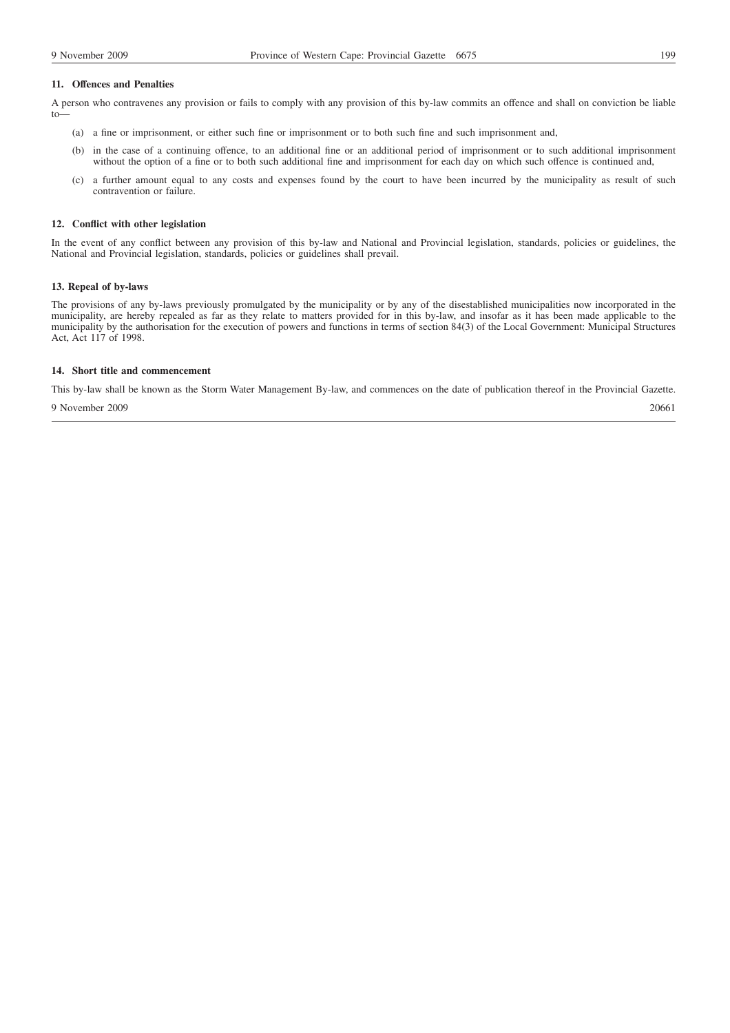### 11. Offences and Penalties

A person who contravenes any provision or fails to comply with any provision of this by-law commits an offence and shall on conviction be liable to—

(a) a fine or imprisonment, or either such fine or imprisonment or to both such fine and such imprisonment and,

(b) in the case of a continuing offence, to an additional fine or an additional period of imprisonment or to such additional imprisonment without the option of a fine or to both such additional fine and imprisonment for each day on which such offence is continued and,

(c) a further amount equal to any costs and expenses found by the court to have been incurred by the municipality as result of such contravention or failure.

### 12. Conflict with other legislation

In the event of any conflict between any provision of this by-law and National and Provincial legislation, standards, policies or guidelines, the National and Provincial legislation, standards, policies or guidelines shall prevail.

### 13. Repeal of by-laws

The provisions of any by-laws previously promulgated by the municipality or by any of the disestablished municipalities now incorporated in the municipality, are hereby repealed as far as they relate to matters provided for in this by-law, and insofar as it has been made applicable to the municipality by the authorisation for the execution of powers and functions in terms of section 84(3) of the Local Government: Municipal Structures Act, Act 117 of 1998.

### 14. Short title and commencement

This by-law shall be known as the Storm Water Management By-law, and commences on the date of publication thereof in the Provincial Gazette.

9 November 2009 20661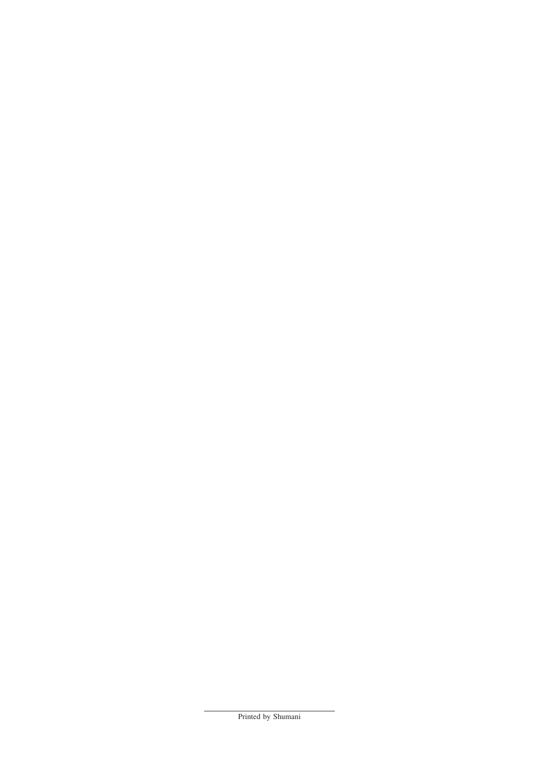Printed by Shumani